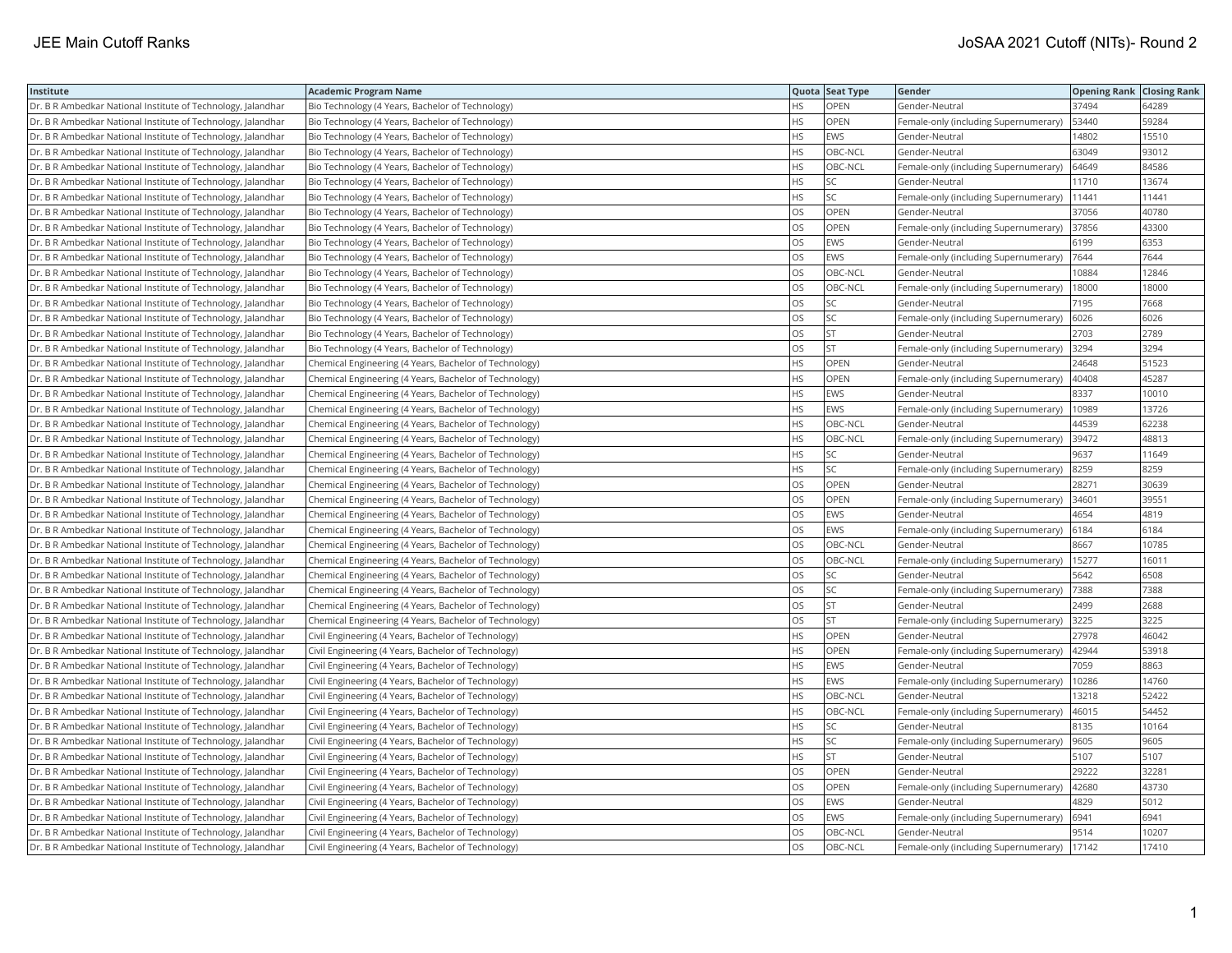| Institute | Academic Program Name | Quota | Seat Type | Gender | Opening Rank | Closing Rank |
|---|---|---|---|---|---|---|
| Dr. B R Ambedkar National Institute of Technology, Jalandhar | Bio Technology (4 Years, Bachelor of Technology) | HS | OPEN | Gender-Neutral | 37494 | 64289 |
| Dr. B R Ambedkar National Institute of Technology, Jalandhar | Bio Technology (4 Years, Bachelor of Technology) | HS | OPEN | Female-only (including Supernumerary) | 53440 | 59284 |
| Dr. B R Ambedkar National Institute of Technology, Jalandhar | Bio Technology (4 Years, Bachelor of Technology) | HS | EWS | Gender-Neutral | 14802 | 15510 |
| Dr. B R Ambedkar National Institute of Technology, Jalandhar | Bio Technology (4 Years, Bachelor of Technology) | HS | OBC-NCL | Gender-Neutral | 63049 | 93012 |
| Dr. B R Ambedkar National Institute of Technology, Jalandhar | Bio Technology (4 Years, Bachelor of Technology) | HS | OBC-NCL | Female-only (including Supernumerary) | 64649 | 84586 |
| Dr. B R Ambedkar National Institute of Technology, Jalandhar | Bio Technology (4 Years, Bachelor of Technology) | HS | SC | Gender-Neutral | 11710 | 13674 |
| Dr. B R Ambedkar National Institute of Technology, Jalandhar | Bio Technology (4 Years, Bachelor of Technology) | HS | SC | Female-only (including Supernumerary) | 11441 | 11441 |
| Dr. B R Ambedkar National Institute of Technology, Jalandhar | Bio Technology (4 Years, Bachelor of Technology) | OS | OPEN | Gender-Neutral | 37056 | 40780 |
| Dr. B R Ambedkar National Institute of Technology, Jalandhar | Bio Technology (4 Years, Bachelor of Technology) | OS | OPEN | Female-only (including Supernumerary) | 37856 | 43300 |
| Dr. B R Ambedkar National Institute of Technology, Jalandhar | Bio Technology (4 Years, Bachelor of Technology) | OS | EWS | Gender-Neutral | 6199 | 6353 |
| Dr. B R Ambedkar National Institute of Technology, Jalandhar | Bio Technology (4 Years, Bachelor of Technology) | OS | EWS | Female-only (including Supernumerary) | 7644 | 7644 |
| Dr. B R Ambedkar National Institute of Technology, Jalandhar | Bio Technology (4 Years, Bachelor of Technology) | OS | OBC-NCL | Gender-Neutral | 10884 | 12846 |
| Dr. B R Ambedkar National Institute of Technology, Jalandhar | Bio Technology (4 Years, Bachelor of Technology) | OS | OBC-NCL | Female-only (including Supernumerary) | 18000 | 18000 |
| Dr. B R Ambedkar National Institute of Technology, Jalandhar | Bio Technology (4 Years, Bachelor of Technology) | OS | SC | Gender-Neutral | 7195 | 7668 |
| Dr. B R Ambedkar National Institute of Technology, Jalandhar | Bio Technology (4 Years, Bachelor of Technology) | OS | SC | Female-only (including Supernumerary) | 6026 | 6026 |
| Dr. B R Ambedkar National Institute of Technology, Jalandhar | Bio Technology (4 Years, Bachelor of Technology) | OS | ST | Gender-Neutral | 2703 | 2789 |
| Dr. B R Ambedkar National Institute of Technology, Jalandhar | Bio Technology (4 Years, Bachelor of Technology) | OS | ST | Female-only (including Supernumerary) | 3294 | 3294 |
| Dr. B R Ambedkar National Institute of Technology, Jalandhar | Chemical Engineering (4 Years, Bachelor of Technology) | HS | OPEN | Gender-Neutral | 24648 | 51523 |
| Dr. B R Ambedkar National Institute of Technology, Jalandhar | Chemical Engineering (4 Years, Bachelor of Technology) | HS | OPEN | Female-only (including Supernumerary) | 40408 | 45287 |
| Dr. B R Ambedkar National Institute of Technology, Jalandhar | Chemical Engineering (4 Years, Bachelor of Technology) | HS | EWS | Gender-Neutral | 8337 | 10010 |
| Dr. B R Ambedkar National Institute of Technology, Jalandhar | Chemical Engineering (4 Years, Bachelor of Technology) | HS | EWS | Female-only (including Supernumerary) | 10989 | 13726 |
| Dr. B R Ambedkar National Institute of Technology, Jalandhar | Chemical Engineering (4 Years, Bachelor of Technology) | HS | OBC-NCL | Gender-Neutral | 44539 | 62238 |
| Dr. B R Ambedkar National Institute of Technology, Jalandhar | Chemical Engineering (4 Years, Bachelor of Technology) | HS | OBC-NCL | Female-only (including Supernumerary) | 39472 | 48813 |
| Dr. B R Ambedkar National Institute of Technology, Jalandhar | Chemical Engineering (4 Years, Bachelor of Technology) | HS | SC | Gender-Neutral | 9637 | 11649 |
| Dr. B R Ambedkar National Institute of Technology, Jalandhar | Chemical Engineering (4 Years, Bachelor of Technology) | HS | SC | Female-only (including Supernumerary) | 8259 | 8259 |
| Dr. B R Ambedkar National Institute of Technology, Jalandhar | Chemical Engineering (4 Years, Bachelor of Technology) | OS | OPEN | Gender-Neutral | 28271 | 30639 |
| Dr. B R Ambedkar National Institute of Technology, Jalandhar | Chemical Engineering (4 Years, Bachelor of Technology) | OS | OPEN | Female-only (including Supernumerary) | 34601 | 39551 |
| Dr. B R Ambedkar National Institute of Technology, Jalandhar | Chemical Engineering (4 Years, Bachelor of Technology) | OS | EWS | Gender-Neutral | 4654 | 4819 |
| Dr. B R Ambedkar National Institute of Technology, Jalandhar | Chemical Engineering (4 Years, Bachelor of Technology) | OS | EWS | Female-only (including Supernumerary) | 6184 | 6184 |
| Dr. B R Ambedkar National Institute of Technology, Jalandhar | Chemical Engineering (4 Years, Bachelor of Technology) | OS | OBC-NCL | Gender-Neutral | 8667 | 10785 |
| Dr. B R Ambedkar National Institute of Technology, Jalandhar | Chemical Engineering (4 Years, Bachelor of Technology) | OS | OBC-NCL | Female-only (including Supernumerary) | 15277 | 16011 |
| Dr. B R Ambedkar National Institute of Technology, Jalandhar | Chemical Engineering (4 Years, Bachelor of Technology) | OS | SC | Gender-Neutral | 5642 | 6508 |
| Dr. B R Ambedkar National Institute of Technology, Jalandhar | Chemical Engineering (4 Years, Bachelor of Technology) | OS | SC | Female-only (including Supernumerary) | 7388 | 7388 |
| Dr. B R Ambedkar National Institute of Technology, Jalandhar | Chemical Engineering (4 Years, Bachelor of Technology) | OS | ST | Gender-Neutral | 2499 | 2688 |
| Dr. B R Ambedkar National Institute of Technology, Jalandhar | Chemical Engineering (4 Years, Bachelor of Technology) | OS | ST | Female-only (including Supernumerary) | 3225 | 3225 |
| Dr. B R Ambedkar National Institute of Technology, Jalandhar | Civil Engineering (4 Years, Bachelor of Technology) | HS | OPEN | Gender-Neutral | 27978 | 46042 |
| Dr. B R Ambedkar National Institute of Technology, Jalandhar | Civil Engineering (4 Years, Bachelor of Technology) | HS | OPEN | Female-only (including Supernumerary) | 42944 | 53918 |
| Dr. B R Ambedkar National Institute of Technology, Jalandhar | Civil Engineering (4 Years, Bachelor of Technology) | HS | EWS | Gender-Neutral | 7059 | 8863 |
| Dr. B R Ambedkar National Institute of Technology, Jalandhar | Civil Engineering (4 Years, Bachelor of Technology) | HS | EWS | Female-only (including Supernumerary) | 10286 | 14760 |
| Dr. B R Ambedkar National Institute of Technology, Jalandhar | Civil Engineering (4 Years, Bachelor of Technology) | HS | OBC-NCL | Gender-Neutral | 13218 | 52422 |
| Dr. B R Ambedkar National Institute of Technology, Jalandhar | Civil Engineering (4 Years, Bachelor of Technology) | HS | OBC-NCL | Female-only (including Supernumerary) | 46015 | 54452 |
| Dr. B R Ambedkar National Institute of Technology, Jalandhar | Civil Engineering (4 Years, Bachelor of Technology) | HS | SC | Gender-Neutral | 8135 | 10164 |
| Dr. B R Ambedkar National Institute of Technology, Jalandhar | Civil Engineering (4 Years, Bachelor of Technology) | HS | SC | Female-only (including Supernumerary) | 9605 | 9605 |
| Dr. B R Ambedkar National Institute of Technology, Jalandhar | Civil Engineering (4 Years, Bachelor of Technology) | HS | ST | Gender-Neutral | 5107 | 5107 |
| Dr. B R Ambedkar National Institute of Technology, Jalandhar | Civil Engineering (4 Years, Bachelor of Technology) | OS | OPEN | Gender-Neutral | 29222 | 32281 |
| Dr. B R Ambedkar National Institute of Technology, Jalandhar | Civil Engineering (4 Years, Bachelor of Technology) | OS | OPEN | Female-only (including Supernumerary) | 42680 | 43730 |
| Dr. B R Ambedkar National Institute of Technology, Jalandhar | Civil Engineering (4 Years, Bachelor of Technology) | OS | EWS | Gender-Neutral | 4829 | 5012 |
| Dr. B R Ambedkar National Institute of Technology, Jalandhar | Civil Engineering (4 Years, Bachelor of Technology) | OS | EWS | Female-only (including Supernumerary) | 6941 | 6941 |
| Dr. B R Ambedkar National Institute of Technology, Jalandhar | Civil Engineering (4 Years, Bachelor of Technology) | OS | OBC-NCL | Gender-Neutral | 9514 | 10207 |
| Dr. B R Ambedkar National Institute of Technology, Jalandhar | Civil Engineering (4 Years, Bachelor of Technology) | OS | OBC-NCL | Female-only (including Supernumerary) | 17142 | 17410 |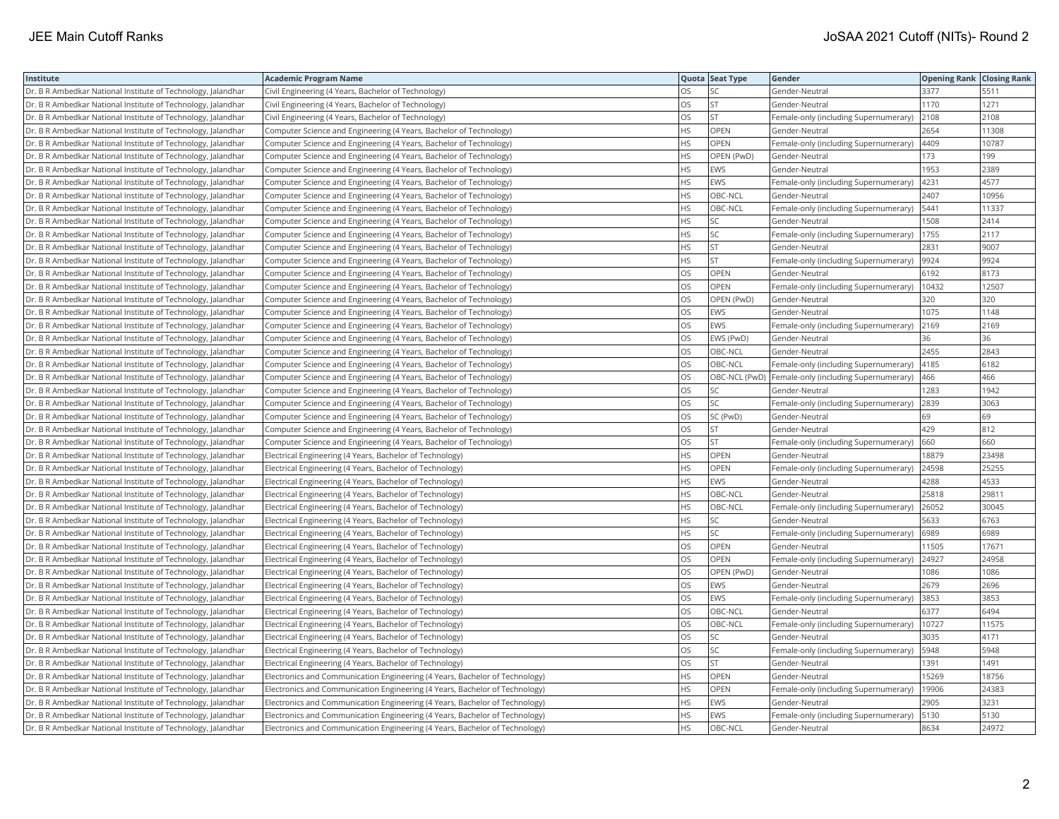| Institute | Academic Program Name | Quota | Seat Type | Gender | Opening Rank | Closing Rank |
|---|---|---|---|---|---|---|
| Dr. B R Ambedkar National Institute of Technology, Jalandhar | Civil Engineering (4 Years, Bachelor of Technology) | OS | SC | Gender-Neutral | 3377 | 5511 |
| Dr. B R Ambedkar National Institute of Technology, Jalandhar | Civil Engineering (4 Years, Bachelor of Technology) | OS | ST | Gender-Neutral | 1170 | 1271 |
| Dr. B R Ambedkar National Institute of Technology, Jalandhar | Civil Engineering (4 Years, Bachelor of Technology) | OS | ST | Female-only (including Supernumerary) | 2108 | 2108 |
| Dr. B R Ambedkar National Institute of Technology, Jalandhar | Computer Science and Engineering (4 Years, Bachelor of Technology) | HS | OPEN | Gender-Neutral | 2654 | 11308 |
| Dr. B R Ambedkar National Institute of Technology, Jalandhar | Computer Science and Engineering (4 Years, Bachelor of Technology) | HS | OPEN | Female-only (including Supernumerary) | 4409 | 10787 |
| Dr. B R Ambedkar National Institute of Technology, Jalandhar | Computer Science and Engineering (4 Years, Bachelor of Technology) | HS | OPEN (PwD) | Gender-Neutral | 173 | 199 |
| Dr. B R Ambedkar National Institute of Technology, Jalandhar | Computer Science and Engineering (4 Years, Bachelor of Technology) | HS | EWS | Gender-Neutral | 1953 | 2389 |
| Dr. B R Ambedkar National Institute of Technology, Jalandhar | Computer Science and Engineering (4 Years, Bachelor of Technology) | HS | EWS | Female-only (including Supernumerary) | 4231 | 4577 |
| Dr. B R Ambedkar National Institute of Technology, Jalandhar | Computer Science and Engineering (4 Years, Bachelor of Technology) | HS | OBC-NCL | Gender-Neutral | 2407 | 10956 |
| Dr. B R Ambedkar National Institute of Technology, Jalandhar | Computer Science and Engineering (4 Years, Bachelor of Technology) | HS | OBC-NCL | Female-only (including Supernumerary) | 5441 | 11337 |
| Dr. B R Ambedkar National Institute of Technology, Jalandhar | Computer Science and Engineering (4 Years, Bachelor of Technology) | HS | SC | Gender-Neutral | 1508 | 2414 |
| Dr. B R Ambedkar National Institute of Technology, Jalandhar | Computer Science and Engineering (4 Years, Bachelor of Technology) | HS | SC | Female-only (including Supernumerary) | 1755 | 2117 |
| Dr. B R Ambedkar National Institute of Technology, Jalandhar | Computer Science and Engineering (4 Years, Bachelor of Technology) | HS | ST | Gender-Neutral | 2831 | 9007 |
| Dr. B R Ambedkar National Institute of Technology, Jalandhar | Computer Science and Engineering (4 Years, Bachelor of Technology) | HS | ST | Female-only (including Supernumerary) | 9924 | 9924 |
| Dr. B R Ambedkar National Institute of Technology, Jalandhar | Computer Science and Engineering (4 Years, Bachelor of Technology) | OS | OPEN | Gender-Neutral | 6192 | 8173 |
| Dr. B R Ambedkar National Institute of Technology, Jalandhar | Computer Science and Engineering (4 Years, Bachelor of Technology) | OS | OPEN | Female-only (including Supernumerary) | 10432 | 12507 |
| Dr. B R Ambedkar National Institute of Technology, Jalandhar | Computer Science and Engineering (4 Years, Bachelor of Technology) | OS | OPEN (PwD) | Gender-Neutral | 320 | 320 |
| Dr. B R Ambedkar National Institute of Technology, Jalandhar | Computer Science and Engineering (4 Years, Bachelor of Technology) | OS | EWS | Gender-Neutral | 1075 | 1148 |
| Dr. B R Ambedkar National Institute of Technology, Jalandhar | Computer Science and Engineering (4 Years, Bachelor of Technology) | OS | EWS | Female-only (including Supernumerary) | 2169 | 2169 |
| Dr. B R Ambedkar National Institute of Technology, Jalandhar | Computer Science and Engineering (4 Years, Bachelor of Technology) | OS | EWS (PwD) | Gender-Neutral | 36 | 36 |
| Dr. B R Ambedkar National Institute of Technology, Jalandhar | Computer Science and Engineering (4 Years, Bachelor of Technology) | OS | OBC-NCL | Gender-Neutral | 2455 | 2843 |
| Dr. B R Ambedkar National Institute of Technology, Jalandhar | Computer Science and Engineering (4 Years, Bachelor of Technology) | OS | OBC-NCL | Female-only (including Supernumerary) | 4185 | 6182 |
| Dr. B R Ambedkar National Institute of Technology, Jalandhar | Computer Science and Engineering (4 Years, Bachelor of Technology) | OS | OBC-NCL (PwD) | Female-only (including Supernumerary) | 466 | 466 |
| Dr. B R Ambedkar National Institute of Technology, Jalandhar | Computer Science and Engineering (4 Years, Bachelor of Technology) | OS | SC | Gender-Neutral | 1283 | 1942 |
| Dr. B R Ambedkar National Institute of Technology, Jalandhar | Computer Science and Engineering (4 Years, Bachelor of Technology) | OS | SC | Female-only (including Supernumerary) | 2839 | 3063 |
| Dr. B R Ambedkar National Institute of Technology, Jalandhar | Computer Science and Engineering (4 Years, Bachelor of Technology) | OS | SC (PwD) | Gender-Neutral | 69 | 69 |
| Dr. B R Ambedkar National Institute of Technology, Jalandhar | Computer Science and Engineering (4 Years, Bachelor of Technology) | OS | ST | Gender-Neutral | 429 | 812 |
| Dr. B R Ambedkar National Institute of Technology, Jalandhar | Computer Science and Engineering (4 Years, Bachelor of Technology) | OS | ST | Female-only (including Supernumerary) | 660 | 660 |
| Dr. B R Ambedkar National Institute of Technology, Jalandhar | Electrical Engineering (4 Years, Bachelor of Technology) | HS | OPEN | Gender-Neutral | 18879 | 23498 |
| Dr. B R Ambedkar National Institute of Technology, Jalandhar | Electrical Engineering (4 Years, Bachelor of Technology) | HS | OPEN | Female-only (including Supernumerary) | 24598 | 25255 |
| Dr. B R Ambedkar National Institute of Technology, Jalandhar | Electrical Engineering (4 Years, Bachelor of Technology) | HS | EWS | Gender-Neutral | 4288 | 4533 |
| Dr. B R Ambedkar National Institute of Technology, Jalandhar | Electrical Engineering (4 Years, Bachelor of Technology) | HS | OBC-NCL | Gender-Neutral | 25818 | 29811 |
| Dr. B R Ambedkar National Institute of Technology, Jalandhar | Electrical Engineering (4 Years, Bachelor of Technology) | HS | OBC-NCL | Female-only (including Supernumerary) | 26052 | 30045 |
| Dr. B R Ambedkar National Institute of Technology, Jalandhar | Electrical Engineering (4 Years, Bachelor of Technology) | HS | SC | Gender-Neutral | 5633 | 6763 |
| Dr. B R Ambedkar National Institute of Technology, Jalandhar | Electrical Engineering (4 Years, Bachelor of Technology) | HS | SC | Female-only (including Supernumerary) | 6989 | 6989 |
| Dr. B R Ambedkar National Institute of Technology, Jalandhar | Electrical Engineering (4 Years, Bachelor of Technology) | OS | OPEN | Gender-Neutral | 11505 | 17671 |
| Dr. B R Ambedkar National Institute of Technology, Jalandhar | Electrical Engineering (4 Years, Bachelor of Technology) | OS | OPEN | Female-only (including Supernumerary) | 24927 | 24958 |
| Dr. B R Ambedkar National Institute of Technology, Jalandhar | Electrical Engineering (4 Years, Bachelor of Technology) | OS | OPEN (PwD) | Gender-Neutral | 1086 | 1086 |
| Dr. B R Ambedkar National Institute of Technology, Jalandhar | Electrical Engineering (4 Years, Bachelor of Technology) | OS | EWS | Gender-Neutral | 2679 | 2696 |
| Dr. B R Ambedkar National Institute of Technology, Jalandhar | Electrical Engineering (4 Years, Bachelor of Technology) | OS | EWS | Female-only (including Supernumerary) | 3853 | 3853 |
| Dr. B R Ambedkar National Institute of Technology, Jalandhar | Electrical Engineering (4 Years, Bachelor of Technology) | OS | OBC-NCL | Gender-Neutral | 6377 | 6494 |
| Dr. B R Ambedkar National Institute of Technology, Jalandhar | Electrical Engineering (4 Years, Bachelor of Technology) | OS | OBC-NCL | Female-only (including Supernumerary) | 10727 | 11575 |
| Dr. B R Ambedkar National Institute of Technology, Jalandhar | Electrical Engineering (4 Years, Bachelor of Technology) | OS | SC | Gender-Neutral | 3035 | 4171 |
| Dr. B R Ambedkar National Institute of Technology, Jalandhar | Electrical Engineering (4 Years, Bachelor of Technology) | OS | SC | Female-only (including Supernumerary) | 5948 | 5948 |
| Dr. B R Ambedkar National Institute of Technology, Jalandhar | Electrical Engineering (4 Years, Bachelor of Technology) | OS | ST | Gender-Neutral | 1391 | 1491 |
| Dr. B R Ambedkar National Institute of Technology, Jalandhar | Electronics and Communication Engineering (4 Years, Bachelor of Technology) | HS | OPEN | Gender-Neutral | 15269 | 18756 |
| Dr. B R Ambedkar National Institute of Technology, Jalandhar | Electronics and Communication Engineering (4 Years, Bachelor of Technology) | HS | OPEN | Female-only (including Supernumerary) | 19906 | 24383 |
| Dr. B R Ambedkar National Institute of Technology, Jalandhar | Electronics and Communication Engineering (4 Years, Bachelor of Technology) | HS | EWS | Gender-Neutral | 2905 | 3231 |
| Dr. B R Ambedkar National Institute of Technology, Jalandhar | Electronics and Communication Engineering (4 Years, Bachelor of Technology) | HS | EWS | Female-only (including Supernumerary) | 5130 | 5130 |
| Dr. B R Ambedkar National Institute of Technology, Jalandhar | Electronics and Communication Engineering (4 Years, Bachelor of Technology) | HS | OBC-NCL | Gender-Neutral | 8634 | 24972 |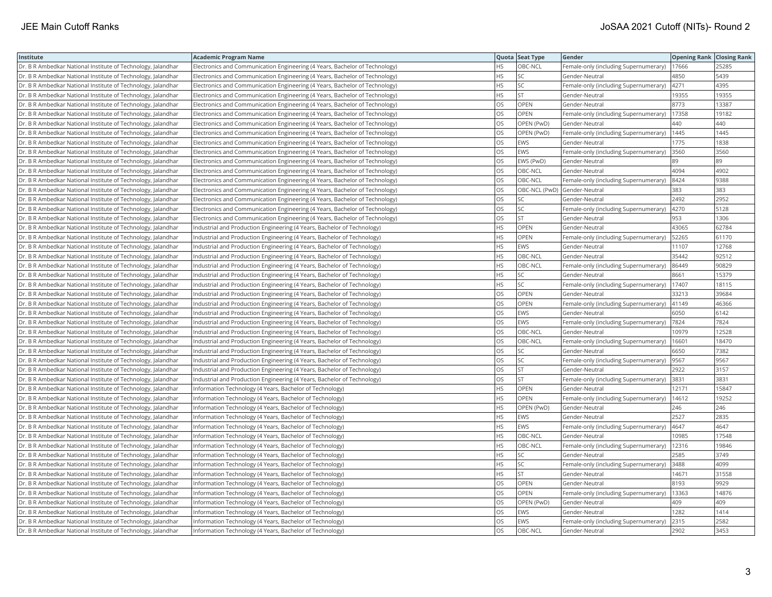| Institute | Academic Program Name | Quota | Seat Type | Gender | Opening Rank | Closing Rank |
|---|---|---|---|---|---|---|
| Dr. B R Ambedkar National Institute of Technology, Jalandhar | Electronics and Communication Engineering (4 Years, Bachelor of Technology) | HS | OBC-NCL | Female-only (including Supernumerary) | 17666 | 25285 |
| Dr. B R Ambedkar National Institute of Technology, Jalandhar | Electronics and Communication Engineering (4 Years, Bachelor of Technology) | HS | SC | Gender-Neutral | 4850 | 5439 |
| Dr. B R Ambedkar National Institute of Technology, Jalandhar | Electronics and Communication Engineering (4 Years, Bachelor of Technology) | HS | SC | Female-only (including Supernumerary) | 4271 | 4395 |
| Dr. B R Ambedkar National Institute of Technology, Jalandhar | Electronics and Communication Engineering (4 Years, Bachelor of Technology) | HS | ST | Gender-Neutral | 19355 | 19355 |
| Dr. B R Ambedkar National Institute of Technology, Jalandhar | Electronics and Communication Engineering (4 Years, Bachelor of Technology) | OS | OPEN | Gender-Neutral | 8773 | 13387 |
| Dr. B R Ambedkar National Institute of Technology, Jalandhar | Electronics and Communication Engineering (4 Years, Bachelor of Technology) | OS | OPEN | Female-only (including Supernumerary) | 17358 | 19182 |
| Dr. B R Ambedkar National Institute of Technology, Jalandhar | Electronics and Communication Engineering (4 Years, Bachelor of Technology) | OS | OPEN (PwD) | Gender-Neutral | 440 | 440 |
| Dr. B R Ambedkar National Institute of Technology, Jalandhar | Electronics and Communication Engineering (4 Years, Bachelor of Technology) | OS | OPEN (PwD) | Female-only (including Supernumerary) | 1445 | 1445 |
| Dr. B R Ambedkar National Institute of Technology, Jalandhar | Electronics and Communication Engineering (4 Years, Bachelor of Technology) | OS | EWS | Gender-Neutral | 1775 | 1838 |
| Dr. B R Ambedkar National Institute of Technology, Jalandhar | Electronics and Communication Engineering (4 Years, Bachelor of Technology) | OS | EWS | Female-only (including Supernumerary) | 3560 | 3560 |
| Dr. B R Ambedkar National Institute of Technology, Jalandhar | Electronics and Communication Engineering (4 Years, Bachelor of Technology) | OS | EWS (PwD) | Gender-Neutral | 89 | 89 |
| Dr. B R Ambedkar National Institute of Technology, Jalandhar | Electronics and Communication Engineering (4 Years, Bachelor of Technology) | OS | OBC-NCL | Gender-Neutral | 4094 | 4902 |
| Dr. B R Ambedkar National Institute of Technology, Jalandhar | Electronics and Communication Engineering (4 Years, Bachelor of Technology) | OS | OBC-NCL | Female-only (including Supernumerary) | 8424 | 9388 |
| Dr. B R Ambedkar National Institute of Technology, Jalandhar | Electronics and Communication Engineering (4 Years, Bachelor of Technology) | OS | OBC-NCL (PwD) | Gender-Neutral | 383 | 383 |
| Dr. B R Ambedkar National Institute of Technology, Jalandhar | Electronics and Communication Engineering (4 Years, Bachelor of Technology) | OS | SC | Gender-Neutral | 2492 | 2952 |
| Dr. B R Ambedkar National Institute of Technology, Jalandhar | Electronics and Communication Engineering (4 Years, Bachelor of Technology) | OS | SC | Female-only (including Supernumerary) | 4270 | 5128 |
| Dr. B R Ambedkar National Institute of Technology, Jalandhar | Electronics and Communication Engineering (4 Years, Bachelor of Technology) | OS | ST | Gender-Neutral | 953 | 1306 |
| Dr. B R Ambedkar National Institute of Technology, Jalandhar | Industrial and Production Engineering (4 Years, Bachelor of Technology) | HS | OPEN | Gender-Neutral | 43065 | 62784 |
| Dr. B R Ambedkar National Institute of Technology, Jalandhar | Industrial and Production Engineering (4 Years, Bachelor of Technology) | HS | OPEN | Female-only (including Supernumerary) | 52265 | 61170 |
| Dr. B R Ambedkar National Institute of Technology, Jalandhar | Industrial and Production Engineering (4 Years, Bachelor of Technology) | HS | EWS | Gender-Neutral | 11107 | 12768 |
| Dr. B R Ambedkar National Institute of Technology, Jalandhar | Industrial and Production Engineering (4 Years, Bachelor of Technology) | HS | OBC-NCL | Gender-Neutral | 35442 | 92512 |
| Dr. B R Ambedkar National Institute of Technology, Jalandhar | Industrial and Production Engineering (4 Years, Bachelor of Technology) | HS | OBC-NCL | Female-only (including Supernumerary) | 86449 | 90829 |
| Dr. B R Ambedkar National Institute of Technology, Jalandhar | Industrial and Production Engineering (4 Years, Bachelor of Technology) | HS | SC | Gender-Neutral | 8661 | 15379 |
| Dr. B R Ambedkar National Institute of Technology, Jalandhar | Industrial and Production Engineering (4 Years, Bachelor of Technology) | HS | SC | Female-only (including Supernumerary) | 17407 | 18115 |
| Dr. B R Ambedkar National Institute of Technology, Jalandhar | Industrial and Production Engineering (4 Years, Bachelor of Technology) | OS | OPEN | Gender-Neutral | 33213 | 39684 |
| Dr. B R Ambedkar National Institute of Technology, Jalandhar | Industrial and Production Engineering (4 Years, Bachelor of Technology) | OS | OPEN | Female-only (including Supernumerary) | 41149 | 46366 |
| Dr. B R Ambedkar National Institute of Technology, Jalandhar | Industrial and Production Engineering (4 Years, Bachelor of Technology) | OS | EWS | Gender-Neutral | 6050 | 6142 |
| Dr. B R Ambedkar National Institute of Technology, Jalandhar | Industrial and Production Engineering (4 Years, Bachelor of Technology) | OS | EWS | Female-only (including Supernumerary) | 7824 | 7824 |
| Dr. B R Ambedkar National Institute of Technology, Jalandhar | Industrial and Production Engineering (4 Years, Bachelor of Technology) | OS | OBC-NCL | Gender-Neutral | 10979 | 12528 |
| Dr. B R Ambedkar National Institute of Technology, Jalandhar | Industrial and Production Engineering (4 Years, Bachelor of Technology) | OS | OBC-NCL | Female-only (including Supernumerary) | 16601 | 18470 |
| Dr. B R Ambedkar National Institute of Technology, Jalandhar | Industrial and Production Engineering (4 Years, Bachelor of Technology) | OS | SC | Gender-Neutral | 6650 | 7382 |
| Dr. B R Ambedkar National Institute of Technology, Jalandhar | Industrial and Production Engineering (4 Years, Bachelor of Technology) | OS | SC | Female-only (including Supernumerary) | 9567 | 9567 |
| Dr. B R Ambedkar National Institute of Technology, Jalandhar | Industrial and Production Engineering (4 Years, Bachelor of Technology) | OS | ST | Gender-Neutral | 2922 | 3157 |
| Dr. B R Ambedkar National Institute of Technology, Jalandhar | Industrial and Production Engineering (4 Years, Bachelor of Technology) | OS | ST | Female-only (including Supernumerary) | 3831 | 3831 |
| Dr. B R Ambedkar National Institute of Technology, Jalandhar | Information Technology (4 Years, Bachelor of Technology) | HS | OPEN | Gender-Neutral | 12171 | 15847 |
| Dr. B R Ambedkar National Institute of Technology, Jalandhar | Information Technology (4 Years, Bachelor of Technology) | HS | OPEN | Female-only (including Supernumerary) | 14612 | 19252 |
| Dr. B R Ambedkar National Institute of Technology, Jalandhar | Information Technology (4 Years, Bachelor of Technology) | HS | OPEN (PwD) | Gender-Neutral | 246 | 246 |
| Dr. B R Ambedkar National Institute of Technology, Jalandhar | Information Technology (4 Years, Bachelor of Technology) | HS | EWS | Gender-Neutral | 2527 | 2835 |
| Dr. B R Ambedkar National Institute of Technology, Jalandhar | Information Technology (4 Years, Bachelor of Technology) | HS | EWS | Female-only (including Supernumerary) | 4647 | 4647 |
| Dr. B R Ambedkar National Institute of Technology, Jalandhar | Information Technology (4 Years, Bachelor of Technology) | HS | OBC-NCL | Gender-Neutral | 10985 | 17548 |
| Dr. B R Ambedkar National Institute of Technology, Jalandhar | Information Technology (4 Years, Bachelor of Technology) | HS | OBC-NCL | Female-only (including Supernumerary) | 12316 | 19846 |
| Dr. B R Ambedkar National Institute of Technology, Jalandhar | Information Technology (4 Years, Bachelor of Technology) | HS | SC | Gender-Neutral | 2585 | 3749 |
| Dr. B R Ambedkar National Institute of Technology, Jalandhar | Information Technology (4 Years, Bachelor of Technology) | HS | SC | Female-only (including Supernumerary) | 3488 | 4099 |
| Dr. B R Ambedkar National Institute of Technology, Jalandhar | Information Technology (4 Years, Bachelor of Technology) | HS | ST | Gender-Neutral | 14671 | 31558 |
| Dr. B R Ambedkar National Institute of Technology, Jalandhar | Information Technology (4 Years, Bachelor of Technology) | OS | OPEN | Gender-Neutral | 8193 | 9929 |
| Dr. B R Ambedkar National Institute of Technology, Jalandhar | Information Technology (4 Years, Bachelor of Technology) | OS | OPEN | Female-only (including Supernumerary) | 13363 | 14876 |
| Dr. B R Ambedkar National Institute of Technology, Jalandhar | Information Technology (4 Years, Bachelor of Technology) | OS | OPEN (PwD) | Gender-Neutral | 409 | 409 |
| Dr. B R Ambedkar National Institute of Technology, Jalandhar | Information Technology (4 Years, Bachelor of Technology) | OS | EWS | Gender-Neutral | 1282 | 1414 |
| Dr. B R Ambedkar National Institute of Technology, Jalandhar | Information Technology (4 Years, Bachelor of Technology) | OS | EWS | Female-only (including Supernumerary) | 2315 | 2582 |
| Dr. B R Ambedkar National Institute of Technology, Jalandhar | Information Technology (4 Years, Bachelor of Technology) | OS | OBC-NCL | Gender-Neutral | 2902 | 3453 |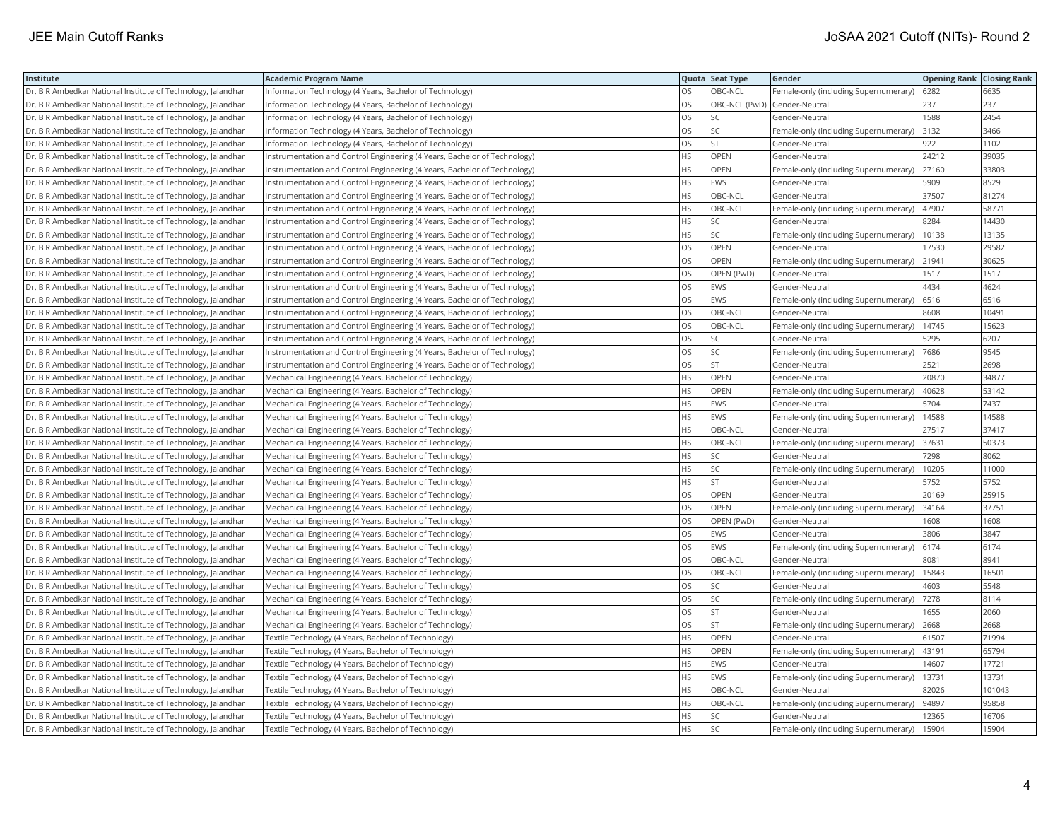| Institute | Academic Program Name | Quota | Seat Type | Gender | Opening Rank | Closing Rank |
|---|---|---|---|---|---|---|
| Dr. B R Ambedkar National Institute of Technology, Jalandhar | Information Technology (4 Years, Bachelor of Technology) | OS | OBC-NCL | Female-only (including Supernumerary) | 6282 | 6635 |
| Dr. B R Ambedkar National Institute of Technology, Jalandhar | Information Technology (4 Years, Bachelor of Technology) | OS | OBC-NCL (PwD) | Gender-Neutral | 237 | 237 |
| Dr. B R Ambedkar National Institute of Technology, Jalandhar | Information Technology (4 Years, Bachelor of Technology) | OS | SC | Gender-Neutral | 1588 | 2454 |
| Dr. B R Ambedkar National Institute of Technology, Jalandhar | Information Technology (4 Years, Bachelor of Technology) | OS | SC | Female-only (including Supernumerary) | 3132 | 3466 |
| Dr. B R Ambedkar National Institute of Technology, Jalandhar | Information Technology (4 Years, Bachelor of Technology) | OS | ST | Gender-Neutral | 922 | 1102 |
| Dr. B R Ambedkar National Institute of Technology, Jalandhar | Instrumentation and Control Engineering (4 Years, Bachelor of Technology) | HS | OPEN | Gender-Neutral | 24212 | 39035 |
| Dr. B R Ambedkar National Institute of Technology, Jalandhar | Instrumentation and Control Engineering (4 Years, Bachelor of Technology) | HS | OPEN | Female-only (including Supernumerary) | 27160 | 33803 |
| Dr. B R Ambedkar National Institute of Technology, Jalandhar | Instrumentation and Control Engineering (4 Years, Bachelor of Technology) | HS | EWS | Gender-Neutral | 5909 | 8529 |
| Dr. B R Ambedkar National Institute of Technology, Jalandhar | Instrumentation and Control Engineering (4 Years, Bachelor of Technology) | HS | OBC-NCL | Gender-Neutral | 37507 | 81274 |
| Dr. B R Ambedkar National Institute of Technology, Jalandhar | Instrumentation and Control Engineering (4 Years, Bachelor of Technology) | HS | OBC-NCL | Female-only (including Supernumerary) | 47907 | 58771 |
| Dr. B R Ambedkar National Institute of Technology, Jalandhar | Instrumentation and Control Engineering (4 Years, Bachelor of Technology) | HS | SC | Gender-Neutral | 8284 | 14430 |
| Dr. B R Ambedkar National Institute of Technology, Jalandhar | Instrumentation and Control Engineering (4 Years, Bachelor of Technology) | HS | SC | Female-only (including Supernumerary) | 10138 | 13135 |
| Dr. B R Ambedkar National Institute of Technology, Jalandhar | Instrumentation and Control Engineering (4 Years, Bachelor of Technology) | OS | OPEN | Gender-Neutral | 17530 | 29582 |
| Dr. B R Ambedkar National Institute of Technology, Jalandhar | Instrumentation and Control Engineering (4 Years, Bachelor of Technology) | OS | OPEN | Female-only (including Supernumerary) | 21941 | 30625 |
| Dr. B R Ambedkar National Institute of Technology, Jalandhar | Instrumentation and Control Engineering (4 Years, Bachelor of Technology) | OS | OPEN (PwD) | Gender-Neutral | 1517 | 1517 |
| Dr. B R Ambedkar National Institute of Technology, Jalandhar | Instrumentation and Control Engineering (4 Years, Bachelor of Technology) | OS | EWS | Gender-Neutral | 4434 | 4624 |
| Dr. B R Ambedkar National Institute of Technology, Jalandhar | Instrumentation and Control Engineering (4 Years, Bachelor of Technology) | OS | EWS | Female-only (including Supernumerary) | 6516 | 6516 |
| Dr. B R Ambedkar National Institute of Technology, Jalandhar | Instrumentation and Control Engineering (4 Years, Bachelor of Technology) | OS | OBC-NCL | Gender-Neutral | 8608 | 10491 |
| Dr. B R Ambedkar National Institute of Technology, Jalandhar | Instrumentation and Control Engineering (4 Years, Bachelor of Technology) | OS | OBC-NCL | Female-only (including Supernumerary) | 14745 | 15623 |
| Dr. B R Ambedkar National Institute of Technology, Jalandhar | Instrumentation and Control Engineering (4 Years, Bachelor of Technology) | OS | SC | Gender-Neutral | 5295 | 6207 |
| Dr. B R Ambedkar National Institute of Technology, Jalandhar | Instrumentation and Control Engineering (4 Years, Bachelor of Technology) | OS | SC | Female-only (including Supernumerary) | 7686 | 9545 |
| Dr. B R Ambedkar National Institute of Technology, Jalandhar | Instrumentation and Control Engineering (4 Years, Bachelor of Technology) | OS | ST | Gender-Neutral | 2521 | 2698 |
| Dr. B R Ambedkar National Institute of Technology, Jalandhar | Mechanical Engineering (4 Years, Bachelor of Technology) | HS | OPEN | Gender-Neutral | 20870 | 34877 |
| Dr. B R Ambedkar National Institute of Technology, Jalandhar | Mechanical Engineering (4 Years, Bachelor of Technology) | HS | OPEN | Female-only (including Supernumerary) | 40628 | 53142 |
| Dr. B R Ambedkar National Institute of Technology, Jalandhar | Mechanical Engineering (4 Years, Bachelor of Technology) | HS | EWS | Gender-Neutral | 5704 | 7437 |
| Dr. B R Ambedkar National Institute of Technology, Jalandhar | Mechanical Engineering (4 Years, Bachelor of Technology) | HS | EWS | Female-only (including Supernumerary) | 14588 | 14588 |
| Dr. B R Ambedkar National Institute of Technology, Jalandhar | Mechanical Engineering (4 Years, Bachelor of Technology) | HS | OBC-NCL | Gender-Neutral | 27517 | 37417 |
| Dr. B R Ambedkar National Institute of Technology, Jalandhar | Mechanical Engineering (4 Years, Bachelor of Technology) | HS | OBC-NCL | Female-only (including Supernumerary) | 37631 | 50373 |
| Dr. B R Ambedkar National Institute of Technology, Jalandhar | Mechanical Engineering (4 Years, Bachelor of Technology) | HS | SC | Gender-Neutral | 7298 | 8062 |
| Dr. B R Ambedkar National Institute of Technology, Jalandhar | Mechanical Engineering (4 Years, Bachelor of Technology) | HS | SC | Female-only (including Supernumerary) | 10205 | 11000 |
| Dr. B R Ambedkar National Institute of Technology, Jalandhar | Mechanical Engineering (4 Years, Bachelor of Technology) | HS | ST | Gender-Neutral | 5752 | 5752 |
| Dr. B R Ambedkar National Institute of Technology, Jalandhar | Mechanical Engineering (4 Years, Bachelor of Technology) | OS | OPEN | Gender-Neutral | 20169 | 25915 |
| Dr. B R Ambedkar National Institute of Technology, Jalandhar | Mechanical Engineering (4 Years, Bachelor of Technology) | OS | OPEN | Female-only (including Supernumerary) | 34164 | 37751 |
| Dr. B R Ambedkar National Institute of Technology, Jalandhar | Mechanical Engineering (4 Years, Bachelor of Technology) | OS | OPEN (PwD) | Gender-Neutral | 1608 | 1608 |
| Dr. B R Ambedkar National Institute of Technology, Jalandhar | Mechanical Engineering (4 Years, Bachelor of Technology) | OS | EWS | Gender-Neutral | 3806 | 3847 |
| Dr. B R Ambedkar National Institute of Technology, Jalandhar | Mechanical Engineering (4 Years, Bachelor of Technology) | OS | EWS | Female-only (including Supernumerary) | 6174 | 6174 |
| Dr. B R Ambedkar National Institute of Technology, Jalandhar | Mechanical Engineering (4 Years, Bachelor of Technology) | OS | OBC-NCL | Gender-Neutral | 8081 | 8941 |
| Dr. B R Ambedkar National Institute of Technology, Jalandhar | Mechanical Engineering (4 Years, Bachelor of Technology) | OS | OBC-NCL | Female-only (including Supernumerary) | 15843 | 16501 |
| Dr. B R Ambedkar National Institute of Technology, Jalandhar | Mechanical Engineering (4 Years, Bachelor of Technology) | OS | SC | Gender-Neutral | 4603 | 5548 |
| Dr. B R Ambedkar National Institute of Technology, Jalandhar | Mechanical Engineering (4 Years, Bachelor of Technology) | OS | SC | Female-only (including Supernumerary) | 7278 | 8114 |
| Dr. B R Ambedkar National Institute of Technology, Jalandhar | Mechanical Engineering (4 Years, Bachelor of Technology) | OS | ST | Gender-Neutral | 1655 | 2060 |
| Dr. B R Ambedkar National Institute of Technology, Jalandhar | Mechanical Engineering (4 Years, Bachelor of Technology) | OS | ST | Female-only (including Supernumerary) | 2668 | 2668 |
| Dr. B R Ambedkar National Institute of Technology, Jalandhar | Textile Technology (4 Years, Bachelor of Technology) | HS | OPEN | Gender-Neutral | 61507 | 71994 |
| Dr. B R Ambedkar National Institute of Technology, Jalandhar | Textile Technology (4 Years, Bachelor of Technology) | HS | OPEN | Female-only (including Supernumerary) | 43191 | 65794 |
| Dr. B R Ambedkar National Institute of Technology, Jalandhar | Textile Technology (4 Years, Bachelor of Technology) | HS | EWS | Gender-Neutral | 14607 | 17721 |
| Dr. B R Ambedkar National Institute of Technology, Jalandhar | Textile Technology (4 Years, Bachelor of Technology) | HS | EWS | Female-only (including Supernumerary) | 13731 | 13731 |
| Dr. B R Ambedkar National Institute of Technology, Jalandhar | Textile Technology (4 Years, Bachelor of Technology) | HS | OBC-NCL | Gender-Neutral | 82026 | 101043 |
| Dr. B R Ambedkar National Institute of Technology, Jalandhar | Textile Technology (4 Years, Bachelor of Technology) | HS | OBC-NCL | Female-only (including Supernumerary) | 94897 | 95858 |
| Dr. B R Ambedkar National Institute of Technology, Jalandhar | Textile Technology (4 Years, Bachelor of Technology) | HS | SC | Gender-Neutral | 12365 | 16706 |
| Dr. B R Ambedkar National Institute of Technology, Jalandhar | Textile Technology (4 Years, Bachelor of Technology) | HS | SC | Female-only (including Supernumerary) | 15904 | 15904 |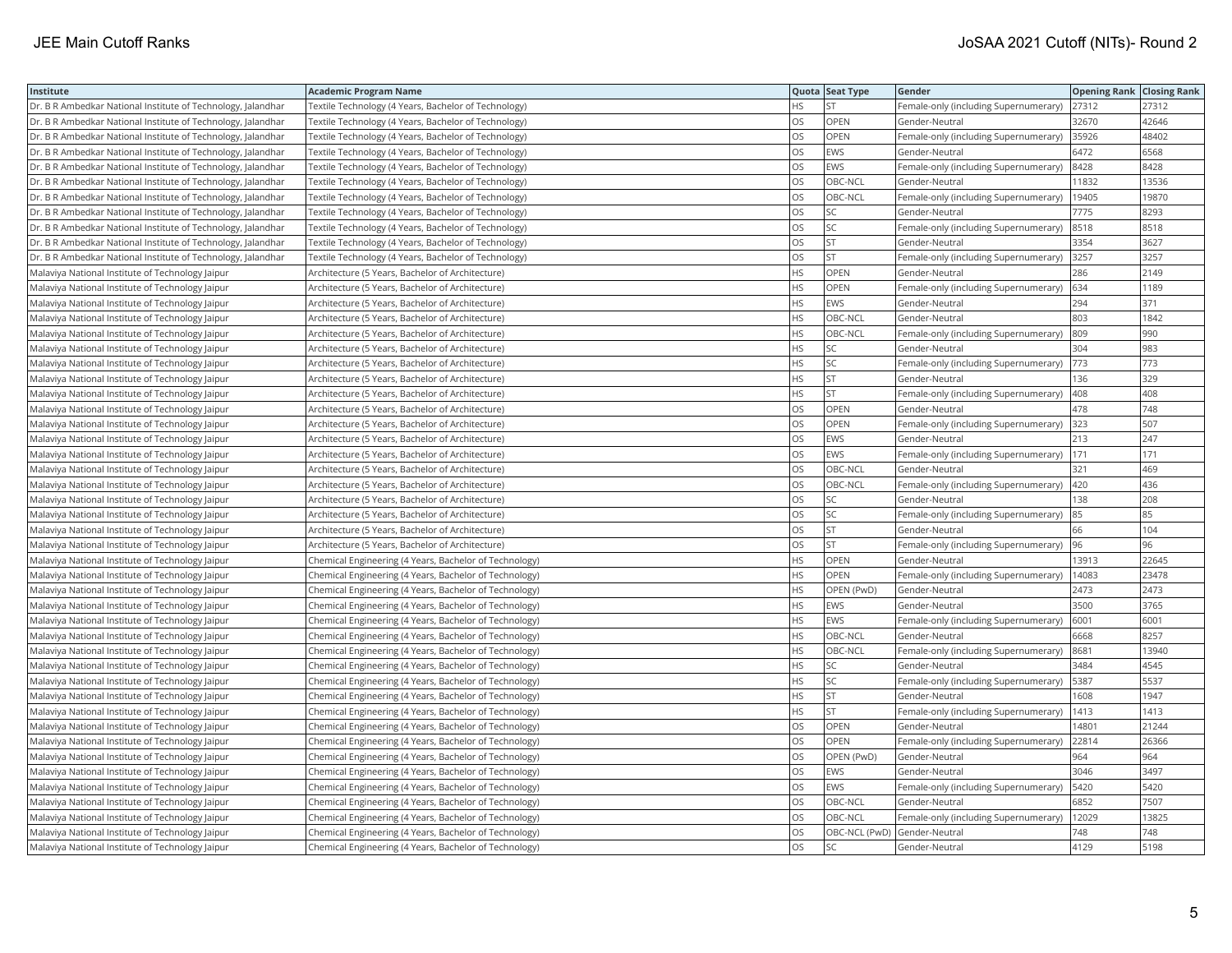| Institute | Academic Program Name | Quota | Seat Type | Gender | Opening Rank | Closing Rank |
|---|---|---|---|---|---|---|
| Dr. B R Ambedkar National Institute of Technology, Jalandhar | Textile Technology (4 Years, Bachelor of Technology) | HS | ST | Female-only (including Supernumerary) | 27312 | 27312 |
| Dr. B R Ambedkar National Institute of Technology, Jalandhar | Textile Technology (4 Years, Bachelor of Technology) | OS | OPEN | Gender-Neutral | 32670 | 42646 |
| Dr. B R Ambedkar National Institute of Technology, Jalandhar | Textile Technology (4 Years, Bachelor of Technology) | OS | OPEN | Female-only (including Supernumerary) | 35926 | 48402 |
| Dr. B R Ambedkar National Institute of Technology, Jalandhar | Textile Technology (4 Years, Bachelor of Technology) | OS | EWS | Gender-Neutral | 6472 | 6568 |
| Dr. B R Ambedkar National Institute of Technology, Jalandhar | Textile Technology (4 Years, Bachelor of Technology) | OS | EWS | Female-only (including Supernumerary) | 8428 | 8428 |
| Dr. B R Ambedkar National Institute of Technology, Jalandhar | Textile Technology (4 Years, Bachelor of Technology) | OS | OBC-NCL | Gender-Neutral | 11832 | 13536 |
| Dr. B R Ambedkar National Institute of Technology, Jalandhar | Textile Technology (4 Years, Bachelor of Technology) | OS | OBC-NCL | Female-only (including Supernumerary) | 19405 | 19870 |
| Dr. B R Ambedkar National Institute of Technology, Jalandhar | Textile Technology (4 Years, Bachelor of Technology) | OS | SC | Gender-Neutral | 7775 | 8293 |
| Dr. B R Ambedkar National Institute of Technology, Jalandhar | Textile Technology (4 Years, Bachelor of Technology) | OS | SC | Female-only (including Supernumerary) | 8518 | 8518 |
| Dr. B R Ambedkar National Institute of Technology, Jalandhar | Textile Technology (4 Years, Bachelor of Technology) | OS | ST | Gender-Neutral | 3354 | 3627 |
| Dr. B R Ambedkar National Institute of Technology, Jalandhar | Textile Technology (4 Years, Bachelor of Technology) | OS | ST | Female-only (including Supernumerary) | 3257 | 3257 |
| Malaviya National Institute of Technology Jaipur | Architecture (5 Years, Bachelor of Architecture) | HS | OPEN | Gender-Neutral | 286 | 2149 |
| Malaviya National Institute of Technology Jaipur | Architecture (5 Years, Bachelor of Architecture) | HS | OPEN | Female-only (including Supernumerary) | 634 | 1189 |
| Malaviya National Institute of Technology Jaipur | Architecture (5 Years, Bachelor of Architecture) | HS | EWS | Gender-Neutral | 294 | 371 |
| Malaviya National Institute of Technology Jaipur | Architecture (5 Years, Bachelor of Architecture) | HS | OBC-NCL | Gender-Neutral | 803 | 1842 |
| Malaviya National Institute of Technology Jaipur | Architecture (5 Years, Bachelor of Architecture) | HS | OBC-NCL | Female-only (including Supernumerary) | 809 | 990 |
| Malaviya National Institute of Technology Jaipur | Architecture (5 Years, Bachelor of Architecture) | HS | SC | Gender-Neutral | 304 | 983 |
| Malaviya National Institute of Technology Jaipur | Architecture (5 Years, Bachelor of Architecture) | HS | SC | Female-only (including Supernumerary) | 773 | 773 |
| Malaviya National Institute of Technology Jaipur | Architecture (5 Years, Bachelor of Architecture) | HS | ST | Gender-Neutral | 136 | 329 |
| Malaviya National Institute of Technology Jaipur | Architecture (5 Years, Bachelor of Architecture) | HS | ST | Female-only (including Supernumerary) | 408 | 408 |
| Malaviya National Institute of Technology Jaipur | Architecture (5 Years, Bachelor of Architecture) | OS | OPEN | Gender-Neutral | 478 | 748 |
| Malaviya National Institute of Technology Jaipur | Architecture (5 Years, Bachelor of Architecture) | OS | OPEN | Female-only (including Supernumerary) | 323 | 507 |
| Malaviya National Institute of Technology Jaipur | Architecture (5 Years, Bachelor of Architecture) | OS | EWS | Gender-Neutral | 213 | 247 |
| Malaviya National Institute of Technology Jaipur | Architecture (5 Years, Bachelor of Architecture) | OS | EWS | Female-only (including Supernumerary) | 171 | 171 |
| Malaviya National Institute of Technology Jaipur | Architecture (5 Years, Bachelor of Architecture) | OS | OBC-NCL | Gender-Neutral | 321 | 469 |
| Malaviya National Institute of Technology Jaipur | Architecture (5 Years, Bachelor of Architecture) | OS | OBC-NCL | Female-only (including Supernumerary) | 420 | 436 |
| Malaviya National Institute of Technology Jaipur | Architecture (5 Years, Bachelor of Architecture) | OS | SC | Gender-Neutral | 138 | 208 |
| Malaviya National Institute of Technology Jaipur | Architecture (5 Years, Bachelor of Architecture) | OS | SC | Female-only (including Supernumerary) | 85 | 85 |
| Malaviya National Institute of Technology Jaipur | Architecture (5 Years, Bachelor of Architecture) | OS | ST | Gender-Neutral | 66 | 104 |
| Malaviya National Institute of Technology Jaipur | Architecture (5 Years, Bachelor of Architecture) | OS | ST | Female-only (including Supernumerary) | 96 | 96 |
| Malaviya National Institute of Technology Jaipur | Chemical Engineering (4 Years, Bachelor of Technology) | HS | OPEN | Gender-Neutral | 13913 | 22645 |
| Malaviya National Institute of Technology Jaipur | Chemical Engineering (4 Years, Bachelor of Technology) | HS | OPEN | Female-only (including Supernumerary) | 14083 | 23478 |
| Malaviya National Institute of Technology Jaipur | Chemical Engineering (4 Years, Bachelor of Technology) | HS | OPEN (PwD) | Gender-Neutral | 2473 | 2473 |
| Malaviya National Institute of Technology Jaipur | Chemical Engineering (4 Years, Bachelor of Technology) | HS | EWS | Gender-Neutral | 3500 | 3765 |
| Malaviya National Institute of Technology Jaipur | Chemical Engineering (4 Years, Bachelor of Technology) | HS | EWS | Female-only (including Supernumerary) | 6001 | 6001 |
| Malaviya National Institute of Technology Jaipur | Chemical Engineering (4 Years, Bachelor of Technology) | HS | OBC-NCL | Gender-Neutral | 6668 | 8257 |
| Malaviya National Institute of Technology Jaipur | Chemical Engineering (4 Years, Bachelor of Technology) | HS | OBC-NCL | Female-only (including Supernumerary) | 8681 | 13940 |
| Malaviya National Institute of Technology Jaipur | Chemical Engineering (4 Years, Bachelor of Technology) | HS | SC | Gender-Neutral | 3484 | 4545 |
| Malaviya National Institute of Technology Jaipur | Chemical Engineering (4 Years, Bachelor of Technology) | HS | SC | Female-only (including Supernumerary) | 5387 | 5537 |
| Malaviya National Institute of Technology Jaipur | Chemical Engineering (4 Years, Bachelor of Technology) | HS | ST | Gender-Neutral | 1608 | 1947 |
| Malaviya National Institute of Technology Jaipur | Chemical Engineering (4 Years, Bachelor of Technology) | HS | ST | Female-only (including Supernumerary) | 1413 | 1413 |
| Malaviya National Institute of Technology Jaipur | Chemical Engineering (4 Years, Bachelor of Technology) | OS | OPEN | Gender-Neutral | 14801 | 21244 |
| Malaviya National Institute of Technology Jaipur | Chemical Engineering (4 Years, Bachelor of Technology) | OS | OPEN | Female-only (including Supernumerary) | 22814 | 26366 |
| Malaviya National Institute of Technology Jaipur | Chemical Engineering (4 Years, Bachelor of Technology) | OS | OPEN (PwD) | Gender-Neutral | 964 | 964 |
| Malaviya National Institute of Technology Jaipur | Chemical Engineering (4 Years, Bachelor of Technology) | OS | EWS | Gender-Neutral | 3046 | 3497 |
| Malaviya National Institute of Technology Jaipur | Chemical Engineering (4 Years, Bachelor of Technology) | OS | EWS | Female-only (including Supernumerary) | 5420 | 5420 |
| Malaviya National Institute of Technology Jaipur | Chemical Engineering (4 Years, Bachelor of Technology) | OS | OBC-NCL | Gender-Neutral | 6852 | 7507 |
| Malaviya National Institute of Technology Jaipur | Chemical Engineering (4 Years, Bachelor of Technology) | OS | OBC-NCL | Female-only (including Supernumerary) | 12029 | 13825 |
| Malaviya National Institute of Technology Jaipur | Chemical Engineering (4 Years, Bachelor of Technology) | OS | OBC-NCL (PwD) | Gender-Neutral | 748 | 748 |
| Malaviya National Institute of Technology Jaipur | Chemical Engineering (4 Years, Bachelor of Technology) | OS | SC | Gender-Neutral | 4129 | 5198 |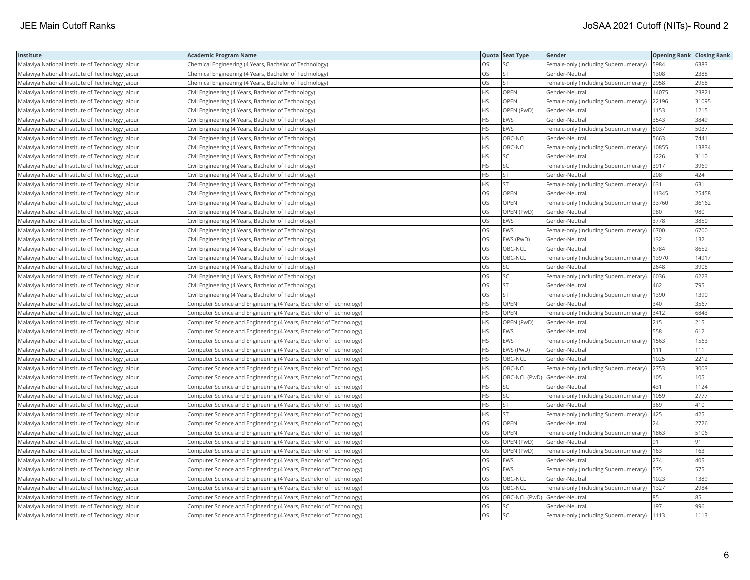| Institute | Academic Program Name | Quota | Seat Type | Gender | Opening Rank | Closing Rank |
|---|---|---|---|---|---|---|
| Malaviya National Institute of Technology Jaipur | Chemical Engineering (4 Years, Bachelor of Technology) | OS | SC | Female-only (including Supernumerary) | 5984 | 6383 |
| Malaviya National Institute of Technology Jaipur | Chemical Engineering (4 Years, Bachelor of Technology) | OS | ST | Gender-Neutral | 1308 | 2388 |
| Malaviya National Institute of Technology Jaipur | Chemical Engineering (4 Years, Bachelor of Technology) | OS | ST | Female-only (including Supernumerary) | 2958 | 2958 |
| Malaviya National Institute of Technology Jaipur | Civil Engineering (4 Years, Bachelor of Technology) | HS | OPEN | Gender-Neutral | 14075 | 23821 |
| Malaviya National Institute of Technology Jaipur | Civil Engineering (4 Years, Bachelor of Technology) | HS | OPEN | Female-only (including Supernumerary) | 22196 | 31095 |
| Malaviya National Institute of Technology Jaipur | Civil Engineering (4 Years, Bachelor of Technology) | HS | OPEN (PwD) | Gender-Neutral | 1153 | 1215 |
| Malaviya National Institute of Technology Jaipur | Civil Engineering (4 Years, Bachelor of Technology) | HS | EWS | Gender-Neutral | 3543 | 3849 |
| Malaviya National Institute of Technology Jaipur | Civil Engineering (4 Years, Bachelor of Technology) | HS | EWS | Female-only (including Supernumerary) | 5037 | 5037 |
| Malaviya National Institute of Technology Jaipur | Civil Engineering (4 Years, Bachelor of Technology) | HS | OBC-NCL | Gender-Neutral | 5663 | 7441 |
| Malaviya National Institute of Technology Jaipur | Civil Engineering (4 Years, Bachelor of Technology) | HS | OBC-NCL | Female-only (including Supernumerary) | 10855 | 13834 |
| Malaviya National Institute of Technology Jaipur | Civil Engineering (4 Years, Bachelor of Technology) | HS | SC | Gender-Neutral | 1226 | 3110 |
| Malaviya National Institute of Technology Jaipur | Civil Engineering (4 Years, Bachelor of Technology) | HS | SC | Female-only (including Supernumerary) | 3917 | 3969 |
| Malaviya National Institute of Technology Jaipur | Civil Engineering (4 Years, Bachelor of Technology) | HS | ST | Gender-Neutral | 208 | 424 |
| Malaviya National Institute of Technology Jaipur | Civil Engineering (4 Years, Bachelor of Technology) | HS | ST | Female-only (including Supernumerary) | 631 | 631 |
| Malaviya National Institute of Technology Jaipur | Civil Engineering (4 Years, Bachelor of Technology) | OS | OPEN | Gender-Neutral | 11345 | 25458 |
| Malaviya National Institute of Technology Jaipur | Civil Engineering (4 Years, Bachelor of Technology) | OS | OPEN | Female-only (including Supernumerary) | 33760 | 36162 |
| Malaviya National Institute of Technology Jaipur | Civil Engineering (4 Years, Bachelor of Technology) | OS | OPEN (PwD) | Gender-Neutral | 980 | 980 |
| Malaviya National Institute of Technology Jaipur | Civil Engineering (4 Years, Bachelor of Technology) | OS | EWS | Gender-Neutral | 3778 | 3850 |
| Malaviya National Institute of Technology Jaipur | Civil Engineering (4 Years, Bachelor of Technology) | OS | EWS | Female-only (including Supernumerary) | 6700 | 6700 |
| Malaviya National Institute of Technology Jaipur | Civil Engineering (4 Years, Bachelor of Technology) | OS | EWS (PwD) | Gender-Neutral | 132 | 132 |
| Malaviya National Institute of Technology Jaipur | Civil Engineering (4 Years, Bachelor of Technology) | OS | OBC-NCL | Gender-Neutral | 6784 | 8652 |
| Malaviya National Institute of Technology Jaipur | Civil Engineering (4 Years, Bachelor of Technology) | OS | OBC-NCL | Female-only (including Supernumerary) | 13970 | 14917 |
| Malaviya National Institute of Technology Jaipur | Civil Engineering (4 Years, Bachelor of Technology) | OS | SC | Gender-Neutral | 2648 | 3905 |
| Malaviya National Institute of Technology Jaipur | Civil Engineering (4 Years, Bachelor of Technology) | OS | SC | Female-only (including Supernumerary) | 6036 | 6223 |
| Malaviya National Institute of Technology Jaipur | Civil Engineering (4 Years, Bachelor of Technology) | OS | ST | Gender-Neutral | 462 | 795 |
| Malaviya National Institute of Technology Jaipur | Civil Engineering (4 Years, Bachelor of Technology) | OS | ST | Female-only (including Supernumerary) | 1390 | 1390 |
| Malaviya National Institute of Technology Jaipur | Computer Science and Engineering (4 Years, Bachelor of Technology) | HS | OPEN | Gender-Neutral | 340 | 3567 |
| Malaviya National Institute of Technology Jaipur | Computer Science and Engineering (4 Years, Bachelor of Technology) | HS | OPEN | Female-only (including Supernumerary) | 3412 | 6843 |
| Malaviya National Institute of Technology Jaipur | Computer Science and Engineering (4 Years, Bachelor of Technology) | HS | OPEN (PwD) | Gender-Neutral | 215 | 215 |
| Malaviya National Institute of Technology Jaipur | Computer Science and Engineering (4 Years, Bachelor of Technology) | HS | EWS | Gender-Neutral | 558 | 612 |
| Malaviya National Institute of Technology Jaipur | Computer Science and Engineering (4 Years, Bachelor of Technology) | HS | EWS | Female-only (including Supernumerary) | 1563 | 1563 |
| Malaviya National Institute of Technology Jaipur | Computer Science and Engineering (4 Years, Bachelor of Technology) | HS | EWS (PwD) | Gender-Neutral | 111 | 111 |
| Malaviya National Institute of Technology Jaipur | Computer Science and Engineering (4 Years, Bachelor of Technology) | HS | OBC-NCL | Gender-Neutral | 1025 | 2212 |
| Malaviya National Institute of Technology Jaipur | Computer Science and Engineering (4 Years, Bachelor of Technology) | HS | OBC-NCL | Female-only (including Supernumerary) | 2753 | 3003 |
| Malaviya National Institute of Technology Jaipur | Computer Science and Engineering (4 Years, Bachelor of Technology) | HS | OBC-NCL (PwD) | Gender-Neutral | 105 | 105 |
| Malaviya National Institute of Technology Jaipur | Computer Science and Engineering (4 Years, Bachelor of Technology) | HS | SC | Gender-Neutral | 431 | 1124 |
| Malaviya National Institute of Technology Jaipur | Computer Science and Engineering (4 Years, Bachelor of Technology) | HS | SC | Female-only (including Supernumerary) | 1059 | 2777 |
| Malaviya National Institute of Technology Jaipur | Computer Science and Engineering (4 Years, Bachelor of Technology) | HS | ST | Gender-Neutral | 369 | 410 |
| Malaviya National Institute of Technology Jaipur | Computer Science and Engineering (4 Years, Bachelor of Technology) | HS | ST | Female-only (including Supernumerary) | 425 | 425 |
| Malaviya National Institute of Technology Jaipur | Computer Science and Engineering (4 Years, Bachelor of Technology) | OS | OPEN | Gender-Neutral | 24 | 2726 |
| Malaviya National Institute of Technology Jaipur | Computer Science and Engineering (4 Years, Bachelor of Technology) | OS | OPEN | Female-only (including Supernumerary) | 1863 | 5106 |
| Malaviya National Institute of Technology Jaipur | Computer Science and Engineering (4 Years, Bachelor of Technology) | OS | OPEN (PwD) | Gender-Neutral | 91 | 91 |
| Malaviya National Institute of Technology Jaipur | Computer Science and Engineering (4 Years, Bachelor of Technology) | OS | OPEN (PwD) | Female-only (including Supernumerary) | 163 | 163 |
| Malaviya National Institute of Technology Jaipur | Computer Science and Engineering (4 Years, Bachelor of Technology) | OS | EWS | Gender-Neutral | 274 | 405 |
| Malaviya National Institute of Technology Jaipur | Computer Science and Engineering (4 Years, Bachelor of Technology) | OS | EWS | Female-only (including Supernumerary) | 575 | 575 |
| Malaviya National Institute of Technology Jaipur | Computer Science and Engineering (4 Years, Bachelor of Technology) | OS | OBC-NCL | Gender-Neutral | 1023 | 1389 |
| Malaviya National Institute of Technology Jaipur | Computer Science and Engineering (4 Years, Bachelor of Technology) | OS | OBC-NCL | Female-only (including Supernumerary) | 1327 | 2984 |
| Malaviya National Institute of Technology Jaipur | Computer Science and Engineering (4 Years, Bachelor of Technology) | OS | OBC-NCL (PwD) | Gender-Neutral | 85 | 85 |
| Malaviya National Institute of Technology Jaipur | Computer Science and Engineering (4 Years, Bachelor of Technology) | OS | SC | Gender-Neutral | 197 | 996 |
| Malaviya National Institute of Technology Jaipur | Computer Science and Engineering (4 Years, Bachelor of Technology) | OS | SC | Female-only (including Supernumerary) | 1113 | 1113 |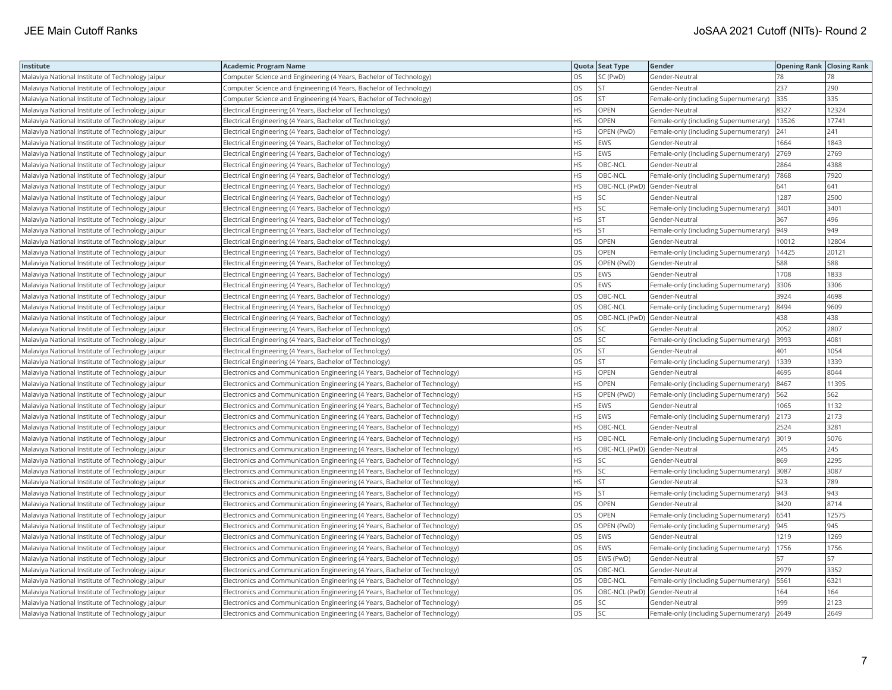| Institute | Academic Program Name | Quota | Seat Type | Gender | Opening Rank | Closing Rank |
|---|---|---|---|---|---|---|
| Malaviya National Institute of Technology Jaipur | Computer Science and Engineering (4 Years, Bachelor of Technology) | OS | SC (PwD) | Gender-Neutral | 78 | 78 |
| Malaviya National Institute of Technology Jaipur | Computer Science and Engineering (4 Years, Bachelor of Technology) | OS | ST | Gender-Neutral | 237 | 290 |
| Malaviya National Institute of Technology Jaipur | Computer Science and Engineering (4 Years, Bachelor of Technology) | OS | ST | Female-only (including Supernumerary) | 335 | 335 |
| Malaviya National Institute of Technology Jaipur | Electrical Engineering (4 Years, Bachelor of Technology) | HS | OPEN | Gender-Neutral | 8327 | 12324 |
| Malaviya National Institute of Technology Jaipur | Electrical Engineering (4 Years, Bachelor of Technology) | HS | OPEN | Female-only (including Supernumerary) | 13526 | 17741 |
| Malaviya National Institute of Technology Jaipur | Electrical Engineering (4 Years, Bachelor of Technology) | HS | OPEN (PwD) | Female-only (including Supernumerary) | 241 | 241 |
| Malaviya National Institute of Technology Jaipur | Electrical Engineering (4 Years, Bachelor of Technology) | HS | EWS | Gender-Neutral | 1664 | 1843 |
| Malaviya National Institute of Technology Jaipur | Electrical Engineering (4 Years, Bachelor of Technology) | HS | EWS | Female-only (including Supernumerary) | 2769 | 2769 |
| Malaviya National Institute of Technology Jaipur | Electrical Engineering (4 Years, Bachelor of Technology) | HS | OBC-NCL | Gender-Neutral | 2864 | 4388 |
| Malaviya National Institute of Technology Jaipur | Electrical Engineering (4 Years, Bachelor of Technology) | HS | OBC-NCL | Female-only (including Supernumerary) | 7868 | 7920 |
| Malaviya National Institute of Technology Jaipur | Electrical Engineering (4 Years, Bachelor of Technology) | HS | OBC-NCL (PwD) | Gender-Neutral | 641 | 641 |
| Malaviya National Institute of Technology Jaipur | Electrical Engineering (4 Years, Bachelor of Technology) | HS | SC | Gender-Neutral | 1287 | 2500 |
| Malaviya National Institute of Technology Jaipur | Electrical Engineering (4 Years, Bachelor of Technology) | HS | SC | Female-only (including Supernumerary) | 3401 | 3401 |
| Malaviya National Institute of Technology Jaipur | Electrical Engineering (4 Years, Bachelor of Technology) | HS | ST | Gender-Neutral | 367 | 496 |
| Malaviya National Institute of Technology Jaipur | Electrical Engineering (4 Years, Bachelor of Technology) | HS | ST | Female-only (including Supernumerary) | 949 | 949 |
| Malaviya National Institute of Technology Jaipur | Electrical Engineering (4 Years, Bachelor of Technology) | OS | OPEN | Gender-Neutral | 10012 | 12804 |
| Malaviya National Institute of Technology Jaipur | Electrical Engineering (4 Years, Bachelor of Technology) | OS | OPEN | Female-only (including Supernumerary) | 14425 | 20121 |
| Malaviya National Institute of Technology Jaipur | Electrical Engineering (4 Years, Bachelor of Technology) | OS | OPEN (PwD) | Gender-Neutral | 588 | 588 |
| Malaviya National Institute of Technology Jaipur | Electrical Engineering (4 Years, Bachelor of Technology) | OS | EWS | Gender-Neutral | 1708 | 1833 |
| Malaviya National Institute of Technology Jaipur | Electrical Engineering (4 Years, Bachelor of Technology) | OS | EWS | Female-only (including Supernumerary) | 3306 | 3306 |
| Malaviya National Institute of Technology Jaipur | Electrical Engineering (4 Years, Bachelor of Technology) | OS | OBC-NCL | Gender-Neutral | 3924 | 4698 |
| Malaviya National Institute of Technology Jaipur | Electrical Engineering (4 Years, Bachelor of Technology) | OS | OBC-NCL | Female-only (including Supernumerary) | 8494 | 9609 |
| Malaviya National Institute of Technology Jaipur | Electrical Engineering (4 Years, Bachelor of Technology) | OS | OBC-NCL (PwD) | Gender-Neutral | 438 | 438 |
| Malaviya National Institute of Technology Jaipur | Electrical Engineering (4 Years, Bachelor of Technology) | OS | SC | Gender-Neutral | 2052 | 2807 |
| Malaviya National Institute of Technology Jaipur | Electrical Engineering (4 Years, Bachelor of Technology) | OS | SC | Female-only (including Supernumerary) | 3993 | 4081 |
| Malaviya National Institute of Technology Jaipur | Electrical Engineering (4 Years, Bachelor of Technology) | OS | ST | Gender-Neutral | 401 | 1054 |
| Malaviya National Institute of Technology Jaipur | Electrical Engineering (4 Years, Bachelor of Technology) | OS | ST | Female-only (including Supernumerary) | 1339 | 1339 |
| Malaviya National Institute of Technology Jaipur | Electronics and Communication Engineering (4 Years, Bachelor of Technology) | HS | OPEN | Gender-Neutral | 4695 | 8044 |
| Malaviya National Institute of Technology Jaipur | Electronics and Communication Engineering (4 Years, Bachelor of Technology) | HS | OPEN | Female-only (including Supernumerary) | 8467 | 11395 |
| Malaviya National Institute of Technology Jaipur | Electronics and Communication Engineering (4 Years, Bachelor of Technology) | HS | OPEN (PwD) | Female-only (including Supernumerary) | 562 | 562 |
| Malaviya National Institute of Technology Jaipur | Electronics and Communication Engineering (4 Years, Bachelor of Technology) | HS | EWS | Gender-Neutral | 1065 | 1132 |
| Malaviya National Institute of Technology Jaipur | Electronics and Communication Engineering (4 Years, Bachelor of Technology) | HS | EWS | Female-only (including Supernumerary) | 2173 | 2173 |
| Malaviya National Institute of Technology Jaipur | Electronics and Communication Engineering (4 Years, Bachelor of Technology) | HS | OBC-NCL | Gender-Neutral | 2524 | 3281 |
| Malaviya National Institute of Technology Jaipur | Electronics and Communication Engineering (4 Years, Bachelor of Technology) | HS | OBC-NCL | Female-only (including Supernumerary) | 3019 | 5076 |
| Malaviya National Institute of Technology Jaipur | Electronics and Communication Engineering (4 Years, Bachelor of Technology) | HS | OBC-NCL (PwD) | Gender-Neutral | 245 | 245 |
| Malaviya National Institute of Technology Jaipur | Electronics and Communication Engineering (4 Years, Bachelor of Technology) | HS | SC | Gender-Neutral | 869 | 2295 |
| Malaviya National Institute of Technology Jaipur | Electronics and Communication Engineering (4 Years, Bachelor of Technology) | HS | SC | Female-only (including Supernumerary) | 3087 | 3087 |
| Malaviya National Institute of Technology Jaipur | Electronics and Communication Engineering (4 Years, Bachelor of Technology) | HS | ST | Gender-Neutral | 523 | 789 |
| Malaviya National Institute of Technology Jaipur | Electronics and Communication Engineering (4 Years, Bachelor of Technology) | HS | ST | Female-only (including Supernumerary) | 943 | 943 |
| Malaviya National Institute of Technology Jaipur | Electronics and Communication Engineering (4 Years, Bachelor of Technology) | OS | OPEN | Gender-Neutral | 3420 | 8714 |
| Malaviya National Institute of Technology Jaipur | Electronics and Communication Engineering (4 Years, Bachelor of Technology) | OS | OPEN | Female-only (including Supernumerary) | 6541 | 12575 |
| Malaviya National Institute of Technology Jaipur | Electronics and Communication Engineering (4 Years, Bachelor of Technology) | OS | OPEN (PwD) | Female-only (including Supernumerary) | 945 | 945 |
| Malaviya National Institute of Technology Jaipur | Electronics and Communication Engineering (4 Years, Bachelor of Technology) | OS | EWS | Gender-Neutral | 1219 | 1269 |
| Malaviya National Institute of Technology Jaipur | Electronics and Communication Engineering (4 Years, Bachelor of Technology) | OS | EWS | Female-only (including Supernumerary) | 1756 | 1756 |
| Malaviya National Institute of Technology Jaipur | Electronics and Communication Engineering (4 Years, Bachelor of Technology) | OS | EWS (PwD) | Gender-Neutral | 57 | 57 |
| Malaviya National Institute of Technology Jaipur | Electronics and Communication Engineering (4 Years, Bachelor of Technology) | OS | OBC-NCL | Gender-Neutral | 2979 | 3352 |
| Malaviya National Institute of Technology Jaipur | Electronics and Communication Engineering (4 Years, Bachelor of Technology) | OS | OBC-NCL | Female-only (including Supernumerary) | 5561 | 6321 |
| Malaviya National Institute of Technology Jaipur | Electronics and Communication Engineering (4 Years, Bachelor of Technology) | OS | OBC-NCL (PwD) | Gender-Neutral | 164 | 164 |
| Malaviya National Institute of Technology Jaipur | Electronics and Communication Engineering (4 Years, Bachelor of Technology) | OS | SC | Gender-Neutral | 999 | 2123 |
| Malaviya National Institute of Technology Jaipur | Electronics and Communication Engineering (4 Years, Bachelor of Technology) | OS | SC | Female-only (including Supernumerary) | 2649 | 2649 |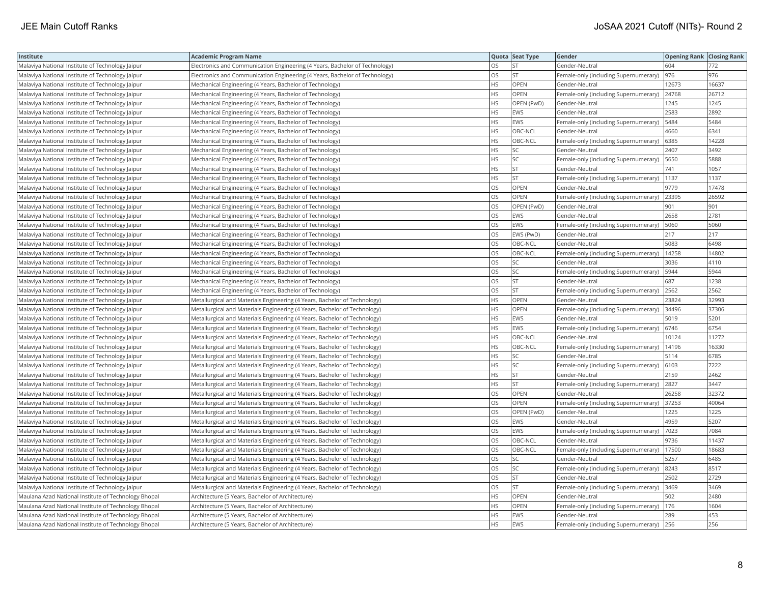| Institute | Academic Program Name | Quota | Seat Type | Gender | Opening Rank | Closing Rank |
|---|---|---|---|---|---|---|
| Malaviya National Institute of Technology Jaipur | Electronics and Communication Engineering (4 Years, Bachelor of Technology) | OS | ST | Gender-Neutral | 604 | 772 |
| Malaviya National Institute of Technology Jaipur | Electronics and Communication Engineering (4 Years, Bachelor of Technology) | OS | ST | Female-only (including Supernumerary) | 976 | 976 |
| Malaviya National Institute of Technology Jaipur | Mechanical Engineering (4 Years, Bachelor of Technology) | HS | OPEN | Gender-Neutral | 12673 | 16637 |
| Malaviya National Institute of Technology Jaipur | Mechanical Engineering (4 Years, Bachelor of Technology) | HS | OPEN | Female-only (including Supernumerary) | 24768 | 26712 |
| Malaviya National Institute of Technology Jaipur | Mechanical Engineering (4 Years, Bachelor of Technology) | HS | OPEN (PwD) | Gender-Neutral | 1245 | 1245 |
| Malaviya National Institute of Technology Jaipur | Mechanical Engineering (4 Years, Bachelor of Technology) | HS | EWS | Gender-Neutral | 2583 | 2892 |
| Malaviya National Institute of Technology Jaipur | Mechanical Engineering (4 Years, Bachelor of Technology) | HS | EWS | Female-only (including Supernumerary) | 5484 | 5484 |
| Malaviya National Institute of Technology Jaipur | Mechanical Engineering (4 Years, Bachelor of Technology) | HS | OBC-NCL | Gender-Neutral | 4660 | 6341 |
| Malaviya National Institute of Technology Jaipur | Mechanical Engineering (4 Years, Bachelor of Technology) | HS | OBC-NCL | Female-only (including Supernumerary) | 6385 | 14228 |
| Malaviya National Institute of Technology Jaipur | Mechanical Engineering (4 Years, Bachelor of Technology) | HS | SC | Gender-Neutral | 2407 | 3492 |
| Malaviya National Institute of Technology Jaipur | Mechanical Engineering (4 Years, Bachelor of Technology) | HS | SC | Female-only (including Supernumerary) | 5650 | 5888 |
| Malaviya National Institute of Technology Jaipur | Mechanical Engineering (4 Years, Bachelor of Technology) | HS | ST | Gender-Neutral | 741 | 1057 |
| Malaviya National Institute of Technology Jaipur | Mechanical Engineering (4 Years, Bachelor of Technology) | HS | ST | Female-only (including Supernumerary) | 1137 | 1137 |
| Malaviya National Institute of Technology Jaipur | Mechanical Engineering (4 Years, Bachelor of Technology) | OS | OPEN | Gender-Neutral | 9779 | 17478 |
| Malaviya National Institute of Technology Jaipur | Mechanical Engineering (4 Years, Bachelor of Technology) | OS | OPEN | Female-only (including Supernumerary) | 23395 | 26592 |
| Malaviya National Institute of Technology Jaipur | Mechanical Engineering (4 Years, Bachelor of Technology) | OS | OPEN (PwD) | Gender-Neutral | 901 | 901 |
| Malaviya National Institute of Technology Jaipur | Mechanical Engineering (4 Years, Bachelor of Technology) | OS | EWS | Gender-Neutral | 2658 | 2781 |
| Malaviya National Institute of Technology Jaipur | Mechanical Engineering (4 Years, Bachelor of Technology) | OS | EWS | Female-only (including Supernumerary) | 5060 | 5060 |
| Malaviya National Institute of Technology Jaipur | Mechanical Engineering (4 Years, Bachelor of Technology) | OS | EWS (PwD) | Gender-Neutral | 217 | 217 |
| Malaviya National Institute of Technology Jaipur | Mechanical Engineering (4 Years, Bachelor of Technology) | OS | OBC-NCL | Gender-Neutral | 5083 | 6498 |
| Malaviya National Institute of Technology Jaipur | Mechanical Engineering (4 Years, Bachelor of Technology) | OS | OBC-NCL | Female-only (including Supernumerary) | 14258 | 14802 |
| Malaviya National Institute of Technology Jaipur | Mechanical Engineering (4 Years, Bachelor of Technology) | OS | SC | Gender-Neutral | 3036 | 4110 |
| Malaviya National Institute of Technology Jaipur | Mechanical Engineering (4 Years, Bachelor of Technology) | OS | SC | Female-only (including Supernumerary) | 5944 | 5944 |
| Malaviya National Institute of Technology Jaipur | Mechanical Engineering (4 Years, Bachelor of Technology) | OS | ST | Gender-Neutral | 687 | 1238 |
| Malaviya National Institute of Technology Jaipur | Mechanical Engineering (4 Years, Bachelor of Technology) | OS | ST | Female-only (including Supernumerary) | 2562 | 2562 |
| Malaviya National Institute of Technology Jaipur | Metallurgical and Materials Engineering (4 Years, Bachelor of Technology) | HS | OPEN | Gender-Neutral | 23824 | 32993 |
| Malaviya National Institute of Technology Jaipur | Metallurgical and Materials Engineering (4 Years, Bachelor of Technology) | HS | OPEN | Female-only (including Supernumerary) | 34496 | 37306 |
| Malaviya National Institute of Technology Jaipur | Metallurgical and Materials Engineering (4 Years, Bachelor of Technology) | HS | EWS | Gender-Neutral | 5019 | 5201 |
| Malaviya National Institute of Technology Jaipur | Metallurgical and Materials Engineering (4 Years, Bachelor of Technology) | HS | EWS | Female-only (including Supernumerary) | 6746 | 6754 |
| Malaviya National Institute of Technology Jaipur | Metallurgical and Materials Engineering (4 Years, Bachelor of Technology) | HS | OBC-NCL | Gender-Neutral | 10124 | 11272 |
| Malaviya National Institute of Technology Jaipur | Metallurgical and Materials Engineering (4 Years, Bachelor of Technology) | HS | OBC-NCL | Female-only (including Supernumerary) | 14196 | 16330 |
| Malaviya National Institute of Technology Jaipur | Metallurgical and Materials Engineering (4 Years, Bachelor of Technology) | HS | SC | Gender-Neutral | 5114 | 6785 |
| Malaviya National Institute of Technology Jaipur | Metallurgical and Materials Engineering (4 Years, Bachelor of Technology) | HS | SC | Female-only (including Supernumerary) | 6103 | 7222 |
| Malaviya National Institute of Technology Jaipur | Metallurgical and Materials Engineering (4 Years, Bachelor of Technology) | HS | ST | Gender-Neutral | 2159 | 2462 |
| Malaviya National Institute of Technology Jaipur | Metallurgical and Materials Engineering (4 Years, Bachelor of Technology) | HS | ST | Female-only (including Supernumerary) | 2827 | 3447 |
| Malaviya National Institute of Technology Jaipur | Metallurgical and Materials Engineering (4 Years, Bachelor of Technology) | OS | OPEN | Gender-Neutral | 26258 | 32372 |
| Malaviya National Institute of Technology Jaipur | Metallurgical and Materials Engineering (4 Years, Bachelor of Technology) | OS | OPEN | Female-only (including Supernumerary) | 37253 | 40064 |
| Malaviya National Institute of Technology Jaipur | Metallurgical and Materials Engineering (4 Years, Bachelor of Technology) | OS | OPEN (PwD) | Gender-Neutral | 1225 | 1225 |
| Malaviya National Institute of Technology Jaipur | Metallurgical and Materials Engineering (4 Years, Bachelor of Technology) | OS | EWS | Gender-Neutral | 4959 | 5207 |
| Malaviya National Institute of Technology Jaipur | Metallurgical and Materials Engineering (4 Years, Bachelor of Technology) | OS | EWS | Female-only (including Supernumerary) | 7023 | 7084 |
| Malaviya National Institute of Technology Jaipur | Metallurgical and Materials Engineering (4 Years, Bachelor of Technology) | OS | OBC-NCL | Gender-Neutral | 9736 | 11437 |
| Malaviya National Institute of Technology Jaipur | Metallurgical and Materials Engineering (4 Years, Bachelor of Technology) | OS | OBC-NCL | Female-only (including Supernumerary) | 17500 | 18683 |
| Malaviya National Institute of Technology Jaipur | Metallurgical and Materials Engineering (4 Years, Bachelor of Technology) | OS | SC | Gender-Neutral | 5257 | 6485 |
| Malaviya National Institute of Technology Jaipur | Metallurgical and Materials Engineering (4 Years, Bachelor of Technology) | OS | SC | Female-only (including Supernumerary) | 8243 | 8517 |
| Malaviya National Institute of Technology Jaipur | Metallurgical and Materials Engineering (4 Years, Bachelor of Technology) | OS | ST | Gender-Neutral | 2502 | 2729 |
| Malaviya National Institute of Technology Jaipur | Metallurgical and Materials Engineering (4 Years, Bachelor of Technology) | OS | ST | Female-only (including Supernumerary) | 3469 | 3469 |
| Maulana Azad National Institute of Technology Bhopal | Architecture (5 Years, Bachelor of Architecture) | HS | OPEN | Gender-Neutral | 502 | 2480 |
| Maulana Azad National Institute of Technology Bhopal | Architecture (5 Years, Bachelor of Architecture) | HS | OPEN | Female-only (including Supernumerary) | 176 | 1604 |
| Maulana Azad National Institute of Technology Bhopal | Architecture (5 Years, Bachelor of Architecture) | HS | EWS | Gender-Neutral | 289 | 453 |
| Maulana Azad National Institute of Technology Bhopal | Architecture (5 Years, Bachelor of Architecture) | HS | EWS | Female-only (including Supernumerary) | 256 | 256 |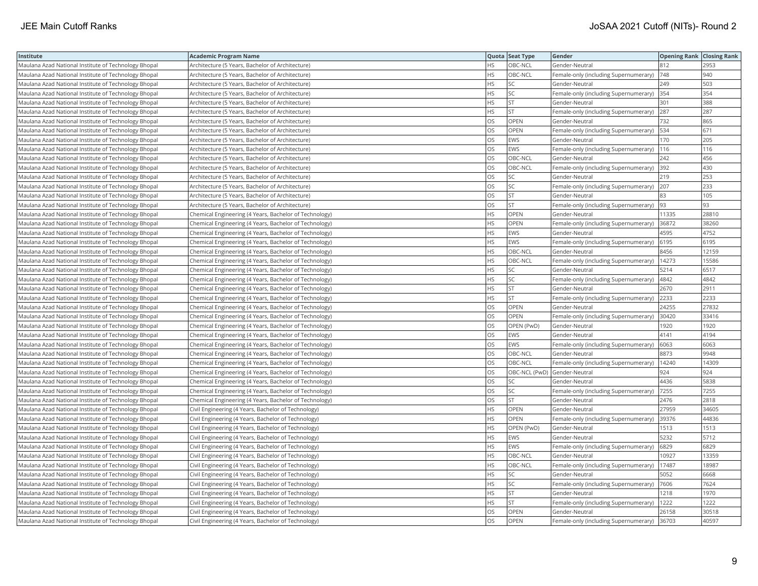| Institute | Academic Program Name | Quota | Seat Type | Gender | Opening Rank | Closing Rank |
|---|---|---|---|---|---|---|
| Maulana Azad National Institute of Technology Bhopal | Architecture (5 Years, Bachelor of Architecture) | HS | OBC-NCL | Gender-Neutral | 812 | 2953 |
| Maulana Azad National Institute of Technology Bhopal | Architecture (5 Years, Bachelor of Architecture) | HS | OBC-NCL | Female-only (including Supernumerary) | 748 | 940 |
| Maulana Azad National Institute of Technology Bhopal | Architecture (5 Years, Bachelor of Architecture) | HS | SC | Gender-Neutral | 249 | 503 |
| Maulana Azad National Institute of Technology Bhopal | Architecture (5 Years, Bachelor of Architecture) | HS | SC | Female-only (including Supernumerary) | 354 | 354 |
| Maulana Azad National Institute of Technology Bhopal | Architecture (5 Years, Bachelor of Architecture) | HS | ST | Gender-Neutral | 301 | 388 |
| Maulana Azad National Institute of Technology Bhopal | Architecture (5 Years, Bachelor of Architecture) | HS | ST | Female-only (including Supernumerary) | 287 | 287 |
| Maulana Azad National Institute of Technology Bhopal | Architecture (5 Years, Bachelor of Architecture) | OS | OPEN | Gender-Neutral | 732 | 865 |
| Maulana Azad National Institute of Technology Bhopal | Architecture (5 Years, Bachelor of Architecture) | OS | OPEN | Female-only (including Supernumerary) | 534 | 671 |
| Maulana Azad National Institute of Technology Bhopal | Architecture (5 Years, Bachelor of Architecture) | OS | EWS | Gender-Neutral | 170 | 205 |
| Maulana Azad National Institute of Technology Bhopal | Architecture (5 Years, Bachelor of Architecture) | OS | EWS | Female-only (including Supernumerary) | 116 | 116 |
| Maulana Azad National Institute of Technology Bhopal | Architecture (5 Years, Bachelor of Architecture) | OS | OBC-NCL | Gender-Neutral | 242 | 456 |
| Maulana Azad National Institute of Technology Bhopal | Architecture (5 Years, Bachelor of Architecture) | OS | OBC-NCL | Female-only (including Supernumerary) | 392 | 430 |
| Maulana Azad National Institute of Technology Bhopal | Architecture (5 Years, Bachelor of Architecture) | OS | SC | Gender-Neutral | 219 | 253 |
| Maulana Azad National Institute of Technology Bhopal | Architecture (5 Years, Bachelor of Architecture) | OS | SC | Female-only (including Supernumerary) | 207 | 233 |
| Maulana Azad National Institute of Technology Bhopal | Architecture (5 Years, Bachelor of Architecture) | OS | ST | Gender-Neutral | 83 | 105 |
| Maulana Azad National Institute of Technology Bhopal | Architecture (5 Years, Bachelor of Architecture) | OS | ST | Female-only (including Supernumerary) | 93 | 93 |
| Maulana Azad National Institute of Technology Bhopal | Chemical Engineering (4 Years, Bachelor of Technology) | HS | OPEN | Gender-Neutral | 11335 | 28810 |
| Maulana Azad National Institute of Technology Bhopal | Chemical Engineering (4 Years, Bachelor of Technology) | HS | OPEN | Female-only (including Supernumerary) | 36872 | 38260 |
| Maulana Azad National Institute of Technology Bhopal | Chemical Engineering (4 Years, Bachelor of Technology) | HS | EWS | Gender-Neutral | 4595 | 4752 |
| Maulana Azad National Institute of Technology Bhopal | Chemical Engineering (4 Years, Bachelor of Technology) | HS | EWS | Female-only (including Supernumerary) | 6195 | 6195 |
| Maulana Azad National Institute of Technology Bhopal | Chemical Engineering (4 Years, Bachelor of Technology) | HS | OBC-NCL | Gender-Neutral | 8456 | 12159 |
| Maulana Azad National Institute of Technology Bhopal | Chemical Engineering (4 Years, Bachelor of Technology) | HS | OBC-NCL | Female-only (including Supernumerary) | 14273 | 15586 |
| Maulana Azad National Institute of Technology Bhopal | Chemical Engineering (4 Years, Bachelor of Technology) | HS | SC | Gender-Neutral | 5214 | 6517 |
| Maulana Azad National Institute of Technology Bhopal | Chemical Engineering (4 Years, Bachelor of Technology) | HS | SC | Female-only (including Supernumerary) | 4842 | 4842 |
| Maulana Azad National Institute of Technology Bhopal | Chemical Engineering (4 Years, Bachelor of Technology) | HS | ST | Gender-Neutral | 2670 | 2911 |
| Maulana Azad National Institute of Technology Bhopal | Chemical Engineering (4 Years, Bachelor of Technology) | HS | ST | Female-only (including Supernumerary) | 2233 | 2233 |
| Maulana Azad National Institute of Technology Bhopal | Chemical Engineering (4 Years, Bachelor of Technology) | OS | OPEN | Gender-Neutral | 24255 | 27832 |
| Maulana Azad National Institute of Technology Bhopal | Chemical Engineering (4 Years, Bachelor of Technology) | OS | OPEN | Female-only (including Supernumerary) | 30420 | 33416 |
| Maulana Azad National Institute of Technology Bhopal | Chemical Engineering (4 Years, Bachelor of Technology) | OS | OPEN (PwD) | Gender-Neutral | 1920 | 1920 |
| Maulana Azad National Institute of Technology Bhopal | Chemical Engineering (4 Years, Bachelor of Technology) | OS | EWS | Gender-Neutral | 4141 | 4194 |
| Maulana Azad National Institute of Technology Bhopal | Chemical Engineering (4 Years, Bachelor of Technology) | OS | EWS | Female-only (including Supernumerary) | 6063 | 6063 |
| Maulana Azad National Institute of Technology Bhopal | Chemical Engineering (4 Years, Bachelor of Technology) | OS | OBC-NCL | Gender-Neutral | 8873 | 9948 |
| Maulana Azad National Institute of Technology Bhopal | Chemical Engineering (4 Years, Bachelor of Technology) | OS | OBC-NCL | Female-only (including Supernumerary) | 14240 | 14309 |
| Maulana Azad National Institute of Technology Bhopal | Chemical Engineering (4 Years, Bachelor of Technology) | OS | OBC-NCL (PwD) | Gender-Neutral | 924 | 924 |
| Maulana Azad National Institute of Technology Bhopal | Chemical Engineering (4 Years, Bachelor of Technology) | OS | SC | Gender-Neutral | 4436 | 5838 |
| Maulana Azad National Institute of Technology Bhopal | Chemical Engineering (4 Years, Bachelor of Technology) | OS | SC | Female-only (including Supernumerary) | 7255 | 7255 |
| Maulana Azad National Institute of Technology Bhopal | Chemical Engineering (4 Years, Bachelor of Technology) | OS | ST | Gender-Neutral | 2476 | 2818 |
| Maulana Azad National Institute of Technology Bhopal | Civil Engineering (4 Years, Bachelor of Technology) | HS | OPEN | Gender-Neutral | 27959 | 34605 |
| Maulana Azad National Institute of Technology Bhopal | Civil Engineering (4 Years, Bachelor of Technology) | HS | OPEN | Female-only (including Supernumerary) | 39376 | 44836 |
| Maulana Azad National Institute of Technology Bhopal | Civil Engineering (4 Years, Bachelor of Technology) | HS | OPEN (PwD) | Gender-Neutral | 1513 | 1513 |
| Maulana Azad National Institute of Technology Bhopal | Civil Engineering (4 Years, Bachelor of Technology) | HS | EWS | Gender-Neutral | 5232 | 5712 |
| Maulana Azad National Institute of Technology Bhopal | Civil Engineering (4 Years, Bachelor of Technology) | HS | EWS | Female-only (including Supernumerary) | 6829 | 6829 |
| Maulana Azad National Institute of Technology Bhopal | Civil Engineering (4 Years, Bachelor of Technology) | HS | OBC-NCL | Gender-Neutral | 10927 | 13359 |
| Maulana Azad National Institute of Technology Bhopal | Civil Engineering (4 Years, Bachelor of Technology) | HS | OBC-NCL | Female-only (including Supernumerary) | 17487 | 18987 |
| Maulana Azad National Institute of Technology Bhopal | Civil Engineering (4 Years, Bachelor of Technology) | HS | SC | Gender-Neutral | 5052 | 6668 |
| Maulana Azad National Institute of Technology Bhopal | Civil Engineering (4 Years, Bachelor of Technology) | HS | SC | Female-only (including Supernumerary) | 7606 | 7624 |
| Maulana Azad National Institute of Technology Bhopal | Civil Engineering (4 Years, Bachelor of Technology) | HS | ST | Gender-Neutral | 1218 | 1970 |
| Maulana Azad National Institute of Technology Bhopal | Civil Engineering (4 Years, Bachelor of Technology) | HS | ST | Female-only (including Supernumerary) | 1222 | 1222 |
| Maulana Azad National Institute of Technology Bhopal | Civil Engineering (4 Years, Bachelor of Technology) | OS | OPEN | Gender-Neutral | 26158 | 30518 |
| Maulana Azad National Institute of Technology Bhopal | Civil Engineering (4 Years, Bachelor of Technology) | OS | OPEN | Female-only (including Supernumerary) | 36703 | 40597 |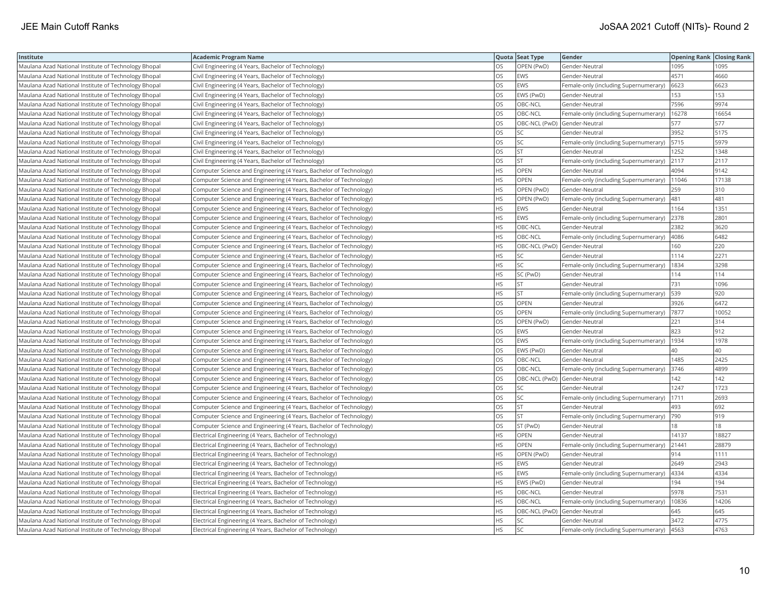| Institute | Academic Program Name | Quota | Seat Type | Gender | Opening Rank | Closing Rank |
|---|---|---|---|---|---|---|
| Maulana Azad National Institute of Technology Bhopal | Civil Engineering (4 Years, Bachelor of Technology) | OS | OPEN (PwD) | Gender-Neutral | 1095 | 1095 |
| Maulana Azad National Institute of Technology Bhopal | Civil Engineering (4 Years, Bachelor of Technology) | OS | EWS | Gender-Neutral | 4571 | 4660 |
| Maulana Azad National Institute of Technology Bhopal | Civil Engineering (4 Years, Bachelor of Technology) | OS | EWS | Female-only (including Supernumerary) | 6623 | 6623 |
| Maulana Azad National Institute of Technology Bhopal | Civil Engineering (4 Years, Bachelor of Technology) | OS | EWS (PwD) | Gender-Neutral | 153 | 153 |
| Maulana Azad National Institute of Technology Bhopal | Civil Engineering (4 Years, Bachelor of Technology) | OS | OBC-NCL | Gender-Neutral | 7596 | 9974 |
| Maulana Azad National Institute of Technology Bhopal | Civil Engineering (4 Years, Bachelor of Technology) | OS | OBC-NCL | Female-only (including Supernumerary) | 16278 | 16654 |
| Maulana Azad National Institute of Technology Bhopal | Civil Engineering (4 Years, Bachelor of Technology) | OS | OBC-NCL (PwD) | Gender-Neutral | 577 | 577 |
| Maulana Azad National Institute of Technology Bhopal | Civil Engineering (4 Years, Bachelor of Technology) | OS | SC | Gender-Neutral | 3952 | 5175 |
| Maulana Azad National Institute of Technology Bhopal | Civil Engineering (4 Years, Bachelor of Technology) | OS | SC | Female-only (including Supernumerary) | 5715 | 5979 |
| Maulana Azad National Institute of Technology Bhopal | Civil Engineering (4 Years, Bachelor of Technology) | OS | ST | Gender-Neutral | 1252 | 1348 |
| Maulana Azad National Institute of Technology Bhopal | Civil Engineering (4 Years, Bachelor of Technology) | OS | ST | Female-only (including Supernumerary) | 2117 | 2117 |
| Maulana Azad National Institute of Technology Bhopal | Computer Science and Engineering (4 Years, Bachelor of Technology) | HS | OPEN | Gender-Neutral | 4094 | 9142 |
| Maulana Azad National Institute of Technology Bhopal | Computer Science and Engineering (4 Years, Bachelor of Technology) | HS | OPEN | Female-only (including Supernumerary) | 11046 | 17138 |
| Maulana Azad National Institute of Technology Bhopal | Computer Science and Engineering (4 Years, Bachelor of Technology) | HS | OPEN (PwD) | Gender-Neutral | 259 | 310 |
| Maulana Azad National Institute of Technology Bhopal | Computer Science and Engineering (4 Years, Bachelor of Technology) | HS | OPEN (PwD) | Female-only (including Supernumerary) | 481 | 481 |
| Maulana Azad National Institute of Technology Bhopal | Computer Science and Engineering (4 Years, Bachelor of Technology) | HS | EWS | Gender-Neutral | 1164 | 1351 |
| Maulana Azad National Institute of Technology Bhopal | Computer Science and Engineering (4 Years, Bachelor of Technology) | HS | EWS | Female-only (including Supernumerary) | 2378 | 2801 |
| Maulana Azad National Institute of Technology Bhopal | Computer Science and Engineering (4 Years, Bachelor of Technology) | HS | OBC-NCL | Gender-Neutral | 2382 | 3620 |
| Maulana Azad National Institute of Technology Bhopal | Computer Science and Engineering (4 Years, Bachelor of Technology) | HS | OBC-NCL | Female-only (including Supernumerary) | 4086 | 6482 |
| Maulana Azad National Institute of Technology Bhopal | Computer Science and Engineering (4 Years, Bachelor of Technology) | HS | OBC-NCL (PwD) | Gender-Neutral | 160 | 220 |
| Maulana Azad National Institute of Technology Bhopal | Computer Science and Engineering (4 Years, Bachelor of Technology) | HS | SC | Gender-Neutral | 1114 | 2271 |
| Maulana Azad National Institute of Technology Bhopal | Computer Science and Engineering (4 Years, Bachelor of Technology) | HS | SC | Female-only (including Supernumerary) | 1834 | 3298 |
| Maulana Azad National Institute of Technology Bhopal | Computer Science and Engineering (4 Years, Bachelor of Technology) | HS | SC (PwD) | Gender-Neutral | 114 | 114 |
| Maulana Azad National Institute of Technology Bhopal | Computer Science and Engineering (4 Years, Bachelor of Technology) | HS | ST | Gender-Neutral | 731 | 1096 |
| Maulana Azad National Institute of Technology Bhopal | Computer Science and Engineering (4 Years, Bachelor of Technology) | HS | ST | Female-only (including Supernumerary) | 539 | 920 |
| Maulana Azad National Institute of Technology Bhopal | Computer Science and Engineering (4 Years, Bachelor of Technology) | OS | OPEN | Gender-Neutral | 3926 | 6472 |
| Maulana Azad National Institute of Technology Bhopal | Computer Science and Engineering (4 Years, Bachelor of Technology) | OS | OPEN | Female-only (including Supernumerary) | 7877 | 10052 |
| Maulana Azad National Institute of Technology Bhopal | Computer Science and Engineering (4 Years, Bachelor of Technology) | OS | OPEN (PwD) | Gender-Neutral | 221 | 314 |
| Maulana Azad National Institute of Technology Bhopal | Computer Science and Engineering (4 Years, Bachelor of Technology) | OS | EWS | Gender-Neutral | 823 | 912 |
| Maulana Azad National Institute of Technology Bhopal | Computer Science and Engineering (4 Years, Bachelor of Technology) | OS | EWS | Female-only (including Supernumerary) | 1934 | 1978 |
| Maulana Azad National Institute of Technology Bhopal | Computer Science and Engineering (4 Years, Bachelor of Technology) | OS | EWS (PwD) | Gender-Neutral | 40 | 40 |
| Maulana Azad National Institute of Technology Bhopal | Computer Science and Engineering (4 Years, Bachelor of Technology) | OS | OBC-NCL | Gender-Neutral | 1485 | 2425 |
| Maulana Azad National Institute of Technology Bhopal | Computer Science and Engineering (4 Years, Bachelor of Technology) | OS | OBC-NCL | Female-only (including Supernumerary) | 3746 | 4899 |
| Maulana Azad National Institute of Technology Bhopal | Computer Science and Engineering (4 Years, Bachelor of Technology) | OS | OBC-NCL (PwD) | Gender-Neutral | 142 | 142 |
| Maulana Azad National Institute of Technology Bhopal | Computer Science and Engineering (4 Years, Bachelor of Technology) | OS | SC | Gender-Neutral | 1247 | 1723 |
| Maulana Azad National Institute of Technology Bhopal | Computer Science and Engineering (4 Years, Bachelor of Technology) | OS | SC | Female-only (including Supernumerary) | 1711 | 2693 |
| Maulana Azad National Institute of Technology Bhopal | Computer Science and Engineering (4 Years, Bachelor of Technology) | OS | ST | Gender-Neutral | 493 | 692 |
| Maulana Azad National Institute of Technology Bhopal | Computer Science and Engineering (4 Years, Bachelor of Technology) | OS | ST | Female-only (including Supernumerary) | 790 | 919 |
| Maulana Azad National Institute of Technology Bhopal | Computer Science and Engineering (4 Years, Bachelor of Technology) | OS | ST (PwD) | Gender-Neutral | 18 | 18 |
| Maulana Azad National Institute of Technology Bhopal | Electrical Engineering (4 Years, Bachelor of Technology) | HS | OPEN | Gender-Neutral | 14137 | 18827 |
| Maulana Azad National Institute of Technology Bhopal | Electrical Engineering (4 Years, Bachelor of Technology) | HS | OPEN | Female-only (including Supernumerary) | 21441 | 28879 |
| Maulana Azad National Institute of Technology Bhopal | Electrical Engineering (4 Years, Bachelor of Technology) | HS | OPEN (PwD) | Gender-Neutral | 914 | 1111 |
| Maulana Azad National Institute of Technology Bhopal | Electrical Engineering (4 Years, Bachelor of Technology) | HS | EWS | Gender-Neutral | 2649 | 2943 |
| Maulana Azad National Institute of Technology Bhopal | Electrical Engineering (4 Years, Bachelor of Technology) | HS | EWS | Female-only (including Supernumerary) | 4334 | 4334 |
| Maulana Azad National Institute of Technology Bhopal | Electrical Engineering (4 Years, Bachelor of Technology) | HS | EWS (PwD) | Gender-Neutral | 194 | 194 |
| Maulana Azad National Institute of Technology Bhopal | Electrical Engineering (4 Years, Bachelor of Technology) | HS | OBC-NCL | Gender-Neutral | 5978 | 7531 |
| Maulana Azad National Institute of Technology Bhopal | Electrical Engineering (4 Years, Bachelor of Technology) | HS | OBC-NCL | Female-only (including Supernumerary) | 10836 | 14206 |
| Maulana Azad National Institute of Technology Bhopal | Electrical Engineering (4 Years, Bachelor of Technology) | HS | OBC-NCL (PwD) | Gender-Neutral | 645 | 645 |
| Maulana Azad National Institute of Technology Bhopal | Electrical Engineering (4 Years, Bachelor of Technology) | HS | SC | Gender-Neutral | 3472 | 4775 |
| Maulana Azad National Institute of Technology Bhopal | Electrical Engineering (4 Years, Bachelor of Technology) | HS | SC | Female-only (including Supernumerary) | 4563 | 4763 |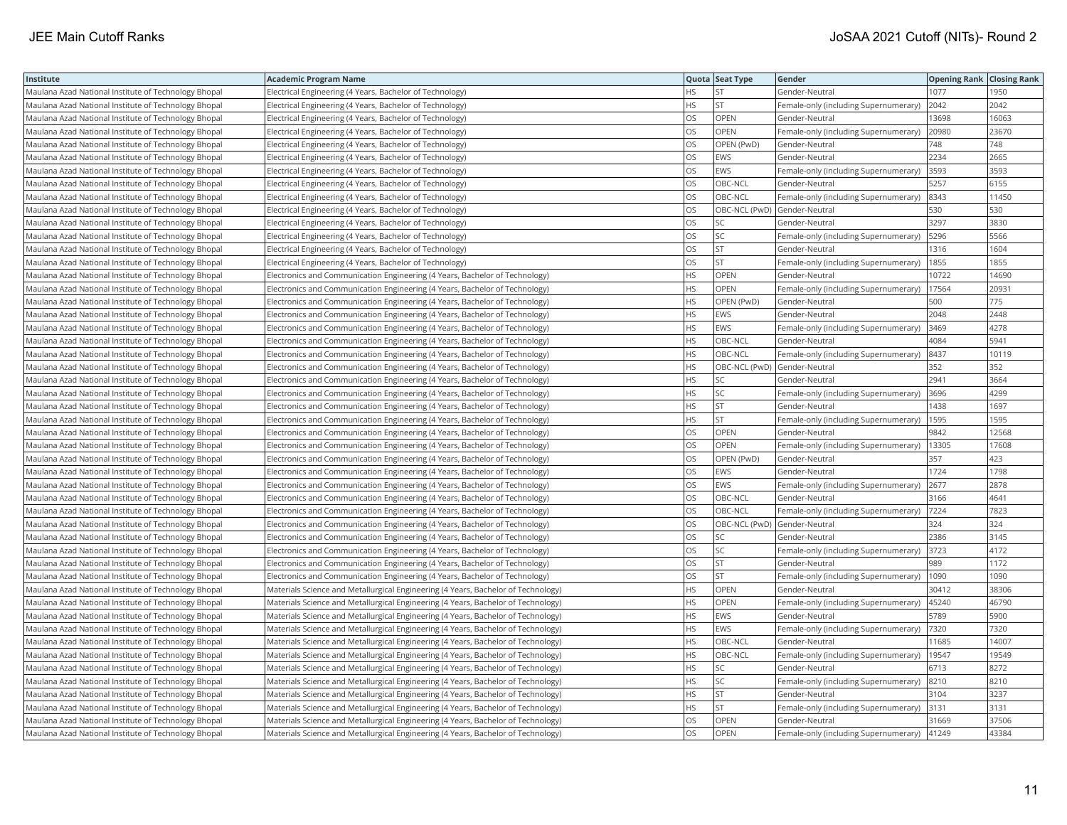| Institute | Academic Program Name | Quota | Seat Type | Gender | Opening Rank | Closing Rank |
|---|---|---|---|---|---|---|
| Maulana Azad National Institute of Technology Bhopal | Electrical Engineering (4 Years, Bachelor of Technology) | HS | ST | Gender-Neutral | 1077 | 1950 |
| Maulana Azad National Institute of Technology Bhopal | Electrical Engineering (4 Years, Bachelor of Technology) | HS | ST | Female-only (including Supernumerary) | 2042 | 2042 |
| Maulana Azad National Institute of Technology Bhopal | Electrical Engineering (4 Years, Bachelor of Technology) | OS | OPEN | Gender-Neutral | 13698 | 16063 |
| Maulana Azad National Institute of Technology Bhopal | Electrical Engineering (4 Years, Bachelor of Technology) | OS | OPEN | Female-only (including Supernumerary) | 20980 | 23670 |
| Maulana Azad National Institute of Technology Bhopal | Electrical Engineering (4 Years, Bachelor of Technology) | OS | OPEN (PwD) | Gender-Neutral | 748 | 748 |
| Maulana Azad National Institute of Technology Bhopal | Electrical Engineering (4 Years, Bachelor of Technology) | OS | EWS | Gender-Neutral | 2234 | 2665 |
| Maulana Azad National Institute of Technology Bhopal | Electrical Engineering (4 Years, Bachelor of Technology) | OS | EWS | Female-only (including Supernumerary) | 3593 | 3593 |
| Maulana Azad National Institute of Technology Bhopal | Electrical Engineering (4 Years, Bachelor of Technology) | OS | OBC-NCL | Gender-Neutral | 5257 | 6155 |
| Maulana Azad National Institute of Technology Bhopal | Electrical Engineering (4 Years, Bachelor of Technology) | OS | OBC-NCL | Female-only (including Supernumerary) | 8343 | 11450 |
| Maulana Azad National Institute of Technology Bhopal | Electrical Engineering (4 Years, Bachelor of Technology) | OS | OBC-NCL (PwD) | Gender-Neutral | 530 | 530 |
| Maulana Azad National Institute of Technology Bhopal | Electrical Engineering (4 Years, Bachelor of Technology) | OS | SC | Gender-Neutral | 3297 | 3830 |
| Maulana Azad National Institute of Technology Bhopal | Electrical Engineering (4 Years, Bachelor of Technology) | OS | SC | Female-only (including Supernumerary) | 5296 | 5566 |
| Maulana Azad National Institute of Technology Bhopal | Electrical Engineering (4 Years, Bachelor of Technology) | OS | ST | Gender-Neutral | 1316 | 1604 |
| Maulana Azad National Institute of Technology Bhopal | Electrical Engineering (4 Years, Bachelor of Technology) | OS | ST | Female-only (including Supernumerary) | 1855 | 1855 |
| Maulana Azad National Institute of Technology Bhopal | Electronics and Communication Engineering (4 Years, Bachelor of Technology) | HS | OPEN | Gender-Neutral | 10722 | 14690 |
| Maulana Azad National Institute of Technology Bhopal | Electronics and Communication Engineering (4 Years, Bachelor of Technology) | HS | OPEN | Female-only (including Supernumerary) | 17564 | 20931 |
| Maulana Azad National Institute of Technology Bhopal | Electronics and Communication Engineering (4 Years, Bachelor of Technology) | HS | OPEN (PwD) | Gender-Neutral | 500 | 775 |
| Maulana Azad National Institute of Technology Bhopal | Electronics and Communication Engineering (4 Years, Bachelor of Technology) | HS | EWS | Gender-Neutral | 2048 | 2448 |
| Maulana Azad National Institute of Technology Bhopal | Electronics and Communication Engineering (4 Years, Bachelor of Technology) | HS | EWS | Female-only (including Supernumerary) | 3469 | 4278 |
| Maulana Azad National Institute of Technology Bhopal | Electronics and Communication Engineering (4 Years, Bachelor of Technology) | HS | OBC-NCL | Gender-Neutral | 4084 | 5941 |
| Maulana Azad National Institute of Technology Bhopal | Electronics and Communication Engineering (4 Years, Bachelor of Technology) | HS | OBC-NCL | Female-only (including Supernumerary) | 8437 | 10119 |
| Maulana Azad National Institute of Technology Bhopal | Electronics and Communication Engineering (4 Years, Bachelor of Technology) | HS | OBC-NCL (PwD) | Gender-Neutral | 352 | 352 |
| Maulana Azad National Institute of Technology Bhopal | Electronics and Communication Engineering (4 Years, Bachelor of Technology) | HS | SC | Gender-Neutral | 2941 | 3664 |
| Maulana Azad National Institute of Technology Bhopal | Electronics and Communication Engineering (4 Years, Bachelor of Technology) | HS | SC | Female-only (including Supernumerary) | 3696 | 4299 |
| Maulana Azad National Institute of Technology Bhopal | Electronics and Communication Engineering (4 Years, Bachelor of Technology) | HS | ST | Gender-Neutral | 1438 | 1697 |
| Maulana Azad National Institute of Technology Bhopal | Electronics and Communication Engineering (4 Years, Bachelor of Technology) | HS | ST | Female-only (including Supernumerary) | 1595 | 1595 |
| Maulana Azad National Institute of Technology Bhopal | Electronics and Communication Engineering (4 Years, Bachelor of Technology) | OS | OPEN | Gender-Neutral | 9842 | 12568 |
| Maulana Azad National Institute of Technology Bhopal | Electronics and Communication Engineering (4 Years, Bachelor of Technology) | OS | OPEN | Female-only (including Supernumerary) | 13305 | 17608 |
| Maulana Azad National Institute of Technology Bhopal | Electronics and Communication Engineering (4 Years, Bachelor of Technology) | OS | OPEN (PwD) | Gender-Neutral | 357 | 423 |
| Maulana Azad National Institute of Technology Bhopal | Electronics and Communication Engineering (4 Years, Bachelor of Technology) | OS | EWS | Gender-Neutral | 1724 | 1798 |
| Maulana Azad National Institute of Technology Bhopal | Electronics and Communication Engineering (4 Years, Bachelor of Technology) | OS | EWS | Female-only (including Supernumerary) | 2677 | 2878 |
| Maulana Azad National Institute of Technology Bhopal | Electronics and Communication Engineering (4 Years, Bachelor of Technology) | OS | OBC-NCL | Gender-Neutral | 3166 | 4641 |
| Maulana Azad National Institute of Technology Bhopal | Electronics and Communication Engineering (4 Years, Bachelor of Technology) | OS | OBC-NCL | Female-only (including Supernumerary) | 7224 | 7823 |
| Maulana Azad National Institute of Technology Bhopal | Electronics and Communication Engineering (4 Years, Bachelor of Technology) | OS | OBC-NCL (PwD) | Gender-Neutral | 324 | 324 |
| Maulana Azad National Institute of Technology Bhopal | Electronics and Communication Engineering (4 Years, Bachelor of Technology) | OS | SC | Gender-Neutral | 2386 | 3145 |
| Maulana Azad National Institute of Technology Bhopal | Electronics and Communication Engineering (4 Years, Bachelor of Technology) | OS | SC | Female-only (including Supernumerary) | 3723 | 4172 |
| Maulana Azad National Institute of Technology Bhopal | Electronics and Communication Engineering (4 Years, Bachelor of Technology) | OS | ST | Gender-Neutral | 989 | 1172 |
| Maulana Azad National Institute of Technology Bhopal | Electronics and Communication Engineering (4 Years, Bachelor of Technology) | OS | ST | Female-only (including Supernumerary) | 1090 | 1090 |
| Maulana Azad National Institute of Technology Bhopal | Materials Science and Metallurgical Engineering (4 Years, Bachelor of Technology) | HS | OPEN | Gender-Neutral | 30412 | 38306 |
| Maulana Azad National Institute of Technology Bhopal | Materials Science and Metallurgical Engineering (4 Years, Bachelor of Technology) | HS | OPEN | Female-only (including Supernumerary) | 45240 | 46790 |
| Maulana Azad National Institute of Technology Bhopal | Materials Science and Metallurgical Engineering (4 Years, Bachelor of Technology) | HS | EWS | Gender-Neutral | 5789 | 5900 |
| Maulana Azad National Institute of Technology Bhopal | Materials Science and Metallurgical Engineering (4 Years, Bachelor of Technology) | HS | EWS | Female-only (including Supernumerary) | 7320 | 7320 |
| Maulana Azad National Institute of Technology Bhopal | Materials Science and Metallurgical Engineering (4 Years, Bachelor of Technology) | HS | OBC-NCL | Gender-Neutral | 11685 | 14007 |
| Maulana Azad National Institute of Technology Bhopal | Materials Science and Metallurgical Engineering (4 Years, Bachelor of Technology) | HS | OBC-NCL | Female-only (including Supernumerary) | 19547 | 19549 |
| Maulana Azad National Institute of Technology Bhopal | Materials Science and Metallurgical Engineering (4 Years, Bachelor of Technology) | HS | SC | Gender-Neutral | 6713 | 8272 |
| Maulana Azad National Institute of Technology Bhopal | Materials Science and Metallurgical Engineering (4 Years, Bachelor of Technology) | HS | SC | Female-only (including Supernumerary) | 8210 | 8210 |
| Maulana Azad National Institute of Technology Bhopal | Materials Science and Metallurgical Engineering (4 Years, Bachelor of Technology) | HS | ST | Gender-Neutral | 3104 | 3237 |
| Maulana Azad National Institute of Technology Bhopal | Materials Science and Metallurgical Engineering (4 Years, Bachelor of Technology) | HS | ST | Female-only (including Supernumerary) | 3131 | 3131 |
| Maulana Azad National Institute of Technology Bhopal | Materials Science and Metallurgical Engineering (4 Years, Bachelor of Technology) | OS | OPEN | Gender-Neutral | 31669 | 37506 |
| Maulana Azad National Institute of Technology Bhopal | Materials Science and Metallurgical Engineering (4 Years, Bachelor of Technology) | OS | OPEN | Female-only (including Supernumerary) | 41249 | 43384 |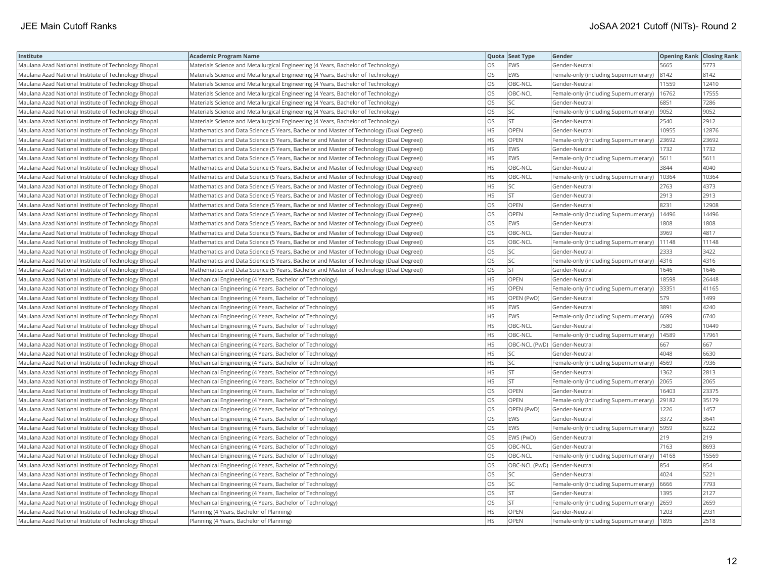| Institute | Academic Program Name | Quota | Seat Type | Gender | Opening Rank | Closing Rank |
|---|---|---|---|---|---|---|
| Maulana Azad National Institute of Technology Bhopal | Materials Science and Metallurgical Engineering (4 Years, Bachelor of Technology) | OS | EWS | Gender-Neutral | 5665 | 5773 |
| Maulana Azad National Institute of Technology Bhopal | Materials Science and Metallurgical Engineering (4 Years, Bachelor of Technology) | OS | EWS | Female-only (including Supernumerary) | 8142 | 8142 |
| Maulana Azad National Institute of Technology Bhopal | Materials Science and Metallurgical Engineering (4 Years, Bachelor of Technology) | OS | OBC-NCL | Gender-Neutral | 11559 | 12410 |
| Maulana Azad National Institute of Technology Bhopal | Materials Science and Metallurgical Engineering (4 Years, Bachelor of Technology) | OS | OBC-NCL | Female-only (including Supernumerary) | 16762 | 17555 |
| Maulana Azad National Institute of Technology Bhopal | Materials Science and Metallurgical Engineering (4 Years, Bachelor of Technology) | OS | SC | Gender-Neutral | 6851 | 7286 |
| Maulana Azad National Institute of Technology Bhopal | Materials Science and Metallurgical Engineering (4 Years, Bachelor of Technology) | OS | SC | Female-only (including Supernumerary) | 9052 | 9052 |
| Maulana Azad National Institute of Technology Bhopal | Materials Science and Metallurgical Engineering (4 Years, Bachelor of Technology) | OS | ST | Gender-Neutral | 2540 | 2912 |
| Maulana Azad National Institute of Technology Bhopal | Mathematics and Data Science (5 Years, Bachelor and Master of Technology (Dual Degree)) | HS | OPEN | Gender-Neutral | 10955 | 12876 |
| Maulana Azad National Institute of Technology Bhopal | Mathematics and Data Science (5 Years, Bachelor and Master of Technology (Dual Degree)) | HS | OPEN | Female-only (including Supernumerary) | 23692 | 23692 |
| Maulana Azad National Institute of Technology Bhopal | Mathematics and Data Science (5 Years, Bachelor and Master of Technology (Dual Degree)) | HS | EWS | Gender-Neutral | 1732 | 1732 |
| Maulana Azad National Institute of Technology Bhopal | Mathematics and Data Science (5 Years, Bachelor and Master of Technology (Dual Degree)) | HS | EWS | Female-only (including Supernumerary) | 5611 | 5611 |
| Maulana Azad National Institute of Technology Bhopal | Mathematics and Data Science (5 Years, Bachelor and Master of Technology (Dual Degree)) | HS | OBC-NCL | Gender-Neutral | 3844 | 4040 |
| Maulana Azad National Institute of Technology Bhopal | Mathematics and Data Science (5 Years, Bachelor and Master of Technology (Dual Degree)) | HS | OBC-NCL | Female-only (including Supernumerary) | 10364 | 10364 |
| Maulana Azad National Institute of Technology Bhopal | Mathematics and Data Science (5 Years, Bachelor and Master of Technology (Dual Degree)) | HS | SC | Gender-Neutral | 2763 | 4373 |
| Maulana Azad National Institute of Technology Bhopal | Mathematics and Data Science (5 Years, Bachelor and Master of Technology (Dual Degree)) | HS | ST | Gender-Neutral | 2913 | 2913 |
| Maulana Azad National Institute of Technology Bhopal | Mathematics and Data Science (5 Years, Bachelor and Master of Technology (Dual Degree)) | OS | OPEN | Gender-Neutral | 8231 | 12908 |
| Maulana Azad National Institute of Technology Bhopal | Mathematics and Data Science (5 Years, Bachelor and Master of Technology (Dual Degree)) | OS | OPEN | Female-only (including Supernumerary) | 14496 | 14496 |
| Maulana Azad National Institute of Technology Bhopal | Mathematics and Data Science (5 Years, Bachelor and Master of Technology (Dual Degree)) | OS | EWS | Gender-Neutral | 1808 | 1808 |
| Maulana Azad National Institute of Technology Bhopal | Mathematics and Data Science (5 Years, Bachelor and Master of Technology (Dual Degree)) | OS | OBC-NCL | Gender-Neutral | 3969 | 4817 |
| Maulana Azad National Institute of Technology Bhopal | Mathematics and Data Science (5 Years, Bachelor and Master of Technology (Dual Degree)) | OS | OBC-NCL | Female-only (including Supernumerary) | 11148 | 11148 |
| Maulana Azad National Institute of Technology Bhopal | Mathematics and Data Science (5 Years, Bachelor and Master of Technology (Dual Degree)) | OS | SC | Gender-Neutral | 2333 | 3422 |
| Maulana Azad National Institute of Technology Bhopal | Mathematics and Data Science (5 Years, Bachelor and Master of Technology (Dual Degree)) | OS | SC | Female-only (including Supernumerary) | 4316 | 4316 |
| Maulana Azad National Institute of Technology Bhopal | Mathematics and Data Science (5 Years, Bachelor and Master of Technology (Dual Degree)) | OS | ST | Gender-Neutral | 1646 | 1646 |
| Maulana Azad National Institute of Technology Bhopal | Mechanical Engineering (4 Years, Bachelor of Technology) | HS | OPEN | Gender-Neutral | 18598 | 26448 |
| Maulana Azad National Institute of Technology Bhopal | Mechanical Engineering (4 Years, Bachelor of Technology) | HS | OPEN | Female-only (including Supernumerary) | 33351 | 41165 |
| Maulana Azad National Institute of Technology Bhopal | Mechanical Engineering (4 Years, Bachelor of Technology) | HS | OPEN (PwD) | Gender-Neutral | 579 | 1499 |
| Maulana Azad National Institute of Technology Bhopal | Mechanical Engineering (4 Years, Bachelor of Technology) | HS | EWS | Gender-Neutral | 3891 | 4240 |
| Maulana Azad National Institute of Technology Bhopal | Mechanical Engineering (4 Years, Bachelor of Technology) | HS | EWS | Female-only (including Supernumerary) | 6699 | 6740 |
| Maulana Azad National Institute of Technology Bhopal | Mechanical Engineering (4 Years, Bachelor of Technology) | HS | OBC-NCL | Gender-Neutral | 7580 | 10449 |
| Maulana Azad National Institute of Technology Bhopal | Mechanical Engineering (4 Years, Bachelor of Technology) | HS | OBC-NCL | Female-only (including Supernumerary) | 14589 | 17961 |
| Maulana Azad National Institute of Technology Bhopal | Mechanical Engineering (4 Years, Bachelor of Technology) | HS | OBC-NCL (PwD) | Gender-Neutral | 667 | 667 |
| Maulana Azad National Institute of Technology Bhopal | Mechanical Engineering (4 Years, Bachelor of Technology) | HS | SC | Gender-Neutral | 4048 | 6630 |
| Maulana Azad National Institute of Technology Bhopal | Mechanical Engineering (4 Years, Bachelor of Technology) | HS | SC | Female-only (including Supernumerary) | 4569 | 7936 |
| Maulana Azad National Institute of Technology Bhopal | Mechanical Engineering (4 Years, Bachelor of Technology) | HS | ST | Gender-Neutral | 1362 | 2813 |
| Maulana Azad National Institute of Technology Bhopal | Mechanical Engineering (4 Years, Bachelor of Technology) | HS | ST | Female-only (including Supernumerary) | 2065 | 2065 |
| Maulana Azad National Institute of Technology Bhopal | Mechanical Engineering (4 Years, Bachelor of Technology) | OS | OPEN | Gender-Neutral | 16403 | 23375 |
| Maulana Azad National Institute of Technology Bhopal | Mechanical Engineering (4 Years, Bachelor of Technology) | OS | OPEN | Female-only (including Supernumerary) | 29182 | 35179 |
| Maulana Azad National Institute of Technology Bhopal | Mechanical Engineering (4 Years, Bachelor of Technology) | OS | OPEN (PwD) | Gender-Neutral | 1226 | 1457 |
| Maulana Azad National Institute of Technology Bhopal | Mechanical Engineering (4 Years, Bachelor of Technology) | OS | EWS | Gender-Neutral | 3372 | 3641 |
| Maulana Azad National Institute of Technology Bhopal | Mechanical Engineering (4 Years, Bachelor of Technology) | OS | EWS | Female-only (including Supernumerary) | 5959 | 6222 |
| Maulana Azad National Institute of Technology Bhopal | Mechanical Engineering (4 Years, Bachelor of Technology) | OS | EWS (PwD) | Gender-Neutral | 219 | 219 |
| Maulana Azad National Institute of Technology Bhopal | Mechanical Engineering (4 Years, Bachelor of Technology) | OS | OBC-NCL | Gender-Neutral | 7163 | 8693 |
| Maulana Azad National Institute of Technology Bhopal | Mechanical Engineering (4 Years, Bachelor of Technology) | OS | OBC-NCL | Female-only (including Supernumerary) | 14168 | 15569 |
| Maulana Azad National Institute of Technology Bhopal | Mechanical Engineering (4 Years, Bachelor of Technology) | OS | OBC-NCL (PwD) | Gender-Neutral | 854 | 854 |
| Maulana Azad National Institute of Technology Bhopal | Mechanical Engineering (4 Years, Bachelor of Technology) | OS | SC | Gender-Neutral | 4024 | 5221 |
| Maulana Azad National Institute of Technology Bhopal | Mechanical Engineering (4 Years, Bachelor of Technology) | OS | SC | Female-only (including Supernumerary) | 6666 | 7793 |
| Maulana Azad National Institute of Technology Bhopal | Mechanical Engineering (4 Years, Bachelor of Technology) | OS | ST | Gender-Neutral | 1395 | 2127 |
| Maulana Azad National Institute of Technology Bhopal | Mechanical Engineering (4 Years, Bachelor of Technology) | OS | ST | Female-only (including Supernumerary) | 2659 | 2659 |
| Maulana Azad National Institute of Technology Bhopal | Planning (4 Years, Bachelor of Planning) | HS | OPEN | Gender-Neutral | 1203 | 2931 |
| Maulana Azad National Institute of Technology Bhopal | Planning (4 Years, Bachelor of Planning) | HS | OPEN | Female-only (including Supernumerary) | 1895 | 2518 |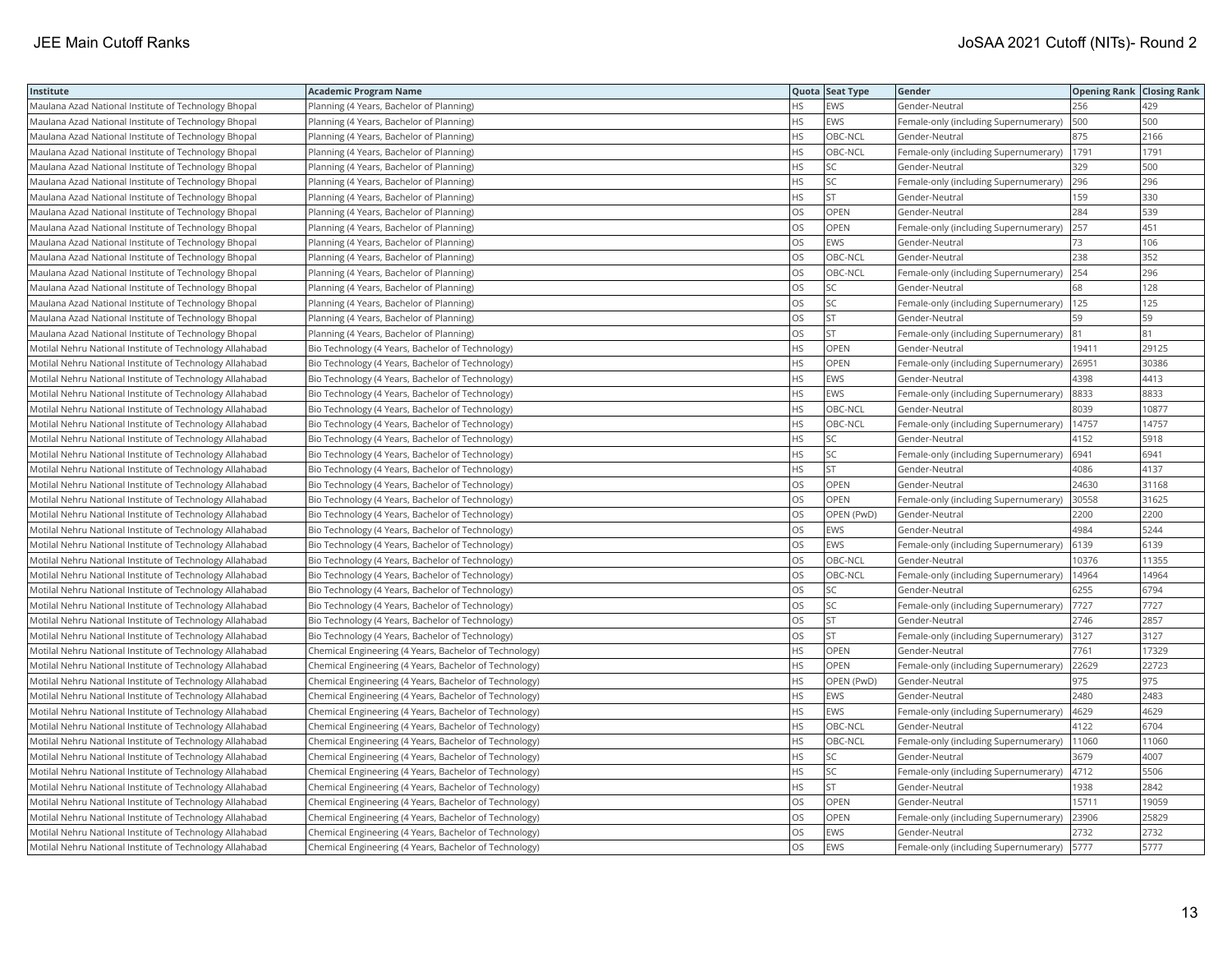| Institute | Academic Program Name | Quota | Seat Type | Gender | Opening Rank | Closing Rank |
|---|---|---|---|---|---|---|
| Maulana Azad National Institute of Technology Bhopal | Planning (4 Years, Bachelor of Planning) | HS | EWS | Gender-Neutral | 256 | 429 |
| Maulana Azad National Institute of Technology Bhopal | Planning (4 Years, Bachelor of Planning) | HS | EWS | Female-only (including Supernumerary) | 500 | 500 |
| Maulana Azad National Institute of Technology Bhopal | Planning (4 Years, Bachelor of Planning) | HS | OBC-NCL | Gender-Neutral | 875 | 2166 |
| Maulana Azad National Institute of Technology Bhopal | Planning (4 Years, Bachelor of Planning) | HS | OBC-NCL | Female-only (including Supernumerary) | 1791 | 1791 |
| Maulana Azad National Institute of Technology Bhopal | Planning (4 Years, Bachelor of Planning) | HS | SC | Gender-Neutral | 329 | 500 |
| Maulana Azad National Institute of Technology Bhopal | Planning (4 Years, Bachelor of Planning) | HS | SC | Female-only (including Supernumerary) | 296 | 296 |
| Maulana Azad National Institute of Technology Bhopal | Planning (4 Years, Bachelor of Planning) | HS | ST | Gender-Neutral | 159 | 330 |
| Maulana Azad National Institute of Technology Bhopal | Planning (4 Years, Bachelor of Planning) | OS | OPEN | Gender-Neutral | 284 | 539 |
| Maulana Azad National Institute of Technology Bhopal | Planning (4 Years, Bachelor of Planning) | OS | OPEN | Female-only (including Supernumerary) | 257 | 451 |
| Maulana Azad National Institute of Technology Bhopal | Planning (4 Years, Bachelor of Planning) | OS | EWS | Gender-Neutral | 73 | 106 |
| Maulana Azad National Institute of Technology Bhopal | Planning (4 Years, Bachelor of Planning) | OS | OBC-NCL | Gender-Neutral | 238 | 352 |
| Maulana Azad National Institute of Technology Bhopal | Planning (4 Years, Bachelor of Planning) | OS | OBC-NCL | Female-only (including Supernumerary) | 254 | 296 |
| Maulana Azad National Institute of Technology Bhopal | Planning (4 Years, Bachelor of Planning) | OS | SC | Gender-Neutral | 68 | 128 |
| Maulana Azad National Institute of Technology Bhopal | Planning (4 Years, Bachelor of Planning) | OS | SC | Female-only (including Supernumerary) | 125 | 125 |
| Maulana Azad National Institute of Technology Bhopal | Planning (4 Years, Bachelor of Planning) | OS | ST | Gender-Neutral | 59 | 59 |
| Maulana Azad National Institute of Technology Bhopal | Planning (4 Years, Bachelor of Planning) | OS | ST | Female-only (including Supernumerary) | 81 | 81 |
| Motilal Nehru National Institute of Technology Allahabad | Bio Technology (4 Years, Bachelor of Technology) | HS | OPEN | Gender-Neutral | 19411 | 29125 |
| Motilal Nehru National Institute of Technology Allahabad | Bio Technology (4 Years, Bachelor of Technology) | HS | OPEN | Female-only (including Supernumerary) | 26951 | 30386 |
| Motilal Nehru National Institute of Technology Allahabad | Bio Technology (4 Years, Bachelor of Technology) | HS | EWS | Gender-Neutral | 4398 | 4413 |
| Motilal Nehru National Institute of Technology Allahabad | Bio Technology (4 Years, Bachelor of Technology) | HS | EWS | Female-only (including Supernumerary) | 8833 | 8833 |
| Motilal Nehru National Institute of Technology Allahabad | Bio Technology (4 Years, Bachelor of Technology) | HS | OBC-NCL | Gender-Neutral | 8039 | 10877 |
| Motilal Nehru National Institute of Technology Allahabad | Bio Technology (4 Years, Bachelor of Technology) | HS | OBC-NCL | Female-only (including Supernumerary) | 14757 | 14757 |
| Motilal Nehru National Institute of Technology Allahabad | Bio Technology (4 Years, Bachelor of Technology) | HS | SC | Gender-Neutral | 4152 | 5918 |
| Motilal Nehru National Institute of Technology Allahabad | Bio Technology (4 Years, Bachelor of Technology) | HS | SC | Female-only (including Supernumerary) | 6941 | 6941 |
| Motilal Nehru National Institute of Technology Allahabad | Bio Technology (4 Years, Bachelor of Technology) | HS | ST | Gender-Neutral | 4086 | 4137 |
| Motilal Nehru National Institute of Technology Allahabad | Bio Technology (4 Years, Bachelor of Technology) | OS | OPEN | Gender-Neutral | 24630 | 31168 |
| Motilal Nehru National Institute of Technology Allahabad | Bio Technology (4 Years, Bachelor of Technology) | OS | OPEN | Female-only (including Supernumerary) | 30558 | 31625 |
| Motilal Nehru National Institute of Technology Allahabad | Bio Technology (4 Years, Bachelor of Technology) | OS | OPEN (PwD) | Gender-Neutral | 2200 | 2200 |
| Motilal Nehru National Institute of Technology Allahabad | Bio Technology (4 Years, Bachelor of Technology) | OS | EWS | Gender-Neutral | 4984 | 5244 |
| Motilal Nehru National Institute of Technology Allahabad | Bio Technology (4 Years, Bachelor of Technology) | OS | EWS | Female-only (including Supernumerary) | 6139 | 6139 |
| Motilal Nehru National Institute of Technology Allahabad | Bio Technology (4 Years, Bachelor of Technology) | OS | OBC-NCL | Gender-Neutral | 10376 | 11355 |
| Motilal Nehru National Institute of Technology Allahabad | Bio Technology (4 Years, Bachelor of Technology) | OS | OBC-NCL | Female-only (including Supernumerary) | 14964 | 14964 |
| Motilal Nehru National Institute of Technology Allahabad | Bio Technology (4 Years, Bachelor of Technology) | OS | SC | Gender-Neutral | 6255 | 6794 |
| Motilal Nehru National Institute of Technology Allahabad | Bio Technology (4 Years, Bachelor of Technology) | OS | SC | Female-only (including Supernumerary) | 7727 | 7727 |
| Motilal Nehru National Institute of Technology Allahabad | Bio Technology (4 Years, Bachelor of Technology) | OS | ST | Gender-Neutral | 2746 | 2857 |
| Motilal Nehru National Institute of Technology Allahabad | Bio Technology (4 Years, Bachelor of Technology) | OS | ST | Female-only (including Supernumerary) | 3127 | 3127 |
| Motilal Nehru National Institute of Technology Allahabad | Chemical Engineering (4 Years, Bachelor of Technology) | HS | OPEN | Gender-Neutral | 7761 | 17329 |
| Motilal Nehru National Institute of Technology Allahabad | Chemical Engineering (4 Years, Bachelor of Technology) | HS | OPEN | Female-only (including Supernumerary) | 22629 | 22723 |
| Motilal Nehru National Institute of Technology Allahabad | Chemical Engineering (4 Years, Bachelor of Technology) | HS | OPEN (PwD) | Gender-Neutral | 975 | 975 |
| Motilal Nehru National Institute of Technology Allahabad | Chemical Engineering (4 Years, Bachelor of Technology) | HS | EWS | Gender-Neutral | 2480 | 2483 |
| Motilal Nehru National Institute of Technology Allahabad | Chemical Engineering (4 Years, Bachelor of Technology) | HS | EWS | Female-only (including Supernumerary) | 4629 | 4629 |
| Motilal Nehru National Institute of Technology Allahabad | Chemical Engineering (4 Years, Bachelor of Technology) | HS | OBC-NCL | Gender-Neutral | 4122 | 6704 |
| Motilal Nehru National Institute of Technology Allahabad | Chemical Engineering (4 Years, Bachelor of Technology) | HS | OBC-NCL | Female-only (including Supernumerary) | 11060 | 11060 |
| Motilal Nehru National Institute of Technology Allahabad | Chemical Engineering (4 Years, Bachelor of Technology) | HS | SC | Gender-Neutral | 3679 | 4007 |
| Motilal Nehru National Institute of Technology Allahabad | Chemical Engineering (4 Years, Bachelor of Technology) | HS | SC | Female-only (including Supernumerary) | 4712 | 5506 |
| Motilal Nehru National Institute of Technology Allahabad | Chemical Engineering (4 Years, Bachelor of Technology) | HS | ST | Gender-Neutral | 1938 | 2842 |
| Motilal Nehru National Institute of Technology Allahabad | Chemical Engineering (4 Years, Bachelor of Technology) | OS | OPEN | Gender-Neutral | 15711 | 19059 |
| Motilal Nehru National Institute of Technology Allahabad | Chemical Engineering (4 Years, Bachelor of Technology) | OS | OPEN | Female-only (including Supernumerary) | 23906 | 25829 |
| Motilal Nehru National Institute of Technology Allahabad | Chemical Engineering (4 Years, Bachelor of Technology) | OS | EWS | Gender-Neutral | 2732 | 2732 |
| Motilal Nehru National Institute of Technology Allahabad | Chemical Engineering (4 Years, Bachelor of Technology) | OS | EWS | Female-only (including Supernumerary) | 5777 | 5777 |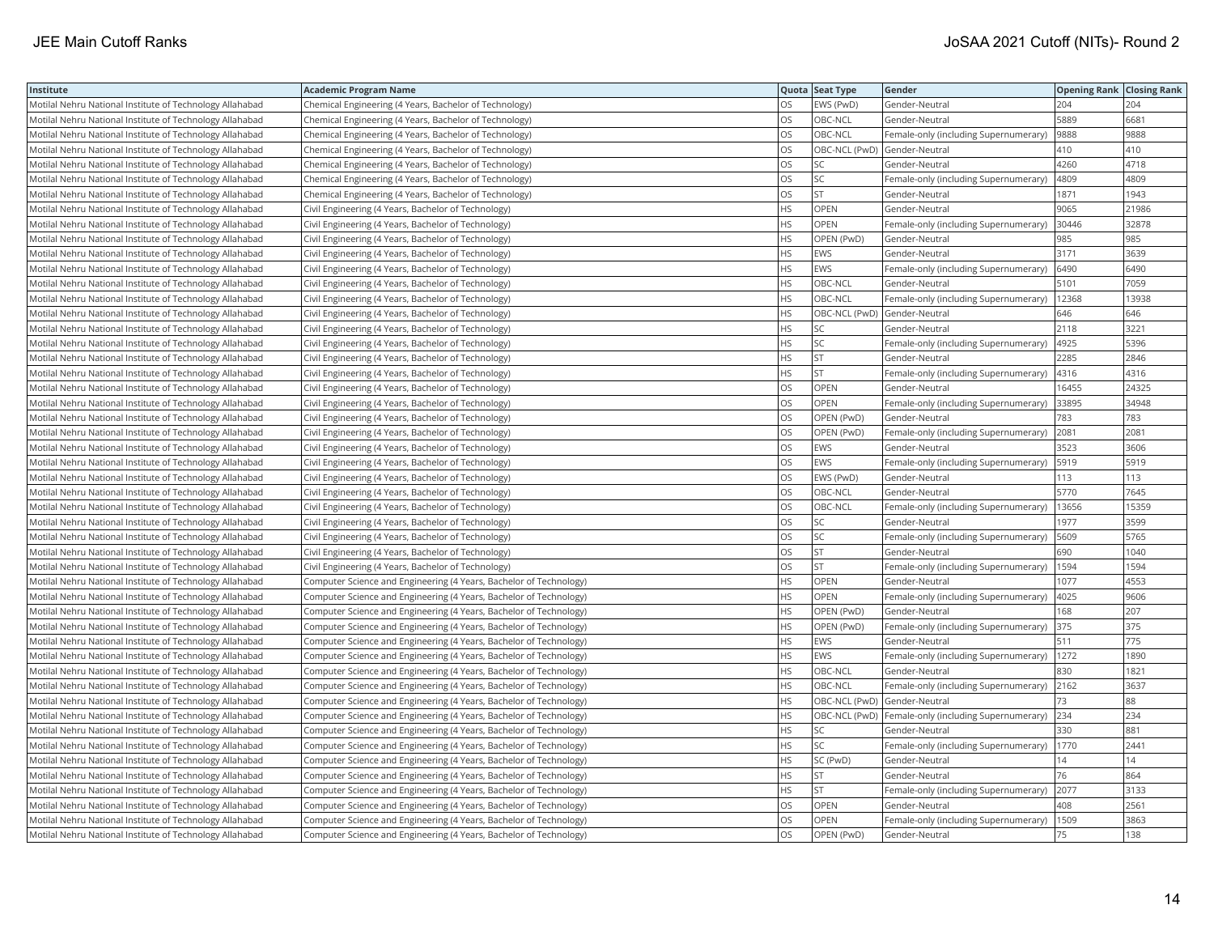| Institute | Academic Program Name | Quota | Seat Type | Gender | Opening Rank | Closing Rank |
|---|---|---|---|---|---|---|
| Motilal Nehru National Institute of Technology Allahabad | Chemical Engineering (4 Years, Bachelor of Technology) | OS | EWS (PwD) | Gender-Neutral | 204 | 204 |
| Motilal Nehru National Institute of Technology Allahabad | Chemical Engineering (4 Years, Bachelor of Technology) | OS | OBC-NCL | Gender-Neutral | 5889 | 6681 |
| Motilal Nehru National Institute of Technology Allahabad | Chemical Engineering (4 Years, Bachelor of Technology) | OS | OBC-NCL | Female-only (including Supernumerary) | 9888 | 9888 |
| Motilal Nehru National Institute of Technology Allahabad | Chemical Engineering (4 Years, Bachelor of Technology) | OS | OBC-NCL (PwD) | Gender-Neutral | 410 | 410 |
| Motilal Nehru National Institute of Technology Allahabad | Chemical Engineering (4 Years, Bachelor of Technology) | OS | SC | Gender-Neutral | 4260 | 4718 |
| Motilal Nehru National Institute of Technology Allahabad | Chemical Engineering (4 Years, Bachelor of Technology) | OS | SC | Female-only (including Supernumerary) | 4809 | 4809 |
| Motilal Nehru National Institute of Technology Allahabad | Chemical Engineering (4 Years, Bachelor of Technology) | OS | ST | Gender-Neutral | 1871 | 1943 |
| Motilal Nehru National Institute of Technology Allahabad | Civil Engineering (4 Years, Bachelor of Technology) | HS | OPEN | Gender-Neutral | 9065 | 21986 |
| Motilal Nehru National Institute of Technology Allahabad | Civil Engineering (4 Years, Bachelor of Technology) | HS | OPEN | Female-only (including Supernumerary) | 30446 | 32878 |
| Motilal Nehru National Institute of Technology Allahabad | Civil Engineering (4 Years, Bachelor of Technology) | HS | OPEN (PwD) | Gender-Neutral | 985 | 985 |
| Motilal Nehru National Institute of Technology Allahabad | Civil Engineering (4 Years, Bachelor of Technology) | HS | EWS | Gender-Neutral | 3171 | 3639 |
| Motilal Nehru National Institute of Technology Allahabad | Civil Engineering (4 Years, Bachelor of Technology) | HS | EWS | Female-only (including Supernumerary) | 6490 | 6490 |
| Motilal Nehru National Institute of Technology Allahabad | Civil Engineering (4 Years, Bachelor of Technology) | HS | OBC-NCL | Gender-Neutral | 5101 | 7059 |
| Motilal Nehru National Institute of Technology Allahabad | Civil Engineering (4 Years, Bachelor of Technology) | HS | OBC-NCL | Female-only (including Supernumerary) | 12368 | 13938 |
| Motilal Nehru National Institute of Technology Allahabad | Civil Engineering (4 Years, Bachelor of Technology) | HS | OBC-NCL (PwD) | Gender-Neutral | 646 | 646 |
| Motilal Nehru National Institute of Technology Allahabad | Civil Engineering (4 Years, Bachelor of Technology) | HS | SC | Gender-Neutral | 2118 | 3221 |
| Motilal Nehru National Institute of Technology Allahabad | Civil Engineering (4 Years, Bachelor of Technology) | HS | SC | Female-only (including Supernumerary) | 4925 | 5396 |
| Motilal Nehru National Institute of Technology Allahabad | Civil Engineering (4 Years, Bachelor of Technology) | HS | ST | Gender-Neutral | 2285 | 2846 |
| Motilal Nehru National Institute of Technology Allahabad | Civil Engineering (4 Years, Bachelor of Technology) | HS | ST | Female-only (including Supernumerary) | 4316 | 4316 |
| Motilal Nehru National Institute of Technology Allahabad | Civil Engineering (4 Years, Bachelor of Technology) | OS | OPEN | Gender-Neutral | 16455 | 24325 |
| Motilal Nehru National Institute of Technology Allahabad | Civil Engineering (4 Years, Bachelor of Technology) | OS | OPEN | Female-only (including Supernumerary) | 33895 | 34948 |
| Motilal Nehru National Institute of Technology Allahabad | Civil Engineering (4 Years, Bachelor of Technology) | OS | OPEN (PwD) | Gender-Neutral | 783 | 783 |
| Motilal Nehru National Institute of Technology Allahabad | Civil Engineering (4 Years, Bachelor of Technology) | OS | OPEN (PwD) | Female-only (including Supernumerary) | 2081 | 2081 |
| Motilal Nehru National Institute of Technology Allahabad | Civil Engineering (4 Years, Bachelor of Technology) | OS | EWS | Gender-Neutral | 3523 | 3606 |
| Motilal Nehru National Institute of Technology Allahabad | Civil Engineering (4 Years, Bachelor of Technology) | OS | EWS | Female-only (including Supernumerary) | 5919 | 5919 |
| Motilal Nehru National Institute of Technology Allahabad | Civil Engineering (4 Years, Bachelor of Technology) | OS | EWS (PwD) | Gender-Neutral | 113 | 113 |
| Motilal Nehru National Institute of Technology Allahabad | Civil Engineering (4 Years, Bachelor of Technology) | OS | OBC-NCL | Gender-Neutral | 5770 | 7645 |
| Motilal Nehru National Institute of Technology Allahabad | Civil Engineering (4 Years, Bachelor of Technology) | OS | OBC-NCL | Female-only (including Supernumerary) | 13656 | 15359 |
| Motilal Nehru National Institute of Technology Allahabad | Civil Engineering (4 Years, Bachelor of Technology) | OS | SC | Gender-Neutral | 1977 | 3599 |
| Motilal Nehru National Institute of Technology Allahabad | Civil Engineering (4 Years, Bachelor of Technology) | OS | SC | Female-only (including Supernumerary) | 5609 | 5765 |
| Motilal Nehru National Institute of Technology Allahabad | Civil Engineering (4 Years, Bachelor of Technology) | OS | ST | Gender-Neutral | 690 | 1040 |
| Motilal Nehru National Institute of Technology Allahabad | Civil Engineering (4 Years, Bachelor of Technology) | OS | ST | Female-only (including Supernumerary) | 1594 | 1594 |
| Motilal Nehru National Institute of Technology Allahabad | Computer Science and Engineering (4 Years, Bachelor of Technology) | HS | OPEN | Gender-Neutral | 1077 | 4553 |
| Motilal Nehru National Institute of Technology Allahabad | Computer Science and Engineering (4 Years, Bachelor of Technology) | HS | OPEN | Female-only (including Supernumerary) | 4025 | 9606 |
| Motilal Nehru National Institute of Technology Allahabad | Computer Science and Engineering (4 Years, Bachelor of Technology) | HS | OPEN (PwD) | Gender-Neutral | 168 | 207 |
| Motilal Nehru National Institute of Technology Allahabad | Computer Science and Engineering (4 Years, Bachelor of Technology) | HS | OPEN (PwD) | Female-only (including Supernumerary) | 375 | 375 |
| Motilal Nehru National Institute of Technology Allahabad | Computer Science and Engineering (4 Years, Bachelor of Technology) | HS | EWS | Gender-Neutral | 511 | 775 |
| Motilal Nehru National Institute of Technology Allahabad | Computer Science and Engineering (4 Years, Bachelor of Technology) | HS | EWS | Female-only (including Supernumerary) | 1272 | 1890 |
| Motilal Nehru National Institute of Technology Allahabad | Computer Science and Engineering (4 Years, Bachelor of Technology) | HS | OBC-NCL | Gender-Neutral | 830 | 1821 |
| Motilal Nehru National Institute of Technology Allahabad | Computer Science and Engineering (4 Years, Bachelor of Technology) | HS | OBC-NCL | Female-only (including Supernumerary) | 2162 | 3637 |
| Motilal Nehru National Institute of Technology Allahabad | Computer Science and Engineering (4 Years, Bachelor of Technology) | HS | OBC-NCL (PwD) | Gender-Neutral | 73 | 88 |
| Motilal Nehru National Institute of Technology Allahabad | Computer Science and Engineering (4 Years, Bachelor of Technology) | HS | OBC-NCL (PwD) | Female-only (including Supernumerary) | 234 | 234 |
| Motilal Nehru National Institute of Technology Allahabad | Computer Science and Engineering (4 Years, Bachelor of Technology) | HS | SC | Gender-Neutral | 330 | 881 |
| Motilal Nehru National Institute of Technology Allahabad | Computer Science and Engineering (4 Years, Bachelor of Technology) | HS | SC | Female-only (including Supernumerary) | 1770 | 2441 |
| Motilal Nehru National Institute of Technology Allahabad | Computer Science and Engineering (4 Years, Bachelor of Technology) | HS | SC (PwD) | Gender-Neutral | 14 | 14 |
| Motilal Nehru National Institute of Technology Allahabad | Computer Science and Engineering (4 Years, Bachelor of Technology) | HS | ST | Gender-Neutral | 76 | 864 |
| Motilal Nehru National Institute of Technology Allahabad | Computer Science and Engineering (4 Years, Bachelor of Technology) | HS | ST | Female-only (including Supernumerary) | 2077 | 3133 |
| Motilal Nehru National Institute of Technology Allahabad | Computer Science and Engineering (4 Years, Bachelor of Technology) | OS | OPEN | Gender-Neutral | 408 | 2561 |
| Motilal Nehru National Institute of Technology Allahabad | Computer Science and Engineering (4 Years, Bachelor of Technology) | OS | OPEN | Female-only (including Supernumerary) | 1509 | 3863 |
| Motilal Nehru National Institute of Technology Allahabad | Computer Science and Engineering (4 Years, Bachelor of Technology) | OS | OPEN (PwD) | Gender-Neutral | 75 | 138 |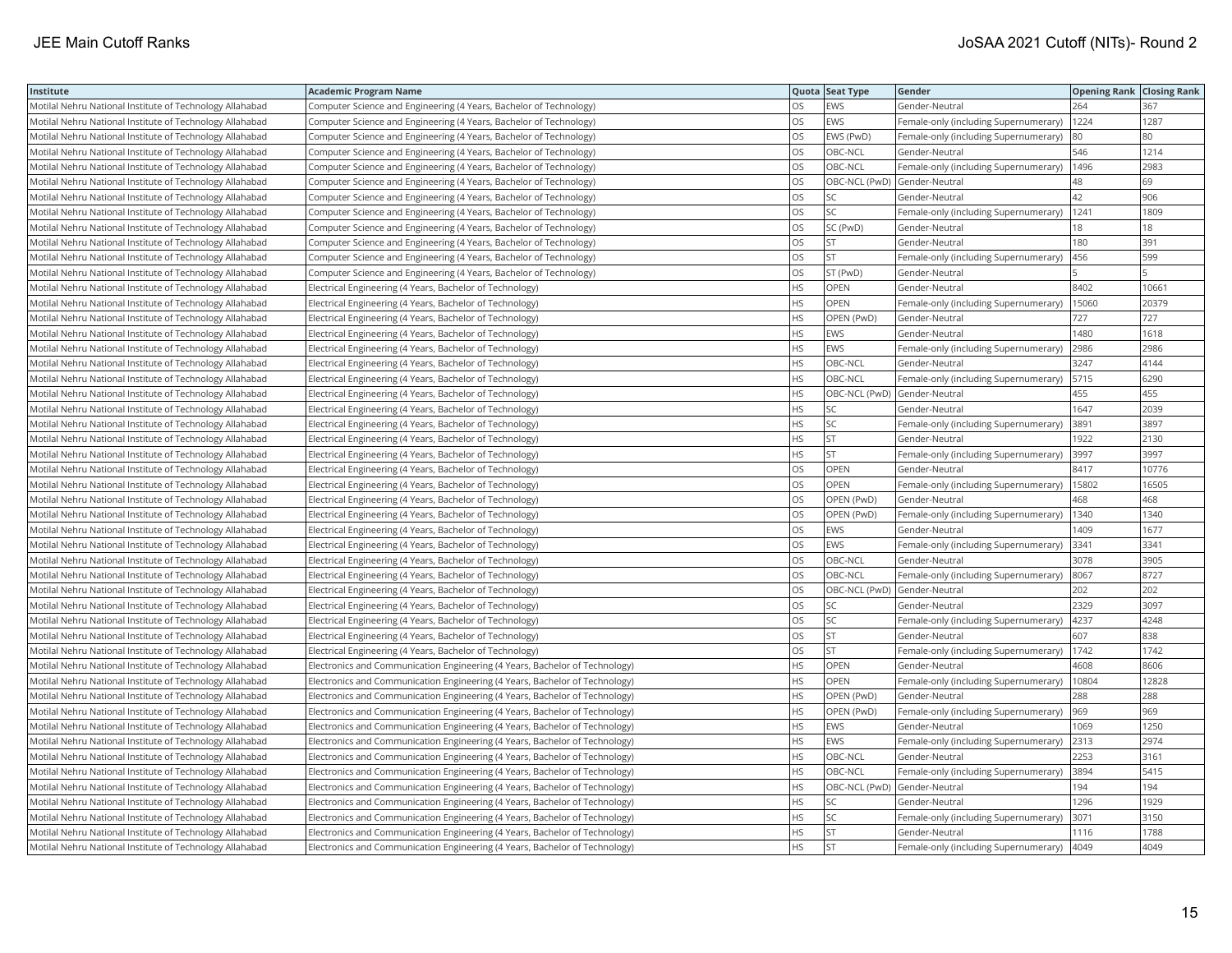| Institute | Academic Program Name | Quota | Seat Type | Gender | Opening Rank | Closing Rank |
|---|---|---|---|---|---|---|
| Motilal Nehru National Institute of Technology Allahabad | Computer Science and Engineering (4 Years, Bachelor of Technology) | OS | EWS | Gender-Neutral | 264 | 367 |
| Motilal Nehru National Institute of Technology Allahabad | Computer Science and Engineering (4 Years, Bachelor of Technology) | OS | EWS | Female-only (including Supernumerary) | 1224 | 1287 |
| Motilal Nehru National Institute of Technology Allahabad | Computer Science and Engineering (4 Years, Bachelor of Technology) | OS | EWS (PwD) | Female-only (including Supernumerary) | 80 | 80 |
| Motilal Nehru National Institute of Technology Allahabad | Computer Science and Engineering (4 Years, Bachelor of Technology) | OS | OBC-NCL | Gender-Neutral | 546 | 1214 |
| Motilal Nehru National Institute of Technology Allahabad | Computer Science and Engineering (4 Years, Bachelor of Technology) | OS | OBC-NCL | Female-only (including Supernumerary) | 1496 | 2983 |
| Motilal Nehru National Institute of Technology Allahabad | Computer Science and Engineering (4 Years, Bachelor of Technology) | OS | OBC-NCL (PwD) | Gender-Neutral | 48 | 69 |
| Motilal Nehru National Institute of Technology Allahabad | Computer Science and Engineering (4 Years, Bachelor of Technology) | OS | SC | Gender-Neutral | 42 | 906 |
| Motilal Nehru National Institute of Technology Allahabad | Computer Science and Engineering (4 Years, Bachelor of Technology) | OS | SC | Female-only (including Supernumerary) | 1241 | 1809 |
| Motilal Nehru National Institute of Technology Allahabad | Computer Science and Engineering (4 Years, Bachelor of Technology) | OS | SC (PwD) | Gender-Neutral | 18 | 18 |
| Motilal Nehru National Institute of Technology Allahabad | Computer Science and Engineering (4 Years, Bachelor of Technology) | OS | ST | Gender-Neutral | 180 | 391 |
| Motilal Nehru National Institute of Technology Allahabad | Computer Science and Engineering (4 Years, Bachelor of Technology) | OS | ST | Female-only (including Supernumerary) | 456 | 599 |
| Motilal Nehru National Institute of Technology Allahabad | Computer Science and Engineering (4 Years, Bachelor of Technology) | OS | ST (PwD) | Gender-Neutral | 5 | 5 |
| Motilal Nehru National Institute of Technology Allahabad | Electrical Engineering (4 Years, Bachelor of Technology) | HS | OPEN | Gender-Neutral | 8402 | 10661 |
| Motilal Nehru National Institute of Technology Allahabad | Electrical Engineering (4 Years, Bachelor of Technology) | HS | OPEN | Female-only (including Supernumerary) | 15060 | 20379 |
| Motilal Nehru National Institute of Technology Allahabad | Electrical Engineering (4 Years, Bachelor of Technology) | HS | OPEN (PwD) | Gender-Neutral | 727 | 727 |
| Motilal Nehru National Institute of Technology Allahabad | Electrical Engineering (4 Years, Bachelor of Technology) | HS | EWS | Gender-Neutral | 1480 | 1618 |
| Motilal Nehru National Institute of Technology Allahabad | Electrical Engineering (4 Years, Bachelor of Technology) | HS | EWS | Female-only (including Supernumerary) | 2986 | 2986 |
| Motilal Nehru National Institute of Technology Allahabad | Electrical Engineering (4 Years, Bachelor of Technology) | HS | OBC-NCL | Gender-Neutral | 3247 | 4144 |
| Motilal Nehru National Institute of Technology Allahabad | Electrical Engineering (4 Years, Bachelor of Technology) | HS | OBC-NCL | Female-only (including Supernumerary) | 5715 | 6290 |
| Motilal Nehru National Institute of Technology Allahabad | Electrical Engineering (4 Years, Bachelor of Technology) | HS | OBC-NCL (PwD) | Gender-Neutral | 455 | 455 |
| Motilal Nehru National Institute of Technology Allahabad | Electrical Engineering (4 Years, Bachelor of Technology) | HS | SC | Gender-Neutral | 1647 | 2039 |
| Motilal Nehru National Institute of Technology Allahabad | Electrical Engineering (4 Years, Bachelor of Technology) | HS | SC | Female-only (including Supernumerary) | 3891 | 3897 |
| Motilal Nehru National Institute of Technology Allahabad | Electrical Engineering (4 Years, Bachelor of Technology) | HS | ST | Gender-Neutral | 1922 | 2130 |
| Motilal Nehru National Institute of Technology Allahabad | Electrical Engineering (4 Years, Bachelor of Technology) | HS | ST | Female-only (including Supernumerary) | 3997 | 3997 |
| Motilal Nehru National Institute of Technology Allahabad | Electrical Engineering (4 Years, Bachelor of Technology) | OS | OPEN | Gender-Neutral | 8417 | 10776 |
| Motilal Nehru National Institute of Technology Allahabad | Electrical Engineering (4 Years, Bachelor of Technology) | OS | OPEN | Female-only (including Supernumerary) | 15802 | 16505 |
| Motilal Nehru National Institute of Technology Allahabad | Electrical Engineering (4 Years, Bachelor of Technology) | OS | OPEN (PwD) | Gender-Neutral | 468 | 468 |
| Motilal Nehru National Institute of Technology Allahabad | Electrical Engineering (4 Years, Bachelor of Technology) | OS | OPEN (PwD) | Female-only (including Supernumerary) | 1340 | 1340 |
| Motilal Nehru National Institute of Technology Allahabad | Electrical Engineering (4 Years, Bachelor of Technology) | OS | EWS | Gender-Neutral | 1409 | 1677 |
| Motilal Nehru National Institute of Technology Allahabad | Electrical Engineering (4 Years, Bachelor of Technology) | OS | EWS | Female-only (including Supernumerary) | 3341 | 3341 |
| Motilal Nehru National Institute of Technology Allahabad | Electrical Engineering (4 Years, Bachelor of Technology) | OS | OBC-NCL | Gender-Neutral | 3078 | 3905 |
| Motilal Nehru National Institute of Technology Allahabad | Electrical Engineering (4 Years, Bachelor of Technology) | OS | OBC-NCL | Female-only (including Supernumerary) | 8067 | 8727 |
| Motilal Nehru National Institute of Technology Allahabad | Electrical Engineering (4 Years, Bachelor of Technology) | OS | OBC-NCL (PwD) | Gender-Neutral | 202 | 202 |
| Motilal Nehru National Institute of Technology Allahabad | Electrical Engineering (4 Years, Bachelor of Technology) | OS | SC | Gender-Neutral | 2329 | 3097 |
| Motilal Nehru National Institute of Technology Allahabad | Electrical Engineering (4 Years, Bachelor of Technology) | OS | SC | Female-only (including Supernumerary) | 4237 | 4248 |
| Motilal Nehru National Institute of Technology Allahabad | Electrical Engineering (4 Years, Bachelor of Technology) | OS | ST | Gender-Neutral | 607 | 838 |
| Motilal Nehru National Institute of Technology Allahabad | Electrical Engineering (4 Years, Bachelor of Technology) | OS | ST | Female-only (including Supernumerary) | 1742 | 1742 |
| Motilal Nehru National Institute of Technology Allahabad | Electronics and Communication Engineering (4 Years, Bachelor of Technology) | HS | OPEN | Gender-Neutral | 4608 | 8606 |
| Motilal Nehru National Institute of Technology Allahabad | Electronics and Communication Engineering (4 Years, Bachelor of Technology) | HS | OPEN | Female-only (including Supernumerary) | 10804 | 12828 |
| Motilal Nehru National Institute of Technology Allahabad | Electronics and Communication Engineering (4 Years, Bachelor of Technology) | HS | OPEN (PwD) | Gender-Neutral | 288 | 288 |
| Motilal Nehru National Institute of Technology Allahabad | Electronics and Communication Engineering (4 Years, Bachelor of Technology) | HS | OPEN (PwD) | Female-only (including Supernumerary) | 969 | 969 |
| Motilal Nehru National Institute of Technology Allahabad | Electronics and Communication Engineering (4 Years, Bachelor of Technology) | HS | EWS | Gender-Neutral | 1069 | 1250 |
| Motilal Nehru National Institute of Technology Allahabad | Electronics and Communication Engineering (4 Years, Bachelor of Technology) | HS | EWS | Female-only (including Supernumerary) | 2313 | 2974 |
| Motilal Nehru National Institute of Technology Allahabad | Electronics and Communication Engineering (4 Years, Bachelor of Technology) | HS | OBC-NCL | Gender-Neutral | 2253 | 3161 |
| Motilal Nehru National Institute of Technology Allahabad | Electronics and Communication Engineering (4 Years, Bachelor of Technology) | HS | OBC-NCL | Female-only (including Supernumerary) | 3894 | 5415 |
| Motilal Nehru National Institute of Technology Allahabad | Electronics and Communication Engineering (4 Years, Bachelor of Technology) | HS | OBC-NCL (PwD) | Gender-Neutral | 194 | 194 |
| Motilal Nehru National Institute of Technology Allahabad | Electronics and Communication Engineering (4 Years, Bachelor of Technology) | HS | SC | Gender-Neutral | 1296 | 1929 |
| Motilal Nehru National Institute of Technology Allahabad | Electronics and Communication Engineering (4 Years, Bachelor of Technology) | HS | SC | Female-only (including Supernumerary) | 3071 | 3150 |
| Motilal Nehru National Institute of Technology Allahabad | Electronics and Communication Engineering (4 Years, Bachelor of Technology) | HS | ST | Gender-Neutral | 1116 | 1788 |
| Motilal Nehru National Institute of Technology Allahabad | Electronics and Communication Engineering (4 Years, Bachelor of Technology) | HS | ST | Female-only (including Supernumerary) | 4049 | 4049 |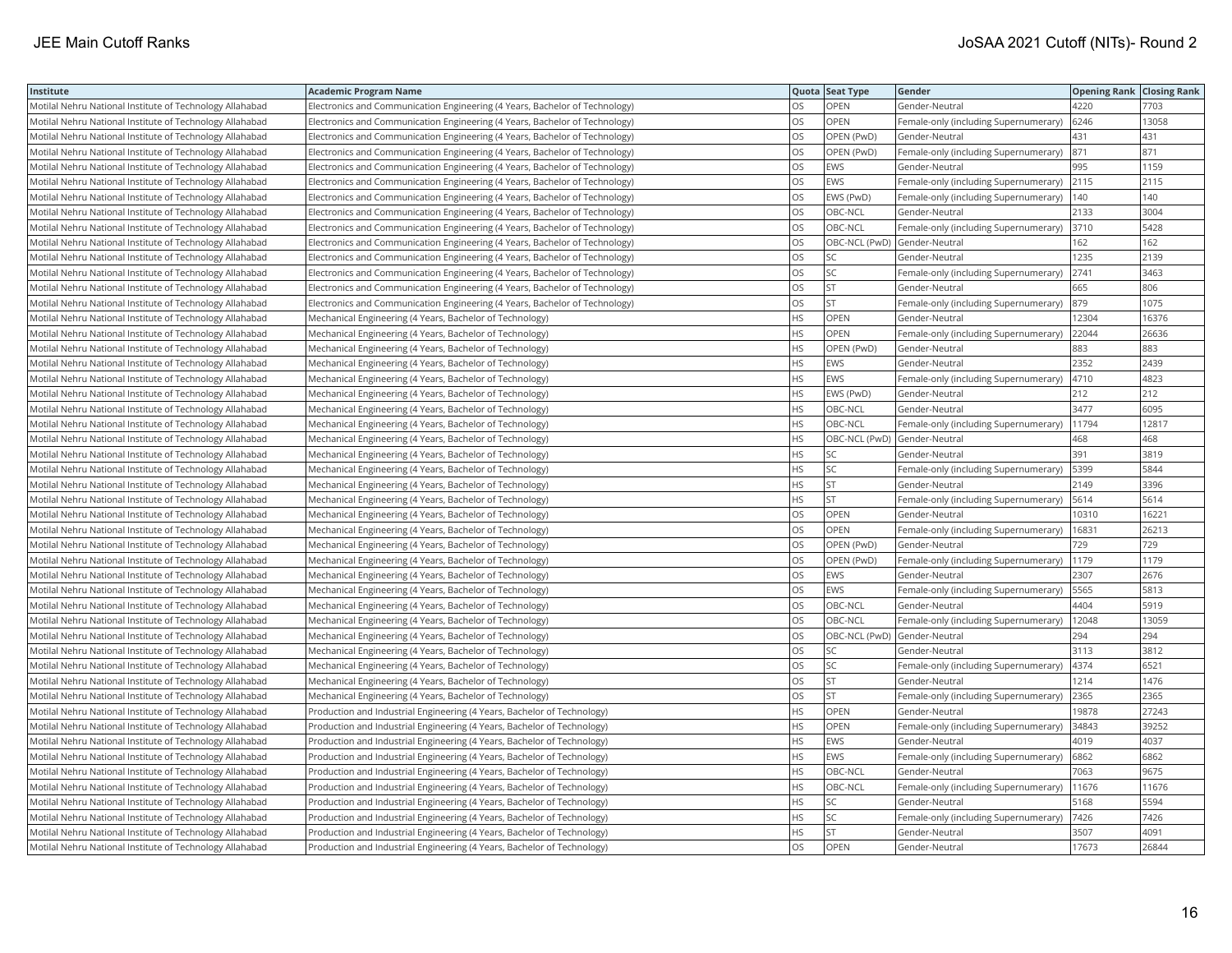| Institute | Academic Program Name | Quota | Seat Type | Gender | Opening Rank | Closing Rank |
|---|---|---|---|---|---|---|
| Motilal Nehru National Institute of Technology Allahabad | Electronics and Communication Engineering (4 Years, Bachelor of Technology) | OS | OPEN | Gender-Neutral | 4220 | 7703 |
| Motilal Nehru National Institute of Technology Allahabad | Electronics and Communication Engineering (4 Years, Bachelor of Technology) | OS | OPEN | Female-only (including Supernumerary) | 6246 | 13058 |
| Motilal Nehru National Institute of Technology Allahabad | Electronics and Communication Engineering (4 Years, Bachelor of Technology) | OS | OPEN (PwD) | Gender-Neutral | 431 | 431 |
| Motilal Nehru National Institute of Technology Allahabad | Electronics and Communication Engineering (4 Years, Bachelor of Technology) | OS | OPEN (PwD) | Female-only (including Supernumerary) | 871 | 871 |
| Motilal Nehru National Institute of Technology Allahabad | Electronics and Communication Engineering (4 Years, Bachelor of Technology) | OS | EWS | Gender-Neutral | 995 | 1159 |
| Motilal Nehru National Institute of Technology Allahabad | Electronics and Communication Engineering (4 Years, Bachelor of Technology) | OS | EWS | Female-only (including Supernumerary) | 2115 | 2115 |
| Motilal Nehru National Institute of Technology Allahabad | Electronics and Communication Engineering (4 Years, Bachelor of Technology) | OS | EWS (PwD) | Female-only (including Supernumerary) | 140 | 140 |
| Motilal Nehru National Institute of Technology Allahabad | Electronics and Communication Engineering (4 Years, Bachelor of Technology) | OS | OBC-NCL | Gender-Neutral | 2133 | 3004 |
| Motilal Nehru National Institute of Technology Allahabad | Electronics and Communication Engineering (4 Years, Bachelor of Technology) | OS | OBC-NCL | Female-only (including Supernumerary) | 3710 | 5428 |
| Motilal Nehru National Institute of Technology Allahabad | Electronics and Communication Engineering (4 Years, Bachelor of Technology) | OS | OBC-NCL (PwD) | Gender-Neutral | 162 | 162 |
| Motilal Nehru National Institute of Technology Allahabad | Electronics and Communication Engineering (4 Years, Bachelor of Technology) | OS | SC | Gender-Neutral | 1235 | 2139 |
| Motilal Nehru National Institute of Technology Allahabad | Electronics and Communication Engineering (4 Years, Bachelor of Technology) | OS | SC | Female-only (including Supernumerary) | 2741 | 3463 |
| Motilal Nehru National Institute of Technology Allahabad | Electronics and Communication Engineering (4 Years, Bachelor of Technology) | OS | ST | Gender-Neutral | 665 | 806 |
| Motilal Nehru National Institute of Technology Allahabad | Electronics and Communication Engineering (4 Years, Bachelor of Technology) | OS | ST | Female-only (including Supernumerary) | 879 | 1075 |
| Motilal Nehru National Institute of Technology Allahabad | Mechanical Engineering (4 Years, Bachelor of Technology) | HS | OPEN | Gender-Neutral | 12304 | 16376 |
| Motilal Nehru National Institute of Technology Allahabad | Mechanical Engineering (4 Years, Bachelor of Technology) | HS | OPEN | Female-only (including Supernumerary) | 22044 | 26636 |
| Motilal Nehru National Institute of Technology Allahabad | Mechanical Engineering (4 Years, Bachelor of Technology) | HS | OPEN (PwD) | Gender-Neutral | 883 | 883 |
| Motilal Nehru National Institute of Technology Allahabad | Mechanical Engineering (4 Years, Bachelor of Technology) | HS | EWS | Gender-Neutral | 2352 | 2439 |
| Motilal Nehru National Institute of Technology Allahabad | Mechanical Engineering (4 Years, Bachelor of Technology) | HS | EWS | Female-only (including Supernumerary) | 4710 | 4823 |
| Motilal Nehru National Institute of Technology Allahabad | Mechanical Engineering (4 Years, Bachelor of Technology) | HS | EWS (PwD) | Gender-Neutral | 212 | 212 |
| Motilal Nehru National Institute of Technology Allahabad | Mechanical Engineering (4 Years, Bachelor of Technology) | HS | OBC-NCL | Gender-Neutral | 3477 | 6095 |
| Motilal Nehru National Institute of Technology Allahabad | Mechanical Engineering (4 Years, Bachelor of Technology) | HS | OBC-NCL | Female-only (including Supernumerary) | 11794 | 12817 |
| Motilal Nehru National Institute of Technology Allahabad | Mechanical Engineering (4 Years, Bachelor of Technology) | HS | OBC-NCL (PwD) | Gender-Neutral | 468 | 468 |
| Motilal Nehru National Institute of Technology Allahabad | Mechanical Engineering (4 Years, Bachelor of Technology) | HS | SC | Gender-Neutral | 391 | 3819 |
| Motilal Nehru National Institute of Technology Allahabad | Mechanical Engineering (4 Years, Bachelor of Technology) | HS | SC | Female-only (including Supernumerary) | 5399 | 5844 |
| Motilal Nehru National Institute of Technology Allahabad | Mechanical Engineering (4 Years, Bachelor of Technology) | HS | ST | Gender-Neutral | 2149 | 3396 |
| Motilal Nehru National Institute of Technology Allahabad | Mechanical Engineering (4 Years, Bachelor of Technology) | HS | ST | Female-only (including Supernumerary) | 5614 | 5614 |
| Motilal Nehru National Institute of Technology Allahabad | Mechanical Engineering (4 Years, Bachelor of Technology) | OS | OPEN | Gender-Neutral | 10310 | 16221 |
| Motilal Nehru National Institute of Technology Allahabad | Mechanical Engineering (4 Years, Bachelor of Technology) | OS | OPEN | Female-only (including Supernumerary) | 16831 | 26213 |
| Motilal Nehru National Institute of Technology Allahabad | Mechanical Engineering (4 Years, Bachelor of Technology) | OS | OPEN (PwD) | Gender-Neutral | 729 | 729 |
| Motilal Nehru National Institute of Technology Allahabad | Mechanical Engineering (4 Years, Bachelor of Technology) | OS | OPEN (PwD) | Female-only (including Supernumerary) | 1179 | 1179 |
| Motilal Nehru National Institute of Technology Allahabad | Mechanical Engineering (4 Years, Bachelor of Technology) | OS | EWS | Gender-Neutral | 2307 | 2676 |
| Motilal Nehru National Institute of Technology Allahabad | Mechanical Engineering (4 Years, Bachelor of Technology) | OS | EWS | Female-only (including Supernumerary) | 5565 | 5813 |
| Motilal Nehru National Institute of Technology Allahabad | Mechanical Engineering (4 Years, Bachelor of Technology) | OS | OBC-NCL | Gender-Neutral | 4404 | 5919 |
| Motilal Nehru National Institute of Technology Allahabad | Mechanical Engineering (4 Years, Bachelor of Technology) | OS | OBC-NCL | Female-only (including Supernumerary) | 12048 | 13059 |
| Motilal Nehru National Institute of Technology Allahabad | Mechanical Engineering (4 Years, Bachelor of Technology) | OS | OBC-NCL (PwD) | Gender-Neutral | 294 | 294 |
| Motilal Nehru National Institute of Technology Allahabad | Mechanical Engineering (4 Years, Bachelor of Technology) | OS | SC | Gender-Neutral | 3113 | 3812 |
| Motilal Nehru National Institute of Technology Allahabad | Mechanical Engineering (4 Years, Bachelor of Technology) | OS | SC | Female-only (including Supernumerary) | 4374 | 6521 |
| Motilal Nehru National Institute of Technology Allahabad | Mechanical Engineering (4 Years, Bachelor of Technology) | OS | ST | Gender-Neutral | 1214 | 1476 |
| Motilal Nehru National Institute of Technology Allahabad | Mechanical Engineering (4 Years, Bachelor of Technology) | OS | ST | Female-only (including Supernumerary) | 2365 | 2365 |
| Motilal Nehru National Institute of Technology Allahabad | Production and Industrial Engineering (4 Years, Bachelor of Technology) | HS | OPEN | Gender-Neutral | 19878 | 27243 |
| Motilal Nehru National Institute of Technology Allahabad | Production and Industrial Engineering (4 Years, Bachelor of Technology) | HS | OPEN | Female-only (including Supernumerary) | 34843 | 39252 |
| Motilal Nehru National Institute of Technology Allahabad | Production and Industrial Engineering (4 Years, Bachelor of Technology) | HS | EWS | Gender-Neutral | 4019 | 4037 |
| Motilal Nehru National Institute of Technology Allahabad | Production and Industrial Engineering (4 Years, Bachelor of Technology) | HS | EWS | Female-only (including Supernumerary) | 6862 | 6862 |
| Motilal Nehru National Institute of Technology Allahabad | Production and Industrial Engineering (4 Years, Bachelor of Technology) | HS | OBC-NCL | Gender-Neutral | 7063 | 9675 |
| Motilal Nehru National Institute of Technology Allahabad | Production and Industrial Engineering (4 Years, Bachelor of Technology) | HS | OBC-NCL | Female-only (including Supernumerary) | 11676 | 11676 |
| Motilal Nehru National Institute of Technology Allahabad | Production and Industrial Engineering (4 Years, Bachelor of Technology) | HS | SC | Gender-Neutral | 5168 | 5594 |
| Motilal Nehru National Institute of Technology Allahabad | Production and Industrial Engineering (4 Years, Bachelor of Technology) | HS | SC | Female-only (including Supernumerary) | 7426 | 7426 |
| Motilal Nehru National Institute of Technology Allahabad | Production and Industrial Engineering (4 Years, Bachelor of Technology) | HS | ST | Gender-Neutral | 3507 | 4091 |
| Motilal Nehru National Institute of Technology Allahabad | Production and Industrial Engineering (4 Years, Bachelor of Technology) | OS | OPEN | Gender-Neutral | 17673 | 26844 |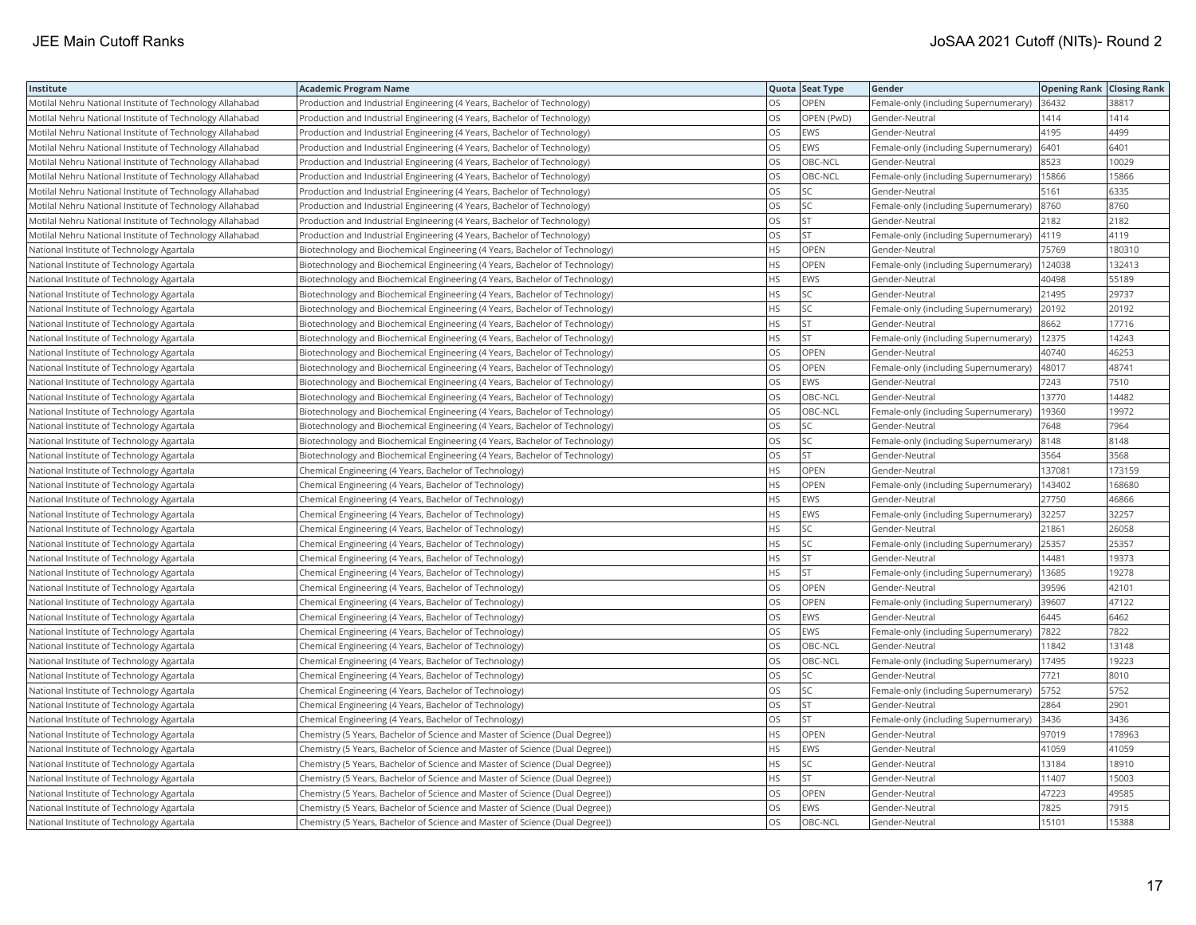| Institute | Academic Program Name | Quota | Seat Type | Gender | Opening Rank | Closing Rank |
|---|---|---|---|---|---|---|
| Motilal Nehru National Institute of Technology Allahabad | Production and Industrial Engineering (4 Years, Bachelor of Technology) | OS | OPEN | Female-only (including Supernumerary) | 36432 | 38817 |
| Motilal Nehru National Institute of Technology Allahabad | Production and Industrial Engineering (4 Years, Bachelor of Technology) | OS | OPEN (PwD) | Gender-Neutral | 1414 | 1414 |
| Motilal Nehru National Institute of Technology Allahabad | Production and Industrial Engineering (4 Years, Bachelor of Technology) | OS | EWS | Gender-Neutral | 4195 | 4499 |
| Motilal Nehru National Institute of Technology Allahabad | Production and Industrial Engineering (4 Years, Bachelor of Technology) | OS | EWS | Female-only (including Supernumerary) | 6401 | 6401 |
| Motilal Nehru National Institute of Technology Allahabad | Production and Industrial Engineering (4 Years, Bachelor of Technology) | OS | OBC-NCL | Gender-Neutral | 8523 | 10029 |
| Motilal Nehru National Institute of Technology Allahabad | Production and Industrial Engineering (4 Years, Bachelor of Technology) | OS | OBC-NCL | Female-only (including Supernumerary) | 15866 | 15866 |
| Motilal Nehru National Institute of Technology Allahabad | Production and Industrial Engineering (4 Years, Bachelor of Technology) | OS | SC | Gender-Neutral | 5161 | 6335 |
| Motilal Nehru National Institute of Technology Allahabad | Production and Industrial Engineering (4 Years, Bachelor of Technology) | OS | SC | Female-only (including Supernumerary) | 8760 | 8760 |
| Motilal Nehru National Institute of Technology Allahabad | Production and Industrial Engineering (4 Years, Bachelor of Technology) | OS | ST | Gender-Neutral | 2182 | 2182 |
| Motilal Nehru National Institute of Technology Allahabad | Production and Industrial Engineering (4 Years, Bachelor of Technology) | OS | ST | Female-only (including Supernumerary) | 4119 | 4119 |
| National Institute of Technology Agartala | Biotechnology and Biochemical Engineering (4 Years, Bachelor of Technology) | HS | OPEN | Gender-Neutral | 75769 | 180310 |
| National Institute of Technology Agartala | Biotechnology and Biochemical Engineering (4 Years, Bachelor of Technology) | HS | OPEN | Female-only (including Supernumerary) | 124038 | 132413 |
| National Institute of Technology Agartala | Biotechnology and Biochemical Engineering (4 Years, Bachelor of Technology) | HS | EWS | Gender-Neutral | 40498 | 55189 |
| National Institute of Technology Agartala | Biotechnology and Biochemical Engineering (4 Years, Bachelor of Technology) | HS | SC | Gender-Neutral | 21495 | 29737 |
| National Institute of Technology Agartala | Biotechnology and Biochemical Engineering (4 Years, Bachelor of Technology) | HS | SC | Female-only (including Supernumerary) | 20192 | 20192 |
| National Institute of Technology Agartala | Biotechnology and Biochemical Engineering (4 Years, Bachelor of Technology) | HS | ST | Gender-Neutral | 8662 | 17716 |
| National Institute of Technology Agartala | Biotechnology and Biochemical Engineering (4 Years, Bachelor of Technology) | HS | ST | Female-only (including Supernumerary) | 12375 | 14243 |
| National Institute of Technology Agartala | Biotechnology and Biochemical Engineering (4 Years, Bachelor of Technology) | OS | OPEN | Gender-Neutral | 40740 | 46253 |
| National Institute of Technology Agartala | Biotechnology and Biochemical Engineering (4 Years, Bachelor of Technology) | OS | OPEN | Female-only (including Supernumerary) | 48017 | 48741 |
| National Institute of Technology Agartala | Biotechnology and Biochemical Engineering (4 Years, Bachelor of Technology) | OS | EWS | Gender-Neutral | 7243 | 7510 |
| National Institute of Technology Agartala | Biotechnology and Biochemical Engineering (4 Years, Bachelor of Technology) | OS | OBC-NCL | Gender-Neutral | 13770 | 14482 |
| National Institute of Technology Agartala | Biotechnology and Biochemical Engineering (4 Years, Bachelor of Technology) | OS | OBC-NCL | Female-only (including Supernumerary) | 19360 | 19972 |
| National Institute of Technology Agartala | Biotechnology and Biochemical Engineering (4 Years, Bachelor of Technology) | OS | SC | Gender-Neutral | 7648 | 7964 |
| National Institute of Technology Agartala | Biotechnology and Biochemical Engineering (4 Years, Bachelor of Technology) | OS | SC | Female-only (including Supernumerary) | 8148 | 8148 |
| National Institute of Technology Agartala | Biotechnology and Biochemical Engineering (4 Years, Bachelor of Technology) | OS | ST | Gender-Neutral | 3564 | 3568 |
| National Institute of Technology Agartala | Chemical Engineering (4 Years, Bachelor of Technology) | HS | OPEN | Gender-Neutral | 137081 | 173159 |
| National Institute of Technology Agartala | Chemical Engineering (4 Years, Bachelor of Technology) | HS | OPEN | Female-only (including Supernumerary) | 143402 | 168680 |
| National Institute of Technology Agartala | Chemical Engineering (4 Years, Bachelor of Technology) | HS | EWS | Gender-Neutral | 27750 | 46866 |
| National Institute of Technology Agartala | Chemical Engineering (4 Years, Bachelor of Technology) | HS | EWS | Female-only (including Supernumerary) | 32257 | 32257 |
| National Institute of Technology Agartala | Chemical Engineering (4 Years, Bachelor of Technology) | HS | SC | Gender-Neutral | 21861 | 26058 |
| National Institute of Technology Agartala | Chemical Engineering (4 Years, Bachelor of Technology) | HS | SC | Female-only (including Supernumerary) | 25357 | 25357 |
| National Institute of Technology Agartala | Chemical Engineering (4 Years, Bachelor of Technology) | HS | ST | Gender-Neutral | 14481 | 19373 |
| National Institute of Technology Agartala | Chemical Engineering (4 Years, Bachelor of Technology) | HS | ST | Female-only (including Supernumerary) | 13685 | 19278 |
| National Institute of Technology Agartala | Chemical Engineering (4 Years, Bachelor of Technology) | OS | OPEN | Gender-Neutral | 39596 | 42101 |
| National Institute of Technology Agartala | Chemical Engineering (4 Years, Bachelor of Technology) | OS | OPEN | Female-only (including Supernumerary) | 39607 | 47122 |
| National Institute of Technology Agartala | Chemical Engineering (4 Years, Bachelor of Technology) | OS | EWS | Gender-Neutral | 6445 | 6462 |
| National Institute of Technology Agartala | Chemical Engineering (4 Years, Bachelor of Technology) | OS | EWS | Female-only (including Supernumerary) | 7822 | 7822 |
| National Institute of Technology Agartala | Chemical Engineering (4 Years, Bachelor of Technology) | OS | OBC-NCL | Gender-Neutral | 11842 | 13148 |
| National Institute of Technology Agartala | Chemical Engineering (4 Years, Bachelor of Technology) | OS | OBC-NCL | Female-only (including Supernumerary) | 17495 | 19223 |
| National Institute of Technology Agartala | Chemical Engineering (4 Years, Bachelor of Technology) | OS | SC | Gender-Neutral | 7721 | 8010 |
| National Institute of Technology Agartala | Chemical Engineering (4 Years, Bachelor of Technology) | OS | SC | Female-only (including Supernumerary) | 5752 | 5752 |
| National Institute of Technology Agartala | Chemical Engineering (4 Years, Bachelor of Technology) | OS | ST | Gender-Neutral | 2864 | 2901 |
| National Institute of Technology Agartala | Chemical Engineering (4 Years, Bachelor of Technology) | OS | ST | Female-only (including Supernumerary) | 3436 | 3436 |
| National Institute of Technology Agartala | Chemistry (5 Years, Bachelor of Science and Master of Science (Dual Degree)) | HS | OPEN | Gender-Neutral | 97019 | 178963 |
| National Institute of Technology Agartala | Chemistry (5 Years, Bachelor of Science and Master of Science (Dual Degree)) | HS | EWS | Gender-Neutral | 41059 | 41059 |
| National Institute of Technology Agartala | Chemistry (5 Years, Bachelor of Science and Master of Science (Dual Degree)) | HS | SC | Gender-Neutral | 13184 | 18910 |
| National Institute of Technology Agartala | Chemistry (5 Years, Bachelor of Science and Master of Science (Dual Degree)) | HS | ST | Gender-Neutral | 11407 | 15003 |
| National Institute of Technology Agartala | Chemistry (5 Years, Bachelor of Science and Master of Science (Dual Degree)) | OS | OPEN | Gender-Neutral | 47223 | 49585 |
| National Institute of Technology Agartala | Chemistry (5 Years, Bachelor of Science and Master of Science (Dual Degree)) | OS | EWS | Gender-Neutral | 7825 | 7915 |
| National Institute of Technology Agartala | Chemistry (5 Years, Bachelor of Science and Master of Science (Dual Degree)) | OS | OBC-NCL | Gender-Neutral | 15101 | 15388 |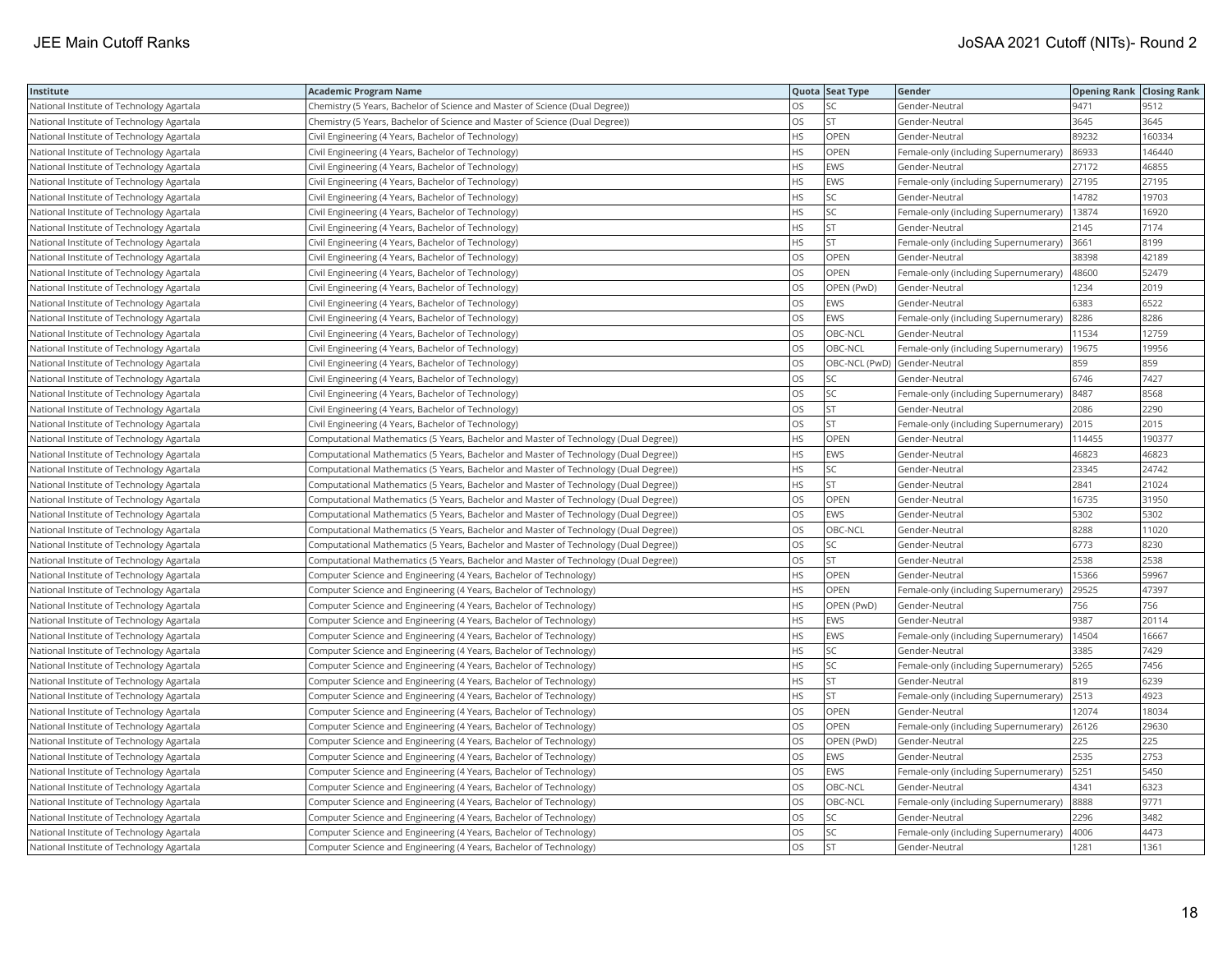| Institute | Academic Program Name | Quota | Seat Type | Gender | Opening Rank | Closing Rank |
|---|---|---|---|---|---|---|
| National Institute of Technology Agartala | Chemistry (5 Years, Bachelor of Science and Master of Science (Dual Degree)) | OS | SC | Gender-Neutral | 9471 | 9512 |
| National Institute of Technology Agartala | Chemistry (5 Years, Bachelor of Science and Master of Science (Dual Degree)) | OS | ST | Gender-Neutral | 3645 | 3645 |
| National Institute of Technology Agartala | Civil Engineering (4 Years, Bachelor of Technology) | HS | OPEN | Gender-Neutral | 89232 | 160334 |
| National Institute of Technology Agartala | Civil Engineering (4 Years, Bachelor of Technology) | HS | OPEN | Female-only (including Supernumerary) | 86933 | 146440 |
| National Institute of Technology Agartala | Civil Engineering (4 Years, Bachelor of Technology) | HS | EWS | Gender-Neutral | 27172 | 46855 |
| National Institute of Technology Agartala | Civil Engineering (4 Years, Bachelor of Technology) | HS | EWS | Female-only (including Supernumerary) | 27195 | 27195 |
| National Institute of Technology Agartala | Civil Engineering (4 Years, Bachelor of Technology) | HS | SC | Gender-Neutral | 14782 | 19703 |
| National Institute of Technology Agartala | Civil Engineering (4 Years, Bachelor of Technology) | HS | SC | Female-only (including Supernumerary) | 13874 | 16920 |
| National Institute of Technology Agartala | Civil Engineering (4 Years, Bachelor of Technology) | HS | ST | Gender-Neutral | 2145 | 7174 |
| National Institute of Technology Agartala | Civil Engineering (4 Years, Bachelor of Technology) | HS | ST | Female-only (including Supernumerary) | 3661 | 8199 |
| National Institute of Technology Agartala | Civil Engineering (4 Years, Bachelor of Technology) | OS | OPEN | Gender-Neutral | 38398 | 42189 |
| National Institute of Technology Agartala | Civil Engineering (4 Years, Bachelor of Technology) | OS | OPEN | Female-only (including Supernumerary) | 48600 | 52479 |
| National Institute of Technology Agartala | Civil Engineering (4 Years, Bachelor of Technology) | OS | OPEN (PwD) | Gender-Neutral | 1234 | 2019 |
| National Institute of Technology Agartala | Civil Engineering (4 Years, Bachelor of Technology) | OS | EWS | Gender-Neutral | 6383 | 6522 |
| National Institute of Technology Agartala | Civil Engineering (4 Years, Bachelor of Technology) | OS | EWS | Female-only (including Supernumerary) | 8286 | 8286 |
| National Institute of Technology Agartala | Civil Engineering (4 Years, Bachelor of Technology) | OS | OBC-NCL | Gender-Neutral | 11534 | 12759 |
| National Institute of Technology Agartala | Civil Engineering (4 Years, Bachelor of Technology) | OS | OBC-NCL | Female-only (including Supernumerary) | 19675 | 19956 |
| National Institute of Technology Agartala | Civil Engineering (4 Years, Bachelor of Technology) | OS | OBC-NCL (PwD) | Gender-Neutral | 859 | 859 |
| National Institute of Technology Agartala | Civil Engineering (4 Years, Bachelor of Technology) | OS | SC | Gender-Neutral | 6746 | 7427 |
| National Institute of Technology Agartala | Civil Engineering (4 Years, Bachelor of Technology) | OS | SC | Female-only (including Supernumerary) | 8487 | 8568 |
| National Institute of Technology Agartala | Civil Engineering (4 Years, Bachelor of Technology) | OS | ST | Gender-Neutral | 2086 | 2290 |
| National Institute of Technology Agartala | Civil Engineering (4 Years, Bachelor of Technology) | OS | ST | Female-only (including Supernumerary) | 2015 | 2015 |
| National Institute of Technology Agartala | Computational Mathematics (5 Years, Bachelor and Master of Technology (Dual Degree)) | HS | OPEN | Gender-Neutral | 114455 | 190377 |
| National Institute of Technology Agartala | Computational Mathematics (5 Years, Bachelor and Master of Technology (Dual Degree)) | HS | EWS | Gender-Neutral | 46823 | 46823 |
| National Institute of Technology Agartala | Computational Mathematics (5 Years, Bachelor and Master of Technology (Dual Degree)) | HS | SC | Gender-Neutral | 23345 | 24742 |
| National Institute of Technology Agartala | Computational Mathematics (5 Years, Bachelor and Master of Technology (Dual Degree)) | HS | ST | Gender-Neutral | 2841 | 21024 |
| National Institute of Technology Agartala | Computational Mathematics (5 Years, Bachelor and Master of Technology (Dual Degree)) | OS | OPEN | Gender-Neutral | 16735 | 31950 |
| National Institute of Technology Agartala | Computational Mathematics (5 Years, Bachelor and Master of Technology (Dual Degree)) | OS | EWS | Gender-Neutral | 5302 | 5302 |
| National Institute of Technology Agartala | Computational Mathematics (5 Years, Bachelor and Master of Technology (Dual Degree)) | OS | OBC-NCL | Gender-Neutral | 8288 | 11020 |
| National Institute of Technology Agartala | Computational Mathematics (5 Years, Bachelor and Master of Technology (Dual Degree)) | OS | SC | Gender-Neutral | 6773 | 8230 |
| National Institute of Technology Agartala | Computational Mathematics (5 Years, Bachelor and Master of Technology (Dual Degree)) | OS | ST | Gender-Neutral | 2538 | 2538 |
| National Institute of Technology Agartala | Computer Science and Engineering (4 Years, Bachelor of Technology) | HS | OPEN | Gender-Neutral | 15366 | 59967 |
| National Institute of Technology Agartala | Computer Science and Engineering (4 Years, Bachelor of Technology) | HS | OPEN | Female-only (including Supernumerary) | 29525 | 47397 |
| National Institute of Technology Agartala | Computer Science and Engineering (4 Years, Bachelor of Technology) | HS | OPEN (PwD) | Gender-Neutral | 756 | 756 |
| National Institute of Technology Agartala | Computer Science and Engineering (4 Years, Bachelor of Technology) | HS | EWS | Gender-Neutral | 9387 | 20114 |
| National Institute of Technology Agartala | Computer Science and Engineering (4 Years, Bachelor of Technology) | HS | EWS | Female-only (including Supernumerary) | 14504 | 16667 |
| National Institute of Technology Agartala | Computer Science and Engineering (4 Years, Bachelor of Technology) | HS | SC | Gender-Neutral | 3385 | 7429 |
| National Institute of Technology Agartala | Computer Science and Engineering (4 Years, Bachelor of Technology) | HS | SC | Female-only (including Supernumerary) | 5265 | 7456 |
| National Institute of Technology Agartala | Computer Science and Engineering (4 Years, Bachelor of Technology) | HS | ST | Gender-Neutral | 819 | 6239 |
| National Institute of Technology Agartala | Computer Science and Engineering (4 Years, Bachelor of Technology) | HS | ST | Female-only (including Supernumerary) | 2513 | 4923 |
| National Institute of Technology Agartala | Computer Science and Engineering (4 Years, Bachelor of Technology) | OS | OPEN | Gender-Neutral | 12074 | 18034 |
| National Institute of Technology Agartala | Computer Science and Engineering (4 Years, Bachelor of Technology) | OS | OPEN | Female-only (including Supernumerary) | 26126 | 29630 |
| National Institute of Technology Agartala | Computer Science and Engineering (4 Years, Bachelor of Technology) | OS | OPEN (PwD) | Gender-Neutral | 225 | 225 |
| National Institute of Technology Agartala | Computer Science and Engineering (4 Years, Bachelor of Technology) | OS | EWS | Gender-Neutral | 2535 | 2753 |
| National Institute of Technology Agartala | Computer Science and Engineering (4 Years, Bachelor of Technology) | OS | EWS | Female-only (including Supernumerary) | 5251 | 5450 |
| National Institute of Technology Agartala | Computer Science and Engineering (4 Years, Bachelor of Technology) | OS | OBC-NCL | Gender-Neutral | 4341 | 6323 |
| National Institute of Technology Agartala | Computer Science and Engineering (4 Years, Bachelor of Technology) | OS | OBC-NCL | Female-only (including Supernumerary) | 8888 | 9771 |
| National Institute of Technology Agartala | Computer Science and Engineering (4 Years, Bachelor of Technology) | OS | SC | Gender-Neutral | 2296 | 3482 |
| National Institute of Technology Agartala | Computer Science and Engineering (4 Years, Bachelor of Technology) | OS | SC | Female-only (including Supernumerary) | 4006 | 4473 |
| National Institute of Technology Agartala | Computer Science and Engineering (4 Years, Bachelor of Technology) | OS | ST | Gender-Neutral | 1281 | 1361 |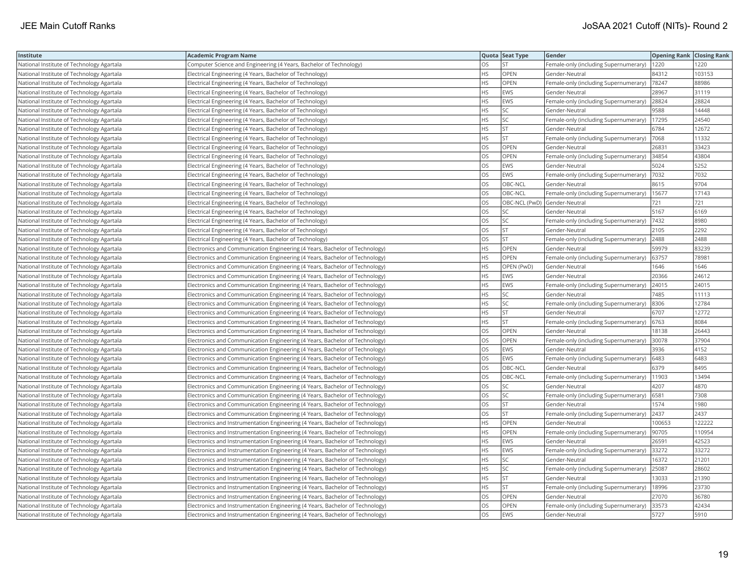| Institute | Academic Program Name | Quota | Seat Type | Gender | Opening Rank | Closing Rank |
|---|---|---|---|---|---|---|
| National Institute of Technology Agartala | Computer Science and Engineering (4 Years, Bachelor of Technology) | OS | ST | Female-only (including Supernumerary) | 1220 | 1220 |
| National Institute of Technology Agartala | Electrical Engineering (4 Years, Bachelor of Technology) | HS | OPEN | Gender-Neutral | 84312 | 103153 |
| National Institute of Technology Agartala | Electrical Engineering (4 Years, Bachelor of Technology) | HS | OPEN | Female-only (including Supernumerary) | 78247 | 88986 |
| National Institute of Technology Agartala | Electrical Engineering (4 Years, Bachelor of Technology) | HS | EWS | Gender-Neutral | 28967 | 31119 |
| National Institute of Technology Agartala | Electrical Engineering (4 Years, Bachelor of Technology) | HS | EWS | Female-only (including Supernumerary) | 28824 | 28824 |
| National Institute of Technology Agartala | Electrical Engineering (4 Years, Bachelor of Technology) | HS | SC | Gender-Neutral | 9588 | 14448 |
| National Institute of Technology Agartala | Electrical Engineering (4 Years, Bachelor of Technology) | HS | SC | Female-only (including Supernumerary) | 17295 | 24540 |
| National Institute of Technology Agartala | Electrical Engineering (4 Years, Bachelor of Technology) | HS | ST | Gender-Neutral | 6784 | 12672 |
| National Institute of Technology Agartala | Electrical Engineering (4 Years, Bachelor of Technology) | HS | ST | Female-only (including Supernumerary) | 7068 | 11332 |
| National Institute of Technology Agartala | Electrical Engineering (4 Years, Bachelor of Technology) | OS | OPEN | Gender-Neutral | 26831 | 33423 |
| National Institute of Technology Agartala | Electrical Engineering (4 Years, Bachelor of Technology) | OS | OPEN | Female-only (including Supernumerary) | 34854 | 43804 |
| National Institute of Technology Agartala | Electrical Engineering (4 Years, Bachelor of Technology) | OS | EWS | Gender-Neutral | 5024 | 5252 |
| National Institute of Technology Agartala | Electrical Engineering (4 Years, Bachelor of Technology) | OS | EWS | Female-only (including Supernumerary) | 7032 | 7032 |
| National Institute of Technology Agartala | Electrical Engineering (4 Years, Bachelor of Technology) | OS | OBC-NCL | Gender-Neutral | 8615 | 9704 |
| National Institute of Technology Agartala | Electrical Engineering (4 Years, Bachelor of Technology) | OS | OBC-NCL | Female-only (including Supernumerary) | 15677 | 17143 |
| National Institute of Technology Agartala | Electrical Engineering (4 Years, Bachelor of Technology) | OS | OBC-NCL (PwD) | Gender-Neutral | 721 | 721 |
| National Institute of Technology Agartala | Electrical Engineering (4 Years, Bachelor of Technology) | OS | SC | Gender-Neutral | 5167 | 6169 |
| National Institute of Technology Agartala | Electrical Engineering (4 Years, Bachelor of Technology) | OS | SC | Female-only (including Supernumerary) | 7432 | 8980 |
| National Institute of Technology Agartala | Electrical Engineering (4 Years, Bachelor of Technology) | OS | ST | Gender-Neutral | 2105 | 2292 |
| National Institute of Technology Agartala | Electrical Engineering (4 Years, Bachelor of Technology) | OS | ST | Female-only (including Supernumerary) | 2488 | 2488 |
| National Institute of Technology Agartala | Electronics and Communication Engineering (4 Years, Bachelor of Technology) | HS | OPEN | Gender-Neutral | 59979 | 83239 |
| National Institute of Technology Agartala | Electronics and Communication Engineering (4 Years, Bachelor of Technology) | HS | OPEN | Female-only (including Supernumerary) | 63757 | 78981 |
| National Institute of Technology Agartala | Electronics and Communication Engineering (4 Years, Bachelor of Technology) | HS | OPEN (PwD) | Gender-Neutral | 1646 | 1646 |
| National Institute of Technology Agartala | Electronics and Communication Engineering (4 Years, Bachelor of Technology) | HS | EWS | Gender-Neutral | 20366 | 24612 |
| National Institute of Technology Agartala | Electronics and Communication Engineering (4 Years, Bachelor of Technology) | HS | EWS | Female-only (including Supernumerary) | 24015 | 24015 |
| National Institute of Technology Agartala | Electronics and Communication Engineering (4 Years, Bachelor of Technology) | HS | SC | Gender-Neutral | 7485 | 11113 |
| National Institute of Technology Agartala | Electronics and Communication Engineering (4 Years, Bachelor of Technology) | HS | SC | Female-only (including Supernumerary) | 8306 | 12784 |
| National Institute of Technology Agartala | Electronics and Communication Engineering (4 Years, Bachelor of Technology) | HS | ST | Gender-Neutral | 6707 | 12772 |
| National Institute of Technology Agartala | Electronics and Communication Engineering (4 Years, Bachelor of Technology) | HS | ST | Female-only (including Supernumerary) | 6763 | 8084 |
| National Institute of Technology Agartala | Electronics and Communication Engineering (4 Years, Bachelor of Technology) | OS | OPEN | Gender-Neutral | 18138 | 26443 |
| National Institute of Technology Agartala | Electronics and Communication Engineering (4 Years, Bachelor of Technology) | OS | OPEN | Female-only (including Supernumerary) | 30078 | 37904 |
| National Institute of Technology Agartala | Electronics and Communication Engineering (4 Years, Bachelor of Technology) | OS | EWS | Gender-Neutral | 3936 | 4152 |
| National Institute of Technology Agartala | Electronics and Communication Engineering (4 Years, Bachelor of Technology) | OS | EWS | Female-only (including Supernumerary) | 6483 | 6483 |
| National Institute of Technology Agartala | Electronics and Communication Engineering (4 Years, Bachelor of Technology) | OS | OBC-NCL | Gender-Neutral | 6379 | 8495 |
| National Institute of Technology Agartala | Electronics and Communication Engineering (4 Years, Bachelor of Technology) | OS | OBC-NCL | Female-only (including Supernumerary) | 11903 | 13494 |
| National Institute of Technology Agartala | Electronics and Communication Engineering (4 Years, Bachelor of Technology) | OS | SC | Gender-Neutral | 4207 | 4870 |
| National Institute of Technology Agartala | Electronics and Communication Engineering (4 Years, Bachelor of Technology) | OS | SC | Female-only (including Supernumerary) | 6581 | 7308 |
| National Institute of Technology Agartala | Electronics and Communication Engineering (4 Years, Bachelor of Technology) | OS | ST | Gender-Neutral | 1574 | 1980 |
| National Institute of Technology Agartala | Electronics and Communication Engineering (4 Years, Bachelor of Technology) | OS | ST | Female-only (including Supernumerary) | 2437 | 2437 |
| National Institute of Technology Agartala | Electronics and Instrumentation Engineering (4 Years, Bachelor of Technology) | HS | OPEN | Gender-Neutral | 100653 | 122222 |
| National Institute of Technology Agartala | Electronics and Instrumentation Engineering (4 Years, Bachelor of Technology) | HS | OPEN | Female-only (including Supernumerary) | 90705 | 110954 |
| National Institute of Technology Agartala | Electronics and Instrumentation Engineering (4 Years, Bachelor of Technology) | HS | EWS | Gender-Neutral | 26591 | 42523 |
| National Institute of Technology Agartala | Electronics and Instrumentation Engineering (4 Years, Bachelor of Technology) | HS | EWS | Female-only (including Supernumerary) | 33272 | 33272 |
| National Institute of Technology Agartala | Electronics and Instrumentation Engineering (4 Years, Bachelor of Technology) | HS | SC | Gender-Neutral | 16372 | 21201 |
| National Institute of Technology Agartala | Electronics and Instrumentation Engineering (4 Years, Bachelor of Technology) | HS | SC | Female-only (including Supernumerary) | 25087 | 28602 |
| National Institute of Technology Agartala | Electronics and Instrumentation Engineering (4 Years, Bachelor of Technology) | HS | ST | Gender-Neutral | 13033 | 21390 |
| National Institute of Technology Agartala | Electronics and Instrumentation Engineering (4 Years, Bachelor of Technology) | HS | ST | Female-only (including Supernumerary) | 18996 | 23730 |
| National Institute of Technology Agartala | Electronics and Instrumentation Engineering (4 Years, Bachelor of Technology) | OS | OPEN | Gender-Neutral | 27070 | 36780 |
| National Institute of Technology Agartala | Electronics and Instrumentation Engineering (4 Years, Bachelor of Technology) | OS | OPEN | Female-only (including Supernumerary) | 33573 | 42434 |
| National Institute of Technology Agartala | Electronics and Instrumentation Engineering (4 Years, Bachelor of Technology) | OS | EWS | Gender-Neutral | 5727 | 5910 |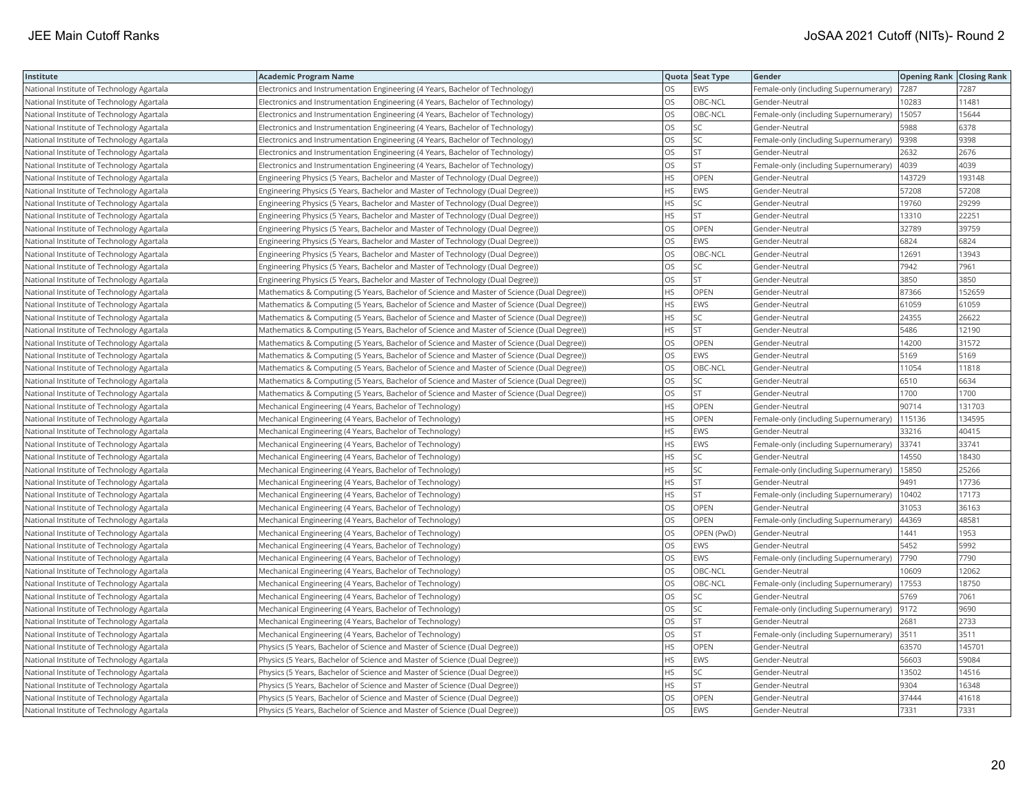| Institute | Academic Program Name | Quota | Seat Type | Gender | Opening Rank | Closing Rank |
|---|---|---|---|---|---|---|
| National Institute of Technology Agartala | Electronics and Instrumentation Engineering (4 Years, Bachelor of Technology) | OS | EWS | Female-only (including Supernumerary) | 7287 | 7287 |
| National Institute of Technology Agartala | Electronics and Instrumentation Engineering (4 Years, Bachelor of Technology) | OS | OBC-NCL | Gender-Neutral | 10283 | 11481 |
| National Institute of Technology Agartala | Electronics and Instrumentation Engineering (4 Years, Bachelor of Technology) | OS | OBC-NCL | Female-only (including Supernumerary) | 15057 | 15644 |
| National Institute of Technology Agartala | Electronics and Instrumentation Engineering (4 Years, Bachelor of Technology) | OS | SC | Gender-Neutral | 5988 | 6378 |
| National Institute of Technology Agartala | Electronics and Instrumentation Engineering (4 Years, Bachelor of Technology) | OS | SC | Female-only (including Supernumerary) | 9398 | 9398 |
| National Institute of Technology Agartala | Electronics and Instrumentation Engineering (4 Years, Bachelor of Technology) | OS | ST | Gender-Neutral | 2632 | 2676 |
| National Institute of Technology Agartala | Electronics and Instrumentation Engineering (4 Years, Bachelor of Technology) | OS | ST | Female-only (including Supernumerary) | 4039 | 4039 |
| National Institute of Technology Agartala | Engineering Physics (5 Years, Bachelor and Master of Technology (Dual Degree)) | HS | OPEN | Gender-Neutral | 143729 | 193148 |
| National Institute of Technology Agartala | Engineering Physics (5 Years, Bachelor and Master of Technology (Dual Degree)) | HS | EWS | Gender-Neutral | 57208 | 57208 |
| National Institute of Technology Agartala | Engineering Physics (5 Years, Bachelor and Master of Technology (Dual Degree)) | HS | SC | Gender-Neutral | 19760 | 29299 |
| National Institute of Technology Agartala | Engineering Physics (5 Years, Bachelor and Master of Technology (Dual Degree)) | HS | ST | Gender-Neutral | 13310 | 22251 |
| National Institute of Technology Agartala | Engineering Physics (5 Years, Bachelor and Master of Technology (Dual Degree)) | OS | OPEN | Gender-Neutral | 32789 | 39759 |
| National Institute of Technology Agartala | Engineering Physics (5 Years, Bachelor and Master of Technology (Dual Degree)) | OS | EWS | Gender-Neutral | 6824 | 6824 |
| National Institute of Technology Agartala | Engineering Physics (5 Years, Bachelor and Master of Technology (Dual Degree)) | OS | OBC-NCL | Gender-Neutral | 12691 | 13943 |
| National Institute of Technology Agartala | Engineering Physics (5 Years, Bachelor and Master of Technology (Dual Degree)) | OS | SC | Gender-Neutral | 7942 | 7961 |
| National Institute of Technology Agartala | Engineering Physics (5 Years, Bachelor and Master of Technology (Dual Degree)) | OS | ST | Gender-Neutral | 3850 | 3850 |
| National Institute of Technology Agartala | Mathematics & Computing (5 Years, Bachelor of Science and Master of Science (Dual Degree)) | HS | OPEN | Gender-Neutral | 87366 | 152659 |
| National Institute of Technology Agartala | Mathematics & Computing (5 Years, Bachelor of Science and Master of Science (Dual Degree)) | HS | EWS | Gender-Neutral | 61059 | 61059 |
| National Institute of Technology Agartala | Mathematics & Computing (5 Years, Bachelor of Science and Master of Science (Dual Degree)) | HS | SC | Gender-Neutral | 24355 | 26622 |
| National Institute of Technology Agartala | Mathematics & Computing (5 Years, Bachelor of Science and Master of Science (Dual Degree)) | HS | ST | Gender-Neutral | 5486 | 12190 |
| National Institute of Technology Agartala | Mathematics & Computing (5 Years, Bachelor of Science and Master of Science (Dual Degree)) | OS | OPEN | Gender-Neutral | 14200 | 31572 |
| National Institute of Technology Agartala | Mathematics & Computing (5 Years, Bachelor of Science and Master of Science (Dual Degree)) | OS | EWS | Gender-Neutral | 5169 | 5169 |
| National Institute of Technology Agartala | Mathematics & Computing (5 Years, Bachelor of Science and Master of Science (Dual Degree)) | OS | OBC-NCL | Gender-Neutral | 11054 | 11818 |
| National Institute of Technology Agartala | Mathematics & Computing (5 Years, Bachelor of Science and Master of Science (Dual Degree)) | OS | SC | Gender-Neutral | 6510 | 6634 |
| National Institute of Technology Agartala | Mathematics & Computing (5 Years, Bachelor of Science and Master of Science (Dual Degree)) | OS | ST | Gender-Neutral | 1700 | 1700 |
| National Institute of Technology Agartala | Mechanical Engineering (4 Years, Bachelor of Technology) | HS | OPEN | Gender-Neutral | 90714 | 131703 |
| National Institute of Technology Agartala | Mechanical Engineering (4 Years, Bachelor of Technology) | HS | OPEN | Female-only (including Supernumerary) | 115136 | 134595 |
| National Institute of Technology Agartala | Mechanical Engineering (4 Years, Bachelor of Technology) | HS | EWS | Gender-Neutral | 33216 | 40415 |
| National Institute of Technology Agartala | Mechanical Engineering (4 Years, Bachelor of Technology) | HS | EWS | Female-only (including Supernumerary) | 33741 | 33741 |
| National Institute of Technology Agartala | Mechanical Engineering (4 Years, Bachelor of Technology) | HS | SC | Gender-Neutral | 14550 | 18430 |
| National Institute of Technology Agartala | Mechanical Engineering (4 Years, Bachelor of Technology) | HS | SC | Female-only (including Supernumerary) | 15850 | 25266 |
| National Institute of Technology Agartala | Mechanical Engineering (4 Years, Bachelor of Technology) | HS | ST | Gender-Neutral | 9491 | 17736 |
| National Institute of Technology Agartala | Mechanical Engineering (4 Years, Bachelor of Technology) | HS | ST | Female-only (including Supernumerary) | 10402 | 17173 |
| National Institute of Technology Agartala | Mechanical Engineering (4 Years, Bachelor of Technology) | OS | OPEN | Gender-Neutral | 31053 | 36163 |
| National Institute of Technology Agartala | Mechanical Engineering (4 Years, Bachelor of Technology) | OS | OPEN | Female-only (including Supernumerary) | 44369 | 48581 |
| National Institute of Technology Agartala | Mechanical Engineering (4 Years, Bachelor of Technology) | OS | OPEN (PwD) | Gender-Neutral | 1441 | 1953 |
| National Institute of Technology Agartala | Mechanical Engineering (4 Years, Bachelor of Technology) | OS | EWS | Gender-Neutral | 5452 | 5992 |
| National Institute of Technology Agartala | Mechanical Engineering (4 Years, Bachelor of Technology) | OS | EWS | Female-only (including Supernumerary) | 7790 | 7790 |
| National Institute of Technology Agartala | Mechanical Engineering (4 Years, Bachelor of Technology) | OS | OBC-NCL | Gender-Neutral | 10609 | 12062 |
| National Institute of Technology Agartala | Mechanical Engineering (4 Years, Bachelor of Technology) | OS | OBC-NCL | Female-only (including Supernumerary) | 17553 | 18750 |
| National Institute of Technology Agartala | Mechanical Engineering (4 Years, Bachelor of Technology) | OS | SC | Gender-Neutral | 5769 | 7061 |
| National Institute of Technology Agartala | Mechanical Engineering (4 Years, Bachelor of Technology) | OS | SC | Female-only (including Supernumerary) | 9172 | 9690 |
| National Institute of Technology Agartala | Mechanical Engineering (4 Years, Bachelor of Technology) | OS | ST | Gender-Neutral | 2681 | 2733 |
| National Institute of Technology Agartala | Mechanical Engineering (4 Years, Bachelor of Technology) | OS | ST | Female-only (including Supernumerary) | 3511 | 3511 |
| National Institute of Technology Agartala | Physics (5 Years, Bachelor of Science and Master of Science (Dual Degree)) | HS | OPEN | Gender-Neutral | 63570 | 145701 |
| National Institute of Technology Agartala | Physics (5 Years, Bachelor of Science and Master of Science (Dual Degree)) | HS | EWS | Gender-Neutral | 56603 | 59084 |
| National Institute of Technology Agartala | Physics (5 Years, Bachelor of Science and Master of Science (Dual Degree)) | HS | SC | Gender-Neutral | 13502 | 14516 |
| National Institute of Technology Agartala | Physics (5 Years, Bachelor of Science and Master of Science (Dual Degree)) | HS | ST | Gender-Neutral | 9304 | 16348 |
| National Institute of Technology Agartala | Physics (5 Years, Bachelor of Science and Master of Science (Dual Degree)) | OS | OPEN | Gender-Neutral | 37444 | 41618 |
| National Institute of Technology Agartala | Physics (5 Years, Bachelor of Science and Master of Science (Dual Degree)) | OS | EWS | Gender-Neutral | 7331 | 7331 |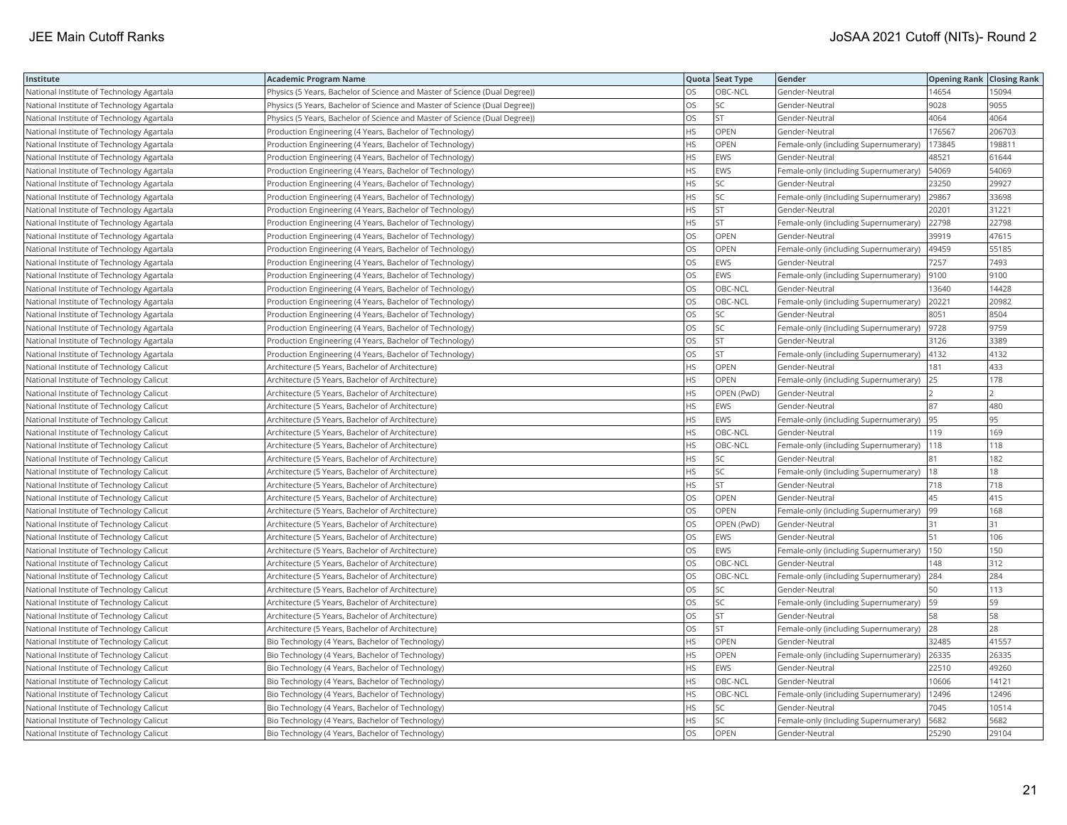| Institute | Academic Program Name | Quota | Seat Type | Gender | Opening Rank | Closing Rank |
|---|---|---|---|---|---|---|
| National Institute of Technology Agartala | Physics (5 Years, Bachelor of Science and Master of Science (Dual Degree)) | OS | OBC-NCL | Gender-Neutral | 14654 | 15094 |
| National Institute of Technology Agartala | Physics (5 Years, Bachelor of Science and Master of Science (Dual Degree)) | OS | SC | Gender-Neutral | 9028 | 9055 |
| National Institute of Technology Agartala | Physics (5 Years, Bachelor of Science and Master of Science (Dual Degree)) | OS | ST | Gender-Neutral | 4064 | 4064 |
| National Institute of Technology Agartala | Production Engineering (4 Years, Bachelor of Technology) | HS | OPEN | Gender-Neutral | 176567 | 206703 |
| National Institute of Technology Agartala | Production Engineering (4 Years, Bachelor of Technology) | HS | OPEN | Female-only (including Supernumerary) | 173845 | 198811 |
| National Institute of Technology Agartala | Production Engineering (4 Years, Bachelor of Technology) | HS | EWS | Gender-Neutral | 48521 | 61644 |
| National Institute of Technology Agartala | Production Engineering (4 Years, Bachelor of Technology) | HS | EWS | Female-only (including Supernumerary) | 54069 | 54069 |
| National Institute of Technology Agartala | Production Engineering (4 Years, Bachelor of Technology) | HS | SC | Gender-Neutral | 23250 | 29927 |
| National Institute of Technology Agartala | Production Engineering (4 Years, Bachelor of Technology) | HS | SC | Female-only (including Supernumerary) | 29867 | 33698 |
| National Institute of Technology Agartala | Production Engineering (4 Years, Bachelor of Technology) | HS | ST | Gender-Neutral | 20201 | 31221 |
| National Institute of Technology Agartala | Production Engineering (4 Years, Bachelor of Technology) | HS | ST | Female-only (including Supernumerary) | 22798 | 22798 |
| National Institute of Technology Agartala | Production Engineering (4 Years, Bachelor of Technology) | OS | OPEN | Gender-Neutral | 39919 | 47615 |
| National Institute of Technology Agartala | Production Engineering (4 Years, Bachelor of Technology) | OS | OPEN | Female-only (including Supernumerary) | 49459 | 55185 |
| National Institute of Technology Agartala | Production Engineering (4 Years, Bachelor of Technology) | OS | EWS | Gender-Neutral | 7257 | 7493 |
| National Institute of Technology Agartala | Production Engineering (4 Years, Bachelor of Technology) | OS | EWS | Female-only (including Supernumerary) | 9100 | 9100 |
| National Institute of Technology Agartala | Production Engineering (4 Years, Bachelor of Technology) | OS | OBC-NCL | Gender-Neutral | 13640 | 14428 |
| National Institute of Technology Agartala | Production Engineering (4 Years, Bachelor of Technology) | OS | OBC-NCL | Female-only (including Supernumerary) | 20221 | 20982 |
| National Institute of Technology Agartala | Production Engineering (4 Years, Bachelor of Technology) | OS | SC | Gender-Neutral | 8051 | 8504 |
| National Institute of Technology Agartala | Production Engineering (4 Years, Bachelor of Technology) | OS | SC | Female-only (including Supernumerary) | 9728 | 9759 |
| National Institute of Technology Agartala | Production Engineering (4 Years, Bachelor of Technology) | OS | ST | Gender-Neutral | 3126 | 3389 |
| National Institute of Technology Agartala | Production Engineering (4 Years, Bachelor of Technology) | OS | ST | Female-only (including Supernumerary) | 4132 | 4132 |
| National Institute of Technology Calicut | Architecture (5 Years, Bachelor of Architecture) | HS | OPEN | Gender-Neutral | 181 | 433 |
| National Institute of Technology Calicut | Architecture (5 Years, Bachelor of Architecture) | HS | OPEN | Female-only (including Supernumerary) | 25 | 178 |
| National Institute of Technology Calicut | Architecture (5 Years, Bachelor of Architecture) | HS | OPEN (PwD) | Gender-Neutral | 2 | 2 |
| National Institute of Technology Calicut | Architecture (5 Years, Bachelor of Architecture) | HS | EWS | Gender-Neutral | 87 | 480 |
| National Institute of Technology Calicut | Architecture (5 Years, Bachelor of Architecture) | HS | EWS | Female-only (including Supernumerary) | 95 | 95 |
| National Institute of Technology Calicut | Architecture (5 Years, Bachelor of Architecture) | HS | OBC-NCL | Gender-Neutral | 119 | 169 |
| National Institute of Technology Calicut | Architecture (5 Years, Bachelor of Architecture) | HS | OBC-NCL | Female-only (including Supernumerary) | 118 | 118 |
| National Institute of Technology Calicut | Architecture (5 Years, Bachelor of Architecture) | HS | SC | Gender-Neutral | 81 | 182 |
| National Institute of Technology Calicut | Architecture (5 Years, Bachelor of Architecture) | HS | SC | Female-only (including Supernumerary) | 18 | 18 |
| National Institute of Technology Calicut | Architecture (5 Years, Bachelor of Architecture) | HS | ST | Gender-Neutral | 718 | 718 |
| National Institute of Technology Calicut | Architecture (5 Years, Bachelor of Architecture) | OS | OPEN | Gender-Neutral | 45 | 415 |
| National Institute of Technology Calicut | Architecture (5 Years, Bachelor of Architecture) | OS | OPEN | Female-only (including Supernumerary) | 99 | 168 |
| National Institute of Technology Calicut | Architecture (5 Years, Bachelor of Architecture) | OS | OPEN (PwD) | Gender-Neutral | 31 | 31 |
| National Institute of Technology Calicut | Architecture (5 Years, Bachelor of Architecture) | OS | EWS | Gender-Neutral | 51 | 106 |
| National Institute of Technology Calicut | Architecture (5 Years, Bachelor of Architecture) | OS | EWS | Female-only (including Supernumerary) | 150 | 150 |
| National Institute of Technology Calicut | Architecture (5 Years, Bachelor of Architecture) | OS | OBC-NCL | Gender-Neutral | 148 | 312 |
| National Institute of Technology Calicut | Architecture (5 Years, Bachelor of Architecture) | OS | OBC-NCL | Female-only (including Supernumerary) | 284 | 284 |
| National Institute of Technology Calicut | Architecture (5 Years, Bachelor of Architecture) | OS | SC | Gender-Neutral | 50 | 113 |
| National Institute of Technology Calicut | Architecture (5 Years, Bachelor of Architecture) | OS | SC | Female-only (including Supernumerary) | 59 | 59 |
| National Institute of Technology Calicut | Architecture (5 Years, Bachelor of Architecture) | OS | ST | Gender-Neutral | 58 | 58 |
| National Institute of Technology Calicut | Architecture (5 Years, Bachelor of Architecture) | OS | ST | Female-only (including Supernumerary) | 28 | 28 |
| National Institute of Technology Calicut | Bio Technology (4 Years, Bachelor of Technology) | HS | OPEN | Gender-Neutral | 32485 | 41557 |
| National Institute of Technology Calicut | Bio Technology (4 Years, Bachelor of Technology) | HS | OPEN | Female-only (including Supernumerary) | 26335 | 26335 |
| National Institute of Technology Calicut | Bio Technology (4 Years, Bachelor of Technology) | HS | EWS | Gender-Neutral | 22510 | 49260 |
| National Institute of Technology Calicut | Bio Technology (4 Years, Bachelor of Technology) | HS | OBC-NCL | Gender-Neutral | 10606 | 14121 |
| National Institute of Technology Calicut | Bio Technology (4 Years, Bachelor of Technology) | HS | OBC-NCL | Female-only (including Supernumerary) | 12496 | 12496 |
| National Institute of Technology Calicut | Bio Technology (4 Years, Bachelor of Technology) | HS | SC | Gender-Neutral | 7045 | 10514 |
| National Institute of Technology Calicut | Bio Technology (4 Years, Bachelor of Technology) | HS | SC | Female-only (including Supernumerary) | 5682 | 5682 |
| National Institute of Technology Calicut | Bio Technology (4 Years, Bachelor of Technology) | OS | OPEN | Gender-Neutral | 25290 | 29104 |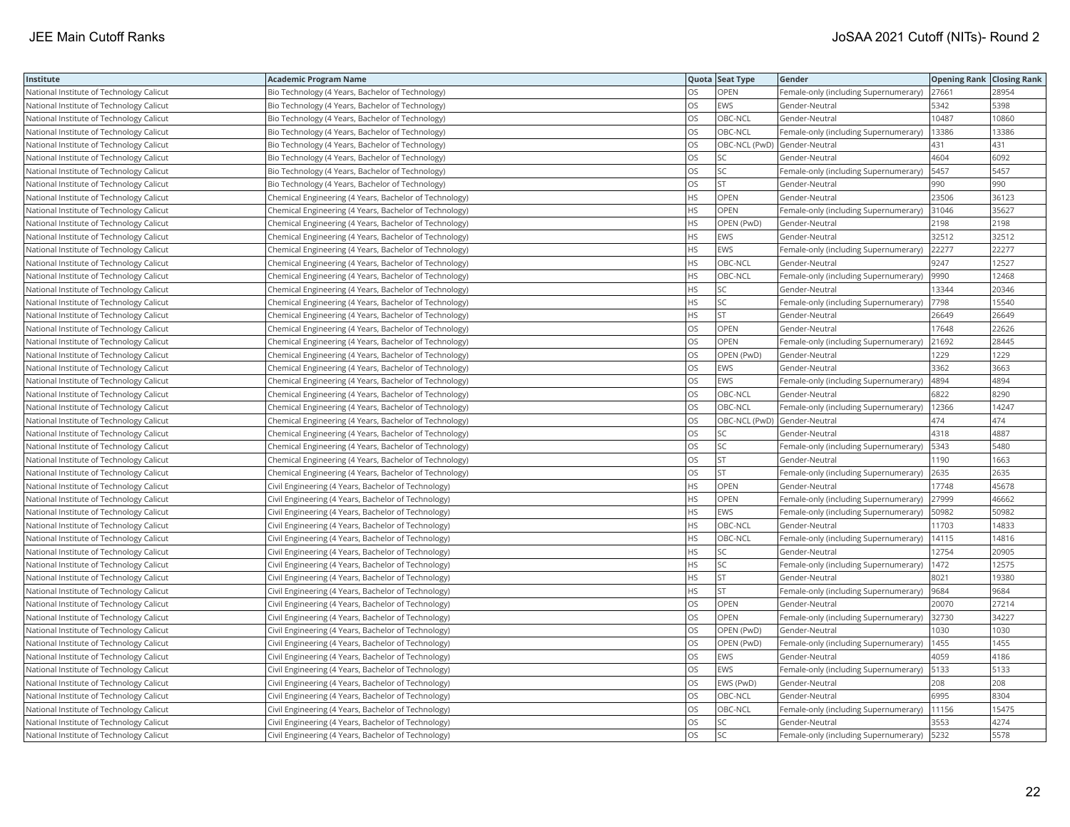| Institute | Academic Program Name | Quota | Seat Type | Gender | Opening Rank | Closing Rank |
|---|---|---|---|---|---|---|
| National Institute of Technology Calicut | Bio Technology (4 Years, Bachelor of Technology) | OS | OPEN | Female-only (including Supernumerary) | 27661 | 28954 |
| National Institute of Technology Calicut | Bio Technology (4 Years, Bachelor of Technology) | OS | EWS | Gender-Neutral | 5342 | 5398 |
| National Institute of Technology Calicut | Bio Technology (4 Years, Bachelor of Technology) | OS | OBC-NCL | Gender-Neutral | 10487 | 10860 |
| National Institute of Technology Calicut | Bio Technology (4 Years, Bachelor of Technology) | OS | OBC-NCL | Female-only (including Supernumerary) | 13386 | 13386 |
| National Institute of Technology Calicut | Bio Technology (4 Years, Bachelor of Technology) | OS | OBC-NCL (PwD) | Gender-Neutral | 431 | 431 |
| National Institute of Technology Calicut | Bio Technology (4 Years, Bachelor of Technology) | OS | SC | Gender-Neutral | 4604 | 6092 |
| National Institute of Technology Calicut | Bio Technology (4 Years, Bachelor of Technology) | OS | SC | Female-only (including Supernumerary) | 5457 | 5457 |
| National Institute of Technology Calicut | Bio Technology (4 Years, Bachelor of Technology) | OS | ST | Gender-Neutral | 990 | 990 |
| National Institute of Technology Calicut | Chemical Engineering (4 Years, Bachelor of Technology) | HS | OPEN | Gender-Neutral | 23506 | 36123 |
| National Institute of Technology Calicut | Chemical Engineering (4 Years, Bachelor of Technology) | HS | OPEN | Female-only (including Supernumerary) | 31046 | 35627 |
| National Institute of Technology Calicut | Chemical Engineering (4 Years, Bachelor of Technology) | HS | OPEN (PwD) | Gender-Neutral | 2198 | 2198 |
| National Institute of Technology Calicut | Chemical Engineering (4 Years, Bachelor of Technology) | HS | EWS | Gender-Neutral | 32512 | 32512 |
| National Institute of Technology Calicut | Chemical Engineering (4 Years, Bachelor of Technology) | HS | EWS | Female-only (including Supernumerary) | 22277 | 22277 |
| National Institute of Technology Calicut | Chemical Engineering (4 Years, Bachelor of Technology) | HS | OBC-NCL | Gender-Neutral | 9247 | 12527 |
| National Institute of Technology Calicut | Chemical Engineering (4 Years, Bachelor of Technology) | HS | OBC-NCL | Female-only (including Supernumerary) | 9990 | 12468 |
| National Institute of Technology Calicut | Chemical Engineering (4 Years, Bachelor of Technology) | HS | SC | Gender-Neutral | 13344 | 20346 |
| National Institute of Technology Calicut | Chemical Engineering (4 Years, Bachelor of Technology) | HS | SC | Female-only (including Supernumerary) | 7798 | 15540 |
| National Institute of Technology Calicut | Chemical Engineering (4 Years, Bachelor of Technology) | HS | ST | Gender-Neutral | 26649 | 26649 |
| National Institute of Technology Calicut | Chemical Engineering (4 Years, Bachelor of Technology) | OS | OPEN | Gender-Neutral | 17648 | 22626 |
| National Institute of Technology Calicut | Chemical Engineering (4 Years, Bachelor of Technology) | OS | OPEN | Female-only (including Supernumerary) | 21692 | 28445 |
| National Institute of Technology Calicut | Chemical Engineering (4 Years, Bachelor of Technology) | OS | OPEN (PwD) | Gender-Neutral | 1229 | 1229 |
| National Institute of Technology Calicut | Chemical Engineering (4 Years, Bachelor of Technology) | OS | EWS | Gender-Neutral | 3362 | 3663 |
| National Institute of Technology Calicut | Chemical Engineering (4 Years, Bachelor of Technology) | OS | EWS | Female-only (including Supernumerary) | 4894 | 4894 |
| National Institute of Technology Calicut | Chemical Engineering (4 Years, Bachelor of Technology) | OS | OBC-NCL | Gender-Neutral | 6822 | 8290 |
| National Institute of Technology Calicut | Chemical Engineering (4 Years, Bachelor of Technology) | OS | OBC-NCL | Female-only (including Supernumerary) | 12366 | 14247 |
| National Institute of Technology Calicut | Chemical Engineering (4 Years, Bachelor of Technology) | OS | OBC-NCL (PwD) | Gender-Neutral | 474 | 474 |
| National Institute of Technology Calicut | Chemical Engineering (4 Years, Bachelor of Technology) | OS | SC | Gender-Neutral | 4318 | 4887 |
| National Institute of Technology Calicut | Chemical Engineering (4 Years, Bachelor of Technology) | OS | SC | Female-only (including Supernumerary) | 5343 | 5480 |
| National Institute of Technology Calicut | Chemical Engineering (4 Years, Bachelor of Technology) | OS | ST | Gender-Neutral | 1190 | 1663 |
| National Institute of Technology Calicut | Chemical Engineering (4 Years, Bachelor of Technology) | OS | ST | Female-only (including Supernumerary) | 2635 | 2635 |
| National Institute of Technology Calicut | Civil Engineering (4 Years, Bachelor of Technology) | HS | OPEN | Gender-Neutral | 17748 | 45678 |
| National Institute of Technology Calicut | Civil Engineering (4 Years, Bachelor of Technology) | HS | OPEN | Female-only (including Supernumerary) | 27999 | 46662 |
| National Institute of Technology Calicut | Civil Engineering (4 Years, Bachelor of Technology) | HS | EWS | Female-only (including Supernumerary) | 50982 | 50982 |
| National Institute of Technology Calicut | Civil Engineering (4 Years, Bachelor of Technology) | HS | OBC-NCL | Gender-Neutral | 11703 | 14833 |
| National Institute of Technology Calicut | Civil Engineering (4 Years, Bachelor of Technology) | HS | OBC-NCL | Female-only (including Supernumerary) | 14115 | 14816 |
| National Institute of Technology Calicut | Civil Engineering (4 Years, Bachelor of Technology) | HS | SC | Gender-Neutral | 12754 | 20905 |
| National Institute of Technology Calicut | Civil Engineering (4 Years, Bachelor of Technology) | HS | SC | Female-only (including Supernumerary) | 1472 | 12575 |
| National Institute of Technology Calicut | Civil Engineering (4 Years, Bachelor of Technology) | HS | ST | Gender-Neutral | 8021 | 19380 |
| National Institute of Technology Calicut | Civil Engineering (4 Years, Bachelor of Technology) | HS | ST | Female-only (including Supernumerary) | 9684 | 9684 |
| National Institute of Technology Calicut | Civil Engineering (4 Years, Bachelor of Technology) | OS | OPEN | Gender-Neutral | 20070 | 27214 |
| National Institute of Technology Calicut | Civil Engineering (4 Years, Bachelor of Technology) | OS | OPEN | Female-only (including Supernumerary) | 32730 | 34227 |
| National Institute of Technology Calicut | Civil Engineering (4 Years, Bachelor of Technology) | OS | OPEN (PwD) | Gender-Neutral | 1030 | 1030 |
| National Institute of Technology Calicut | Civil Engineering (4 Years, Bachelor of Technology) | OS | OPEN (PwD) | Female-only (including Supernumerary) | 1455 | 1455 |
| National Institute of Technology Calicut | Civil Engineering (4 Years, Bachelor of Technology) | OS | EWS | Gender-Neutral | 4059 | 4186 |
| National Institute of Technology Calicut | Civil Engineering (4 Years, Bachelor of Technology) | OS | EWS | Female-only (including Supernumerary) | 5133 | 5133 |
| National Institute of Technology Calicut | Civil Engineering (4 Years, Bachelor of Technology) | OS | EWS (PwD) | Gender-Neutral | 208 | 208 |
| National Institute of Technology Calicut | Civil Engineering (4 Years, Bachelor of Technology) | OS | OBC-NCL | Gender-Neutral | 6995 | 8304 |
| National Institute of Technology Calicut | Civil Engineering (4 Years, Bachelor of Technology) | OS | OBC-NCL | Female-only (including Supernumerary) | 11156 | 15475 |
| National Institute of Technology Calicut | Civil Engineering (4 Years, Bachelor of Technology) | OS | SC | Gender-Neutral | 3553 | 4274 |
| National Institute of Technology Calicut | Civil Engineering (4 Years, Bachelor of Technology) | OS | SC | Female-only (including Supernumerary) | 5232 | 5578 |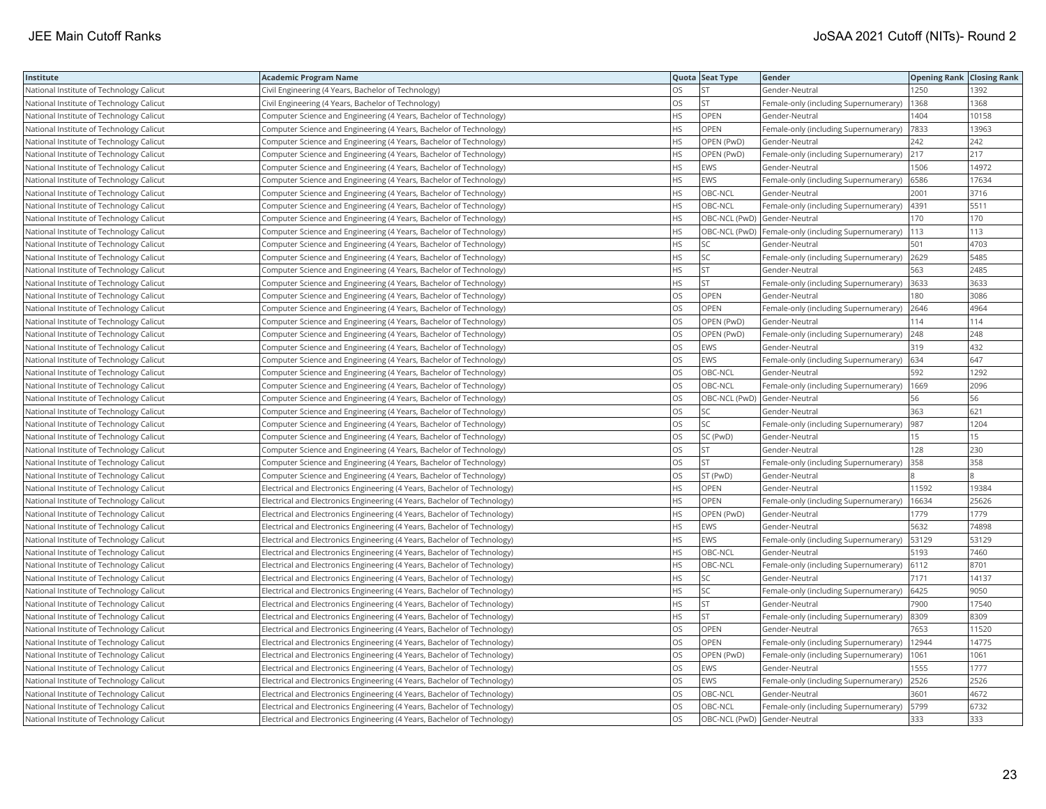| Institute | Academic Program Name | Quota | Seat Type | Gender | Opening Rank | Closing Rank |
|---|---|---|---|---|---|---|
| National Institute of Technology Calicut | Civil Engineering (4 Years, Bachelor of Technology) | OS | ST | Gender-Neutral | 1250 | 1392 |
| National Institute of Technology Calicut | Civil Engineering (4 Years, Bachelor of Technology) | OS | ST | Female-only (including Supernumerary) | 1368 | 1368 |
| National Institute of Technology Calicut | Computer Science and Engineering (4 Years, Bachelor of Technology) | HS | OPEN | Gender-Neutral | 1404 | 10158 |
| National Institute of Technology Calicut | Computer Science and Engineering (4 Years, Bachelor of Technology) | HS | OPEN | Female-only (including Supernumerary) | 7833 | 13963 |
| National Institute of Technology Calicut | Computer Science and Engineering (4 Years, Bachelor of Technology) | HS | OPEN (PwD) | Gender-Neutral | 242 | 242 |
| National Institute of Technology Calicut | Computer Science and Engineering (4 Years, Bachelor of Technology) | HS | OPEN (PwD) | Female-only (including Supernumerary) | 217 | 217 |
| National Institute of Technology Calicut | Computer Science and Engineering (4 Years, Bachelor of Technology) | HS | EWS | Gender-Neutral | 1506 | 14972 |
| National Institute of Technology Calicut | Computer Science and Engineering (4 Years, Bachelor of Technology) | HS | EWS | Female-only (including Supernumerary) | 6586 | 17634 |
| National Institute of Technology Calicut | Computer Science and Engineering (4 Years, Bachelor of Technology) | HS | OBC-NCL | Gender-Neutral | 2001 | 3716 |
| National Institute of Technology Calicut | Computer Science and Engineering (4 Years, Bachelor of Technology) | HS | OBC-NCL | Female-only (including Supernumerary) | 4391 | 5511 |
| National Institute of Technology Calicut | Computer Science and Engineering (4 Years, Bachelor of Technology) | HS | OBC-NCL (PwD) | Gender-Neutral | 170 | 170 |
| National Institute of Technology Calicut | Computer Science and Engineering (4 Years, Bachelor of Technology) | HS | OBC-NCL (PwD) | Female-only (including Supernumerary) | 113 | 113 |
| National Institute of Technology Calicut | Computer Science and Engineering (4 Years, Bachelor of Technology) | HS | SC | Gender-Neutral | 501 | 4703 |
| National Institute of Technology Calicut | Computer Science and Engineering (4 Years, Bachelor of Technology) | HS | SC | Female-only (including Supernumerary) | 2629 | 5485 |
| National Institute of Technology Calicut | Computer Science and Engineering (4 Years, Bachelor of Technology) | HS | ST | Gender-Neutral | 563 | 2485 |
| National Institute of Technology Calicut | Computer Science and Engineering (4 Years, Bachelor of Technology) | HS | ST | Female-only (including Supernumerary) | 3633 | 3633 |
| National Institute of Technology Calicut | Computer Science and Engineering (4 Years, Bachelor of Technology) | OS | OPEN | Gender-Neutral | 180 | 3086 |
| National Institute of Technology Calicut | Computer Science and Engineering (4 Years, Bachelor of Technology) | OS | OPEN | Female-only (including Supernumerary) | 2646 | 4964 |
| National Institute of Technology Calicut | Computer Science and Engineering (4 Years, Bachelor of Technology) | OS | OPEN (PwD) | Gender-Neutral | 114 | 114 |
| National Institute of Technology Calicut | Computer Science and Engineering (4 Years, Bachelor of Technology) | OS | OPEN (PwD) | Female-only (including Supernumerary) | 248 | 248 |
| National Institute of Technology Calicut | Computer Science and Engineering (4 Years, Bachelor of Technology) | OS | EWS | Gender-Neutral | 319 | 432 |
| National Institute of Technology Calicut | Computer Science and Engineering (4 Years, Bachelor of Technology) | OS | EWS | Female-only (including Supernumerary) | 634 | 647 |
| National Institute of Technology Calicut | Computer Science and Engineering (4 Years, Bachelor of Technology) | OS | OBC-NCL | Gender-Neutral | 592 | 1292 |
| National Institute of Technology Calicut | Computer Science and Engineering (4 Years, Bachelor of Technology) | OS | OBC-NCL | Female-only (including Supernumerary) | 1669 | 2096 |
| National Institute of Technology Calicut | Computer Science and Engineering (4 Years, Bachelor of Technology) | OS | OBC-NCL (PwD) | Gender-Neutral | 56 | 56 |
| National Institute of Technology Calicut | Computer Science and Engineering (4 Years, Bachelor of Technology) | OS | SC | Gender-Neutral | 363 | 621 |
| National Institute of Technology Calicut | Computer Science and Engineering (4 Years, Bachelor of Technology) | OS | SC | Female-only (including Supernumerary) | 987 | 1204 |
| National Institute of Technology Calicut | Computer Science and Engineering (4 Years, Bachelor of Technology) | OS | SC (PwD) | Gender-Neutral | 15 | 15 |
| National Institute of Technology Calicut | Computer Science and Engineering (4 Years, Bachelor of Technology) | OS | ST | Gender-Neutral | 128 | 230 |
| National Institute of Technology Calicut | Computer Science and Engineering (4 Years, Bachelor of Technology) | OS | ST | Female-only (including Supernumerary) | 358 | 358 |
| National Institute of Technology Calicut | Computer Science and Engineering (4 Years, Bachelor of Technology) | OS | ST (PwD) | Gender-Neutral | 8 | 8 |
| National Institute of Technology Calicut | Electrical and Electronics Engineering (4 Years, Bachelor of Technology) | HS | OPEN | Gender-Neutral | 11592 | 19384 |
| National Institute of Technology Calicut | Electrical and Electronics Engineering (4 Years, Bachelor of Technology) | HS | OPEN | Female-only (including Supernumerary) | 16634 | 25626 |
| National Institute of Technology Calicut | Electrical and Electronics Engineering (4 Years, Bachelor of Technology) | HS | OPEN (PwD) | Gender-Neutral | 1779 | 1779 |
| National Institute of Technology Calicut | Electrical and Electronics Engineering (4 Years, Bachelor of Technology) | HS | EWS | Gender-Neutral | 5632 | 74898 |
| National Institute of Technology Calicut | Electrical and Electronics Engineering (4 Years, Bachelor of Technology) | HS | EWS | Female-only (including Supernumerary) | 53129 | 53129 |
| National Institute of Technology Calicut | Electrical and Electronics Engineering (4 Years, Bachelor of Technology) | HS | OBC-NCL | Gender-Neutral | 5193 | 7460 |
| National Institute of Technology Calicut | Electrical and Electronics Engineering (4 Years, Bachelor of Technology) | HS | OBC-NCL | Female-only (including Supernumerary) | 6112 | 8701 |
| National Institute of Technology Calicut | Electrical and Electronics Engineering (4 Years, Bachelor of Technology) | HS | SC | Gender-Neutral | 7171 | 14137 |
| National Institute of Technology Calicut | Electrical and Electronics Engineering (4 Years, Bachelor of Technology) | HS | SC | Female-only (including Supernumerary) | 6425 | 9050 |
| National Institute of Technology Calicut | Electrical and Electronics Engineering (4 Years, Bachelor of Technology) | HS | ST | Gender-Neutral | 7900 | 17540 |
| National Institute of Technology Calicut | Electrical and Electronics Engineering (4 Years, Bachelor of Technology) | HS | ST | Female-only (including Supernumerary) | 8309 | 8309 |
| National Institute of Technology Calicut | Electrical and Electronics Engineering (4 Years, Bachelor of Technology) | OS | OPEN | Gender-Neutral | 7653 | 11520 |
| National Institute of Technology Calicut | Electrical and Electronics Engineering (4 Years, Bachelor of Technology) | OS | OPEN | Female-only (including Supernumerary) | 12944 | 14775 |
| National Institute of Technology Calicut | Electrical and Electronics Engineering (4 Years, Bachelor of Technology) | OS | OPEN (PwD) | Female-only (including Supernumerary) | 1061 | 1061 |
| National Institute of Technology Calicut | Electrical and Electronics Engineering (4 Years, Bachelor of Technology) | OS | EWS | Gender-Neutral | 1555 | 1777 |
| National Institute of Technology Calicut | Electrical and Electronics Engineering (4 Years, Bachelor of Technology) | OS | EWS | Female-only (including Supernumerary) | 2526 | 2526 |
| National Institute of Technology Calicut | Electrical and Electronics Engineering (4 Years, Bachelor of Technology) | OS | OBC-NCL | Gender-Neutral | 3601 | 4672 |
| National Institute of Technology Calicut | Electrical and Electronics Engineering (4 Years, Bachelor of Technology) | OS | OBC-NCL | Female-only (including Supernumerary) | 5799 | 6732 |
| National Institute of Technology Calicut | Electrical and Electronics Engineering (4 Years, Bachelor of Technology) | OS | OBC-NCL (PwD) | Gender-Neutral | 333 | 333 |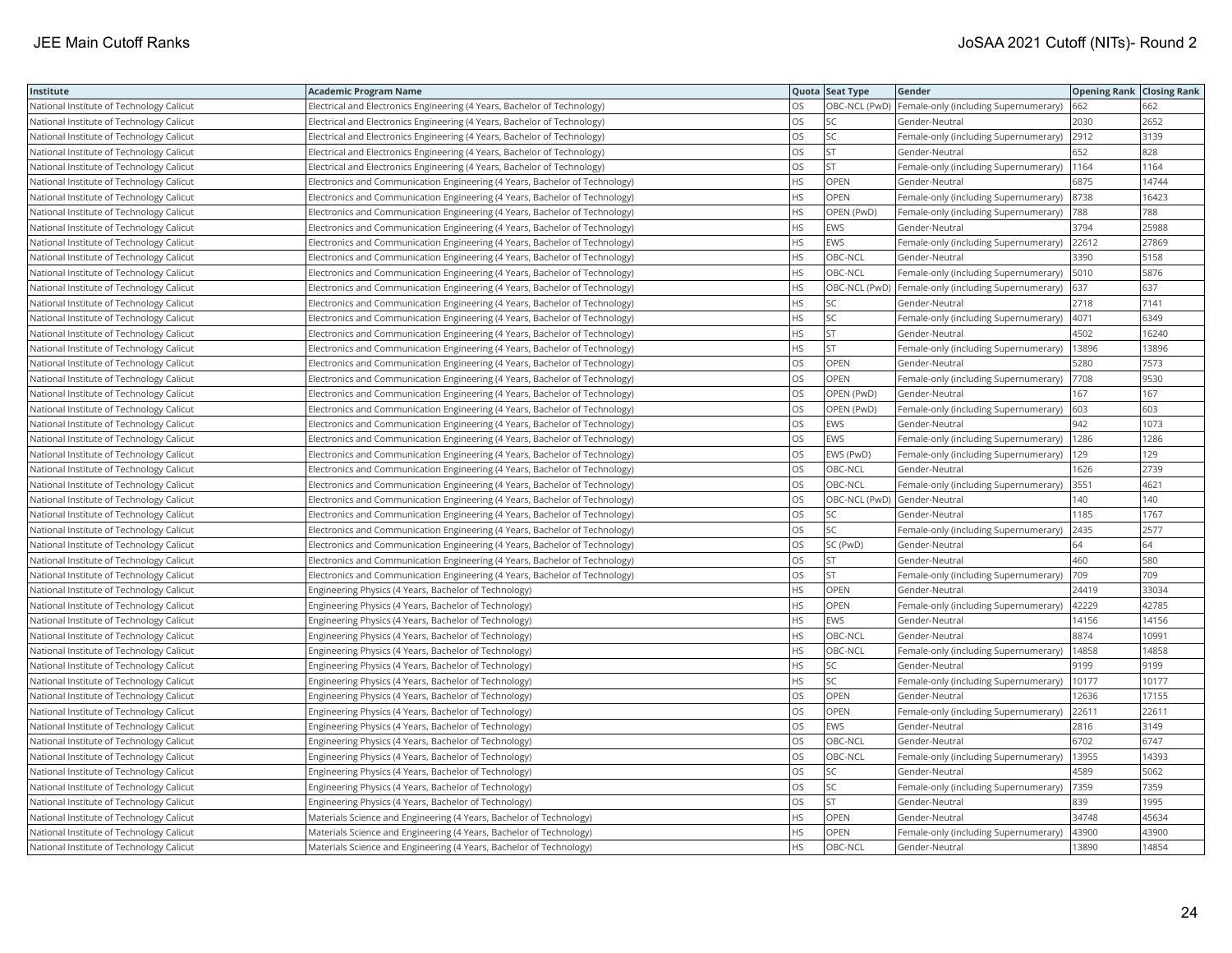| Institute | Academic Program Name | Quota | Seat Type | Gender | Opening Rank | Closing Rank |
|---|---|---|---|---|---|---|
| National Institute of Technology Calicut | Electrical and Electronics Engineering (4 Years, Bachelor of Technology) | OS | OBC-NCL (PwD) | Female-only (including Supernumerary) | 662 | 662 |
| National Institute of Technology Calicut | Electrical and Electronics Engineering (4 Years, Bachelor of Technology) | OS | SC | Gender-Neutral | 2030 | 2652 |
| National Institute of Technology Calicut | Electrical and Electronics Engineering (4 Years, Bachelor of Technology) | OS | SC | Female-only (including Supernumerary) | 2912 | 3139 |
| National Institute of Technology Calicut | Electrical and Electronics Engineering (4 Years, Bachelor of Technology) | OS | ST | Gender-Neutral | 652 | 828 |
| National Institute of Technology Calicut | Electrical and Electronics Engineering (4 Years, Bachelor of Technology) | OS | ST | Female-only (including Supernumerary) | 1164 | 1164 |
| National Institute of Technology Calicut | Electronics and Communication Engineering (4 Years, Bachelor of Technology) | HS | OPEN | Gender-Neutral | 6875 | 14744 |
| National Institute of Technology Calicut | Electronics and Communication Engineering (4 Years, Bachelor of Technology) | HS | OPEN | Female-only (including Supernumerary) | 8738 | 16423 |
| National Institute of Technology Calicut | Electronics and Communication Engineering (4 Years, Bachelor of Technology) | HS | OPEN (PwD) | Female-only (including Supernumerary) | 788 | 788 |
| National Institute of Technology Calicut | Electronics and Communication Engineering (4 Years, Bachelor of Technology) | HS | EWS | Gender-Neutral | 3794 | 25988 |
| National Institute of Technology Calicut | Electronics and Communication Engineering (4 Years, Bachelor of Technology) | HS | EWS | Female-only (including Supernumerary) | 22612 | 27869 |
| National Institute of Technology Calicut | Electronics and Communication Engineering (4 Years, Bachelor of Technology) | HS | OBC-NCL | Gender-Neutral | 3390 | 5158 |
| National Institute of Technology Calicut | Electronics and Communication Engineering (4 Years, Bachelor of Technology) | HS | OBC-NCL | Female-only (including Supernumerary) | 5010 | 5876 |
| National Institute of Technology Calicut | Electronics and Communication Engineering (4 Years, Bachelor of Technology) | HS | OBC-NCL (PwD) | Female-only (including Supernumerary) | 637 | 637 |
| National Institute of Technology Calicut | Electronics and Communication Engineering (4 Years, Bachelor of Technology) | HS | SC | Gender-Neutral | 2718 | 7141 |
| National Institute of Technology Calicut | Electronics and Communication Engineering (4 Years, Bachelor of Technology) | HS | SC | Female-only (including Supernumerary) | 4071 | 6349 |
| National Institute of Technology Calicut | Electronics and Communication Engineering (4 Years, Bachelor of Technology) | HS | ST | Gender-Neutral | 4502 | 16240 |
| National Institute of Technology Calicut | Electronics and Communication Engineering (4 Years, Bachelor of Technology) | HS | ST | Female-only (including Supernumerary) | 13896 | 13896 |
| National Institute of Technology Calicut | Electronics and Communication Engineering (4 Years, Bachelor of Technology) | OS | OPEN | Gender-Neutral | 5280 | 7573 |
| National Institute of Technology Calicut | Electronics and Communication Engineering (4 Years, Bachelor of Technology) | OS | OPEN | Female-only (including Supernumerary) | 7708 | 9530 |
| National Institute of Technology Calicut | Electronics and Communication Engineering (4 Years, Bachelor of Technology) | OS | OPEN (PwD) | Gender-Neutral | 167 | 167 |
| National Institute of Technology Calicut | Electronics and Communication Engineering (4 Years, Bachelor of Technology) | OS | OPEN (PwD) | Female-only (including Supernumerary) | 603 | 603 |
| National Institute of Technology Calicut | Electronics and Communication Engineering (4 Years, Bachelor of Technology) | OS | EWS | Gender-Neutral | 942 | 1073 |
| National Institute of Technology Calicut | Electronics and Communication Engineering (4 Years, Bachelor of Technology) | OS | EWS | Female-only (including Supernumerary) | 1286 | 1286 |
| National Institute of Technology Calicut | Electronics and Communication Engineering (4 Years, Bachelor of Technology) | OS | EWS (PwD) | Female-only (including Supernumerary) | 129 | 129 |
| National Institute of Technology Calicut | Electronics and Communication Engineering (4 Years, Bachelor of Technology) | OS | OBC-NCL | Gender-Neutral | 1626 | 2739 |
| National Institute of Technology Calicut | Electronics and Communication Engineering (4 Years, Bachelor of Technology) | OS | OBC-NCL | Female-only (including Supernumerary) | 3551 | 4621 |
| National Institute of Technology Calicut | Electronics and Communication Engineering (4 Years, Bachelor of Technology) | OS | OBC-NCL (PwD) | Gender-Neutral | 140 | 140 |
| National Institute of Technology Calicut | Electronics and Communication Engineering (4 Years, Bachelor of Technology) | OS | SC | Gender-Neutral | 1185 | 1767 |
| National Institute of Technology Calicut | Electronics and Communication Engineering (4 Years, Bachelor of Technology) | OS | SC | Female-only (including Supernumerary) | 2435 | 2577 |
| National Institute of Technology Calicut | Electronics and Communication Engineering (4 Years, Bachelor of Technology) | OS | SC (PwD) | Gender-Neutral | 64 | 64 |
| National Institute of Technology Calicut | Electronics and Communication Engineering (4 Years, Bachelor of Technology) | OS | ST | Gender-Neutral | 460 | 580 |
| National Institute of Technology Calicut | Electronics and Communication Engineering (4 Years, Bachelor of Technology) | OS | ST | Female-only (including Supernumerary) | 709 | 709 |
| National Institute of Technology Calicut | Engineering Physics (4 Years, Bachelor of Technology) | HS | OPEN | Gender-Neutral | 24419 | 33034 |
| National Institute of Technology Calicut | Engineering Physics (4 Years, Bachelor of Technology) | HS | OPEN | Female-only (including Supernumerary) | 42229 | 42785 |
| National Institute of Technology Calicut | Engineering Physics (4 Years, Bachelor of Technology) | HS | EWS | Gender-Neutral | 14156 | 14156 |
| National Institute of Technology Calicut | Engineering Physics (4 Years, Bachelor of Technology) | HS | OBC-NCL | Gender-Neutral | 8874 | 10991 |
| National Institute of Technology Calicut | Engineering Physics (4 Years, Bachelor of Technology) | HS | OBC-NCL | Female-only (including Supernumerary) | 14858 | 14858 |
| National Institute of Technology Calicut | Engineering Physics (4 Years, Bachelor of Technology) | HS | SC | Gender-Neutral | 9199 | 9199 |
| National Institute of Technology Calicut | Engineering Physics (4 Years, Bachelor of Technology) | HS | SC | Female-only (including Supernumerary) | 10177 | 10177 |
| National Institute of Technology Calicut | Engineering Physics (4 Years, Bachelor of Technology) | OS | OPEN | Gender-Neutral | 12636 | 17155 |
| National Institute of Technology Calicut | Engineering Physics (4 Years, Bachelor of Technology) | OS | OPEN | Female-only (including Supernumerary) | 22611 | 22611 |
| National Institute of Technology Calicut | Engineering Physics (4 Years, Bachelor of Technology) | OS | EWS | Gender-Neutral | 2816 | 3149 |
| National Institute of Technology Calicut | Engineering Physics (4 Years, Bachelor of Technology) | OS | OBC-NCL | Gender-Neutral | 6702 | 6747 |
| National Institute of Technology Calicut | Engineering Physics (4 Years, Bachelor of Technology) | OS | OBC-NCL | Female-only (including Supernumerary) | 13955 | 14393 |
| National Institute of Technology Calicut | Engineering Physics (4 Years, Bachelor of Technology) | OS | SC | Gender-Neutral | 4589 | 5062 |
| National Institute of Technology Calicut | Engineering Physics (4 Years, Bachelor of Technology) | OS | SC | Female-only (including Supernumerary) | 7359 | 7359 |
| National Institute of Technology Calicut | Engineering Physics (4 Years, Bachelor of Technology) | OS | ST | Gender-Neutral | 839 | 1995 |
| National Institute of Technology Calicut | Materials Science and Engineering (4 Years, Bachelor of Technology) | HS | OPEN | Gender-Neutral | 34748 | 45634 |
| National Institute of Technology Calicut | Materials Science and Engineering (4 Years, Bachelor of Technology) | HS | OPEN | Female-only (including Supernumerary) | 43900 | 43900 |
| National Institute of Technology Calicut | Materials Science and Engineering (4 Years, Bachelor of Technology) | HS | OBC-NCL | Gender-Neutral | 13890 | 14854 |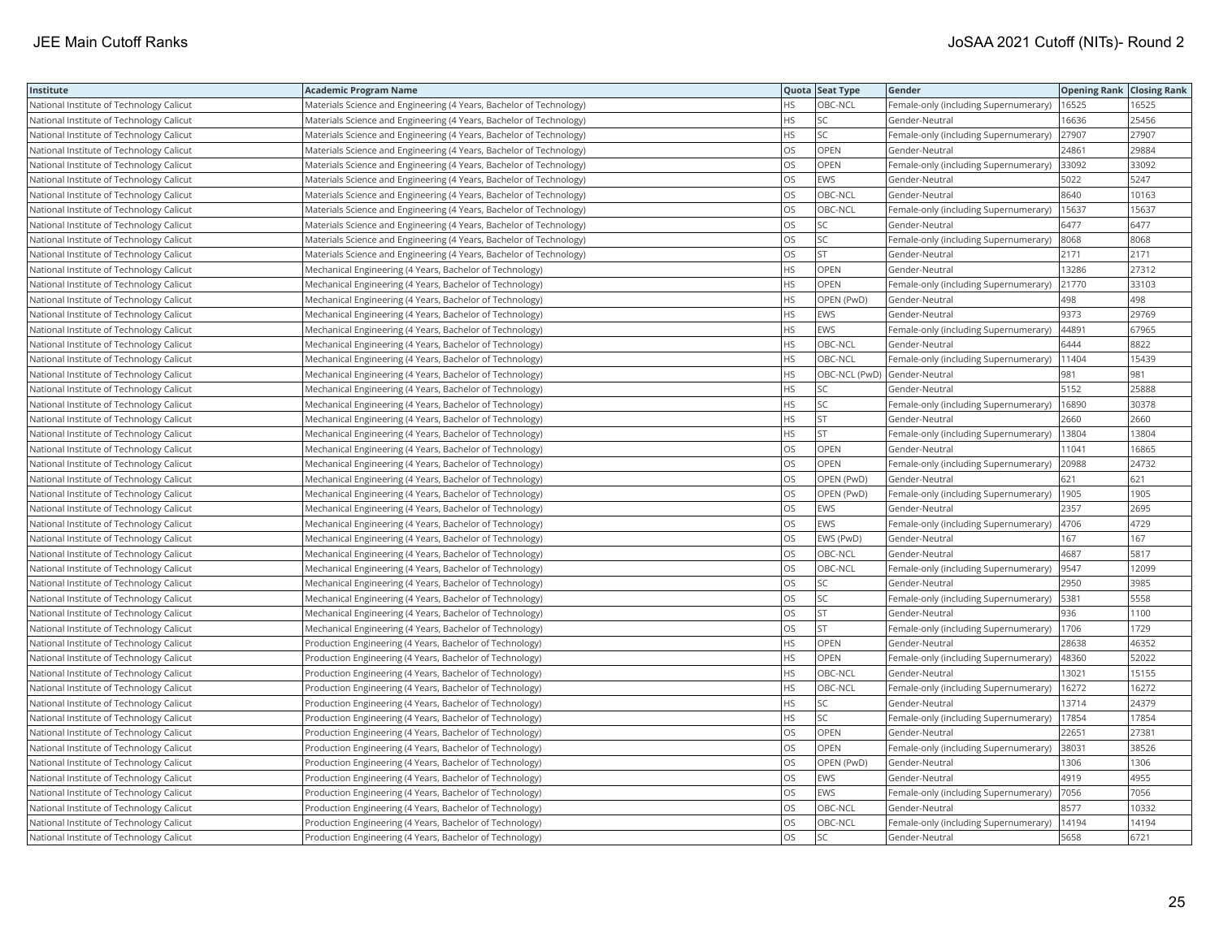| Institute | Academic Program Name | Quota | Seat Type | Gender | Opening Rank | Closing Rank |
|---|---|---|---|---|---|---|
| National Institute of Technology Calicut | Materials Science and Engineering (4 Years, Bachelor of Technology) | HS | OBC-NCL | Female-only (including Supernumerary) | 16525 | 16525 |
| National Institute of Technology Calicut | Materials Science and Engineering (4 Years, Bachelor of Technology) | HS | SC | Gender-Neutral | 16636 | 25456 |
| National Institute of Technology Calicut | Materials Science and Engineering (4 Years, Bachelor of Technology) | HS | SC | Female-only (including Supernumerary) | 27907 | 27907 |
| National Institute of Technology Calicut | Materials Science and Engineering (4 Years, Bachelor of Technology) | OS | OPEN | Gender-Neutral | 24861 | 29884 |
| National Institute of Technology Calicut | Materials Science and Engineering (4 Years, Bachelor of Technology) | OS | OPEN | Female-only (including Supernumerary) | 33092 | 33092 |
| National Institute of Technology Calicut | Materials Science and Engineering (4 Years, Bachelor of Technology) | OS | EWS | Gender-Neutral | 5022 | 5247 |
| National Institute of Technology Calicut | Materials Science and Engineering (4 Years, Bachelor of Technology) | OS | OBC-NCL | Gender-Neutral | 8640 | 10163 |
| National Institute of Technology Calicut | Materials Science and Engineering (4 Years, Bachelor of Technology) | OS | OBC-NCL | Female-only (including Supernumerary) | 15637 | 15637 |
| National Institute of Technology Calicut | Materials Science and Engineering (4 Years, Bachelor of Technology) | OS | SC | Gender-Neutral | 6477 | 6477 |
| National Institute of Technology Calicut | Materials Science and Engineering (4 Years, Bachelor of Technology) | OS | SC | Female-only (including Supernumerary) | 8068 | 8068 |
| National Institute of Technology Calicut | Materials Science and Engineering (4 Years, Bachelor of Technology) | OS | ST | Gender-Neutral | 2171 | 2171 |
| National Institute of Technology Calicut | Mechanical Engineering (4 Years, Bachelor of Technology) | HS | OPEN | Gender-Neutral | 13286 | 27312 |
| National Institute of Technology Calicut | Mechanical Engineering (4 Years, Bachelor of Technology) | HS | OPEN | Female-only (including Supernumerary) | 21770 | 33103 |
| National Institute of Technology Calicut | Mechanical Engineering (4 Years, Bachelor of Technology) | HS | OPEN (PwD) | Gender-Neutral | 498 | 498 |
| National Institute of Technology Calicut | Mechanical Engineering (4 Years, Bachelor of Technology) | HS | EWS | Gender-Neutral | 9373 | 29769 |
| National Institute of Technology Calicut | Mechanical Engineering (4 Years, Bachelor of Technology) | HS | EWS | Female-only (including Supernumerary) | 44891 | 67965 |
| National Institute of Technology Calicut | Mechanical Engineering (4 Years, Bachelor of Technology) | HS | OBC-NCL | Gender-Neutral | 6444 | 8822 |
| National Institute of Technology Calicut | Mechanical Engineering (4 Years, Bachelor of Technology) | HS | OBC-NCL | Female-only (including Supernumerary) | 11404 | 15439 |
| National Institute of Technology Calicut | Mechanical Engineering (4 Years, Bachelor of Technology) | HS | OBC-NCL (PwD) | Gender-Neutral | 981 | 981 |
| National Institute of Technology Calicut | Mechanical Engineering (4 Years, Bachelor of Technology) | HS | SC | Gender-Neutral | 5152 | 25888 |
| National Institute of Technology Calicut | Mechanical Engineering (4 Years, Bachelor of Technology) | HS | SC | Female-only (including Supernumerary) | 16890 | 30378 |
| National Institute of Technology Calicut | Mechanical Engineering (4 Years, Bachelor of Technology) | HS | ST | Gender-Neutral | 2660 | 2660 |
| National Institute of Technology Calicut | Mechanical Engineering (4 Years, Bachelor of Technology) | HS | ST | Female-only (including Supernumerary) | 13804 | 13804 |
| National Institute of Technology Calicut | Mechanical Engineering (4 Years, Bachelor of Technology) | OS | OPEN | Gender-Neutral | 11041 | 16865 |
| National Institute of Technology Calicut | Mechanical Engineering (4 Years, Bachelor of Technology) | OS | OPEN | Female-only (including Supernumerary) | 20988 | 24732 |
| National Institute of Technology Calicut | Mechanical Engineering (4 Years, Bachelor of Technology) | OS | OPEN (PwD) | Gender-Neutral | 621 | 621 |
| National Institute of Technology Calicut | Mechanical Engineering (4 Years, Bachelor of Technology) | OS | OPEN (PwD) | Female-only (including Supernumerary) | 1905 | 1905 |
| National Institute of Technology Calicut | Mechanical Engineering (4 Years, Bachelor of Technology) | OS | EWS | Gender-Neutral | 2357 | 2695 |
| National Institute of Technology Calicut | Mechanical Engineering (4 Years, Bachelor of Technology) | OS | EWS | Female-only (including Supernumerary) | 4706 | 4729 |
| National Institute of Technology Calicut | Mechanical Engineering (4 Years, Bachelor of Technology) | OS | EWS (PwD) | Gender-Neutral | 167 | 167 |
| National Institute of Technology Calicut | Mechanical Engineering (4 Years, Bachelor of Technology) | OS | OBC-NCL | Gender-Neutral | 4687 | 5817 |
| National Institute of Technology Calicut | Mechanical Engineering (4 Years, Bachelor of Technology) | OS | OBC-NCL | Female-only (including Supernumerary) | 9547 | 12099 |
| National Institute of Technology Calicut | Mechanical Engineering (4 Years, Bachelor of Technology) | OS | SC | Gender-Neutral | 2950 | 3985 |
| National Institute of Technology Calicut | Mechanical Engineering (4 Years, Bachelor of Technology) | OS | SC | Female-only (including Supernumerary) | 5381 | 5558 |
| National Institute of Technology Calicut | Mechanical Engineering (4 Years, Bachelor of Technology) | OS | ST | Gender-Neutral | 936 | 1100 |
| National Institute of Technology Calicut | Mechanical Engineering (4 Years, Bachelor of Technology) | OS | ST | Female-only (including Supernumerary) | 1706 | 1729 |
| National Institute of Technology Calicut | Production Engineering (4 Years, Bachelor of Technology) | HS | OPEN | Gender-Neutral | 28638 | 46352 |
| National Institute of Technology Calicut | Production Engineering (4 Years, Bachelor of Technology) | HS | OPEN | Female-only (including Supernumerary) | 48360 | 52022 |
| National Institute of Technology Calicut | Production Engineering (4 Years, Bachelor of Technology) | HS | OBC-NCL | Gender-Neutral | 13021 | 15155 |
| National Institute of Technology Calicut | Production Engineering (4 Years, Bachelor of Technology) | HS | OBC-NCL | Female-only (including Supernumerary) | 16272 | 16272 |
| National Institute of Technology Calicut | Production Engineering (4 Years, Bachelor of Technology) | HS | SC | Gender-Neutral | 13714 | 24379 |
| National Institute of Technology Calicut | Production Engineering (4 Years, Bachelor of Technology) | HS | SC | Female-only (including Supernumerary) | 17854 | 17854 |
| National Institute of Technology Calicut | Production Engineering (4 Years, Bachelor of Technology) | OS | OPEN | Gender-Neutral | 22651 | 27381 |
| National Institute of Technology Calicut | Production Engineering (4 Years, Bachelor of Technology) | OS | OPEN | Female-only (including Supernumerary) | 38031 | 38526 |
| National Institute of Technology Calicut | Production Engineering (4 Years, Bachelor of Technology) | OS | OPEN (PwD) | Gender-Neutral | 1306 | 1306 |
| National Institute of Technology Calicut | Production Engineering (4 Years, Bachelor of Technology) | OS | EWS | Gender-Neutral | 4919 | 4955 |
| National Institute of Technology Calicut | Production Engineering (4 Years, Bachelor of Technology) | OS | EWS | Female-only (including Supernumerary) | 7056 | 7056 |
| National Institute of Technology Calicut | Production Engineering (4 Years, Bachelor of Technology) | OS | OBC-NCL | Gender-Neutral | 8577 | 10332 |
| National Institute of Technology Calicut | Production Engineering (4 Years, Bachelor of Technology) | OS | OBC-NCL | Female-only (including Supernumerary) | 14194 | 14194 |
| National Institute of Technology Calicut | Production Engineering (4 Years, Bachelor of Technology) | OS | SC | Gender-Neutral | 5658 | 6721 |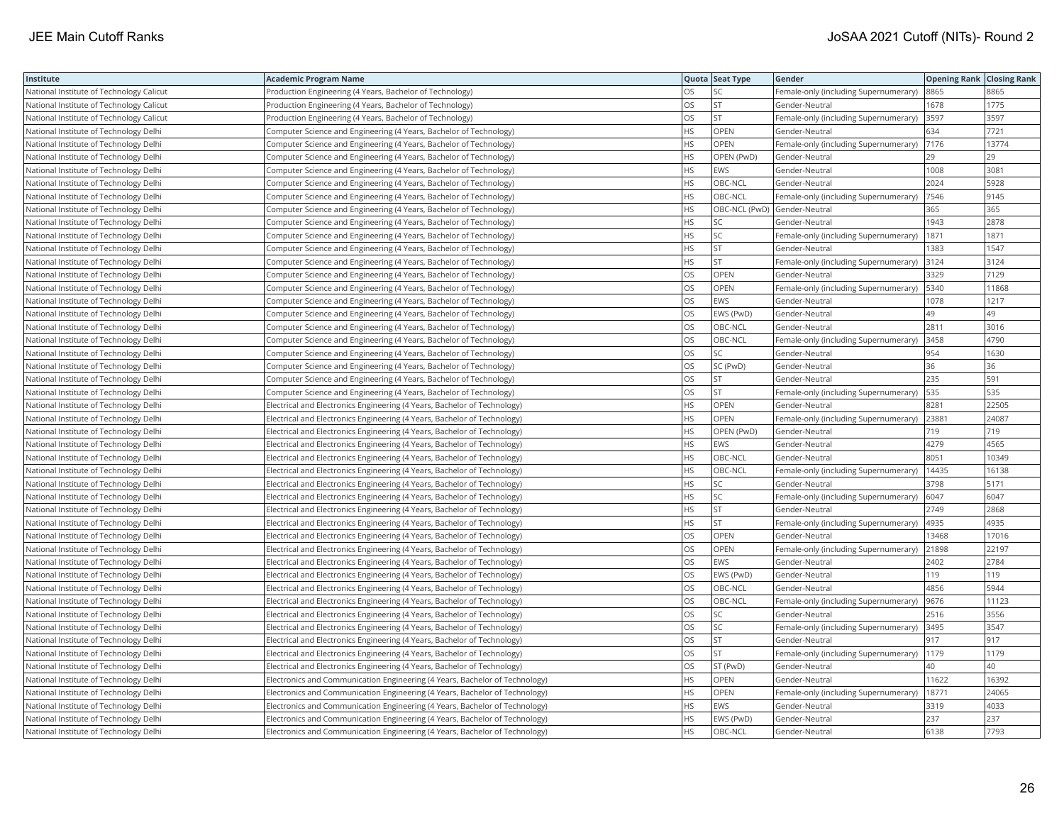| Institute | Academic Program Name | Quota | Seat Type | Gender | Opening Rank | Closing Rank |
|---|---|---|---|---|---|---|
| National Institute of Technology Calicut | Production Engineering (4 Years, Bachelor of Technology) | OS | SC | Female-only (including Supernumerary) | 8865 | 8865 |
| National Institute of Technology Calicut | Production Engineering (4 Years, Bachelor of Technology) | OS | ST | Gender-Neutral | 1678 | 1775 |
| National Institute of Technology Calicut | Production Engineering (4 Years, Bachelor of Technology) | OS | ST | Female-only (including Supernumerary) | 3597 | 3597 |
| National Institute of Technology Delhi | Computer Science and Engineering (4 Years, Bachelor of Technology) | HS | OPEN | Gender-Neutral | 634 | 7721 |
| National Institute of Technology Delhi | Computer Science and Engineering (4 Years, Bachelor of Technology) | HS | OPEN | Female-only (including Supernumerary) | 7176 | 13774 |
| National Institute of Technology Delhi | Computer Science and Engineering (4 Years, Bachelor of Technology) | HS | OPEN (PwD) | Gender-Neutral | 29 | 29 |
| National Institute of Technology Delhi | Computer Science and Engineering (4 Years, Bachelor of Technology) | HS | EWS | Gender-Neutral | 1008 | 3081 |
| National Institute of Technology Delhi | Computer Science and Engineering (4 Years, Bachelor of Technology) | HS | OBC-NCL | Gender-Neutral | 2024 | 5928 |
| National Institute of Technology Delhi | Computer Science and Engineering (4 Years, Bachelor of Technology) | HS | OBC-NCL | Female-only (including Supernumerary) | 7546 | 9145 |
| National Institute of Technology Delhi | Computer Science and Engineering (4 Years, Bachelor of Technology) | HS | OBC-NCL (PwD) | Gender-Neutral | 365 | 365 |
| National Institute of Technology Delhi | Computer Science and Engineering (4 Years, Bachelor of Technology) | HS | SC | Gender-Neutral | 1943 | 2878 |
| National Institute of Technology Delhi | Computer Science and Engineering (4 Years, Bachelor of Technology) | HS | SC | Female-only (including Supernumerary) | 1871 | 1871 |
| National Institute of Technology Delhi | Computer Science and Engineering (4 Years, Bachelor of Technology) | HS | ST | Gender-Neutral | 1383 | 1547 |
| National Institute of Technology Delhi | Computer Science and Engineering (4 Years, Bachelor of Technology) | HS | ST | Female-only (including Supernumerary) | 3124 | 3124 |
| National Institute of Technology Delhi | Computer Science and Engineering (4 Years, Bachelor of Technology) | OS | OPEN | Gender-Neutral | 3329 | 7129 |
| National Institute of Technology Delhi | Computer Science and Engineering (4 Years, Bachelor of Technology) | OS | OPEN | Female-only (including Supernumerary) | 5340 | 11868 |
| National Institute of Technology Delhi | Computer Science and Engineering (4 Years, Bachelor of Technology) | OS | EWS | Gender-Neutral | 1078 | 1217 |
| National Institute of Technology Delhi | Computer Science and Engineering (4 Years, Bachelor of Technology) | OS | EWS (PwD) | Gender-Neutral | 49 | 49 |
| National Institute of Technology Delhi | Computer Science and Engineering (4 Years, Bachelor of Technology) | OS | OBC-NCL | Gender-Neutral | 2811 | 3016 |
| National Institute of Technology Delhi | Computer Science and Engineering (4 Years, Bachelor of Technology) | OS | OBC-NCL | Female-only (including Supernumerary) | 3458 | 4790 |
| National Institute of Technology Delhi | Computer Science and Engineering (4 Years, Bachelor of Technology) | OS | SC | Gender-Neutral | 954 | 1630 |
| National Institute of Technology Delhi | Computer Science and Engineering (4 Years, Bachelor of Technology) | OS | SC (PwD) | Gender-Neutral | 36 | 36 |
| National Institute of Technology Delhi | Computer Science and Engineering (4 Years, Bachelor of Technology) | OS | ST | Gender-Neutral | 235 | 591 |
| National Institute of Technology Delhi | Computer Science and Engineering (4 Years, Bachelor of Technology) | OS | ST | Female-only (including Supernumerary) | 535 | 535 |
| National Institute of Technology Delhi | Electrical and Electronics Engineering (4 Years, Bachelor of Technology) | HS | OPEN | Gender-Neutral | 8281 | 22505 |
| National Institute of Technology Delhi | Electrical and Electronics Engineering (4 Years, Bachelor of Technology) | HS | OPEN | Female-only (including Supernumerary) | 23881 | 24087 |
| National Institute of Technology Delhi | Electrical and Electronics Engineering (4 Years, Bachelor of Technology) | HS | OPEN (PwD) | Gender-Neutral | 719 | 719 |
| National Institute of Technology Delhi | Electrical and Electronics Engineering (4 Years, Bachelor of Technology) | HS | EWS | Gender-Neutral | 4279 | 4565 |
| National Institute of Technology Delhi | Electrical and Electronics Engineering (4 Years, Bachelor of Technology) | HS | OBC-NCL | Gender-Neutral | 8051 | 10349 |
| National Institute of Technology Delhi | Electrical and Electronics Engineering (4 Years, Bachelor of Technology) | HS | OBC-NCL | Female-only (including Supernumerary) | 14435 | 16138 |
| National Institute of Technology Delhi | Electrical and Electronics Engineering (4 Years, Bachelor of Technology) | HS | SC | Gender-Neutral | 3798 | 5171 |
| National Institute of Technology Delhi | Electrical and Electronics Engineering (4 Years, Bachelor of Technology) | HS | SC | Female-only (including Supernumerary) | 6047 | 6047 |
| National Institute of Technology Delhi | Electrical and Electronics Engineering (4 Years, Bachelor of Technology) | HS | ST | Gender-Neutral | 2749 | 2868 |
| National Institute of Technology Delhi | Electrical and Electronics Engineering (4 Years, Bachelor of Technology) | HS | ST | Female-only (including Supernumerary) | 4935 | 4935 |
| National Institute of Technology Delhi | Electrical and Electronics Engineering (4 Years, Bachelor of Technology) | OS | OPEN | Gender-Neutral | 13468 | 17016 |
| National Institute of Technology Delhi | Electrical and Electronics Engineering (4 Years, Bachelor of Technology) | OS | OPEN | Female-only (including Supernumerary) | 21898 | 22197 |
| National Institute of Technology Delhi | Electrical and Electronics Engineering (4 Years, Bachelor of Technology) | OS | EWS | Gender-Neutral | 2402 | 2784 |
| National Institute of Technology Delhi | Electrical and Electronics Engineering (4 Years, Bachelor of Technology) | OS | EWS (PwD) | Gender-Neutral | 119 | 119 |
| National Institute of Technology Delhi | Electrical and Electronics Engineering (4 Years, Bachelor of Technology) | OS | OBC-NCL | Gender-Neutral | 4856 | 5944 |
| National Institute of Technology Delhi | Electrical and Electronics Engineering (4 Years, Bachelor of Technology) | OS | OBC-NCL | Female-only (including Supernumerary) | 9676 | 11123 |
| National Institute of Technology Delhi | Electrical and Electronics Engineering (4 Years, Bachelor of Technology) | OS | SC | Gender-Neutral | 2516 | 3556 |
| National Institute of Technology Delhi | Electrical and Electronics Engineering (4 Years, Bachelor of Technology) | OS | SC | Female-only (including Supernumerary) | 3495 | 3547 |
| National Institute of Technology Delhi | Electrical and Electronics Engineering (4 Years, Bachelor of Technology) | OS | ST | Gender-Neutral | 917 | 917 |
| National Institute of Technology Delhi | Electrical and Electronics Engineering (4 Years, Bachelor of Technology) | OS | ST | Female-only (including Supernumerary) | 1179 | 1179 |
| National Institute of Technology Delhi | Electrical and Electronics Engineering (4 Years, Bachelor of Technology) | OS | ST (PwD) | Gender-Neutral | 40 | 40 |
| National Institute of Technology Delhi | Electronics and Communication Engineering (4 Years, Bachelor of Technology) | HS | OPEN | Gender-Neutral | 11622 | 16392 |
| National Institute of Technology Delhi | Electronics and Communication Engineering (4 Years, Bachelor of Technology) | HS | OPEN | Female-only (including Supernumerary) | 18771 | 24065 |
| National Institute of Technology Delhi | Electronics and Communication Engineering (4 Years, Bachelor of Technology) | HS | EWS | Gender-Neutral | 3319 | 4033 |
| National Institute of Technology Delhi | Electronics and Communication Engineering (4 Years, Bachelor of Technology) | HS | EWS (PwD) | Gender-Neutral | 237 | 237 |
| National Institute of Technology Delhi | Electronics and Communication Engineering (4 Years, Bachelor of Technology) | HS | OBC-NCL | Gender-Neutral | 6138 | 7793 |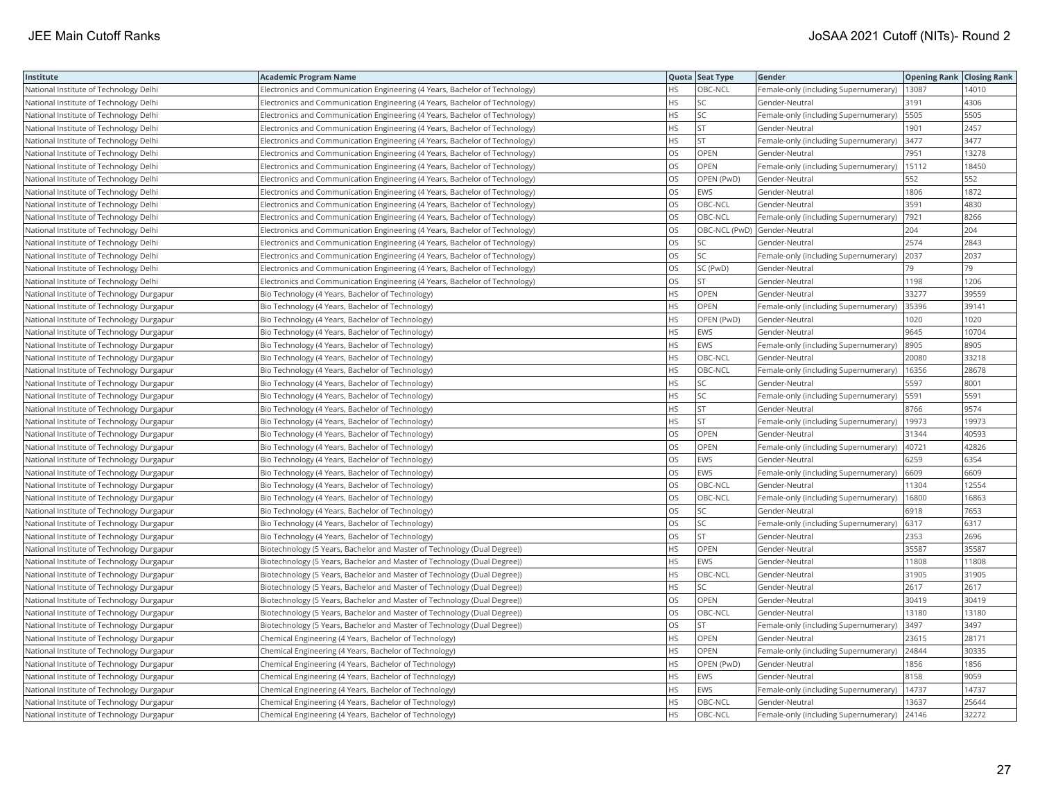| Institute | Academic Program Name | Quota | Seat Type | Gender | Opening Rank | Closing Rank |
|---|---|---|---|---|---|---|
| National Institute of Technology Delhi | Electronics and Communication Engineering (4 Years, Bachelor of Technology) | HS | OBC-NCL | Female-only (including Supernumerary) | 13087 | 14010 |
| National Institute of Technology Delhi | Electronics and Communication Engineering (4 Years, Bachelor of Technology) | HS | SC | Gender-Neutral | 3191 | 4306 |
| National Institute of Technology Delhi | Electronics and Communication Engineering (4 Years, Bachelor of Technology) | HS | SC | Female-only (including Supernumerary) | 5505 | 5505 |
| National Institute of Technology Delhi | Electronics and Communication Engineering (4 Years, Bachelor of Technology) | HS | ST | Gender-Neutral | 1901 | 2457 |
| National Institute of Technology Delhi | Electronics and Communication Engineering (4 Years, Bachelor of Technology) | HS | ST | Female-only (including Supernumerary) | 3477 | 3477 |
| National Institute of Technology Delhi | Electronics and Communication Engineering (4 Years, Bachelor of Technology) | OS | OPEN | Gender-Neutral | 7951 | 13278 |
| National Institute of Technology Delhi | Electronics and Communication Engineering (4 Years, Bachelor of Technology) | OS | OPEN | Female-only (including Supernumerary) | 15112 | 18450 |
| National Institute of Technology Delhi | Electronics and Communication Engineering (4 Years, Bachelor of Technology) | OS | OPEN (PwD) | Gender-Neutral | 552 | 552 |
| National Institute of Technology Delhi | Electronics and Communication Engineering (4 Years, Bachelor of Technology) | OS | EWS | Gender-Neutral | 1806 | 1872 |
| National Institute of Technology Delhi | Electronics and Communication Engineering (4 Years, Bachelor of Technology) | OS | OBC-NCL | Gender-Neutral | 3591 | 4830 |
| National Institute of Technology Delhi | Electronics and Communication Engineering (4 Years, Bachelor of Technology) | OS | OBC-NCL | Female-only (including Supernumerary) | 7921 | 8266 |
| National Institute of Technology Delhi | Electronics and Communication Engineering (4 Years, Bachelor of Technology) | OS | OBC-NCL (PwD) | Gender-Neutral | 204 | 204 |
| National Institute of Technology Delhi | Electronics and Communication Engineering (4 Years, Bachelor of Technology) | OS | SC | Gender-Neutral | 2574 | 2843 |
| National Institute of Technology Delhi | Electronics and Communication Engineering (4 Years, Bachelor of Technology) | OS | SC | Female-only (including Supernumerary) | 2037 | 2037 |
| National Institute of Technology Delhi | Electronics and Communication Engineering (4 Years, Bachelor of Technology) | OS | SC (PwD) | Gender-Neutral | 79 | 79 |
| National Institute of Technology Delhi | Electronics and Communication Engineering (4 Years, Bachelor of Technology) | OS | ST | Gender-Neutral | 1198 | 1206 |
| National Institute of Technology Durgapur | Bio Technology (4 Years, Bachelor of Technology) | HS | OPEN | Gender-Neutral | 33277 | 39559 |
| National Institute of Technology Durgapur | Bio Technology (4 Years, Bachelor of Technology) | HS | OPEN | Female-only (including Supernumerary) | 35396 | 39141 |
| National Institute of Technology Durgapur | Bio Technology (4 Years, Bachelor of Technology) | HS | OPEN (PwD) | Gender-Neutral | 1020 | 1020 |
| National Institute of Technology Durgapur | Bio Technology (4 Years, Bachelor of Technology) | HS | EWS | Gender-Neutral | 9645 | 10704 |
| National Institute of Technology Durgapur | Bio Technology (4 Years, Bachelor of Technology) | HS | EWS | Female-only (including Supernumerary) | 8905 | 8905 |
| National Institute of Technology Durgapur | Bio Technology (4 Years, Bachelor of Technology) | HS | OBC-NCL | Gender-Neutral | 20080 | 33218 |
| National Institute of Technology Durgapur | Bio Technology (4 Years, Bachelor of Technology) | HS | OBC-NCL | Female-only (including Supernumerary) | 16356 | 28678 |
| National Institute of Technology Durgapur | Bio Technology (4 Years, Bachelor of Technology) | HS | SC | Gender-Neutral | 5597 | 8001 |
| National Institute of Technology Durgapur | Bio Technology (4 Years, Bachelor of Technology) | HS | SC | Female-only (including Supernumerary) | 5591 | 5591 |
| National Institute of Technology Durgapur | Bio Technology (4 Years, Bachelor of Technology) | HS | ST | Gender-Neutral | 8766 | 9574 |
| National Institute of Technology Durgapur | Bio Technology (4 Years, Bachelor of Technology) | HS | ST | Female-only (including Supernumerary) | 19973 | 19973 |
| National Institute of Technology Durgapur | Bio Technology (4 Years, Bachelor of Technology) | OS | OPEN | Gender-Neutral | 31344 | 40593 |
| National Institute of Technology Durgapur | Bio Technology (4 Years, Bachelor of Technology) | OS | OPEN | Female-only (including Supernumerary) | 40721 | 42826 |
| National Institute of Technology Durgapur | Bio Technology (4 Years, Bachelor of Technology) | OS | EWS | Gender-Neutral | 6259 | 6354 |
| National Institute of Technology Durgapur | Bio Technology (4 Years, Bachelor of Technology) | OS | EWS | Female-only (including Supernumerary) | 6609 | 6609 |
| National Institute of Technology Durgapur | Bio Technology (4 Years, Bachelor of Technology) | OS | OBC-NCL | Gender-Neutral | 11304 | 12554 |
| National Institute of Technology Durgapur | Bio Technology (4 Years, Bachelor of Technology) | OS | OBC-NCL | Female-only (including Supernumerary) | 16800 | 16863 |
| National Institute of Technology Durgapur | Bio Technology (4 Years, Bachelor of Technology) | OS | SC | Gender-Neutral | 6918 | 7653 |
| National Institute of Technology Durgapur | Bio Technology (4 Years, Bachelor of Technology) | OS | SC | Female-only (including Supernumerary) | 6317 | 6317 |
| National Institute of Technology Durgapur | Bio Technology (4 Years, Bachelor of Technology) | OS | ST | Gender-Neutral | 2353 | 2696 |
| National Institute of Technology Durgapur | Biotechnology (5 Years, Bachelor and Master of Technology (Dual Degree)) | HS | OPEN | Gender-Neutral | 35587 | 35587 |
| National Institute of Technology Durgapur | Biotechnology (5 Years, Bachelor and Master of Technology (Dual Degree)) | HS | EWS | Gender-Neutral | 11808 | 11808 |
| National Institute of Technology Durgapur | Biotechnology (5 Years, Bachelor and Master of Technology (Dual Degree)) | HS | OBC-NCL | Gender-Neutral | 31905 | 31905 |
| National Institute of Technology Durgapur | Biotechnology (5 Years, Bachelor and Master of Technology (Dual Degree)) | HS | SC | Gender-Neutral | 2617 | 2617 |
| National Institute of Technology Durgapur | Biotechnology (5 Years, Bachelor and Master of Technology (Dual Degree)) | OS | OPEN | Gender-Neutral | 30419 | 30419 |
| National Institute of Technology Durgapur | Biotechnology (5 Years, Bachelor and Master of Technology (Dual Degree)) | OS | OBC-NCL | Gender-Neutral | 13180 | 13180 |
| National Institute of Technology Durgapur | Biotechnology (5 Years, Bachelor and Master of Technology (Dual Degree)) | OS | ST | Female-only (including Supernumerary) | 3497 | 3497 |
| National Institute of Technology Durgapur | Chemical Engineering (4 Years, Bachelor of Technology) | HS | OPEN | Gender-Neutral | 23615 | 28171 |
| National Institute of Technology Durgapur | Chemical Engineering (4 Years, Bachelor of Technology) | HS | OPEN | Female-only (including Supernumerary) | 24844 | 30335 |
| National Institute of Technology Durgapur | Chemical Engineering (4 Years, Bachelor of Technology) | HS | OPEN (PwD) | Gender-Neutral | 1856 | 1856 |
| National Institute of Technology Durgapur | Chemical Engineering (4 Years, Bachelor of Technology) | HS | EWS | Gender-Neutral | 8158 | 9059 |
| National Institute of Technology Durgapur | Chemical Engineering (4 Years, Bachelor of Technology) | HS | EWS | Female-only (including Supernumerary) | 14737 | 14737 |
| National Institute of Technology Durgapur | Chemical Engineering (4 Years, Bachelor of Technology) | HS | OBC-NCL | Gender-Neutral | 13637 | 25644 |
| National Institute of Technology Durgapur | Chemical Engineering (4 Years, Bachelor of Technology) | HS | OBC-NCL | Female-only (including Supernumerary) | 24146 | 32272 |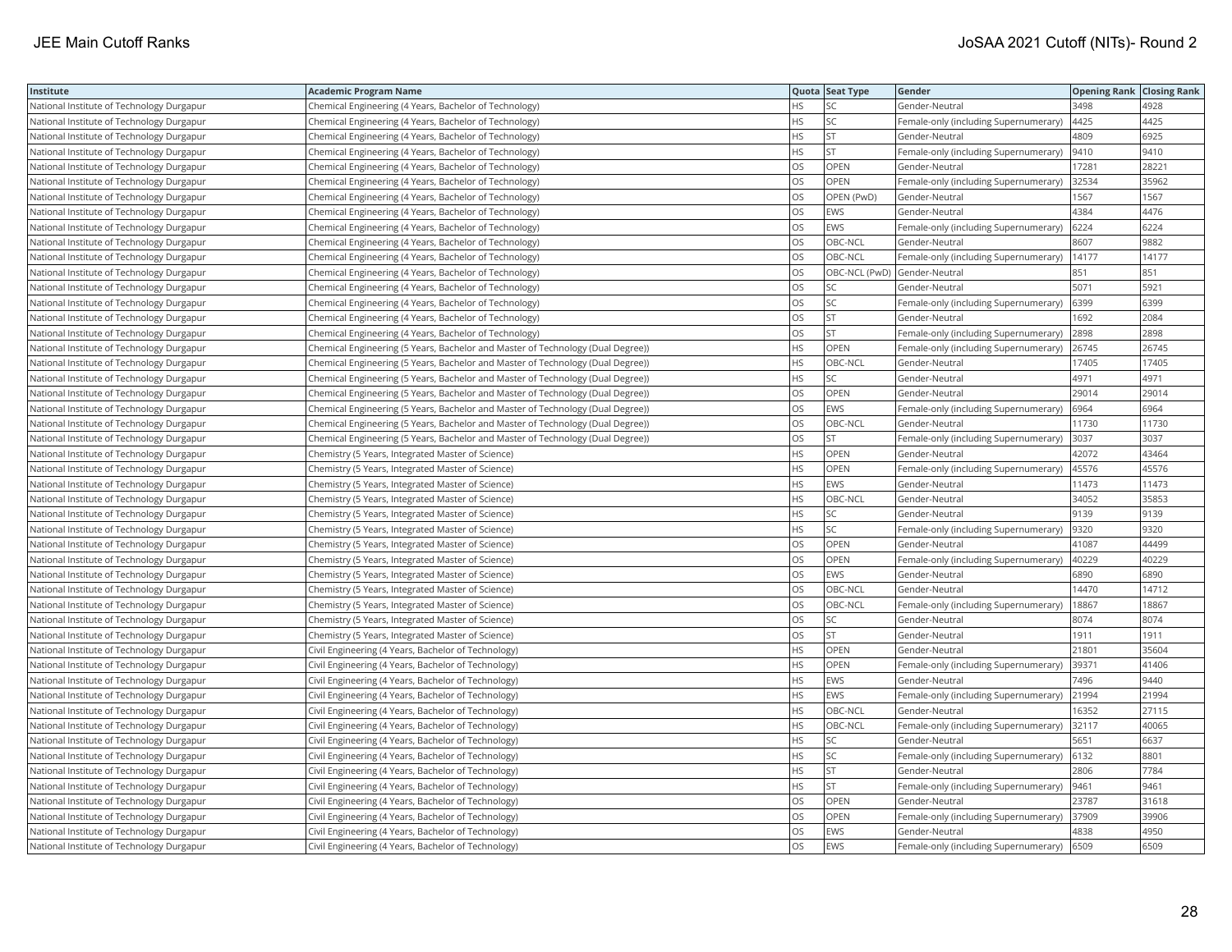| Institute | Academic Program Name | Quota | Seat Type | Gender | Opening Rank | Closing Rank |
|---|---|---|---|---|---|---|
| National Institute of Technology Durgapur | Chemical Engineering (4 Years, Bachelor of Technology) | HS | SC | Gender-Neutral | 3498 | 4928 |
| National Institute of Technology Durgapur | Chemical Engineering (4 Years, Bachelor of Technology) | HS | SC | Female-only (including Supernumerary) | 4425 | 4425 |
| National Institute of Technology Durgapur | Chemical Engineering (4 Years, Bachelor of Technology) | HS | ST | Gender-Neutral | 4809 | 6925 |
| National Institute of Technology Durgapur | Chemical Engineering (4 Years, Bachelor of Technology) | HS | ST | Female-only (including Supernumerary) | 9410 | 9410 |
| National Institute of Technology Durgapur | Chemical Engineering (4 Years, Bachelor of Technology) | OS | OPEN | Gender-Neutral | 17281 | 28221 |
| National Institute of Technology Durgapur | Chemical Engineering (4 Years, Bachelor of Technology) | OS | OPEN | Female-only (including Supernumerary) | 32534 | 35962 |
| National Institute of Technology Durgapur | Chemical Engineering (4 Years, Bachelor of Technology) | OS | OPEN (PwD) | Gender-Neutral | 1567 | 1567 |
| National Institute of Technology Durgapur | Chemical Engineering (4 Years, Bachelor of Technology) | OS | EWS | Gender-Neutral | 4384 | 4476 |
| National Institute of Technology Durgapur | Chemical Engineering (4 Years, Bachelor of Technology) | OS | EWS | Female-only (including Supernumerary) | 6224 | 6224 |
| National Institute of Technology Durgapur | Chemical Engineering (4 Years, Bachelor of Technology) | OS | OBC-NCL | Gender-Neutral | 8607 | 9882 |
| National Institute of Technology Durgapur | Chemical Engineering (4 Years, Bachelor of Technology) | OS | OBC-NCL | Female-only (including Supernumerary) | 14177 | 14177 |
| National Institute of Technology Durgapur | Chemical Engineering (4 Years, Bachelor of Technology) | OS | OBC-NCL (PwD) | Gender-Neutral | 851 | 851 |
| National Institute of Technology Durgapur | Chemical Engineering (4 Years, Bachelor of Technology) | OS | SC | Gender-Neutral | 5071 | 5921 |
| National Institute of Technology Durgapur | Chemical Engineering (4 Years, Bachelor of Technology) | OS | SC | Female-only (including Supernumerary) | 6399 | 6399 |
| National Institute of Technology Durgapur | Chemical Engineering (4 Years, Bachelor of Technology) | OS | ST | Gender-Neutral | 1692 | 2084 |
| National Institute of Technology Durgapur | Chemical Engineering (4 Years, Bachelor of Technology) | OS | ST | Female-only (including Supernumerary) | 2898 | 2898 |
| National Institute of Technology Durgapur | Chemical Engineering (5 Years, Bachelor and Master of Technology (Dual Degree)) | HS | OPEN | Female-only (including Supernumerary) | 26745 | 26745 |
| National Institute of Technology Durgapur | Chemical Engineering (5 Years, Bachelor and Master of Technology (Dual Degree)) | HS | OBC-NCL | Gender-Neutral | 17405 | 17405 |
| National Institute of Technology Durgapur | Chemical Engineering (5 Years, Bachelor and Master of Technology (Dual Degree)) | HS | SC | Gender-Neutral | 4971 | 4971 |
| National Institute of Technology Durgapur | Chemical Engineering (5 Years, Bachelor and Master of Technology (Dual Degree)) | OS | OPEN | Gender-Neutral | 29014 | 29014 |
| National Institute of Technology Durgapur | Chemical Engineering (5 Years, Bachelor and Master of Technology (Dual Degree)) | OS | EWS | Female-only (including Supernumerary) | 6964 | 6964 |
| National Institute of Technology Durgapur | Chemical Engineering (5 Years, Bachelor and Master of Technology (Dual Degree)) | OS | OBC-NCL | Gender-Neutral | 11730 | 11730 |
| National Institute of Technology Durgapur | Chemical Engineering (5 Years, Bachelor and Master of Technology (Dual Degree)) | OS | ST | Female-only (including Supernumerary) | 3037 | 3037 |
| National Institute of Technology Durgapur | Chemistry (5 Years, Integrated Master of Science) | HS | OPEN | Gender-Neutral | 42072 | 43464 |
| National Institute of Technology Durgapur | Chemistry (5 Years, Integrated Master of Science) | HS | OPEN | Female-only (including Supernumerary) | 45576 | 45576 |
| National Institute of Technology Durgapur | Chemistry (5 Years, Integrated Master of Science) | HS | EWS | Gender-Neutral | 11473 | 11473 |
| National Institute of Technology Durgapur | Chemistry (5 Years, Integrated Master of Science) | HS | OBC-NCL | Gender-Neutral | 34052 | 35853 |
| National Institute of Technology Durgapur | Chemistry (5 Years, Integrated Master of Science) | HS | SC | Gender-Neutral | 9139 | 9139 |
| National Institute of Technology Durgapur | Chemistry (5 Years, Integrated Master of Science) | HS | SC | Female-only (including Supernumerary) | 9320 | 9320 |
| National Institute of Technology Durgapur | Chemistry (5 Years, Integrated Master of Science) | OS | OPEN | Gender-Neutral | 41087 | 44499 |
| National Institute of Technology Durgapur | Chemistry (5 Years, Integrated Master of Science) | OS | OPEN | Female-only (including Supernumerary) | 40229 | 40229 |
| National Institute of Technology Durgapur | Chemistry (5 Years, Integrated Master of Science) | OS | EWS | Gender-Neutral | 6890 | 6890 |
| National Institute of Technology Durgapur | Chemistry (5 Years, Integrated Master of Science) | OS | OBC-NCL | Gender-Neutral | 14470 | 14712 |
| National Institute of Technology Durgapur | Chemistry (5 Years, Integrated Master of Science) | OS | OBC-NCL | Female-only (including Supernumerary) | 18867 | 18867 |
| National Institute of Technology Durgapur | Chemistry (5 Years, Integrated Master of Science) | OS | SC | Gender-Neutral | 8074 | 8074 |
| National Institute of Technology Durgapur | Chemistry (5 Years, Integrated Master of Science) | OS | ST | Gender-Neutral | 1911 | 1911 |
| National Institute of Technology Durgapur | Civil Engineering (4 Years, Bachelor of Technology) | HS | OPEN | Gender-Neutral | 21801 | 35604 |
| National Institute of Technology Durgapur | Civil Engineering (4 Years, Bachelor of Technology) | HS | OPEN | Female-only (including Supernumerary) | 39371 | 41406 |
| National Institute of Technology Durgapur | Civil Engineering (4 Years, Bachelor of Technology) | HS | EWS | Gender-Neutral | 7496 | 9440 |
| National Institute of Technology Durgapur | Civil Engineering (4 Years, Bachelor of Technology) | HS | EWS | Female-only (including Supernumerary) | 21994 | 21994 |
| National Institute of Technology Durgapur | Civil Engineering (4 Years, Bachelor of Technology) | HS | OBC-NCL | Gender-Neutral | 16352 | 27115 |
| National Institute of Technology Durgapur | Civil Engineering (4 Years, Bachelor of Technology) | HS | OBC-NCL | Female-only (including Supernumerary) | 32117 | 40065 |
| National Institute of Technology Durgapur | Civil Engineering (4 Years, Bachelor of Technology) | HS | SC | Gender-Neutral | 5651 | 6637 |
| National Institute of Technology Durgapur | Civil Engineering (4 Years, Bachelor of Technology) | HS | SC | Female-only (including Supernumerary) | 6132 | 8801 |
| National Institute of Technology Durgapur | Civil Engineering (4 Years, Bachelor of Technology) | HS | ST | Gender-Neutral | 2806 | 7784 |
| National Institute of Technology Durgapur | Civil Engineering (4 Years, Bachelor of Technology) | HS | ST | Female-only (including Supernumerary) | 9461 | 9461 |
| National Institute of Technology Durgapur | Civil Engineering (4 Years, Bachelor of Technology) | OS | OPEN | Gender-Neutral | 23787 | 31618 |
| National Institute of Technology Durgapur | Civil Engineering (4 Years, Bachelor of Technology) | OS | OPEN | Female-only (including Supernumerary) | 37909 | 39906 |
| National Institute of Technology Durgapur | Civil Engineering (4 Years, Bachelor of Technology) | OS | EWS | Gender-Neutral | 4838 | 4950 |
| National Institute of Technology Durgapur | Civil Engineering (4 Years, Bachelor of Technology) | OS | EWS | Female-only (including Supernumerary) | 6509 | 6509 |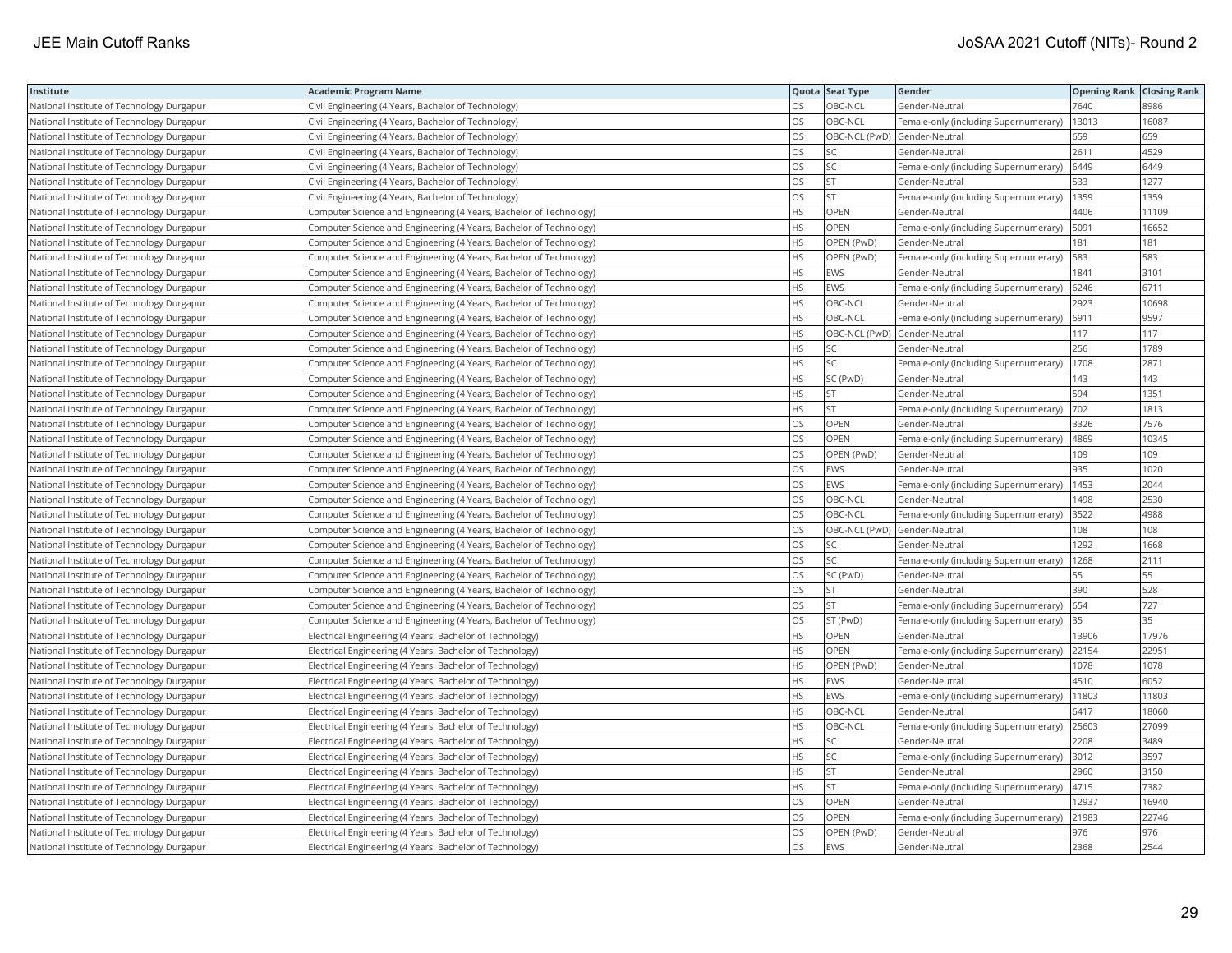| Institute | Academic Program Name | Quota | Seat Type | Gender | Opening Rank | Closing Rank |
|---|---|---|---|---|---|---|
| National Institute of Technology Durgapur | Civil Engineering (4 Years, Bachelor of Technology) | OS | OBC-NCL | Gender-Neutral | 7640 | 8986 |
| National Institute of Technology Durgapur | Civil Engineering (4 Years, Bachelor of Technology) | OS | OBC-NCL | Female-only (including Supernumerary) | 13013 | 16087 |
| National Institute of Technology Durgapur | Civil Engineering (4 Years, Bachelor of Technology) | OS | OBC-NCL (PwD) | Gender-Neutral | 659 | 659 |
| National Institute of Technology Durgapur | Civil Engineering (4 Years, Bachelor of Technology) | OS | SC | Gender-Neutral | 2611 | 4529 |
| National Institute of Technology Durgapur | Civil Engineering (4 Years, Bachelor of Technology) | OS | SC | Female-only (including Supernumerary) | 6449 | 6449 |
| National Institute of Technology Durgapur | Civil Engineering (4 Years, Bachelor of Technology) | OS | ST | Gender-Neutral | 533 | 1277 |
| National Institute of Technology Durgapur | Civil Engineering (4 Years, Bachelor of Technology) | OS | ST | Female-only (including Supernumerary) | 1359 | 1359 |
| National Institute of Technology Durgapur | Computer Science and Engineering (4 Years, Bachelor of Technology) | HS | OPEN | Gender-Neutral | 4406 | 11109 |
| National Institute of Technology Durgapur | Computer Science and Engineering (4 Years, Bachelor of Technology) | HS | OPEN | Female-only (including Supernumerary) | 5091 | 16652 |
| National Institute of Technology Durgapur | Computer Science and Engineering (4 Years, Bachelor of Technology) | HS | OPEN (PwD) | Gender-Neutral | 181 | 181 |
| National Institute of Technology Durgapur | Computer Science and Engineering (4 Years, Bachelor of Technology) | HS | OPEN (PwD) | Female-only (including Supernumerary) | 583 | 583 |
| National Institute of Technology Durgapur | Computer Science and Engineering (4 Years, Bachelor of Technology) | HS | EWS | Gender-Neutral | 1841 | 3101 |
| National Institute of Technology Durgapur | Computer Science and Engineering (4 Years, Bachelor of Technology) | HS | EWS | Female-only (including Supernumerary) | 6246 | 6711 |
| National Institute of Technology Durgapur | Computer Science and Engineering (4 Years, Bachelor of Technology) | HS | OBC-NCL | Gender-Neutral | 2923 | 10698 |
| National Institute of Technology Durgapur | Computer Science and Engineering (4 Years, Bachelor of Technology) | HS | OBC-NCL | Female-only (including Supernumerary) | 6911 | 9597 |
| National Institute of Technology Durgapur | Computer Science and Engineering (4 Years, Bachelor of Technology) | HS | OBC-NCL (PwD) | Gender-Neutral | 117 | 117 |
| National Institute of Technology Durgapur | Computer Science and Engineering (4 Years, Bachelor of Technology) | HS | SC | Gender-Neutral | 256 | 1789 |
| National Institute of Technology Durgapur | Computer Science and Engineering (4 Years, Bachelor of Technology) | HS | SC | Female-only (including Supernumerary) | 1708 | 2871 |
| National Institute of Technology Durgapur | Computer Science and Engineering (4 Years, Bachelor of Technology) | HS | SC (PwD) | Gender-Neutral | 143 | 143 |
| National Institute of Technology Durgapur | Computer Science and Engineering (4 Years, Bachelor of Technology) | HS | ST | Gender-Neutral | 594 | 1351 |
| National Institute of Technology Durgapur | Computer Science and Engineering (4 Years, Bachelor of Technology) | HS | ST | Female-only (including Supernumerary) | 702 | 1813 |
| National Institute of Technology Durgapur | Computer Science and Engineering (4 Years, Bachelor of Technology) | OS | OPEN | Gender-Neutral | 3326 | 7576 |
| National Institute of Technology Durgapur | Computer Science and Engineering (4 Years, Bachelor of Technology) | OS | OPEN | Female-only (including Supernumerary) | 4869 | 10345 |
| National Institute of Technology Durgapur | Computer Science and Engineering (4 Years, Bachelor of Technology) | OS | OPEN (PwD) | Gender-Neutral | 109 | 109 |
| National Institute of Technology Durgapur | Computer Science and Engineering (4 Years, Bachelor of Technology) | OS | EWS | Gender-Neutral | 935 | 1020 |
| National Institute of Technology Durgapur | Computer Science and Engineering (4 Years, Bachelor of Technology) | OS | EWS | Female-only (including Supernumerary) | 1453 | 2044 |
| National Institute of Technology Durgapur | Computer Science and Engineering (4 Years, Bachelor of Technology) | OS | OBC-NCL | Gender-Neutral | 1498 | 2530 |
| National Institute of Technology Durgapur | Computer Science and Engineering (4 Years, Bachelor of Technology) | OS | OBC-NCL | Female-only (including Supernumerary) | 3522 | 4988 |
| National Institute of Technology Durgapur | Computer Science and Engineering (4 Years, Bachelor of Technology) | OS | OBC-NCL (PwD) | Gender-Neutral | 108 | 108 |
| National Institute of Technology Durgapur | Computer Science and Engineering (4 Years, Bachelor of Technology) | OS | SC | Gender-Neutral | 1292 | 1668 |
| National Institute of Technology Durgapur | Computer Science and Engineering (4 Years, Bachelor of Technology) | OS | SC | Female-only (including Supernumerary) | 1268 | 2111 |
| National Institute of Technology Durgapur | Computer Science and Engineering (4 Years, Bachelor of Technology) | OS | SC (PwD) | Gender-Neutral | 55 | 55 |
| National Institute of Technology Durgapur | Computer Science and Engineering (4 Years, Bachelor of Technology) | OS | ST | Gender-Neutral | 390 | 528 |
| National Institute of Technology Durgapur | Computer Science and Engineering (4 Years, Bachelor of Technology) | OS | ST | Female-only (including Supernumerary) | 654 | 727 |
| National Institute of Technology Durgapur | Computer Science and Engineering (4 Years, Bachelor of Technology) | OS | ST (PwD) | Female-only (including Supernumerary) | 35 | 35 |
| National Institute of Technology Durgapur | Electrical Engineering (4 Years, Bachelor of Technology) | HS | OPEN | Gender-Neutral | 13906 | 17976 |
| National Institute of Technology Durgapur | Electrical Engineering (4 Years, Bachelor of Technology) | HS | OPEN | Female-only (including Supernumerary) | 22154 | 22951 |
| National Institute of Technology Durgapur | Electrical Engineering (4 Years, Bachelor of Technology) | HS | OPEN (PwD) | Gender-Neutral | 1078 | 1078 |
| National Institute of Technology Durgapur | Electrical Engineering (4 Years, Bachelor of Technology) | HS | EWS | Gender-Neutral | 4510 | 6052 |
| National Institute of Technology Durgapur | Electrical Engineering (4 Years, Bachelor of Technology) | HS | EWS | Female-only (including Supernumerary) | 11803 | 11803 |
| National Institute of Technology Durgapur | Electrical Engineering (4 Years, Bachelor of Technology) | HS | OBC-NCL | Gender-Neutral | 6417 | 18060 |
| National Institute of Technology Durgapur | Electrical Engineering (4 Years, Bachelor of Technology) | HS | OBC-NCL | Female-only (including Supernumerary) | 25603 | 27099 |
| National Institute of Technology Durgapur | Electrical Engineering (4 Years, Bachelor of Technology) | HS | SC | Gender-Neutral | 2208 | 3489 |
| National Institute of Technology Durgapur | Electrical Engineering (4 Years, Bachelor of Technology) | HS | SC | Female-only (including Supernumerary) | 3012 | 3597 |
| National Institute of Technology Durgapur | Electrical Engineering (4 Years, Bachelor of Technology) | HS | ST | Gender-Neutral | 2960 | 3150 |
| National Institute of Technology Durgapur | Electrical Engineering (4 Years, Bachelor of Technology) | HS | ST | Female-only (including Supernumerary) | 4715 | 7382 |
| National Institute of Technology Durgapur | Electrical Engineering (4 Years, Bachelor of Technology) | OS | OPEN | Gender-Neutral | 12937 | 16940 |
| National Institute of Technology Durgapur | Electrical Engineering (4 Years, Bachelor of Technology) | OS | OPEN | Female-only (including Supernumerary) | 21983 | 22746 |
| National Institute of Technology Durgapur | Electrical Engineering (4 Years, Bachelor of Technology) | OS | OPEN (PwD) | Gender-Neutral | 976 | 976 |
| National Institute of Technology Durgapur | Electrical Engineering (4 Years, Bachelor of Technology) | OS | EWS | Gender-Neutral | 2368 | 2544 |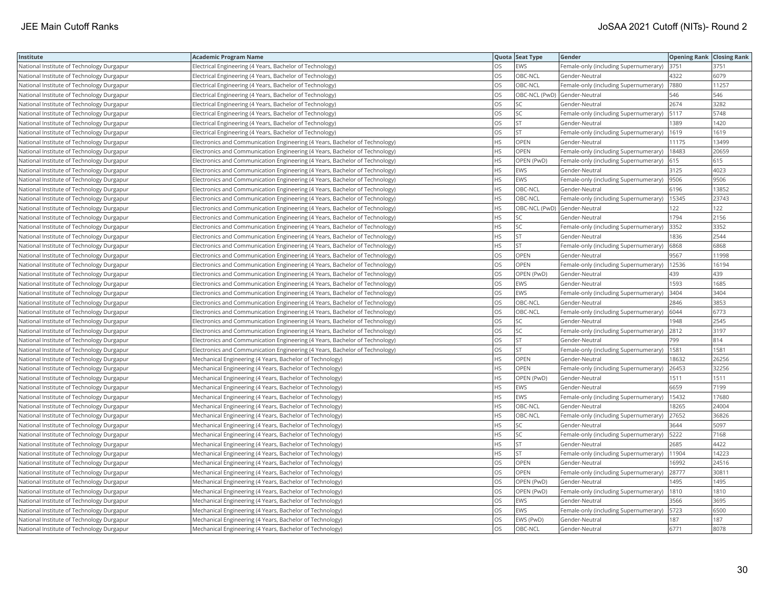| Institute | Academic Program Name | Quota | Seat Type | Gender | Opening Rank | Closing Rank |
|---|---|---|---|---|---|---|
| National Institute of Technology Durgapur | Electrical Engineering (4 Years, Bachelor of Technology) | OS | EWS | Female-only (including Supernumerary) | 3751 | 3751 |
| National Institute of Technology Durgapur | Electrical Engineering (4 Years, Bachelor of Technology) | OS | OBC-NCL | Gender-Neutral | 4322 | 6079 |
| National Institute of Technology Durgapur | Electrical Engineering (4 Years, Bachelor of Technology) | OS | OBC-NCL | Female-only (including Supernumerary) | 7880 | 11257 |
| National Institute of Technology Durgapur | Electrical Engineering (4 Years, Bachelor of Technology) | OS | OBC-NCL (PwD) | Gender-Neutral | 546 | 546 |
| National Institute of Technology Durgapur | Electrical Engineering (4 Years, Bachelor of Technology) | OS | SC | Gender-Neutral | 2674 | 3282 |
| National Institute of Technology Durgapur | Electrical Engineering (4 Years, Bachelor of Technology) | OS | SC | Female-only (including Supernumerary) | 5117 | 5748 |
| National Institute of Technology Durgapur | Electrical Engineering (4 Years, Bachelor of Technology) | OS | ST | Gender-Neutral | 1389 | 1420 |
| National Institute of Technology Durgapur | Electrical Engineering (4 Years, Bachelor of Technology) | OS | ST | Female-only (including Supernumerary) | 1619 | 1619 |
| National Institute of Technology Durgapur | Electronics and Communication Engineering (4 Years, Bachelor of Technology) | HS | OPEN | Gender-Neutral | 11175 | 13499 |
| National Institute of Technology Durgapur | Electronics and Communication Engineering (4 Years, Bachelor of Technology) | HS | OPEN | Female-only (including Supernumerary) | 18483 | 20659 |
| National Institute of Technology Durgapur | Electronics and Communication Engineering (4 Years, Bachelor of Technology) | HS | OPEN (PwD) | Female-only (including Supernumerary) | 615 | 615 |
| National Institute of Technology Durgapur | Electronics and Communication Engineering (4 Years, Bachelor of Technology) | HS | EWS | Gender-Neutral | 3125 | 4023 |
| National Institute of Technology Durgapur | Electronics and Communication Engineering (4 Years, Bachelor of Technology) | HS | EWS | Female-only (including Supernumerary) | 9506 | 9506 |
| National Institute of Technology Durgapur | Electronics and Communication Engineering (4 Years, Bachelor of Technology) | HS | OBC-NCL | Gender-Neutral | 6196 | 13852 |
| National Institute of Technology Durgapur | Electronics and Communication Engineering (4 Years, Bachelor of Technology) | HS | OBC-NCL | Female-only (including Supernumerary) | 15345 | 23743 |
| National Institute of Technology Durgapur | Electronics and Communication Engineering (4 Years, Bachelor of Technology) | HS | OBC-NCL (PwD) | Gender-Neutral | 122 | 122 |
| National Institute of Technology Durgapur | Electronics and Communication Engineering (4 Years, Bachelor of Technology) | HS | SC | Gender-Neutral | 1794 | 2156 |
| National Institute of Technology Durgapur | Electronics and Communication Engineering (4 Years, Bachelor of Technology) | HS | SC | Female-only (including Supernumerary) | 3352 | 3352 |
| National Institute of Technology Durgapur | Electronics and Communication Engineering (4 Years, Bachelor of Technology) | HS | ST | Gender-Neutral | 1836 | 2544 |
| National Institute of Technology Durgapur | Electronics and Communication Engineering (4 Years, Bachelor of Technology) | HS | ST | Female-only (including Supernumerary) | 6868 | 6868 |
| National Institute of Technology Durgapur | Electronics and Communication Engineering (4 Years, Bachelor of Technology) | OS | OPEN | Gender-Neutral | 9567 | 11998 |
| National Institute of Technology Durgapur | Electronics and Communication Engineering (4 Years, Bachelor of Technology) | OS | OPEN | Female-only (including Supernumerary) | 12536 | 16194 |
| National Institute of Technology Durgapur | Electronics and Communication Engineering (4 Years, Bachelor of Technology) | OS | OPEN (PwD) | Gender-Neutral | 439 | 439 |
| National Institute of Technology Durgapur | Electronics and Communication Engineering (4 Years, Bachelor of Technology) | OS | EWS | Gender-Neutral | 1593 | 1685 |
| National Institute of Technology Durgapur | Electronics and Communication Engineering (4 Years, Bachelor of Technology) | OS | EWS | Female-only (including Supernumerary) | 3404 | 3404 |
| National Institute of Technology Durgapur | Electronics and Communication Engineering (4 Years, Bachelor of Technology) | OS | OBC-NCL | Gender-Neutral | 2846 | 3853 |
| National Institute of Technology Durgapur | Electronics and Communication Engineering (4 Years, Bachelor of Technology) | OS | OBC-NCL | Female-only (including Supernumerary) | 6044 | 6773 |
| National Institute of Technology Durgapur | Electronics and Communication Engineering (4 Years, Bachelor of Technology) | OS | SC | Gender-Neutral | 1948 | 2545 |
| National Institute of Technology Durgapur | Electronics and Communication Engineering (4 Years, Bachelor of Technology) | OS | SC | Female-only (including Supernumerary) | 2812 | 3197 |
| National Institute of Technology Durgapur | Electronics and Communication Engineering (4 Years, Bachelor of Technology) | OS | ST | Gender-Neutral | 799 | 814 |
| National Institute of Technology Durgapur | Electronics and Communication Engineering (4 Years, Bachelor of Technology) | OS | ST | Female-only (including Supernumerary) | 1581 | 1581 |
| National Institute of Technology Durgapur | Mechanical Engineering (4 Years, Bachelor of Technology) | HS | OPEN | Gender-Neutral | 18632 | 26256 |
| National Institute of Technology Durgapur | Mechanical Engineering (4 Years, Bachelor of Technology) | HS | OPEN | Female-only (including Supernumerary) | 26453 | 32256 |
| National Institute of Technology Durgapur | Mechanical Engineering (4 Years, Bachelor of Technology) | HS | OPEN (PwD) | Gender-Neutral | 1511 | 1511 |
| National Institute of Technology Durgapur | Mechanical Engineering (4 Years, Bachelor of Technology) | HS | EWS | Gender-Neutral | 6659 | 7199 |
| National Institute of Technology Durgapur | Mechanical Engineering (4 Years, Bachelor of Technology) | HS | EWS | Female-only (including Supernumerary) | 15432 | 17680 |
| National Institute of Technology Durgapur | Mechanical Engineering (4 Years, Bachelor of Technology) | HS | OBC-NCL | Gender-Neutral | 18265 | 24004 |
| National Institute of Technology Durgapur | Mechanical Engineering (4 Years, Bachelor of Technology) | HS | OBC-NCL | Female-only (including Supernumerary) | 27652 | 36826 |
| National Institute of Technology Durgapur | Mechanical Engineering (4 Years, Bachelor of Technology) | HS | SC | Gender-Neutral | 3644 | 5097 |
| National Institute of Technology Durgapur | Mechanical Engineering (4 Years, Bachelor of Technology) | HS | SC | Female-only (including Supernumerary) | 5222 | 7168 |
| National Institute of Technology Durgapur | Mechanical Engineering (4 Years, Bachelor of Technology) | HS | ST | Gender-Neutral | 2685 | 4422 |
| National Institute of Technology Durgapur | Mechanical Engineering (4 Years, Bachelor of Technology) | HS | ST | Female-only (including Supernumerary) | 11904 | 14223 |
| National Institute of Technology Durgapur | Mechanical Engineering (4 Years, Bachelor of Technology) | OS | OPEN | Gender-Neutral | 16992 | 24516 |
| National Institute of Technology Durgapur | Mechanical Engineering (4 Years, Bachelor of Technology) | OS | OPEN | Female-only (including Supernumerary) | 28777 | 30811 |
| National Institute of Technology Durgapur | Mechanical Engineering (4 Years, Bachelor of Technology) | OS | OPEN (PwD) | Gender-Neutral | 1495 | 1495 |
| National Institute of Technology Durgapur | Mechanical Engineering (4 Years, Bachelor of Technology) | OS | OPEN (PwD) | Female-only (including Supernumerary) | 1810 | 1810 |
| National Institute of Technology Durgapur | Mechanical Engineering (4 Years, Bachelor of Technology) | OS | EWS | Gender-Neutral | 3566 | 3695 |
| National Institute of Technology Durgapur | Mechanical Engineering (4 Years, Bachelor of Technology) | OS | EWS | Female-only (including Supernumerary) | 5723 | 6500 |
| National Institute of Technology Durgapur | Mechanical Engineering (4 Years, Bachelor of Technology) | OS | EWS (PwD) | Gender-Neutral | 187 | 187 |
| National Institute of Technology Durgapur | Mechanical Engineering (4 Years, Bachelor of Technology) | OS | OBC-NCL | Gender-Neutral | 6771 | 8078 |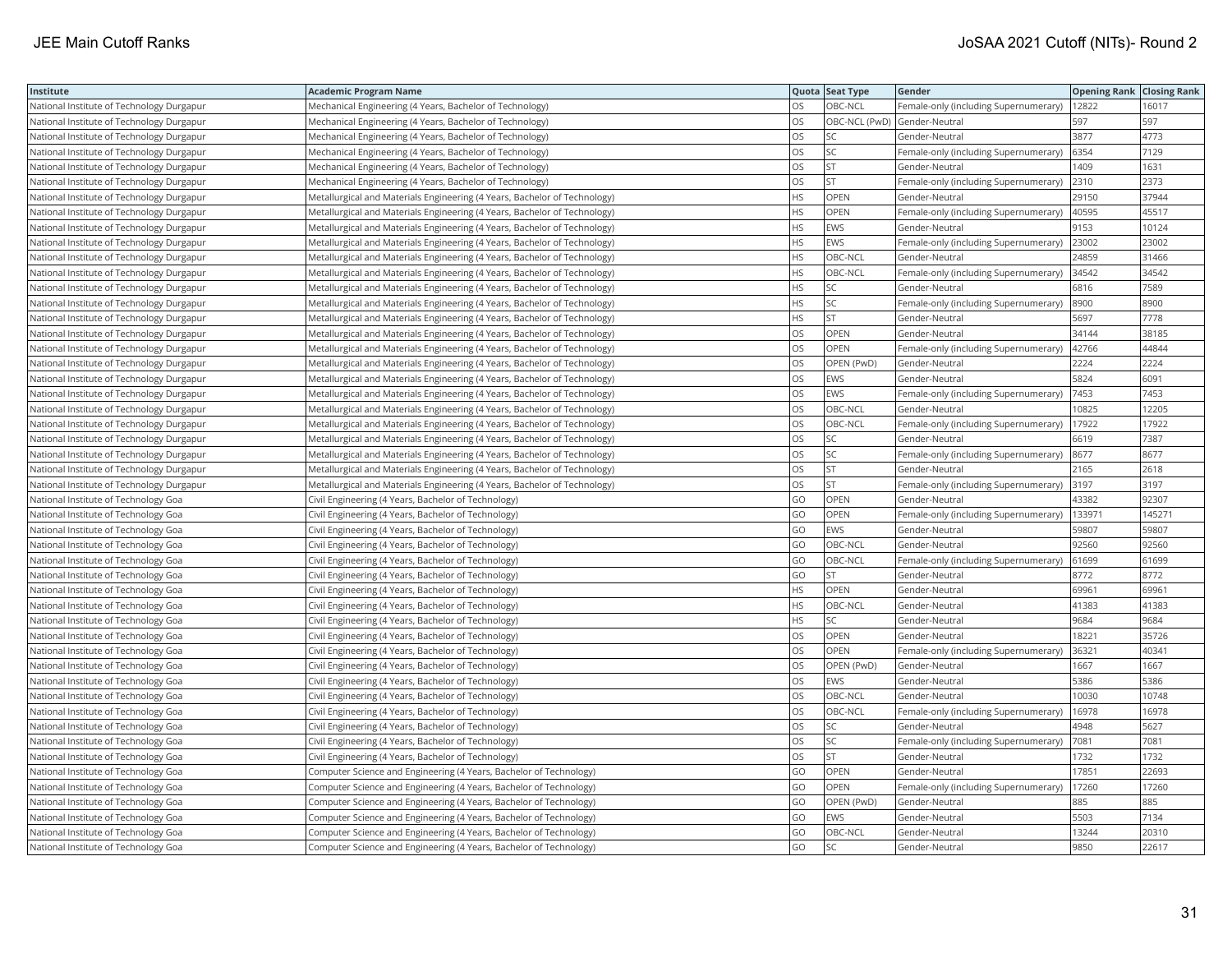| Institute | Academic Program Name | Quota | Seat Type | Gender | Opening Rank | Closing Rank |
|---|---|---|---|---|---|---|
| National Institute of Technology Durgapur | Mechanical Engineering (4 Years, Bachelor of Technology) | OS | OBC-NCL | Female-only (including Supernumerary) | 12822 | 16017 |
| National Institute of Technology Durgapur | Mechanical Engineering (4 Years, Bachelor of Technology) | OS | OBC-NCL (PwD) | Gender-Neutral | 597 | 597 |
| National Institute of Technology Durgapur | Mechanical Engineering (4 Years, Bachelor of Technology) | OS | SC | Gender-Neutral | 3877 | 4773 |
| National Institute of Technology Durgapur | Mechanical Engineering (4 Years, Bachelor of Technology) | OS | SC | Female-only (including Supernumerary) | 6354 | 7129 |
| National Institute of Technology Durgapur | Mechanical Engineering (4 Years, Bachelor of Technology) | OS | ST | Gender-Neutral | 1409 | 1631 |
| National Institute of Technology Durgapur | Mechanical Engineering (4 Years, Bachelor of Technology) | OS | ST | Female-only (including Supernumerary) | 2310 | 2373 |
| National Institute of Technology Durgapur | Metallurgical and Materials Engineering (4 Years, Bachelor of Technology) | HS | OPEN | Gender-Neutral | 29150 | 37944 |
| National Institute of Technology Durgapur | Metallurgical and Materials Engineering (4 Years, Bachelor of Technology) | HS | OPEN | Female-only (including Supernumerary) | 40595 | 45517 |
| National Institute of Technology Durgapur | Metallurgical and Materials Engineering (4 Years, Bachelor of Technology) | HS | EWS | Gender-Neutral | 9153 | 10124 |
| National Institute of Technology Durgapur | Metallurgical and Materials Engineering (4 Years, Bachelor of Technology) | HS | EWS | Female-only (including Supernumerary) | 23002 | 23002 |
| National Institute of Technology Durgapur | Metallurgical and Materials Engineering (4 Years, Bachelor of Technology) | HS | OBC-NCL | Gender-Neutral | 24859 | 31466 |
| National Institute of Technology Durgapur | Metallurgical and Materials Engineering (4 Years, Bachelor of Technology) | HS | OBC-NCL | Female-only (including Supernumerary) | 34542 | 34542 |
| National Institute of Technology Durgapur | Metallurgical and Materials Engineering (4 Years, Bachelor of Technology) | HS | SC | Gender-Neutral | 6816 | 7589 |
| National Institute of Technology Durgapur | Metallurgical and Materials Engineering (4 Years, Bachelor of Technology) | HS | SC | Female-only (including Supernumerary) | 8900 | 8900 |
| National Institute of Technology Durgapur | Metallurgical and Materials Engineering (4 Years, Bachelor of Technology) | HS | ST | Gender-Neutral | 5697 | 7778 |
| National Institute of Technology Durgapur | Metallurgical and Materials Engineering (4 Years, Bachelor of Technology) | OS | OPEN | Gender-Neutral | 34144 | 38185 |
| National Institute of Technology Durgapur | Metallurgical and Materials Engineering (4 Years, Bachelor of Technology) | OS | OPEN | Female-only (including Supernumerary) | 42766 | 44844 |
| National Institute of Technology Durgapur | Metallurgical and Materials Engineering (4 Years, Bachelor of Technology) | OS | OPEN (PwD) | Gender-Neutral | 2224 | 2224 |
| National Institute of Technology Durgapur | Metallurgical and Materials Engineering (4 Years, Bachelor of Technology) | OS | EWS | Gender-Neutral | 5824 | 6091 |
| National Institute of Technology Durgapur | Metallurgical and Materials Engineering (4 Years, Bachelor of Technology) | OS | EWS | Female-only (including Supernumerary) | 7453 | 7453 |
| National Institute of Technology Durgapur | Metallurgical and Materials Engineering (4 Years, Bachelor of Technology) | OS | OBC-NCL | Gender-Neutral | 10825 | 12205 |
| National Institute of Technology Durgapur | Metallurgical and Materials Engineering (4 Years, Bachelor of Technology) | OS | OBC-NCL | Female-only (including Supernumerary) | 17922 | 17922 |
| National Institute of Technology Durgapur | Metallurgical and Materials Engineering (4 Years, Bachelor of Technology) | OS | SC | Gender-Neutral | 6619 | 7387 |
| National Institute of Technology Durgapur | Metallurgical and Materials Engineering (4 Years, Bachelor of Technology) | OS | SC | Female-only (including Supernumerary) | 8677 | 8677 |
| National Institute of Technology Durgapur | Metallurgical and Materials Engineering (4 Years, Bachelor of Technology) | OS | ST | Gender-Neutral | 2165 | 2618 |
| National Institute of Technology Durgapur | Metallurgical and Materials Engineering (4 Years, Bachelor of Technology) | OS | ST | Female-only (including Supernumerary) | 3197 | 3197 |
| National Institute of Technology Goa | Civil Engineering (4 Years, Bachelor of Technology) | GO | OPEN | Gender-Neutral | 43382 | 92307 |
| National Institute of Technology Goa | Civil Engineering (4 Years, Bachelor of Technology) | GO | OPEN | Female-only (including Supernumerary) | 133971 | 145271 |
| National Institute of Technology Goa | Civil Engineering (4 Years, Bachelor of Technology) | GO | EWS | Gender-Neutral | 59807 | 59807 |
| National Institute of Technology Goa | Civil Engineering (4 Years, Bachelor of Technology) | GO | OBC-NCL | Gender-Neutral | 92560 | 92560 |
| National Institute of Technology Goa | Civil Engineering (4 Years, Bachelor of Technology) | GO | OBC-NCL | Female-only (including Supernumerary) | 61699 | 61699 |
| National Institute of Technology Goa | Civil Engineering (4 Years, Bachelor of Technology) | GO | ST | Gender-Neutral | 8772 | 8772 |
| National Institute of Technology Goa | Civil Engineering (4 Years, Bachelor of Technology) | HS | OPEN | Gender-Neutral | 69961 | 69961 |
| National Institute of Technology Goa | Civil Engineering (4 Years, Bachelor of Technology) | HS | OBC-NCL | Gender-Neutral | 41383 | 41383 |
| National Institute of Technology Goa | Civil Engineering (4 Years, Bachelor of Technology) | HS | SC | Gender-Neutral | 9684 | 9684 |
| National Institute of Technology Goa | Civil Engineering (4 Years, Bachelor of Technology) | OS | OPEN | Gender-Neutral | 18221 | 35726 |
| National Institute of Technology Goa | Civil Engineering (4 Years, Bachelor of Technology) | OS | OPEN | Female-only (including Supernumerary) | 36321 | 40341 |
| National Institute of Technology Goa | Civil Engineering (4 Years, Bachelor of Technology) | OS | OPEN (PwD) | Gender-Neutral | 1667 | 1667 |
| National Institute of Technology Goa | Civil Engineering (4 Years, Bachelor of Technology) | OS | EWS | Gender-Neutral | 5386 | 5386 |
| National Institute of Technology Goa | Civil Engineering (4 Years, Bachelor of Technology) | OS | OBC-NCL | Gender-Neutral | 10030 | 10748 |
| National Institute of Technology Goa | Civil Engineering (4 Years, Bachelor of Technology) | OS | OBC-NCL | Female-only (including Supernumerary) | 16978 | 16978 |
| National Institute of Technology Goa | Civil Engineering (4 Years, Bachelor of Technology) | OS | SC | Gender-Neutral | 4948 | 5627 |
| National Institute of Technology Goa | Civil Engineering (4 Years, Bachelor of Technology) | OS | SC | Female-only (including Supernumerary) | 7081 | 7081 |
| National Institute of Technology Goa | Civil Engineering (4 Years, Bachelor of Technology) | OS | ST | Gender-Neutral | 1732 | 1732 |
| National Institute of Technology Goa | Computer Science and Engineering (4 Years, Bachelor of Technology) | GO | OPEN | Gender-Neutral | 17851 | 22693 |
| National Institute of Technology Goa | Computer Science and Engineering (4 Years, Bachelor of Technology) | GO | OPEN | Female-only (including Supernumerary) | 17260 | 17260 |
| National Institute of Technology Goa | Computer Science and Engineering (4 Years, Bachelor of Technology) | GO | OPEN (PwD) | Gender-Neutral | 885 | 885 |
| National Institute of Technology Goa | Computer Science and Engineering (4 Years, Bachelor of Technology) | GO | EWS | Gender-Neutral | 5503 | 7134 |
| National Institute of Technology Goa | Computer Science and Engineering (4 Years, Bachelor of Technology) | GO | OBC-NCL | Gender-Neutral | 13244 | 20310 |
| National Institute of Technology Goa | Computer Science and Engineering (4 Years, Bachelor of Technology) | GO | SC | Gender-Neutral | 9850 | 22617 |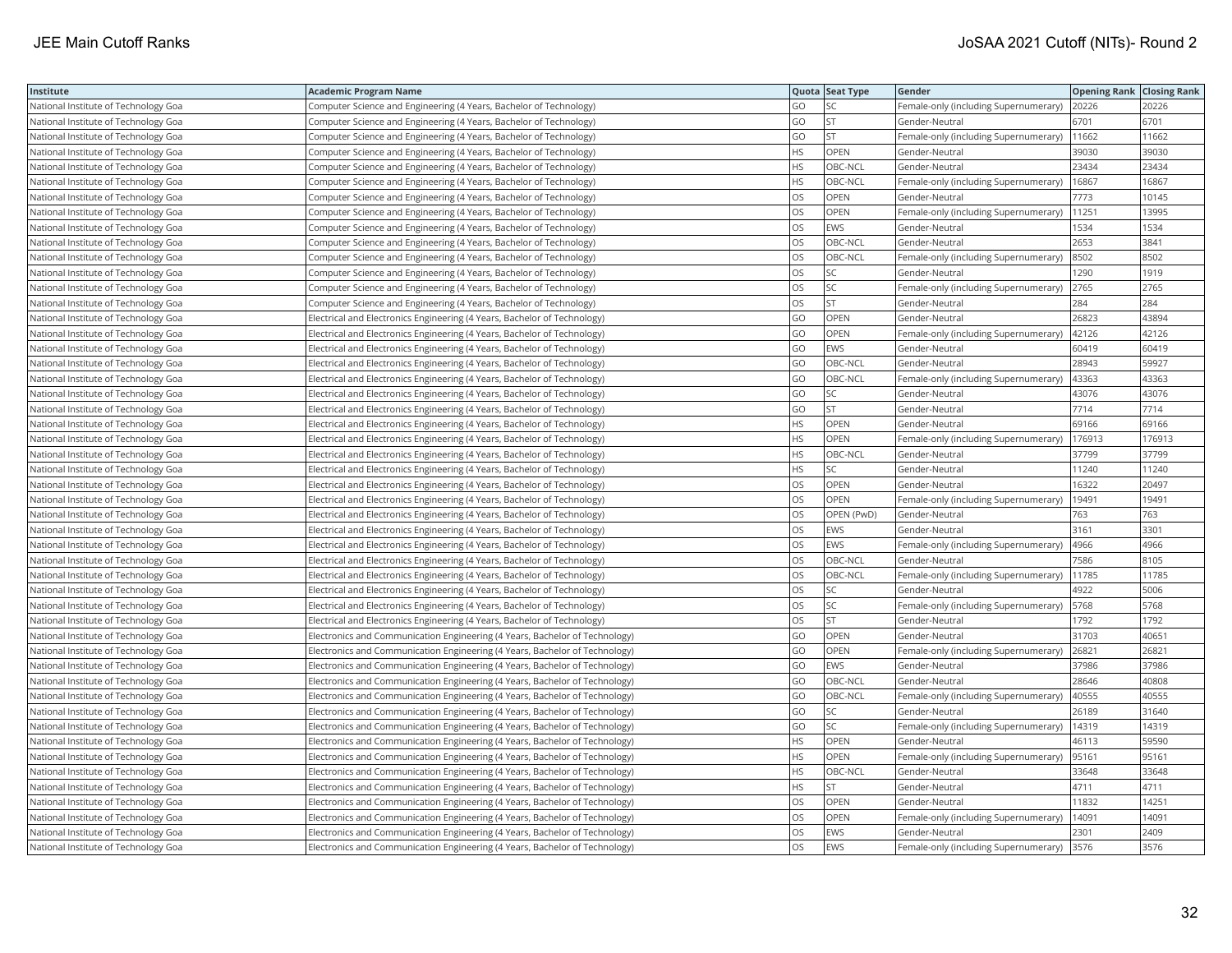| Institute | Academic Program Name | Quota | Seat Type | Gender | Opening Rank | Closing Rank |
|---|---|---|---|---|---|---|
| National Institute of Technology Goa | Computer Science and Engineering (4 Years, Bachelor of Technology) | GO | SC | Female-only (including Supernumerary) | 20226 | 20226 |
| National Institute of Technology Goa | Computer Science and Engineering (4 Years, Bachelor of Technology) | GO | ST | Gender-Neutral | 6701 | 6701 |
| National Institute of Technology Goa | Computer Science and Engineering (4 Years, Bachelor of Technology) | GO | ST | Female-only (including Supernumerary) | 11662 | 11662 |
| National Institute of Technology Goa | Computer Science and Engineering (4 Years, Bachelor of Technology) | HS | OPEN | Gender-Neutral | 39030 | 39030 |
| National Institute of Technology Goa | Computer Science and Engineering (4 Years, Bachelor of Technology) | HS | OBC-NCL | Gender-Neutral | 23434 | 23434 |
| National Institute of Technology Goa | Computer Science and Engineering (4 Years, Bachelor of Technology) | HS | OBC-NCL | Female-only (including Supernumerary) | 16867 | 16867 |
| National Institute of Technology Goa | Computer Science and Engineering (4 Years, Bachelor of Technology) | OS | OPEN | Gender-Neutral | 7773 | 10145 |
| National Institute of Technology Goa | Computer Science and Engineering (4 Years, Bachelor of Technology) | OS | OPEN | Female-only (including Supernumerary) | 11251 | 13995 |
| National Institute of Technology Goa | Computer Science and Engineering (4 Years, Bachelor of Technology) | OS | EWS | Gender-Neutral | 1534 | 1534 |
| National Institute of Technology Goa | Computer Science and Engineering (4 Years, Bachelor of Technology) | OS | OBC-NCL | Gender-Neutral | 2653 | 3841 |
| National Institute of Technology Goa | Computer Science and Engineering (4 Years, Bachelor of Technology) | OS | OBC-NCL | Female-only (including Supernumerary) | 8502 | 8502 |
| National Institute of Technology Goa | Computer Science and Engineering (4 Years, Bachelor of Technology) | OS | SC | Gender-Neutral | 1290 | 1919 |
| National Institute of Technology Goa | Computer Science and Engineering (4 Years, Bachelor of Technology) | OS | SC | Female-only (including Supernumerary) | 2765 | 2765 |
| National Institute of Technology Goa | Computer Science and Engineering (4 Years, Bachelor of Technology) | OS | ST | Gender-Neutral | 284 | 284 |
| National Institute of Technology Goa | Electrical and Electronics Engineering (4 Years, Bachelor of Technology) | GO | OPEN | Gender-Neutral | 26823 | 43894 |
| National Institute of Technology Goa | Electrical and Electronics Engineering (4 Years, Bachelor of Technology) | GO | OPEN | Female-only (including Supernumerary) | 42126 | 42126 |
| National Institute of Technology Goa | Electrical and Electronics Engineering (4 Years, Bachelor of Technology) | GO | EWS | Gender-Neutral | 60419 | 60419 |
| National Institute of Technology Goa | Electrical and Electronics Engineering (4 Years, Bachelor of Technology) | GO | OBC-NCL | Gender-Neutral | 28943 | 59927 |
| National Institute of Technology Goa | Electrical and Electronics Engineering (4 Years, Bachelor of Technology) | GO | OBC-NCL | Female-only (including Supernumerary) | 43363 | 43363 |
| National Institute of Technology Goa | Electrical and Electronics Engineering (4 Years, Bachelor of Technology) | GO | SC | Gender-Neutral | 43076 | 43076 |
| National Institute of Technology Goa | Electrical and Electronics Engineering (4 Years, Bachelor of Technology) | GO | ST | Gender-Neutral | 7714 | 7714 |
| National Institute of Technology Goa | Electrical and Electronics Engineering (4 Years, Bachelor of Technology) | HS | OPEN | Gender-Neutral | 69166 | 69166 |
| National Institute of Technology Goa | Electrical and Electronics Engineering (4 Years, Bachelor of Technology) | HS | OPEN | Female-only (including Supernumerary) | 176913 | 176913 |
| National Institute of Technology Goa | Electrical and Electronics Engineering (4 Years, Bachelor of Technology) | HS | OBC-NCL | Gender-Neutral | 37799 | 37799 |
| National Institute of Technology Goa | Electrical and Electronics Engineering (4 Years, Bachelor of Technology) | HS | SC | Gender-Neutral | 11240 | 11240 |
| National Institute of Technology Goa | Electrical and Electronics Engineering (4 Years, Bachelor of Technology) | OS | OPEN | Gender-Neutral | 16322 | 20497 |
| National Institute of Technology Goa | Electrical and Electronics Engineering (4 Years, Bachelor of Technology) | OS | OPEN | Female-only (including Supernumerary) | 19491 | 19491 |
| National Institute of Technology Goa | Electrical and Electronics Engineering (4 Years, Bachelor of Technology) | OS | OPEN (PwD) | Gender-Neutral | 763 | 763 |
| National Institute of Technology Goa | Electrical and Electronics Engineering (4 Years, Bachelor of Technology) | OS | EWS | Gender-Neutral | 3161 | 3301 |
| National Institute of Technology Goa | Electrical and Electronics Engineering (4 Years, Bachelor of Technology) | OS | EWS | Female-only (including Supernumerary) | 4966 | 4966 |
| National Institute of Technology Goa | Electrical and Electronics Engineering (4 Years, Bachelor of Technology) | OS | OBC-NCL | Gender-Neutral | 7586 | 8105 |
| National Institute of Technology Goa | Electrical and Electronics Engineering (4 Years, Bachelor of Technology) | OS | OBC-NCL | Female-only (including Supernumerary) | 11785 | 11785 |
| National Institute of Technology Goa | Electrical and Electronics Engineering (4 Years, Bachelor of Technology) | OS | SC | Gender-Neutral | 4922 | 5006 |
| National Institute of Technology Goa | Electrical and Electronics Engineering (4 Years, Bachelor of Technology) | OS | SC | Female-only (including Supernumerary) | 5768 | 5768 |
| National Institute of Technology Goa | Electrical and Electronics Engineering (4 Years, Bachelor of Technology) | OS | ST | Gender-Neutral | 1792 | 1792 |
| National Institute of Technology Goa | Electronics and Communication Engineering (4 Years, Bachelor of Technology) | GO | OPEN | Gender-Neutral | 31703 | 40651 |
| National Institute of Technology Goa | Electronics and Communication Engineering (4 Years, Bachelor of Technology) | GO | OPEN | Female-only (including Supernumerary) | 26821 | 26821 |
| National Institute of Technology Goa | Electronics and Communication Engineering (4 Years, Bachelor of Technology) | GO | EWS | Gender-Neutral | 37986 | 37986 |
| National Institute of Technology Goa | Electronics and Communication Engineering (4 Years, Bachelor of Technology) | GO | OBC-NCL | Gender-Neutral | 28646 | 40808 |
| National Institute of Technology Goa | Electronics and Communication Engineering (4 Years, Bachelor of Technology) | GO | OBC-NCL | Female-only (including Supernumerary) | 40555 | 40555 |
| National Institute of Technology Goa | Electronics and Communication Engineering (4 Years, Bachelor of Technology) | GO | SC | Gender-Neutral | 26189 | 31640 |
| National Institute of Technology Goa | Electronics and Communication Engineering (4 Years, Bachelor of Technology) | GO | SC | Female-only (including Supernumerary) | 14319 | 14319 |
| National Institute of Technology Goa | Electronics and Communication Engineering (4 Years, Bachelor of Technology) | HS | OPEN | Gender-Neutral | 46113 | 59590 |
| National Institute of Technology Goa | Electronics and Communication Engineering (4 Years, Bachelor of Technology) | HS | OPEN | Female-only (including Supernumerary) | 95161 | 95161 |
| National Institute of Technology Goa | Electronics and Communication Engineering (4 Years, Bachelor of Technology) | HS | OBC-NCL | Gender-Neutral | 33648 | 33648 |
| National Institute of Technology Goa | Electronics and Communication Engineering (4 Years, Bachelor of Technology) | HS | ST | Gender-Neutral | 4711 | 4711 |
| National Institute of Technology Goa | Electronics and Communication Engineering (4 Years, Bachelor of Technology) | OS | OPEN | Gender-Neutral | 11832 | 14251 |
| National Institute of Technology Goa | Electronics and Communication Engineering (4 Years, Bachelor of Technology) | OS | OPEN | Female-only (including Supernumerary) | 14091 | 14091 |
| National Institute of Technology Goa | Electronics and Communication Engineering (4 Years, Bachelor of Technology) | OS | EWS | Gender-Neutral | 2301 | 2409 |
| National Institute of Technology Goa | Electronics and Communication Engineering (4 Years, Bachelor of Technology) | OS | EWS | Female-only (including Supernumerary) | 3576 | 3576 |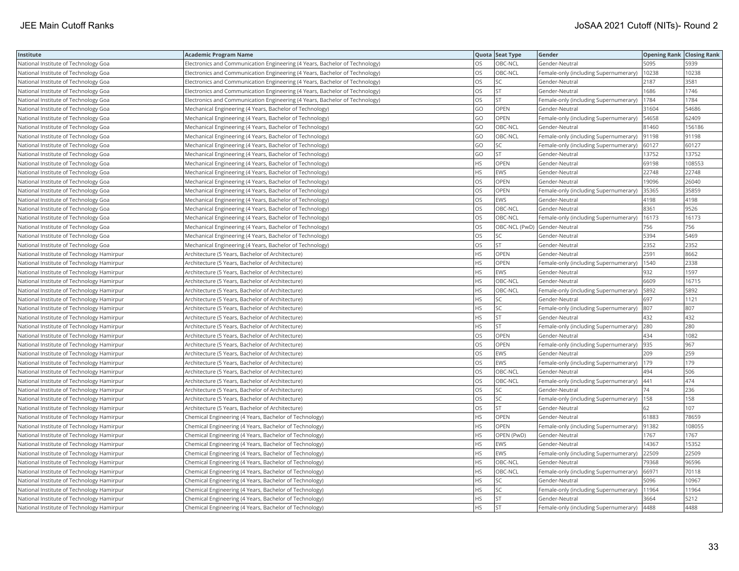| Institute | Academic Program Name | Quota | Seat Type | Gender | Opening Rank | Closing Rank |
|---|---|---|---|---|---|---|
| National Institute of Technology Goa | Electronics and Communication Engineering (4 Years, Bachelor of Technology) | OS | OBC-NCL | Gender-Neutral | 5095 | 5939 |
| National Institute of Technology Goa | Electronics and Communication Engineering (4 Years, Bachelor of Technology) | OS | OBC-NCL | Female-only (including Supernumerary) | 10238 | 10238 |
| National Institute of Technology Goa | Electronics and Communication Engineering (4 Years, Bachelor of Technology) | OS | SC | Gender-Neutral | 2187 | 3581 |
| National Institute of Technology Goa | Electronics and Communication Engineering (4 Years, Bachelor of Technology) | OS | ST | Gender-Neutral | 1686 | 1746 |
| National Institute of Technology Goa | Electronics and Communication Engineering (4 Years, Bachelor of Technology) | OS | ST | Female-only (including Supernumerary) | 1784 | 1784 |
| National Institute of Technology Goa | Mechanical Engineering (4 Years, Bachelor of Technology) | GO | OPEN | Gender-Neutral | 31604 | 54686 |
| National Institute of Technology Goa | Mechanical Engineering (4 Years, Bachelor of Technology) | GO | OPEN | Female-only (including Supernumerary) | 54658 | 62409 |
| National Institute of Technology Goa | Mechanical Engineering (4 Years, Bachelor of Technology) | GO | OBC-NCL | Gender-Neutral | 81460 | 156186 |
| National Institute of Technology Goa | Mechanical Engineering (4 Years, Bachelor of Technology) | GO | OBC-NCL | Female-only (including Supernumerary) | 91198 | 91198 |
| National Institute of Technology Goa | Mechanical Engineering (4 Years, Bachelor of Technology) | GO | SC | Female-only (including Supernumerary) | 60127 | 60127 |
| National Institute of Technology Goa | Mechanical Engineering (4 Years, Bachelor of Technology) | GO | ST | Gender-Neutral | 13752 | 13752 |
| National Institute of Technology Goa | Mechanical Engineering (4 Years, Bachelor of Technology) | HS | OPEN | Gender-Neutral | 69198 | 108553 |
| National Institute of Technology Goa | Mechanical Engineering (4 Years, Bachelor of Technology) | HS | EWS | Gender-Neutral | 22748 | 22748 |
| National Institute of Technology Goa | Mechanical Engineering (4 Years, Bachelor of Technology) | OS | OPEN | Gender-Neutral | 19096 | 26040 |
| National Institute of Technology Goa | Mechanical Engineering (4 Years, Bachelor of Technology) | OS | OPEN | Female-only (including Supernumerary) | 35365 | 35859 |
| National Institute of Technology Goa | Mechanical Engineering (4 Years, Bachelor of Technology) | OS | EWS | Gender-Neutral | 4198 | 4198 |
| National Institute of Technology Goa | Mechanical Engineering (4 Years, Bachelor of Technology) | OS | OBC-NCL | Gender-Neutral | 8361 | 9526 |
| National Institute of Technology Goa | Mechanical Engineering (4 Years, Bachelor of Technology) | OS | OBC-NCL | Female-only (including Supernumerary) | 16173 | 16173 |
| National Institute of Technology Goa | Mechanical Engineering (4 Years, Bachelor of Technology) | OS | OBC-NCL (PwD) | Gender-Neutral | 756 | 756 |
| National Institute of Technology Goa | Mechanical Engineering (4 Years, Bachelor of Technology) | OS | SC | Gender-Neutral | 5394 | 5469 |
| National Institute of Technology Goa | Mechanical Engineering (4 Years, Bachelor of Technology) | OS | ST | Gender-Neutral | 2352 | 2352 |
| National Institute of Technology Hamirpur | Architecture (5 Years, Bachelor of Architecture) | HS | OPEN | Gender-Neutral | 2591 | 8662 |
| National Institute of Technology Hamirpur | Architecture (5 Years, Bachelor of Architecture) | HS | OPEN | Female-only (including Supernumerary) | 1540 | 2338 |
| National Institute of Technology Hamirpur | Architecture (5 Years, Bachelor of Architecture) | HS | EWS | Gender-Neutral | 932 | 1597 |
| National Institute of Technology Hamirpur | Architecture (5 Years, Bachelor of Architecture) | HS | OBC-NCL | Gender-Neutral | 6609 | 16715 |
| National Institute of Technology Hamirpur | Architecture (5 Years, Bachelor of Architecture) | HS | OBC-NCL | Female-only (including Supernumerary) | 5892 | 5892 |
| National Institute of Technology Hamirpur | Architecture (5 Years, Bachelor of Architecture) | HS | SC | Gender-Neutral | 697 | 1121 |
| National Institute of Technology Hamirpur | Architecture (5 Years, Bachelor of Architecture) | HS | SC | Female-only (including Supernumerary) | 807 | 807 |
| National Institute of Technology Hamirpur | Architecture (5 Years, Bachelor of Architecture) | HS | ST | Gender-Neutral | 432 | 432 |
| National Institute of Technology Hamirpur | Architecture (5 Years, Bachelor of Architecture) | HS | ST | Female-only (including Supernumerary) | 280 | 280 |
| National Institute of Technology Hamirpur | Architecture (5 Years, Bachelor of Architecture) | OS | OPEN | Gender-Neutral | 434 | 1082 |
| National Institute of Technology Hamirpur | Architecture (5 Years, Bachelor of Architecture) | OS | OPEN | Female-only (including Supernumerary) | 935 | 967 |
| National Institute of Technology Hamirpur | Architecture (5 Years, Bachelor of Architecture) | OS | EWS | Gender-Neutral | 209 | 259 |
| National Institute of Technology Hamirpur | Architecture (5 Years, Bachelor of Architecture) | OS | EWS | Female-only (including Supernumerary) | 179 | 179 |
| National Institute of Technology Hamirpur | Architecture (5 Years, Bachelor of Architecture) | OS | OBC-NCL | Gender-Neutral | 494 | 506 |
| National Institute of Technology Hamirpur | Architecture (5 Years, Bachelor of Architecture) | OS | OBC-NCL | Female-only (including Supernumerary) | 441 | 474 |
| National Institute of Technology Hamirpur | Architecture (5 Years, Bachelor of Architecture) | OS | SC | Gender-Neutral | 74 | 236 |
| National Institute of Technology Hamirpur | Architecture (5 Years, Bachelor of Architecture) | OS | SC | Female-only (including Supernumerary) | 158 | 158 |
| National Institute of Technology Hamirpur | Architecture (5 Years, Bachelor of Architecture) | OS | ST | Gender-Neutral | 62 | 107 |
| National Institute of Technology Hamirpur | Chemical Engineering (4 Years, Bachelor of Technology) | HS | OPEN | Gender-Neutral | 61883 | 78659 |
| National Institute of Technology Hamirpur | Chemical Engineering (4 Years, Bachelor of Technology) | HS | OPEN | Female-only (including Supernumerary) | 91382 | 108055 |
| National Institute of Technology Hamirpur | Chemical Engineering (4 Years, Bachelor of Technology) | HS | OPEN (PwD) | Gender-Neutral | 1767 | 1767 |
| National Institute of Technology Hamirpur | Chemical Engineering (4 Years, Bachelor of Technology) | HS | EWS | Gender-Neutral | 14367 | 15352 |
| National Institute of Technology Hamirpur | Chemical Engineering (4 Years, Bachelor of Technology) | HS | EWS | Female-only (including Supernumerary) | 22509 | 22509 |
| National Institute of Technology Hamirpur | Chemical Engineering (4 Years, Bachelor of Technology) | HS | OBC-NCL | Gender-Neutral | 79368 | 96596 |
| National Institute of Technology Hamirpur | Chemical Engineering (4 Years, Bachelor of Technology) | HS | OBC-NCL | Female-only (including Supernumerary) | 66971 | 70118 |
| National Institute of Technology Hamirpur | Chemical Engineering (4 Years, Bachelor of Technology) | HS | SC | Gender-Neutral | 5096 | 10967 |
| National Institute of Technology Hamirpur | Chemical Engineering (4 Years, Bachelor of Technology) | HS | SC | Female-only (including Supernumerary) | 11964 | 11964 |
| National Institute of Technology Hamirpur | Chemical Engineering (4 Years, Bachelor of Technology) | HS | ST | Gender-Neutral | 3664 | 5212 |
| National Institute of Technology Hamirpur | Chemical Engineering (4 Years, Bachelor of Technology) | HS | ST | Female-only (including Supernumerary) | 4488 | 4488 |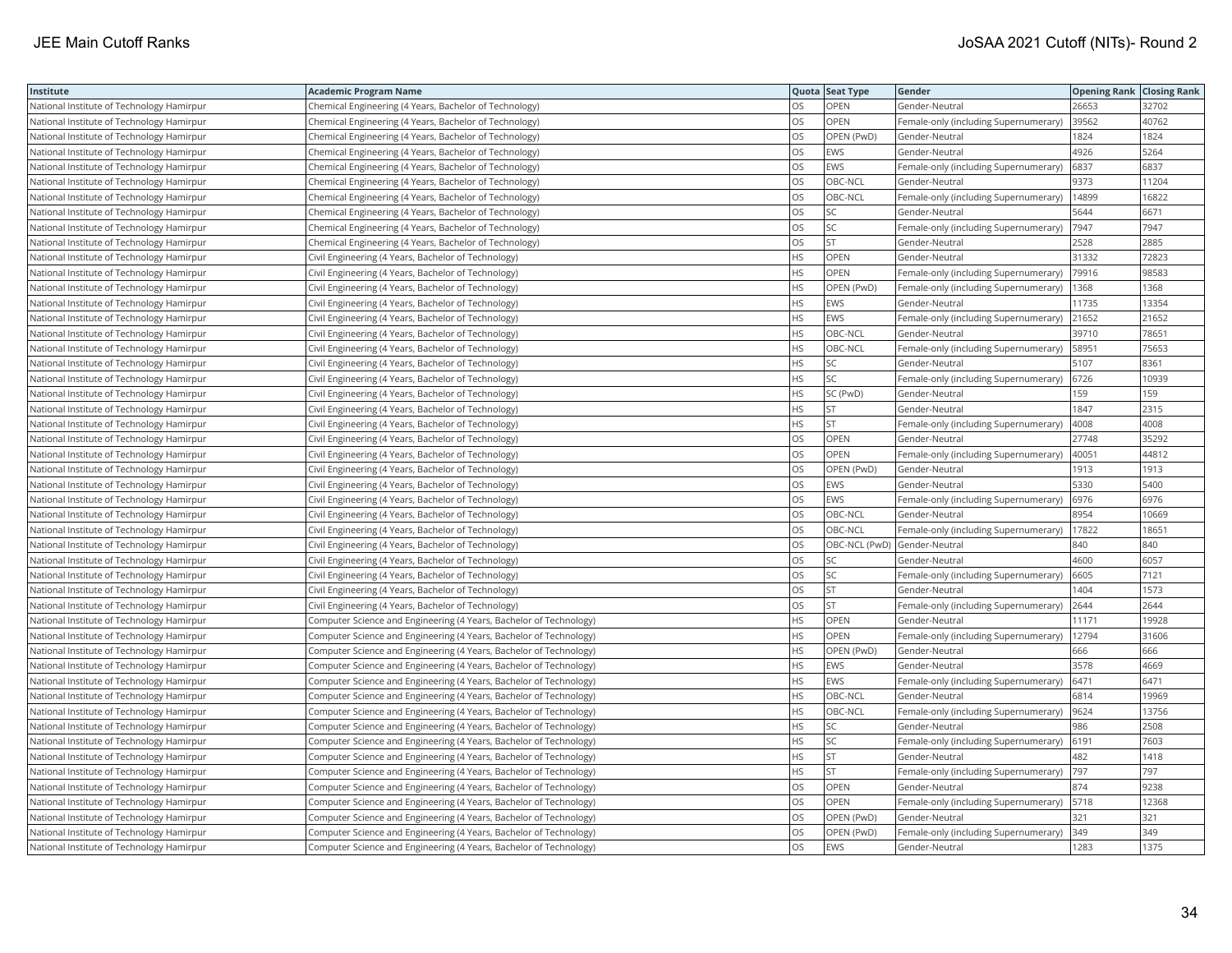| Institute | Academic Program Name | Quota | Seat Type | Gender | Opening Rank | Closing Rank |
|---|---|---|---|---|---|---|
| National Institute of Technology Hamirpur | Chemical Engineering (4 Years, Bachelor of Technology) | OS | OPEN | Gender-Neutral | 26653 | 32702 |
| National Institute of Technology Hamirpur | Chemical Engineering (4 Years, Bachelor of Technology) | OS | OPEN | Female-only (including Supernumerary) | 39562 | 40762 |
| National Institute of Technology Hamirpur | Chemical Engineering (4 Years, Bachelor of Technology) | OS | OPEN (PwD) | Gender-Neutral | 1824 | 1824 |
| National Institute of Technology Hamirpur | Chemical Engineering (4 Years, Bachelor of Technology) | OS | EWS | Gender-Neutral | 4926 | 5264 |
| National Institute of Technology Hamirpur | Chemical Engineering (4 Years, Bachelor of Technology) | OS | EWS | Female-only (including Supernumerary) | 6837 | 6837 |
| National Institute of Technology Hamirpur | Chemical Engineering (4 Years, Bachelor of Technology) | OS | OBC-NCL | Gender-Neutral | 9373 | 11204 |
| National Institute of Technology Hamirpur | Chemical Engineering (4 Years, Bachelor of Technology) | OS | OBC-NCL | Female-only (including Supernumerary) | 14899 | 16822 |
| National Institute of Technology Hamirpur | Chemical Engineering (4 Years, Bachelor of Technology) | OS | SC | Gender-Neutral | 5644 | 6671 |
| National Institute of Technology Hamirpur | Chemical Engineering (4 Years, Bachelor of Technology) | OS | SC | Female-only (including Supernumerary) | 7947 | 7947 |
| National Institute of Technology Hamirpur | Chemical Engineering (4 Years, Bachelor of Technology) | OS | ST | Gender-Neutral | 2528 | 2885 |
| National Institute of Technology Hamirpur | Civil Engineering (4 Years, Bachelor of Technology) | HS | OPEN | Gender-Neutral | 31332 | 72823 |
| National Institute of Technology Hamirpur | Civil Engineering (4 Years, Bachelor of Technology) | HS | OPEN | Female-only (including Supernumerary) | 79916 | 98583 |
| National Institute of Technology Hamirpur | Civil Engineering (4 Years, Bachelor of Technology) | HS | OPEN (PwD) | Female-only (including Supernumerary) | 1368 | 1368 |
| National Institute of Technology Hamirpur | Civil Engineering (4 Years, Bachelor of Technology) | HS | EWS | Gender-Neutral | 11735 | 13354 |
| National Institute of Technology Hamirpur | Civil Engineering (4 Years, Bachelor of Technology) | HS | EWS | Female-only (including Supernumerary) | 21652 | 21652 |
| National Institute of Technology Hamirpur | Civil Engineering (4 Years, Bachelor of Technology) | HS | OBC-NCL | Gender-Neutral | 39710 | 78651 |
| National Institute of Technology Hamirpur | Civil Engineering (4 Years, Bachelor of Technology) | HS | OBC-NCL | Female-only (including Supernumerary) | 58951 | 75653 |
| National Institute of Technology Hamirpur | Civil Engineering (4 Years, Bachelor of Technology) | HS | SC | Gender-Neutral | 5107 | 8361 |
| National Institute of Technology Hamirpur | Civil Engineering (4 Years, Bachelor of Technology) | HS | SC | Female-only (including Supernumerary) | 6726 | 10939 |
| National Institute of Technology Hamirpur | Civil Engineering (4 Years, Bachelor of Technology) | HS | SC (PwD) | Gender-Neutral | 159 | 159 |
| National Institute of Technology Hamirpur | Civil Engineering (4 Years, Bachelor of Technology) | HS | ST | Gender-Neutral | 1847 | 2315 |
| National Institute of Technology Hamirpur | Civil Engineering (4 Years, Bachelor of Technology) | HS | ST | Female-only (including Supernumerary) | 4008 | 4008 |
| National Institute of Technology Hamirpur | Civil Engineering (4 Years, Bachelor of Technology) | OS | OPEN | Gender-Neutral | 27748 | 35292 |
| National Institute of Technology Hamirpur | Civil Engineering (4 Years, Bachelor of Technology) | OS | OPEN | Female-only (including Supernumerary) | 40051 | 44812 |
| National Institute of Technology Hamirpur | Civil Engineering (4 Years, Bachelor of Technology) | OS | OPEN (PwD) | Gender-Neutral | 1913 | 1913 |
| National Institute of Technology Hamirpur | Civil Engineering (4 Years, Bachelor of Technology) | OS | EWS | Gender-Neutral | 5330 | 5400 |
| National Institute of Technology Hamirpur | Civil Engineering (4 Years, Bachelor of Technology) | OS | EWS | Female-only (including Supernumerary) | 6976 | 6976 |
| National Institute of Technology Hamirpur | Civil Engineering (4 Years, Bachelor of Technology) | OS | OBC-NCL | Gender-Neutral | 8954 | 10669 |
| National Institute of Technology Hamirpur | Civil Engineering (4 Years, Bachelor of Technology) | OS | OBC-NCL | Female-only (including Supernumerary) | 17822 | 18651 |
| National Institute of Technology Hamirpur | Civil Engineering (4 Years, Bachelor of Technology) | OS | OBC-NCL (PwD) | Gender-Neutral | 840 | 840 |
| National Institute of Technology Hamirpur | Civil Engineering (4 Years, Bachelor of Technology) | OS | SC | Gender-Neutral | 4600 | 6057 |
| National Institute of Technology Hamirpur | Civil Engineering (4 Years, Bachelor of Technology) | OS | SC | Female-only (including Supernumerary) | 6605 | 7121 |
| National Institute of Technology Hamirpur | Civil Engineering (4 Years, Bachelor of Technology) | OS | ST | Gender-Neutral | 1404 | 1573 |
| National Institute of Technology Hamirpur | Civil Engineering (4 Years, Bachelor of Technology) | OS | ST | Female-only (including Supernumerary) | 2644 | 2644 |
| National Institute of Technology Hamirpur | Computer Science and Engineering (4 Years, Bachelor of Technology) | HS | OPEN | Gender-Neutral | 11171 | 19928 |
| National Institute of Technology Hamirpur | Computer Science and Engineering (4 Years, Bachelor of Technology) | HS | OPEN | Female-only (including Supernumerary) | 12794 | 31606 |
| National Institute of Technology Hamirpur | Computer Science and Engineering (4 Years, Bachelor of Technology) | HS | OPEN (PwD) | Gender-Neutral | 666 | 666 |
| National Institute of Technology Hamirpur | Computer Science and Engineering (4 Years, Bachelor of Technology) | HS | EWS | Gender-Neutral | 3578 | 4669 |
| National Institute of Technology Hamirpur | Computer Science and Engineering (4 Years, Bachelor of Technology) | HS | EWS | Female-only (including Supernumerary) | 6471 | 6471 |
| National Institute of Technology Hamirpur | Computer Science and Engineering (4 Years, Bachelor of Technology) | HS | OBC-NCL | Gender-Neutral | 6814 | 19969 |
| National Institute of Technology Hamirpur | Computer Science and Engineering (4 Years, Bachelor of Technology) | HS | OBC-NCL | Female-only (including Supernumerary) | 9624 | 13756 |
| National Institute of Technology Hamirpur | Computer Science and Engineering (4 Years, Bachelor of Technology) | HS | SC | Gender-Neutral | 986 | 2508 |
| National Institute of Technology Hamirpur | Computer Science and Engineering (4 Years, Bachelor of Technology) | HS | SC | Female-only (including Supernumerary) | 6191 | 7603 |
| National Institute of Technology Hamirpur | Computer Science and Engineering (4 Years, Bachelor of Technology) | HS | ST | Gender-Neutral | 482 | 1418 |
| National Institute of Technology Hamirpur | Computer Science and Engineering (4 Years, Bachelor of Technology) | HS | ST | Female-only (including Supernumerary) | 797 | 797 |
| National Institute of Technology Hamirpur | Computer Science and Engineering (4 Years, Bachelor of Technology) | OS | OPEN | Gender-Neutral | 874 | 9238 |
| National Institute of Technology Hamirpur | Computer Science and Engineering (4 Years, Bachelor of Technology) | OS | OPEN | Female-only (including Supernumerary) | 5718 | 12368 |
| National Institute of Technology Hamirpur | Computer Science and Engineering (4 Years, Bachelor of Technology) | OS | OPEN (PwD) | Gender-Neutral | 321 | 321 |
| National Institute of Technology Hamirpur | Computer Science and Engineering (4 Years, Bachelor of Technology) | OS | OPEN (PwD) | Female-only (including Supernumerary) | 349 | 349 |
| National Institute of Technology Hamirpur | Computer Science and Engineering (4 Years, Bachelor of Technology) | OS | EWS | Gender-Neutral | 1283 | 1375 |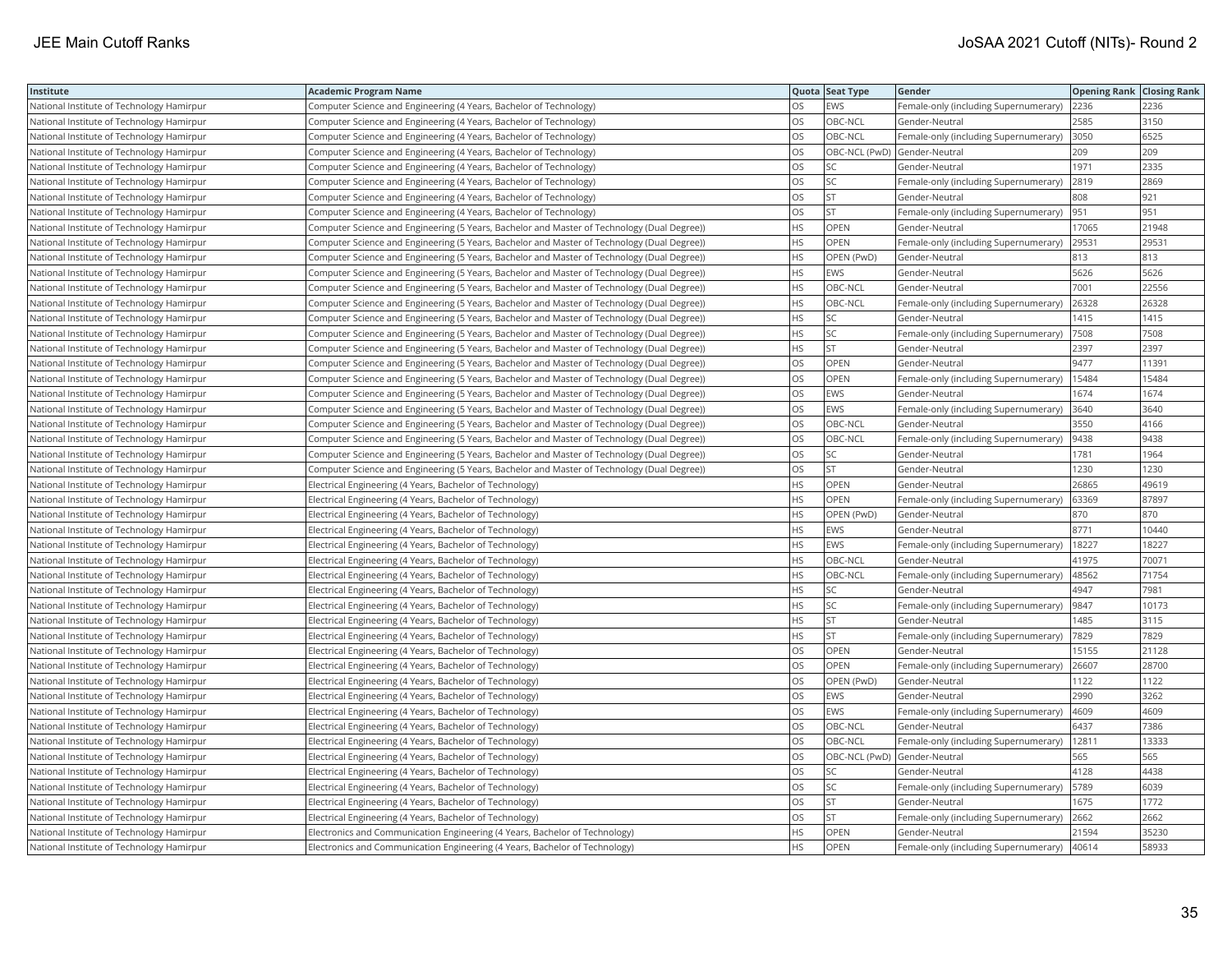| Institute | Academic Program Name | Quota | Seat Type | Gender | Opening Rank | Closing Rank |
|---|---|---|---|---|---|---|
| National Institute of Technology Hamirpur | Computer Science and Engineering (4 Years, Bachelor of Technology) | OS | EWS | Female-only (including Supernumerary) | 2236 | 2236 |
| National Institute of Technology Hamirpur | Computer Science and Engineering (4 Years, Bachelor of Technology) | OS | OBC-NCL | Gender-Neutral | 2585 | 3150 |
| National Institute of Technology Hamirpur | Computer Science and Engineering (4 Years, Bachelor of Technology) | OS | OBC-NCL | Female-only (including Supernumerary) | 3050 | 6525 |
| National Institute of Technology Hamirpur | Computer Science and Engineering (4 Years, Bachelor of Technology) | OS | OBC-NCL (PwD) | Gender-Neutral | 209 | 209 |
| National Institute of Technology Hamirpur | Computer Science and Engineering (4 Years, Bachelor of Technology) | OS | SC | Gender-Neutral | 1971 | 2335 |
| National Institute of Technology Hamirpur | Computer Science and Engineering (4 Years, Bachelor of Technology) | OS | SC | Female-only (including Supernumerary) | 2819 | 2869 |
| National Institute of Technology Hamirpur | Computer Science and Engineering (4 Years, Bachelor of Technology) | OS | ST | Gender-Neutral | 808 | 921 |
| National Institute of Technology Hamirpur | Computer Science and Engineering (4 Years, Bachelor of Technology) | OS | ST | Female-only (including Supernumerary) | 951 | 951 |
| National Institute of Technology Hamirpur | Computer Science and Engineering (5 Years, Bachelor and Master of Technology (Dual Degree)) | HS | OPEN | Gender-Neutral | 17065 | 21948 |
| National Institute of Technology Hamirpur | Computer Science and Engineering (5 Years, Bachelor and Master of Technology (Dual Degree)) | HS | OPEN | Female-only (including Supernumerary) | 29531 | 29531 |
| National Institute of Technology Hamirpur | Computer Science and Engineering (5 Years, Bachelor and Master of Technology (Dual Degree)) | HS | OPEN (PwD) | Gender-Neutral | 813 | 813 |
| National Institute of Technology Hamirpur | Computer Science and Engineering (5 Years, Bachelor and Master of Technology (Dual Degree)) | HS | EWS | Gender-Neutral | 5626 | 5626 |
| National Institute of Technology Hamirpur | Computer Science and Engineering (5 Years, Bachelor and Master of Technology (Dual Degree)) | HS | OBC-NCL | Gender-Neutral | 7001 | 22556 |
| National Institute of Technology Hamirpur | Computer Science and Engineering (5 Years, Bachelor and Master of Technology (Dual Degree)) | HS | OBC-NCL | Female-only (including Supernumerary) | 26328 | 26328 |
| National Institute of Technology Hamirpur | Computer Science and Engineering (5 Years, Bachelor and Master of Technology (Dual Degree)) | HS | SC | Gender-Neutral | 1415 | 1415 |
| National Institute of Technology Hamirpur | Computer Science and Engineering (5 Years, Bachelor and Master of Technology (Dual Degree)) | HS | SC | Female-only (including Supernumerary) | 7508 | 7508 |
| National Institute of Technology Hamirpur | Computer Science and Engineering (5 Years, Bachelor and Master of Technology (Dual Degree)) | HS | ST | Gender-Neutral | 2397 | 2397 |
| National Institute of Technology Hamirpur | Computer Science and Engineering (5 Years, Bachelor and Master of Technology (Dual Degree)) | OS | OPEN | Gender-Neutral | 9477 | 11391 |
| National Institute of Technology Hamirpur | Computer Science and Engineering (5 Years, Bachelor and Master of Technology (Dual Degree)) | OS | OPEN | Female-only (including Supernumerary) | 15484 | 15484 |
| National Institute of Technology Hamirpur | Computer Science and Engineering (5 Years, Bachelor and Master of Technology (Dual Degree)) | OS | EWS | Gender-Neutral | 1674 | 1674 |
| National Institute of Technology Hamirpur | Computer Science and Engineering (5 Years, Bachelor and Master of Technology (Dual Degree)) | OS | EWS | Female-only (including Supernumerary) | 3640 | 3640 |
| National Institute of Technology Hamirpur | Computer Science and Engineering (5 Years, Bachelor and Master of Technology (Dual Degree)) | OS | OBC-NCL | Gender-Neutral | 3550 | 4166 |
| National Institute of Technology Hamirpur | Computer Science and Engineering (5 Years, Bachelor and Master of Technology (Dual Degree)) | OS | OBC-NCL | Female-only (including Supernumerary) | 9438 | 9438 |
| National Institute of Technology Hamirpur | Computer Science and Engineering (5 Years, Bachelor and Master of Technology (Dual Degree)) | OS | SC | Gender-Neutral | 1781 | 1964 |
| National Institute of Technology Hamirpur | Computer Science and Engineering (5 Years, Bachelor and Master of Technology (Dual Degree)) | OS | ST | Gender-Neutral | 1230 | 1230 |
| National Institute of Technology Hamirpur | Electrical Engineering (4 Years, Bachelor of Technology) | HS | OPEN | Gender-Neutral | 26865 | 49619 |
| National Institute of Technology Hamirpur | Electrical Engineering (4 Years, Bachelor of Technology) | HS | OPEN | Female-only (including Supernumerary) | 63369 | 87897 |
| National Institute of Technology Hamirpur | Electrical Engineering (4 Years, Bachelor of Technology) | HS | OPEN (PwD) | Gender-Neutral | 870 | 870 |
| National Institute of Technology Hamirpur | Electrical Engineering (4 Years, Bachelor of Technology) | HS | EWS | Gender-Neutral | 8771 | 10440 |
| National Institute of Technology Hamirpur | Electrical Engineering (4 Years, Bachelor of Technology) | HS | EWS | Female-only (including Supernumerary) | 18227 | 18227 |
| National Institute of Technology Hamirpur | Electrical Engineering (4 Years, Bachelor of Technology) | HS | OBC-NCL | Gender-Neutral | 41975 | 70071 |
| National Institute of Technology Hamirpur | Electrical Engineering (4 Years, Bachelor of Technology) | HS | OBC-NCL | Female-only (including Supernumerary) | 48562 | 71754 |
| National Institute of Technology Hamirpur | Electrical Engineering (4 Years, Bachelor of Technology) | HS | SC | Gender-Neutral | 4947 | 7981 |
| National Institute of Technology Hamirpur | Electrical Engineering (4 Years, Bachelor of Technology) | HS | SC | Female-only (including Supernumerary) | 9847 | 10173 |
| National Institute of Technology Hamirpur | Electrical Engineering (4 Years, Bachelor of Technology) | HS | ST | Gender-Neutral | 1485 | 3115 |
| National Institute of Technology Hamirpur | Electrical Engineering (4 Years, Bachelor of Technology) | HS | ST | Female-only (including Supernumerary) | 7829 | 7829 |
| National Institute of Technology Hamirpur | Electrical Engineering (4 Years, Bachelor of Technology) | OS | OPEN | Gender-Neutral | 15155 | 21128 |
| National Institute of Technology Hamirpur | Electrical Engineering (4 Years, Bachelor of Technology) | OS | OPEN | Female-only (including Supernumerary) | 26607 | 28700 |
| National Institute of Technology Hamirpur | Electrical Engineering (4 Years, Bachelor of Technology) | OS | OPEN (PwD) | Gender-Neutral | 1122 | 1122 |
| National Institute of Technology Hamirpur | Electrical Engineering (4 Years, Bachelor of Technology) | OS | EWS | Gender-Neutral | 2990 | 3262 |
| National Institute of Technology Hamirpur | Electrical Engineering (4 Years, Bachelor of Technology) | OS | EWS | Female-only (including Supernumerary) | 4609 | 4609 |
| National Institute of Technology Hamirpur | Electrical Engineering (4 Years, Bachelor of Technology) | OS | OBC-NCL | Gender-Neutral | 6437 | 7386 |
| National Institute of Technology Hamirpur | Electrical Engineering (4 Years, Bachelor of Technology) | OS | OBC-NCL | Female-only (including Supernumerary) | 12811 | 13333 |
| National Institute of Technology Hamirpur | Electrical Engineering (4 Years, Bachelor of Technology) | OS | OBC-NCL (PwD) | Gender-Neutral | 565 | 565 |
| National Institute of Technology Hamirpur | Electrical Engineering (4 Years, Bachelor of Technology) | OS | SC | Gender-Neutral | 4128 | 4438 |
| National Institute of Technology Hamirpur | Electrical Engineering (4 Years, Bachelor of Technology) | OS | SC | Female-only (including Supernumerary) | 5789 | 6039 |
| National Institute of Technology Hamirpur | Electrical Engineering (4 Years, Bachelor of Technology) | OS | ST | Gender-Neutral | 1675 | 1772 |
| National Institute of Technology Hamirpur | Electrical Engineering (4 Years, Bachelor of Technology) | OS | ST | Female-only (including Supernumerary) | 2662 | 2662 |
| National Institute of Technology Hamirpur | Electronics and Communication Engineering (4 Years, Bachelor of Technology) | HS | OPEN | Gender-Neutral | 21594 | 35230 |
| National Institute of Technology Hamirpur | Electronics and Communication Engineering (4 Years, Bachelor of Technology) | HS | OPEN | Female-only (including Supernumerary) | 40614 | 58933 |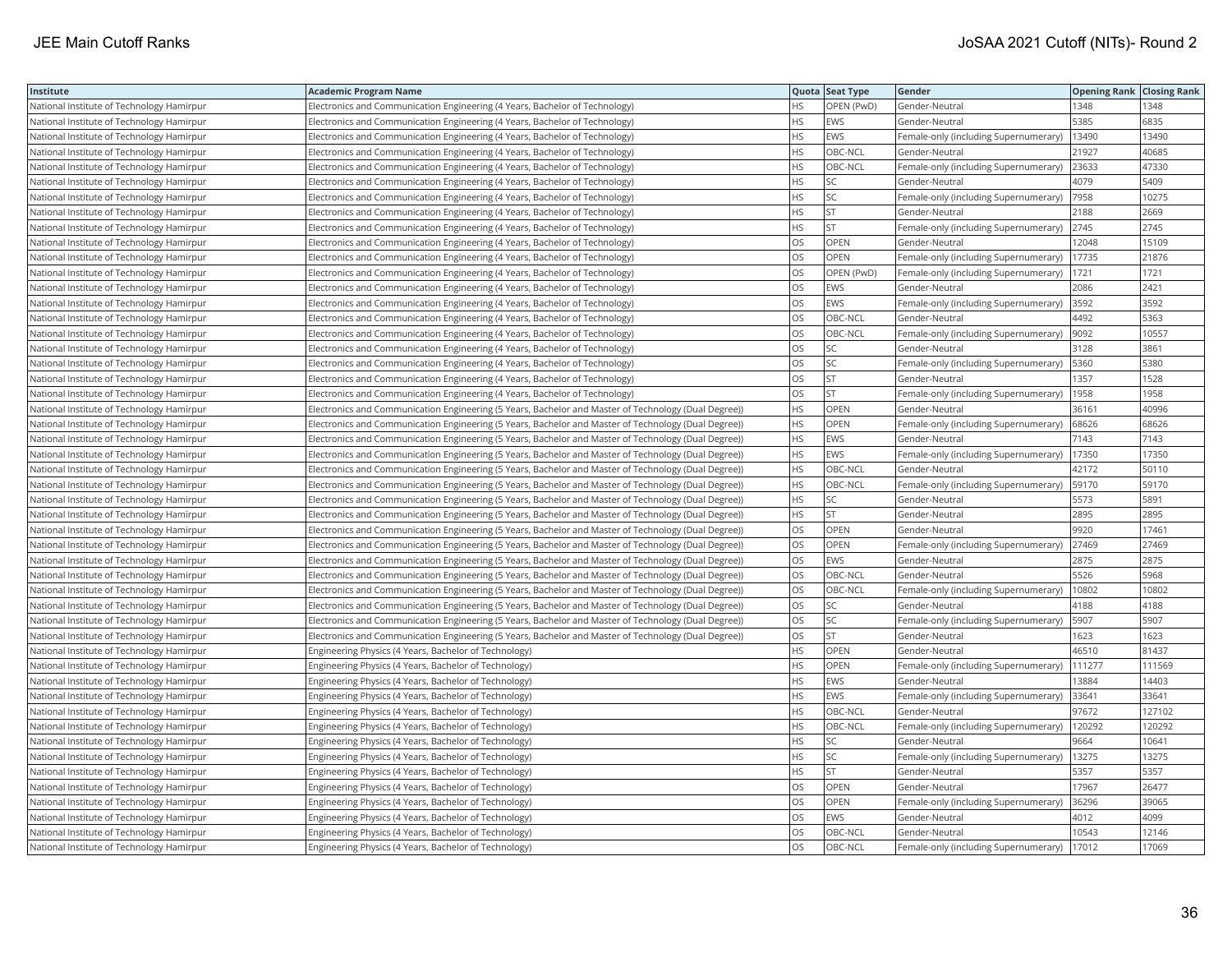| Institute | Academic Program Name | Quota | Seat Type | Gender | Opening Rank | Closing Rank |
|---|---|---|---|---|---|---|
| National Institute of Technology Hamirpur | Electronics and Communication Engineering (4 Years, Bachelor of Technology) | HS | OPEN (PwD) | Gender-Neutral | 1348 | 1348 |
| National Institute of Technology Hamirpur | Electronics and Communication Engineering (4 Years, Bachelor of Technology) | HS | EWS | Gender-Neutral | 5385 | 6835 |
| National Institute of Technology Hamirpur | Electronics and Communication Engineering (4 Years, Bachelor of Technology) | HS | EWS | Female-only (including Supernumerary) | 13490 | 13490 |
| National Institute of Technology Hamirpur | Electronics and Communication Engineering (4 Years, Bachelor of Technology) | HS | OBC-NCL | Gender-Neutral | 21927 | 40685 |
| National Institute of Technology Hamirpur | Electronics and Communication Engineering (4 Years, Bachelor of Technology) | HS | OBC-NCL | Female-only (including Supernumerary) | 23633 | 47330 |
| National Institute of Technology Hamirpur | Electronics and Communication Engineering (4 Years, Bachelor of Technology) | HS | SC | Gender-Neutral | 4079 | 5409 |
| National Institute of Technology Hamirpur | Electronics and Communication Engineering (4 Years, Bachelor of Technology) | HS | SC | Female-only (including Supernumerary) | 7958 | 10275 |
| National Institute of Technology Hamirpur | Electronics and Communication Engineering (4 Years, Bachelor of Technology) | HS | ST | Gender-Neutral | 2188 | 2669 |
| National Institute of Technology Hamirpur | Electronics and Communication Engineering (4 Years, Bachelor of Technology) | HS | ST | Female-only (including Supernumerary) | 2745 | 2745 |
| National Institute of Technology Hamirpur | Electronics and Communication Engineering (4 Years, Bachelor of Technology) | OS | OPEN | Gender-Neutral | 12048 | 15109 |
| National Institute of Technology Hamirpur | Electronics and Communication Engineering (4 Years, Bachelor of Technology) | OS | OPEN | Female-only (including Supernumerary) | 17735 | 21876 |
| National Institute of Technology Hamirpur | Electronics and Communication Engineering (4 Years, Bachelor of Technology) | OS | OPEN (PwD) | Female-only (including Supernumerary) | 1721 | 1721 |
| National Institute of Technology Hamirpur | Electronics and Communication Engineering (4 Years, Bachelor of Technology) | OS | EWS | Gender-Neutral | 2086 | 2421 |
| National Institute of Technology Hamirpur | Electronics and Communication Engineering (4 Years, Bachelor of Technology) | OS | EWS | Female-only (including Supernumerary) | 3592 | 3592 |
| National Institute of Technology Hamirpur | Electronics and Communication Engineering (4 Years, Bachelor of Technology) | OS | OBC-NCL | Gender-Neutral | 4492 | 5363 |
| National Institute of Technology Hamirpur | Electronics and Communication Engineering (4 Years, Bachelor of Technology) | OS | OBC-NCL | Female-only (including Supernumerary) | 9092 | 10557 |
| National Institute of Technology Hamirpur | Electronics and Communication Engineering (4 Years, Bachelor of Technology) | OS | SC | Gender-Neutral | 3128 | 3861 |
| National Institute of Technology Hamirpur | Electronics and Communication Engineering (4 Years, Bachelor of Technology) | OS | SC | Female-only (including Supernumerary) | 5360 | 5380 |
| National Institute of Technology Hamirpur | Electronics and Communication Engineering (4 Years, Bachelor of Technology) | OS | ST | Gender-Neutral | 1357 | 1528 |
| National Institute of Technology Hamirpur | Electronics and Communication Engineering (4 Years, Bachelor of Technology) | OS | ST | Female-only (including Supernumerary) | 1958 | 1958 |
| National Institute of Technology Hamirpur | Electronics and Communication Engineering (5 Years, Bachelor and Master of Technology (Dual Degree)) | HS | OPEN | Gender-Neutral | 36161 | 40996 |
| National Institute of Technology Hamirpur | Electronics and Communication Engineering (5 Years, Bachelor and Master of Technology (Dual Degree)) | HS | OPEN | Female-only (including Supernumerary) | 68626 | 68626 |
| National Institute of Technology Hamirpur | Electronics and Communication Engineering (5 Years, Bachelor and Master of Technology (Dual Degree)) | HS | EWS | Gender-Neutral | 7143 | 7143 |
| National Institute of Technology Hamirpur | Electronics and Communication Engineering (5 Years, Bachelor and Master of Technology (Dual Degree)) | HS | EWS | Female-only (including Supernumerary) | 17350 | 17350 |
| National Institute of Technology Hamirpur | Electronics and Communication Engineering (5 Years, Bachelor and Master of Technology (Dual Degree)) | HS | OBC-NCL | Gender-Neutral | 42172 | 50110 |
| National Institute of Technology Hamirpur | Electronics and Communication Engineering (5 Years, Bachelor and Master of Technology (Dual Degree)) | HS | OBC-NCL | Female-only (including Supernumerary) | 59170 | 59170 |
| National Institute of Technology Hamirpur | Electronics and Communication Engineering (5 Years, Bachelor and Master of Technology (Dual Degree)) | HS | SC | Gender-Neutral | 5573 | 5891 |
| National Institute of Technology Hamirpur | Electronics and Communication Engineering (5 Years, Bachelor and Master of Technology (Dual Degree)) | HS | ST | Gender-Neutral | 2895 | 2895 |
| National Institute of Technology Hamirpur | Electronics and Communication Engineering (5 Years, Bachelor and Master of Technology (Dual Degree)) | OS | OPEN | Gender-Neutral | 9920 | 17461 |
| National Institute of Technology Hamirpur | Electronics and Communication Engineering (5 Years, Bachelor and Master of Technology (Dual Degree)) | OS | OPEN | Female-only (including Supernumerary) | 27469 | 27469 |
| National Institute of Technology Hamirpur | Electronics and Communication Engineering (5 Years, Bachelor and Master of Technology (Dual Degree)) | OS | EWS | Gender-Neutral | 2875 | 2875 |
| National Institute of Technology Hamirpur | Electronics and Communication Engineering (5 Years, Bachelor and Master of Technology (Dual Degree)) | OS | OBC-NCL | Gender-Neutral | 5526 | 5968 |
| National Institute of Technology Hamirpur | Electronics and Communication Engineering (5 Years, Bachelor and Master of Technology (Dual Degree)) | OS | OBC-NCL | Female-only (including Supernumerary) | 10802 | 10802 |
| National Institute of Technology Hamirpur | Electronics and Communication Engineering (5 Years, Bachelor and Master of Technology (Dual Degree)) | OS | SC | Gender-Neutral | 4188 | 4188 |
| National Institute of Technology Hamirpur | Electronics and Communication Engineering (5 Years, Bachelor and Master of Technology (Dual Degree)) | OS | SC | Female-only (including Supernumerary) | 5907 | 5907 |
| National Institute of Technology Hamirpur | Electronics and Communication Engineering (5 Years, Bachelor and Master of Technology (Dual Degree)) | OS | ST | Gender-Neutral | 1623 | 1623 |
| National Institute of Technology Hamirpur | Engineering Physics (4 Years, Bachelor of Technology) | HS | OPEN | Gender-Neutral | 46510 | 81437 |
| National Institute of Technology Hamirpur | Engineering Physics (4 Years, Bachelor of Technology) | HS | OPEN | Female-only (including Supernumerary) | 111277 | 111569 |
| National Institute of Technology Hamirpur | Engineering Physics (4 Years, Bachelor of Technology) | HS | EWS | Gender-Neutral | 13884 | 14403 |
| National Institute of Technology Hamirpur | Engineering Physics (4 Years, Bachelor of Technology) | HS | EWS | Female-only (including Supernumerary) | 33641 | 33641 |
| National Institute of Technology Hamirpur | Engineering Physics (4 Years, Bachelor of Technology) | HS | OBC-NCL | Gender-Neutral | 97672 | 127102 |
| National Institute of Technology Hamirpur | Engineering Physics (4 Years, Bachelor of Technology) | HS | OBC-NCL | Female-only (including Supernumerary) | 120292 | 120292 |
| National Institute of Technology Hamirpur | Engineering Physics (4 Years, Bachelor of Technology) | HS | SC | Gender-Neutral | 9664 | 10641 |
| National Institute of Technology Hamirpur | Engineering Physics (4 Years, Bachelor of Technology) | HS | SC | Female-only (including Supernumerary) | 13275 | 13275 |
| National Institute of Technology Hamirpur | Engineering Physics (4 Years, Bachelor of Technology) | HS | ST | Gender-Neutral | 5357 | 5357 |
| National Institute of Technology Hamirpur | Engineering Physics (4 Years, Bachelor of Technology) | OS | OPEN | Gender-Neutral | 17967 | 26477 |
| National Institute of Technology Hamirpur | Engineering Physics (4 Years, Bachelor of Technology) | OS | OPEN | Female-only (including Supernumerary) | 36296 | 39065 |
| National Institute of Technology Hamirpur | Engineering Physics (4 Years, Bachelor of Technology) | OS | EWS | Gender-Neutral | 4012 | 4099 |
| National Institute of Technology Hamirpur | Engineering Physics (4 Years, Bachelor of Technology) | OS | OBC-NCL | Gender-Neutral | 10543 | 12146 |
| National Institute of Technology Hamirpur | Engineering Physics (4 Years, Bachelor of Technology) | OS | OBC-NCL | Female-only (including Supernumerary) | 17012 | 17069 |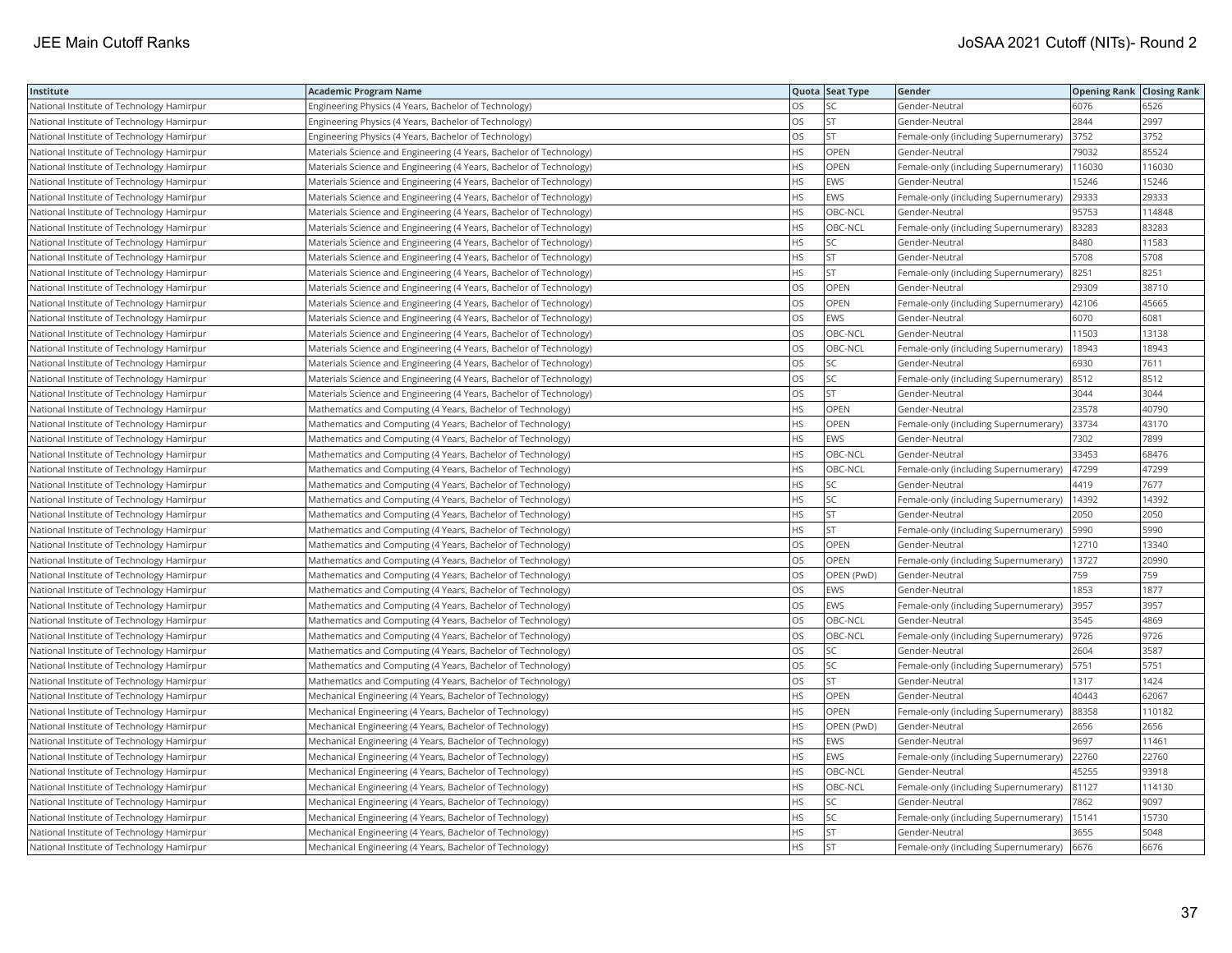| Institute | Academic Program Name | Quota | Seat Type | Gender | Opening Rank | Closing Rank |
|---|---|---|---|---|---|---|
| National Institute of Technology Hamirpur | Engineering Physics (4 Years, Bachelor of Technology) | OS | SC | Gender-Neutral | 6076 | 6526 |
| National Institute of Technology Hamirpur | Engineering Physics (4 Years, Bachelor of Technology) | OS | ST | Gender-Neutral | 2844 | 2997 |
| National Institute of Technology Hamirpur | Engineering Physics (4 Years, Bachelor of Technology) | OS | ST | Female-only (including Supernumerary) | 3752 | 3752 |
| National Institute of Technology Hamirpur | Materials Science and Engineering (4 Years, Bachelor of Technology) | HS | OPEN | Gender-Neutral | 79032 | 85524 |
| National Institute of Technology Hamirpur | Materials Science and Engineering (4 Years, Bachelor of Technology) | HS | OPEN | Female-only (including Supernumerary) | 116030 | 116030 |
| National Institute of Technology Hamirpur | Materials Science and Engineering (4 Years, Bachelor of Technology) | HS | EWS | Gender-Neutral | 15246 | 15246 |
| National Institute of Technology Hamirpur | Materials Science and Engineering (4 Years, Bachelor of Technology) | HS | EWS | Female-only (including Supernumerary) | 29333 | 29333 |
| National Institute of Technology Hamirpur | Materials Science and Engineering (4 Years, Bachelor of Technology) | HS | OBC-NCL | Gender-Neutral | 95753 | 114848 |
| National Institute of Technology Hamirpur | Materials Science and Engineering (4 Years, Bachelor of Technology) | HS | OBC-NCL | Female-only (including Supernumerary) | 83283 | 83283 |
| National Institute of Technology Hamirpur | Materials Science and Engineering (4 Years, Bachelor of Technology) | HS | SC | Gender-Neutral | 8480 | 11583 |
| National Institute of Technology Hamirpur | Materials Science and Engineering (4 Years, Bachelor of Technology) | HS | ST | Gender-Neutral | 5708 | 5708 |
| National Institute of Technology Hamirpur | Materials Science and Engineering (4 Years, Bachelor of Technology) | HS | ST | Female-only (including Supernumerary) | 8251 | 8251 |
| National Institute of Technology Hamirpur | Materials Science and Engineering (4 Years, Bachelor of Technology) | OS | OPEN | Gender-Neutral | 29309 | 38710 |
| National Institute of Technology Hamirpur | Materials Science and Engineering (4 Years, Bachelor of Technology) | OS | OPEN | Female-only (including Supernumerary) | 42106 | 45665 |
| National Institute of Technology Hamirpur | Materials Science and Engineering (4 Years, Bachelor of Technology) | OS | EWS | Gender-Neutral | 6070 | 6081 |
| National Institute of Technology Hamirpur | Materials Science and Engineering (4 Years, Bachelor of Technology) | OS | OBC-NCL | Gender-Neutral | 11503 | 13138 |
| National Institute of Technology Hamirpur | Materials Science and Engineering (4 Years, Bachelor of Technology) | OS | OBC-NCL | Female-only (including Supernumerary) | 18943 | 18943 |
| National Institute of Technology Hamirpur | Materials Science and Engineering (4 Years, Bachelor of Technology) | OS | SC | Gender-Neutral | 6930 | 7611 |
| National Institute of Technology Hamirpur | Materials Science and Engineering (4 Years, Bachelor of Technology) | OS | SC | Female-only (including Supernumerary) | 8512 | 8512 |
| National Institute of Technology Hamirpur | Materials Science and Engineering (4 Years, Bachelor of Technology) | OS | ST | Gender-Neutral | 3044 | 3044 |
| National Institute of Technology Hamirpur | Mathematics and Computing (4 Years, Bachelor of Technology) | HS | OPEN | Gender-Neutral | 23578 | 40790 |
| National Institute of Technology Hamirpur | Mathematics and Computing (4 Years, Bachelor of Technology) | HS | OPEN | Female-only (including Supernumerary) | 33734 | 43170 |
| National Institute of Technology Hamirpur | Mathematics and Computing (4 Years, Bachelor of Technology) | HS | EWS | Gender-Neutral | 7302 | 7899 |
| National Institute of Technology Hamirpur | Mathematics and Computing (4 Years, Bachelor of Technology) | HS | OBC-NCL | Gender-Neutral | 33453 | 68476 |
| National Institute of Technology Hamirpur | Mathematics and Computing (4 Years, Bachelor of Technology) | HS | OBC-NCL | Female-only (including Supernumerary) | 47299 | 47299 |
| National Institute of Technology Hamirpur | Mathematics and Computing (4 Years, Bachelor of Technology) | HS | SC | Gender-Neutral | 4419 | 7677 |
| National Institute of Technology Hamirpur | Mathematics and Computing (4 Years, Bachelor of Technology) | HS | SC | Female-only (including Supernumerary) | 14392 | 14392 |
| National Institute of Technology Hamirpur | Mathematics and Computing (4 Years, Bachelor of Technology) | HS | ST | Gender-Neutral | 2050 | 2050 |
| National Institute of Technology Hamirpur | Mathematics and Computing (4 Years, Bachelor of Technology) | HS | ST | Female-only (including Supernumerary) | 5990 | 5990 |
| National Institute of Technology Hamirpur | Mathematics and Computing (4 Years, Bachelor of Technology) | OS | OPEN | Gender-Neutral | 12710 | 13340 |
| National Institute of Technology Hamirpur | Mathematics and Computing (4 Years, Bachelor of Technology) | OS | OPEN | Female-only (including Supernumerary) | 13727 | 20990 |
| National Institute of Technology Hamirpur | Mathematics and Computing (4 Years, Bachelor of Technology) | OS | OPEN (PwD) | Gender-Neutral | 759 | 759 |
| National Institute of Technology Hamirpur | Mathematics and Computing (4 Years, Bachelor of Technology) | OS | EWS | Gender-Neutral | 1853 | 1877 |
| National Institute of Technology Hamirpur | Mathematics and Computing (4 Years, Bachelor of Technology) | OS | EWS | Female-only (including Supernumerary) | 3957 | 3957 |
| National Institute of Technology Hamirpur | Mathematics and Computing (4 Years, Bachelor of Technology) | OS | OBC-NCL | Gender-Neutral | 3545 | 4869 |
| National Institute of Technology Hamirpur | Mathematics and Computing (4 Years, Bachelor of Technology) | OS | OBC-NCL | Female-only (including Supernumerary) | 9726 | 9726 |
| National Institute of Technology Hamirpur | Mathematics and Computing (4 Years, Bachelor of Technology) | OS | SC | Gender-Neutral | 2604 | 3587 |
| National Institute of Technology Hamirpur | Mathematics and Computing (4 Years, Bachelor of Technology) | OS | SC | Female-only (including Supernumerary) | 5751 | 5751 |
| National Institute of Technology Hamirpur | Mathematics and Computing (4 Years, Bachelor of Technology) | OS | ST | Gender-Neutral | 1317 | 1424 |
| National Institute of Technology Hamirpur | Mechanical Engineering (4 Years, Bachelor of Technology) | HS | OPEN | Gender-Neutral | 40443 | 62067 |
| National Institute of Technology Hamirpur | Mechanical Engineering (4 Years, Bachelor of Technology) | HS | OPEN | Female-only (including Supernumerary) | 88358 | 110182 |
| National Institute of Technology Hamirpur | Mechanical Engineering (4 Years, Bachelor of Technology) | HS | OPEN (PwD) | Gender-Neutral | 2656 | 2656 |
| National Institute of Technology Hamirpur | Mechanical Engineering (4 Years, Bachelor of Technology) | HS | EWS | Gender-Neutral | 9697 | 11461 |
| National Institute of Technology Hamirpur | Mechanical Engineering (4 Years, Bachelor of Technology) | HS | EWS | Female-only (including Supernumerary) | 22760 | 22760 |
| National Institute of Technology Hamirpur | Mechanical Engineering (4 Years, Bachelor of Technology) | HS | OBC-NCL | Gender-Neutral | 45255 | 93918 |
| National Institute of Technology Hamirpur | Mechanical Engineering (4 Years, Bachelor of Technology) | HS | OBC-NCL | Female-only (including Supernumerary) | 81127 | 114130 |
| National Institute of Technology Hamirpur | Mechanical Engineering (4 Years, Bachelor of Technology) | HS | SC | Gender-Neutral | 7862 | 9097 |
| National Institute of Technology Hamirpur | Mechanical Engineering (4 Years, Bachelor of Technology) | HS | SC | Female-only (including Supernumerary) | 15141 | 15730 |
| National Institute of Technology Hamirpur | Mechanical Engineering (4 Years, Bachelor of Technology) | HS | ST | Gender-Neutral | 3655 | 5048 |
| National Institute of Technology Hamirpur | Mechanical Engineering (4 Years, Bachelor of Technology) | HS | ST | Female-only (including Supernumerary) | 6676 | 6676 |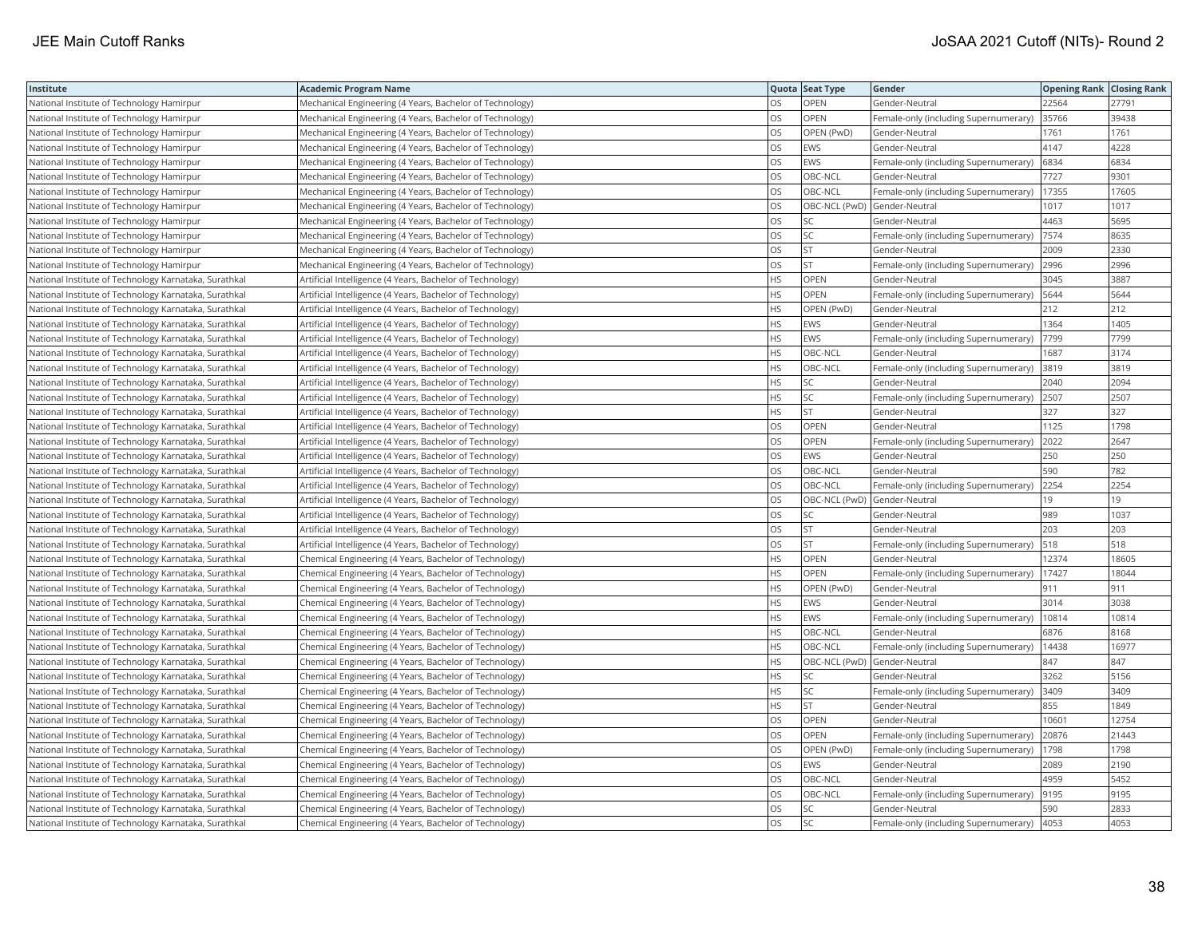| Institute | Academic Program Name | Quota | Seat Type | Gender | Opening Rank | Closing Rank |
|---|---|---|---|---|---|---|
| National Institute of Technology Hamirpur | Mechanical Engineering (4 Years, Bachelor of Technology) | OS | OPEN | Gender-Neutral | 22564 | 27791 |
| National Institute of Technology Hamirpur | Mechanical Engineering (4 Years, Bachelor of Technology) | OS | OPEN | Female-only (including Supernumerary) | 35766 | 39438 |
| National Institute of Technology Hamirpur | Mechanical Engineering (4 Years, Bachelor of Technology) | OS | OPEN (PwD) | Gender-Neutral | 1761 | 1761 |
| National Institute of Technology Hamirpur | Mechanical Engineering (4 Years, Bachelor of Technology) | OS | EWS | Gender-Neutral | 4147 | 4228 |
| National Institute of Technology Hamirpur | Mechanical Engineering (4 Years, Bachelor of Technology) | OS | EWS | Female-only (including Supernumerary) | 6834 | 6834 |
| National Institute of Technology Hamirpur | Mechanical Engineering (4 Years, Bachelor of Technology) | OS | OBC-NCL | Gender-Neutral | 7727 | 9301 |
| National Institute of Technology Hamirpur | Mechanical Engineering (4 Years, Bachelor of Technology) | OS | OBC-NCL | Female-only (including Supernumerary) | 17355 | 17605 |
| National Institute of Technology Hamirpur | Mechanical Engineering (4 Years, Bachelor of Technology) | OS | OBC-NCL (PwD) | Gender-Neutral | 1017 | 1017 |
| National Institute of Technology Hamirpur | Mechanical Engineering (4 Years, Bachelor of Technology) | OS | SC | Gender-Neutral | 4463 | 5695 |
| National Institute of Technology Hamirpur | Mechanical Engineering (4 Years, Bachelor of Technology) | OS | SC | Female-only (including Supernumerary) | 7574 | 8635 |
| National Institute of Technology Hamirpur | Mechanical Engineering (4 Years, Bachelor of Technology) | OS | ST | Gender-Neutral | 2009 | 2330 |
| National Institute of Technology Hamirpur | Mechanical Engineering (4 Years, Bachelor of Technology) | OS | ST | Female-only (including Supernumerary) | 2996 | 2996 |
| National Institute of Technology Karnataka, Surathkal | Artificial Intelligence (4 Years, Bachelor of Technology) | HS | OPEN | Gender-Neutral | 3045 | 3887 |
| National Institute of Technology Karnataka, Surathkal | Artificial Intelligence (4 Years, Bachelor of Technology) | HS | OPEN | Female-only (including Supernumerary) | 5644 | 5644 |
| National Institute of Technology Karnataka, Surathkal | Artificial Intelligence (4 Years, Bachelor of Technology) | HS | OPEN (PwD) | Gender-Neutral | 212 | 212 |
| National Institute of Technology Karnataka, Surathkal | Artificial Intelligence (4 Years, Bachelor of Technology) | HS | EWS | Gender-Neutral | 1364 | 1405 |
| National Institute of Technology Karnataka, Surathkal | Artificial Intelligence (4 Years, Bachelor of Technology) | HS | EWS | Female-only (including Supernumerary) | 7799 | 7799 |
| National Institute of Technology Karnataka, Surathkal | Artificial Intelligence (4 Years, Bachelor of Technology) | HS | OBC-NCL | Gender-Neutral | 1687 | 3174 |
| National Institute of Technology Karnataka, Surathkal | Artificial Intelligence (4 Years, Bachelor of Technology) | HS | OBC-NCL | Female-only (including Supernumerary) | 3819 | 3819 |
| National Institute of Technology Karnataka, Surathkal | Artificial Intelligence (4 Years, Bachelor of Technology) | HS | SC | Gender-Neutral | 2040 | 2094 |
| National Institute of Technology Karnataka, Surathkal | Artificial Intelligence (4 Years, Bachelor of Technology) | HS | SC | Female-only (including Supernumerary) | 2507 | 2507 |
| National Institute of Technology Karnataka, Surathkal | Artificial Intelligence (4 Years, Bachelor of Technology) | HS | ST | Gender-Neutral | 327 | 327 |
| National Institute of Technology Karnataka, Surathkal | Artificial Intelligence (4 Years, Bachelor of Technology) | OS | OPEN | Gender-Neutral | 1125 | 1798 |
| National Institute of Technology Karnataka, Surathkal | Artificial Intelligence (4 Years, Bachelor of Technology) | OS | OPEN | Female-only (including Supernumerary) | 2022 | 2647 |
| National Institute of Technology Karnataka, Surathkal | Artificial Intelligence (4 Years, Bachelor of Technology) | OS | EWS | Gender-Neutral | 250 | 250 |
| National Institute of Technology Karnataka, Surathkal | Artificial Intelligence (4 Years, Bachelor of Technology) | OS | OBC-NCL | Gender-Neutral | 590 | 782 |
| National Institute of Technology Karnataka, Surathkal | Artificial Intelligence (4 Years, Bachelor of Technology) | OS | OBC-NCL | Female-only (including Supernumerary) | 2254 | 2254 |
| National Institute of Technology Karnataka, Surathkal | Artificial Intelligence (4 Years, Bachelor of Technology) | OS | OBC-NCL (PwD) | Gender-Neutral | 19 | 19 |
| National Institute of Technology Karnataka, Surathkal | Artificial Intelligence (4 Years, Bachelor of Technology) | OS | SC | Gender-Neutral | 989 | 1037 |
| National Institute of Technology Karnataka, Surathkal | Artificial Intelligence (4 Years, Bachelor of Technology) | OS | ST | Gender-Neutral | 203 | 203 |
| National Institute of Technology Karnataka, Surathkal | Artificial Intelligence (4 Years, Bachelor of Technology) | OS | ST | Female-only (including Supernumerary) | 518 | 518 |
| National Institute of Technology Karnataka, Surathkal | Chemical Engineering (4 Years, Bachelor of Technology) | HS | OPEN | Gender-Neutral | 12374 | 18605 |
| National Institute of Technology Karnataka, Surathkal | Chemical Engineering (4 Years, Bachelor of Technology) | HS | OPEN | Female-only (including Supernumerary) | 17427 | 18044 |
| National Institute of Technology Karnataka, Surathkal | Chemical Engineering (4 Years, Bachelor of Technology) | HS | OPEN (PwD) | Gender-Neutral | 911 | 911 |
| National Institute of Technology Karnataka, Surathkal | Chemical Engineering (4 Years, Bachelor of Technology) | HS | EWS | Gender-Neutral | 3014 | 3038 |
| National Institute of Technology Karnataka, Surathkal | Chemical Engineering (4 Years, Bachelor of Technology) | HS | EWS | Female-only (including Supernumerary) | 10814 | 10814 |
| National Institute of Technology Karnataka, Surathkal | Chemical Engineering (4 Years, Bachelor of Technology) | HS | OBC-NCL | Gender-Neutral | 6876 | 8168 |
| National Institute of Technology Karnataka, Surathkal | Chemical Engineering (4 Years, Bachelor of Technology) | HS | OBC-NCL | Female-only (including Supernumerary) | 14438 | 16977 |
| National Institute of Technology Karnataka, Surathkal | Chemical Engineering (4 Years, Bachelor of Technology) | HS | OBC-NCL (PwD) | Gender-Neutral | 847 | 847 |
| National Institute of Technology Karnataka, Surathkal | Chemical Engineering (4 Years, Bachelor of Technology) | HS | SC | Gender-Neutral | 3262 | 5156 |
| National Institute of Technology Karnataka, Surathkal | Chemical Engineering (4 Years, Bachelor of Technology) | HS | SC | Female-only (including Supernumerary) | 3409 | 3409 |
| National Institute of Technology Karnataka, Surathkal | Chemical Engineering (4 Years, Bachelor of Technology) | HS | ST | Gender-Neutral | 855 | 1849 |
| National Institute of Technology Karnataka, Surathkal | Chemical Engineering (4 Years, Bachelor of Technology) | OS | OPEN | Gender-Neutral | 10601 | 12754 |
| National Institute of Technology Karnataka, Surathkal | Chemical Engineering (4 Years, Bachelor of Technology) | OS | OPEN | Female-only (including Supernumerary) | 20876 | 21443 |
| National Institute of Technology Karnataka, Surathkal | Chemical Engineering (4 Years, Bachelor of Technology) | OS | OPEN (PwD) | Female-only (including Supernumerary) | 1798 | 1798 |
| National Institute of Technology Karnataka, Surathkal | Chemical Engineering (4 Years, Bachelor of Technology) | OS | EWS | Gender-Neutral | 2089 | 2190 |
| National Institute of Technology Karnataka, Surathkal | Chemical Engineering (4 Years, Bachelor of Technology) | OS | OBC-NCL | Gender-Neutral | 4959 | 5452 |
| National Institute of Technology Karnataka, Surathkal | Chemical Engineering (4 Years, Bachelor of Technology) | OS | OBC-NCL | Female-only (including Supernumerary) | 9195 | 9195 |
| National Institute of Technology Karnataka, Surathkal | Chemical Engineering (4 Years, Bachelor of Technology) | OS | SC | Gender-Neutral | 590 | 2833 |
| National Institute of Technology Karnataka, Surathkal | Chemical Engineering (4 Years, Bachelor of Technology) | OS | SC | Female-only (including Supernumerary) | 4053 | 4053 |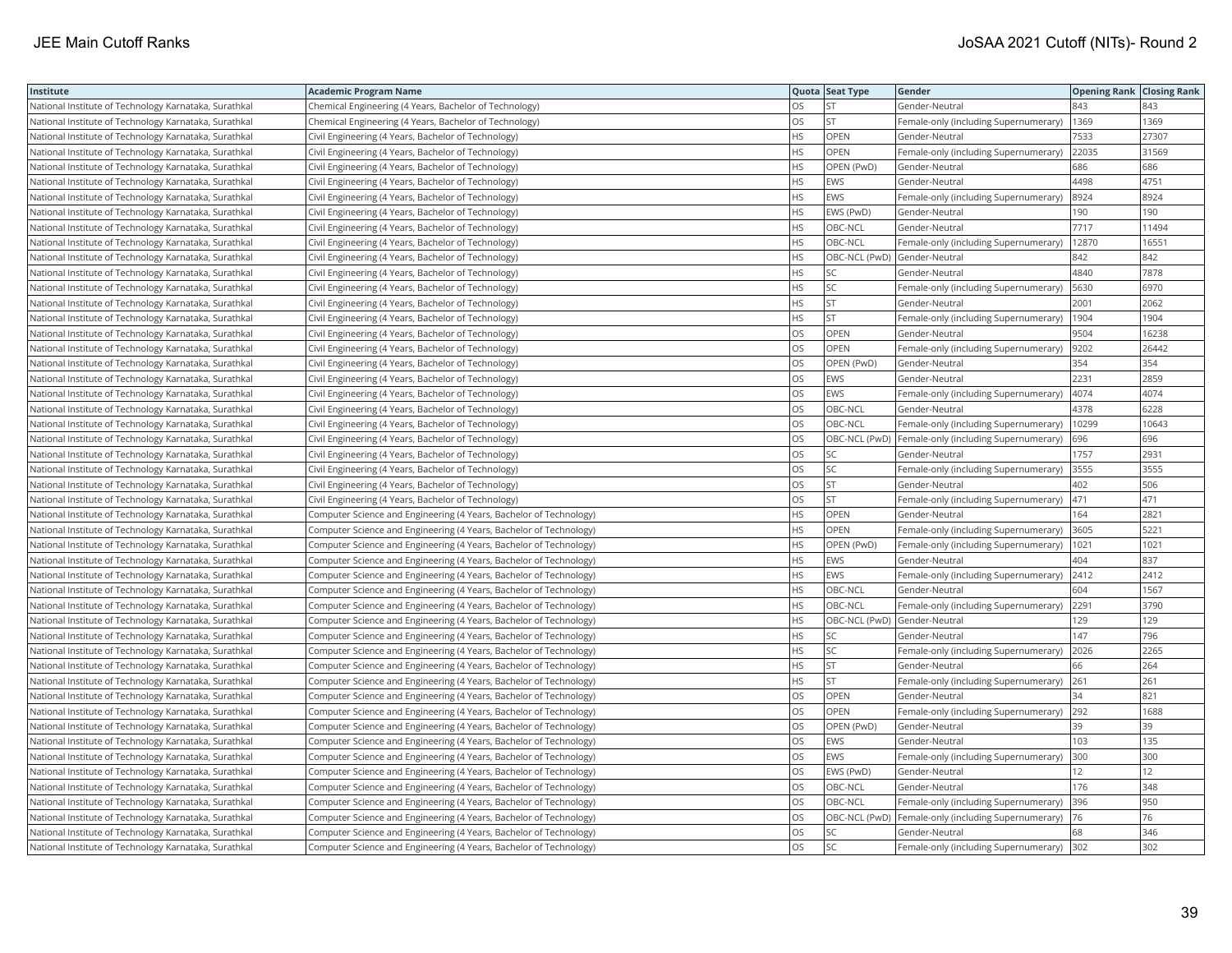| Institute | Academic Program Name | Quota | Seat Type | Gender | Opening Rank | Closing Rank |
|---|---|---|---|---|---|---|
| National Institute of Technology Karnataka, Surathkal | Chemical Engineering (4 Years, Bachelor of Technology) | OS | ST | Gender-Neutral | 843 | 843 |
| National Institute of Technology Karnataka, Surathkal | Chemical Engineering (4 Years, Bachelor of Technology) | OS | ST | Female-only (including Supernumerary) | 1369 | 1369 |
| National Institute of Technology Karnataka, Surathkal | Civil Engineering (4 Years, Bachelor of Technology) | HS | OPEN | Gender-Neutral | 7533 | 27307 |
| National Institute of Technology Karnataka, Surathkal | Civil Engineering (4 Years, Bachelor of Technology) | HS | OPEN | Female-only (including Supernumerary) | 22035 | 31569 |
| National Institute of Technology Karnataka, Surathkal | Civil Engineering (4 Years, Bachelor of Technology) | HS | OPEN (PwD) | Gender-Neutral | 686 | 686 |
| National Institute of Technology Karnataka, Surathkal | Civil Engineering (4 Years, Bachelor of Technology) | HS | EWS | Gender-Neutral | 4498 | 4751 |
| National Institute of Technology Karnataka, Surathkal | Civil Engineering (4 Years, Bachelor of Technology) | HS | EWS | Female-only (including Supernumerary) | 8924 | 8924 |
| National Institute of Technology Karnataka, Surathkal | Civil Engineering (4 Years, Bachelor of Technology) | HS | EWS (PwD) | Gender-Neutral | 190 | 190 |
| National Institute of Technology Karnataka, Surathkal | Civil Engineering (4 Years, Bachelor of Technology) | HS | OBC-NCL | Gender-Neutral | 7717 | 11494 |
| National Institute of Technology Karnataka, Surathkal | Civil Engineering (4 Years, Bachelor of Technology) | HS | OBC-NCL | Female-only (including Supernumerary) | 12870 | 16551 |
| National Institute of Technology Karnataka, Surathkal | Civil Engineering (4 Years, Bachelor of Technology) | HS | OBC-NCL (PwD) | Gender-Neutral | 842 | 842 |
| National Institute of Technology Karnataka, Surathkal | Civil Engineering (4 Years, Bachelor of Technology) | HS | SC | Gender-Neutral | 4840 | 7878 |
| National Institute of Technology Karnataka, Surathkal | Civil Engineering (4 Years, Bachelor of Technology) | HS | SC | Female-only (including Supernumerary) | 5630 | 6970 |
| National Institute of Technology Karnataka, Surathkal | Civil Engineering (4 Years, Bachelor of Technology) | HS | ST | Gender-Neutral | 2001 | 2062 |
| National Institute of Technology Karnataka, Surathkal | Civil Engineering (4 Years, Bachelor of Technology) | HS | ST | Female-only (including Supernumerary) | 1904 | 1904 |
| National Institute of Technology Karnataka, Surathkal | Civil Engineering (4 Years, Bachelor of Technology) | OS | OPEN | Gender-Neutral | 9504 | 16238 |
| National Institute of Technology Karnataka, Surathkal | Civil Engineering (4 Years, Bachelor of Technology) | OS | OPEN | Female-only (including Supernumerary) | 9202 | 26442 |
| National Institute of Technology Karnataka, Surathkal | Civil Engineering (4 Years, Bachelor of Technology) | OS | OPEN (PwD) | Gender-Neutral | 354 | 354 |
| National Institute of Technology Karnataka, Surathkal | Civil Engineering (4 Years, Bachelor of Technology) | OS | EWS | Gender-Neutral | 2231 | 2859 |
| National Institute of Technology Karnataka, Surathkal | Civil Engineering (4 Years, Bachelor of Technology) | OS | EWS | Female-only (including Supernumerary) | 4074 | 4074 |
| National Institute of Technology Karnataka, Surathkal | Civil Engineering (4 Years, Bachelor of Technology) | OS | OBC-NCL | Gender-Neutral | 4378 | 6228 |
| National Institute of Technology Karnataka, Surathkal | Civil Engineering (4 Years, Bachelor of Technology) | OS | OBC-NCL | Female-only (including Supernumerary) | 10299 | 10643 |
| National Institute of Technology Karnataka, Surathkal | Civil Engineering (4 Years, Bachelor of Technology) | OS | OBC-NCL (PwD) | Female-only (including Supernumerary) | 696 | 696 |
| National Institute of Technology Karnataka, Surathkal | Civil Engineering (4 Years, Bachelor of Technology) | OS | SC | Gender-Neutral | 1757 | 2931 |
| National Institute of Technology Karnataka, Surathkal | Civil Engineering (4 Years, Bachelor of Technology) | OS | SC | Female-only (including Supernumerary) | 3555 | 3555 |
| National Institute of Technology Karnataka, Surathkal | Civil Engineering (4 Years, Bachelor of Technology) | OS | ST | Gender-Neutral | 402 | 506 |
| National Institute of Technology Karnataka, Surathkal | Civil Engineering (4 Years, Bachelor of Technology) | OS | ST | Female-only (including Supernumerary) | 471 | 471 |
| National Institute of Technology Karnataka, Surathkal | Computer Science and Engineering (4 Years, Bachelor of Technology) | HS | OPEN | Gender-Neutral | 164 | 2821 |
| National Institute of Technology Karnataka, Surathkal | Computer Science and Engineering (4 Years, Bachelor of Technology) | HS | OPEN | Female-only (including Supernumerary) | 3605 | 5221 |
| National Institute of Technology Karnataka, Surathkal | Computer Science and Engineering (4 Years, Bachelor of Technology) | HS | OPEN (PwD) | Female-only (including Supernumerary) | 1021 | 1021 |
| National Institute of Technology Karnataka, Surathkal | Computer Science and Engineering (4 Years, Bachelor of Technology) | HS | EWS | Gender-Neutral | 404 | 837 |
| National Institute of Technology Karnataka, Surathkal | Computer Science and Engineering (4 Years, Bachelor of Technology) | HS | EWS | Female-only (including Supernumerary) | 2412 | 2412 |
| National Institute of Technology Karnataka, Surathkal | Computer Science and Engineering (4 Years, Bachelor of Technology) | HS | OBC-NCL | Gender-Neutral | 604 | 1567 |
| National Institute of Technology Karnataka, Surathkal | Computer Science and Engineering (4 Years, Bachelor of Technology) | HS | OBC-NCL | Female-only (including Supernumerary) | 2291 | 3790 |
| National Institute of Technology Karnataka, Surathkal | Computer Science and Engineering (4 Years, Bachelor of Technology) | HS | OBC-NCL (PwD) | Gender-Neutral | 129 | 129 |
| National Institute of Technology Karnataka, Surathkal | Computer Science and Engineering (4 Years, Bachelor of Technology) | HS | SC | Gender-Neutral | 147 | 796 |
| National Institute of Technology Karnataka, Surathkal | Computer Science and Engineering (4 Years, Bachelor of Technology) | HS | SC | Female-only (including Supernumerary) | 2026 | 2265 |
| National Institute of Technology Karnataka, Surathkal | Computer Science and Engineering (4 Years, Bachelor of Technology) | HS | ST | Gender-Neutral | 66 | 264 |
| National Institute of Technology Karnataka, Surathkal | Computer Science and Engineering (4 Years, Bachelor of Technology) | HS | ST | Female-only (including Supernumerary) | 261 | 261 |
| National Institute of Technology Karnataka, Surathkal | Computer Science and Engineering (4 Years, Bachelor of Technology) | OS | OPEN | Gender-Neutral | 34 | 821 |
| National Institute of Technology Karnataka, Surathkal | Computer Science and Engineering (4 Years, Bachelor of Technology) | OS | OPEN | Female-only (including Supernumerary) | 292 | 1688 |
| National Institute of Technology Karnataka, Surathkal | Computer Science and Engineering (4 Years, Bachelor of Technology) | OS | OPEN (PwD) | Gender-Neutral | 39 | 39 |
| National Institute of Technology Karnataka, Surathkal | Computer Science and Engineering (4 Years, Bachelor of Technology) | OS | EWS | Gender-Neutral | 103 | 135 |
| National Institute of Technology Karnataka, Surathkal | Computer Science and Engineering (4 Years, Bachelor of Technology) | OS | EWS | Female-only (including Supernumerary) | 300 | 300 |
| National Institute of Technology Karnataka, Surathkal | Computer Science and Engineering (4 Years, Bachelor of Technology) | OS | EWS (PwD) | Gender-Neutral | 12 | 12 |
| National Institute of Technology Karnataka, Surathkal | Computer Science and Engineering (4 Years, Bachelor of Technology) | OS | OBC-NCL | Gender-Neutral | 176 | 348 |
| National Institute of Technology Karnataka, Surathkal | Computer Science and Engineering (4 Years, Bachelor of Technology) | OS | OBC-NCL | Female-only (including Supernumerary) | 396 | 950 |
| National Institute of Technology Karnataka, Surathkal | Computer Science and Engineering (4 Years, Bachelor of Technology) | OS | OBC-NCL (PwD) | Female-only (including Supernumerary) | 76 | 76 |
| National Institute of Technology Karnataka, Surathkal | Computer Science and Engineering (4 Years, Bachelor of Technology) | OS | SC | Gender-Neutral | 68 | 346 |
| National Institute of Technology Karnataka, Surathkal | Computer Science and Engineering (4 Years, Bachelor of Technology) | OS | SC | Female-only (including Supernumerary) | 302 | 302 |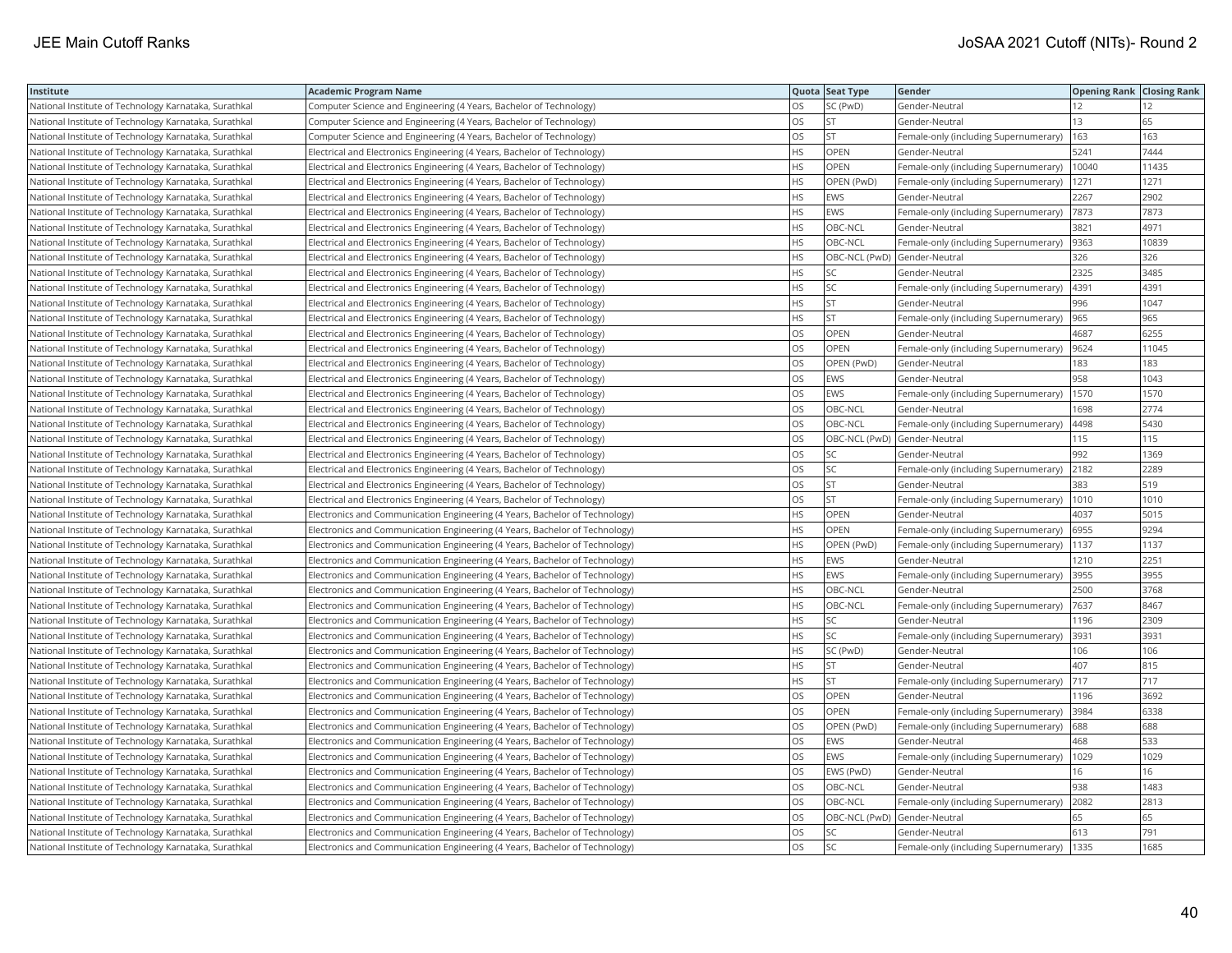| Institute | Academic Program Name | Quota | Seat Type | Gender | Opening Rank | Closing Rank |
|---|---|---|---|---|---|---|
| National Institute of Technology Karnataka, Surathkal | Computer Science and Engineering (4 Years, Bachelor of Technology) | OS | SC (PwD) | Gender-Neutral | 12 | 12 |
| National Institute of Technology Karnataka, Surathkal | Computer Science and Engineering (4 Years, Bachelor of Technology) | OS | ST | Gender-Neutral | 13 | 65 |
| National Institute of Technology Karnataka, Surathkal | Computer Science and Engineering (4 Years, Bachelor of Technology) | OS | ST | Female-only (including Supernumerary) | 163 | 163 |
| National Institute of Technology Karnataka, Surathkal | Electrical and Electronics Engineering (4 Years, Bachelor of Technology) | HS | OPEN | Gender-Neutral | 5241 | 7444 |
| National Institute of Technology Karnataka, Surathkal | Electrical and Electronics Engineering (4 Years, Bachelor of Technology) | HS | OPEN | Female-only (including Supernumerary) | 10040 | 11435 |
| National Institute of Technology Karnataka, Surathkal | Electrical and Electronics Engineering (4 Years, Bachelor of Technology) | HS | OPEN (PwD) | Female-only (including Supernumerary) | 1271 | 1271 |
| National Institute of Technology Karnataka, Surathkal | Electrical and Electronics Engineering (4 Years, Bachelor of Technology) | HS | EWS | Gender-Neutral | 2267 | 2902 |
| National Institute of Technology Karnataka, Surathkal | Electrical and Electronics Engineering (4 Years, Bachelor of Technology) | HS | EWS | Female-only (including Supernumerary) | 7873 | 7873 |
| National Institute of Technology Karnataka, Surathkal | Electrical and Electronics Engineering (4 Years, Bachelor of Technology) | HS | OBC-NCL | Gender-Neutral | 3821 | 4971 |
| National Institute of Technology Karnataka, Surathkal | Electrical and Electronics Engineering (4 Years, Bachelor of Technology) | HS | OBC-NCL | Female-only (including Supernumerary) | 9363 | 10839 |
| National Institute of Technology Karnataka, Surathkal | Electrical and Electronics Engineering (4 Years, Bachelor of Technology) | HS | OBC-NCL (PwD) | Gender-Neutral | 326 | 326 |
| National Institute of Technology Karnataka, Surathkal | Electrical and Electronics Engineering (4 Years, Bachelor of Technology) | HS | SC | Gender-Neutral | 2325 | 3485 |
| National Institute of Technology Karnataka, Surathkal | Electrical and Electronics Engineering (4 Years, Bachelor of Technology) | HS | SC | Female-only (including Supernumerary) | 4391 | 4391 |
| National Institute of Technology Karnataka, Surathkal | Electrical and Electronics Engineering (4 Years, Bachelor of Technology) | HS | ST | Gender-Neutral | 996 | 1047 |
| National Institute of Technology Karnataka, Surathkal | Electrical and Electronics Engineering (4 Years, Bachelor of Technology) | HS | ST | Female-only (including Supernumerary) | 965 | 965 |
| National Institute of Technology Karnataka, Surathkal | Electrical and Electronics Engineering (4 Years, Bachelor of Technology) | OS | OPEN | Gender-Neutral | 4687 | 6255 |
| National Institute of Technology Karnataka, Surathkal | Electrical and Electronics Engineering (4 Years, Bachelor of Technology) | OS | OPEN | Female-only (including Supernumerary) | 9624 | 11045 |
| National Institute of Technology Karnataka, Surathkal | Electrical and Electronics Engineering (4 Years, Bachelor of Technology) | OS | OPEN (PwD) | Gender-Neutral | 183 | 183 |
| National Institute of Technology Karnataka, Surathkal | Electrical and Electronics Engineering (4 Years, Bachelor of Technology) | OS | EWS | Gender-Neutral | 958 | 1043 |
| National Institute of Technology Karnataka, Surathkal | Electrical and Electronics Engineering (4 Years, Bachelor of Technology) | OS | EWS | Female-only (including Supernumerary) | 1570 | 1570 |
| National Institute of Technology Karnataka, Surathkal | Electrical and Electronics Engineering (4 Years, Bachelor of Technology) | OS | OBC-NCL | Gender-Neutral | 1698 | 2774 |
| National Institute of Technology Karnataka, Surathkal | Electrical and Electronics Engineering (4 Years, Bachelor of Technology) | OS | OBC-NCL | Female-only (including Supernumerary) | 4498 | 5430 |
| National Institute of Technology Karnataka, Surathkal | Electrical and Electronics Engineering (4 Years, Bachelor of Technology) | OS | OBC-NCL (PwD) | Gender-Neutral | 115 | 115 |
| National Institute of Technology Karnataka, Surathkal | Electrical and Electronics Engineering (4 Years, Bachelor of Technology) | OS | SC | Gender-Neutral | 992 | 1369 |
| National Institute of Technology Karnataka, Surathkal | Electrical and Electronics Engineering (4 Years, Bachelor of Technology) | OS | SC | Female-only (including Supernumerary) | 2182 | 2289 |
| National Institute of Technology Karnataka, Surathkal | Electrical and Electronics Engineering (4 Years, Bachelor of Technology) | OS | ST | Gender-Neutral | 383 | 519 |
| National Institute of Technology Karnataka, Surathkal | Electrical and Electronics Engineering (4 Years, Bachelor of Technology) | OS | ST | Female-only (including Supernumerary) | 1010 | 1010 |
| National Institute of Technology Karnataka, Surathkal | Electronics and Communication Engineering (4 Years, Bachelor of Technology) | HS | OPEN | Gender-Neutral | 4037 | 5015 |
| National Institute of Technology Karnataka, Surathkal | Electronics and Communication Engineering (4 Years, Bachelor of Technology) | HS | OPEN | Female-only (including Supernumerary) | 6955 | 9294 |
| National Institute of Technology Karnataka, Surathkal | Electronics and Communication Engineering (4 Years, Bachelor of Technology) | HS | OPEN (PwD) | Female-only (including Supernumerary) | 1137 | 1137 |
| National Institute of Technology Karnataka, Surathkal | Electronics and Communication Engineering (4 Years, Bachelor of Technology) | HS | EWS | Gender-Neutral | 1210 | 2251 |
| National Institute of Technology Karnataka, Surathkal | Electronics and Communication Engineering (4 Years, Bachelor of Technology) | HS | EWS | Female-only (including Supernumerary) | 3955 | 3955 |
| National Institute of Technology Karnataka, Surathkal | Electronics and Communication Engineering (4 Years, Bachelor of Technology) | HS | OBC-NCL | Gender-Neutral | 2500 | 3768 |
| National Institute of Technology Karnataka, Surathkal | Electronics and Communication Engineering (4 Years, Bachelor of Technology) | HS | OBC-NCL | Female-only (including Supernumerary) | 7637 | 8467 |
| National Institute of Technology Karnataka, Surathkal | Electronics and Communication Engineering (4 Years, Bachelor of Technology) | HS | SC | Gender-Neutral | 1196 | 2309 |
| National Institute of Technology Karnataka, Surathkal | Electronics and Communication Engineering (4 Years, Bachelor of Technology) | HS | SC | Female-only (including Supernumerary) | 3931 | 3931 |
| National Institute of Technology Karnataka, Surathkal | Electronics and Communication Engineering (4 Years, Bachelor of Technology) | HS | SC (PwD) | Gender-Neutral | 106 | 106 |
| National Institute of Technology Karnataka, Surathkal | Electronics and Communication Engineering (4 Years, Bachelor of Technology) | HS | ST | Gender-Neutral | 407 | 815 |
| National Institute of Technology Karnataka, Surathkal | Electronics and Communication Engineering (4 Years, Bachelor of Technology) | HS | ST | Female-only (including Supernumerary) | 717 | 717 |
| National Institute of Technology Karnataka, Surathkal | Electronics and Communication Engineering (4 Years, Bachelor of Technology) | OS | OPEN | Gender-Neutral | 1196 | 3692 |
| National Institute of Technology Karnataka, Surathkal | Electronics and Communication Engineering (4 Years, Bachelor of Technology) | OS | OPEN | Female-only (including Supernumerary) | 3984 | 6338 |
| National Institute of Technology Karnataka, Surathkal | Electronics and Communication Engineering (4 Years, Bachelor of Technology) | OS | OPEN (PwD) | Female-only (including Supernumerary) | 688 | 688 |
| National Institute of Technology Karnataka, Surathkal | Electronics and Communication Engineering (4 Years, Bachelor of Technology) | OS | EWS | Gender-Neutral | 468 | 533 |
| National Institute of Technology Karnataka, Surathkal | Electronics and Communication Engineering (4 Years, Bachelor of Technology) | OS | EWS | Female-only (including Supernumerary) | 1029 | 1029 |
| National Institute of Technology Karnataka, Surathkal | Electronics and Communication Engineering (4 Years, Bachelor of Technology) | OS | EWS (PwD) | Gender-Neutral | 16 | 16 |
| National Institute of Technology Karnataka, Surathkal | Electronics and Communication Engineering (4 Years, Bachelor of Technology) | OS | OBC-NCL | Gender-Neutral | 938 | 1483 |
| National Institute of Technology Karnataka, Surathkal | Electronics and Communication Engineering (4 Years, Bachelor of Technology) | OS | OBC-NCL | Female-only (including Supernumerary) | 2082 | 2813 |
| National Institute of Technology Karnataka, Surathkal | Electronics and Communication Engineering (4 Years, Bachelor of Technology) | OS | OBC-NCL (PwD) | Gender-Neutral | 65 | 65 |
| National Institute of Technology Karnataka, Surathkal | Electronics and Communication Engineering (4 Years, Bachelor of Technology) | OS | SC | Gender-Neutral | 613 | 791 |
| National Institute of Technology Karnataka, Surathkal | Electronics and Communication Engineering (4 Years, Bachelor of Technology) | OS | SC | Female-only (including Supernumerary) | 1335 | 1685 |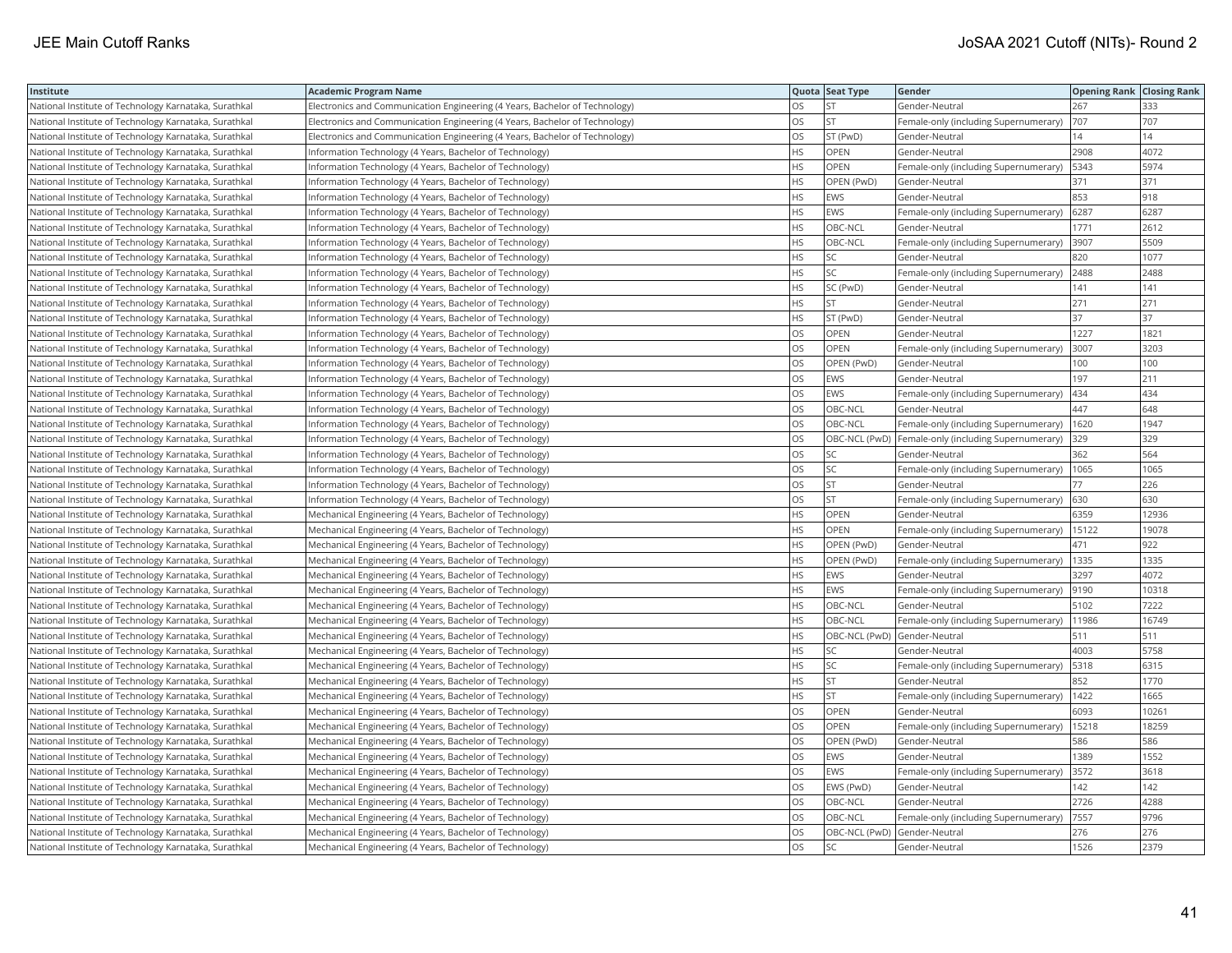| Institute | Academic Program Name | Quota | Seat Type | Gender | Opening Rank | Closing Rank |
|---|---|---|---|---|---|---|
| National Institute of Technology Karnataka, Surathkal | Electronics and Communication Engineering (4 Years, Bachelor of Technology) | OS | ST | Gender-Neutral | 267 | 333 |
| National Institute of Technology Karnataka, Surathkal | Electronics and Communication Engineering (4 Years, Bachelor of Technology) | OS | ST | Female-only (including Supernumerary) | 707 | 707 |
| National Institute of Technology Karnataka, Surathkal | Electronics and Communication Engineering (4 Years, Bachelor of Technology) | OS | ST (PwD) | Gender-Neutral | 14 | 14 |
| National Institute of Technology Karnataka, Surathkal | Information Technology (4 Years, Bachelor of Technology) | HS | OPEN | Gender-Neutral | 2908 | 4072 |
| National Institute of Technology Karnataka, Surathkal | Information Technology (4 Years, Bachelor of Technology) | HS | OPEN | Female-only (including Supernumerary) | 5343 | 5974 |
| National Institute of Technology Karnataka, Surathkal | Information Technology (4 Years, Bachelor of Technology) | HS | OPEN (PwD) | Gender-Neutral | 371 | 371 |
| National Institute of Technology Karnataka, Surathkal | Information Technology (4 Years, Bachelor of Technology) | HS | EWS | Gender-Neutral | 853 | 918 |
| National Institute of Technology Karnataka, Surathkal | Information Technology (4 Years, Bachelor of Technology) | HS | EWS | Female-only (including Supernumerary) | 6287 | 6287 |
| National Institute of Technology Karnataka, Surathkal | Information Technology (4 Years, Bachelor of Technology) | HS | OBC-NCL | Gender-Neutral | 1771 | 2612 |
| National Institute of Technology Karnataka, Surathkal | Information Technology (4 Years, Bachelor of Technology) | HS | OBC-NCL | Female-only (including Supernumerary) | 3907 | 5509 |
| National Institute of Technology Karnataka, Surathkal | Information Technology (4 Years, Bachelor of Technology) | HS | SC | Gender-Neutral | 820 | 1077 |
| National Institute of Technology Karnataka, Surathkal | Information Technology (4 Years, Bachelor of Technology) | HS | SC | Female-only (including Supernumerary) | 2488 | 2488 |
| National Institute of Technology Karnataka, Surathkal | Information Technology (4 Years, Bachelor of Technology) | HS | SC (PwD) | Gender-Neutral | 141 | 141 |
| National Institute of Technology Karnataka, Surathkal | Information Technology (4 Years, Bachelor of Technology) | HS | ST | Gender-Neutral | 271 | 271 |
| National Institute of Technology Karnataka, Surathkal | Information Technology (4 Years, Bachelor of Technology) | HS | ST (PwD) | Gender-Neutral | 37 | 37 |
| National Institute of Technology Karnataka, Surathkal | Information Technology (4 Years, Bachelor of Technology) | OS | OPEN | Gender-Neutral | 1227 | 1821 |
| National Institute of Technology Karnataka, Surathkal | Information Technology (4 Years, Bachelor of Technology) | OS | OPEN | Female-only (including Supernumerary) | 3007 | 3203 |
| National Institute of Technology Karnataka, Surathkal | Information Technology (4 Years, Bachelor of Technology) | OS | OPEN (PwD) | Gender-Neutral | 100 | 100 |
| National Institute of Technology Karnataka, Surathkal | Information Technology (4 Years, Bachelor of Technology) | OS | EWS | Gender-Neutral | 197 | 211 |
| National Institute of Technology Karnataka, Surathkal | Information Technology (4 Years, Bachelor of Technology) | OS | EWS | Female-only (including Supernumerary) | 434 | 434 |
| National Institute of Technology Karnataka, Surathkal | Information Technology (4 Years, Bachelor of Technology) | OS | OBC-NCL | Gender-Neutral | 447 | 648 |
| National Institute of Technology Karnataka, Surathkal | Information Technology (4 Years, Bachelor of Technology) | OS | OBC-NCL | Female-only (including Supernumerary) | 1620 | 1947 |
| National Institute of Technology Karnataka, Surathkal | Information Technology (4 Years, Bachelor of Technology) | OS | OBC-NCL (PwD) | Female-only (including Supernumerary) | 329 | 329 |
| National Institute of Technology Karnataka, Surathkal | Information Technology (4 Years, Bachelor of Technology) | OS | SC | Gender-Neutral | 362 | 564 |
| National Institute of Technology Karnataka, Surathkal | Information Technology (4 Years, Bachelor of Technology) | OS | SC | Female-only (including Supernumerary) | 1065 | 1065 |
| National Institute of Technology Karnataka, Surathkal | Information Technology (4 Years, Bachelor of Technology) | OS | ST | Gender-Neutral | 77 | 226 |
| National Institute of Technology Karnataka, Surathkal | Information Technology (4 Years, Bachelor of Technology) | OS | ST | Female-only (including Supernumerary) | 630 | 630 |
| National Institute of Technology Karnataka, Surathkal | Mechanical Engineering (4 Years, Bachelor of Technology) | HS | OPEN | Gender-Neutral | 6359 | 12936 |
| National Institute of Technology Karnataka, Surathkal | Mechanical Engineering (4 Years, Bachelor of Technology) | HS | OPEN | Female-only (including Supernumerary) | 15122 | 19078 |
| National Institute of Technology Karnataka, Surathkal | Mechanical Engineering (4 Years, Bachelor of Technology) | HS | OPEN (PwD) | Gender-Neutral | 471 | 922 |
| National Institute of Technology Karnataka, Surathkal | Mechanical Engineering (4 Years, Bachelor of Technology) | HS | OPEN (PwD) | Female-only (including Supernumerary) | 1335 | 1335 |
| National Institute of Technology Karnataka, Surathkal | Mechanical Engineering (4 Years, Bachelor of Technology) | HS | EWS | Gender-Neutral | 3297 | 4072 |
| National Institute of Technology Karnataka, Surathkal | Mechanical Engineering (4 Years, Bachelor of Technology) | HS | EWS | Female-only (including Supernumerary) | 9190 | 10318 |
| National Institute of Technology Karnataka, Surathkal | Mechanical Engineering (4 Years, Bachelor of Technology) | HS | OBC-NCL | Gender-Neutral | 5102 | 7222 |
| National Institute of Technology Karnataka, Surathkal | Mechanical Engineering (4 Years, Bachelor of Technology) | HS | OBC-NCL | Female-only (including Supernumerary) | 11986 | 16749 |
| National Institute of Technology Karnataka, Surathkal | Mechanical Engineering (4 Years, Bachelor of Technology) | HS | OBC-NCL (PwD) | Gender-Neutral | 511 | 511 |
| National Institute of Technology Karnataka, Surathkal | Mechanical Engineering (4 Years, Bachelor of Technology) | HS | SC | Gender-Neutral | 4003 | 5758 |
| National Institute of Technology Karnataka, Surathkal | Mechanical Engineering (4 Years, Bachelor of Technology) | HS | SC | Female-only (including Supernumerary) | 5318 | 6315 |
| National Institute of Technology Karnataka, Surathkal | Mechanical Engineering (4 Years, Bachelor of Technology) | HS | ST | Gender-Neutral | 852 | 1770 |
| National Institute of Technology Karnataka, Surathkal | Mechanical Engineering (4 Years, Bachelor of Technology) | HS | ST | Female-only (including Supernumerary) | 1422 | 1665 |
| National Institute of Technology Karnataka, Surathkal | Mechanical Engineering (4 Years, Bachelor of Technology) | OS | OPEN | Gender-Neutral | 6093 | 10261 |
| National Institute of Technology Karnataka, Surathkal | Mechanical Engineering (4 Years, Bachelor of Technology) | OS | OPEN | Female-only (including Supernumerary) | 15218 | 18259 |
| National Institute of Technology Karnataka, Surathkal | Mechanical Engineering (4 Years, Bachelor of Technology) | OS | OPEN (PwD) | Gender-Neutral | 586 | 586 |
| National Institute of Technology Karnataka, Surathkal | Mechanical Engineering (4 Years, Bachelor of Technology) | OS | EWS | Gender-Neutral | 1389 | 1552 |
| National Institute of Technology Karnataka, Surathkal | Mechanical Engineering (4 Years, Bachelor of Technology) | OS | EWS | Female-only (including Supernumerary) | 3572 | 3618 |
| National Institute of Technology Karnataka, Surathkal | Mechanical Engineering (4 Years, Bachelor of Technology) | OS | EWS (PwD) | Gender-Neutral | 142 | 142 |
| National Institute of Technology Karnataka, Surathkal | Mechanical Engineering (4 Years, Bachelor of Technology) | OS | OBC-NCL | Gender-Neutral | 2726 | 4288 |
| National Institute of Technology Karnataka, Surathkal | Mechanical Engineering (4 Years, Bachelor of Technology) | OS | OBC-NCL | Female-only (including Supernumerary) | 7557 | 9796 |
| National Institute of Technology Karnataka, Surathkal | Mechanical Engineering (4 Years, Bachelor of Technology) | OS | OBC-NCL (PwD) | Gender-Neutral | 276 | 276 |
| National Institute of Technology Karnataka, Surathkal | Mechanical Engineering (4 Years, Bachelor of Technology) | OS | SC | Gender-Neutral | 1526 | 2379 |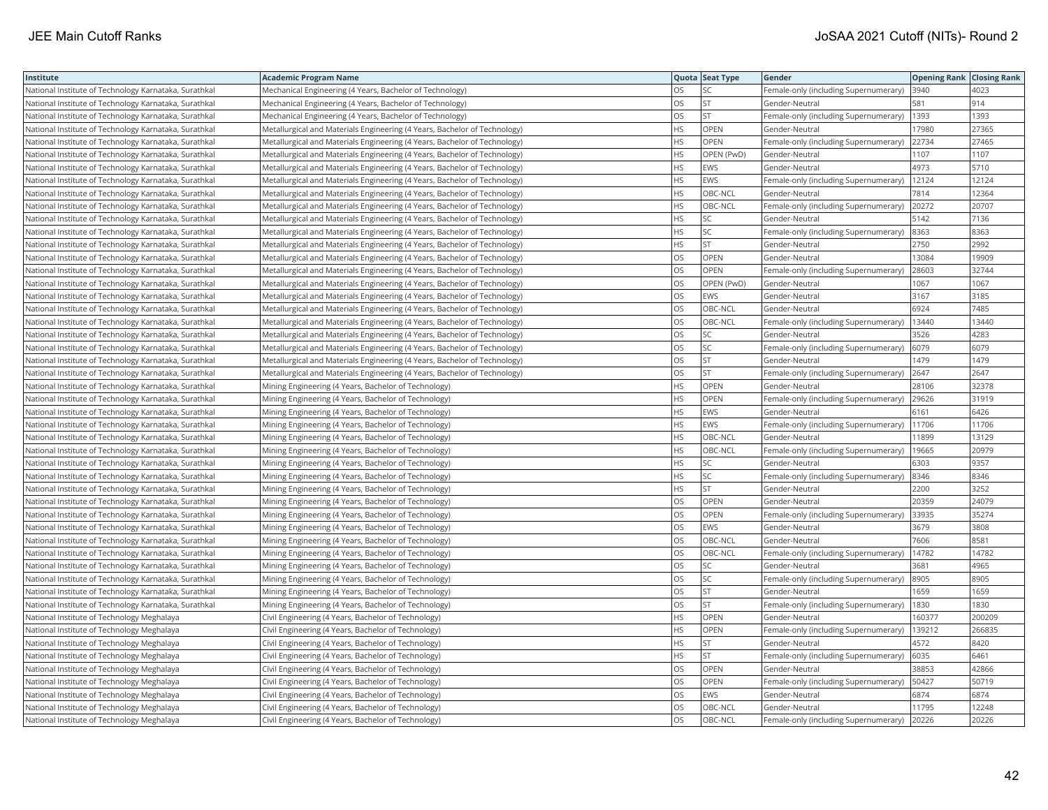| Institute | Academic Program Name | Quota | Seat Type | Gender | Opening Rank | Closing Rank |
|---|---|---|---|---|---|---|
| National Institute of Technology Karnataka, Surathkal | Mechanical Engineering (4 Years, Bachelor of Technology) | OS | SC | Female-only (including Supernumerary) | 3940 | 4023 |
| National Institute of Technology Karnataka, Surathkal | Mechanical Engineering (4 Years, Bachelor of Technology) | OS | ST | Gender-Neutral | 581 | 914 |
| National Institute of Technology Karnataka, Surathkal | Mechanical Engineering (4 Years, Bachelor of Technology) | OS | ST | Female-only (including Supernumerary) | 1393 | 1393 |
| National Institute of Technology Karnataka, Surathkal | Metallurgical and Materials Engineering (4 Years, Bachelor of Technology) | HS | OPEN | Gender-Neutral | 17980 | 27365 |
| National Institute of Technology Karnataka, Surathkal | Metallurgical and Materials Engineering (4 Years, Bachelor of Technology) | HS | OPEN | Female-only (including Supernumerary) | 22734 | 27465 |
| National Institute of Technology Karnataka, Surathkal | Metallurgical and Materials Engineering (4 Years, Bachelor of Technology) | HS | OPEN (PwD) | Gender-Neutral | 1107 | 1107 |
| National Institute of Technology Karnataka, Surathkal | Metallurgical and Materials Engineering (4 Years, Bachelor of Technology) | HS | EWS | Gender-Neutral | 4973 | 5710 |
| National Institute of Technology Karnataka, Surathkal | Metallurgical and Materials Engineering (4 Years, Bachelor of Technology) | HS | EWS | Female-only (including Supernumerary) | 12124 | 12124 |
| National Institute of Technology Karnataka, Surathkal | Metallurgical and Materials Engineering (4 Years, Bachelor of Technology) | HS | OBC-NCL | Gender-Neutral | 7814 | 12364 |
| National Institute of Technology Karnataka, Surathkal | Metallurgical and Materials Engineering (4 Years, Bachelor of Technology) | HS | OBC-NCL | Female-only (including Supernumerary) | 20272 | 20707 |
| National Institute of Technology Karnataka, Surathkal | Metallurgical and Materials Engineering (4 Years, Bachelor of Technology) | HS | SC | Gender-Neutral | 5142 | 7136 |
| National Institute of Technology Karnataka, Surathkal | Metallurgical and Materials Engineering (4 Years, Bachelor of Technology) | HS | SC | Female-only (including Supernumerary) | 8363 | 8363 |
| National Institute of Technology Karnataka, Surathkal | Metallurgical and Materials Engineering (4 Years, Bachelor of Technology) | HS | ST | Gender-Neutral | 2750 | 2992 |
| National Institute of Technology Karnataka, Surathkal | Metallurgical and Materials Engineering (4 Years, Bachelor of Technology) | OS | OPEN | Gender-Neutral | 13084 | 19909 |
| National Institute of Technology Karnataka, Surathkal | Metallurgical and Materials Engineering (4 Years, Bachelor of Technology) | OS | OPEN | Female-only (including Supernumerary) | 28603 | 32744 |
| National Institute of Technology Karnataka, Surathkal | Metallurgical and Materials Engineering (4 Years, Bachelor of Technology) | OS | OPEN (PwD) | Gender-Neutral | 1067 | 1067 |
| National Institute of Technology Karnataka, Surathkal | Metallurgical and Materials Engineering (4 Years, Bachelor of Technology) | OS | EWS | Gender-Neutral | 3167 | 3185 |
| National Institute of Technology Karnataka, Surathkal | Metallurgical and Materials Engineering (4 Years, Bachelor of Technology) | OS | OBC-NCL | Gender-Neutral | 6924 | 7485 |
| National Institute of Technology Karnataka, Surathkal | Metallurgical and Materials Engineering (4 Years, Bachelor of Technology) | OS | OBC-NCL | Female-only (including Supernumerary) | 13440 | 13440 |
| National Institute of Technology Karnataka, Surathkal | Metallurgical and Materials Engineering (4 Years, Bachelor of Technology) | OS | SC | Gender-Neutral | 3526 | 4283 |
| National Institute of Technology Karnataka, Surathkal | Metallurgical and Materials Engineering (4 Years, Bachelor of Technology) | OS | SC | Female-only (including Supernumerary) | 6079 | 6079 |
| National Institute of Technology Karnataka, Surathkal | Metallurgical and Materials Engineering (4 Years, Bachelor of Technology) | OS | ST | Gender-Neutral | 1479 | 1479 |
| National Institute of Technology Karnataka, Surathkal | Metallurgical and Materials Engineering (4 Years, Bachelor of Technology) | OS | ST | Female-only (including Supernumerary) | 2647 | 2647 |
| National Institute of Technology Karnataka, Surathkal | Mining Engineering (4 Years, Bachelor of Technology) | HS | OPEN | Gender-Neutral | 28106 | 32378 |
| National Institute of Technology Karnataka, Surathkal | Mining Engineering (4 Years, Bachelor of Technology) | HS | OPEN | Female-only (including Supernumerary) | 29626 | 31919 |
| National Institute of Technology Karnataka, Surathkal | Mining Engineering (4 Years, Bachelor of Technology) | HS | EWS | Gender-Neutral | 6161 | 6426 |
| National Institute of Technology Karnataka, Surathkal | Mining Engineering (4 Years, Bachelor of Technology) | HS | EWS | Female-only (including Supernumerary) | 11706 | 11706 |
| National Institute of Technology Karnataka, Surathkal | Mining Engineering (4 Years, Bachelor of Technology) | HS | OBC-NCL | Gender-Neutral | 11899 | 13129 |
| National Institute of Technology Karnataka, Surathkal | Mining Engineering (4 Years, Bachelor of Technology) | HS | OBC-NCL | Female-only (including Supernumerary) | 19665 | 20979 |
| National Institute of Technology Karnataka, Surathkal | Mining Engineering (4 Years, Bachelor of Technology) | HS | SC | Gender-Neutral | 6303 | 9357 |
| National Institute of Technology Karnataka, Surathkal | Mining Engineering (4 Years, Bachelor of Technology) | HS | SC | Female-only (including Supernumerary) | 8346 | 8346 |
| National Institute of Technology Karnataka, Surathkal | Mining Engineering (4 Years, Bachelor of Technology) | HS | ST | Gender-Neutral | 2200 | 3252 |
| National Institute of Technology Karnataka, Surathkal | Mining Engineering (4 Years, Bachelor of Technology) | OS | OPEN | Gender-Neutral | 20359 | 24079 |
| National Institute of Technology Karnataka, Surathkal | Mining Engineering (4 Years, Bachelor of Technology) | OS | OPEN | Female-only (including Supernumerary) | 33935 | 35274 |
| National Institute of Technology Karnataka, Surathkal | Mining Engineering (4 Years, Bachelor of Technology) | OS | EWS | Gender-Neutral | 3679 | 3808 |
| National Institute of Technology Karnataka, Surathkal | Mining Engineering (4 Years, Bachelor of Technology) | OS | OBC-NCL | Gender-Neutral | 7606 | 8581 |
| National Institute of Technology Karnataka, Surathkal | Mining Engineering (4 Years, Bachelor of Technology) | OS | OBC-NCL | Female-only (including Supernumerary) | 14782 | 14782 |
| National Institute of Technology Karnataka, Surathkal | Mining Engineering (4 Years, Bachelor of Technology) | OS | SC | Gender-Neutral | 3681 | 4965 |
| National Institute of Technology Karnataka, Surathkal | Mining Engineering (4 Years, Bachelor of Technology) | OS | SC | Female-only (including Supernumerary) | 8905 | 8905 |
| National Institute of Technology Karnataka, Surathkal | Mining Engineering (4 Years, Bachelor of Technology) | OS | ST | Gender-Neutral | 1659 | 1659 |
| National Institute of Technology Karnataka, Surathkal | Mining Engineering (4 Years, Bachelor of Technology) | OS | ST | Female-only (including Supernumerary) | 1830 | 1830 |
| National Institute of Technology Meghalaya | Civil Engineering (4 Years, Bachelor of Technology) | HS | OPEN | Gender-Neutral | 160377 | 200209 |
| National Institute of Technology Meghalaya | Civil Engineering (4 Years, Bachelor of Technology) | HS | OPEN | Female-only (including Supernumerary) | 139212 | 266835 |
| National Institute of Technology Meghalaya | Civil Engineering (4 Years, Bachelor of Technology) | HS | ST | Gender-Neutral | 4572 | 8420 |
| National Institute of Technology Meghalaya | Civil Engineering (4 Years, Bachelor of Technology) | HS | ST | Female-only (including Supernumerary) | 6035 | 6461 |
| National Institute of Technology Meghalaya | Civil Engineering (4 Years, Bachelor of Technology) | OS | OPEN | Gender-Neutral | 38853 | 42866 |
| National Institute of Technology Meghalaya | Civil Engineering (4 Years, Bachelor of Technology) | OS | OPEN | Female-only (including Supernumerary) | 50427 | 50719 |
| National Institute of Technology Meghalaya | Civil Engineering (4 Years, Bachelor of Technology) | OS | EWS | Gender-Neutral | 6874 | 6874 |
| National Institute of Technology Meghalaya | Civil Engineering (4 Years, Bachelor of Technology) | OS | OBC-NCL | Gender-Neutral | 11795 | 12248 |
| National Institute of Technology Meghalaya | Civil Engineering (4 Years, Bachelor of Technology) | OS | OBC-NCL | Female-only (including Supernumerary) | 20226 | 20226 |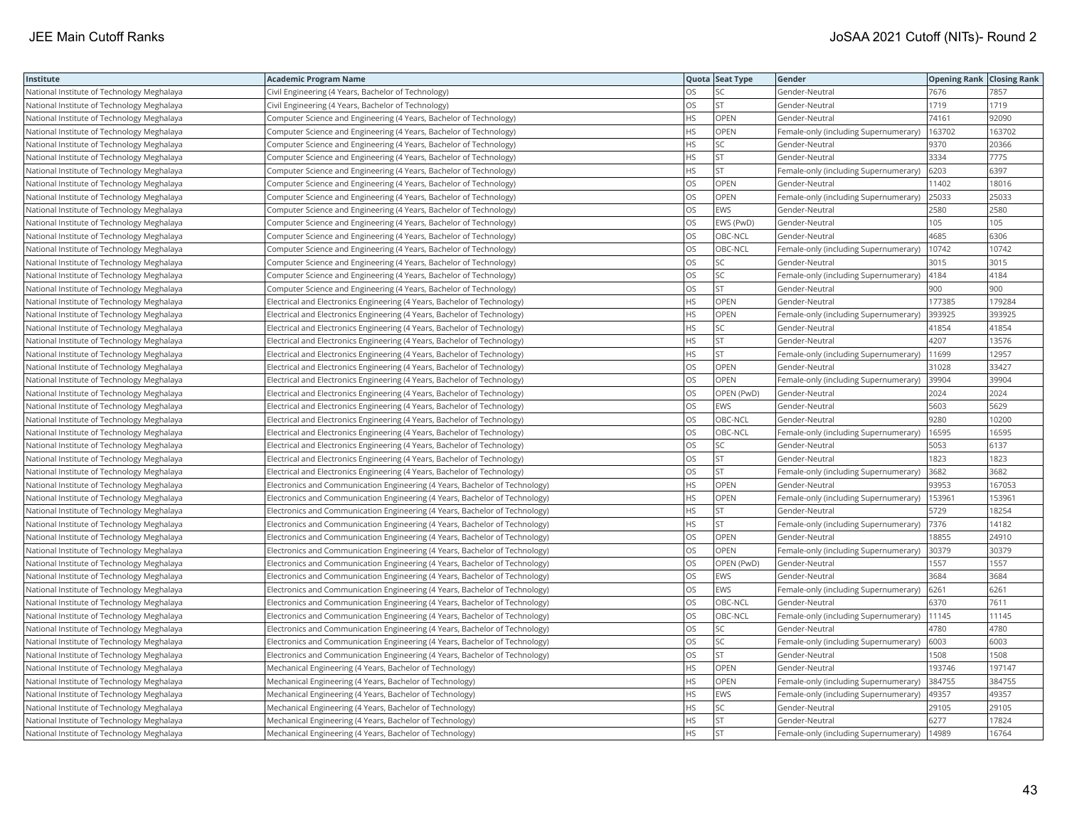| Institute | Academic Program Name | Quota | Seat Type | Gender | Opening Rank | Closing Rank |
|---|---|---|---|---|---|---|
| National Institute of Technology Meghalaya | Civil Engineering (4 Years, Bachelor of Technology) | OS | SC | Gender-Neutral | 7676 | 7857 |
| National Institute of Technology Meghalaya | Civil Engineering (4 Years, Bachelor of Technology) | OS | ST | Gender-Neutral | 1719 | 1719 |
| National Institute of Technology Meghalaya | Computer Science and Engineering (4 Years, Bachelor of Technology) | HS | OPEN | Gender-Neutral | 74161 | 92090 |
| National Institute of Technology Meghalaya | Computer Science and Engineering (4 Years, Bachelor of Technology) | HS | OPEN | Female-only (including Supernumerary) | 163702 | 163702 |
| National Institute of Technology Meghalaya | Computer Science and Engineering (4 Years, Bachelor of Technology) | HS | SC | Gender-Neutral | 9370 | 20366 |
| National Institute of Technology Meghalaya | Computer Science and Engineering (4 Years, Bachelor of Technology) | HS | ST | Gender-Neutral | 3334 | 7775 |
| National Institute of Technology Meghalaya | Computer Science and Engineering (4 Years, Bachelor of Technology) | HS | ST | Female-only (including Supernumerary) | 6203 | 6397 |
| National Institute of Technology Meghalaya | Computer Science and Engineering (4 Years, Bachelor of Technology) | OS | OPEN | Gender-Neutral | 11402 | 18016 |
| National Institute of Technology Meghalaya | Computer Science and Engineering (4 Years, Bachelor of Technology) | OS | OPEN | Female-only (including Supernumerary) | 25033 | 25033 |
| National Institute of Technology Meghalaya | Computer Science and Engineering (4 Years, Bachelor of Technology) | OS | EWS | Gender-Neutral | 2580 | 2580 |
| National Institute of Technology Meghalaya | Computer Science and Engineering (4 Years, Bachelor of Technology) | OS | EWS (PwD) | Gender-Neutral | 105 | 105 |
| National Institute of Technology Meghalaya | Computer Science and Engineering (4 Years, Bachelor of Technology) | OS | OBC-NCL | Gender-Neutral | 4685 | 6306 |
| National Institute of Technology Meghalaya | Computer Science and Engineering (4 Years, Bachelor of Technology) | OS | OBC-NCL | Female-only (including Supernumerary) | 10742 | 10742 |
| National Institute of Technology Meghalaya | Computer Science and Engineering (4 Years, Bachelor of Technology) | OS | SC | Gender-Neutral | 3015 | 3015 |
| National Institute of Technology Meghalaya | Computer Science and Engineering (4 Years, Bachelor of Technology) | OS | SC | Female-only (including Supernumerary) | 4184 | 4184 |
| National Institute of Technology Meghalaya | Computer Science and Engineering (4 Years, Bachelor of Technology) | OS | ST | Gender-Neutral | 900 | 900 |
| National Institute of Technology Meghalaya | Electrical and Electronics Engineering (4 Years, Bachelor of Technology) | HS | OPEN | Gender-Neutral | 177385 | 179284 |
| National Institute of Technology Meghalaya | Electrical and Electronics Engineering (4 Years, Bachelor of Technology) | HS | OPEN | Female-only (including Supernumerary) | 393925 | 393925 |
| National Institute of Technology Meghalaya | Electrical and Electronics Engineering (4 Years, Bachelor of Technology) | HS | SC | Gender-Neutral | 41854 | 41854 |
| National Institute of Technology Meghalaya | Electrical and Electronics Engineering (4 Years, Bachelor of Technology) | HS | ST | Gender-Neutral | 4207 | 13576 |
| National Institute of Technology Meghalaya | Electrical and Electronics Engineering (4 Years, Bachelor of Technology) | HS | ST | Female-only (including Supernumerary) | 11699 | 12957 |
| National Institute of Technology Meghalaya | Electrical and Electronics Engineering (4 Years, Bachelor of Technology) | OS | OPEN | Gender-Neutral | 31028 | 33427 |
| National Institute of Technology Meghalaya | Electrical and Electronics Engineering (4 Years, Bachelor of Technology) | OS | OPEN | Female-only (including Supernumerary) | 39904 | 39904 |
| National Institute of Technology Meghalaya | Electrical and Electronics Engineering (4 Years, Bachelor of Technology) | OS | OPEN (PwD) | Gender-Neutral | 2024 | 2024 |
| National Institute of Technology Meghalaya | Electrical and Electronics Engineering (4 Years, Bachelor of Technology) | OS | EWS | Gender-Neutral | 5603 | 5629 |
| National Institute of Technology Meghalaya | Electrical and Electronics Engineering (4 Years, Bachelor of Technology) | OS | OBC-NCL | Gender-Neutral | 9280 | 10200 |
| National Institute of Technology Meghalaya | Electrical and Electronics Engineering (4 Years, Bachelor of Technology) | OS | OBC-NCL | Female-only (including Supernumerary) | 16595 | 16595 |
| National Institute of Technology Meghalaya | Electrical and Electronics Engineering (4 Years, Bachelor of Technology) | OS | SC | Gender-Neutral | 5053 | 6137 |
| National Institute of Technology Meghalaya | Electrical and Electronics Engineering (4 Years, Bachelor of Technology) | OS | ST | Gender-Neutral | 1823 | 1823 |
| National Institute of Technology Meghalaya | Electrical and Electronics Engineering (4 Years, Bachelor of Technology) | OS | ST | Female-only (including Supernumerary) | 3682 | 3682 |
| National Institute of Technology Meghalaya | Electronics and Communication Engineering (4 Years, Bachelor of Technology) | HS | OPEN | Gender-Neutral | 93953 | 167053 |
| National Institute of Technology Meghalaya | Electronics and Communication Engineering (4 Years, Bachelor of Technology) | HS | OPEN | Female-only (including Supernumerary) | 153961 | 153961 |
| National Institute of Technology Meghalaya | Electronics and Communication Engineering (4 Years, Bachelor of Technology) | HS | ST | Gender-Neutral | 5729 | 18254 |
| National Institute of Technology Meghalaya | Electronics and Communication Engineering (4 Years, Bachelor of Technology) | HS | ST | Female-only (including Supernumerary) | 7376 | 14182 |
| National Institute of Technology Meghalaya | Electronics and Communication Engineering (4 Years, Bachelor of Technology) | OS | OPEN | Gender-Neutral | 18855 | 24910 |
| National Institute of Technology Meghalaya | Electronics and Communication Engineering (4 Years, Bachelor of Technology) | OS | OPEN | Female-only (including Supernumerary) | 30379 | 30379 |
| National Institute of Technology Meghalaya | Electronics and Communication Engineering (4 Years, Bachelor of Technology) | OS | OPEN (PwD) | Gender-Neutral | 1557 | 1557 |
| National Institute of Technology Meghalaya | Electronics and Communication Engineering (4 Years, Bachelor of Technology) | OS | EWS | Gender-Neutral | 3684 | 3684 |
| National Institute of Technology Meghalaya | Electronics and Communication Engineering (4 Years, Bachelor of Technology) | OS | EWS | Female-only (including Supernumerary) | 6261 | 6261 |
| National Institute of Technology Meghalaya | Electronics and Communication Engineering (4 Years, Bachelor of Technology) | OS | OBC-NCL | Gender-Neutral | 6370 | 7611 |
| National Institute of Technology Meghalaya | Electronics and Communication Engineering (4 Years, Bachelor of Technology) | OS | OBC-NCL | Female-only (including Supernumerary) | 11145 | 11145 |
| National Institute of Technology Meghalaya | Electronics and Communication Engineering (4 Years, Bachelor of Technology) | OS | SC | Gender-Neutral | 4780 | 4780 |
| National Institute of Technology Meghalaya | Electronics and Communication Engineering (4 Years, Bachelor of Technology) | OS | SC | Female-only (including Supernumerary) | 6003 | 6003 |
| National Institute of Technology Meghalaya | Electronics and Communication Engineering (4 Years, Bachelor of Technology) | OS | ST | Gender-Neutral | 1508 | 1508 |
| National Institute of Technology Meghalaya | Mechanical Engineering (4 Years, Bachelor of Technology) | HS | OPEN | Gender-Neutral | 193746 | 197147 |
| National Institute of Technology Meghalaya | Mechanical Engineering (4 Years, Bachelor of Technology) | HS | OPEN | Female-only (including Supernumerary) | 384755 | 384755 |
| National Institute of Technology Meghalaya | Mechanical Engineering (4 Years, Bachelor of Technology) | HS | EWS | Female-only (including Supernumerary) | 49357 | 49357 |
| National Institute of Technology Meghalaya | Mechanical Engineering (4 Years, Bachelor of Technology) | HS | SC | Gender-Neutral | 29105 | 29105 |
| National Institute of Technology Meghalaya | Mechanical Engineering (4 Years, Bachelor of Technology) | HS | ST | Gender-Neutral | 6277 | 17824 |
| National Institute of Technology Meghalaya | Mechanical Engineering (4 Years, Bachelor of Technology) | HS | ST | Female-only (including Supernumerary) | 14989 | 16764 |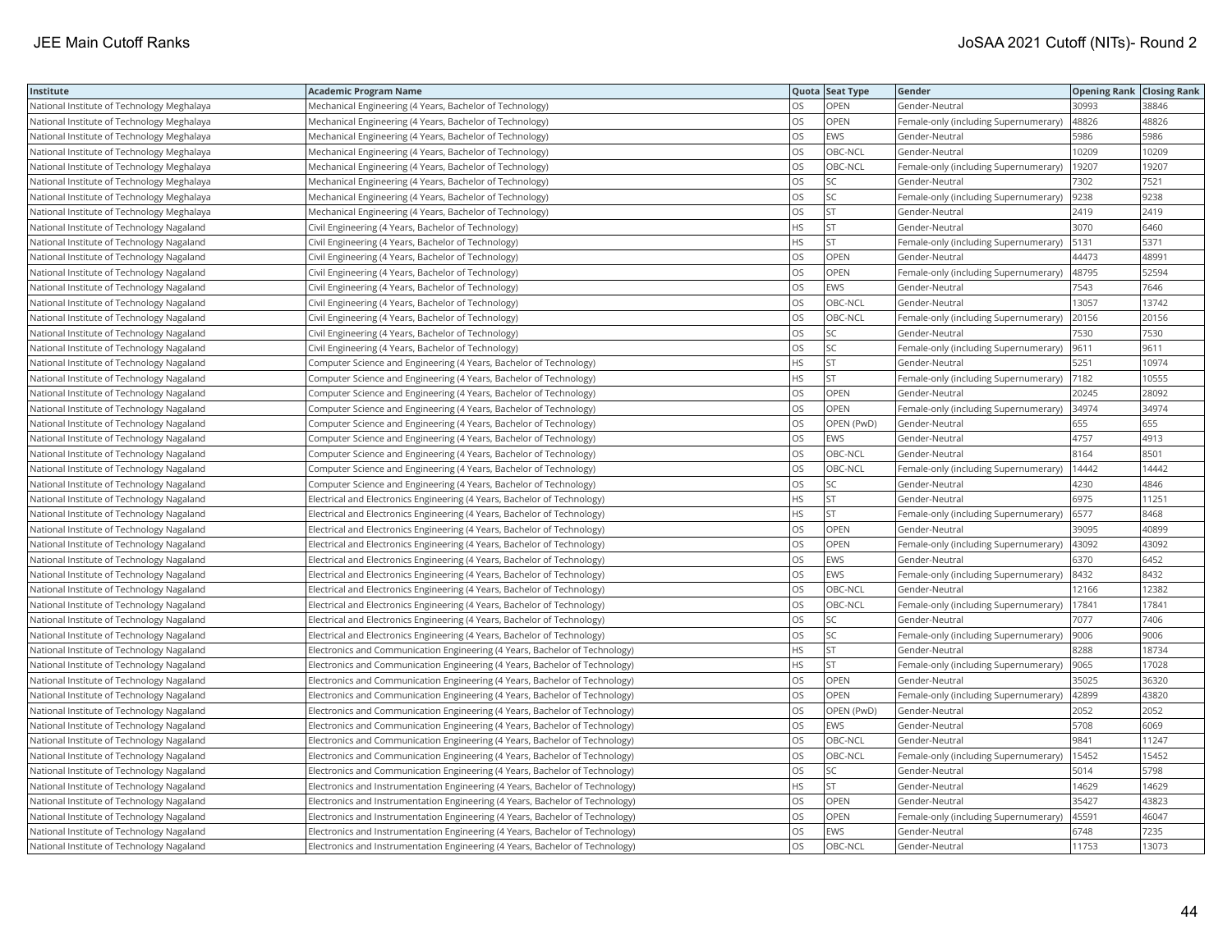| Institute | Academic Program Name | Quota | Seat Type | Gender | Opening Rank | Closing Rank |
|---|---|---|---|---|---|---|
| National Institute of Technology Meghalaya | Mechanical Engineering (4 Years, Bachelor of Technology) | OS | OPEN | Gender-Neutral | 30993 | 38846 |
| National Institute of Technology Meghalaya | Mechanical Engineering (4 Years, Bachelor of Technology) | OS | OPEN | Female-only (including Supernumerary) | 48826 | 48826 |
| National Institute of Technology Meghalaya | Mechanical Engineering (4 Years, Bachelor of Technology) | OS | EWS | Gender-Neutral | 5986 | 5986 |
| National Institute of Technology Meghalaya | Mechanical Engineering (4 Years, Bachelor of Technology) | OS | OBC-NCL | Gender-Neutral | 10209 | 10209 |
| National Institute of Technology Meghalaya | Mechanical Engineering (4 Years, Bachelor of Technology) | OS | OBC-NCL | Female-only (including Supernumerary) | 19207 | 19207 |
| National Institute of Technology Meghalaya | Mechanical Engineering (4 Years, Bachelor of Technology) | OS | SC | Gender-Neutral | 7302 | 7521 |
| National Institute of Technology Meghalaya | Mechanical Engineering (4 Years, Bachelor of Technology) | OS | SC | Female-only (including Supernumerary) | 9238 | 9238 |
| National Institute of Technology Meghalaya | Mechanical Engineering (4 Years, Bachelor of Technology) | OS | ST | Gender-Neutral | 2419 | 2419 |
| National Institute of Technology Nagaland | Civil Engineering (4 Years, Bachelor of Technology) | HS | ST | Gender-Neutral | 3070 | 6460 |
| National Institute of Technology Nagaland | Civil Engineering (4 Years, Bachelor of Technology) | HS | ST | Female-only (including Supernumerary) | 5131 | 5371 |
| National Institute of Technology Nagaland | Civil Engineering (4 Years, Bachelor of Technology) | OS | OPEN | Gender-Neutral | 44473 | 48991 |
| National Institute of Technology Nagaland | Civil Engineering (4 Years, Bachelor of Technology) | OS | OPEN | Female-only (including Supernumerary) | 48795 | 52594 |
| National Institute of Technology Nagaland | Civil Engineering (4 Years, Bachelor of Technology) | OS | EWS | Gender-Neutral | 7543 | 7646 |
| National Institute of Technology Nagaland | Civil Engineering (4 Years, Bachelor of Technology) | OS | OBC-NCL | Gender-Neutral | 13057 | 13742 |
| National Institute of Technology Nagaland | Civil Engineering (4 Years, Bachelor of Technology) | OS | OBC-NCL | Female-only (including Supernumerary) | 20156 | 20156 |
| National Institute of Technology Nagaland | Civil Engineering (4 Years, Bachelor of Technology) | OS | SC | Gender-Neutral | 7530 | 7530 |
| National Institute of Technology Nagaland | Civil Engineering (4 Years, Bachelor of Technology) | OS | SC | Female-only (including Supernumerary) | 9611 | 9611 |
| National Institute of Technology Nagaland | Computer Science and Engineering (4 Years, Bachelor of Technology) | HS | ST | Gender-Neutral | 5251 | 10974 |
| National Institute of Technology Nagaland | Computer Science and Engineering (4 Years, Bachelor of Technology) | HS | ST | Female-only (including Supernumerary) | 7182 | 10555 |
| National Institute of Technology Nagaland | Computer Science and Engineering (4 Years, Bachelor of Technology) | OS | OPEN | Gender-Neutral | 20245 | 28092 |
| National Institute of Technology Nagaland | Computer Science and Engineering (4 Years, Bachelor of Technology) | OS | OPEN | Female-only (including Supernumerary) | 34974 | 34974 |
| National Institute of Technology Nagaland | Computer Science and Engineering (4 Years, Bachelor of Technology) | OS | OPEN (PwD) | Gender-Neutral | 655 | 655 |
| National Institute of Technology Nagaland | Computer Science and Engineering (4 Years, Bachelor of Technology) | OS | EWS | Gender-Neutral | 4757 | 4913 |
| National Institute of Technology Nagaland | Computer Science and Engineering (4 Years, Bachelor of Technology) | OS | OBC-NCL | Gender-Neutral | 8164 | 8501 |
| National Institute of Technology Nagaland | Computer Science and Engineering (4 Years, Bachelor of Technology) | OS | OBC-NCL | Female-only (including Supernumerary) | 14442 | 14442 |
| National Institute of Technology Nagaland | Computer Science and Engineering (4 Years, Bachelor of Technology) | OS | SC | Gender-Neutral | 4230 | 4846 |
| National Institute of Technology Nagaland | Electrical and Electronics Engineering (4 Years, Bachelor of Technology) | HS | ST | Gender-Neutral | 6975 | 11251 |
| National Institute of Technology Nagaland | Electrical and Electronics Engineering (4 Years, Bachelor of Technology) | HS | ST | Female-only (including Supernumerary) | 6577 | 8468 |
| National Institute of Technology Nagaland | Electrical and Electronics Engineering (4 Years, Bachelor of Technology) | OS | OPEN | Gender-Neutral | 39095 | 40899 |
| National Institute of Technology Nagaland | Electrical and Electronics Engineering (4 Years, Bachelor of Technology) | OS | OPEN | Female-only (including Supernumerary) | 43092 | 43092 |
| National Institute of Technology Nagaland | Electrical and Electronics Engineering (4 Years, Bachelor of Technology) | OS | EWS | Gender-Neutral | 6370 | 6452 |
| National Institute of Technology Nagaland | Electrical and Electronics Engineering (4 Years, Bachelor of Technology) | OS | EWS | Female-only (including Supernumerary) | 8432 | 8432 |
| National Institute of Technology Nagaland | Electrical and Electronics Engineering (4 Years, Bachelor of Technology) | OS | OBC-NCL | Gender-Neutral | 12166 | 12382 |
| National Institute of Technology Nagaland | Electrical and Electronics Engineering (4 Years, Bachelor of Technology) | OS | OBC-NCL | Female-only (including Supernumerary) | 17841 | 17841 |
| National Institute of Technology Nagaland | Electrical and Electronics Engineering (4 Years, Bachelor of Technology) | OS | SC | Gender-Neutral | 7077 | 7406 |
| National Institute of Technology Nagaland | Electrical and Electronics Engineering (4 Years, Bachelor of Technology) | OS | SC | Female-only (including Supernumerary) | 9006 | 9006 |
| National Institute of Technology Nagaland | Electronics and Communication Engineering (4 Years, Bachelor of Technology) | HS | ST | Gender-Neutral | 8288 | 18734 |
| National Institute of Technology Nagaland | Electronics and Communication Engineering (4 Years, Bachelor of Technology) | HS | ST | Female-only (including Supernumerary) | 9065 | 17028 |
| National Institute of Technology Nagaland | Electronics and Communication Engineering (4 Years, Bachelor of Technology) | OS | OPEN | Gender-Neutral | 35025 | 36320 |
| National Institute of Technology Nagaland | Electronics and Communication Engineering (4 Years, Bachelor of Technology) | OS | OPEN | Female-only (including Supernumerary) | 42899 | 43820 |
| National Institute of Technology Nagaland | Electronics and Communication Engineering (4 Years, Bachelor of Technology) | OS | OPEN (PwD) | Gender-Neutral | 2052 | 2052 |
| National Institute of Technology Nagaland | Electronics and Communication Engineering (4 Years, Bachelor of Technology) | OS | EWS | Gender-Neutral | 5708 | 6069 |
| National Institute of Technology Nagaland | Electronics and Communication Engineering (4 Years, Bachelor of Technology) | OS | OBC-NCL | Gender-Neutral | 9841 | 11247 |
| National Institute of Technology Nagaland | Electronics and Communication Engineering (4 Years, Bachelor of Technology) | OS | OBC-NCL | Female-only (including Supernumerary) | 15452 | 15452 |
| National Institute of Technology Nagaland | Electronics and Communication Engineering (4 Years, Bachelor of Technology) | OS | SC | Gender-Neutral | 5014 | 5798 |
| National Institute of Technology Nagaland | Electronics and Instrumentation Engineering (4 Years, Bachelor of Technology) | HS | ST | Gender-Neutral | 14629 | 14629 |
| National Institute of Technology Nagaland | Electronics and Instrumentation Engineering (4 Years, Bachelor of Technology) | OS | OPEN | Gender-Neutral | 35427 | 43823 |
| National Institute of Technology Nagaland | Electronics and Instrumentation Engineering (4 Years, Bachelor of Technology) | OS | OPEN | Female-only (including Supernumerary) | 45591 | 46047 |
| National Institute of Technology Nagaland | Electronics and Instrumentation Engineering (4 Years, Bachelor of Technology) | OS | EWS | Gender-Neutral | 6748 | 7235 |
| National Institute of Technology Nagaland | Electronics and Instrumentation Engineering (4 Years, Bachelor of Technology) | OS | OBC-NCL | Gender-Neutral | 11753 | 13073 |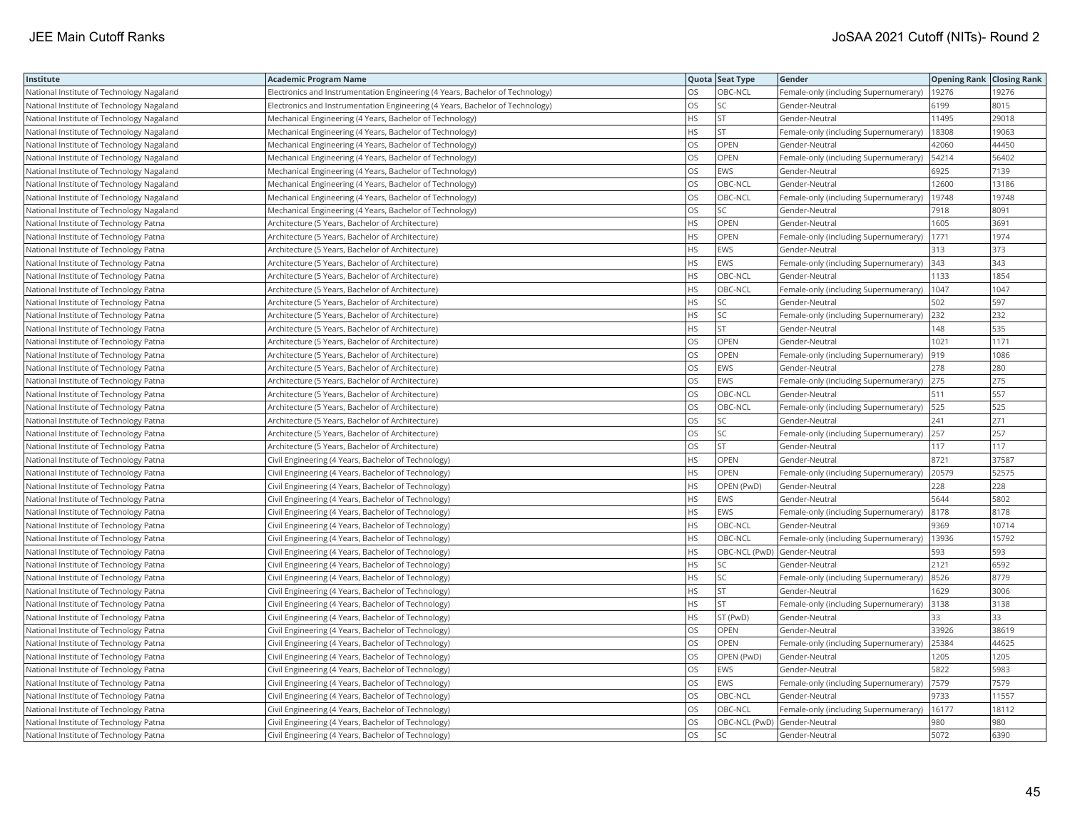| Institute | Academic Program Name | Quota | Seat Type | Gender | Opening Rank | Closing Rank |
|---|---|---|---|---|---|---|
| National Institute of Technology Nagaland | Electronics and Instrumentation Engineering (4 Years, Bachelor of Technology) | OS | OBC-NCL | Female-only (including Supernumerary) | 19276 | 19276 |
| National Institute of Technology Nagaland | Electronics and Instrumentation Engineering (4 Years, Bachelor of Technology) | OS | SC | Gender-Neutral | 6199 | 8015 |
| National Institute of Technology Nagaland | Mechanical Engineering (4 Years, Bachelor of Technology) | HS | ST | Gender-Neutral | 11495 | 29018 |
| National Institute of Technology Nagaland | Mechanical Engineering (4 Years, Bachelor of Technology) | HS | ST | Female-only (including Supernumerary) | 18308 | 19063 |
| National Institute of Technology Nagaland | Mechanical Engineering (4 Years, Bachelor of Technology) | OS | OPEN | Gender-Neutral | 42060 | 44450 |
| National Institute of Technology Nagaland | Mechanical Engineering (4 Years, Bachelor of Technology) | OS | OPEN | Female-only (including Supernumerary) | 54214 | 56402 |
| National Institute of Technology Nagaland | Mechanical Engineering (4 Years, Bachelor of Technology) | OS | EWS | Gender-Neutral | 6925 | 7139 |
| National Institute of Technology Nagaland | Mechanical Engineering (4 Years, Bachelor of Technology) | OS | OBC-NCL | Gender-Neutral | 12600 | 13186 |
| National Institute of Technology Nagaland | Mechanical Engineering (4 Years, Bachelor of Technology) | OS | OBC-NCL | Female-only (including Supernumerary) | 19748 | 19748 |
| National Institute of Technology Nagaland | Mechanical Engineering (4 Years, Bachelor of Technology) | OS | SC | Gender-Neutral | 7918 | 8091 |
| National Institute of Technology Patna | Architecture (5 Years, Bachelor of Architecture) | HS | OPEN | Gender-Neutral | 1605 | 3691 |
| National Institute of Technology Patna | Architecture (5 Years, Bachelor of Architecture) | HS | OPEN | Female-only (including Supernumerary) | 1771 | 1974 |
| National Institute of Technology Patna | Architecture (5 Years, Bachelor of Architecture) | HS | EWS | Gender-Neutral | 313 | 373 |
| National Institute of Technology Patna | Architecture (5 Years, Bachelor of Architecture) | HS | EWS | Female-only (including Supernumerary) | 343 | 343 |
| National Institute of Technology Patna | Architecture (5 Years, Bachelor of Architecture) | HS | OBC-NCL | Gender-Neutral | 1133 | 1854 |
| National Institute of Technology Patna | Architecture (5 Years, Bachelor of Architecture) | HS | OBC-NCL | Female-only (including Supernumerary) | 1047 | 1047 |
| National Institute of Technology Patna | Architecture (5 Years, Bachelor of Architecture) | HS | SC | Gender-Neutral | 502 | 597 |
| National Institute of Technology Patna | Architecture (5 Years, Bachelor of Architecture) | HS | SC | Female-only (including Supernumerary) | 232 | 232 |
| National Institute of Technology Patna | Architecture (5 Years, Bachelor of Architecture) | HS | ST | Gender-Neutral | 148 | 535 |
| National Institute of Technology Patna | Architecture (5 Years, Bachelor of Architecture) | OS | OPEN | Gender-Neutral | 1021 | 1171 |
| National Institute of Technology Patna | Architecture (5 Years, Bachelor of Architecture) | OS | OPEN | Female-only (including Supernumerary) | 919 | 1086 |
| National Institute of Technology Patna | Architecture (5 Years, Bachelor of Architecture) | OS | EWS | Gender-Neutral | 278 | 280 |
| National Institute of Technology Patna | Architecture (5 Years, Bachelor of Architecture) | OS | EWS | Female-only (including Supernumerary) | 275 | 275 |
| National Institute of Technology Patna | Architecture (5 Years, Bachelor of Architecture) | OS | OBC-NCL | Gender-Neutral | 511 | 557 |
| National Institute of Technology Patna | Architecture (5 Years, Bachelor of Architecture) | OS | OBC-NCL | Female-only (including Supernumerary) | 525 | 525 |
| National Institute of Technology Patna | Architecture (5 Years, Bachelor of Architecture) | OS | SC | Gender-Neutral | 241 | 271 |
| National Institute of Technology Patna | Architecture (5 Years, Bachelor of Architecture) | OS | SC | Female-only (including Supernumerary) | 257 | 257 |
| National Institute of Technology Patna | Architecture (5 Years, Bachelor of Architecture) | OS | ST | Gender-Neutral | 117 | 117 |
| National Institute of Technology Patna | Civil Engineering (4 Years, Bachelor of Technology) | HS | OPEN | Gender-Neutral | 8721 | 37587 |
| National Institute of Technology Patna | Civil Engineering (4 Years, Bachelor of Technology) | HS | OPEN | Female-only (including Supernumerary) | 20579 | 52575 |
| National Institute of Technology Patna | Civil Engineering (4 Years, Bachelor of Technology) | HS | OPEN (PwD) | Gender-Neutral | 228 | 228 |
| National Institute of Technology Patna | Civil Engineering (4 Years, Bachelor of Technology) | HS | EWS | Gender-Neutral | 5644 | 5802 |
| National Institute of Technology Patna | Civil Engineering (4 Years, Bachelor of Technology) | HS | EWS | Female-only (including Supernumerary) | 8178 | 8178 |
| National Institute of Technology Patna | Civil Engineering (4 Years, Bachelor of Technology) | HS | OBC-NCL | Gender-Neutral | 9369 | 10714 |
| National Institute of Technology Patna | Civil Engineering (4 Years, Bachelor of Technology) | HS | OBC-NCL | Female-only (including Supernumerary) | 13936 | 15792 |
| National Institute of Technology Patna | Civil Engineering (4 Years, Bachelor of Technology) | HS | OBC-NCL (PwD) | Gender-Neutral | 593 | 593 |
| National Institute of Technology Patna | Civil Engineering (4 Years, Bachelor of Technology) | HS | SC | Gender-Neutral | 2121 | 6592 |
| National Institute of Technology Patna | Civil Engineering (4 Years, Bachelor of Technology) | HS | SC | Female-only (including Supernumerary) | 8526 | 8779 |
| National Institute of Technology Patna | Civil Engineering (4 Years, Bachelor of Technology) | HS | ST | Gender-Neutral | 1629 | 3006 |
| National Institute of Technology Patna | Civil Engineering (4 Years, Bachelor of Technology) | HS | ST | Female-only (including Supernumerary) | 3138 | 3138 |
| National Institute of Technology Patna | Civil Engineering (4 Years, Bachelor of Technology) | HS | ST (PwD) | Gender-Neutral | 33 | 33 |
| National Institute of Technology Patna | Civil Engineering (4 Years, Bachelor of Technology) | OS | OPEN | Gender-Neutral | 33926 | 38619 |
| National Institute of Technology Patna | Civil Engineering (4 Years, Bachelor of Technology) | OS | OPEN | Female-only (including Supernumerary) | 25384 | 44625 |
| National Institute of Technology Patna | Civil Engineering (4 Years, Bachelor of Technology) | OS | OPEN (PwD) | Gender-Neutral | 1205 | 1205 |
| National Institute of Technology Patna | Civil Engineering (4 Years, Bachelor of Technology) | OS | EWS | Gender-Neutral | 5822 | 5983 |
| National Institute of Technology Patna | Civil Engineering (4 Years, Bachelor of Technology) | OS | EWS | Female-only (including Supernumerary) | 7579 | 7579 |
| National Institute of Technology Patna | Civil Engineering (4 Years, Bachelor of Technology) | OS | OBC-NCL | Gender-Neutral | 9733 | 11557 |
| National Institute of Technology Patna | Civil Engineering (4 Years, Bachelor of Technology) | OS | OBC-NCL | Female-only (including Supernumerary) | 16177 | 18112 |
| National Institute of Technology Patna | Civil Engineering (4 Years, Bachelor of Technology) | OS | OBC-NCL (PwD) | Gender-Neutral | 980 | 980 |
| National Institute of Technology Patna | Civil Engineering (4 Years, Bachelor of Technology) | OS | SC | Gender-Neutral | 5072 | 6390 |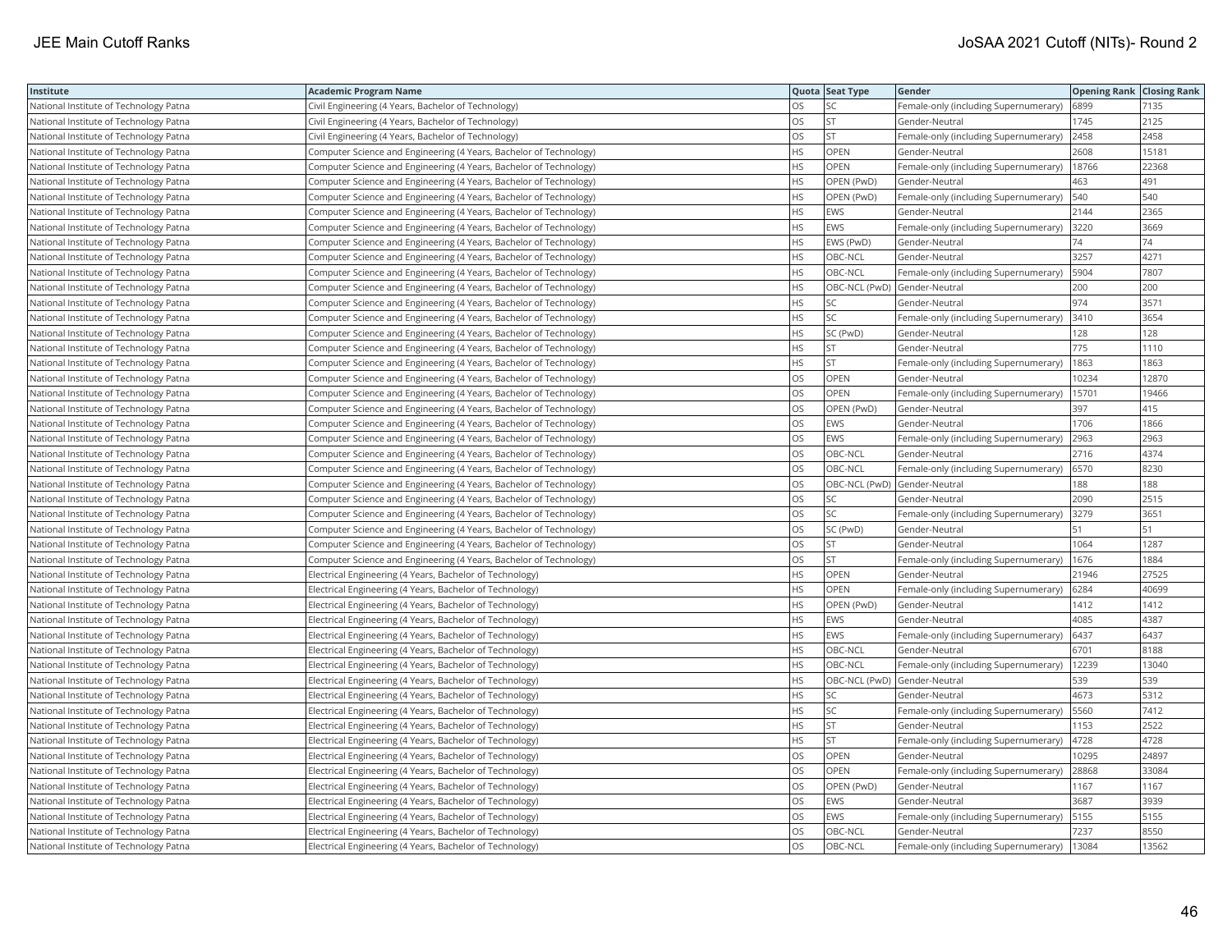| Institute | Academic Program Name | Quota | Seat Type | Gender | Opening Rank | Closing Rank |
|---|---|---|---|---|---|---|
| National Institute of Technology Patna | Civil Engineering (4 Years, Bachelor of Technology) | OS | SC | Female-only (including Supernumerary) | 6899 | 7135 |
| National Institute of Technology Patna | Civil Engineering (4 Years, Bachelor of Technology) | OS | ST | Gender-Neutral | 1745 | 2125 |
| National Institute of Technology Patna | Civil Engineering (4 Years, Bachelor of Technology) | OS | ST | Female-only (including Supernumerary) | 2458 | 2458 |
| National Institute of Technology Patna | Computer Science and Engineering (4 Years, Bachelor of Technology) | HS | OPEN | Gender-Neutral | 2608 | 15181 |
| National Institute of Technology Patna | Computer Science and Engineering (4 Years, Bachelor of Technology) | HS | OPEN | Female-only (including Supernumerary) | 18766 | 22368 |
| National Institute of Technology Patna | Computer Science and Engineering (4 Years, Bachelor of Technology) | HS | OPEN (PwD) | Gender-Neutral | 463 | 491 |
| National Institute of Technology Patna | Computer Science and Engineering (4 Years, Bachelor of Technology) | HS | OPEN (PwD) | Female-only (including Supernumerary) | 540 | 540 |
| National Institute of Technology Patna | Computer Science and Engineering (4 Years, Bachelor of Technology) | HS | EWS | Gender-Neutral | 2144 | 2365 |
| National Institute of Technology Patna | Computer Science and Engineering (4 Years, Bachelor of Technology) | HS | EWS | Female-only (including Supernumerary) | 3220 | 3669 |
| National Institute of Technology Patna | Computer Science and Engineering (4 Years, Bachelor of Technology) | HS | EWS (PwD) | Gender-Neutral | 74 | 74 |
| National Institute of Technology Patna | Computer Science and Engineering (4 Years, Bachelor of Technology) | HS | OBC-NCL | Gender-Neutral | 3257 | 4271 |
| National Institute of Technology Patna | Computer Science and Engineering (4 Years, Bachelor of Technology) | HS | OBC-NCL | Female-only (including Supernumerary) | 5904 | 7807 |
| National Institute of Technology Patna | Computer Science and Engineering (4 Years, Bachelor of Technology) | HS | OBC-NCL (PwD) | Gender-Neutral | 200 | 200 |
| National Institute of Technology Patna | Computer Science and Engineering (4 Years, Bachelor of Technology) | HS | SC | Gender-Neutral | 974 | 3571 |
| National Institute of Technology Patna | Computer Science and Engineering (4 Years, Bachelor of Technology) | HS | SC | Female-only (including Supernumerary) | 3410 | 3654 |
| National Institute of Technology Patna | Computer Science and Engineering (4 Years, Bachelor of Technology) | HS | SC (PwD) | Gender-Neutral | 128 | 128 |
| National Institute of Technology Patna | Computer Science and Engineering (4 Years, Bachelor of Technology) | HS | ST | Gender-Neutral | 775 | 1110 |
| National Institute of Technology Patna | Computer Science and Engineering (4 Years, Bachelor of Technology) | HS | ST | Female-only (including Supernumerary) | 1863 | 1863 |
| National Institute of Technology Patna | Computer Science and Engineering (4 Years, Bachelor of Technology) | OS | OPEN | Gender-Neutral | 10234 | 12870 |
| National Institute of Technology Patna | Computer Science and Engineering (4 Years, Bachelor of Technology) | OS | OPEN | Female-only (including Supernumerary) | 15701 | 19466 |
| National Institute of Technology Patna | Computer Science and Engineering (4 Years, Bachelor of Technology) | OS | OPEN (PwD) | Gender-Neutral | 397 | 415 |
| National Institute of Technology Patna | Computer Science and Engineering (4 Years, Bachelor of Technology) | OS | EWS | Gender-Neutral | 1706 | 1866 |
| National Institute of Technology Patna | Computer Science and Engineering (4 Years, Bachelor of Technology) | OS | EWS | Female-only (including Supernumerary) | 2963 | 2963 |
| National Institute of Technology Patna | Computer Science and Engineering (4 Years, Bachelor of Technology) | OS | OBC-NCL | Gender-Neutral | 2716 | 4374 |
| National Institute of Technology Patna | Computer Science and Engineering (4 Years, Bachelor of Technology) | OS | OBC-NCL | Female-only (including Supernumerary) | 6570 | 8230 |
| National Institute of Technology Patna | Computer Science and Engineering (4 Years, Bachelor of Technology) | OS | OBC-NCL (PwD) | Gender-Neutral | 188 | 188 |
| National Institute of Technology Patna | Computer Science and Engineering (4 Years, Bachelor of Technology) | OS | SC | Gender-Neutral | 2090 | 2515 |
| National Institute of Technology Patna | Computer Science and Engineering (4 Years, Bachelor of Technology) | OS | SC | Female-only (including Supernumerary) | 3279 | 3651 |
| National Institute of Technology Patna | Computer Science and Engineering (4 Years, Bachelor of Technology) | OS | SC (PwD) | Gender-Neutral | 51 | 51 |
| National Institute of Technology Patna | Computer Science and Engineering (4 Years, Bachelor of Technology) | OS | ST | Gender-Neutral | 1064 | 1287 |
| National Institute of Technology Patna | Computer Science and Engineering (4 Years, Bachelor of Technology) | OS | ST | Female-only (including Supernumerary) | 1676 | 1884 |
| National Institute of Technology Patna | Electrical Engineering (4 Years, Bachelor of Technology) | HS | OPEN | Gender-Neutral | 21946 | 27525 |
| National Institute of Technology Patna | Electrical Engineering (4 Years, Bachelor of Technology) | HS | OPEN | Female-only (including Supernumerary) | 6284 | 40699 |
| National Institute of Technology Patna | Electrical Engineering (4 Years, Bachelor of Technology) | HS | OPEN (PwD) | Gender-Neutral | 1412 | 1412 |
| National Institute of Technology Patna | Electrical Engineering (4 Years, Bachelor of Technology) | HS | EWS | Gender-Neutral | 4085 | 4387 |
| National Institute of Technology Patna | Electrical Engineering (4 Years, Bachelor of Technology) | HS | EWS | Female-only (including Supernumerary) | 6437 | 6437 |
| National Institute of Technology Patna | Electrical Engineering (4 Years, Bachelor of Technology) | HS | OBC-NCL | Gender-Neutral | 6701 | 8188 |
| National Institute of Technology Patna | Electrical Engineering (4 Years, Bachelor of Technology) | HS | OBC-NCL | Female-only (including Supernumerary) | 12239 | 13040 |
| National Institute of Technology Patna | Electrical Engineering (4 Years, Bachelor of Technology) | HS | OBC-NCL (PwD) | Gender-Neutral | 539 | 539 |
| National Institute of Technology Patna | Electrical Engineering (4 Years, Bachelor of Technology) | HS | SC | Gender-Neutral | 4673 | 5312 |
| National Institute of Technology Patna | Electrical Engineering (4 Years, Bachelor of Technology) | HS | SC | Female-only (including Supernumerary) | 5560 | 7412 |
| National Institute of Technology Patna | Electrical Engineering (4 Years, Bachelor of Technology) | HS | ST | Gender-Neutral | 1153 | 2522 |
| National Institute of Technology Patna | Electrical Engineering (4 Years, Bachelor of Technology) | HS | ST | Female-only (including Supernumerary) | 4728 | 4728 |
| National Institute of Technology Patna | Electrical Engineering (4 Years, Bachelor of Technology) | OS | OPEN | Gender-Neutral | 10295 | 24897 |
| National Institute of Technology Patna | Electrical Engineering (4 Years, Bachelor of Technology) | OS | OPEN | Female-only (including Supernumerary) | 28868 | 33084 |
| National Institute of Technology Patna | Electrical Engineering (4 Years, Bachelor of Technology) | OS | OPEN (PwD) | Gender-Neutral | 1167 | 1167 |
| National Institute of Technology Patna | Electrical Engineering (4 Years, Bachelor of Technology) | OS | EWS | Gender-Neutral | 3687 | 3939 |
| National Institute of Technology Patna | Electrical Engineering (4 Years, Bachelor of Technology) | OS | EWS | Female-only (including Supernumerary) | 5155 | 5155 |
| National Institute of Technology Patna | Electrical Engineering (4 Years, Bachelor of Technology) | OS | OBC-NCL | Gender-Neutral | 7237 | 8550 |
| National Institute of Technology Patna | Electrical Engineering (4 Years, Bachelor of Technology) | OS | OBC-NCL | Female-only (including Supernumerary) | 13084 | 13562 |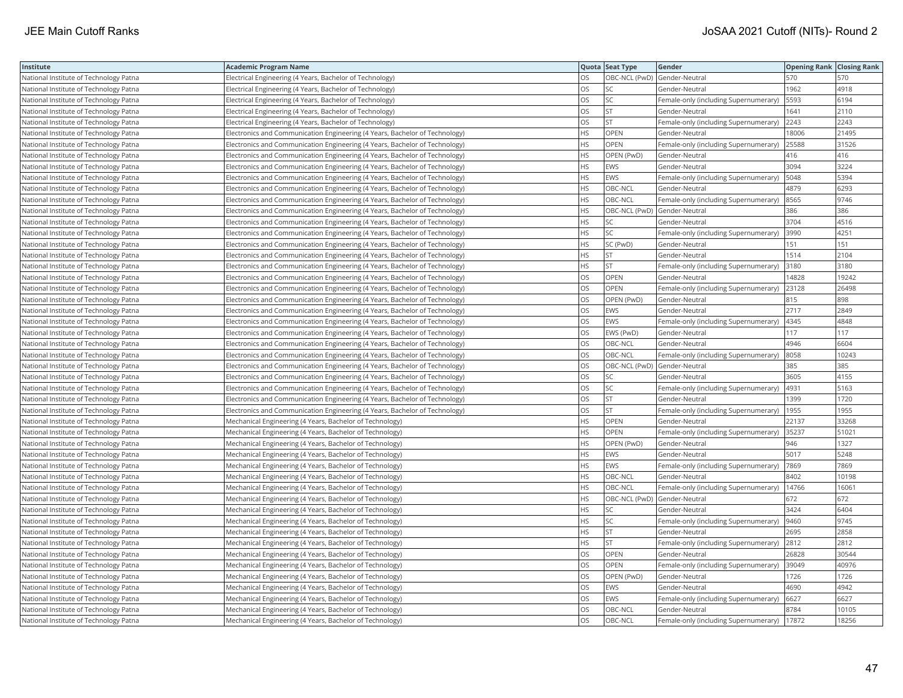| Institute | Academic Program Name | Quota | Seat Type | Gender | Opening Rank | Closing Rank |
|---|---|---|---|---|---|---|
| National Institute of Technology Patna | Electrical Engineering (4 Years, Bachelor of Technology) | OS | OBC-NCL (PwD) | Gender-Neutral | 570 | 570 |
| National Institute of Technology Patna | Electrical Engineering (4 Years, Bachelor of Technology) | OS | SC | Gender-Neutral | 1962 | 4918 |
| National Institute of Technology Patna | Electrical Engineering (4 Years, Bachelor of Technology) | OS | SC | Female-only (including Supernumerary) | 5593 | 6194 |
| National Institute of Technology Patna | Electrical Engineering (4 Years, Bachelor of Technology) | OS | ST | Gender-Neutral | 1641 | 2110 |
| National Institute of Technology Patna | Electrical Engineering (4 Years, Bachelor of Technology) | OS | ST | Female-only (including Supernumerary) | 2243 | 2243 |
| National Institute of Technology Patna | Electronics and Communication Engineering (4 Years, Bachelor of Technology) | HS | OPEN | Gender-Neutral | 18006 | 21495 |
| National Institute of Technology Patna | Electronics and Communication Engineering (4 Years, Bachelor of Technology) | HS | OPEN | Female-only (including Supernumerary) | 25588 | 31526 |
| National Institute of Technology Patna | Electronics and Communication Engineering (4 Years, Bachelor of Technology) | HS | OPEN (PwD) | Gender-Neutral | 416 | 416 |
| National Institute of Technology Patna | Electronics and Communication Engineering (4 Years, Bachelor of Technology) | HS | EWS | Gender-Neutral | 3094 | 3224 |
| National Institute of Technology Patna | Electronics and Communication Engineering (4 Years, Bachelor of Technology) | HS | EWS | Female-only (including Supernumerary) | 5048 | 5394 |
| National Institute of Technology Patna | Electronics and Communication Engineering (4 Years, Bachelor of Technology) | HS | OBC-NCL | Gender-Neutral | 4879 | 6293 |
| National Institute of Technology Patna | Electronics and Communication Engineering (4 Years, Bachelor of Technology) | HS | OBC-NCL | Female-only (including Supernumerary) | 8565 | 9746 |
| National Institute of Technology Patna | Electronics and Communication Engineering (4 Years, Bachelor of Technology) | HS | OBC-NCL (PwD) | Gender-Neutral | 386 | 386 |
| National Institute of Technology Patna | Electronics and Communication Engineering (4 Years, Bachelor of Technology) | HS | SC | Gender-Neutral | 3704 | 4516 |
| National Institute of Technology Patna | Electronics and Communication Engineering (4 Years, Bachelor of Technology) | HS | SC | Female-only (including Supernumerary) | 3990 | 4251 |
| National Institute of Technology Patna | Electronics and Communication Engineering (4 Years, Bachelor of Technology) | HS | SC (PwD) | Gender-Neutral | 151 | 151 |
| National Institute of Technology Patna | Electronics and Communication Engineering (4 Years, Bachelor of Technology) | HS | ST | Gender-Neutral | 1514 | 2104 |
| National Institute of Technology Patna | Electronics and Communication Engineering (4 Years, Bachelor of Technology) | HS | ST | Female-only (including Supernumerary) | 3180 | 3180 |
| National Institute of Technology Patna | Electronics and Communication Engineering (4 Years, Bachelor of Technology) | OS | OPEN | Gender-Neutral | 14828 | 19242 |
| National Institute of Technology Patna | Electronics and Communication Engineering (4 Years, Bachelor of Technology) | OS | OPEN | Female-only (including Supernumerary) | 23128 | 26498 |
| National Institute of Technology Patna | Electronics and Communication Engineering (4 Years, Bachelor of Technology) | OS | OPEN (PwD) | Gender-Neutral | 815 | 898 |
| National Institute of Technology Patna | Electronics and Communication Engineering (4 Years, Bachelor of Technology) | OS | EWS | Gender-Neutral | 2717 | 2849 |
| National Institute of Technology Patna | Electronics and Communication Engineering (4 Years, Bachelor of Technology) | OS | EWS | Female-only (including Supernumerary) | 4345 | 4848 |
| National Institute of Technology Patna | Electronics and Communication Engineering (4 Years, Bachelor of Technology) | OS | EWS (PwD) | Gender-Neutral | 117 | 117 |
| National Institute of Technology Patna | Electronics and Communication Engineering (4 Years, Bachelor of Technology) | OS | OBC-NCL | Gender-Neutral | 4946 | 6604 |
| National Institute of Technology Patna | Electronics and Communication Engineering (4 Years, Bachelor of Technology) | OS | OBC-NCL | Female-only (including Supernumerary) | 8058 | 10243 |
| National Institute of Technology Patna | Electronics and Communication Engineering (4 Years, Bachelor of Technology) | OS | OBC-NCL (PwD) | Gender-Neutral | 385 | 385 |
| National Institute of Technology Patna | Electronics and Communication Engineering (4 Years, Bachelor of Technology) | OS | SC | Gender-Neutral | 3605 | 4155 |
| National Institute of Technology Patna | Electronics and Communication Engineering (4 Years, Bachelor of Technology) | OS | SC | Female-only (including Supernumerary) | 4931 | 5163 |
| National Institute of Technology Patna | Electronics and Communication Engineering (4 Years, Bachelor of Technology) | OS | ST | Gender-Neutral | 1399 | 1720 |
| National Institute of Technology Patna | Electronics and Communication Engineering (4 Years, Bachelor of Technology) | OS | ST | Female-only (including Supernumerary) | 1955 | 1955 |
| National Institute of Technology Patna | Mechanical Engineering (4 Years, Bachelor of Technology) | HS | OPEN | Gender-Neutral | 22137 | 33268 |
| National Institute of Technology Patna | Mechanical Engineering (4 Years, Bachelor of Technology) | HS | OPEN | Female-only (including Supernumerary) | 35237 | 51021 |
| National Institute of Technology Patna | Mechanical Engineering (4 Years, Bachelor of Technology) | HS | OPEN (PwD) | Gender-Neutral | 946 | 1327 |
| National Institute of Technology Patna | Mechanical Engineering (4 Years, Bachelor of Technology) | HS | EWS | Gender-Neutral | 5017 | 5248 |
| National Institute of Technology Patna | Mechanical Engineering (4 Years, Bachelor of Technology) | HS | EWS | Female-only (including Supernumerary) | 7869 | 7869 |
| National Institute of Technology Patna | Mechanical Engineering (4 Years, Bachelor of Technology) | HS | OBC-NCL | Gender-Neutral | 8402 | 10198 |
| National Institute of Technology Patna | Mechanical Engineering (4 Years, Bachelor of Technology) | HS | OBC-NCL | Female-only (including Supernumerary) | 14766 | 16061 |
| National Institute of Technology Patna | Mechanical Engineering (4 Years, Bachelor of Technology) | HS | OBC-NCL (PwD) | Gender-Neutral | 672 | 672 |
| National Institute of Technology Patna | Mechanical Engineering (4 Years, Bachelor of Technology) | HS | SC | Gender-Neutral | 3424 | 6404 |
| National Institute of Technology Patna | Mechanical Engineering (4 Years, Bachelor of Technology) | HS | SC | Female-only (including Supernumerary) | 9460 | 9745 |
| National Institute of Technology Patna | Mechanical Engineering (4 Years, Bachelor of Technology) | HS | ST | Gender-Neutral | 2695 | 2858 |
| National Institute of Technology Patna | Mechanical Engineering (4 Years, Bachelor of Technology) | HS | ST | Female-only (including Supernumerary) | 2812 | 2812 |
| National Institute of Technology Patna | Mechanical Engineering (4 Years, Bachelor of Technology) | OS | OPEN | Gender-Neutral | 26828 | 30544 |
| National Institute of Technology Patna | Mechanical Engineering (4 Years, Bachelor of Technology) | OS | OPEN | Female-only (including Supernumerary) | 39049 | 40976 |
| National Institute of Technology Patna | Mechanical Engineering (4 Years, Bachelor of Technology) | OS | OPEN (PwD) | Gender-Neutral | 1726 | 1726 |
| National Institute of Technology Patna | Mechanical Engineering (4 Years, Bachelor of Technology) | OS | EWS | Gender-Neutral | 4690 | 4942 |
| National Institute of Technology Patna | Mechanical Engineering (4 Years, Bachelor of Technology) | OS | EWS | Female-only (including Supernumerary) | 6627 | 6627 |
| National Institute of Technology Patna | Mechanical Engineering (4 Years, Bachelor of Technology) | OS | OBC-NCL | Gender-Neutral | 8784 | 10105 |
| National Institute of Technology Patna | Mechanical Engineering (4 Years, Bachelor of Technology) | OS | OBC-NCL | Female-only (including Supernumerary) | 17872 | 18256 |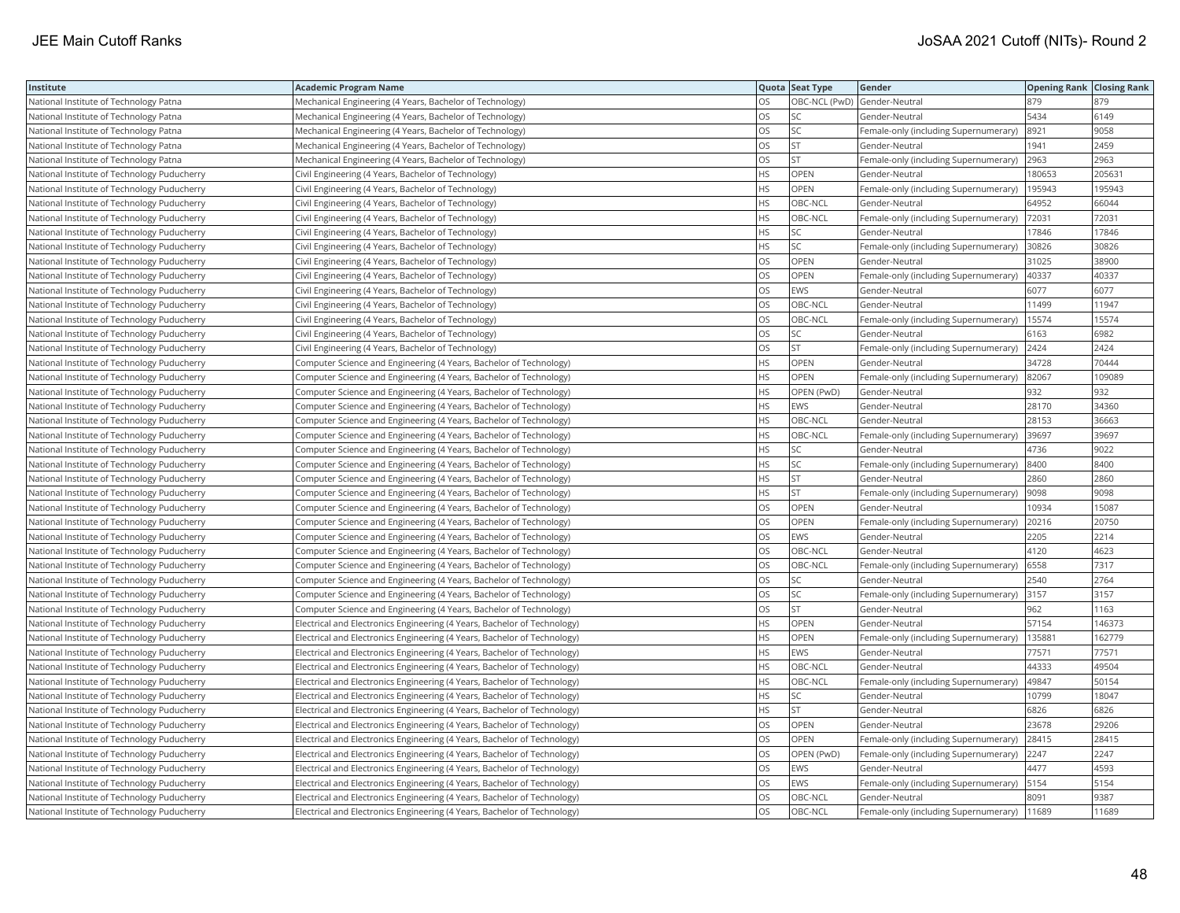| Institute | Academic Program Name | Quota | Seat Type | Gender | Opening Rank | Closing Rank |
|---|---|---|---|---|---|---|
| National Institute of Technology Patna | Mechanical Engineering (4 Years, Bachelor of Technology) | OS | OBC-NCL (PwD) | Gender-Neutral | 879 | 879 |
| National Institute of Technology Patna | Mechanical Engineering (4 Years, Bachelor of Technology) | OS | SC | Gender-Neutral | 5434 | 6149 |
| National Institute of Technology Patna | Mechanical Engineering (4 Years, Bachelor of Technology) | OS | SC | Female-only (including Supernumerary) | 8921 | 9058 |
| National Institute of Technology Patna | Mechanical Engineering (4 Years, Bachelor of Technology) | OS | ST | Gender-Neutral | 1941 | 2459 |
| National Institute of Technology Patna | Mechanical Engineering (4 Years, Bachelor of Technology) | OS | ST | Female-only (including Supernumerary) | 2963 | 2963 |
| National Institute of Technology Puducherry | Civil Engineering (4 Years, Bachelor of Technology) | HS | OPEN | Gender-Neutral | 180653 | 205631 |
| National Institute of Technology Puducherry | Civil Engineering (4 Years, Bachelor of Technology) | HS | OPEN | Female-only (including Supernumerary) | 195943 | 195943 |
| National Institute of Technology Puducherry | Civil Engineering (4 Years, Bachelor of Technology) | HS | OBC-NCL | Gender-Neutral | 64952 | 66044 |
| National Institute of Technology Puducherry | Civil Engineering (4 Years, Bachelor of Technology) | HS | OBC-NCL | Female-only (including Supernumerary) | 72031 | 72031 |
| National Institute of Technology Puducherry | Civil Engineering (4 Years, Bachelor of Technology) | HS | SC | Gender-Neutral | 17846 | 17846 |
| National Institute of Technology Puducherry | Civil Engineering (4 Years, Bachelor of Technology) | HS | SC | Female-only (including Supernumerary) | 30826 | 30826 |
| National Institute of Technology Puducherry | Civil Engineering (4 Years, Bachelor of Technology) | OS | OPEN | Gender-Neutral | 31025 | 38900 |
| National Institute of Technology Puducherry | Civil Engineering (4 Years, Bachelor of Technology) | OS | OPEN | Female-only (including Supernumerary) | 40337 | 40337 |
| National Institute of Technology Puducherry | Civil Engineering (4 Years, Bachelor of Technology) | OS | EWS | Gender-Neutral | 6077 | 6077 |
| National Institute of Technology Puducherry | Civil Engineering (4 Years, Bachelor of Technology) | OS | OBC-NCL | Gender-Neutral | 11499 | 11947 |
| National Institute of Technology Puducherry | Civil Engineering (4 Years, Bachelor of Technology) | OS | OBC-NCL | Female-only (including Supernumerary) | 15574 | 15574 |
| National Institute of Technology Puducherry | Civil Engineering (4 Years, Bachelor of Technology) | OS | SC | Gender-Neutral | 6163 | 6982 |
| National Institute of Technology Puducherry | Civil Engineering (4 Years, Bachelor of Technology) | OS | ST | Female-only (including Supernumerary) | 2424 | 2424 |
| National Institute of Technology Puducherry | Computer Science and Engineering (4 Years, Bachelor of Technology) | HS | OPEN | Gender-Neutral | 34728 | 70444 |
| National Institute of Technology Puducherry | Computer Science and Engineering (4 Years, Bachelor of Technology) | HS | OPEN | Female-only (including Supernumerary) | 82067 | 109089 |
| National Institute of Technology Puducherry | Computer Science and Engineering (4 Years, Bachelor of Technology) | HS | OPEN (PwD) | Gender-Neutral | 932 | 932 |
| National Institute of Technology Puducherry | Computer Science and Engineering (4 Years, Bachelor of Technology) | HS | EWS | Gender-Neutral | 28170 | 34360 |
| National Institute of Technology Puducherry | Computer Science and Engineering (4 Years, Bachelor of Technology) | HS | OBC-NCL | Gender-Neutral | 28153 | 36663 |
| National Institute of Technology Puducherry | Computer Science and Engineering (4 Years, Bachelor of Technology) | HS | OBC-NCL | Female-only (including Supernumerary) | 39697 | 39697 |
| National Institute of Technology Puducherry | Computer Science and Engineering (4 Years, Bachelor of Technology) | HS | SC | Gender-Neutral | 4736 | 9022 |
| National Institute of Technology Puducherry | Computer Science and Engineering (4 Years, Bachelor of Technology) | HS | SC | Female-only (including Supernumerary) | 8400 | 8400 |
| National Institute of Technology Puducherry | Computer Science and Engineering (4 Years, Bachelor of Technology) | HS | ST | Gender-Neutral | 2860 | 2860 |
| National Institute of Technology Puducherry | Computer Science and Engineering (4 Years, Bachelor of Technology) | HS | ST | Female-only (including Supernumerary) | 9098 | 9098 |
| National Institute of Technology Puducherry | Computer Science and Engineering (4 Years, Bachelor of Technology) | OS | OPEN | Gender-Neutral | 10934 | 15087 |
| National Institute of Technology Puducherry | Computer Science and Engineering (4 Years, Bachelor of Technology) | OS | OPEN | Female-only (including Supernumerary) | 20216 | 20750 |
| National Institute of Technology Puducherry | Computer Science and Engineering (4 Years, Bachelor of Technology) | OS | EWS | Gender-Neutral | 2205 | 2214 |
| National Institute of Technology Puducherry | Computer Science and Engineering (4 Years, Bachelor of Technology) | OS | OBC-NCL | Gender-Neutral | 4120 | 4623 |
| National Institute of Technology Puducherry | Computer Science and Engineering (4 Years, Bachelor of Technology) | OS | OBC-NCL | Female-only (including Supernumerary) | 6558 | 7317 |
| National Institute of Technology Puducherry | Computer Science and Engineering (4 Years, Bachelor of Technology) | OS | SC | Gender-Neutral | 2540 | 2764 |
| National Institute of Technology Puducherry | Computer Science and Engineering (4 Years, Bachelor of Technology) | OS | SC | Female-only (including Supernumerary) | 3157 | 3157 |
| National Institute of Technology Puducherry | Computer Science and Engineering (4 Years, Bachelor of Technology) | OS | ST | Gender-Neutral | 962 | 1163 |
| National Institute of Technology Puducherry | Electrical and Electronics Engineering (4 Years, Bachelor of Technology) | HS | OPEN | Gender-Neutral | 57154 | 146373 |
| National Institute of Technology Puducherry | Electrical and Electronics Engineering (4 Years, Bachelor of Technology) | HS | OPEN | Female-only (including Supernumerary) | 135881 | 162779 |
| National Institute of Technology Puducherry | Electrical and Electronics Engineering (4 Years, Bachelor of Technology) | HS | EWS | Gender-Neutral | 77571 | 77571 |
| National Institute of Technology Puducherry | Electrical and Electronics Engineering (4 Years, Bachelor of Technology) | HS | OBC-NCL | Gender-Neutral | 44333 | 49504 |
| National Institute of Technology Puducherry | Electrical and Electronics Engineering (4 Years, Bachelor of Technology) | HS | OBC-NCL | Female-only (including Supernumerary) | 49847 | 50154 |
| National Institute of Technology Puducherry | Electrical and Electronics Engineering (4 Years, Bachelor of Technology) | HS | SC | Gender-Neutral | 10799 | 18047 |
| National Institute of Technology Puducherry | Electrical and Electronics Engineering (4 Years, Bachelor of Technology) | HS | ST | Gender-Neutral | 6826 | 6826 |
| National Institute of Technology Puducherry | Electrical and Electronics Engineering (4 Years, Bachelor of Technology) | OS | OPEN | Gender-Neutral | 23678 | 29206 |
| National Institute of Technology Puducherry | Electrical and Electronics Engineering (4 Years, Bachelor of Technology) | OS | OPEN | Female-only (including Supernumerary) | 28415 | 28415 |
| National Institute of Technology Puducherry | Electrical and Electronics Engineering (4 Years, Bachelor of Technology) | OS | OPEN (PwD) | Female-only (including Supernumerary) | 2247 | 2247 |
| National Institute of Technology Puducherry | Electrical and Electronics Engineering (4 Years, Bachelor of Technology) | OS | EWS | Gender-Neutral | 4477 | 4593 |
| National Institute of Technology Puducherry | Electrical and Electronics Engineering (4 Years, Bachelor of Technology) | OS | EWS | Female-only (including Supernumerary) | 5154 | 5154 |
| National Institute of Technology Puducherry | Electrical and Electronics Engineering (4 Years, Bachelor of Technology) | OS | OBC-NCL | Gender-Neutral | 8091 | 9387 |
| National Institute of Technology Puducherry | Electrical and Electronics Engineering (4 Years, Bachelor of Technology) | OS | OBC-NCL | Female-only (including Supernumerary) | 11689 | 11689 |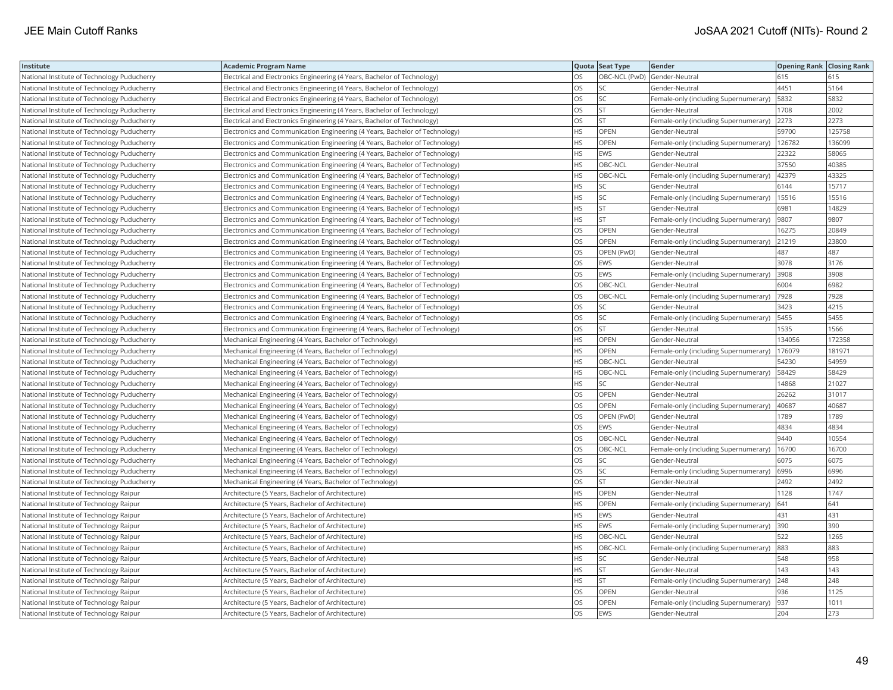| Institute | Academic Program Name | Quota | Seat Type | Gender | Opening Rank | Closing Rank |
|---|---|---|---|---|---|---|
| National Institute of Technology Puducherry | Electrical and Electronics Engineering (4 Years, Bachelor of Technology) | OS | OBC-NCL (PwD) | Gender-Neutral | 615 | 615 |
| National Institute of Technology Puducherry | Electrical and Electronics Engineering (4 Years, Bachelor of Technology) | OS | SC | Gender-Neutral | 4451 | 5164 |
| National Institute of Technology Puducherry | Electrical and Electronics Engineering (4 Years, Bachelor of Technology) | OS | SC | Female-only (including Supernumerary) | 5832 | 5832 |
| National Institute of Technology Puducherry | Electrical and Electronics Engineering (4 Years, Bachelor of Technology) | OS | ST | Gender-Neutral | 1708 | 2002 |
| National Institute of Technology Puducherry | Electrical and Electronics Engineering (4 Years, Bachelor of Technology) | OS | ST | Female-only (including Supernumerary) | 2273 | 2273 |
| National Institute of Technology Puducherry | Electronics and Communication Engineering (4 Years, Bachelor of Technology) | HS | OPEN | Gender-Neutral | 59700 | 125758 |
| National Institute of Technology Puducherry | Electronics and Communication Engineering (4 Years, Bachelor of Technology) | HS | OPEN | Female-only (including Supernumerary) | 126782 | 136099 |
| National Institute of Technology Puducherry | Electronics and Communication Engineering (4 Years, Bachelor of Technology) | HS | EWS | Gender-Neutral | 22322 | 58065 |
| National Institute of Technology Puducherry | Electronics and Communication Engineering (4 Years, Bachelor of Technology) | HS | OBC-NCL | Gender-Neutral | 37550 | 40385 |
| National Institute of Technology Puducherry | Electronics and Communication Engineering (4 Years, Bachelor of Technology) | HS | OBC-NCL | Female-only (including Supernumerary) | 42379 | 43325 |
| National Institute of Technology Puducherry | Electronics and Communication Engineering (4 Years, Bachelor of Technology) | HS | SC | Gender-Neutral | 6144 | 15717 |
| National Institute of Technology Puducherry | Electronics and Communication Engineering (4 Years, Bachelor of Technology) | HS | SC | Female-only (including Supernumerary) | 15516 | 15516 |
| National Institute of Technology Puducherry | Electronics and Communication Engineering (4 Years, Bachelor of Technology) | HS | ST | Gender-Neutral | 6981 | 14829 |
| National Institute of Technology Puducherry | Electronics and Communication Engineering (4 Years, Bachelor of Technology) | HS | ST | Female-only (including Supernumerary) | 9807 | 9807 |
| National Institute of Technology Puducherry | Electronics and Communication Engineering (4 Years, Bachelor of Technology) | OS | OPEN | Gender-Neutral | 16275 | 20849 |
| National Institute of Technology Puducherry | Electronics and Communication Engineering (4 Years, Bachelor of Technology) | OS | OPEN | Female-only (including Supernumerary) | 21219 | 23800 |
| National Institute of Technology Puducherry | Electronics and Communication Engineering (4 Years, Bachelor of Technology) | OS | OPEN (PwD) | Gender-Neutral | 487 | 487 |
| National Institute of Technology Puducherry | Electronics and Communication Engineering (4 Years, Bachelor of Technology) | OS | EWS | Gender-Neutral | 3078 | 3176 |
| National Institute of Technology Puducherry | Electronics and Communication Engineering (4 Years, Bachelor of Technology) | OS | EWS | Female-only (including Supernumerary) | 3908 | 3908 |
| National Institute of Technology Puducherry | Electronics and Communication Engineering (4 Years, Bachelor of Technology) | OS | OBC-NCL | Gender-Neutral | 6004 | 6982 |
| National Institute of Technology Puducherry | Electronics and Communication Engineering (4 Years, Bachelor of Technology) | OS | OBC-NCL | Female-only (including Supernumerary) | 7928 | 7928 |
| National Institute of Technology Puducherry | Electronics and Communication Engineering (4 Years, Bachelor of Technology) | OS | SC | Gender-Neutral | 3423 | 4215 |
| National Institute of Technology Puducherry | Electronics and Communication Engineering (4 Years, Bachelor of Technology) | OS | SC | Female-only (including Supernumerary) | 5455 | 5455 |
| National Institute of Technology Puducherry | Electronics and Communication Engineering (4 Years, Bachelor of Technology) | OS | ST | Gender-Neutral | 1535 | 1566 |
| National Institute of Technology Puducherry | Mechanical Engineering (4 Years, Bachelor of Technology) | HS | OPEN | Gender-Neutral | 134056 | 172358 |
| National Institute of Technology Puducherry | Mechanical Engineering (4 Years, Bachelor of Technology) | HS | OPEN | Female-only (including Supernumerary) | 176079 | 181971 |
| National Institute of Technology Puducherry | Mechanical Engineering (4 Years, Bachelor of Technology) | HS | OBC-NCL | Gender-Neutral | 54230 | 54959 |
| National Institute of Technology Puducherry | Mechanical Engineering (4 Years, Bachelor of Technology) | HS | OBC-NCL | Female-only (including Supernumerary) | 58429 | 58429 |
| National Institute of Technology Puducherry | Mechanical Engineering (4 Years, Bachelor of Technology) | HS | SC | Gender-Neutral | 14868 | 21027 |
| National Institute of Technology Puducherry | Mechanical Engineering (4 Years, Bachelor of Technology) | OS | OPEN | Gender-Neutral | 26262 | 31017 |
| National Institute of Technology Puducherry | Mechanical Engineering (4 Years, Bachelor of Technology) | OS | OPEN | Female-only (including Supernumerary) | 40687 | 40687 |
| National Institute of Technology Puducherry | Mechanical Engineering (4 Years, Bachelor of Technology) | OS | OPEN (PwD) | Gender-Neutral | 1789 | 1789 |
| National Institute of Technology Puducherry | Mechanical Engineering (4 Years, Bachelor of Technology) | OS | EWS | Gender-Neutral | 4834 | 4834 |
| National Institute of Technology Puducherry | Mechanical Engineering (4 Years, Bachelor of Technology) | OS | OBC-NCL | Gender-Neutral | 9440 | 10554 |
| National Institute of Technology Puducherry | Mechanical Engineering (4 Years, Bachelor of Technology) | OS | OBC-NCL | Female-only (including Supernumerary) | 16700 | 16700 |
| National Institute of Technology Puducherry | Mechanical Engineering (4 Years, Bachelor of Technology) | OS | SC | Gender-Neutral | 6075 | 6075 |
| National Institute of Technology Puducherry | Mechanical Engineering (4 Years, Bachelor of Technology) | OS | SC | Female-only (including Supernumerary) | 6996 | 6996 |
| National Institute of Technology Puducherry | Mechanical Engineering (4 Years, Bachelor of Technology) | OS | ST | Gender-Neutral | 2492 | 2492 |
| National Institute of Technology Raipur | Architecture (5 Years, Bachelor of Architecture) | HS | OPEN | Gender-Neutral | 1128 | 1747 |
| National Institute of Technology Raipur | Architecture (5 Years, Bachelor of Architecture) | HS | OPEN | Female-only (including Supernumerary) | 641 | 641 |
| National Institute of Technology Raipur | Architecture (5 Years, Bachelor of Architecture) | HS | EWS | Gender-Neutral | 431 | 431 |
| National Institute of Technology Raipur | Architecture (5 Years, Bachelor of Architecture) | HS | EWS | Female-only (including Supernumerary) | 390 | 390 |
| National Institute of Technology Raipur | Architecture (5 Years, Bachelor of Architecture) | HS | OBC-NCL | Gender-Neutral | 522 | 1265 |
| National Institute of Technology Raipur | Architecture (5 Years, Bachelor of Architecture) | HS | OBC-NCL | Female-only (including Supernumerary) | 883 | 883 |
| National Institute of Technology Raipur | Architecture (5 Years, Bachelor of Architecture) | HS | SC | Gender-Neutral | 548 | 958 |
| National Institute of Technology Raipur | Architecture (5 Years, Bachelor of Architecture) | HS | ST | Gender-Neutral | 143 | 143 |
| National Institute of Technology Raipur | Architecture (5 Years, Bachelor of Architecture) | HS | ST | Female-only (including Supernumerary) | 248 | 248 |
| National Institute of Technology Raipur | Architecture (5 Years, Bachelor of Architecture) | OS | OPEN | Gender-Neutral | 936 | 1125 |
| National Institute of Technology Raipur | Architecture (5 Years, Bachelor of Architecture) | OS | OPEN | Female-only (including Supernumerary) | 937 | 1011 |
| National Institute of Technology Raipur | Architecture (5 Years, Bachelor of Architecture) | OS | EWS | Gender-Neutral | 204 | 273 |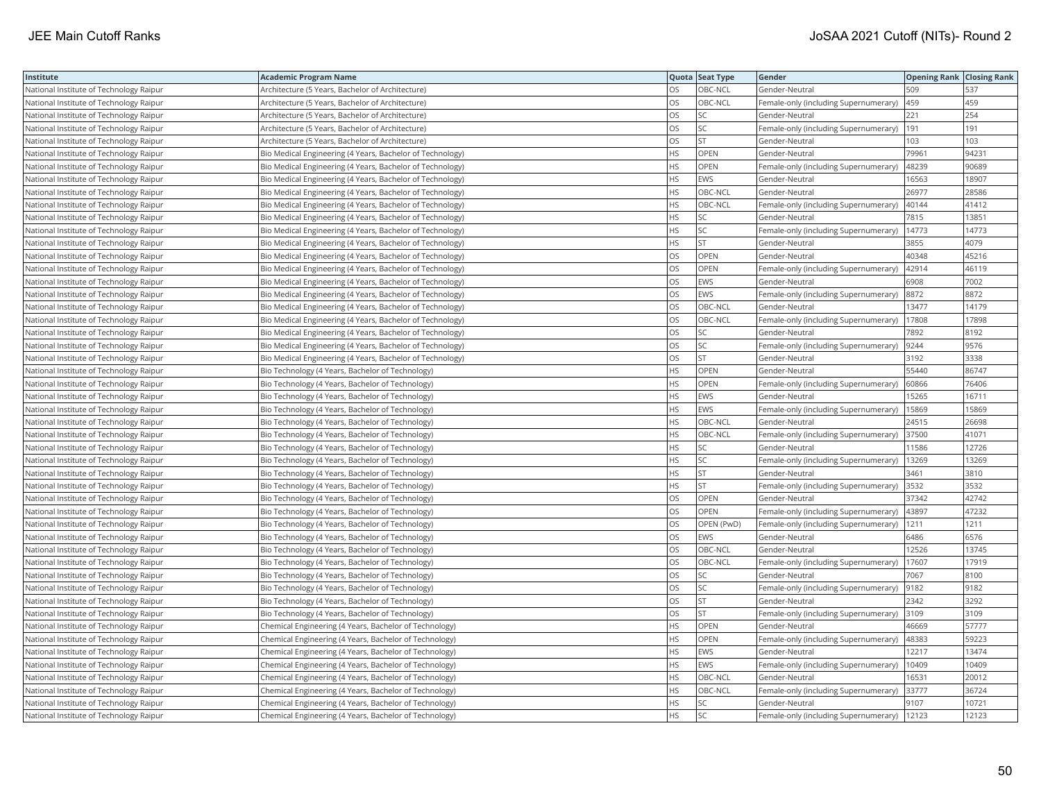| Institute | Academic Program Name | Quota | Seat Type | Gender | Opening Rank | Closing Rank |
|---|---|---|---|---|---|---|
| National Institute of Technology Raipur | Architecture (5 Years, Bachelor of Architecture) | OS | OBC-NCL | Gender-Neutral | 509 | 537 |
| National Institute of Technology Raipur | Architecture (5 Years, Bachelor of Architecture) | OS | OBC-NCL | Female-only (including Supernumerary) | 459 | 459 |
| National Institute of Technology Raipur | Architecture (5 Years, Bachelor of Architecture) | OS | SC | Gender-Neutral | 221 | 254 |
| National Institute of Technology Raipur | Architecture (5 Years, Bachelor of Architecture) | OS | SC | Female-only (including Supernumerary) | 191 | 191 |
| National Institute of Technology Raipur | Architecture (5 Years, Bachelor of Architecture) | OS | ST | Gender-Neutral | 103 | 103 |
| National Institute of Technology Raipur | Bio Medical Engineering (4 Years, Bachelor of Technology) | HS | OPEN | Gender-Neutral | 79961 | 94231 |
| National Institute of Technology Raipur | Bio Medical Engineering (4 Years, Bachelor of Technology) | HS | OPEN | Female-only (including Supernumerary) | 48239 | 90689 |
| National Institute of Technology Raipur | Bio Medical Engineering (4 Years, Bachelor of Technology) | HS | EWS | Gender-Neutral | 16563 | 18907 |
| National Institute of Technology Raipur | Bio Medical Engineering (4 Years, Bachelor of Technology) | HS | OBC-NCL | Gender-Neutral | 26977 | 28586 |
| National Institute of Technology Raipur | Bio Medical Engineering (4 Years, Bachelor of Technology) | HS | OBC-NCL | Female-only (including Supernumerary) | 40144 | 41412 |
| National Institute of Technology Raipur | Bio Medical Engineering (4 Years, Bachelor of Technology) | HS | SC | Gender-Neutral | 7815 | 13851 |
| National Institute of Technology Raipur | Bio Medical Engineering (4 Years, Bachelor of Technology) | HS | SC | Female-only (including Supernumerary) | 14773 | 14773 |
| National Institute of Technology Raipur | Bio Medical Engineering (4 Years, Bachelor of Technology) | HS | ST | Gender-Neutral | 3855 | 4079 |
| National Institute of Technology Raipur | Bio Medical Engineering (4 Years, Bachelor of Technology) | OS | OPEN | Gender-Neutral | 40348 | 45216 |
| National Institute of Technology Raipur | Bio Medical Engineering (4 Years, Bachelor of Technology) | OS | OPEN | Female-only (including Supernumerary) | 42914 | 46119 |
| National Institute of Technology Raipur | Bio Medical Engineering (4 Years, Bachelor of Technology) | OS | EWS | Gender-Neutral | 6908 | 7002 |
| National Institute of Technology Raipur | Bio Medical Engineering (4 Years, Bachelor of Technology) | OS | EWS | Female-only (including Supernumerary) | 8872 | 8872 |
| National Institute of Technology Raipur | Bio Medical Engineering (4 Years, Bachelor of Technology) | OS | OBC-NCL | Gender-Neutral | 13477 | 14179 |
| National Institute of Technology Raipur | Bio Medical Engineering (4 Years, Bachelor of Technology) | OS | OBC-NCL | Female-only (including Supernumerary) | 17808 | 17898 |
| National Institute of Technology Raipur | Bio Medical Engineering (4 Years, Bachelor of Technology) | OS | SC | Gender-Neutral | 7892 | 8192 |
| National Institute of Technology Raipur | Bio Medical Engineering (4 Years, Bachelor of Technology) | OS | SC | Female-only (including Supernumerary) | 9244 | 9576 |
| National Institute of Technology Raipur | Bio Medical Engineering (4 Years, Bachelor of Technology) | OS | ST | Gender-Neutral | 3192 | 3338 |
| National Institute of Technology Raipur | Bio Technology (4 Years, Bachelor of Technology) | HS | OPEN | Gender-Neutral | 55440 | 86747 |
| National Institute of Technology Raipur | Bio Technology (4 Years, Bachelor of Technology) | HS | OPEN | Female-only (including Supernumerary) | 60866 | 76406 |
| National Institute of Technology Raipur | Bio Technology (4 Years, Bachelor of Technology) | HS | EWS | Gender-Neutral | 15265 | 16711 |
| National Institute of Technology Raipur | Bio Technology (4 Years, Bachelor of Technology) | HS | EWS | Female-only (including Supernumerary) | 15869 | 15869 |
| National Institute of Technology Raipur | Bio Technology (4 Years, Bachelor of Technology) | HS | OBC-NCL | Gender-Neutral | 24515 | 26698 |
| National Institute of Technology Raipur | Bio Technology (4 Years, Bachelor of Technology) | HS | OBC-NCL | Female-only (including Supernumerary) | 37500 | 41071 |
| National Institute of Technology Raipur | Bio Technology (4 Years, Bachelor of Technology) | HS | SC | Gender-Neutral | 11586 | 12726 |
| National Institute of Technology Raipur | Bio Technology (4 Years, Bachelor of Technology) | HS | SC | Female-only (including Supernumerary) | 13269 | 13269 |
| National Institute of Technology Raipur | Bio Technology (4 Years, Bachelor of Technology) | HS | ST | Gender-Neutral | 3461 | 3810 |
| National Institute of Technology Raipur | Bio Technology (4 Years, Bachelor of Technology) | HS | ST | Female-only (including Supernumerary) | 3532 | 3532 |
| National Institute of Technology Raipur | Bio Technology (4 Years, Bachelor of Technology) | OS | OPEN | Gender-Neutral | 37342 | 42742 |
| National Institute of Technology Raipur | Bio Technology (4 Years, Bachelor of Technology) | OS | OPEN | Female-only (including Supernumerary) | 43897 | 47232 |
| National Institute of Technology Raipur | Bio Technology (4 Years, Bachelor of Technology) | OS | OPEN (PwD) | Female-only (including Supernumerary) | 1211 | 1211 |
| National Institute of Technology Raipur | Bio Technology (4 Years, Bachelor of Technology) | OS | EWS | Gender-Neutral | 6486 | 6576 |
| National Institute of Technology Raipur | Bio Technology (4 Years, Bachelor of Technology) | OS | OBC-NCL | Gender-Neutral | 12526 | 13745 |
| National Institute of Technology Raipur | Bio Technology (4 Years, Bachelor of Technology) | OS | OBC-NCL | Female-only (including Supernumerary) | 17607 | 17919 |
| National Institute of Technology Raipur | Bio Technology (4 Years, Bachelor of Technology) | OS | SC | Gender-Neutral | 7067 | 8100 |
| National Institute of Technology Raipur | Bio Technology (4 Years, Bachelor of Technology) | OS | SC | Female-only (including Supernumerary) | 9182 | 9182 |
| National Institute of Technology Raipur | Bio Technology (4 Years, Bachelor of Technology) | OS | ST | Gender-Neutral | 2342 | 3292 |
| National Institute of Technology Raipur | Bio Technology (4 Years, Bachelor of Technology) | OS | ST | Female-only (including Supernumerary) | 3109 | 3109 |
| National Institute of Technology Raipur | Chemical Engineering (4 Years, Bachelor of Technology) | HS | OPEN | Gender-Neutral | 46669 | 57777 |
| National Institute of Technology Raipur | Chemical Engineering (4 Years, Bachelor of Technology) | HS | OPEN | Female-only (including Supernumerary) | 48383 | 59223 |
| National Institute of Technology Raipur | Chemical Engineering (4 Years, Bachelor of Technology) | HS | EWS | Gender-Neutral | 12217 | 13474 |
| National Institute of Technology Raipur | Chemical Engineering (4 Years, Bachelor of Technology) | HS | EWS | Female-only (including Supernumerary) | 10409 | 10409 |
| National Institute of Technology Raipur | Chemical Engineering (4 Years, Bachelor of Technology) | HS | OBC-NCL | Gender-Neutral | 16531 | 20012 |
| National Institute of Technology Raipur | Chemical Engineering (4 Years, Bachelor of Technology) | HS | OBC-NCL | Female-only (including Supernumerary) | 33777 | 36724 |
| National Institute of Technology Raipur | Chemical Engineering (4 Years, Bachelor of Technology) | HS | SC | Gender-Neutral | 9107 | 10721 |
| National Institute of Technology Raipur | Chemical Engineering (4 Years, Bachelor of Technology) | HS | SC | Female-only (including Supernumerary) | 12123 | 12123 |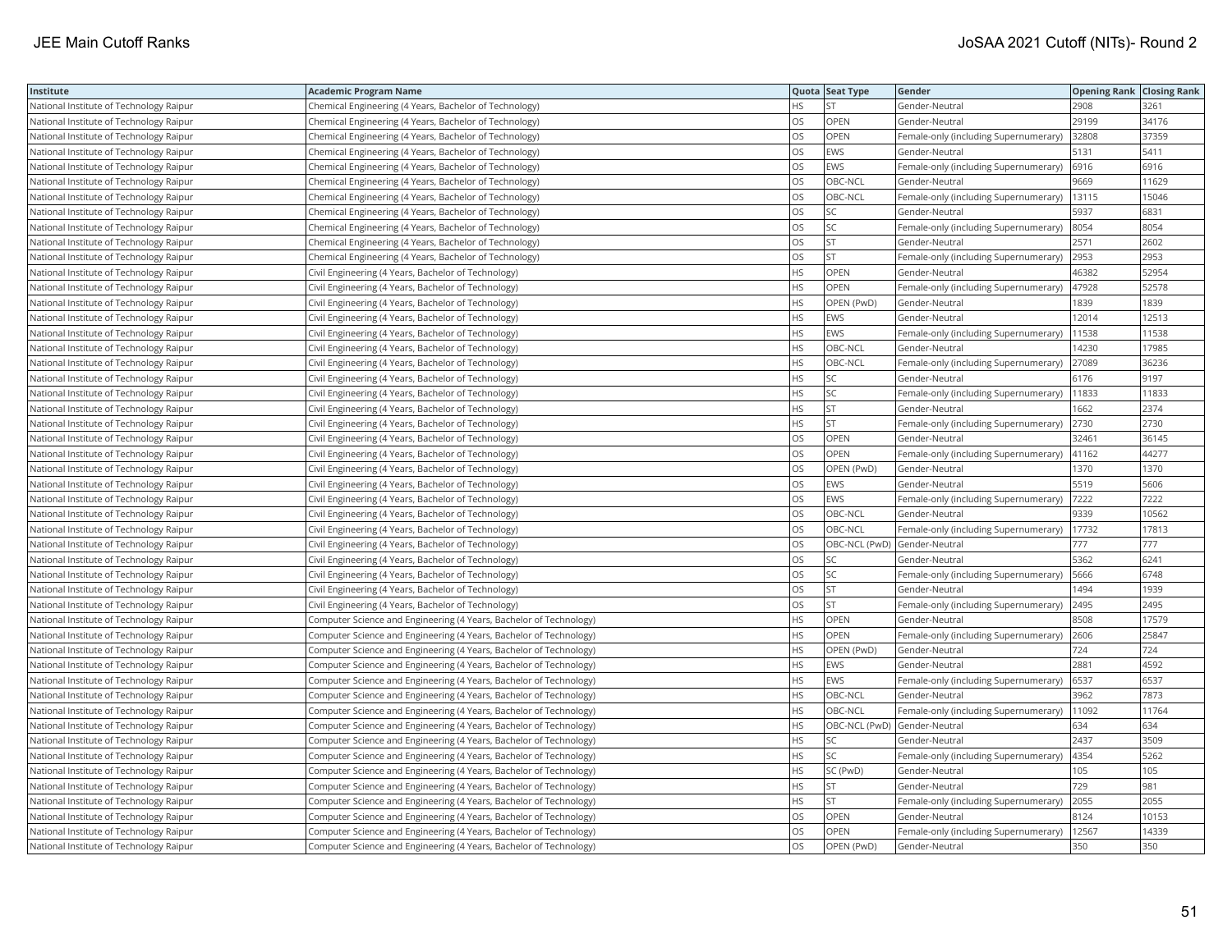| Institute | Academic Program Name | Quota | Seat Type | Gender | Opening Rank | Closing Rank |
|---|---|---|---|---|---|---|
| National Institute of Technology Raipur | Chemical Engineering (4 Years, Bachelor of Technology) | HS | ST | Gender-Neutral | 2908 | 3261 |
| National Institute of Technology Raipur | Chemical Engineering (4 Years, Bachelor of Technology) | OS | OPEN | Gender-Neutral | 29199 | 34176 |
| National Institute of Technology Raipur | Chemical Engineering (4 Years, Bachelor of Technology) | OS | OPEN | Female-only (including Supernumerary) | 32808 | 37359 |
| National Institute of Technology Raipur | Chemical Engineering (4 Years, Bachelor of Technology) | OS | EWS | Gender-Neutral | 5131 | 5411 |
| National Institute of Technology Raipur | Chemical Engineering (4 Years, Bachelor of Technology) | OS | EWS | Female-only (including Supernumerary) | 6916 | 6916 |
| National Institute of Technology Raipur | Chemical Engineering (4 Years, Bachelor of Technology) | OS | OBC-NCL | Gender-Neutral | 9669 | 11629 |
| National Institute of Technology Raipur | Chemical Engineering (4 Years, Bachelor of Technology) | OS | OBC-NCL | Female-only (including Supernumerary) | 13115 | 15046 |
| National Institute of Technology Raipur | Chemical Engineering (4 Years, Bachelor of Technology) | OS | SC | Gender-Neutral | 5937 | 6831 |
| National Institute of Technology Raipur | Chemical Engineering (4 Years, Bachelor of Technology) | OS | SC | Female-only (including Supernumerary) | 8054 | 8054 |
| National Institute of Technology Raipur | Chemical Engineering (4 Years, Bachelor of Technology) | OS | ST | Gender-Neutral | 2571 | 2602 |
| National Institute of Technology Raipur | Chemical Engineering (4 Years, Bachelor of Technology) | OS | ST | Female-only (including Supernumerary) | 2953 | 2953 |
| National Institute of Technology Raipur | Civil Engineering (4 Years, Bachelor of Technology) | HS | OPEN | Gender-Neutral | 46382 | 52954 |
| National Institute of Technology Raipur | Civil Engineering (4 Years, Bachelor of Technology) | HS | OPEN | Female-only (including Supernumerary) | 47928 | 52578 |
| National Institute of Technology Raipur | Civil Engineering (4 Years, Bachelor of Technology) | HS | OPEN (PwD) | Gender-Neutral | 1839 | 1839 |
| National Institute of Technology Raipur | Civil Engineering (4 Years, Bachelor of Technology) | HS | EWS | Gender-Neutral | 12014 | 12513 |
| National Institute of Technology Raipur | Civil Engineering (4 Years, Bachelor of Technology) | HS | EWS | Female-only (including Supernumerary) | 11538 | 11538 |
| National Institute of Technology Raipur | Civil Engineering (4 Years, Bachelor of Technology) | HS | OBC-NCL | Gender-Neutral | 14230 | 17985 |
| National Institute of Technology Raipur | Civil Engineering (4 Years, Bachelor of Technology) | HS | OBC-NCL | Female-only (including Supernumerary) | 27089 | 36236 |
| National Institute of Technology Raipur | Civil Engineering (4 Years, Bachelor of Technology) | HS | SC | Gender-Neutral | 6176 | 9197 |
| National Institute of Technology Raipur | Civil Engineering (4 Years, Bachelor of Technology) | HS | SC | Female-only (including Supernumerary) | 11833 | 11833 |
| National Institute of Technology Raipur | Civil Engineering (4 Years, Bachelor of Technology) | HS | ST | Gender-Neutral | 1662 | 2374 |
| National Institute of Technology Raipur | Civil Engineering (4 Years, Bachelor of Technology) | HS | ST | Female-only (including Supernumerary) | 2730 | 2730 |
| National Institute of Technology Raipur | Civil Engineering (4 Years, Bachelor of Technology) | OS | OPEN | Gender-Neutral | 32461 | 36145 |
| National Institute of Technology Raipur | Civil Engineering (4 Years, Bachelor of Technology) | OS | OPEN | Female-only (including Supernumerary) | 41162 | 44277 |
| National Institute of Technology Raipur | Civil Engineering (4 Years, Bachelor of Technology) | OS | OPEN (PwD) | Gender-Neutral | 1370 | 1370 |
| National Institute of Technology Raipur | Civil Engineering (4 Years, Bachelor of Technology) | OS | EWS | Gender-Neutral | 5519 | 5606 |
| National Institute of Technology Raipur | Civil Engineering (4 Years, Bachelor of Technology) | OS | EWS | Female-only (including Supernumerary) | 7222 | 7222 |
| National Institute of Technology Raipur | Civil Engineering (4 Years, Bachelor of Technology) | OS | OBC-NCL | Gender-Neutral | 9339 | 10562 |
| National Institute of Technology Raipur | Civil Engineering (4 Years, Bachelor of Technology) | OS | OBC-NCL | Female-only (including Supernumerary) | 17732 | 17813 |
| National Institute of Technology Raipur | Civil Engineering (4 Years, Bachelor of Technology) | OS | OBC-NCL (PwD) | Gender-Neutral | 777 | 777 |
| National Institute of Technology Raipur | Civil Engineering (4 Years, Bachelor of Technology) | OS | SC | Gender-Neutral | 5362 | 6241 |
| National Institute of Technology Raipur | Civil Engineering (4 Years, Bachelor of Technology) | OS | SC | Female-only (including Supernumerary) | 5666 | 6748 |
| National Institute of Technology Raipur | Civil Engineering (4 Years, Bachelor of Technology) | OS | ST | Gender-Neutral | 1494 | 1939 |
| National Institute of Technology Raipur | Civil Engineering (4 Years, Bachelor of Technology) | OS | ST | Female-only (including Supernumerary) | 2495 | 2495 |
| National Institute of Technology Raipur | Computer Science and Engineering (4 Years, Bachelor of Technology) | HS | OPEN | Gender-Neutral | 8508 | 17579 |
| National Institute of Technology Raipur | Computer Science and Engineering (4 Years, Bachelor of Technology) | HS | OPEN | Female-only (including Supernumerary) | 2606 | 25847 |
| National Institute of Technology Raipur | Computer Science and Engineering (4 Years, Bachelor of Technology) | HS | OPEN (PwD) | Gender-Neutral | 724 | 724 |
| National Institute of Technology Raipur | Computer Science and Engineering (4 Years, Bachelor of Technology) | HS | EWS | Gender-Neutral | 2881 | 4592 |
| National Institute of Technology Raipur | Computer Science and Engineering (4 Years, Bachelor of Technology) | HS | EWS | Female-only (including Supernumerary) | 6537 | 6537 |
| National Institute of Technology Raipur | Computer Science and Engineering (4 Years, Bachelor of Technology) | HS | OBC-NCL | Gender-Neutral | 3962 | 7873 |
| National Institute of Technology Raipur | Computer Science and Engineering (4 Years, Bachelor of Technology) | HS | OBC-NCL | Female-only (including Supernumerary) | 11092 | 11764 |
| National Institute of Technology Raipur | Computer Science and Engineering (4 Years, Bachelor of Technology) | HS | OBC-NCL (PwD) | Gender-Neutral | 634 | 634 |
| National Institute of Technology Raipur | Computer Science and Engineering (4 Years, Bachelor of Technology) | HS | SC | Gender-Neutral | 2437 | 3509 |
| National Institute of Technology Raipur | Computer Science and Engineering (4 Years, Bachelor of Technology) | HS | SC | Female-only (including Supernumerary) | 4354 | 5262 |
| National Institute of Technology Raipur | Computer Science and Engineering (4 Years, Bachelor of Technology) | HS | SC (PwD) | Gender-Neutral | 105 | 105 |
| National Institute of Technology Raipur | Computer Science and Engineering (4 Years, Bachelor of Technology) | HS | ST | Gender-Neutral | 729 | 981 |
| National Institute of Technology Raipur | Computer Science and Engineering (4 Years, Bachelor of Technology) | HS | ST | Female-only (including Supernumerary) | 2055 | 2055 |
| National Institute of Technology Raipur | Computer Science and Engineering (4 Years, Bachelor of Technology) | OS | OPEN | Gender-Neutral | 8124 | 10153 |
| National Institute of Technology Raipur | Computer Science and Engineering (4 Years, Bachelor of Technology) | OS | OPEN | Female-only (including Supernumerary) | 12567 | 14339 |
| National Institute of Technology Raipur | Computer Science and Engineering (4 Years, Bachelor of Technology) | OS | OPEN (PwD) | Gender-Neutral | 350 | 350 |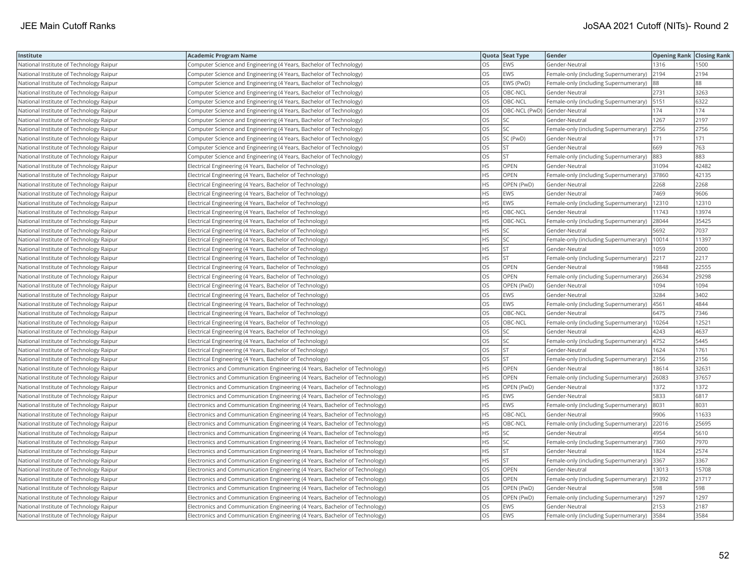| Institute | Academic Program Name | Quota | Seat Type | Gender | Opening Rank | Closing Rank |
|---|---|---|---|---|---|---|
| National Institute of Technology Raipur | Computer Science and Engineering (4 Years, Bachelor of Technology) | OS | EWS | Gender-Neutral | 1316 | 1500 |
| National Institute of Technology Raipur | Computer Science and Engineering (4 Years, Bachelor of Technology) | OS | EWS | Female-only (including Supernumerary) | 2194 | 2194 |
| National Institute of Technology Raipur | Computer Science and Engineering (4 Years, Bachelor of Technology) | OS | EWS (PwD) | Female-only (including Supernumerary) | 88 | 88 |
| National Institute of Technology Raipur | Computer Science and Engineering (4 Years, Bachelor of Technology) | OS | OBC-NCL | Gender-Neutral | 2731 | 3263 |
| National Institute of Technology Raipur | Computer Science and Engineering (4 Years, Bachelor of Technology) | OS | OBC-NCL | Female-only (including Supernumerary) | 5151 | 6322 |
| National Institute of Technology Raipur | Computer Science and Engineering (4 Years, Bachelor of Technology) | OS | OBC-NCL (PwD) | Gender-Neutral | 174 | 174 |
| National Institute of Technology Raipur | Computer Science and Engineering (4 Years, Bachelor of Technology) | OS | SC | Gender-Neutral | 1267 | 2197 |
| National Institute of Technology Raipur | Computer Science and Engineering (4 Years, Bachelor of Technology) | OS | SC | Female-only (including Supernumerary) | 2756 | 2756 |
| National Institute of Technology Raipur | Computer Science and Engineering (4 Years, Bachelor of Technology) | OS | SC (PwD) | Gender-Neutral | 171 | 171 |
| National Institute of Technology Raipur | Computer Science and Engineering (4 Years, Bachelor of Technology) | OS | ST | Gender-Neutral | 669 | 763 |
| National Institute of Technology Raipur | Computer Science and Engineering (4 Years, Bachelor of Technology) | OS | ST | Female-only (including Supernumerary) | 883 | 883 |
| National Institute of Technology Raipur | Electrical Engineering (4 Years, Bachelor of Technology) | HS | OPEN | Gender-Neutral | 31094 | 42482 |
| National Institute of Technology Raipur | Electrical Engineering (4 Years, Bachelor of Technology) | HS | OPEN | Female-only (including Supernumerary) | 37860 | 42135 |
| National Institute of Technology Raipur | Electrical Engineering (4 Years, Bachelor of Technology) | HS | OPEN (PwD) | Gender-Neutral | 2268 | 2268 |
| National Institute of Technology Raipur | Electrical Engineering (4 Years, Bachelor of Technology) | HS | EWS | Gender-Neutral | 7469 | 9606 |
| National Institute of Technology Raipur | Electrical Engineering (4 Years, Bachelor of Technology) | HS | EWS | Female-only (including Supernumerary) | 12310 | 12310 |
| National Institute of Technology Raipur | Electrical Engineering (4 Years, Bachelor of Technology) | HS | OBC-NCL | Gender-Neutral | 11743 | 13974 |
| National Institute of Technology Raipur | Electrical Engineering (4 Years, Bachelor of Technology) | HS | OBC-NCL | Female-only (including Supernumerary) | 28044 | 35425 |
| National Institute of Technology Raipur | Electrical Engineering (4 Years, Bachelor of Technology) | HS | SC | Gender-Neutral | 5692 | 7037 |
| National Institute of Technology Raipur | Electrical Engineering (4 Years, Bachelor of Technology) | HS | SC | Female-only (including Supernumerary) | 10014 | 11397 |
| National Institute of Technology Raipur | Electrical Engineering (4 Years, Bachelor of Technology) | HS | ST | Gender-Neutral | 1059 | 2000 |
| National Institute of Technology Raipur | Electrical Engineering (4 Years, Bachelor of Technology) | HS | ST | Female-only (including Supernumerary) | 2217 | 2217 |
| National Institute of Technology Raipur | Electrical Engineering (4 Years, Bachelor of Technology) | OS | OPEN | Gender-Neutral | 19848 | 22555 |
| National Institute of Technology Raipur | Electrical Engineering (4 Years, Bachelor of Technology) | OS | OPEN | Female-only (including Supernumerary) | 26634 | 29298 |
| National Institute of Technology Raipur | Electrical Engineering (4 Years, Bachelor of Technology) | OS | OPEN (PwD) | Gender-Neutral | 1094 | 1094 |
| National Institute of Technology Raipur | Electrical Engineering (4 Years, Bachelor of Technology) | OS | EWS | Gender-Neutral | 3284 | 3402 |
| National Institute of Technology Raipur | Electrical Engineering (4 Years, Bachelor of Technology) | OS | EWS | Female-only (including Supernumerary) | 4561 | 4844 |
| National Institute of Technology Raipur | Electrical Engineering (4 Years, Bachelor of Technology) | OS | OBC-NCL | Gender-Neutral | 6475 | 7346 |
| National Institute of Technology Raipur | Electrical Engineering (4 Years, Bachelor of Technology) | OS | OBC-NCL | Female-only (including Supernumerary) | 10264 | 12521 |
| National Institute of Technology Raipur | Electrical Engineering (4 Years, Bachelor of Technology) | OS | SC | Gender-Neutral | 4243 | 4637 |
| National Institute of Technology Raipur | Electrical Engineering (4 Years, Bachelor of Technology) | OS | SC | Female-only (including Supernumerary) | 4752 | 5445 |
| National Institute of Technology Raipur | Electrical Engineering (4 Years, Bachelor of Technology) | OS | ST | Gender-Neutral | 1624 | 1761 |
| National Institute of Technology Raipur | Electrical Engineering (4 Years, Bachelor of Technology) | OS | ST | Female-only (including Supernumerary) | 2156 | 2156 |
| National Institute of Technology Raipur | Electronics and Communication Engineering (4 Years, Bachelor of Technology) | HS | OPEN | Gender-Neutral | 18614 | 32631 |
| National Institute of Technology Raipur | Electronics and Communication Engineering (4 Years, Bachelor of Technology) | HS | OPEN | Female-only (including Supernumerary) | 26083 | 37657 |
| National Institute of Technology Raipur | Electronics and Communication Engineering (4 Years, Bachelor of Technology) | HS | OPEN (PwD) | Gender-Neutral | 1372 | 1372 |
| National Institute of Technology Raipur | Electronics and Communication Engineering (4 Years, Bachelor of Technology) | HS | EWS | Gender-Neutral | 5833 | 6817 |
| National Institute of Technology Raipur | Electronics and Communication Engineering (4 Years, Bachelor of Technology) | HS | EWS | Female-only (including Supernumerary) | 8031 | 8031 |
| National Institute of Technology Raipur | Electronics and Communication Engineering (4 Years, Bachelor of Technology) | HS | OBC-NCL | Gender-Neutral | 9906 | 11633 |
| National Institute of Technology Raipur | Electronics and Communication Engineering (4 Years, Bachelor of Technology) | HS | OBC-NCL | Female-only (including Supernumerary) | 22016 | 25695 |
| National Institute of Technology Raipur | Electronics and Communication Engineering (4 Years, Bachelor of Technology) | HS | SC | Gender-Neutral | 4954 | 5610 |
| National Institute of Technology Raipur | Electronics and Communication Engineering (4 Years, Bachelor of Technology) | HS | SC | Female-only (including Supernumerary) | 7360 | 7970 |
| National Institute of Technology Raipur | Electronics and Communication Engineering (4 Years, Bachelor of Technology) | HS | ST | Gender-Neutral | 1824 | 2574 |
| National Institute of Technology Raipur | Electronics and Communication Engineering (4 Years, Bachelor of Technology) | HS | ST | Female-only (including Supernumerary) | 3367 | 3367 |
| National Institute of Technology Raipur | Electronics and Communication Engineering (4 Years, Bachelor of Technology) | OS | OPEN | Gender-Neutral | 13013 | 15708 |
| National Institute of Technology Raipur | Electronics and Communication Engineering (4 Years, Bachelor of Technology) | OS | OPEN | Female-only (including Supernumerary) | 21392 | 21717 |
| National Institute of Technology Raipur | Electronics and Communication Engineering (4 Years, Bachelor of Technology) | OS | OPEN (PwD) | Gender-Neutral | 598 | 598 |
| National Institute of Technology Raipur | Electronics and Communication Engineering (4 Years, Bachelor of Technology) | OS | OPEN (PwD) | Female-only (including Supernumerary) | 1297 | 1297 |
| National Institute of Technology Raipur | Electronics and Communication Engineering (4 Years, Bachelor of Technology) | OS | EWS | Gender-Neutral | 2153 | 2187 |
| National Institute of Technology Raipur | Electronics and Communication Engineering (4 Years, Bachelor of Technology) | OS | EWS | Female-only (including Supernumerary) | 3584 | 3584 |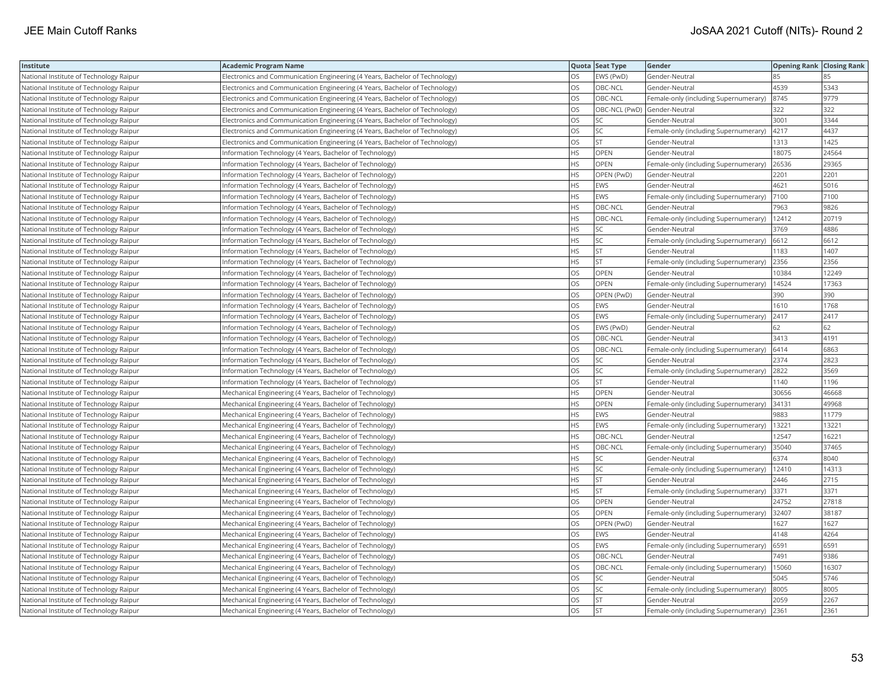| Institute | Academic Program Name | Quota | Seat Type | Gender | Opening Rank | Closing Rank |
|---|---|---|---|---|---|---|
| National Institute of Technology Raipur | Electronics and Communication Engineering (4 Years, Bachelor of Technology) | OS | EWS (PwD) | Gender-Neutral | 85 | 85 |
| National Institute of Technology Raipur | Electronics and Communication Engineering (4 Years, Bachelor of Technology) | OS | OBC-NCL | Gender-Neutral | 4539 | 5343 |
| National Institute of Technology Raipur | Electronics and Communication Engineering (4 Years, Bachelor of Technology) | OS | OBC-NCL | Female-only (including Supernumerary) | 8745 | 9779 |
| National Institute of Technology Raipur | Electronics and Communication Engineering (4 Years, Bachelor of Technology) | OS | OBC-NCL (PwD) | Gender-Neutral | 322 | 322 |
| National Institute of Technology Raipur | Electronics and Communication Engineering (4 Years, Bachelor of Technology) | OS | SC | Gender-Neutral | 3001 | 3344 |
| National Institute of Technology Raipur | Electronics and Communication Engineering (4 Years, Bachelor of Technology) | OS | SC | Female-only (including Supernumerary) | 4217 | 4437 |
| National Institute of Technology Raipur | Electronics and Communication Engineering (4 Years, Bachelor of Technology) | OS | ST | Gender-Neutral | 1313 | 1425 |
| National Institute of Technology Raipur | Information Technology (4 Years, Bachelor of Technology) | HS | OPEN | Gender-Neutral | 18075 | 24564 |
| National Institute of Technology Raipur | Information Technology (4 Years, Bachelor of Technology) | HS | OPEN | Female-only (including Supernumerary) | 26536 | 29365 |
| National Institute of Technology Raipur | Information Technology (4 Years, Bachelor of Technology) | HS | OPEN (PwD) | Gender-Neutral | 2201 | 2201 |
| National Institute of Technology Raipur | Information Technology (4 Years, Bachelor of Technology) | HS | EWS | Gender-Neutral | 4621 | 5016 |
| National Institute of Technology Raipur | Information Technology (4 Years, Bachelor of Technology) | HS | EWS | Female-only (including Supernumerary) | 7100 | 7100 |
| National Institute of Technology Raipur | Information Technology (4 Years, Bachelor of Technology) | HS | OBC-NCL | Gender-Neutral | 7963 | 9826 |
| National Institute of Technology Raipur | Information Technology (4 Years, Bachelor of Technology) | HS | OBC-NCL | Female-only (including Supernumerary) | 12412 | 20719 |
| National Institute of Technology Raipur | Information Technology (4 Years, Bachelor of Technology) | HS | SC | Gender-Neutral | 3769 | 4886 |
| National Institute of Technology Raipur | Information Technology (4 Years, Bachelor of Technology) | HS | SC | Female-only (including Supernumerary) | 6612 | 6612 |
| National Institute of Technology Raipur | Information Technology (4 Years, Bachelor of Technology) | HS | ST | Gender-Neutral | 1183 | 1407 |
| National Institute of Technology Raipur | Information Technology (4 Years, Bachelor of Technology) | HS | ST | Female-only (including Supernumerary) | 2356 | 2356 |
| National Institute of Technology Raipur | Information Technology (4 Years, Bachelor of Technology) | OS | OPEN | Gender-Neutral | 10384 | 12249 |
| National Institute of Technology Raipur | Information Technology (4 Years, Bachelor of Technology) | OS | OPEN | Female-only (including Supernumerary) | 14524 | 17363 |
| National Institute of Technology Raipur | Information Technology (4 Years, Bachelor of Technology) | OS | OPEN (PwD) | Gender-Neutral | 390 | 390 |
| National Institute of Technology Raipur | Information Technology (4 Years, Bachelor of Technology) | OS | EWS | Gender-Neutral | 1610 | 1768 |
| National Institute of Technology Raipur | Information Technology (4 Years, Bachelor of Technology) | OS | EWS | Female-only (including Supernumerary) | 2417 | 2417 |
| National Institute of Technology Raipur | Information Technology (4 Years, Bachelor of Technology) | OS | EWS (PwD) | Gender-Neutral | 62 | 62 |
| National Institute of Technology Raipur | Information Technology (4 Years, Bachelor of Technology) | OS | OBC-NCL | Gender-Neutral | 3413 | 4191 |
| National Institute of Technology Raipur | Information Technology (4 Years, Bachelor of Technology) | OS | OBC-NCL | Female-only (including Supernumerary) | 6414 | 6863 |
| National Institute of Technology Raipur | Information Technology (4 Years, Bachelor of Technology) | OS | SC | Gender-Neutral | 2374 | 2823 |
| National Institute of Technology Raipur | Information Technology (4 Years, Bachelor of Technology) | OS | SC | Female-only (including Supernumerary) | 2822 | 3569 |
| National Institute of Technology Raipur | Information Technology (4 Years, Bachelor of Technology) | OS | ST | Gender-Neutral | 1140 | 1196 |
| National Institute of Technology Raipur | Mechanical Engineering (4 Years, Bachelor of Technology) | HS | OPEN | Gender-Neutral | 30656 | 46668 |
| National Institute of Technology Raipur | Mechanical Engineering (4 Years, Bachelor of Technology) | HS | OPEN | Female-only (including Supernumerary) | 34131 | 49968 |
| National Institute of Technology Raipur | Mechanical Engineering (4 Years, Bachelor of Technology) | HS | EWS | Gender-Neutral | 9883 | 11779 |
| National Institute of Technology Raipur | Mechanical Engineering (4 Years, Bachelor of Technology) | HS | EWS | Female-only (including Supernumerary) | 13221 | 13221 |
| National Institute of Technology Raipur | Mechanical Engineering (4 Years, Bachelor of Technology) | HS | OBC-NCL | Gender-Neutral | 12547 | 16221 |
| National Institute of Technology Raipur | Mechanical Engineering (4 Years, Bachelor of Technology) | HS | OBC-NCL | Female-only (including Supernumerary) | 35040 | 37465 |
| National Institute of Technology Raipur | Mechanical Engineering (4 Years, Bachelor of Technology) | HS | SC | Gender-Neutral | 6374 | 8040 |
| National Institute of Technology Raipur | Mechanical Engineering (4 Years, Bachelor of Technology) | HS | SC | Female-only (including Supernumerary) | 12410 | 14313 |
| National Institute of Technology Raipur | Mechanical Engineering (4 Years, Bachelor of Technology) | HS | ST | Gender-Neutral | 2446 | 2715 |
| National Institute of Technology Raipur | Mechanical Engineering (4 Years, Bachelor of Technology) | HS | ST | Female-only (including Supernumerary) | 3371 | 3371 |
| National Institute of Technology Raipur | Mechanical Engineering (4 Years, Bachelor of Technology) | OS | OPEN | Gender-Neutral | 24752 | 27818 |
| National Institute of Technology Raipur | Mechanical Engineering (4 Years, Bachelor of Technology) | OS | OPEN | Female-only (including Supernumerary) | 32407 | 38187 |
| National Institute of Technology Raipur | Mechanical Engineering (4 Years, Bachelor of Technology) | OS | OPEN (PwD) | Gender-Neutral | 1627 | 1627 |
| National Institute of Technology Raipur | Mechanical Engineering (4 Years, Bachelor of Technology) | OS | EWS | Gender-Neutral | 4148 | 4264 |
| National Institute of Technology Raipur | Mechanical Engineering (4 Years, Bachelor of Technology) | OS | EWS | Female-only (including Supernumerary) | 6591 | 6591 |
| National Institute of Technology Raipur | Mechanical Engineering (4 Years, Bachelor of Technology) | OS | OBC-NCL | Gender-Neutral | 7491 | 9386 |
| National Institute of Technology Raipur | Mechanical Engineering (4 Years, Bachelor of Technology) | OS | OBC-NCL | Female-only (including Supernumerary) | 15060 | 16307 |
| National Institute of Technology Raipur | Mechanical Engineering (4 Years, Bachelor of Technology) | OS | SC | Gender-Neutral | 5045 | 5746 |
| National Institute of Technology Raipur | Mechanical Engineering (4 Years, Bachelor of Technology) | OS | SC | Female-only (including Supernumerary) | 8005 | 8005 |
| National Institute of Technology Raipur | Mechanical Engineering (4 Years, Bachelor of Technology) | OS | ST | Gender-Neutral | 2059 | 2267 |
| National Institute of Technology Raipur | Mechanical Engineering (4 Years, Bachelor of Technology) | OS | ST | Female-only (including Supernumerary) | 2361 | 2361 |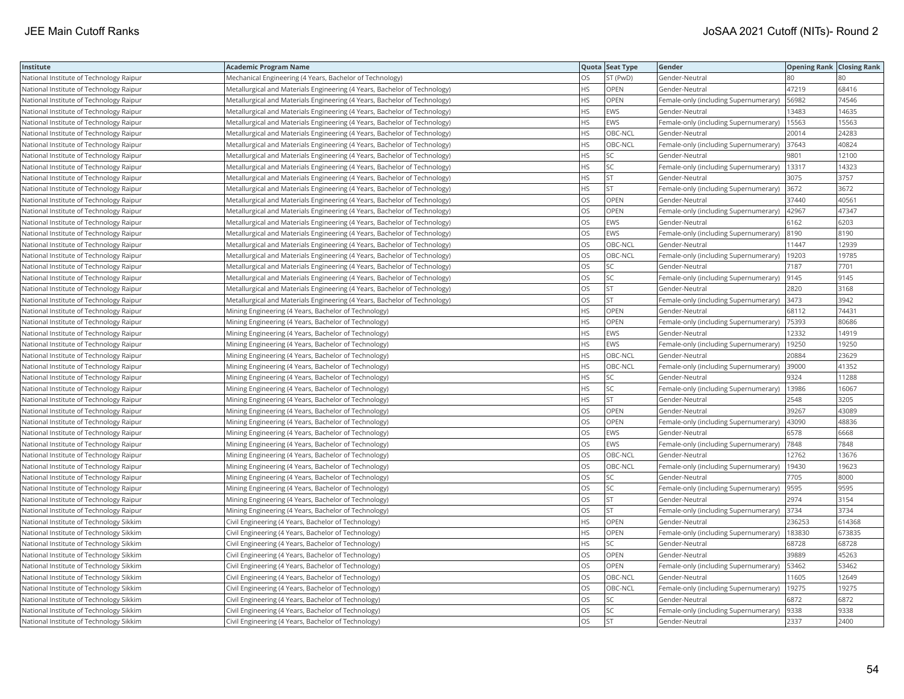| Institute | Academic Program Name | Quota | Seat Type | Gender | Opening Rank | Closing Rank |
|---|---|---|---|---|---|---|
| National Institute of Technology Raipur | Mechanical Engineering (4 Years, Bachelor of Technology) | OS | ST (PwD) | Gender-Neutral | 80 | 80 |
| National Institute of Technology Raipur | Metallurgical and Materials Engineering (4 Years, Bachelor of Technology) | HS | OPEN | Gender-Neutral | 47219 | 68416 |
| National Institute of Technology Raipur | Metallurgical and Materials Engineering (4 Years, Bachelor of Technology) | HS | OPEN | Female-only (including Supernumerary) | 56982 | 74546 |
| National Institute of Technology Raipur | Metallurgical and Materials Engineering (4 Years, Bachelor of Technology) | HS | EWS | Gender-Neutral | 13483 | 14635 |
| National Institute of Technology Raipur | Metallurgical and Materials Engineering (4 Years, Bachelor of Technology) | HS | EWS | Female-only (including Supernumerary) | 15563 | 15563 |
| National Institute of Technology Raipur | Metallurgical and Materials Engineering (4 Years, Bachelor of Technology) | HS | OBC-NCL | Gender-Neutral | 20014 | 24283 |
| National Institute of Technology Raipur | Metallurgical and Materials Engineering (4 Years, Bachelor of Technology) | HS | OBC-NCL | Female-only (including Supernumerary) | 37643 | 40824 |
| National Institute of Technology Raipur | Metallurgical and Materials Engineering (4 Years, Bachelor of Technology) | HS | SC | Gender-Neutral | 9801 | 12100 |
| National Institute of Technology Raipur | Metallurgical and Materials Engineering (4 Years, Bachelor of Technology) | HS | SC | Female-only (including Supernumerary) | 13317 | 14323 |
| National Institute of Technology Raipur | Metallurgical and Materials Engineering (4 Years, Bachelor of Technology) | HS | ST | Gender-Neutral | 3075 | 3757 |
| National Institute of Technology Raipur | Metallurgical and Materials Engineering (4 Years, Bachelor of Technology) | HS | ST | Female-only (including Supernumerary) | 3672 | 3672 |
| National Institute of Technology Raipur | Metallurgical and Materials Engineering (4 Years, Bachelor of Technology) | OS | OPEN | Gender-Neutral | 37440 | 40561 |
| National Institute of Technology Raipur | Metallurgical and Materials Engineering (4 Years, Bachelor of Technology) | OS | OPEN | Female-only (including Supernumerary) | 42967 | 47347 |
| National Institute of Technology Raipur | Metallurgical and Materials Engineering (4 Years, Bachelor of Technology) | OS | EWS | Gender-Neutral | 6162 | 6203 |
| National Institute of Technology Raipur | Metallurgical and Materials Engineering (4 Years, Bachelor of Technology) | OS | EWS | Female-only (including Supernumerary) | 8190 | 8190 |
| National Institute of Technology Raipur | Metallurgical and Materials Engineering (4 Years, Bachelor of Technology) | OS | OBC-NCL | Gender-Neutral | 11447 | 12939 |
| National Institute of Technology Raipur | Metallurgical and Materials Engineering (4 Years, Bachelor of Technology) | OS | OBC-NCL | Female-only (including Supernumerary) | 19203 | 19785 |
| National Institute of Technology Raipur | Metallurgical and Materials Engineering (4 Years, Bachelor of Technology) | OS | SC | Gender-Neutral | 7187 | 7701 |
| National Institute of Technology Raipur | Metallurgical and Materials Engineering (4 Years, Bachelor of Technology) | OS | SC | Female-only (including Supernumerary) | 9145 | 9145 |
| National Institute of Technology Raipur | Metallurgical and Materials Engineering (4 Years, Bachelor of Technology) | OS | ST | Gender-Neutral | 2820 | 3168 |
| National Institute of Technology Raipur | Metallurgical and Materials Engineering (4 Years, Bachelor of Technology) | OS | ST | Female-only (including Supernumerary) | 3473 | 3942 |
| National Institute of Technology Raipur | Mining Engineering (4 Years, Bachelor of Technology) | HS | OPEN | Gender-Neutral | 68112 | 74431 |
| National Institute of Technology Raipur | Mining Engineering (4 Years, Bachelor of Technology) | HS | OPEN | Female-only (including Supernumerary) | 75393 | 80686 |
| National Institute of Technology Raipur | Mining Engineering (4 Years, Bachelor of Technology) | HS | EWS | Gender-Neutral | 12332 | 14919 |
| National Institute of Technology Raipur | Mining Engineering (4 Years, Bachelor of Technology) | HS | EWS | Female-only (including Supernumerary) | 19250 | 19250 |
| National Institute of Technology Raipur | Mining Engineering (4 Years, Bachelor of Technology) | HS | OBC-NCL | Gender-Neutral | 20884 | 23629 |
| National Institute of Technology Raipur | Mining Engineering (4 Years, Bachelor of Technology) | HS | OBC-NCL | Female-only (including Supernumerary) | 39000 | 41352 |
| National Institute of Technology Raipur | Mining Engineering (4 Years, Bachelor of Technology) | HS | SC | Gender-Neutral | 9324 | 11288 |
| National Institute of Technology Raipur | Mining Engineering (4 Years, Bachelor of Technology) | HS | SC | Female-only (including Supernumerary) | 13986 | 16067 |
| National Institute of Technology Raipur | Mining Engineering (4 Years, Bachelor of Technology) | HS | ST | Gender-Neutral | 2548 | 3205 |
| National Institute of Technology Raipur | Mining Engineering (4 Years, Bachelor of Technology) | OS | OPEN | Gender-Neutral | 39267 | 43089 |
| National Institute of Technology Raipur | Mining Engineering (4 Years, Bachelor of Technology) | OS | OPEN | Female-only (including Supernumerary) | 43090 | 48836 |
| National Institute of Technology Raipur | Mining Engineering (4 Years, Bachelor of Technology) | OS | EWS | Gender-Neutral | 6578 | 6668 |
| National Institute of Technology Raipur | Mining Engineering (4 Years, Bachelor of Technology) | OS | EWS | Female-only (including Supernumerary) | 7848 | 7848 |
| National Institute of Technology Raipur | Mining Engineering (4 Years, Bachelor of Technology) | OS | OBC-NCL | Gender-Neutral | 12762 | 13676 |
| National Institute of Technology Raipur | Mining Engineering (4 Years, Bachelor of Technology) | OS | OBC-NCL | Female-only (including Supernumerary) | 19430 | 19623 |
| National Institute of Technology Raipur | Mining Engineering (4 Years, Bachelor of Technology) | OS | SC | Gender-Neutral | 7705 | 8000 |
| National Institute of Technology Raipur | Mining Engineering (4 Years, Bachelor of Technology) | OS | SC | Female-only (including Supernumerary) | 9595 | 9595 |
| National Institute of Technology Raipur | Mining Engineering (4 Years, Bachelor of Technology) | OS | ST | Gender-Neutral | 2974 | 3154 |
| National Institute of Technology Raipur | Mining Engineering (4 Years, Bachelor of Technology) | OS | ST | Female-only (including Supernumerary) | 3734 | 3734 |
| National Institute of Technology Sikkim | Civil Engineering (4 Years, Bachelor of Technology) | HS | OPEN | Gender-Neutral | 236253 | 614368 |
| National Institute of Technology Sikkim | Civil Engineering (4 Years, Bachelor of Technology) | HS | OPEN | Female-only (including Supernumerary) | 183830 | 673835 |
| National Institute of Technology Sikkim | Civil Engineering (4 Years, Bachelor of Technology) | HS | SC | Gender-Neutral | 68728 | 68728 |
| National Institute of Technology Sikkim | Civil Engineering (4 Years, Bachelor of Technology) | OS | OPEN | Gender-Neutral | 39889 | 45263 |
| National Institute of Technology Sikkim | Civil Engineering (4 Years, Bachelor of Technology) | OS | OPEN | Female-only (including Supernumerary) | 53462 | 53462 |
| National Institute of Technology Sikkim | Civil Engineering (4 Years, Bachelor of Technology) | OS | OBC-NCL | Gender-Neutral | 11605 | 12649 |
| National Institute of Technology Sikkim | Civil Engineering (4 Years, Bachelor of Technology) | OS | OBC-NCL | Female-only (including Supernumerary) | 19275 | 19275 |
| National Institute of Technology Sikkim | Civil Engineering (4 Years, Bachelor of Technology) | OS | SC | Gender-Neutral | 6872 | 6872 |
| National Institute of Technology Sikkim | Civil Engineering (4 Years, Bachelor of Technology) | OS | SC | Female-only (including Supernumerary) | 9338 | 9338 |
| National Institute of Technology Sikkim | Civil Engineering (4 Years, Bachelor of Technology) | OS | ST | Gender-Neutral | 2337 | 2400 |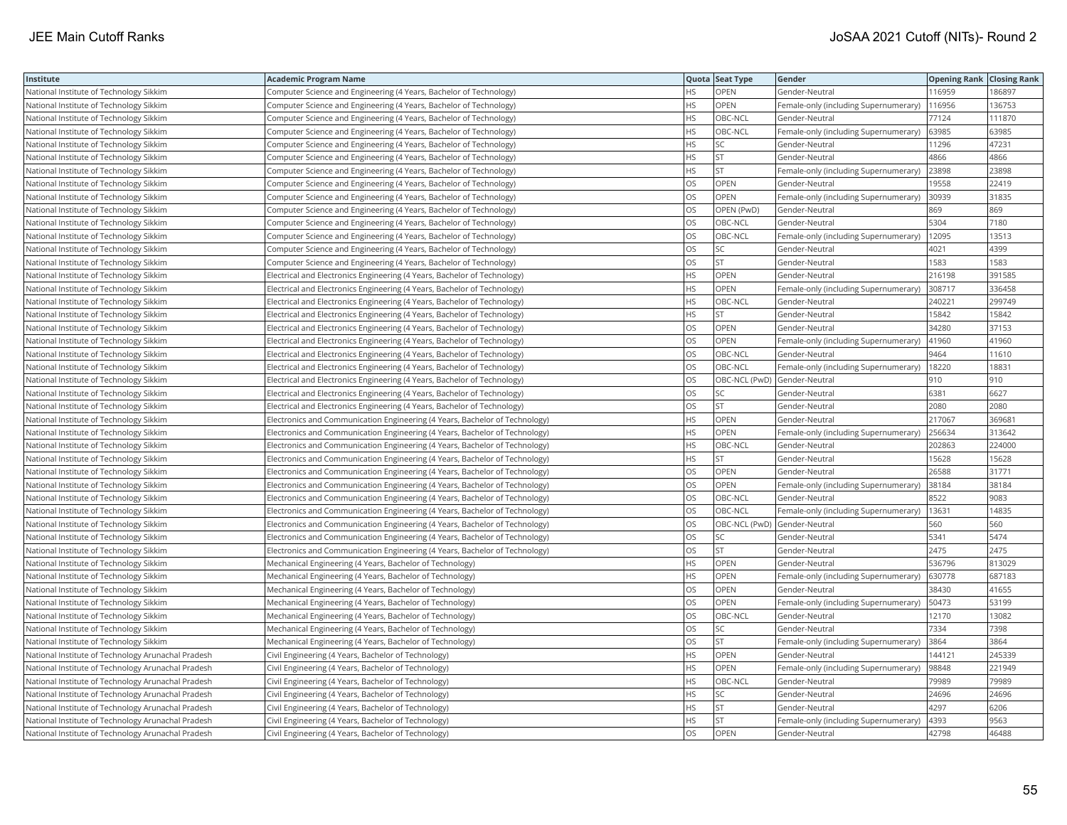| Institute | Academic Program Name | Quota | Seat Type | Gender | Opening Rank | Closing Rank |
|---|---|---|---|---|---|---|
| National Institute of Technology Sikkim | Computer Science and Engineering (4 Years, Bachelor of Technology) | HS | OPEN | Gender-Neutral | 116959 | 186897 |
| National Institute of Technology Sikkim | Computer Science and Engineering (4 Years, Bachelor of Technology) | HS | OPEN | Female-only (including Supernumerary) | 116956 | 136753 |
| National Institute of Technology Sikkim | Computer Science and Engineering (4 Years, Bachelor of Technology) | HS | OBC-NCL | Gender-Neutral | 77124 | 111870 |
| National Institute of Technology Sikkim | Computer Science and Engineering (4 Years, Bachelor of Technology) | HS | OBC-NCL | Female-only (including Supernumerary) | 63985 | 63985 |
| National Institute of Technology Sikkim | Computer Science and Engineering (4 Years, Bachelor of Technology) | HS | SC | Gender-Neutral | 11296 | 47231 |
| National Institute of Technology Sikkim | Computer Science and Engineering (4 Years, Bachelor of Technology) | HS | ST | Gender-Neutral | 4866 | 4866 |
| National Institute of Technology Sikkim | Computer Science and Engineering (4 Years, Bachelor of Technology) | HS | ST | Female-only (including Supernumerary) | 23898 | 23898 |
| National Institute of Technology Sikkim | Computer Science and Engineering (4 Years, Bachelor of Technology) | OS | OPEN | Gender-Neutral | 19558 | 22419 |
| National Institute of Technology Sikkim | Computer Science and Engineering (4 Years, Bachelor of Technology) | OS | OPEN | Female-only (including Supernumerary) | 30939 | 31835 |
| National Institute of Technology Sikkim | Computer Science and Engineering (4 Years, Bachelor of Technology) | OS | OPEN (PwD) | Gender-Neutral | 869 | 869 |
| National Institute of Technology Sikkim | Computer Science and Engineering (4 Years, Bachelor of Technology) | OS | OBC-NCL | Gender-Neutral | 5304 | 7180 |
| National Institute of Technology Sikkim | Computer Science and Engineering (4 Years, Bachelor of Technology) | OS | OBC-NCL | Female-only (including Supernumerary) | 12095 | 13513 |
| National Institute of Technology Sikkim | Computer Science and Engineering (4 Years, Bachelor of Technology) | OS | SC | Gender-Neutral | 4021 | 4399 |
| National Institute of Technology Sikkim | Computer Science and Engineering (4 Years, Bachelor of Technology) | OS | ST | Gender-Neutral | 1583 | 1583 |
| National Institute of Technology Sikkim | Electrical and Electronics Engineering (4 Years, Bachelor of Technology) | HS | OPEN | Gender-Neutral | 216198 | 391585 |
| National Institute of Technology Sikkim | Electrical and Electronics Engineering (4 Years, Bachelor of Technology) | HS | OPEN | Female-only (including Supernumerary) | 308717 | 336458 |
| National Institute of Technology Sikkim | Electrical and Electronics Engineering (4 Years, Bachelor of Technology) | HS | OBC-NCL | Gender-Neutral | 240221 | 299749 |
| National Institute of Technology Sikkim | Electrical and Electronics Engineering (4 Years, Bachelor of Technology) | HS | ST | Gender-Neutral | 15842 | 15842 |
| National Institute of Technology Sikkim | Electrical and Electronics Engineering (4 Years, Bachelor of Technology) | OS | OPEN | Gender-Neutral | 34280 | 37153 |
| National Institute of Technology Sikkim | Electrical and Electronics Engineering (4 Years, Bachelor of Technology) | OS | OPEN | Female-only (including Supernumerary) | 41960 | 41960 |
| National Institute of Technology Sikkim | Electrical and Electronics Engineering (4 Years, Bachelor of Technology) | OS | OBC-NCL | Gender-Neutral | 9464 | 11610 |
| National Institute of Technology Sikkim | Electrical and Electronics Engineering (4 Years, Bachelor of Technology) | OS | OBC-NCL | Female-only (including Supernumerary) | 18220 | 18831 |
| National Institute of Technology Sikkim | Electrical and Electronics Engineering (4 Years, Bachelor of Technology) | OS | OBC-NCL (PwD) | Gender-Neutral | 910 | 910 |
| National Institute of Technology Sikkim | Electrical and Electronics Engineering (4 Years, Bachelor of Technology) | OS | SC | Gender-Neutral | 6381 | 6627 |
| National Institute of Technology Sikkim | Electrical and Electronics Engineering (4 Years, Bachelor of Technology) | OS | ST | Gender-Neutral | 2080 | 2080 |
| National Institute of Technology Sikkim | Electronics and Communication Engineering (4 Years, Bachelor of Technology) | HS | OPEN | Gender-Neutral | 217067 | 369681 |
| National Institute of Technology Sikkim | Electronics and Communication Engineering (4 Years, Bachelor of Technology) | HS | OPEN | Female-only (including Supernumerary) | 256634 | 313642 |
| National Institute of Technology Sikkim | Electronics and Communication Engineering (4 Years, Bachelor of Technology) | HS | OBC-NCL | Gender-Neutral | 202863 | 224000 |
| National Institute of Technology Sikkim | Electronics and Communication Engineering (4 Years, Bachelor of Technology) | HS | ST | Gender-Neutral | 15628 | 15628 |
| National Institute of Technology Sikkim | Electronics and Communication Engineering (4 Years, Bachelor of Technology) | OS | OPEN | Gender-Neutral | 26588 | 31771 |
| National Institute of Technology Sikkim | Electronics and Communication Engineering (4 Years, Bachelor of Technology) | OS | OPEN | Female-only (including Supernumerary) | 38184 | 38184 |
| National Institute of Technology Sikkim | Electronics and Communication Engineering (4 Years, Bachelor of Technology) | OS | OBC-NCL | Gender-Neutral | 8522 | 9083 |
| National Institute of Technology Sikkim | Electronics and Communication Engineering (4 Years, Bachelor of Technology) | OS | OBC-NCL | Female-only (including Supernumerary) | 13631 | 14835 |
| National Institute of Technology Sikkim | Electronics and Communication Engineering (4 Years, Bachelor of Technology) | OS | OBC-NCL (PwD) | Gender-Neutral | 560 | 560 |
| National Institute of Technology Sikkim | Electronics and Communication Engineering (4 Years, Bachelor of Technology) | OS | SC | Gender-Neutral | 5341 | 5474 |
| National Institute of Technology Sikkim | Electronics and Communication Engineering (4 Years, Bachelor of Technology) | OS | ST | Gender-Neutral | 2475 | 2475 |
| National Institute of Technology Sikkim | Mechanical Engineering (4 Years, Bachelor of Technology) | HS | OPEN | Gender-Neutral | 536796 | 813029 |
| National Institute of Technology Sikkim | Mechanical Engineering (4 Years, Bachelor of Technology) | HS | OPEN | Female-only (including Supernumerary) | 630778 | 687183 |
| National Institute of Technology Sikkim | Mechanical Engineering (4 Years, Bachelor of Technology) | OS | OPEN | Gender-Neutral | 38430 | 41655 |
| National Institute of Technology Sikkim | Mechanical Engineering (4 Years, Bachelor of Technology) | OS | OPEN | Female-only (including Supernumerary) | 50473 | 53199 |
| National Institute of Technology Sikkim | Mechanical Engineering (4 Years, Bachelor of Technology) | OS | OBC-NCL | Gender-Neutral | 12170 | 13082 |
| National Institute of Technology Sikkim | Mechanical Engineering (4 Years, Bachelor of Technology) | OS | SC | Gender-Neutral | 7334 | 7398 |
| National Institute of Technology Sikkim | Mechanical Engineering (4 Years, Bachelor of Technology) | OS | ST | Female-only (including Supernumerary) | 3864 | 3864 |
| National Institute of Technology Arunachal Pradesh | Civil Engineering (4 Years, Bachelor of Technology) | HS | OPEN | Gender-Neutral | 144121 | 245339 |
| National Institute of Technology Arunachal Pradesh | Civil Engineering (4 Years, Bachelor of Technology) | HS | OPEN | Female-only (including Supernumerary) | 98848 | 221949 |
| National Institute of Technology Arunachal Pradesh | Civil Engineering (4 Years, Bachelor of Technology) | HS | OBC-NCL | Gender-Neutral | 79989 | 79989 |
| National Institute of Technology Arunachal Pradesh | Civil Engineering (4 Years, Bachelor of Technology) | HS | SC | Gender-Neutral | 24696 | 24696 |
| National Institute of Technology Arunachal Pradesh | Civil Engineering (4 Years, Bachelor of Technology) | HS | ST | Gender-Neutral | 4297 | 6206 |
| National Institute of Technology Arunachal Pradesh | Civil Engineering (4 Years, Bachelor of Technology) | HS | ST | Female-only (including Supernumerary) | 4393 | 9563 |
| National Institute of Technology Arunachal Pradesh | Civil Engineering (4 Years, Bachelor of Technology) | OS | OPEN | Gender-Neutral | 42798 | 46488 |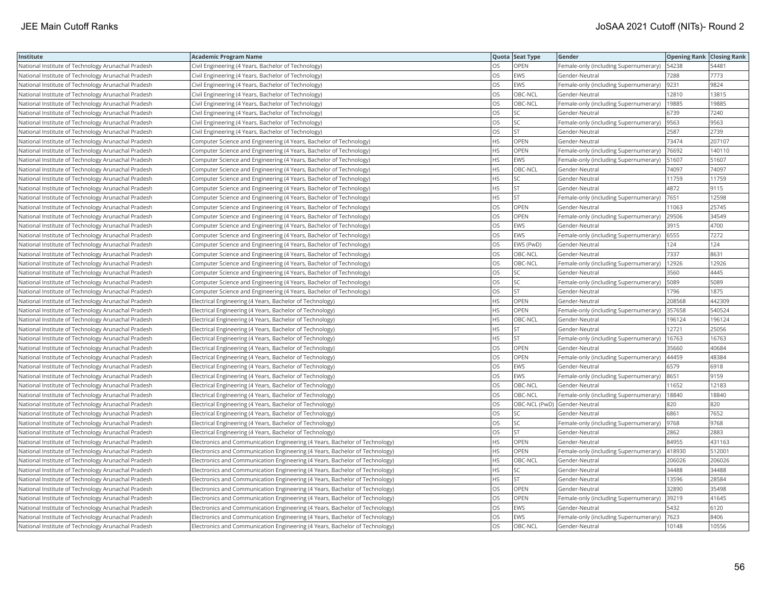| Institute | Academic Program Name | Quota | Seat Type | Gender | Opening Rank | Closing Rank |
|---|---|---|---|---|---|---|
| National Institute of Technology Arunachal Pradesh | Civil Engineering (4 Years, Bachelor of Technology) | OS | OPEN | Female-only (including Supernumerary) | 54238 | 54481 |
| National Institute of Technology Arunachal Pradesh | Civil Engineering (4 Years, Bachelor of Technology) | OS | EWS | Gender-Neutral | 7288 | 7773 |
| National Institute of Technology Arunachal Pradesh | Civil Engineering (4 Years, Bachelor of Technology) | OS | EWS | Female-only (including Supernumerary) | 9231 | 9824 |
| National Institute of Technology Arunachal Pradesh | Civil Engineering (4 Years, Bachelor of Technology) | OS | OBC-NCL | Gender-Neutral | 12810 | 13815 |
| National Institute of Technology Arunachal Pradesh | Civil Engineering (4 Years, Bachelor of Technology) | OS | OBC-NCL | Female-only (including Supernumerary) | 19885 | 19885 |
| National Institute of Technology Arunachal Pradesh | Civil Engineering (4 Years, Bachelor of Technology) | OS | SC | Gender-Neutral | 6739 | 7240 |
| National Institute of Technology Arunachal Pradesh | Civil Engineering (4 Years, Bachelor of Technology) | OS | SC | Female-only (including Supernumerary) | 9563 | 9563 |
| National Institute of Technology Arunachal Pradesh | Civil Engineering (4 Years, Bachelor of Technology) | OS | ST | Gender-Neutral | 2587 | 2739 |
| National Institute of Technology Arunachal Pradesh | Computer Science and Engineering (4 Years, Bachelor of Technology) | HS | OPEN | Gender-Neutral | 73474 | 207107 |
| National Institute of Technology Arunachal Pradesh | Computer Science and Engineering (4 Years, Bachelor of Technology) | HS | OPEN | Female-only (including Supernumerary) | 76692 | 140110 |
| National Institute of Technology Arunachal Pradesh | Computer Science and Engineering (4 Years, Bachelor of Technology) | HS | EWS | Female-only (including Supernumerary) | 51607 | 51607 |
| National Institute of Technology Arunachal Pradesh | Computer Science and Engineering (4 Years, Bachelor of Technology) | HS | OBC-NCL | Gender-Neutral | 74097 | 74097 |
| National Institute of Technology Arunachal Pradesh | Computer Science and Engineering (4 Years, Bachelor of Technology) | HS | SC | Gender-Neutral | 11759 | 11759 |
| National Institute of Technology Arunachal Pradesh | Computer Science and Engineering (4 Years, Bachelor of Technology) | HS | ST | Gender-Neutral | 4872 | 9115 |
| National Institute of Technology Arunachal Pradesh | Computer Science and Engineering (4 Years, Bachelor of Technology) | HS | ST | Female-only (including Supernumerary) | 7651 | 12598 |
| National Institute of Technology Arunachal Pradesh | Computer Science and Engineering (4 Years, Bachelor of Technology) | OS | OPEN | Gender-Neutral | 11063 | 25745 |
| National Institute of Technology Arunachal Pradesh | Computer Science and Engineering (4 Years, Bachelor of Technology) | OS | OPEN | Female-only (including Supernumerary) | 29506 | 34549 |
| National Institute of Technology Arunachal Pradesh | Computer Science and Engineering (4 Years, Bachelor of Technology) | OS | EWS | Gender-Neutral | 3915 | 4700 |
| National Institute of Technology Arunachal Pradesh | Computer Science and Engineering (4 Years, Bachelor of Technology) | OS | EWS | Female-only (including Supernumerary) | 6555 | 7272 |
| National Institute of Technology Arunachal Pradesh | Computer Science and Engineering (4 Years, Bachelor of Technology) | OS | EWS (PwD) | Gender-Neutral | 124 | 124 |
| National Institute of Technology Arunachal Pradesh | Computer Science and Engineering (4 Years, Bachelor of Technology) | OS | OBC-NCL | Gender-Neutral | 7337 | 8631 |
| National Institute of Technology Arunachal Pradesh | Computer Science and Engineering (4 Years, Bachelor of Technology) | OS | OBC-NCL | Female-only (including Supernumerary) | 12926 | 12926 |
| National Institute of Technology Arunachal Pradesh | Computer Science and Engineering (4 Years, Bachelor of Technology) | OS | SC | Gender-Neutral | 3560 | 4445 |
| National Institute of Technology Arunachal Pradesh | Computer Science and Engineering (4 Years, Bachelor of Technology) | OS | SC | Female-only (including Supernumerary) | 5089 | 5089 |
| National Institute of Technology Arunachal Pradesh | Computer Science and Engineering (4 Years, Bachelor of Technology) | OS | ST | Gender-Neutral | 1796 | 1875 |
| National Institute of Technology Arunachal Pradesh | Electrical Engineering (4 Years, Bachelor of Technology) | HS | OPEN | Gender-Neutral | 208568 | 442309 |
| National Institute of Technology Arunachal Pradesh | Electrical Engineering (4 Years, Bachelor of Technology) | HS | OPEN | Female-only (including Supernumerary) | 357658 | 540524 |
| National Institute of Technology Arunachal Pradesh | Electrical Engineering (4 Years, Bachelor of Technology) | HS | OBC-NCL | Gender-Neutral | 196124 | 196124 |
| National Institute of Technology Arunachal Pradesh | Electrical Engineering (4 Years, Bachelor of Technology) | HS | ST | Gender-Neutral | 12721 | 25056 |
| National Institute of Technology Arunachal Pradesh | Electrical Engineering (4 Years, Bachelor of Technology) | HS | ST | Female-only (including Supernumerary) | 16763 | 16763 |
| National Institute of Technology Arunachal Pradesh | Electrical Engineering (4 Years, Bachelor of Technology) | OS | OPEN | Gender-Neutral | 35660 | 40684 |
| National Institute of Technology Arunachal Pradesh | Electrical Engineering (4 Years, Bachelor of Technology) | OS | OPEN | Female-only (including Supernumerary) | 44459 | 48384 |
| National Institute of Technology Arunachal Pradesh | Electrical Engineering (4 Years, Bachelor of Technology) | OS | EWS | Gender-Neutral | 6579 | 6918 |
| National Institute of Technology Arunachal Pradesh | Electrical Engineering (4 Years, Bachelor of Technology) | OS | EWS | Female-only (including Supernumerary) | 8651 | 9159 |
| National Institute of Technology Arunachal Pradesh | Electrical Engineering (4 Years, Bachelor of Technology) | OS | OBC-NCL | Gender-Neutral | 11652 | 12183 |
| National Institute of Technology Arunachal Pradesh | Electrical Engineering (4 Years, Bachelor of Technology) | OS | OBC-NCL | Female-only (including Supernumerary) | 18840 | 18840 |
| National Institute of Technology Arunachal Pradesh | Electrical Engineering (4 Years, Bachelor of Technology) | OS | OBC-NCL (PwD) | Gender-Neutral | 820 | 820 |
| National Institute of Technology Arunachal Pradesh | Electrical Engineering (4 Years, Bachelor of Technology) | OS | SC | Gender-Neutral | 6861 | 7652 |
| National Institute of Technology Arunachal Pradesh | Electrical Engineering (4 Years, Bachelor of Technology) | OS | SC | Female-only (including Supernumerary) | 9768 | 9768 |
| National Institute of Technology Arunachal Pradesh | Electrical Engineering (4 Years, Bachelor of Technology) | OS | ST | Gender-Neutral | 2862 | 2883 |
| National Institute of Technology Arunachal Pradesh | Electronics and Communication Engineering (4 Years, Bachelor of Technology) | HS | OPEN | Gender-Neutral | 84955 | 431163 |
| National Institute of Technology Arunachal Pradesh | Electronics and Communication Engineering (4 Years, Bachelor of Technology) | HS | OPEN | Female-only (including Supernumerary) | 418930 | 512001 |
| National Institute of Technology Arunachal Pradesh | Electronics and Communication Engineering (4 Years, Bachelor of Technology) | HS | OBC-NCL | Gender-Neutral | 206026 | 206026 |
| National Institute of Technology Arunachal Pradesh | Electronics and Communication Engineering (4 Years, Bachelor of Technology) | HS | SC | Gender-Neutral | 34488 | 34488 |
| National Institute of Technology Arunachal Pradesh | Electronics and Communication Engineering (4 Years, Bachelor of Technology) | HS | ST | Gender-Neutral | 13596 | 28584 |
| National Institute of Technology Arunachal Pradesh | Electronics and Communication Engineering (4 Years, Bachelor of Technology) | OS | OPEN | Gender-Neutral | 32890 | 35498 |
| National Institute of Technology Arunachal Pradesh | Electronics and Communication Engineering (4 Years, Bachelor of Technology) | OS | OPEN | Female-only (including Supernumerary) | 39219 | 41645 |
| National Institute of Technology Arunachal Pradesh | Electronics and Communication Engineering (4 Years, Bachelor of Technology) | OS | EWS | Gender-Neutral | 5432 | 6120 |
| National Institute of Technology Arunachal Pradesh | Electronics and Communication Engineering (4 Years, Bachelor of Technology) | OS | EWS | Female-only (including Supernumerary) | 7623 | 8406 |
| National Institute of Technology Arunachal Pradesh | Electronics and Communication Engineering (4 Years, Bachelor of Technology) | OS | OBC-NCL | Gender-Neutral | 10148 | 10556 |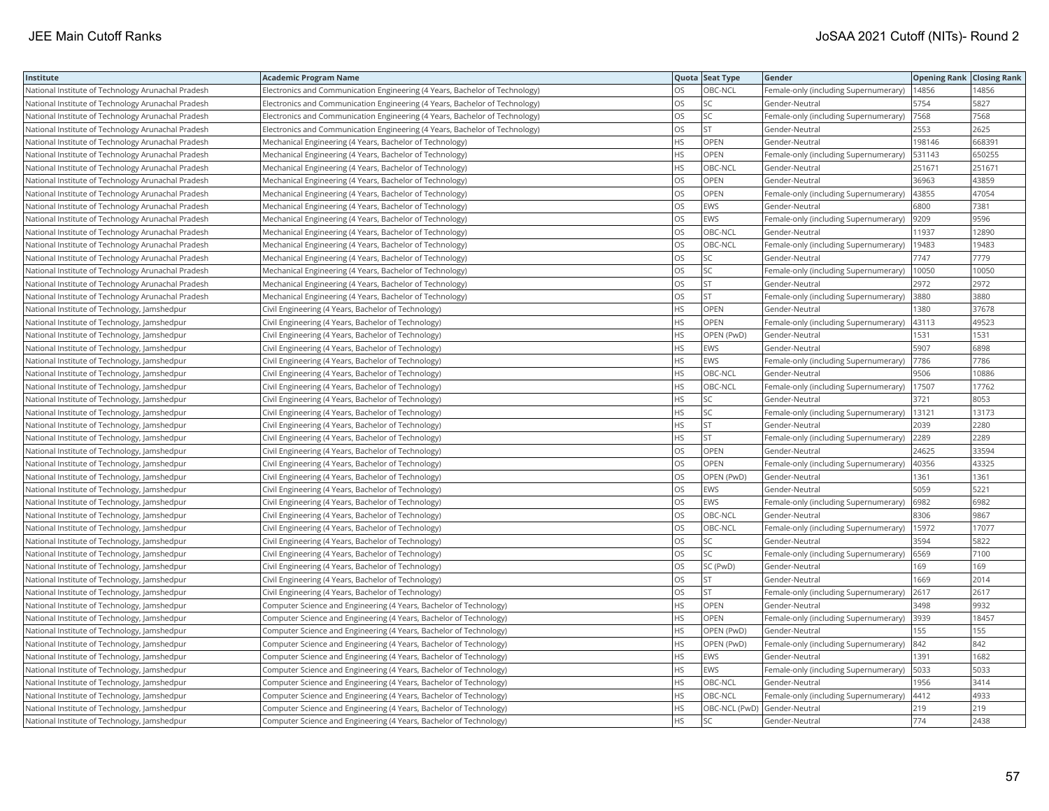| Institute | Academic Program Name | Quota | Seat Type | Gender | Opening Rank | Closing Rank |
|---|---|---|---|---|---|---|
| National Institute of Technology Arunachal Pradesh | Electronics and Communication Engineering (4 Years, Bachelor of Technology) | OS | OBC-NCL | Female-only (including Supernumerary) | 14856 | 14856 |
| National Institute of Technology Arunachal Pradesh | Electronics and Communication Engineering (4 Years, Bachelor of Technology) | OS | SC | Gender-Neutral | 5754 | 5827 |
| National Institute of Technology Arunachal Pradesh | Electronics and Communication Engineering (4 Years, Bachelor of Technology) | OS | SC | Female-only (including Supernumerary) | 7568 | 7568 |
| National Institute of Technology Arunachal Pradesh | Electronics and Communication Engineering (4 Years, Bachelor of Technology) | OS | ST | Gender-Neutral | 2553 | 2625 |
| National Institute of Technology Arunachal Pradesh | Mechanical Engineering (4 Years, Bachelor of Technology) | HS | OPEN | Gender-Neutral | 198146 | 668391 |
| National Institute of Technology Arunachal Pradesh | Mechanical Engineering (4 Years, Bachelor of Technology) | HS | OPEN | Female-only (including Supernumerary) | 531143 | 650255 |
| National Institute of Technology Arunachal Pradesh | Mechanical Engineering (4 Years, Bachelor of Technology) | HS | OBC-NCL | Gender-Neutral | 251671 | 251671 |
| National Institute of Technology Arunachal Pradesh | Mechanical Engineering (4 Years, Bachelor of Technology) | OS | OPEN | Gender-Neutral | 36963 | 43859 |
| National Institute of Technology Arunachal Pradesh | Mechanical Engineering (4 Years, Bachelor of Technology) | OS | OPEN | Female-only (including Supernumerary) | 43855 | 47054 |
| National Institute of Technology Arunachal Pradesh | Mechanical Engineering (4 Years, Bachelor of Technology) | OS | EWS | Gender-Neutral | 6800 | 7381 |
| National Institute of Technology Arunachal Pradesh | Mechanical Engineering (4 Years, Bachelor of Technology) | OS | EWS | Female-only (including Supernumerary) | 9209 | 9596 |
| National Institute of Technology Arunachal Pradesh | Mechanical Engineering (4 Years, Bachelor of Technology) | OS | OBC-NCL | Gender-Neutral | 11937 | 12890 |
| National Institute of Technology Arunachal Pradesh | Mechanical Engineering (4 Years, Bachelor of Technology) | OS | OBC-NCL | Female-only (including Supernumerary) | 19483 | 19483 |
| National Institute of Technology Arunachal Pradesh | Mechanical Engineering (4 Years, Bachelor of Technology) | OS | SC | Gender-Neutral | 7747 | 7779 |
| National Institute of Technology Arunachal Pradesh | Mechanical Engineering (4 Years, Bachelor of Technology) | OS | SC | Female-only (including Supernumerary) | 10050 | 10050 |
| National Institute of Technology Arunachal Pradesh | Mechanical Engineering (4 Years, Bachelor of Technology) | OS | ST | Gender-Neutral | 2972 | 2972 |
| National Institute of Technology Arunachal Pradesh | Mechanical Engineering (4 Years, Bachelor of Technology) | OS | ST | Female-only (including Supernumerary) | 3880 | 3880 |
| National Institute of Technology, Jamshedpur | Civil Engineering (4 Years, Bachelor of Technology) | HS | OPEN | Gender-Neutral | 1380 | 37678 |
| National Institute of Technology, Jamshedpur | Civil Engineering (4 Years, Bachelor of Technology) | HS | OPEN | Female-only (including Supernumerary) | 43113 | 49523 |
| National Institute of Technology, Jamshedpur | Civil Engineering (4 Years, Bachelor of Technology) | HS | OPEN (PwD) | Gender-Neutral | 1531 | 1531 |
| National Institute of Technology, Jamshedpur | Civil Engineering (4 Years, Bachelor of Technology) | HS | EWS | Gender-Neutral | 5907 | 6898 |
| National Institute of Technology, Jamshedpur | Civil Engineering (4 Years, Bachelor of Technology) | HS | EWS | Female-only (including Supernumerary) | 7786 | 7786 |
| National Institute of Technology, Jamshedpur | Civil Engineering (4 Years, Bachelor of Technology) | HS | OBC-NCL | Gender-Neutral | 9506 | 10886 |
| National Institute of Technology, Jamshedpur | Civil Engineering (4 Years, Bachelor of Technology) | HS | OBC-NCL | Female-only (including Supernumerary) | 17507 | 17762 |
| National Institute of Technology, Jamshedpur | Civil Engineering (4 Years, Bachelor of Technology) | HS | SC | Gender-Neutral | 3721 | 8053 |
| National Institute of Technology, Jamshedpur | Civil Engineering (4 Years, Bachelor of Technology) | HS | SC | Female-only (including Supernumerary) | 13121 | 13173 |
| National Institute of Technology, Jamshedpur | Civil Engineering (4 Years, Bachelor of Technology) | HS | ST | Gender-Neutral | 2039 | 2280 |
| National Institute of Technology, Jamshedpur | Civil Engineering (4 Years, Bachelor of Technology) | HS | ST | Female-only (including Supernumerary) | 2289 | 2289 |
| National Institute of Technology, Jamshedpur | Civil Engineering (4 Years, Bachelor of Technology) | OS | OPEN | Gender-Neutral | 24625 | 33594 |
| National Institute of Technology, Jamshedpur | Civil Engineering (4 Years, Bachelor of Technology) | OS | OPEN | Female-only (including Supernumerary) | 40356 | 43325 |
| National Institute of Technology, Jamshedpur | Civil Engineering (4 Years, Bachelor of Technology) | OS | OPEN (PwD) | Gender-Neutral | 1361 | 1361 |
| National Institute of Technology, Jamshedpur | Civil Engineering (4 Years, Bachelor of Technology) | OS | EWS | Gender-Neutral | 5059 | 5221 |
| National Institute of Technology, Jamshedpur | Civil Engineering (4 Years, Bachelor of Technology) | OS | EWS | Female-only (including Supernumerary) | 6982 | 6982 |
| National Institute of Technology, Jamshedpur | Civil Engineering (4 Years, Bachelor of Technology) | OS | OBC-NCL | Gender-Neutral | 8306 | 9867 |
| National Institute of Technology, Jamshedpur | Civil Engineering (4 Years, Bachelor of Technology) | OS | OBC-NCL | Female-only (including Supernumerary) | 15972 | 17077 |
| National Institute of Technology, Jamshedpur | Civil Engineering (4 Years, Bachelor of Technology) | OS | SC | Gender-Neutral | 3594 | 5822 |
| National Institute of Technology, Jamshedpur | Civil Engineering (4 Years, Bachelor of Technology) | OS | SC | Female-only (including Supernumerary) | 6569 | 7100 |
| National Institute of Technology, Jamshedpur | Civil Engineering (4 Years, Bachelor of Technology) | OS | SC (PwD) | Gender-Neutral | 169 | 169 |
| National Institute of Technology, Jamshedpur | Civil Engineering (4 Years, Bachelor of Technology) | OS | ST | Gender-Neutral | 1669 | 2014 |
| National Institute of Technology, Jamshedpur | Civil Engineering (4 Years, Bachelor of Technology) | OS | ST | Female-only (including Supernumerary) | 2617 | 2617 |
| National Institute of Technology, Jamshedpur | Computer Science and Engineering (4 Years, Bachelor of Technology) | HS | OPEN | Gender-Neutral | 3498 | 9932 |
| National Institute of Technology, Jamshedpur | Computer Science and Engineering (4 Years, Bachelor of Technology) | HS | OPEN | Female-only (including Supernumerary) | 3939 | 18457 |
| National Institute of Technology, Jamshedpur | Computer Science and Engineering (4 Years, Bachelor of Technology) | HS | OPEN (PwD) | Gender-Neutral | 155 | 155 |
| National Institute of Technology, Jamshedpur | Computer Science and Engineering (4 Years, Bachelor of Technology) | HS | OPEN (PwD) | Female-only (including Supernumerary) | 842 | 842 |
| National Institute of Technology, Jamshedpur | Computer Science and Engineering (4 Years, Bachelor of Technology) | HS | EWS | Gender-Neutral | 1391 | 1682 |
| National Institute of Technology, Jamshedpur | Computer Science and Engineering (4 Years, Bachelor of Technology) | HS | EWS | Female-only (including Supernumerary) | 5033 | 5033 |
| National Institute of Technology, Jamshedpur | Computer Science and Engineering (4 Years, Bachelor of Technology) | HS | OBC-NCL | Gender-Neutral | 1956 | 3414 |
| National Institute of Technology, Jamshedpur | Computer Science and Engineering (4 Years, Bachelor of Technology) | HS | OBC-NCL | Female-only (including Supernumerary) | 4412 | 4933 |
| National Institute of Technology, Jamshedpur | Computer Science and Engineering (4 Years, Bachelor of Technology) | HS | OBC-NCL (PwD) | Gender-Neutral | 219 | 219 |
| National Institute of Technology, Jamshedpur | Computer Science and Engineering (4 Years, Bachelor of Technology) | HS | SC | Gender-Neutral | 774 | 2438 |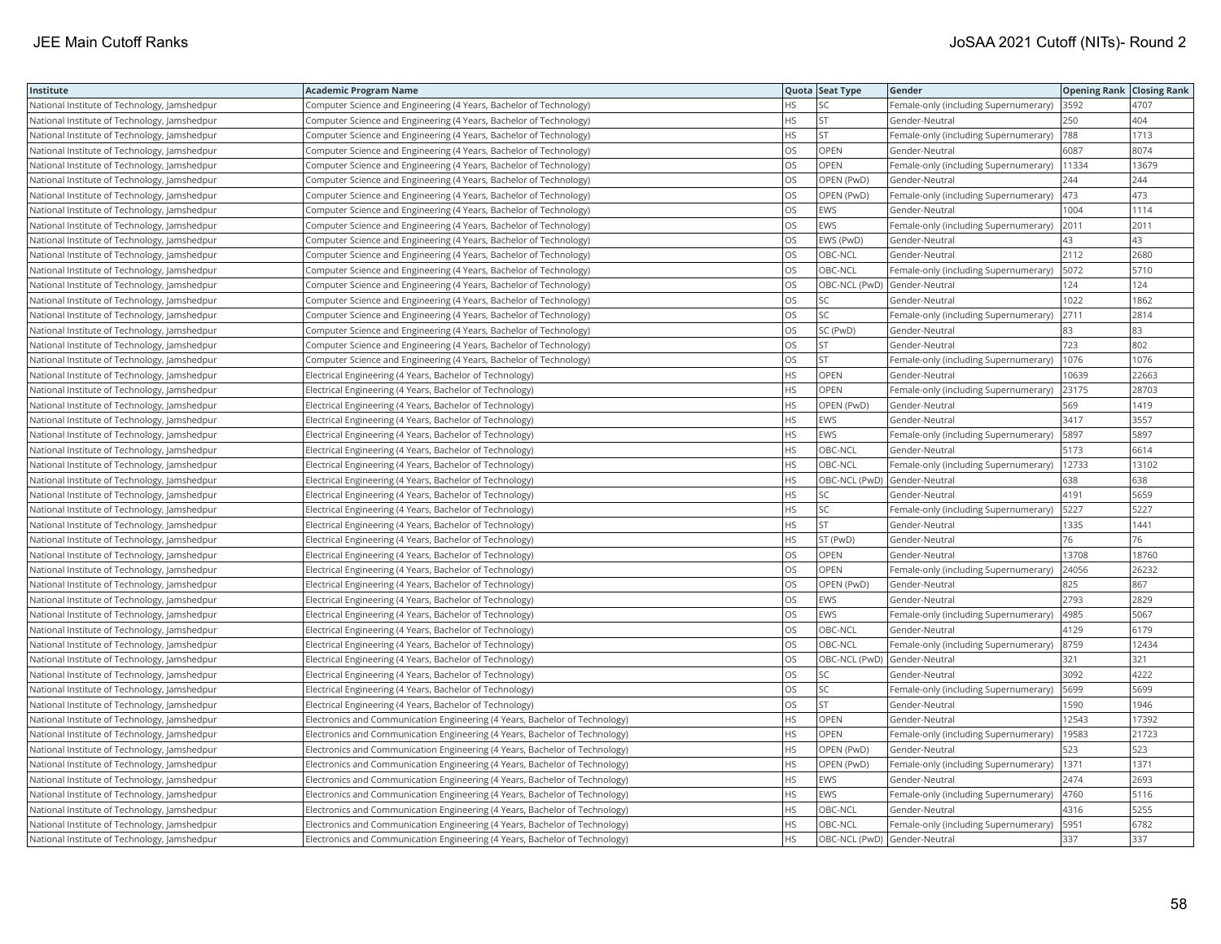| Institute | Academic Program Name | Quota | Seat Type | Gender | Opening Rank | Closing Rank |
|---|---|---|---|---|---|---|
| National Institute of Technology, Jamshedpur | Computer Science and Engineering (4 Years, Bachelor of Technology) | HS | SC | Female-only (including Supernumerary) | 3592 | 4707 |
| National Institute of Technology, Jamshedpur | Computer Science and Engineering (4 Years, Bachelor of Technology) | HS | ST | Gender-Neutral | 250 | 404 |
| National Institute of Technology, Jamshedpur | Computer Science and Engineering (4 Years, Bachelor of Technology) | HS | ST | Female-only (including Supernumerary) | 788 | 1713 |
| National Institute of Technology, Jamshedpur | Computer Science and Engineering (4 Years, Bachelor of Technology) | OS | OPEN | Gender-Neutral | 6087 | 8074 |
| National Institute of Technology, Jamshedpur | Computer Science and Engineering (4 Years, Bachelor of Technology) | OS | OPEN | Female-only (including Supernumerary) | 11334 | 13679 |
| National Institute of Technology, Jamshedpur | Computer Science and Engineering (4 Years, Bachelor of Technology) | OS | OPEN (PwD) | Gender-Neutral | 244 | 244 |
| National Institute of Technology, Jamshedpur | Computer Science and Engineering (4 Years, Bachelor of Technology) | OS | OPEN (PwD) | Female-only (including Supernumerary) | 473 | 473 |
| National Institute of Technology, Jamshedpur | Computer Science and Engineering (4 Years, Bachelor of Technology) | OS | EWS | Gender-Neutral | 1004 | 1114 |
| National Institute of Technology, Jamshedpur | Computer Science and Engineering (4 Years, Bachelor of Technology) | OS | EWS | Female-only (including Supernumerary) | 2011 | 2011 |
| National Institute of Technology, Jamshedpur | Computer Science and Engineering (4 Years, Bachelor of Technology) | OS | EWS (PwD) | Gender-Neutral | 43 | 43 |
| National Institute of Technology, Jamshedpur | Computer Science and Engineering (4 Years, Bachelor of Technology) | OS | OBC-NCL | Gender-Neutral | 2112 | 2680 |
| National Institute of Technology, Jamshedpur | Computer Science and Engineering (4 Years, Bachelor of Technology) | OS | OBC-NCL | Female-only (including Supernumerary) | 5072 | 5710 |
| National Institute of Technology, Jamshedpur | Computer Science and Engineering (4 Years, Bachelor of Technology) | OS | OBC-NCL (PwD) | Gender-Neutral | 124 | 124 |
| National Institute of Technology, Jamshedpur | Computer Science and Engineering (4 Years, Bachelor of Technology) | OS | SC | Gender-Neutral | 1022 | 1862 |
| National Institute of Technology, Jamshedpur | Computer Science and Engineering (4 Years, Bachelor of Technology) | OS | SC | Female-only (including Supernumerary) | 2711 | 2814 |
| National Institute of Technology, Jamshedpur | Computer Science and Engineering (4 Years, Bachelor of Technology) | OS | SC (PwD) | Gender-Neutral | 83 | 83 |
| National Institute of Technology, Jamshedpur | Computer Science and Engineering (4 Years, Bachelor of Technology) | OS | ST | Gender-Neutral | 723 | 802 |
| National Institute of Technology, Jamshedpur | Computer Science and Engineering (4 Years, Bachelor of Technology) | OS | ST | Female-only (including Supernumerary) | 1076 | 1076 |
| National Institute of Technology, Jamshedpur | Electrical Engineering (4 Years, Bachelor of Technology) | HS | OPEN | Gender-Neutral | 10639 | 22663 |
| National Institute of Technology, Jamshedpur | Electrical Engineering (4 Years, Bachelor of Technology) | HS | OPEN | Female-only (including Supernumerary) | 23175 | 28703 |
| National Institute of Technology, Jamshedpur | Electrical Engineering (4 Years, Bachelor of Technology) | HS | OPEN (PwD) | Gender-Neutral | 569 | 1419 |
| National Institute of Technology, Jamshedpur | Electrical Engineering (4 Years, Bachelor of Technology) | HS | EWS | Gender-Neutral | 3417 | 3557 |
| National Institute of Technology, Jamshedpur | Electrical Engineering (4 Years, Bachelor of Technology) | HS | EWS | Female-only (including Supernumerary) | 5897 | 5897 |
| National Institute of Technology, Jamshedpur | Electrical Engineering (4 Years, Bachelor of Technology) | HS | OBC-NCL | Gender-Neutral | 5173 | 6614 |
| National Institute of Technology, Jamshedpur | Electrical Engineering (4 Years, Bachelor of Technology) | HS | OBC-NCL | Female-only (including Supernumerary) | 12733 | 13102 |
| National Institute of Technology, Jamshedpur | Electrical Engineering (4 Years, Bachelor of Technology) | HS | OBC-NCL (PwD) | Gender-Neutral | 638 | 638 |
| National Institute of Technology, Jamshedpur | Electrical Engineering (4 Years, Bachelor of Technology) | HS | SC | Gender-Neutral | 4191 | 5659 |
| National Institute of Technology, Jamshedpur | Electrical Engineering (4 Years, Bachelor of Technology) | HS | SC | Female-only (including Supernumerary) | 5227 | 5227 |
| National Institute of Technology, Jamshedpur | Electrical Engineering (4 Years, Bachelor of Technology) | HS | ST | Gender-Neutral | 1335 | 1441 |
| National Institute of Technology, Jamshedpur | Electrical Engineering (4 Years, Bachelor of Technology) | HS | ST (PwD) | Gender-Neutral | 76 | 76 |
| National Institute of Technology, Jamshedpur | Electrical Engineering (4 Years, Bachelor of Technology) | OS | OPEN | Gender-Neutral | 13708 | 18760 |
| National Institute of Technology, Jamshedpur | Electrical Engineering (4 Years, Bachelor of Technology) | OS | OPEN | Female-only (including Supernumerary) | 24056 | 26232 |
| National Institute of Technology, Jamshedpur | Electrical Engineering (4 Years, Bachelor of Technology) | OS | OPEN (PwD) | Gender-Neutral | 825 | 867 |
| National Institute of Technology, Jamshedpur | Electrical Engineering (4 Years, Bachelor of Technology) | OS | EWS | Gender-Neutral | 2793 | 2829 |
| National Institute of Technology, Jamshedpur | Electrical Engineering (4 Years, Bachelor of Technology) | OS | EWS | Female-only (including Supernumerary) | 4985 | 5067 |
| National Institute of Technology, Jamshedpur | Electrical Engineering (4 Years, Bachelor of Technology) | OS | OBC-NCL | Gender-Neutral | 4129 | 6179 |
| National Institute of Technology, Jamshedpur | Electrical Engineering (4 Years, Bachelor of Technology) | OS | OBC-NCL | Female-only (including Supernumerary) | 8759 | 12434 |
| National Institute of Technology, Jamshedpur | Electrical Engineering (4 Years, Bachelor of Technology) | OS | OBC-NCL (PwD) | Gender-Neutral | 321 | 321 |
| National Institute of Technology, Jamshedpur | Electrical Engineering (4 Years, Bachelor of Technology) | OS | SC | Gender-Neutral | 3092 | 4222 |
| National Institute of Technology, Jamshedpur | Electrical Engineering (4 Years, Bachelor of Technology) | OS | SC | Female-only (including Supernumerary) | 5699 | 5699 |
| National Institute of Technology, Jamshedpur | Electrical Engineering (4 Years, Bachelor of Technology) | OS | ST | Gender-Neutral | 1590 | 1946 |
| National Institute of Technology, Jamshedpur | Electronics and Communication Engineering (4 Years, Bachelor of Technology) | HS | OPEN | Gender-Neutral | 12543 | 17392 |
| National Institute of Technology, Jamshedpur | Electronics and Communication Engineering (4 Years, Bachelor of Technology) | HS | OPEN | Female-only (including Supernumerary) | 19583 | 21723 |
| National Institute of Technology, Jamshedpur | Electronics and Communication Engineering (4 Years, Bachelor of Technology) | HS | OPEN (PwD) | Gender-Neutral | 523 | 523 |
| National Institute of Technology, Jamshedpur | Electronics and Communication Engineering (4 Years, Bachelor of Technology) | HS | OPEN (PwD) | Female-only (including Supernumerary) | 1371 | 1371 |
| National Institute of Technology, Jamshedpur | Electronics and Communication Engineering (4 Years, Bachelor of Technology) | HS | EWS | Gender-Neutral | 2474 | 2693 |
| National Institute of Technology, Jamshedpur | Electronics and Communication Engineering (4 Years, Bachelor of Technology) | HS | EWS | Female-only (including Supernumerary) | 4760 | 5116 |
| National Institute of Technology, Jamshedpur | Electronics and Communication Engineering (4 Years, Bachelor of Technology) | HS | OBC-NCL | Gender-Neutral | 4316 | 5255 |
| National Institute of Technology, Jamshedpur | Electronics and Communication Engineering (4 Years, Bachelor of Technology) | HS | OBC-NCL | Female-only (including Supernumerary) | 5951 | 6782 |
| National Institute of Technology, Jamshedpur | Electronics and Communication Engineering (4 Years, Bachelor of Technology) | HS | OBC-NCL (PwD) | Gender-Neutral | 337 | 337 |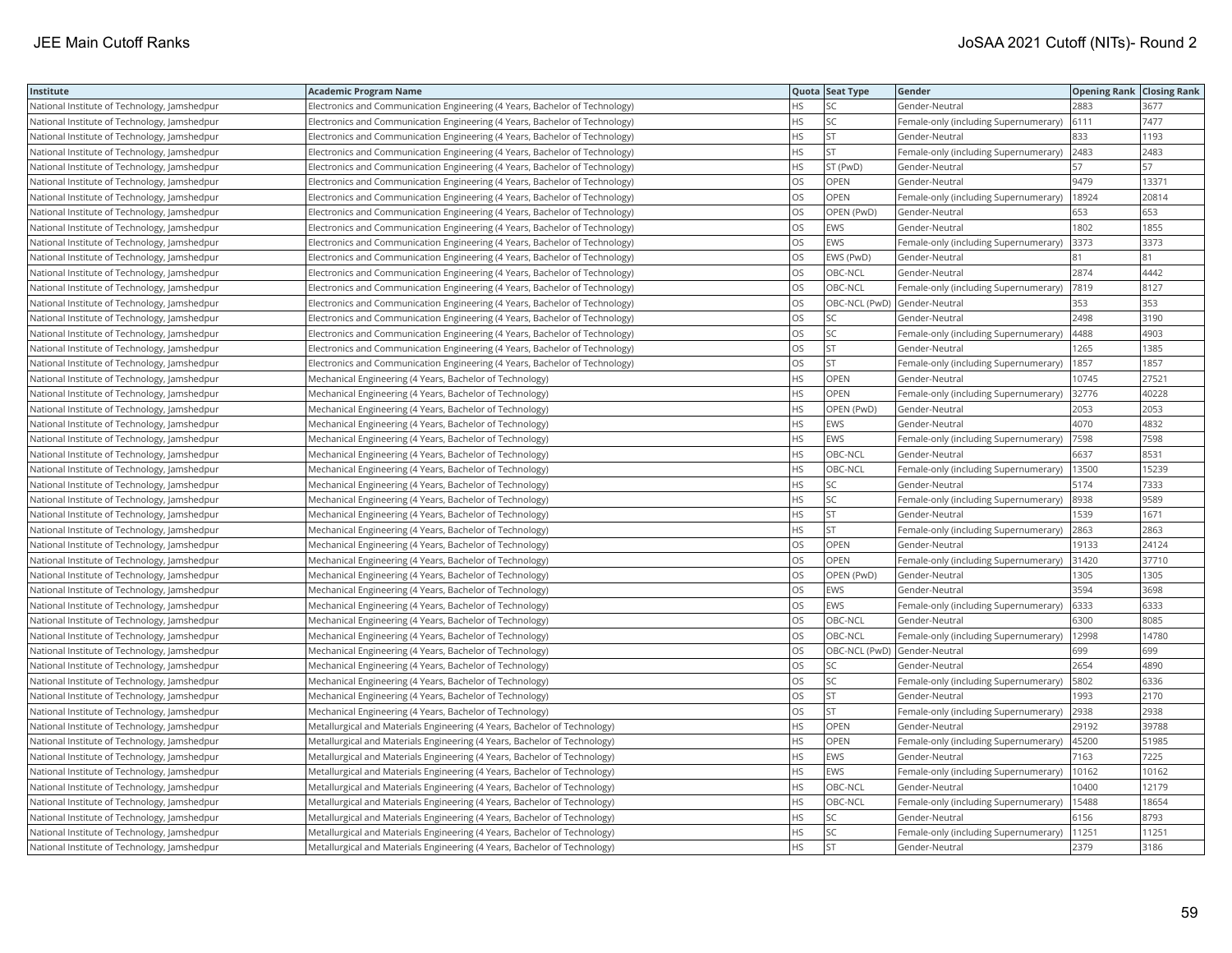| Institute | Academic Program Name | Quota | Seat Type | Gender | Opening Rank | Closing Rank |
|---|---|---|---|---|---|---|
| National Institute of Technology, Jamshedpur | Electronics and Communication Engineering (4 Years, Bachelor of Technology) | HS | SC | Gender-Neutral | 2883 | 3677 |
| National Institute of Technology, Jamshedpur | Electronics and Communication Engineering (4 Years, Bachelor of Technology) | HS | SC | Female-only (including Supernumerary) | 6111 | 7477 |
| National Institute of Technology, Jamshedpur | Electronics and Communication Engineering (4 Years, Bachelor of Technology) | HS | ST | Gender-Neutral | 833 | 1193 |
| National Institute of Technology, Jamshedpur | Electronics and Communication Engineering (4 Years, Bachelor of Technology) | HS | ST | Female-only (including Supernumerary) | 2483 | 2483 |
| National Institute of Technology, Jamshedpur | Electronics and Communication Engineering (4 Years, Bachelor of Technology) | HS | ST (PwD) | Gender-Neutral | 57 | 57 |
| National Institute of Technology, Jamshedpur | Electronics and Communication Engineering (4 Years, Bachelor of Technology) | OS | OPEN | Gender-Neutral | 9479 | 13371 |
| National Institute of Technology, Jamshedpur | Electronics and Communication Engineering (4 Years, Bachelor of Technology) | OS | OPEN | Female-only (including Supernumerary) | 18924 | 20814 |
| National Institute of Technology, Jamshedpur | Electronics and Communication Engineering (4 Years, Bachelor of Technology) | OS | OPEN (PwD) | Gender-Neutral | 653 | 653 |
| National Institute of Technology, Jamshedpur | Electronics and Communication Engineering (4 Years, Bachelor of Technology) | OS | EWS | Gender-Neutral | 1802 | 1855 |
| National Institute of Technology, Jamshedpur | Electronics and Communication Engineering (4 Years, Bachelor of Technology) | OS | EWS | Female-only (including Supernumerary) | 3373 | 3373 |
| National Institute of Technology, Jamshedpur | Electronics and Communication Engineering (4 Years, Bachelor of Technology) | OS | EWS (PwD) | Gender-Neutral | 81 | 81 |
| National Institute of Technology, Jamshedpur | Electronics and Communication Engineering (4 Years, Bachelor of Technology) | OS | OBC-NCL | Gender-Neutral | 2874 | 4442 |
| National Institute of Technology, Jamshedpur | Electronics and Communication Engineering (4 Years, Bachelor of Technology) | OS | OBC-NCL | Female-only (including Supernumerary) | 7819 | 8127 |
| National Institute of Technology, Jamshedpur | Electronics and Communication Engineering (4 Years, Bachelor of Technology) | OS | OBC-NCL (PwD) | Gender-Neutral | 353 | 353 |
| National Institute of Technology, Jamshedpur | Electronics and Communication Engineering (4 Years, Bachelor of Technology) | OS | SC | Gender-Neutral | 2498 | 3190 |
| National Institute of Technology, Jamshedpur | Electronics and Communication Engineering (4 Years, Bachelor of Technology) | OS | SC | Female-only (including Supernumerary) | 4488 | 4903 |
| National Institute of Technology, Jamshedpur | Electronics and Communication Engineering (4 Years, Bachelor of Technology) | OS | ST | Gender-Neutral | 1265 | 1385 |
| National Institute of Technology, Jamshedpur | Electronics and Communication Engineering (4 Years, Bachelor of Technology) | OS | ST | Female-only (including Supernumerary) | 1857 | 1857 |
| National Institute of Technology, Jamshedpur | Mechanical Engineering (4 Years, Bachelor of Technology) | HS | OPEN | Gender-Neutral | 10745 | 27521 |
| National Institute of Technology, Jamshedpur | Mechanical Engineering (4 Years, Bachelor of Technology) | HS | OPEN | Female-only (including Supernumerary) | 32776 | 40228 |
| National Institute of Technology, Jamshedpur | Mechanical Engineering (4 Years, Bachelor of Technology) | HS | OPEN (PwD) | Gender-Neutral | 2053 | 2053 |
| National Institute of Technology, Jamshedpur | Mechanical Engineering (4 Years, Bachelor of Technology) | HS | EWS | Gender-Neutral | 4070 | 4832 |
| National Institute of Technology, Jamshedpur | Mechanical Engineering (4 Years, Bachelor of Technology) | HS | EWS | Female-only (including Supernumerary) | 7598 | 7598 |
| National Institute of Technology, Jamshedpur | Mechanical Engineering (4 Years, Bachelor of Technology) | HS | OBC-NCL | Gender-Neutral | 6637 | 8531 |
| National Institute of Technology, Jamshedpur | Mechanical Engineering (4 Years, Bachelor of Technology) | HS | OBC-NCL | Female-only (including Supernumerary) | 13500 | 15239 |
| National Institute of Technology, Jamshedpur | Mechanical Engineering (4 Years, Bachelor of Technology) | HS | SC | Gender-Neutral | 5174 | 7333 |
| National Institute of Technology, Jamshedpur | Mechanical Engineering (4 Years, Bachelor of Technology) | HS | SC | Female-only (including Supernumerary) | 8938 | 9589 |
| National Institute of Technology, Jamshedpur | Mechanical Engineering (4 Years, Bachelor of Technology) | HS | ST | Gender-Neutral | 1539 | 1671 |
| National Institute of Technology, Jamshedpur | Mechanical Engineering (4 Years, Bachelor of Technology) | HS | ST | Female-only (including Supernumerary) | 2863 | 2863 |
| National Institute of Technology, Jamshedpur | Mechanical Engineering (4 Years, Bachelor of Technology) | OS | OPEN | Gender-Neutral | 19133 | 24124 |
| National Institute of Technology, Jamshedpur | Mechanical Engineering (4 Years, Bachelor of Technology) | OS | OPEN | Female-only (including Supernumerary) | 31420 | 37710 |
| National Institute of Technology, Jamshedpur | Mechanical Engineering (4 Years, Bachelor of Technology) | OS | OPEN (PwD) | Gender-Neutral | 1305 | 1305 |
| National Institute of Technology, Jamshedpur | Mechanical Engineering (4 Years, Bachelor of Technology) | OS | EWS | Gender-Neutral | 3594 | 3698 |
| National Institute of Technology, Jamshedpur | Mechanical Engineering (4 Years, Bachelor of Technology) | OS | EWS | Female-only (including Supernumerary) | 6333 | 6333 |
| National Institute of Technology, Jamshedpur | Mechanical Engineering (4 Years, Bachelor of Technology) | OS | OBC-NCL | Gender-Neutral | 6300 | 8085 |
| National Institute of Technology, Jamshedpur | Mechanical Engineering (4 Years, Bachelor of Technology) | OS | OBC-NCL | Female-only (including Supernumerary) | 12998 | 14780 |
| National Institute of Technology, Jamshedpur | Mechanical Engineering (4 Years, Bachelor of Technology) | OS | OBC-NCL (PwD) | Gender-Neutral | 699 | 699 |
| National Institute of Technology, Jamshedpur | Mechanical Engineering (4 Years, Bachelor of Technology) | OS | SC | Gender-Neutral | 2654 | 4890 |
| National Institute of Technology, Jamshedpur | Mechanical Engineering (4 Years, Bachelor of Technology) | OS | SC | Female-only (including Supernumerary) | 5802 | 6336 |
| National Institute of Technology, Jamshedpur | Mechanical Engineering (4 Years, Bachelor of Technology) | OS | ST | Gender-Neutral | 1993 | 2170 |
| National Institute of Technology, Jamshedpur | Mechanical Engineering (4 Years, Bachelor of Technology) | OS | ST | Female-only (including Supernumerary) | 2938 | 2938 |
| National Institute of Technology, Jamshedpur | Metallurgical and Materials Engineering (4 Years, Bachelor of Technology) | HS | OPEN | Gender-Neutral | 29192 | 39788 |
| National Institute of Technology, Jamshedpur | Metallurgical and Materials Engineering (4 Years, Bachelor of Technology) | HS | OPEN | Female-only (including Supernumerary) | 45200 | 51985 |
| National Institute of Technology, Jamshedpur | Metallurgical and Materials Engineering (4 Years, Bachelor of Technology) | HS | EWS | Gender-Neutral | 7163 | 7225 |
| National Institute of Technology, Jamshedpur | Metallurgical and Materials Engineering (4 Years, Bachelor of Technology) | HS | EWS | Female-only (including Supernumerary) | 10162 | 10162 |
| National Institute of Technology, Jamshedpur | Metallurgical and Materials Engineering (4 Years, Bachelor of Technology) | HS | OBC-NCL | Gender-Neutral | 10400 | 12179 |
| National Institute of Technology, Jamshedpur | Metallurgical and Materials Engineering (4 Years, Bachelor of Technology) | HS | OBC-NCL | Female-only (including Supernumerary) | 15488 | 18654 |
| National Institute of Technology, Jamshedpur | Metallurgical and Materials Engineering (4 Years, Bachelor of Technology) | HS | SC | Gender-Neutral | 6156 | 8793 |
| National Institute of Technology, Jamshedpur | Metallurgical and Materials Engineering (4 Years, Bachelor of Technology) | HS | SC | Female-only (including Supernumerary) | 11251 | 11251 |
| National Institute of Technology, Jamshedpur | Metallurgical and Materials Engineering (4 Years, Bachelor of Technology) | HS | ST | Gender-Neutral | 2379 | 3186 |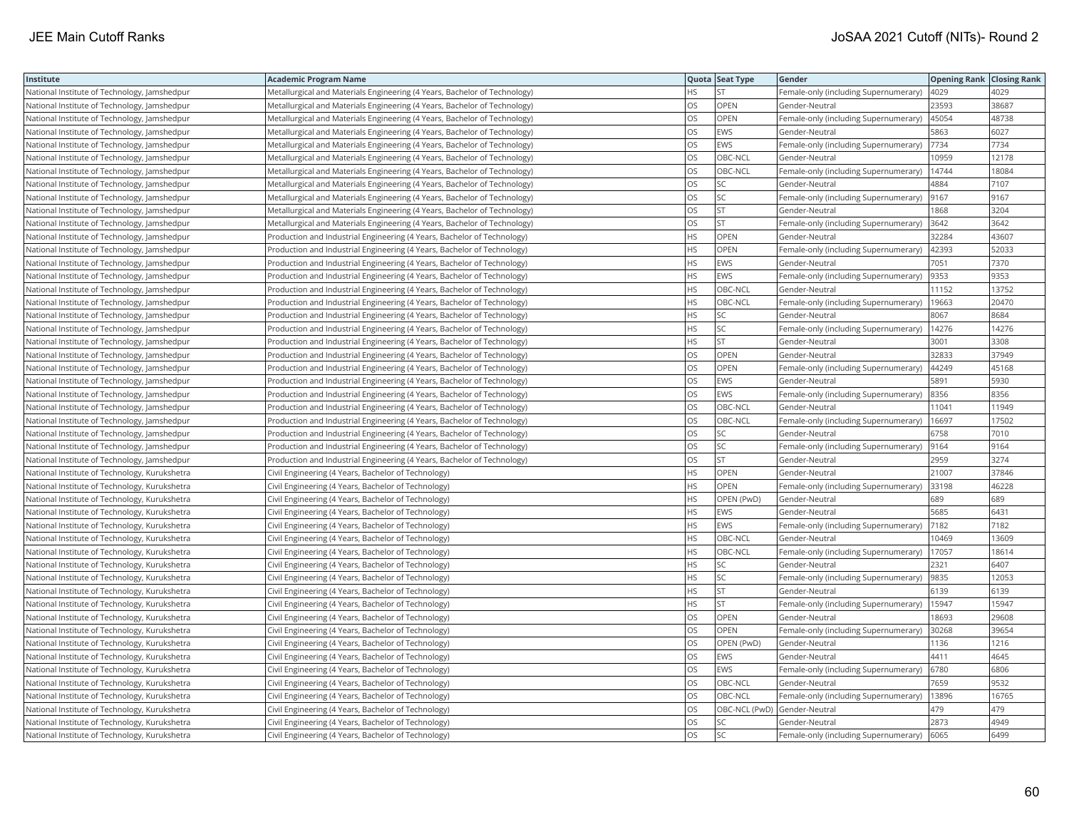| Institute | Academic Program Name | Quota | Seat Type | Gender | Opening Rank | Closing Rank |
|---|---|---|---|---|---|---|
| National Institute of Technology, Jamshedpur | Metallurgical and Materials Engineering (4 Years, Bachelor of Technology) | HS | ST | Female-only (including Supernumerary) | 4029 | 4029 |
| National Institute of Technology, Jamshedpur | Metallurgical and Materials Engineering (4 Years, Bachelor of Technology) | OS | OPEN | Gender-Neutral | 23593 | 38687 |
| National Institute of Technology, Jamshedpur | Metallurgical and Materials Engineering (4 Years, Bachelor of Technology) | OS | OPEN | Female-only (including Supernumerary) | 45054 | 48738 |
| National Institute of Technology, Jamshedpur | Metallurgical and Materials Engineering (4 Years, Bachelor of Technology) | OS | EWS | Gender-Neutral | 5863 | 6027 |
| National Institute of Technology, Jamshedpur | Metallurgical and Materials Engineering (4 Years, Bachelor of Technology) | OS | EWS | Female-only (including Supernumerary) | 7734 | 7734 |
| National Institute of Technology, Jamshedpur | Metallurgical and Materials Engineering (4 Years, Bachelor of Technology) | OS | OBC-NCL | Gender-Neutral | 10959 | 12178 |
| National Institute of Technology, Jamshedpur | Metallurgical and Materials Engineering (4 Years, Bachelor of Technology) | OS | OBC-NCL | Female-only (including Supernumerary) | 14744 | 18084 |
| National Institute of Technology, Jamshedpur | Metallurgical and Materials Engineering (4 Years, Bachelor of Technology) | OS | SC | Gender-Neutral | 4884 | 7107 |
| National Institute of Technology, Jamshedpur | Metallurgical and Materials Engineering (4 Years, Bachelor of Technology) | OS | SC | Female-only (including Supernumerary) | 9167 | 9167 |
| National Institute of Technology, Jamshedpur | Metallurgical and Materials Engineering (4 Years, Bachelor of Technology) | OS | ST | Gender-Neutral | 1868 | 3204 |
| National Institute of Technology, Jamshedpur | Metallurgical and Materials Engineering (4 Years, Bachelor of Technology) | OS | ST | Female-only (including Supernumerary) | 3642 | 3642 |
| National Institute of Technology, Jamshedpur | Production and Industrial Engineering (4 Years, Bachelor of Technology) | HS | OPEN | Gender-Neutral | 32284 | 43607 |
| National Institute of Technology, Jamshedpur | Production and Industrial Engineering (4 Years, Bachelor of Technology) | HS | OPEN | Female-only (including Supernumerary) | 42393 | 52033 |
| National Institute of Technology, Jamshedpur | Production and Industrial Engineering (4 Years, Bachelor of Technology) | HS | EWS | Gender-Neutral | 7051 | 7370 |
| National Institute of Technology, Jamshedpur | Production and Industrial Engineering (4 Years, Bachelor of Technology) | HS | EWS | Female-only (including Supernumerary) | 9353 | 9353 |
| National Institute of Technology, Jamshedpur | Production and Industrial Engineering (4 Years, Bachelor of Technology) | HS | OBC-NCL | Gender-Neutral | 11152 | 13752 |
| National Institute of Technology, Jamshedpur | Production and Industrial Engineering (4 Years, Bachelor of Technology) | HS | OBC-NCL | Female-only (including Supernumerary) | 19663 | 20470 |
| National Institute of Technology, Jamshedpur | Production and Industrial Engineering (4 Years, Bachelor of Technology) | HS | SC | Gender-Neutral | 8067 | 8684 |
| National Institute of Technology, Jamshedpur | Production and Industrial Engineering (4 Years, Bachelor of Technology) | HS | SC | Female-only (including Supernumerary) | 14276 | 14276 |
| National Institute of Technology, Jamshedpur | Production and Industrial Engineering (4 Years, Bachelor of Technology) | HS | ST | Gender-Neutral | 3001 | 3308 |
| National Institute of Technology, Jamshedpur | Production and Industrial Engineering (4 Years, Bachelor of Technology) | OS | OPEN | Gender-Neutral | 32833 | 37949 |
| National Institute of Technology, Jamshedpur | Production and Industrial Engineering (4 Years, Bachelor of Technology) | OS | OPEN | Female-only (including Supernumerary) | 44249 | 45168 |
| National Institute of Technology, Jamshedpur | Production and Industrial Engineering (4 Years, Bachelor of Technology) | OS | EWS | Gender-Neutral | 5891 | 5930 |
| National Institute of Technology, Jamshedpur | Production and Industrial Engineering (4 Years, Bachelor of Technology) | OS | EWS | Female-only (including Supernumerary) | 8356 | 8356 |
| National Institute of Technology, Jamshedpur | Production and Industrial Engineering (4 Years, Bachelor of Technology) | OS | OBC-NCL | Gender-Neutral | 11041 | 11949 |
| National Institute of Technology, Jamshedpur | Production and Industrial Engineering (4 Years, Bachelor of Technology) | OS | OBC-NCL | Female-only (including Supernumerary) | 16697 | 17502 |
| National Institute of Technology, Jamshedpur | Production and Industrial Engineering (4 Years, Bachelor of Technology) | OS | SC | Gender-Neutral | 6758 | 7010 |
| National Institute of Technology, Jamshedpur | Production and Industrial Engineering (4 Years, Bachelor of Technology) | OS | SC | Female-only (including Supernumerary) | 9164 | 9164 |
| National Institute of Technology, Jamshedpur | Production and Industrial Engineering (4 Years, Bachelor of Technology) | OS | ST | Gender-Neutral | 2959 | 3274 |
| National Institute of Technology, Kurukshetra | Civil Engineering (4 Years, Bachelor of Technology) | HS | OPEN | Gender-Neutral | 21007 | 37846 |
| National Institute of Technology, Kurukshetra | Civil Engineering (4 Years, Bachelor of Technology) | HS | OPEN | Female-only (including Supernumerary) | 33198 | 46228 |
| National Institute of Technology, Kurukshetra | Civil Engineering (4 Years, Bachelor of Technology) | HS | OPEN (PwD) | Gender-Neutral | 689 | 689 |
| National Institute of Technology, Kurukshetra | Civil Engineering (4 Years, Bachelor of Technology) | HS | EWS | Gender-Neutral | 5685 | 6431 |
| National Institute of Technology, Kurukshetra | Civil Engineering (4 Years, Bachelor of Technology) | HS | EWS | Female-only (including Supernumerary) | 7182 | 7182 |
| National Institute of Technology, Kurukshetra | Civil Engineering (4 Years, Bachelor of Technology) | HS | OBC-NCL | Gender-Neutral | 10469 | 13609 |
| National Institute of Technology, Kurukshetra | Civil Engineering (4 Years, Bachelor of Technology) | HS | OBC-NCL | Female-only (including Supernumerary) | 17057 | 18614 |
| National Institute of Technology, Kurukshetra | Civil Engineering (4 Years, Bachelor of Technology) | HS | SC | Gender-Neutral | 2321 | 6407 |
| National Institute of Technology, Kurukshetra | Civil Engineering (4 Years, Bachelor of Technology) | HS | SC | Female-only (including Supernumerary) | 9835 | 12053 |
| National Institute of Technology, Kurukshetra | Civil Engineering (4 Years, Bachelor of Technology) | HS | ST | Gender-Neutral | 6139 | 6139 |
| National Institute of Technology, Kurukshetra | Civil Engineering (4 Years, Bachelor of Technology) | HS | ST | Female-only (including Supernumerary) | 15947 | 15947 |
| National Institute of Technology, Kurukshetra | Civil Engineering (4 Years, Bachelor of Technology) | OS | OPEN | Gender-Neutral | 18693 | 29608 |
| National Institute of Technology, Kurukshetra | Civil Engineering (4 Years, Bachelor of Technology) | OS | OPEN | Female-only (including Supernumerary) | 30268 | 39654 |
| National Institute of Technology, Kurukshetra | Civil Engineering (4 Years, Bachelor of Technology) | OS | OPEN (PwD) | Gender-Neutral | 1136 | 1216 |
| National Institute of Technology, Kurukshetra | Civil Engineering (4 Years, Bachelor of Technology) | OS | EWS | Gender-Neutral | 4411 | 4645 |
| National Institute of Technology, Kurukshetra | Civil Engineering (4 Years, Bachelor of Technology) | OS | EWS | Female-only (including Supernumerary) | 6780 | 6806 |
| National Institute of Technology, Kurukshetra | Civil Engineering (4 Years, Bachelor of Technology) | OS | OBC-NCL | Gender-Neutral | 7659 | 9532 |
| National Institute of Technology, Kurukshetra | Civil Engineering (4 Years, Bachelor of Technology) | OS | OBC-NCL | Female-only (including Supernumerary) | 13896 | 16765 |
| National Institute of Technology, Kurukshetra | Civil Engineering (4 Years, Bachelor of Technology) | OS | OBC-NCL (PwD) | Gender-Neutral | 479 | 479 |
| National Institute of Technology, Kurukshetra | Civil Engineering (4 Years, Bachelor of Technology) | OS | SC | Gender-Neutral | 2873 | 4949 |
| National Institute of Technology, Kurukshetra | Civil Engineering (4 Years, Bachelor of Technology) | OS | SC | Female-only (including Supernumerary) | 6065 | 6499 |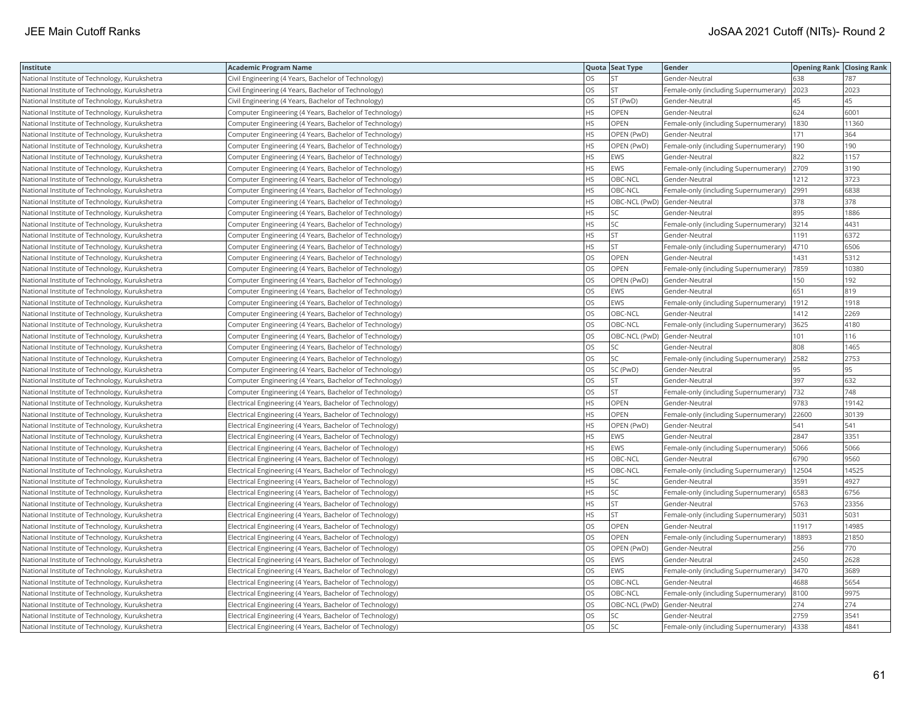| Institute | Academic Program Name | Quota | Seat Type | Gender | Opening Rank | Closing Rank |
|---|---|---|---|---|---|---|
| National Institute of Technology, Kurukshetra | Civil Engineering (4 Years, Bachelor of Technology) | OS | ST | Gender-Neutral | 638 | 787 |
| National Institute of Technology, Kurukshetra | Civil Engineering (4 Years, Bachelor of Technology) | OS | ST | Female-only (including Supernumerary) | 2023 | 2023 |
| National Institute of Technology, Kurukshetra | Civil Engineering (4 Years, Bachelor of Technology) | OS | ST (PwD) | Gender-Neutral | 45 | 45 |
| National Institute of Technology, Kurukshetra | Computer Engineering (4 Years, Bachelor of Technology) | HS | OPEN | Gender-Neutral | 624 | 6001 |
| National Institute of Technology, Kurukshetra | Computer Engineering (4 Years, Bachelor of Technology) | HS | OPEN | Female-only (including Supernumerary) | 1830 | 11360 |
| National Institute of Technology, Kurukshetra | Computer Engineering (4 Years, Bachelor of Technology) | HS | OPEN (PwD) | Gender-Neutral | 171 | 364 |
| National Institute of Technology, Kurukshetra | Computer Engineering (4 Years, Bachelor of Technology) | HS | OPEN (PwD) | Female-only (including Supernumerary) | 190 | 190 |
| National Institute of Technology, Kurukshetra | Computer Engineering (4 Years, Bachelor of Technology) | HS | EWS | Gender-Neutral | 822 | 1157 |
| National Institute of Technology, Kurukshetra | Computer Engineering (4 Years, Bachelor of Technology) | HS | EWS | Female-only (including Supernumerary) | 2709 | 3190 |
| National Institute of Technology, Kurukshetra | Computer Engineering (4 Years, Bachelor of Technology) | HS | OBC-NCL | Gender-Neutral | 1212 | 3723 |
| National Institute of Technology, Kurukshetra | Computer Engineering (4 Years, Bachelor of Technology) | HS | OBC-NCL | Female-only (including Supernumerary) | 2991 | 6838 |
| National Institute of Technology, Kurukshetra | Computer Engineering (4 Years, Bachelor of Technology) | HS | OBC-NCL (PwD) | Gender-Neutral | 378 | 378 |
| National Institute of Technology, Kurukshetra | Computer Engineering (4 Years, Bachelor of Technology) | HS | SC | Gender-Neutral | 895 | 1886 |
| National Institute of Technology, Kurukshetra | Computer Engineering (4 Years, Bachelor of Technology) | HS | SC | Female-only (including Supernumerary) | 3214 | 4431 |
| National Institute of Technology, Kurukshetra | Computer Engineering (4 Years, Bachelor of Technology) | HS | ST | Gender-Neutral | 1191 | 6372 |
| National Institute of Technology, Kurukshetra | Computer Engineering (4 Years, Bachelor of Technology) | HS | ST | Female-only (including Supernumerary) | 4710 | 6506 |
| National Institute of Technology, Kurukshetra | Computer Engineering (4 Years, Bachelor of Technology) | OS | OPEN | Gender-Neutral | 1431 | 5312 |
| National Institute of Technology, Kurukshetra | Computer Engineering (4 Years, Bachelor of Technology) | OS | OPEN | Female-only (including Supernumerary) | 7859 | 10380 |
| National Institute of Technology, Kurukshetra | Computer Engineering (4 Years, Bachelor of Technology) | OS | OPEN (PwD) | Gender-Neutral | 150 | 192 |
| National Institute of Technology, Kurukshetra | Computer Engineering (4 Years, Bachelor of Technology) | OS | EWS | Gender-Neutral | 651 | 819 |
| National Institute of Technology, Kurukshetra | Computer Engineering (4 Years, Bachelor of Technology) | OS | EWS | Female-only (including Supernumerary) | 1912 | 1918 |
| National Institute of Technology, Kurukshetra | Computer Engineering (4 Years, Bachelor of Technology) | OS | OBC-NCL | Gender-Neutral | 1412 | 2269 |
| National Institute of Technology, Kurukshetra | Computer Engineering (4 Years, Bachelor of Technology) | OS | OBC-NCL | Female-only (including Supernumerary) | 3625 | 4180 |
| National Institute of Technology, Kurukshetra | Computer Engineering (4 Years, Bachelor of Technology) | OS | OBC-NCL (PwD) | Gender-Neutral | 101 | 116 |
| National Institute of Technology, Kurukshetra | Computer Engineering (4 Years, Bachelor of Technology) | OS | SC | Gender-Neutral | 808 | 1465 |
| National Institute of Technology, Kurukshetra | Computer Engineering (4 Years, Bachelor of Technology) | OS | SC | Female-only (including Supernumerary) | 2582 | 2753 |
| National Institute of Technology, Kurukshetra | Computer Engineering (4 Years, Bachelor of Technology) | OS | SC (PwD) | Gender-Neutral | 95 | 95 |
| National Institute of Technology, Kurukshetra | Computer Engineering (4 Years, Bachelor of Technology) | OS | ST | Gender-Neutral | 397 | 632 |
| National Institute of Technology, Kurukshetra | Computer Engineering (4 Years, Bachelor of Technology) | OS | ST | Female-only (including Supernumerary) | 732 | 748 |
| National Institute of Technology, Kurukshetra | Electrical Engineering (4 Years, Bachelor of Technology) | HS | OPEN | Gender-Neutral | 9783 | 19142 |
| National Institute of Technology, Kurukshetra | Electrical Engineering (4 Years, Bachelor of Technology) | HS | OPEN | Female-only (including Supernumerary) | 22600 | 30139 |
| National Institute of Technology, Kurukshetra | Electrical Engineering (4 Years, Bachelor of Technology) | HS | OPEN (PwD) | Gender-Neutral | 541 | 541 |
| National Institute of Technology, Kurukshetra | Electrical Engineering (4 Years, Bachelor of Technology) | HS | EWS | Gender-Neutral | 2847 | 3351 |
| National Institute of Technology, Kurukshetra | Electrical Engineering (4 Years, Bachelor of Technology) | HS | EWS | Female-only (including Supernumerary) | 5066 | 5066 |
| National Institute of Technology, Kurukshetra | Electrical Engineering (4 Years, Bachelor of Technology) | HS | OBC-NCL | Gender-Neutral | 6790 | 9560 |
| National Institute of Technology, Kurukshetra | Electrical Engineering (4 Years, Bachelor of Technology) | HS | OBC-NCL | Female-only (including Supernumerary) | 12504 | 14525 |
| National Institute of Technology, Kurukshetra | Electrical Engineering (4 Years, Bachelor of Technology) | HS | SC | Gender-Neutral | 3591 | 4927 |
| National Institute of Technology, Kurukshetra | Electrical Engineering (4 Years, Bachelor of Technology) | HS | SC | Female-only (including Supernumerary) | 6583 | 6756 |
| National Institute of Technology, Kurukshetra | Electrical Engineering (4 Years, Bachelor of Technology) | HS | ST | Gender-Neutral | 5763 | 23356 |
| National Institute of Technology, Kurukshetra | Electrical Engineering (4 Years, Bachelor of Technology) | HS | ST | Female-only (including Supernumerary) | 5031 | 5031 |
| National Institute of Technology, Kurukshetra | Electrical Engineering (4 Years, Bachelor of Technology) | OS | OPEN | Gender-Neutral | 11917 | 14985 |
| National Institute of Technology, Kurukshetra | Electrical Engineering (4 Years, Bachelor of Technology) | OS | OPEN | Female-only (including Supernumerary) | 18893 | 21850 |
| National Institute of Technology, Kurukshetra | Electrical Engineering (4 Years, Bachelor of Technology) | OS | OPEN (PwD) | Gender-Neutral | 256 | 770 |
| National Institute of Technology, Kurukshetra | Electrical Engineering (4 Years, Bachelor of Technology) | OS | EWS | Gender-Neutral | 2450 | 2628 |
| National Institute of Technology, Kurukshetra | Electrical Engineering (4 Years, Bachelor of Technology) | OS | EWS | Female-only (including Supernumerary) | 3470 | 3689 |
| National Institute of Technology, Kurukshetra | Electrical Engineering (4 Years, Bachelor of Technology) | OS | OBC-NCL | Gender-Neutral | 4688 | 5654 |
| National Institute of Technology, Kurukshetra | Electrical Engineering (4 Years, Bachelor of Technology) | OS | OBC-NCL | Female-only (including Supernumerary) | 8100 | 9975 |
| National Institute of Technology, Kurukshetra | Electrical Engineering (4 Years, Bachelor of Technology) | OS | OBC-NCL (PwD) | Gender-Neutral | 274 | 274 |
| National Institute of Technology, Kurukshetra | Electrical Engineering (4 Years, Bachelor of Technology) | OS | SC | Gender-Neutral | 2759 | 3541 |
| National Institute of Technology, Kurukshetra | Electrical Engineering (4 Years, Bachelor of Technology) | OS | SC | Female-only (including Supernumerary) | 4338 | 4841 |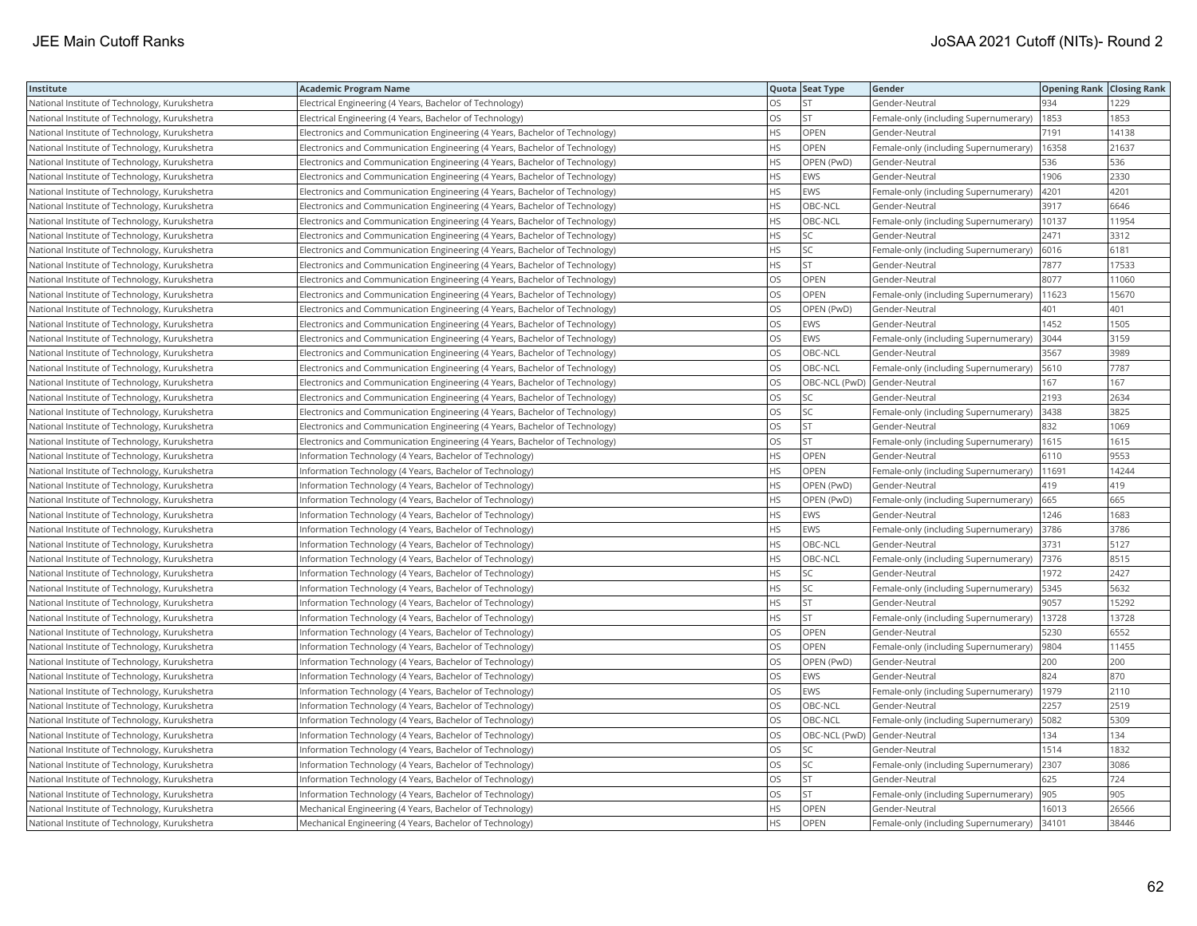| Institute | Academic Program Name | Quota | Seat Type | Gender | Opening Rank | Closing Rank |
|---|---|---|---|---|---|---|
| National Institute of Technology, Kurukshetra | Electrical Engineering (4 Years, Bachelor of Technology) | OS | ST | Gender-Neutral | 934 | 1229 |
| National Institute of Technology, Kurukshetra | Electrical Engineering (4 Years, Bachelor of Technology) | OS | ST | Female-only (including Supernumerary) | 1853 | 1853 |
| National Institute of Technology, Kurukshetra | Electronics and Communication Engineering (4 Years, Bachelor of Technology) | HS | OPEN | Gender-Neutral | 7191 | 14138 |
| National Institute of Technology, Kurukshetra | Electronics and Communication Engineering (4 Years, Bachelor of Technology) | HS | OPEN | Female-only (including Supernumerary) | 16358 | 21637 |
| National Institute of Technology, Kurukshetra | Electronics and Communication Engineering (4 Years, Bachelor of Technology) | HS | OPEN (PwD) | Gender-Neutral | 536 | 536 |
| National Institute of Technology, Kurukshetra | Electronics and Communication Engineering (4 Years, Bachelor of Technology) | HS | EWS | Gender-Neutral | 1906 | 2330 |
| National Institute of Technology, Kurukshetra | Electronics and Communication Engineering (4 Years, Bachelor of Technology) | HS | EWS | Female-only (including Supernumerary) | 4201 | 4201 |
| National Institute of Technology, Kurukshetra | Electronics and Communication Engineering (4 Years, Bachelor of Technology) | HS | OBC-NCL | Gender-Neutral | 3917 | 6646 |
| National Institute of Technology, Kurukshetra | Electronics and Communication Engineering (4 Years, Bachelor of Technology) | HS | OBC-NCL | Female-only (including Supernumerary) | 10137 | 11954 |
| National Institute of Technology, Kurukshetra | Electronics and Communication Engineering (4 Years, Bachelor of Technology) | HS | SC | Gender-Neutral | 2471 | 3312 |
| National Institute of Technology, Kurukshetra | Electronics and Communication Engineering (4 Years, Bachelor of Technology) | HS | SC | Female-only (including Supernumerary) | 6016 | 6181 |
| National Institute of Technology, Kurukshetra | Electronics and Communication Engineering (4 Years, Bachelor of Technology) | HS | ST | Gender-Neutral | 7877 | 17533 |
| National Institute of Technology, Kurukshetra | Electronics and Communication Engineering (4 Years, Bachelor of Technology) | OS | OPEN | Gender-Neutral | 8077 | 11060 |
| National Institute of Technology, Kurukshetra | Electronics and Communication Engineering (4 Years, Bachelor of Technology) | OS | OPEN | Female-only (including Supernumerary) | 11623 | 15670 |
| National Institute of Technology, Kurukshetra | Electronics and Communication Engineering (4 Years, Bachelor of Technology) | OS | OPEN (PwD) | Gender-Neutral | 401 | 401 |
| National Institute of Technology, Kurukshetra | Electronics and Communication Engineering (4 Years, Bachelor of Technology) | OS | EWS | Gender-Neutral | 1452 | 1505 |
| National Institute of Technology, Kurukshetra | Electronics and Communication Engineering (4 Years, Bachelor of Technology) | OS | EWS | Female-only (including Supernumerary) | 3044 | 3159 |
| National Institute of Technology, Kurukshetra | Electronics and Communication Engineering (4 Years, Bachelor of Technology) | OS | OBC-NCL | Gender-Neutral | 3567 | 3989 |
| National Institute of Technology, Kurukshetra | Electronics and Communication Engineering (4 Years, Bachelor of Technology) | OS | OBC-NCL | Female-only (including Supernumerary) | 5610 | 7787 |
| National Institute of Technology, Kurukshetra | Electronics and Communication Engineering (4 Years, Bachelor of Technology) | OS | OBC-NCL (PwD) | Gender-Neutral | 167 | 167 |
| National Institute of Technology, Kurukshetra | Electronics and Communication Engineering (4 Years, Bachelor of Technology) | OS | SC | Gender-Neutral | 2193 | 2634 |
| National Institute of Technology, Kurukshetra | Electronics and Communication Engineering (4 Years, Bachelor of Technology) | OS | SC | Female-only (including Supernumerary) | 3438 | 3825 |
| National Institute of Technology, Kurukshetra | Electronics and Communication Engineering (4 Years, Bachelor of Technology) | OS | ST | Gender-Neutral | 832 | 1069 |
| National Institute of Technology, Kurukshetra | Electronics and Communication Engineering (4 Years, Bachelor of Technology) | OS | ST | Female-only (including Supernumerary) | 1615 | 1615 |
| National Institute of Technology, Kurukshetra | Information Technology (4 Years, Bachelor of Technology) | HS | OPEN | Gender-Neutral | 6110 | 9553 |
| National Institute of Technology, Kurukshetra | Information Technology (4 Years, Bachelor of Technology) | HS | OPEN | Female-only (including Supernumerary) | 11691 | 14244 |
| National Institute of Technology, Kurukshetra | Information Technology (4 Years, Bachelor of Technology) | HS | OPEN (PwD) | Gender-Neutral | 419 | 419 |
| National Institute of Technology, Kurukshetra | Information Technology (4 Years, Bachelor of Technology) | HS | OPEN (PwD) | Female-only (including Supernumerary) | 665 | 665 |
| National Institute of Technology, Kurukshetra | Information Technology (4 Years, Bachelor of Technology) | HS | EWS | Gender-Neutral | 1246 | 1683 |
| National Institute of Technology, Kurukshetra | Information Technology (4 Years, Bachelor of Technology) | HS | EWS | Female-only (including Supernumerary) | 3786 | 3786 |
| National Institute of Technology, Kurukshetra | Information Technology (4 Years, Bachelor of Technology) | HS | OBC-NCL | Gender-Neutral | 3731 | 5127 |
| National Institute of Technology, Kurukshetra | Information Technology (4 Years, Bachelor of Technology) | HS | OBC-NCL | Female-only (including Supernumerary) | 7376 | 8515 |
| National Institute of Technology, Kurukshetra | Information Technology (4 Years, Bachelor of Technology) | HS | SC | Gender-Neutral | 1972 | 2427 |
| National Institute of Technology, Kurukshetra | Information Technology (4 Years, Bachelor of Technology) | HS | SC | Female-only (including Supernumerary) | 5345 | 5632 |
| National Institute of Technology, Kurukshetra | Information Technology (4 Years, Bachelor of Technology) | HS | ST | Gender-Neutral | 9057 | 15292 |
| National Institute of Technology, Kurukshetra | Information Technology (4 Years, Bachelor of Technology) | HS | ST | Female-only (including Supernumerary) | 13728 | 13728 |
| National Institute of Technology, Kurukshetra | Information Technology (4 Years, Bachelor of Technology) | OS | OPEN | Gender-Neutral | 5230 | 6552 |
| National Institute of Technology, Kurukshetra | Information Technology (4 Years, Bachelor of Technology) | OS | OPEN | Female-only (including Supernumerary) | 9804 | 11455 |
| National Institute of Technology, Kurukshetra | Information Technology (4 Years, Bachelor of Technology) | OS | OPEN (PwD) | Gender-Neutral | 200 | 200 |
| National Institute of Technology, Kurukshetra | Information Technology (4 Years, Bachelor of Technology) | OS | EWS | Gender-Neutral | 824 | 870 |
| National Institute of Technology, Kurukshetra | Information Technology (4 Years, Bachelor of Technology) | OS | EWS | Female-only (including Supernumerary) | 1979 | 2110 |
| National Institute of Technology, Kurukshetra | Information Technology (4 Years, Bachelor of Technology) | OS | OBC-NCL | Gender-Neutral | 2257 | 2519 |
| National Institute of Technology, Kurukshetra | Information Technology (4 Years, Bachelor of Technology) | OS | OBC-NCL | Female-only (including Supernumerary) | 5082 | 5309 |
| National Institute of Technology, Kurukshetra | Information Technology (4 Years, Bachelor of Technology) | OS | OBC-NCL (PwD) | Gender-Neutral | 134 | 134 |
| National Institute of Technology, Kurukshetra | Information Technology (4 Years, Bachelor of Technology) | OS | SC | Gender-Neutral | 1514 | 1832 |
| National Institute of Technology, Kurukshetra | Information Technology (4 Years, Bachelor of Technology) | OS | SC | Female-only (including Supernumerary) | 2307 | 3086 |
| National Institute of Technology, Kurukshetra | Information Technology (4 Years, Bachelor of Technology) | OS | ST | Gender-Neutral | 625 | 724 |
| National Institute of Technology, Kurukshetra | Information Technology (4 Years, Bachelor of Technology) | OS | ST | Female-only (including Supernumerary) | 905 | 905 |
| National Institute of Technology, Kurukshetra | Mechanical Engineering (4 Years, Bachelor of Technology) | HS | OPEN | Gender-Neutral | 16013 | 26566 |
| National Institute of Technology, Kurukshetra | Mechanical Engineering (4 Years, Bachelor of Technology) | HS | OPEN | Female-only (including Supernumerary) | 34101 | 38446 |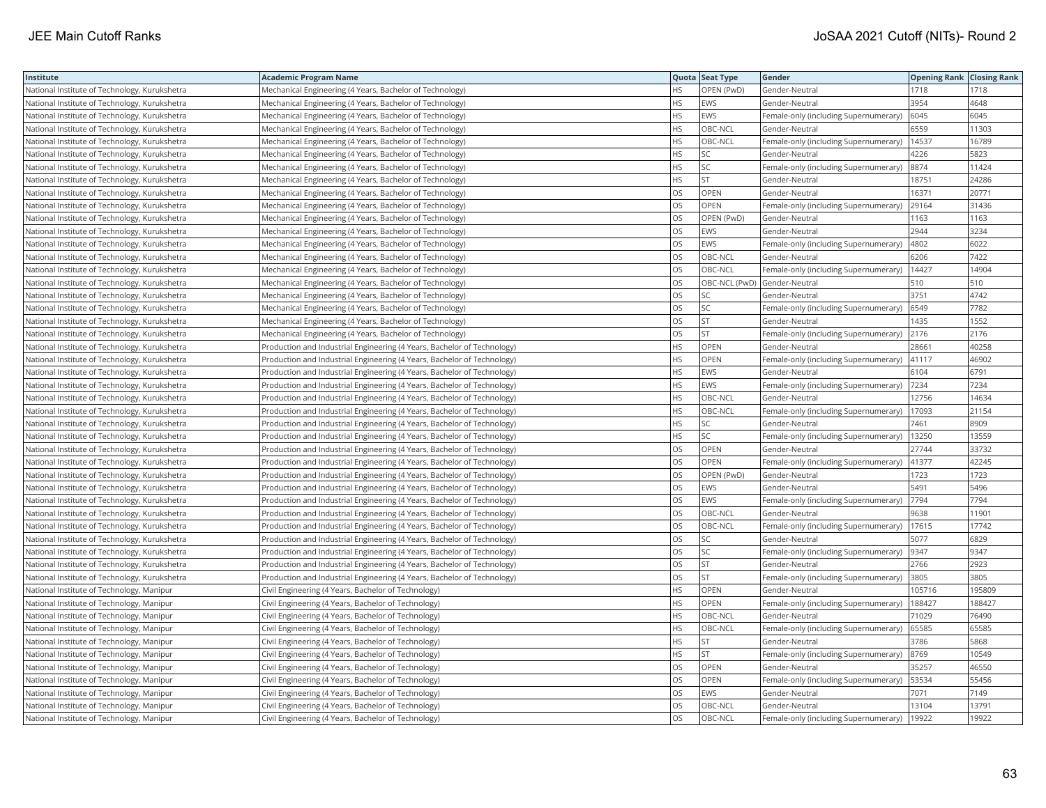| Institute | Academic Program Name | Quota | Seat Type | Gender | Opening Rank | Closing Rank |
| --- | --- | --- | --- | --- | --- | --- |
| National Institute of Technology, Kurukshetra | Mechanical Engineering (4 Years, Bachelor of Technology) | HS | OPEN (PwD) | Gender-Neutral | 1718 | 1718 |
| National Institute of Technology, Kurukshetra | Mechanical Engineering (4 Years, Bachelor of Technology) | HS | EWS | Gender-Neutral | 3954 | 4648 |
| National Institute of Technology, Kurukshetra | Mechanical Engineering (4 Years, Bachelor of Technology) | HS | EWS | Female-only (including Supernumerary) | 6045 | 6045 |
| National Institute of Technology, Kurukshetra | Mechanical Engineering (4 Years, Bachelor of Technology) | HS | OBC-NCL | Gender-Neutral | 6559 | 11303 |
| National Institute of Technology, Kurukshetra | Mechanical Engineering (4 Years, Bachelor of Technology) | HS | OBC-NCL | Female-only (including Supernumerary) | 14537 | 16789 |
| National Institute of Technology, Kurukshetra | Mechanical Engineering (4 Years, Bachelor of Technology) | HS | SC | Gender-Neutral | 4226 | 5823 |
| National Institute of Technology, Kurukshetra | Mechanical Engineering (4 Years, Bachelor of Technology) | HS | SC | Female-only (including Supernumerary) | 8874 | 11424 |
| National Institute of Technology, Kurukshetra | Mechanical Engineering (4 Years, Bachelor of Technology) | HS | ST | Gender-Neutral | 18751 | 24286 |
| National Institute of Technology, Kurukshetra | Mechanical Engineering (4 Years, Bachelor of Technology) | OS | OPEN | Gender-Neutral | 16371 | 20771 |
| National Institute of Technology, Kurukshetra | Mechanical Engineering (4 Years, Bachelor of Technology) | OS | OPEN | Female-only (including Supernumerary) | 29164 | 31436 |
| National Institute of Technology, Kurukshetra | Mechanical Engineering (4 Years, Bachelor of Technology) | OS | OPEN (PwD) | Gender-Neutral | 1163 | 1163 |
| National Institute of Technology, Kurukshetra | Mechanical Engineering (4 Years, Bachelor of Technology) | OS | EWS | Gender-Neutral | 2944 | 3234 |
| National Institute of Technology, Kurukshetra | Mechanical Engineering (4 Years, Bachelor of Technology) | OS | EWS | Female-only (including Supernumerary) | 4802 | 6022 |
| National Institute of Technology, Kurukshetra | Mechanical Engineering (4 Years, Bachelor of Technology) | OS | OBC-NCL | Gender-Neutral | 6206 | 7422 |
| National Institute of Technology, Kurukshetra | Mechanical Engineering (4 Years, Bachelor of Technology) | OS | OBC-NCL | Female-only (including Supernumerary) | 14427 | 14904 |
| National Institute of Technology, Kurukshetra | Mechanical Engineering (4 Years, Bachelor of Technology) | OS | OBC-NCL (PwD) | Gender-Neutral | 510 | 510 |
| National Institute of Technology, Kurukshetra | Mechanical Engineering (4 Years, Bachelor of Technology) | OS | SC | Gender-Neutral | 3751 | 4742 |
| National Institute of Technology, Kurukshetra | Mechanical Engineering (4 Years, Bachelor of Technology) | OS | SC | Female-only (including Supernumerary) | 6549 | 7782 |
| National Institute of Technology, Kurukshetra | Mechanical Engineering (4 Years, Bachelor of Technology) | OS | ST | Gender-Neutral | 1435 | 1552 |
| National Institute of Technology, Kurukshetra | Mechanical Engineering (4 Years, Bachelor of Technology) | OS | ST | Female-only (including Supernumerary) | 2176 | 2176 |
| National Institute of Technology, Kurukshetra | Production and Industrial Engineering (4 Years, Bachelor of Technology) | HS | OPEN | Gender-Neutral | 28661 | 40258 |
| National Institute of Technology, Kurukshetra | Production and Industrial Engineering (4 Years, Bachelor of Technology) | HS | OPEN | Female-only (including Supernumerary) | 41117 | 46902 |
| National Institute of Technology, Kurukshetra | Production and Industrial Engineering (4 Years, Bachelor of Technology) | HS | EWS | Gender-Neutral | 6104 | 6791 |
| National Institute of Technology, Kurukshetra | Production and Industrial Engineering (4 Years, Bachelor of Technology) | HS | EWS | Female-only (including Supernumerary) | 7234 | 7234 |
| National Institute of Technology, Kurukshetra | Production and Industrial Engineering (4 Years, Bachelor of Technology) | HS | OBC-NCL | Gender-Neutral | 12756 | 14634 |
| National Institute of Technology, Kurukshetra | Production and Industrial Engineering (4 Years, Bachelor of Technology) | HS | OBC-NCL | Female-only (including Supernumerary) | 17093 | 21154 |
| National Institute of Technology, Kurukshetra | Production and Industrial Engineering (4 Years, Bachelor of Technology) | HS | SC | Gender-Neutral | 7461 | 8909 |
| National Institute of Technology, Kurukshetra | Production and Industrial Engineering (4 Years, Bachelor of Technology) | HS | SC | Female-only (including Supernumerary) | 13250 | 13559 |
| National Institute of Technology, Kurukshetra | Production and Industrial Engineering (4 Years, Bachelor of Technology) | OS | OPEN | Gender-Neutral | 27744 | 33732 |
| National Institute of Technology, Kurukshetra | Production and Industrial Engineering (4 Years, Bachelor of Technology) | OS | OPEN | Female-only (including Supernumerary) | 41377 | 42245 |
| National Institute of Technology, Kurukshetra | Production and Industrial Engineering (4 Years, Bachelor of Technology) | OS | OPEN (PwD) | Gender-Neutral | 1723 | 1723 |
| National Institute of Technology, Kurukshetra | Production and Industrial Engineering (4 Years, Bachelor of Technology) | OS | EWS | Gender-Neutral | 5491 | 5496 |
| National Institute of Technology, Kurukshetra | Production and Industrial Engineering (4 Years, Bachelor of Technology) | OS | EWS | Female-only (including Supernumerary) | 7794 | 7794 |
| National Institute of Technology, Kurukshetra | Production and Industrial Engineering (4 Years, Bachelor of Technology) | OS | OBC-NCL | Gender-Neutral | 9638 | 11901 |
| National Institute of Technology, Kurukshetra | Production and Industrial Engineering (4 Years, Bachelor of Technology) | OS | OBC-NCL | Female-only (including Supernumerary) | 17615 | 17742 |
| National Institute of Technology, Kurukshetra | Production and Industrial Engineering (4 Years, Bachelor of Technology) | OS | SC | Gender-Neutral | 5077 | 6829 |
| National Institute of Technology, Kurukshetra | Production and Industrial Engineering (4 Years, Bachelor of Technology) | OS | SC | Female-only (including Supernumerary) | 9347 | 9347 |
| National Institute of Technology, Kurukshetra | Production and Industrial Engineering (4 Years, Bachelor of Technology) | OS | ST | Gender-Neutral | 2766 | 2923 |
| National Institute of Technology, Kurukshetra | Production and Industrial Engineering (4 Years, Bachelor of Technology) | OS | ST | Female-only (including Supernumerary) | 3805 | 3805 |
| National Institute of Technology, Manipur | Civil Engineering (4 Years, Bachelor of Technology) | HS | OPEN | Gender-Neutral | 105716 | 195809 |
| National Institute of Technology, Manipur | Civil Engineering (4 Years, Bachelor of Technology) | HS | OPEN | Female-only (including Supernumerary) | 188427 | 188427 |
| National Institute of Technology, Manipur | Civil Engineering (4 Years, Bachelor of Technology) | HS | OBC-NCL | Gender-Neutral | 71029 | 76490 |
| National Institute of Technology, Manipur | Civil Engineering (4 Years, Bachelor of Technology) | HS | OBC-NCL | Female-only (including Supernumerary) | 65585 | 65585 |
| National Institute of Technology, Manipur | Civil Engineering (4 Years, Bachelor of Technology) | HS | ST | Gender-Neutral | 3786 | 5868 |
| National Institute of Technology, Manipur | Civil Engineering (4 Years, Bachelor of Technology) | HS | ST | Female-only (including Supernumerary) | 8769 | 10549 |
| National Institute of Technology, Manipur | Civil Engineering (4 Years, Bachelor of Technology) | OS | OPEN | Gender-Neutral | 35257 | 46550 |
| National Institute of Technology, Manipur | Civil Engineering (4 Years, Bachelor of Technology) | OS | OPEN | Female-only (including Supernumerary) | 53534 | 55456 |
| National Institute of Technology, Manipur | Civil Engineering (4 Years, Bachelor of Technology) | OS | EWS | Gender-Neutral | 7071 | 7149 |
| National Institute of Technology, Manipur | Civil Engineering (4 Years, Bachelor of Technology) | OS | OBC-NCL | Gender-Neutral | 13104 | 13791 |
| National Institute of Technology, Manipur | Civil Engineering (4 Years, Bachelor of Technology) | OS | OBC-NCL | Female-only (including Supernumerary) | 19922 | 19922 |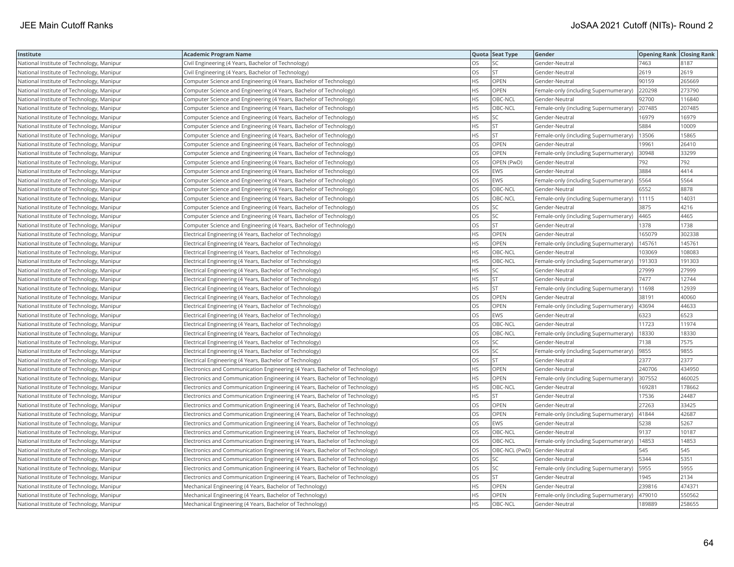| Institute | Academic Program Name | Quota | Seat Type | Gender | Opening Rank | Closing Rank |
|---|---|---|---|---|---|---|
| National Institute of Technology, Manipur | Civil Engineering (4 Years, Bachelor of Technology) | OS | SC | Gender-Neutral | 7463 | 8187 |
| National Institute of Technology, Manipur | Civil Engineering (4 Years, Bachelor of Technology) | OS | ST | Gender-Neutral | 2619 | 2619 |
| National Institute of Technology, Manipur | Computer Science and Engineering (4 Years, Bachelor of Technology) | HS | OPEN | Gender-Neutral | 90159 | 265669 |
| National Institute of Technology, Manipur | Computer Science and Engineering (4 Years, Bachelor of Technology) | HS | OPEN | Female-only (including Supernumerary) | 220298 | 273790 |
| National Institute of Technology, Manipur | Computer Science and Engineering (4 Years, Bachelor of Technology) | HS | OBC-NCL | Gender-Neutral | 92700 | 116840 |
| National Institute of Technology, Manipur | Computer Science and Engineering (4 Years, Bachelor of Technology) | HS | OBC-NCL | Female-only (including Supernumerary) | 207485 | 207485 |
| National Institute of Technology, Manipur | Computer Science and Engineering (4 Years, Bachelor of Technology) | HS | SC | Gender-Neutral | 16979 | 16979 |
| National Institute of Technology, Manipur | Computer Science and Engineering (4 Years, Bachelor of Technology) | HS | ST | Gender-Neutral | 5884 | 10009 |
| National Institute of Technology, Manipur | Computer Science and Engineering (4 Years, Bachelor of Technology) | HS | ST | Female-only (including Supernumerary) | 13506 | 15865 |
| National Institute of Technology, Manipur | Computer Science and Engineering (4 Years, Bachelor of Technology) | OS | OPEN | Gender-Neutral | 19961 | 26410 |
| National Institute of Technology, Manipur | Computer Science and Engineering (4 Years, Bachelor of Technology) | OS | OPEN | Female-only (including Supernumerary) | 30948 | 33299 |
| National Institute of Technology, Manipur | Computer Science and Engineering (4 Years, Bachelor of Technology) | OS | OPEN (PwD) | Gender-Neutral | 792 | 792 |
| National Institute of Technology, Manipur | Computer Science and Engineering (4 Years, Bachelor of Technology) | OS | EWS | Gender-Neutral | 3884 | 4414 |
| National Institute of Technology, Manipur | Computer Science and Engineering (4 Years, Bachelor of Technology) | OS | EWS | Female-only (including Supernumerary) | 5564 | 5564 |
| National Institute of Technology, Manipur | Computer Science and Engineering (4 Years, Bachelor of Technology) | OS | OBC-NCL | Gender-Neutral | 6552 | 8878 |
| National Institute of Technology, Manipur | Computer Science and Engineering (4 Years, Bachelor of Technology) | OS | OBC-NCL | Female-only (including Supernumerary) | 11115 | 14031 |
| National Institute of Technology, Manipur | Computer Science and Engineering (4 Years, Bachelor of Technology) | OS | SC | Gender-Neutral | 3875 | 4216 |
| National Institute of Technology, Manipur | Computer Science and Engineering (4 Years, Bachelor of Technology) | OS | SC | Female-only (including Supernumerary) | 4465 | 4465 |
| National Institute of Technology, Manipur | Computer Science and Engineering (4 Years, Bachelor of Technology) | OS | ST | Gender-Neutral | 1378 | 1738 |
| National Institute of Technology, Manipur | Electrical Engineering (4 Years, Bachelor of Technology) | HS | OPEN | Gender-Neutral | 165079 | 302338 |
| National Institute of Technology, Manipur | Electrical Engineering (4 Years, Bachelor of Technology) | HS | OPEN | Female-only (including Supernumerary) | 145761 | 145761 |
| National Institute of Technology, Manipur | Electrical Engineering (4 Years, Bachelor of Technology) | HS | OBC-NCL | Gender-Neutral | 103069 | 108083 |
| National Institute of Technology, Manipur | Electrical Engineering (4 Years, Bachelor of Technology) | HS | OBC-NCL | Female-only (including Supernumerary) | 191303 | 191303 |
| National Institute of Technology, Manipur | Electrical Engineering (4 Years, Bachelor of Technology) | HS | SC | Gender-Neutral | 27999 | 27999 |
| National Institute of Technology, Manipur | Electrical Engineering (4 Years, Bachelor of Technology) | HS | ST | Gender-Neutral | 7477 | 12744 |
| National Institute of Technology, Manipur | Electrical Engineering (4 Years, Bachelor of Technology) | HS | ST | Female-only (including Supernumerary) | 11698 | 12939 |
| National Institute of Technology, Manipur | Electrical Engineering (4 Years, Bachelor of Technology) | OS | OPEN | Gender-Neutral | 38191 | 40060 |
| National Institute of Technology, Manipur | Electrical Engineering (4 Years, Bachelor of Technology) | OS | OPEN | Female-only (including Supernumerary) | 43694 | 44633 |
| National Institute of Technology, Manipur | Electrical Engineering (4 Years, Bachelor of Technology) | OS | EWS | Gender-Neutral | 6323 | 6523 |
| National Institute of Technology, Manipur | Electrical Engineering (4 Years, Bachelor of Technology) | OS | OBC-NCL | Gender-Neutral | 11723 | 11974 |
| National Institute of Technology, Manipur | Electrical Engineering (4 Years, Bachelor of Technology) | OS | OBC-NCL | Female-only (including Supernumerary) | 18330 | 18330 |
| National Institute of Technology, Manipur | Electrical Engineering (4 Years, Bachelor of Technology) | OS | SC | Gender-Neutral | 7138 | 7575 |
| National Institute of Technology, Manipur | Electrical Engineering (4 Years, Bachelor of Technology) | OS | SC | Female-only (including Supernumerary) | 9855 | 9855 |
| National Institute of Technology, Manipur | Electrical Engineering (4 Years, Bachelor of Technology) | OS | ST | Gender-Neutral | 2377 | 2377 |
| National Institute of Technology, Manipur | Electronics and Communication Engineering (4 Years, Bachelor of Technology) | HS | OPEN | Gender-Neutral | 240706 | 434950 |
| National Institute of Technology, Manipur | Electronics and Communication Engineering (4 Years, Bachelor of Technology) | HS | OPEN | Female-only (including Supernumerary) | 307552 | 460025 |
| National Institute of Technology, Manipur | Electronics and Communication Engineering (4 Years, Bachelor of Technology) | HS | OBC-NCL | Gender-Neutral | 169281 | 178662 |
| National Institute of Technology, Manipur | Electronics and Communication Engineering (4 Years, Bachelor of Technology) | HS | ST | Gender-Neutral | 17536 | 24487 |
| National Institute of Technology, Manipur | Electronics and Communication Engineering (4 Years, Bachelor of Technology) | OS | OPEN | Gender-Neutral | 27263 | 33425 |
| National Institute of Technology, Manipur | Electronics and Communication Engineering (4 Years, Bachelor of Technology) | OS | OPEN | Female-only (including Supernumerary) | 41844 | 42687 |
| National Institute of Technology, Manipur | Electronics and Communication Engineering (4 Years, Bachelor of Technology) | OS | EWS | Gender-Neutral | 5238 | 5267 |
| National Institute of Technology, Manipur | Electronics and Communication Engineering (4 Years, Bachelor of Technology) | OS | OBC-NCL | Gender-Neutral | 9137 | 10187 |
| National Institute of Technology, Manipur | Electronics and Communication Engineering (4 Years, Bachelor of Technology) | OS | OBC-NCL | Female-only (including Supernumerary) | 14853 | 14853 |
| National Institute of Technology, Manipur | Electronics and Communication Engineering (4 Years, Bachelor of Technology) | OS | OBC-NCL (PwD) | Gender-Neutral | 545 | 545 |
| National Institute of Technology, Manipur | Electronics and Communication Engineering (4 Years, Bachelor of Technology) | OS | SC | Gender-Neutral | 5344 | 5351 |
| National Institute of Technology, Manipur | Electronics and Communication Engineering (4 Years, Bachelor of Technology) | OS | SC | Female-only (including Supernumerary) | 5955 | 5955 |
| National Institute of Technology, Manipur | Electronics and Communication Engineering (4 Years, Bachelor of Technology) | OS | ST | Gender-Neutral | 1945 | 2134 |
| National Institute of Technology, Manipur | Mechanical Engineering (4 Years, Bachelor of Technology) | HS | OPEN | Gender-Neutral | 239816 | 474371 |
| National Institute of Technology, Manipur | Mechanical Engineering (4 Years, Bachelor of Technology) | HS | OPEN | Female-only (including Supernumerary) | 479010 | 550562 |
| National Institute of Technology, Manipur | Mechanical Engineering (4 Years, Bachelor of Technology) | HS | OBC-NCL | Gender-Neutral | 189889 | 258655 |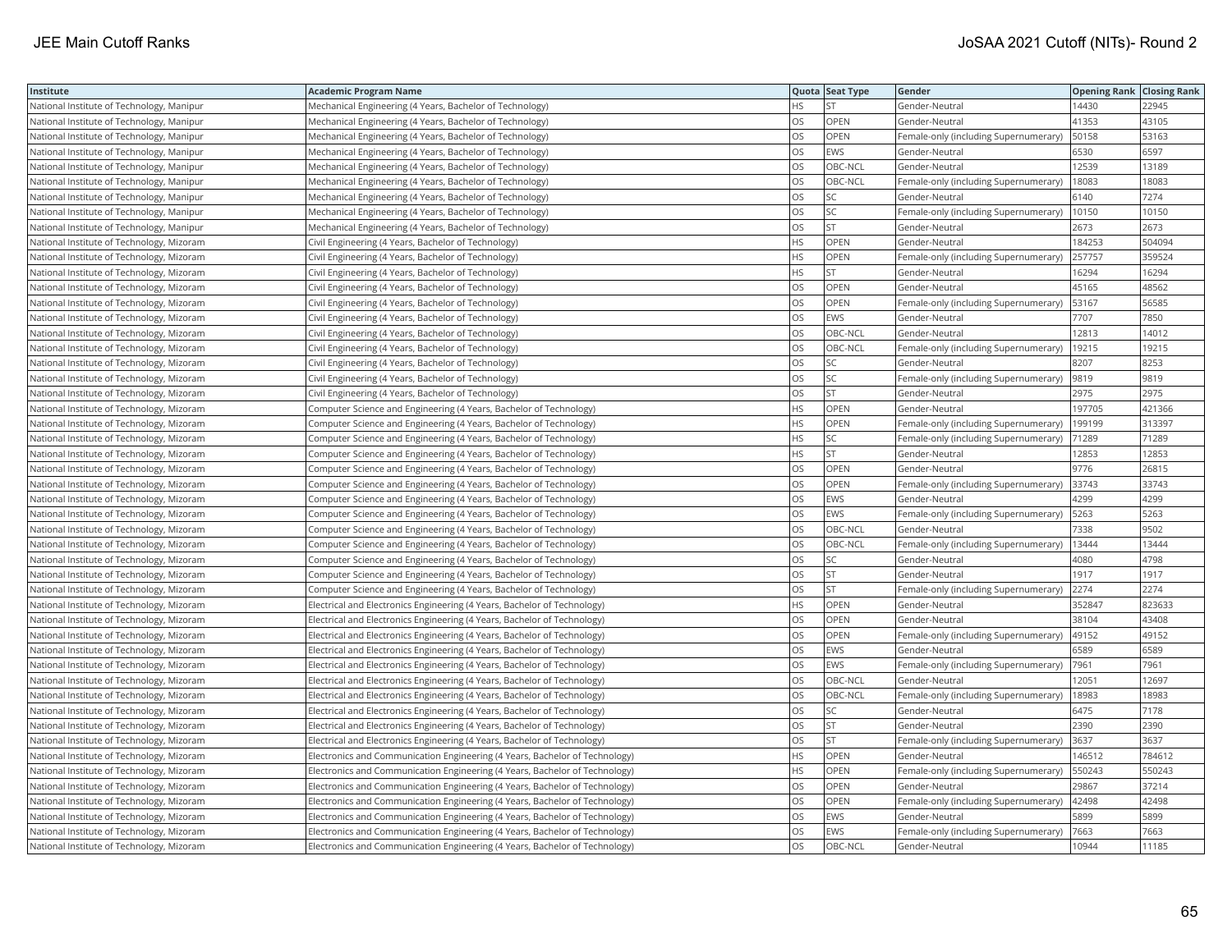| Institute | Academic Program Name | Quota | Seat Type | Gender | Opening Rank | Closing Rank |
|---|---|---|---|---|---|---|
| National Institute of Technology, Manipur | Mechanical Engineering (4 Years, Bachelor of Technology) | HS | ST | Gender-Neutral | 14430 | 22945 |
| National Institute of Technology, Manipur | Mechanical Engineering (4 Years, Bachelor of Technology) | OS | OPEN | Gender-Neutral | 41353 | 43105 |
| National Institute of Technology, Manipur | Mechanical Engineering (4 Years, Bachelor of Technology) | OS | OPEN | Female-only (including Supernumerary) | 50158 | 53163 |
| National Institute of Technology, Manipur | Mechanical Engineering (4 Years, Bachelor of Technology) | OS | EWS | Gender-Neutral | 6530 | 6597 |
| National Institute of Technology, Manipur | Mechanical Engineering (4 Years, Bachelor of Technology) | OS | OBC-NCL | Gender-Neutral | 12539 | 13189 |
| National Institute of Technology, Manipur | Mechanical Engineering (4 Years, Bachelor of Technology) | OS | OBC-NCL | Female-only (including Supernumerary) | 18083 | 18083 |
| National Institute of Technology, Manipur | Mechanical Engineering (4 Years, Bachelor of Technology) | OS | SC | Gender-Neutral | 6140 | 7274 |
| National Institute of Technology, Manipur | Mechanical Engineering (4 Years, Bachelor of Technology) | OS | SC | Female-only (including Supernumerary) | 10150 | 10150 |
| National Institute of Technology, Manipur | Mechanical Engineering (4 Years, Bachelor of Technology) | OS | ST | Gender-Neutral | 2673 | 2673 |
| National Institute of Technology, Mizoram | Civil Engineering (4 Years, Bachelor of Technology) | HS | OPEN | Gender-Neutral | 184253 | 504094 |
| National Institute of Technology, Mizoram | Civil Engineering (4 Years, Bachelor of Technology) | HS | OPEN | Female-only (including Supernumerary) | 257757 | 359524 |
| National Institute of Technology, Mizoram | Civil Engineering (4 Years, Bachelor of Technology) | HS | ST | Gender-Neutral | 16294 | 16294 |
| National Institute of Technology, Mizoram | Civil Engineering (4 Years, Bachelor of Technology) | OS | OPEN | Gender-Neutral | 45165 | 48562 |
| National Institute of Technology, Mizoram | Civil Engineering (4 Years, Bachelor of Technology) | OS | OPEN | Female-only (including Supernumerary) | 53167 | 56585 |
| National Institute of Technology, Mizoram | Civil Engineering (4 Years, Bachelor of Technology) | OS | EWS | Gender-Neutral | 7707 | 7850 |
| National Institute of Technology, Mizoram | Civil Engineering (4 Years, Bachelor of Technology) | OS | OBC-NCL | Gender-Neutral | 12813 | 14012 |
| National Institute of Technology, Mizoram | Civil Engineering (4 Years, Bachelor of Technology) | OS | OBC-NCL | Female-only (including Supernumerary) | 19215 | 19215 |
| National Institute of Technology, Mizoram | Civil Engineering (4 Years, Bachelor of Technology) | OS | SC | Gender-Neutral | 8207 | 8253 |
| National Institute of Technology, Mizoram | Civil Engineering (4 Years, Bachelor of Technology) | OS | SC | Female-only (including Supernumerary) | 9819 | 9819 |
| National Institute of Technology, Mizoram | Civil Engineering (4 Years, Bachelor of Technology) | OS | ST | Gender-Neutral | 2975 | 2975 |
| National Institute of Technology, Mizoram | Computer Science and Engineering (4 Years, Bachelor of Technology) | HS | OPEN | Gender-Neutral | 197705 | 421366 |
| National Institute of Technology, Mizoram | Computer Science and Engineering (4 Years, Bachelor of Technology) | HS | OPEN | Female-only (including Supernumerary) | 199199 | 313397 |
| National Institute of Technology, Mizoram | Computer Science and Engineering (4 Years, Bachelor of Technology) | HS | SC | Female-only (including Supernumerary) | 71289 | 71289 |
| National Institute of Technology, Mizoram | Computer Science and Engineering (4 Years, Bachelor of Technology) | HS | ST | Gender-Neutral | 12853 | 12853 |
| National Institute of Technology, Mizoram | Computer Science and Engineering (4 Years, Bachelor of Technology) | OS | OPEN | Gender-Neutral | 9776 | 26815 |
| National Institute of Technology, Mizoram | Computer Science and Engineering (4 Years, Bachelor of Technology) | OS | OPEN | Female-only (including Supernumerary) | 33743 | 33743 |
| National Institute of Technology, Mizoram | Computer Science and Engineering (4 Years, Bachelor of Technology) | OS | EWS | Gender-Neutral | 4299 | 4299 |
| National Institute of Technology, Mizoram | Computer Science and Engineering (4 Years, Bachelor of Technology) | OS | EWS | Female-only (including Supernumerary) | 5263 | 5263 |
| National Institute of Technology, Mizoram | Computer Science and Engineering (4 Years, Bachelor of Technology) | OS | OBC-NCL | Gender-Neutral | 7338 | 9502 |
| National Institute of Technology, Mizoram | Computer Science and Engineering (4 Years, Bachelor of Technology) | OS | OBC-NCL | Female-only (including Supernumerary) | 13444 | 13444 |
| National Institute of Technology, Mizoram | Computer Science and Engineering (4 Years, Bachelor of Technology) | OS | SC | Gender-Neutral | 4080 | 4798 |
| National Institute of Technology, Mizoram | Computer Science and Engineering (4 Years, Bachelor of Technology) | OS | ST | Gender-Neutral | 1917 | 1917 |
| National Institute of Technology, Mizoram | Computer Science and Engineering (4 Years, Bachelor of Technology) | OS | ST | Female-only (including Supernumerary) | 2274 | 2274 |
| National Institute of Technology, Mizoram | Electrical and Electronics Engineering (4 Years, Bachelor of Technology) | HS | OPEN | Gender-Neutral | 352847 | 823633 |
| National Institute of Technology, Mizoram | Electrical and Electronics Engineering (4 Years, Bachelor of Technology) | OS | OPEN | Gender-Neutral | 38104 | 43408 |
| National Institute of Technology, Mizoram | Electrical and Electronics Engineering (4 Years, Bachelor of Technology) | OS | OPEN | Female-only (including Supernumerary) | 49152 | 49152 |
| National Institute of Technology, Mizoram | Electrical and Electronics Engineering (4 Years, Bachelor of Technology) | OS | EWS | Gender-Neutral | 6589 | 6589 |
| National Institute of Technology, Mizoram | Electrical and Electronics Engineering (4 Years, Bachelor of Technology) | OS | EWS | Female-only (including Supernumerary) | 7961 | 7961 |
| National Institute of Technology, Mizoram | Electrical and Electronics Engineering (4 Years, Bachelor of Technology) | OS | OBC-NCL | Gender-Neutral | 12051 | 12697 |
| National Institute of Technology, Mizoram | Electrical and Electronics Engineering (4 Years, Bachelor of Technology) | OS | OBC-NCL | Female-only (including Supernumerary) | 18983 | 18983 |
| National Institute of Technology, Mizoram | Electrical and Electronics Engineering (4 Years, Bachelor of Technology) | OS | SC | Gender-Neutral | 6475 | 7178 |
| National Institute of Technology, Mizoram | Electrical and Electronics Engineering (4 Years, Bachelor of Technology) | OS | ST | Gender-Neutral | 2390 | 2390 |
| National Institute of Technology, Mizoram | Electrical and Electronics Engineering (4 Years, Bachelor of Technology) | OS | ST | Female-only (including Supernumerary) | 3637 | 3637 |
| National Institute of Technology, Mizoram | Electronics and Communication Engineering (4 Years, Bachelor of Technology) | HS | OPEN | Gender-Neutral | 146512 | 784612 |
| National Institute of Technology, Mizoram | Electronics and Communication Engineering (4 Years, Bachelor of Technology) | HS | OPEN | Female-only (including Supernumerary) | 550243 | 550243 |
| National Institute of Technology, Mizoram | Electronics and Communication Engineering (4 Years, Bachelor of Technology) | OS | OPEN | Gender-Neutral | 29867 | 37214 |
| National Institute of Technology, Mizoram | Electronics and Communication Engineering (4 Years, Bachelor of Technology) | OS | OPEN | Female-only (including Supernumerary) | 42498 | 42498 |
| National Institute of Technology, Mizoram | Electronics and Communication Engineering (4 Years, Bachelor of Technology) | OS | EWS | Gender-Neutral | 5899 | 5899 |
| National Institute of Technology, Mizoram | Electronics and Communication Engineering (4 Years, Bachelor of Technology) | OS | EWS | Female-only (including Supernumerary) | 7663 | 7663 |
| National Institute of Technology, Mizoram | Electronics and Communication Engineering (4 Years, Bachelor of Technology) | OS | OBC-NCL | Gender-Neutral | 10944 | 11185 |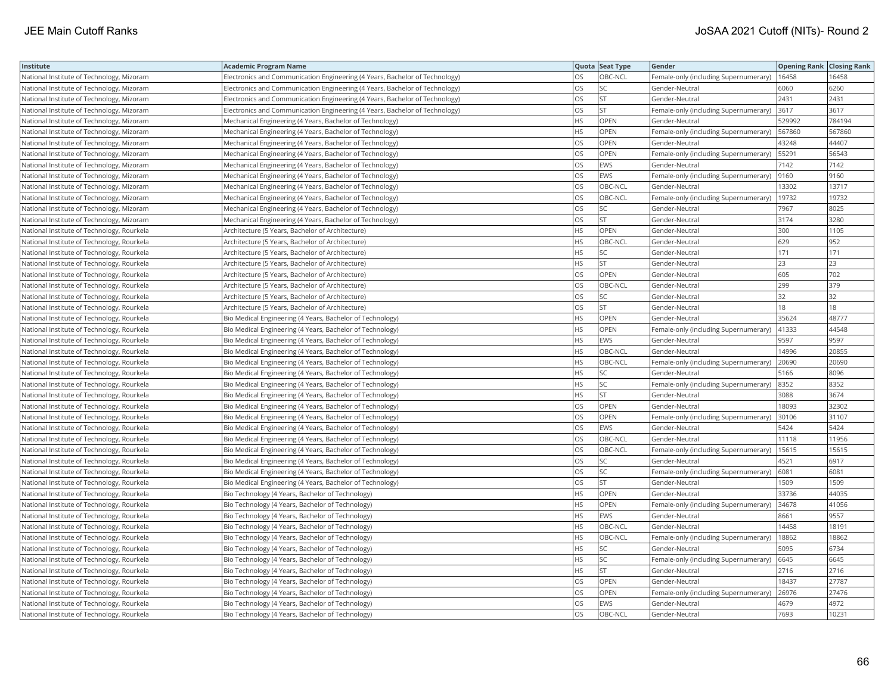| Institute | Academic Program Name | Quota | Seat Type | Gender | Opening Rank | Closing Rank |
|---|---|---|---|---|---|---|
| National Institute of Technology, Mizoram | Electronics and Communication Engineering (4 Years, Bachelor of Technology) | OS | OBC-NCL | Female-only (including Supernumerary) | 16458 | 16458 |
| National Institute of Technology, Mizoram | Electronics and Communication Engineering (4 Years, Bachelor of Technology) | OS | SC | Gender-Neutral | 6060 | 6260 |
| National Institute of Technology, Mizoram | Electronics and Communication Engineering (4 Years, Bachelor of Technology) | OS | ST | Gender-Neutral | 2431 | 2431 |
| National Institute of Technology, Mizoram | Electronics and Communication Engineering (4 Years, Bachelor of Technology) | OS | ST | Female-only (including Supernumerary) | 3617 | 3617 |
| National Institute of Technology, Mizoram | Mechanical Engineering (4 Years, Bachelor of Technology) | HS | OPEN | Gender-Neutral | 529992 | 784194 |
| National Institute of Technology, Mizoram | Mechanical Engineering (4 Years, Bachelor of Technology) | HS | OPEN | Female-only (including Supernumerary) | 567860 | 567860 |
| National Institute of Technology, Mizoram | Mechanical Engineering (4 Years, Bachelor of Technology) | OS | OPEN | Gender-Neutral | 43248 | 44407 |
| National Institute of Technology, Mizoram | Mechanical Engineering (4 Years, Bachelor of Technology) | OS | OPEN | Female-only (including Supernumerary) | 55291 | 56543 |
| National Institute of Technology, Mizoram | Mechanical Engineering (4 Years, Bachelor of Technology) | OS | EWS | Gender-Neutral | 7142 | 7142 |
| National Institute of Technology, Mizoram | Mechanical Engineering (4 Years, Bachelor of Technology) | OS | EWS | Female-only (including Supernumerary) | 9160 | 9160 |
| National Institute of Technology, Mizoram | Mechanical Engineering (4 Years, Bachelor of Technology) | OS | OBC-NCL | Gender-Neutral | 13302 | 13717 |
| National Institute of Technology, Mizoram | Mechanical Engineering (4 Years, Bachelor of Technology) | OS | OBC-NCL | Female-only (including Supernumerary) | 19732 | 19732 |
| National Institute of Technology, Mizoram | Mechanical Engineering (4 Years, Bachelor of Technology) | OS | SC | Gender-Neutral | 7967 | 8025 |
| National Institute of Technology, Mizoram | Mechanical Engineering (4 Years, Bachelor of Technology) | OS | ST | Gender-Neutral | 3174 | 3280 |
| National Institute of Technology, Rourkela | Architecture (5 Years, Bachelor of Architecture) | HS | OPEN | Gender-Neutral | 300 | 1105 |
| National Institute of Technology, Rourkela | Architecture (5 Years, Bachelor of Architecture) | HS | OBC-NCL | Gender-Neutral | 629 | 952 |
| National Institute of Technology, Rourkela | Architecture (5 Years, Bachelor of Architecture) | HS | SC | Gender-Neutral | 171 | 171 |
| National Institute of Technology, Rourkela | Architecture (5 Years, Bachelor of Architecture) | HS | ST | Gender-Neutral | 23 | 23 |
| National Institute of Technology, Rourkela | Architecture (5 Years, Bachelor of Architecture) | OS | OPEN | Gender-Neutral | 605 | 702 |
| National Institute of Technology, Rourkela | Architecture (5 Years, Bachelor of Architecture) | OS | OBC-NCL | Gender-Neutral | 299 | 379 |
| National Institute of Technology, Rourkela | Architecture (5 Years, Bachelor of Architecture) | OS | SC | Gender-Neutral | 32 | 32 |
| National Institute of Technology, Rourkela | Architecture (5 Years, Bachelor of Architecture) | OS | ST | Gender-Neutral | 18 | 18 |
| National Institute of Technology, Rourkela | Bio Medical Engineering (4 Years, Bachelor of Technology) | HS | OPEN | Gender-Neutral | 35624 | 48777 |
| National Institute of Technology, Rourkela | Bio Medical Engineering (4 Years, Bachelor of Technology) | HS | OPEN | Female-only (including Supernumerary) | 41333 | 44548 |
| National Institute of Technology, Rourkela | Bio Medical Engineering (4 Years, Bachelor of Technology) | HS | EWS | Gender-Neutral | 9597 | 9597 |
| National Institute of Technology, Rourkela | Bio Medical Engineering (4 Years, Bachelor of Technology) | HS | OBC-NCL | Gender-Neutral | 14996 | 20855 |
| National Institute of Technology, Rourkela | Bio Medical Engineering (4 Years, Bachelor of Technology) | HS | OBC-NCL | Female-only (including Supernumerary) | 20690 | 20690 |
| National Institute of Technology, Rourkela | Bio Medical Engineering (4 Years, Bachelor of Technology) | HS | SC | Gender-Neutral | 5166 | 8096 |
| National Institute of Technology, Rourkela | Bio Medical Engineering (4 Years, Bachelor of Technology) | HS | SC | Female-only (including Supernumerary) | 8352 | 8352 |
| National Institute of Technology, Rourkela | Bio Medical Engineering (4 Years, Bachelor of Technology) | HS | ST | Gender-Neutral | 3088 | 3674 |
| National Institute of Technology, Rourkela | Bio Medical Engineering (4 Years, Bachelor of Technology) | OS | OPEN | Gender-Neutral | 18093 | 32302 |
| National Institute of Technology, Rourkela | Bio Medical Engineering (4 Years, Bachelor of Technology) | OS | OPEN | Female-only (including Supernumerary) | 30106 | 31107 |
| National Institute of Technology, Rourkela | Bio Medical Engineering (4 Years, Bachelor of Technology) | OS | EWS | Gender-Neutral | 5424 | 5424 |
| National Institute of Technology, Rourkela | Bio Medical Engineering (4 Years, Bachelor of Technology) | OS | OBC-NCL | Gender-Neutral | 11118 | 11956 |
| National Institute of Technology, Rourkela | Bio Medical Engineering (4 Years, Bachelor of Technology) | OS | OBC-NCL | Female-only (including Supernumerary) | 15615 | 15615 |
| National Institute of Technology, Rourkela | Bio Medical Engineering (4 Years, Bachelor of Technology) | OS | SC | Gender-Neutral | 4521 | 6917 |
| National Institute of Technology, Rourkela | Bio Medical Engineering (4 Years, Bachelor of Technology) | OS | SC | Female-only (including Supernumerary) | 6081 | 6081 |
| National Institute of Technology, Rourkela | Bio Medical Engineering (4 Years, Bachelor of Technology) | OS | ST | Gender-Neutral | 1509 | 1509 |
| National Institute of Technology, Rourkela | Bio Technology (4 Years, Bachelor of Technology) | HS | OPEN | Gender-Neutral | 33736 | 44035 |
| National Institute of Technology, Rourkela | Bio Technology (4 Years, Bachelor of Technology) | HS | OPEN | Female-only (including Supernumerary) | 34678 | 41056 |
| National Institute of Technology, Rourkela | Bio Technology (4 Years, Bachelor of Technology) | HS | EWS | Gender-Neutral | 8661 | 9557 |
| National Institute of Technology, Rourkela | Bio Technology (4 Years, Bachelor of Technology) | HS | OBC-NCL | Gender-Neutral | 14458 | 18191 |
| National Institute of Technology, Rourkela | Bio Technology (4 Years, Bachelor of Technology) | HS | OBC-NCL | Female-only (including Supernumerary) | 18862 | 18862 |
| National Institute of Technology, Rourkela | Bio Technology (4 Years, Bachelor of Technology) | HS | SC | Gender-Neutral | 5095 | 6734 |
| National Institute of Technology, Rourkela | Bio Technology (4 Years, Bachelor of Technology) | HS | SC | Female-only (including Supernumerary) | 6645 | 6645 |
| National Institute of Technology, Rourkela | Bio Technology (4 Years, Bachelor of Technology) | HS | ST | Gender-Neutral | 2716 | 2716 |
| National Institute of Technology, Rourkela | Bio Technology (4 Years, Bachelor of Technology) | OS | OPEN | Gender-Neutral | 18437 | 27787 |
| National Institute of Technology, Rourkela | Bio Technology (4 Years, Bachelor of Technology) | OS | OPEN | Female-only (including Supernumerary) | 26976 | 27476 |
| National Institute of Technology, Rourkela | Bio Technology (4 Years, Bachelor of Technology) | OS | EWS | Gender-Neutral | 4679 | 4972 |
| National Institute of Technology, Rourkela | Bio Technology (4 Years, Bachelor of Technology) | OS | OBC-NCL | Gender-Neutral | 7693 | 10231 |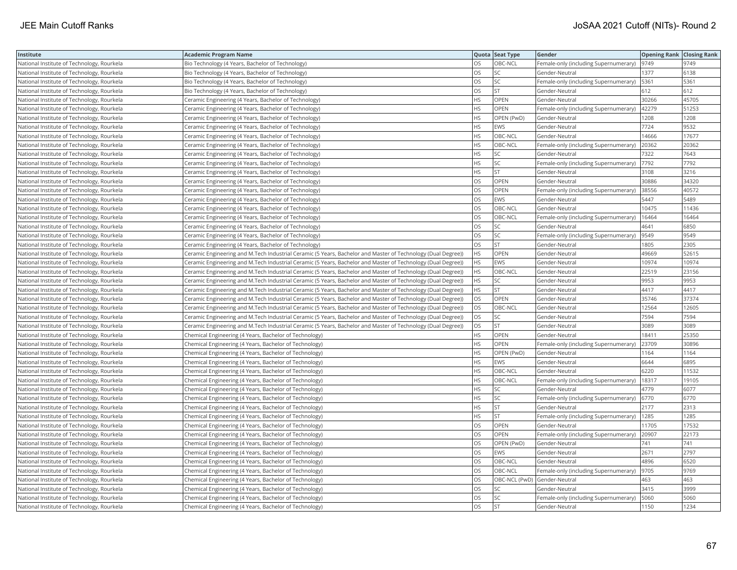| Institute | Academic Program Name | Quota | Seat Type | Gender | Opening Rank | Closing Rank |
|---|---|---|---|---|---|---|
| National Institute of Technology, Rourkela | Bio Technology (4 Years, Bachelor of Technology) | OS | OBC-NCL | Female-only (including Supernumerary) | 9749 | 9749 |
| National Institute of Technology, Rourkela | Bio Technology (4 Years, Bachelor of Technology) | OS | SC | Gender-Neutral | 1377 | 6138 |
| National Institute of Technology, Rourkela | Bio Technology (4 Years, Bachelor of Technology) | OS | SC | Female-only (including Supernumerary) | 5361 | 5361 |
| National Institute of Technology, Rourkela | Bio Technology (4 Years, Bachelor of Technology) | OS | ST | Gender-Neutral | 612 | 612 |
| National Institute of Technology, Rourkela | Ceramic Engineering (4 Years, Bachelor of Technology) | HS | OPEN | Gender-Neutral | 30266 | 45705 |
| National Institute of Technology, Rourkela | Ceramic Engineering (4 Years, Bachelor of Technology) | HS | OPEN | Female-only (including Supernumerary) | 42279 | 51253 |
| National Institute of Technology, Rourkela | Ceramic Engineering (4 Years, Bachelor of Technology) | HS | OPEN (PwD) | Gender-Neutral | 1208 | 1208 |
| National Institute of Technology, Rourkela | Ceramic Engineering (4 Years, Bachelor of Technology) | HS | EWS | Gender-Neutral | 7724 | 9532 |
| National Institute of Technology, Rourkela | Ceramic Engineering (4 Years, Bachelor of Technology) | HS | OBC-NCL | Gender-Neutral | 14666 | 17677 |
| National Institute of Technology, Rourkela | Ceramic Engineering (4 Years, Bachelor of Technology) | HS | OBC-NCL | Female-only (including Supernumerary) | 20362 | 20362 |
| National Institute of Technology, Rourkela | Ceramic Engineering (4 Years, Bachelor of Technology) | HS | SC | Gender-Neutral | 7322 | 7643 |
| National Institute of Technology, Rourkela | Ceramic Engineering (4 Years, Bachelor of Technology) | HS | SC | Female-only (including Supernumerary) | 7792 | 7792 |
| National Institute of Technology, Rourkela | Ceramic Engineering (4 Years, Bachelor of Technology) | HS | ST | Gender-Neutral | 3108 | 3216 |
| National Institute of Technology, Rourkela | Ceramic Engineering (4 Years, Bachelor of Technology) | OS | OPEN | Gender-Neutral | 30886 | 34320 |
| National Institute of Technology, Rourkela | Ceramic Engineering (4 Years, Bachelor of Technology) | OS | OPEN | Female-only (including Supernumerary) | 38556 | 40572 |
| National Institute of Technology, Rourkela | Ceramic Engineering (4 Years, Bachelor of Technology) | OS | EWS | Gender-Neutral | 5447 | 5489 |
| National Institute of Technology, Rourkela | Ceramic Engineering (4 Years, Bachelor of Technology) | OS | OBC-NCL | Gender-Neutral | 10475 | 11436 |
| National Institute of Technology, Rourkela | Ceramic Engineering (4 Years, Bachelor of Technology) | OS | OBC-NCL | Female-only (including Supernumerary) | 16464 | 16464 |
| National Institute of Technology, Rourkela | Ceramic Engineering (4 Years, Bachelor of Technology) | OS | SC | Gender-Neutral | 4641 | 6850 |
| National Institute of Technology, Rourkela | Ceramic Engineering (4 Years, Bachelor of Technology) | OS | SC | Female-only (including Supernumerary) | 9549 | 9549 |
| National Institute of Technology, Rourkela | Ceramic Engineering (4 Years, Bachelor of Technology) | OS | ST | Gender-Neutral | 1805 | 2305 |
| National Institute of Technology, Rourkela | Ceramic Engineering and M.Tech Industrial Ceramic (5 Years, Bachelor and Master of Technology (Dual Degree)) | HS | OPEN | Gender-Neutral | 49669 | 52615 |
| National Institute of Technology, Rourkela | Ceramic Engineering and M.Tech Industrial Ceramic (5 Years, Bachelor and Master of Technology (Dual Degree)) | HS | EWS | Gender-Neutral | 10974 | 10974 |
| National Institute of Technology, Rourkela | Ceramic Engineering and M.Tech Industrial Ceramic (5 Years, Bachelor and Master of Technology (Dual Degree)) | HS | OBC-NCL | Gender-Neutral | 22519 | 23156 |
| National Institute of Technology, Rourkela | Ceramic Engineering and M.Tech Industrial Ceramic (5 Years, Bachelor and Master of Technology (Dual Degree)) | HS | SC | Gender-Neutral | 9953 | 9953 |
| National Institute of Technology, Rourkela | Ceramic Engineering and M.Tech Industrial Ceramic (5 Years, Bachelor and Master of Technology (Dual Degree)) | HS | ST | Gender-Neutral | 4417 | 4417 |
| National Institute of Technology, Rourkela | Ceramic Engineering and M.Tech Industrial Ceramic (5 Years, Bachelor and Master of Technology (Dual Degree)) | OS | OPEN | Gender-Neutral | 35746 | 37374 |
| National Institute of Technology, Rourkela | Ceramic Engineering and M.Tech Industrial Ceramic (5 Years, Bachelor and Master of Technology (Dual Degree)) | OS | OBC-NCL | Gender-Neutral | 12564 | 12605 |
| National Institute of Technology, Rourkela | Ceramic Engineering and M.Tech Industrial Ceramic (5 Years, Bachelor and Master of Technology (Dual Degree)) | OS | SC | Gender-Neutral | 7594 | 7594 |
| National Institute of Technology, Rourkela | Ceramic Engineering and M.Tech Industrial Ceramic (5 Years, Bachelor and Master of Technology (Dual Degree)) | OS | ST | Gender-Neutral | 3089 | 3089 |
| National Institute of Technology, Rourkela | Chemical Engineering (4 Years, Bachelor of Technology) | HS | OPEN | Gender-Neutral | 18411 | 25350 |
| National Institute of Technology, Rourkela | Chemical Engineering (4 Years, Bachelor of Technology) | HS | OPEN | Female-only (including Supernumerary) | 23709 | 30896 |
| National Institute of Technology, Rourkela | Chemical Engineering (4 Years, Bachelor of Technology) | HS | OPEN (PwD) | Gender-Neutral | 1164 | 1164 |
| National Institute of Technology, Rourkela | Chemical Engineering (4 Years, Bachelor of Technology) | HS | EWS | Gender-Neutral | 6644 | 6895 |
| National Institute of Technology, Rourkela | Chemical Engineering (4 Years, Bachelor of Technology) | HS | OBC-NCL | Gender-Neutral | 6220 | 11532 |
| National Institute of Technology, Rourkela | Chemical Engineering (4 Years, Bachelor of Technology) | HS | OBC-NCL | Female-only (including Supernumerary) | 18317 | 19105 |
| National Institute of Technology, Rourkela | Chemical Engineering (4 Years, Bachelor of Technology) | HS | SC | Gender-Neutral | 4779 | 6077 |
| National Institute of Technology, Rourkela | Chemical Engineering (4 Years, Bachelor of Technology) | HS | SC | Female-only (including Supernumerary) | 6770 | 6770 |
| National Institute of Technology, Rourkela | Chemical Engineering (4 Years, Bachelor of Technology) | HS | ST | Gender-Neutral | 2177 | 2313 |
| National Institute of Technology, Rourkela | Chemical Engineering (4 Years, Bachelor of Technology) | HS | ST | Female-only (including Supernumerary) | 1285 | 1285 |
| National Institute of Technology, Rourkela | Chemical Engineering (4 Years, Bachelor of Technology) | OS | OPEN | Gender-Neutral | 11705 | 17532 |
| National Institute of Technology, Rourkela | Chemical Engineering (4 Years, Bachelor of Technology) | OS | OPEN | Female-only (including Supernumerary) | 20907 | 22173 |
| National Institute of Technology, Rourkela | Chemical Engineering (4 Years, Bachelor of Technology) | OS | OPEN (PwD) | Gender-Neutral | 741 | 741 |
| National Institute of Technology, Rourkela | Chemical Engineering (4 Years, Bachelor of Technology) | OS | EWS | Gender-Neutral | 2671 | 2797 |
| National Institute of Technology, Rourkela | Chemical Engineering (4 Years, Bachelor of Technology) | OS | OBC-NCL | Gender-Neutral | 4896 | 6520 |
| National Institute of Technology, Rourkela | Chemical Engineering (4 Years, Bachelor of Technology) | OS | OBC-NCL | Female-only (including Supernumerary) | 9705 | 9769 |
| National Institute of Technology, Rourkela | Chemical Engineering (4 Years, Bachelor of Technology) | OS | OBC-NCL (PwD) | Gender-Neutral | 463 | 463 |
| National Institute of Technology, Rourkela | Chemical Engineering (4 Years, Bachelor of Technology) | OS | SC | Gender-Neutral | 3415 | 3999 |
| National Institute of Technology, Rourkela | Chemical Engineering (4 Years, Bachelor of Technology) | OS | SC | Female-only (including Supernumerary) | 5060 | 5060 |
| National Institute of Technology, Rourkela | Chemical Engineering (4 Years, Bachelor of Technology) | OS | ST | Gender-Neutral | 1150 | 1234 |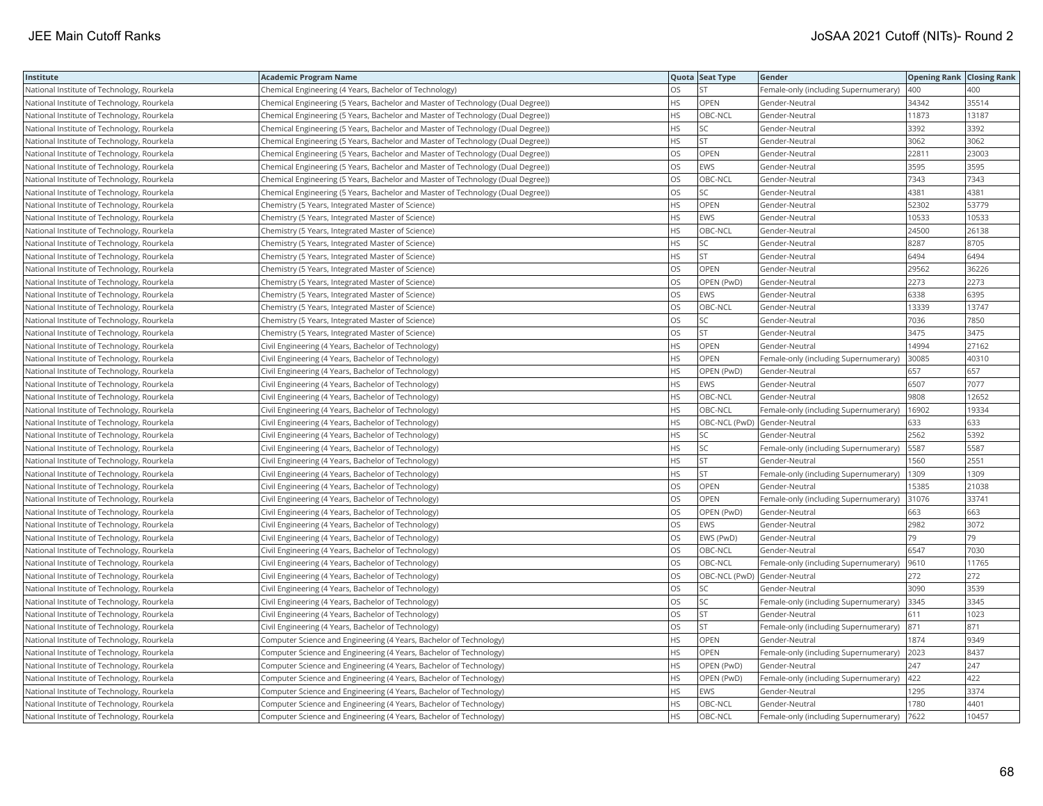| Institute | Academic Program Name | Quota | Seat Type | Gender | Opening Rank | Closing Rank |
|---|---|---|---|---|---|---|
| National Institute of Technology, Rourkela | Chemical Engineering (4 Years, Bachelor of Technology) | OS | ST | Female-only (including Supernumerary) | 400 | 400 |
| National Institute of Technology, Rourkela | Chemical Engineering (5 Years, Bachelor and Master of Technology (Dual Degree)) | HS | OPEN | Gender-Neutral | 34342 | 35514 |
| National Institute of Technology, Rourkela | Chemical Engineering (5 Years, Bachelor and Master of Technology (Dual Degree)) | HS | OBC-NCL | Gender-Neutral | 11873 | 13187 |
| National Institute of Technology, Rourkela | Chemical Engineering (5 Years, Bachelor and Master of Technology (Dual Degree)) | HS | SC | Gender-Neutral | 3392 | 3392 |
| National Institute of Technology, Rourkela | Chemical Engineering (5 Years, Bachelor and Master of Technology (Dual Degree)) | HS | ST | Gender-Neutral | 3062 | 3062 |
| National Institute of Technology, Rourkela | Chemical Engineering (5 Years, Bachelor and Master of Technology (Dual Degree)) | OS | OPEN | Gender-Neutral | 22811 | 23003 |
| National Institute of Technology, Rourkela | Chemical Engineering (5 Years, Bachelor and Master of Technology (Dual Degree)) | OS | EWS | Gender-Neutral | 3595 | 3595 |
| National Institute of Technology, Rourkela | Chemical Engineering (5 Years, Bachelor and Master of Technology (Dual Degree)) | OS | OBC-NCL | Gender-Neutral | 7343 | 7343 |
| National Institute of Technology, Rourkela | Chemical Engineering (5 Years, Bachelor and Master of Technology (Dual Degree)) | OS | SC | Gender-Neutral | 4381 | 4381 |
| National Institute of Technology, Rourkela | Chemistry (5 Years, Integrated Master of Science) | HS | OPEN | Gender-Neutral | 52302 | 53779 |
| National Institute of Technology, Rourkela | Chemistry (5 Years, Integrated Master of Science) | HS | EWS | Gender-Neutral | 10533 | 10533 |
| National Institute of Technology, Rourkela | Chemistry (5 Years, Integrated Master of Science) | HS | OBC-NCL | Gender-Neutral | 24500 | 26138 |
| National Institute of Technology, Rourkela | Chemistry (5 Years, Integrated Master of Science) | HS | SC | Gender-Neutral | 8287 | 8705 |
| National Institute of Technology, Rourkela | Chemistry (5 Years, Integrated Master of Science) | HS | ST | Gender-Neutral | 6494 | 6494 |
| National Institute of Technology, Rourkela | Chemistry (5 Years, Integrated Master of Science) | OS | OPEN | Gender-Neutral | 29562 | 36226 |
| National Institute of Technology, Rourkela | Chemistry (5 Years, Integrated Master of Science) | OS | OPEN (PwD) | Gender-Neutral | 2273 | 2273 |
| National Institute of Technology, Rourkela | Chemistry (5 Years, Integrated Master of Science) | OS | EWS | Gender-Neutral | 6338 | 6395 |
| National Institute of Technology, Rourkela | Chemistry (5 Years, Integrated Master of Science) | OS | OBC-NCL | Gender-Neutral | 13339 | 13747 |
| National Institute of Technology, Rourkela | Chemistry (5 Years, Integrated Master of Science) | OS | SC | Gender-Neutral | 7036 | 7850 |
| National Institute of Technology, Rourkela | Chemistry (5 Years, Integrated Master of Science) | OS | ST | Gender-Neutral | 3475 | 3475 |
| National Institute of Technology, Rourkela | Civil Engineering (4 Years, Bachelor of Technology) | HS | OPEN | Gender-Neutral | 14994 | 27162 |
| National Institute of Technology, Rourkela | Civil Engineering (4 Years, Bachelor of Technology) | HS | OPEN | Female-only (including Supernumerary) | 30085 | 40310 |
| National Institute of Technology, Rourkela | Civil Engineering (4 Years, Bachelor of Technology) | HS | OPEN (PwD) | Gender-Neutral | 657 | 657 |
| National Institute of Technology, Rourkela | Civil Engineering (4 Years, Bachelor of Technology) | HS | EWS | Gender-Neutral | 6507 | 7077 |
| National Institute of Technology, Rourkela | Civil Engineering (4 Years, Bachelor of Technology) | HS | OBC-NCL | Gender-Neutral | 9808 | 12652 |
| National Institute of Technology, Rourkela | Civil Engineering (4 Years, Bachelor of Technology) | HS | OBC-NCL | Female-only (including Supernumerary) | 16902 | 19334 |
| National Institute of Technology, Rourkela | Civil Engineering (4 Years, Bachelor of Technology) | HS | OBC-NCL (PwD) | Gender-Neutral | 633 | 633 |
| National Institute of Technology, Rourkela | Civil Engineering (4 Years, Bachelor of Technology) | HS | SC | Gender-Neutral | 2562 | 5392 |
| National Institute of Technology, Rourkela | Civil Engineering (4 Years, Bachelor of Technology) | HS | SC | Female-only (including Supernumerary) | 5587 | 5587 |
| National Institute of Technology, Rourkela | Civil Engineering (4 Years, Bachelor of Technology) | HS | ST | Gender-Neutral | 1560 | 2551 |
| National Institute of Technology, Rourkela | Civil Engineering (4 Years, Bachelor of Technology) | HS | ST | Female-only (including Supernumerary) | 1309 | 1309 |
| National Institute of Technology, Rourkela | Civil Engineering (4 Years, Bachelor of Technology) | OS | OPEN | Gender-Neutral | 15385 | 21038 |
| National Institute of Technology, Rourkela | Civil Engineering (4 Years, Bachelor of Technology) | OS | OPEN | Female-only (including Supernumerary) | 31076 | 33741 |
| National Institute of Technology, Rourkela | Civil Engineering (4 Years, Bachelor of Technology) | OS | OPEN (PwD) | Gender-Neutral | 663 | 663 |
| National Institute of Technology, Rourkela | Civil Engineering (4 Years, Bachelor of Technology) | OS | EWS | Gender-Neutral | 2982 | 3072 |
| National Institute of Technology, Rourkela | Civil Engineering (4 Years, Bachelor of Technology) | OS | EWS (PwD) | Gender-Neutral | 79 | 79 |
| National Institute of Technology, Rourkela | Civil Engineering (4 Years, Bachelor of Technology) | OS | OBC-NCL | Gender-Neutral | 6547 | 7030 |
| National Institute of Technology, Rourkela | Civil Engineering (4 Years, Bachelor of Technology) | OS | OBC-NCL | Female-only (including Supernumerary) | 9610 | 11765 |
| National Institute of Technology, Rourkela | Civil Engineering (4 Years, Bachelor of Technology) | OS | OBC-NCL (PwD) | Gender-Neutral | 272 | 272 |
| National Institute of Technology, Rourkela | Civil Engineering (4 Years, Bachelor of Technology) | OS | SC | Gender-Neutral | 3090 | 3539 |
| National Institute of Technology, Rourkela | Civil Engineering (4 Years, Bachelor of Technology) | OS | SC | Female-only (including Supernumerary) | 3345 | 3345 |
| National Institute of Technology, Rourkela | Civil Engineering (4 Years, Bachelor of Technology) | OS | ST | Gender-Neutral | 611 | 1023 |
| National Institute of Technology, Rourkela | Civil Engineering (4 Years, Bachelor of Technology) | OS | ST | Female-only (including Supernumerary) | 871 | 871 |
| National Institute of Technology, Rourkela | Computer Science and Engineering (4 Years, Bachelor of Technology) | HS | OPEN | Gender-Neutral | 1874 | 9349 |
| National Institute of Technology, Rourkela | Computer Science and Engineering (4 Years, Bachelor of Technology) | HS | OPEN | Female-only (including Supernumerary) | 2023 | 8437 |
| National Institute of Technology, Rourkela | Computer Science and Engineering (4 Years, Bachelor of Technology) | HS | OPEN (PwD) | Gender-Neutral | 247 | 247 |
| National Institute of Technology, Rourkela | Computer Science and Engineering (4 Years, Bachelor of Technology) | HS | OPEN (PwD) | Female-only (including Supernumerary) | 422 | 422 |
| National Institute of Technology, Rourkela | Computer Science and Engineering (4 Years, Bachelor of Technology) | HS | EWS | Gender-Neutral | 1295 | 3374 |
| National Institute of Technology, Rourkela | Computer Science and Engineering (4 Years, Bachelor of Technology) | HS | OBC-NCL | Gender-Neutral | 1780 | 4401 |
| National Institute of Technology, Rourkela | Computer Science and Engineering (4 Years, Bachelor of Technology) | HS | OBC-NCL | Female-only (including Supernumerary) | 7622 | 10457 |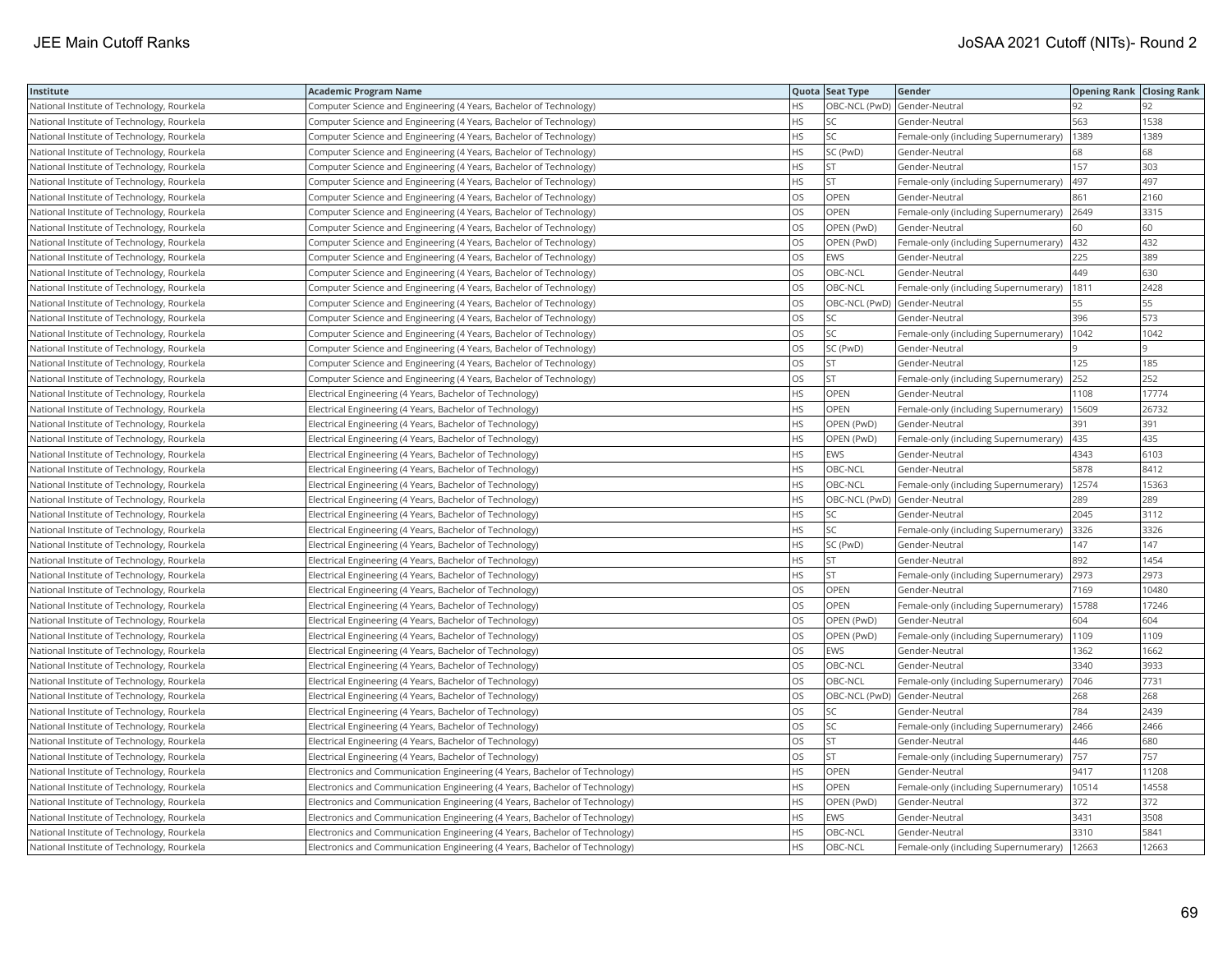| Institute | Academic Program Name | Quota | Seat Type | Gender | Opening Rank | Closing Rank |
|---|---|---|---|---|---|---|
| National Institute of Technology, Rourkela | Computer Science and Engineering (4 Years, Bachelor of Technology) | HS | OBC-NCL (PwD) | Gender-Neutral | 92 | 92 |
| National Institute of Technology, Rourkela | Computer Science and Engineering (4 Years, Bachelor of Technology) | HS | SC | Gender-Neutral | 563 | 1538 |
| National Institute of Technology, Rourkela | Computer Science and Engineering (4 Years, Bachelor of Technology) | HS | SC | Female-only (including Supernumerary) | 1389 | 1389 |
| National Institute of Technology, Rourkela | Computer Science and Engineering (4 Years, Bachelor of Technology) | HS | SC (PwD) | Gender-Neutral | 68 | 68 |
| National Institute of Technology, Rourkela | Computer Science and Engineering (4 Years, Bachelor of Technology) | HS | ST | Gender-Neutral | 157 | 303 |
| National Institute of Technology, Rourkela | Computer Science and Engineering (4 Years, Bachelor of Technology) | HS | ST | Female-only (including Supernumerary) | 497 | 497 |
| National Institute of Technology, Rourkela | Computer Science and Engineering (4 Years, Bachelor of Technology) | OS | OPEN | Gender-Neutral | 861 | 2160 |
| National Institute of Technology, Rourkela | Computer Science and Engineering (4 Years, Bachelor of Technology) | OS | OPEN | Female-only (including Supernumerary) | 2649 | 3315 |
| National Institute of Technology, Rourkela | Computer Science and Engineering (4 Years, Bachelor of Technology) | OS | OPEN (PwD) | Gender-Neutral | 60 | 60 |
| National Institute of Technology, Rourkela | Computer Science and Engineering (4 Years, Bachelor of Technology) | OS | OPEN (PwD) | Female-only (including Supernumerary) | 432 | 432 |
| National Institute of Technology, Rourkela | Computer Science and Engineering (4 Years, Bachelor of Technology) | OS | EWS | Gender-Neutral | 225 | 389 |
| National Institute of Technology, Rourkela | Computer Science and Engineering (4 Years, Bachelor of Technology) | OS | OBC-NCL | Gender-Neutral | 449 | 630 |
| National Institute of Technology, Rourkela | Computer Science and Engineering (4 Years, Bachelor of Technology) | OS | OBC-NCL | Female-only (including Supernumerary) | 1811 | 2428 |
| National Institute of Technology, Rourkela | Computer Science and Engineering (4 Years, Bachelor of Technology) | OS | OBC-NCL (PwD) | Gender-Neutral | 55 | 55 |
| National Institute of Technology, Rourkela | Computer Science and Engineering (4 Years, Bachelor of Technology) | OS | SC | Gender-Neutral | 396 | 573 |
| National Institute of Technology, Rourkela | Computer Science and Engineering (4 Years, Bachelor of Technology) | OS | SC | Female-only (including Supernumerary) | 1042 | 1042 |
| National Institute of Technology, Rourkela | Computer Science and Engineering (4 Years, Bachelor of Technology) | OS | SC (PwD) | Gender-Neutral | 9 | 9 |
| National Institute of Technology, Rourkela | Computer Science and Engineering (4 Years, Bachelor of Technology) | OS | ST | Gender-Neutral | 125 | 185 |
| National Institute of Technology, Rourkela | Computer Science and Engineering (4 Years, Bachelor of Technology) | OS | ST | Female-only (including Supernumerary) | 252 | 252 |
| National Institute of Technology, Rourkela | Electrical Engineering (4 Years, Bachelor of Technology) | HS | OPEN | Gender-Neutral | 1108 | 17774 |
| National Institute of Technology, Rourkela | Electrical Engineering (4 Years, Bachelor of Technology) | HS | OPEN | Female-only (including Supernumerary) | 15609 | 26732 |
| National Institute of Technology, Rourkela | Electrical Engineering (4 Years, Bachelor of Technology) | HS | OPEN (PwD) | Gender-Neutral | 391 | 391 |
| National Institute of Technology, Rourkela | Electrical Engineering (4 Years, Bachelor of Technology) | HS | OPEN (PwD) | Female-only (including Supernumerary) | 435 | 435 |
| National Institute of Technology, Rourkela | Electrical Engineering (4 Years, Bachelor of Technology) | HS | EWS | Gender-Neutral | 4343 | 6103 |
| National Institute of Technology, Rourkela | Electrical Engineering (4 Years, Bachelor of Technology) | HS | OBC-NCL | Gender-Neutral | 5878 | 8412 |
| National Institute of Technology, Rourkela | Electrical Engineering (4 Years, Bachelor of Technology) | HS | OBC-NCL | Female-only (including Supernumerary) | 12574 | 15363 |
| National Institute of Technology, Rourkela | Electrical Engineering (4 Years, Bachelor of Technology) | HS | OBC-NCL (PwD) | Gender-Neutral | 289 | 289 |
| National Institute of Technology, Rourkela | Electrical Engineering (4 Years, Bachelor of Technology) | HS | SC | Gender-Neutral | 2045 | 3112 |
| National Institute of Technology, Rourkela | Electrical Engineering (4 Years, Bachelor of Technology) | HS | SC | Female-only (including Supernumerary) | 3326 | 3326 |
| National Institute of Technology, Rourkela | Electrical Engineering (4 Years, Bachelor of Technology) | HS | SC (PwD) | Gender-Neutral | 147 | 147 |
| National Institute of Technology, Rourkela | Electrical Engineering (4 Years, Bachelor of Technology) | HS | ST | Gender-Neutral | 892 | 1454 |
| National Institute of Technology, Rourkela | Electrical Engineering (4 Years, Bachelor of Technology) | HS | ST | Female-only (including Supernumerary) | 2973 | 2973 |
| National Institute of Technology, Rourkela | Electrical Engineering (4 Years, Bachelor of Technology) | OS | OPEN | Gender-Neutral | 7169 | 10480 |
| National Institute of Technology, Rourkela | Electrical Engineering (4 Years, Bachelor of Technology) | OS | OPEN | Female-only (including Supernumerary) | 15788 | 17246 |
| National Institute of Technology, Rourkela | Electrical Engineering (4 Years, Bachelor of Technology) | OS | OPEN (PwD) | Gender-Neutral | 604 | 604 |
| National Institute of Technology, Rourkela | Electrical Engineering (4 Years, Bachelor of Technology) | OS | OPEN (PwD) | Female-only (including Supernumerary) | 1109 | 1109 |
| National Institute of Technology, Rourkela | Electrical Engineering (4 Years, Bachelor of Technology) | OS | EWS | Gender-Neutral | 1362 | 1662 |
| National Institute of Technology, Rourkela | Electrical Engineering (4 Years, Bachelor of Technology) | OS | OBC-NCL | Gender-Neutral | 3340 | 3933 |
| National Institute of Technology, Rourkela | Electrical Engineering (4 Years, Bachelor of Technology) | OS | OBC-NCL | Female-only (including Supernumerary) | 7046 | 7731 |
| National Institute of Technology, Rourkela | Electrical Engineering (4 Years, Bachelor of Technology) | OS | OBC-NCL (PwD) | Gender-Neutral | 268 | 268 |
| National Institute of Technology, Rourkela | Electrical Engineering (4 Years, Bachelor of Technology) | OS | SC | Gender-Neutral | 784 | 2439 |
| National Institute of Technology, Rourkela | Electrical Engineering (4 Years, Bachelor of Technology) | OS | SC | Female-only (including Supernumerary) | 2466 | 2466 |
| National Institute of Technology, Rourkela | Electrical Engineering (4 Years, Bachelor of Technology) | OS | ST | Gender-Neutral | 446 | 680 |
| National Institute of Technology, Rourkela | Electrical Engineering (4 Years, Bachelor of Technology) | OS | ST | Female-only (including Supernumerary) | 757 | 757 |
| National Institute of Technology, Rourkela | Electronics and Communication Engineering (4 Years, Bachelor of Technology) | HS | OPEN | Gender-Neutral | 9417 | 11208 |
| National Institute of Technology, Rourkela | Electronics and Communication Engineering (4 Years, Bachelor of Technology) | HS | OPEN | Female-only (including Supernumerary) | 10514 | 14558 |
| National Institute of Technology, Rourkela | Electronics and Communication Engineering (4 Years, Bachelor of Technology) | HS | OPEN (PwD) | Gender-Neutral | 372 | 372 |
| National Institute of Technology, Rourkela | Electronics and Communication Engineering (4 Years, Bachelor of Technology) | HS | EWS | Gender-Neutral | 3431 | 3508 |
| National Institute of Technology, Rourkela | Electronics and Communication Engineering (4 Years, Bachelor of Technology) | HS | OBC-NCL | Gender-Neutral | 3310 | 5841 |
| National Institute of Technology, Rourkela | Electronics and Communication Engineering (4 Years, Bachelor of Technology) | HS | OBC-NCL | Female-only (including Supernumerary) | 12663 | 12663 |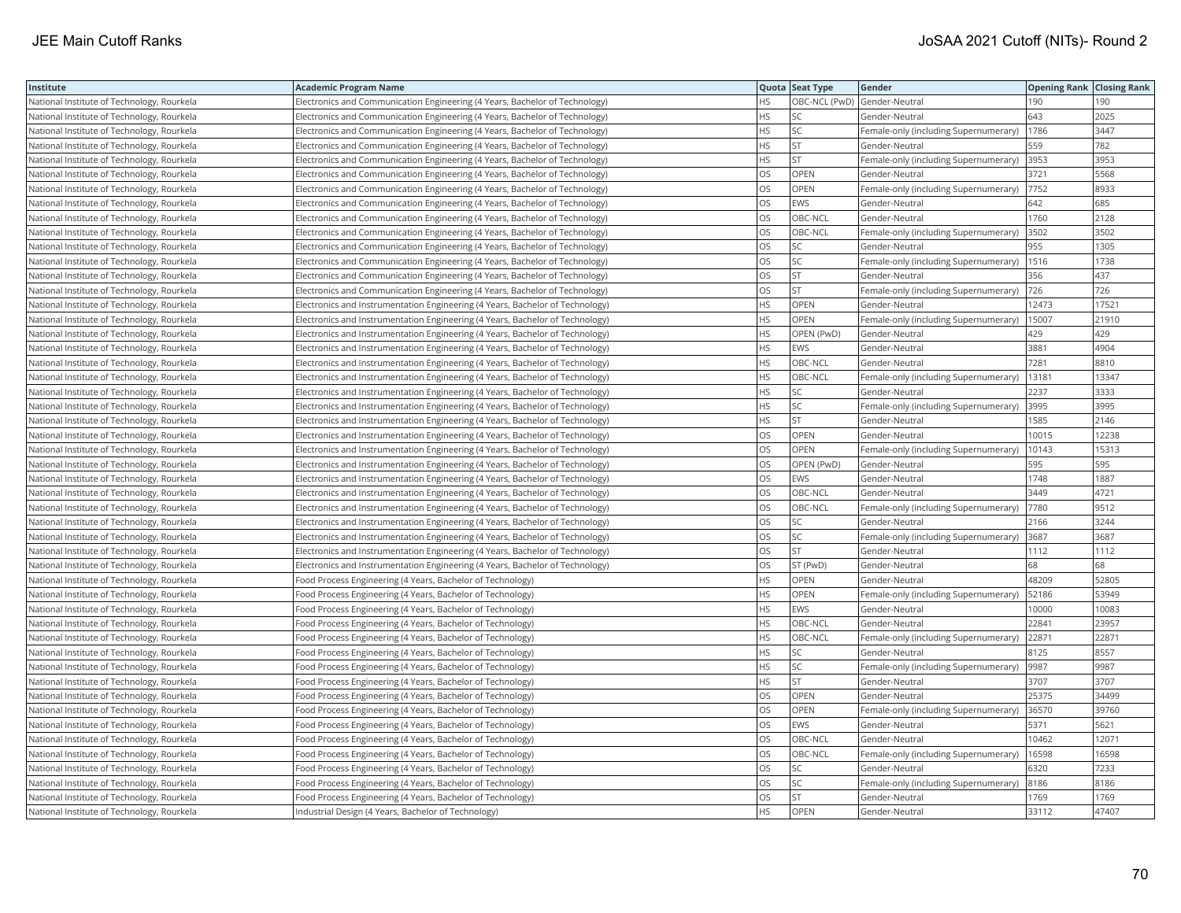| Institute | Academic Program Name | Quota | Seat Type | Gender | Opening Rank | Closing Rank |
|---|---|---|---|---|---|---|
| National Institute of Technology, Rourkela | Electronics and Communication Engineering (4 Years, Bachelor of Technology) | HS | OBC-NCL (PwD) | Gender-Neutral | 190 | 190 |
| National Institute of Technology, Rourkela | Electronics and Communication Engineering (4 Years, Bachelor of Technology) | HS | SC | Gender-Neutral | 643 | 2025 |
| National Institute of Technology, Rourkela | Electronics and Communication Engineering (4 Years, Bachelor of Technology) | HS | SC | Female-only (including Supernumerary) | 1786 | 3447 |
| National Institute of Technology, Rourkela | Electronics and Communication Engineering (4 Years, Bachelor of Technology) | HS | ST | Gender-Neutral | 559 | 782 |
| National Institute of Technology, Rourkela | Electronics and Communication Engineering (4 Years, Bachelor of Technology) | HS | ST | Female-only (including Supernumerary) | 3953 | 3953 |
| National Institute of Technology, Rourkela | Electronics and Communication Engineering (4 Years, Bachelor of Technology) | OS | OPEN | Gender-Neutral | 3721 | 5568 |
| National Institute of Technology, Rourkela | Electronics and Communication Engineering (4 Years, Bachelor of Technology) | OS | OPEN | Female-only (including Supernumerary) | 7752 | 8933 |
| National Institute of Technology, Rourkela | Electronics and Communication Engineering (4 Years, Bachelor of Technology) | OS | EWS | Gender-Neutral | 642 | 685 |
| National Institute of Technology, Rourkela | Electronics and Communication Engineering (4 Years, Bachelor of Technology) | OS | OBC-NCL | Gender-Neutral | 1760 | 2128 |
| National Institute of Technology, Rourkela | Electronics and Communication Engineering (4 Years, Bachelor of Technology) | OS | OBC-NCL | Female-only (including Supernumerary) | 3502 | 3502 |
| National Institute of Technology, Rourkela | Electronics and Communication Engineering (4 Years, Bachelor of Technology) | OS | SC | Gender-Neutral | 955 | 1305 |
| National Institute of Technology, Rourkela | Electronics and Communication Engineering (4 Years, Bachelor of Technology) | OS | SC | Female-only (including Supernumerary) | 1516 | 1738 |
| National Institute of Technology, Rourkela | Electronics and Communication Engineering (4 Years, Bachelor of Technology) | OS | ST | Gender-Neutral | 356 | 437 |
| National Institute of Technology, Rourkela | Electronics and Communication Engineering (4 Years, Bachelor of Technology) | OS | ST | Female-only (including Supernumerary) | 726 | 726 |
| National Institute of Technology, Rourkela | Electronics and Instrumentation Engineering (4 Years, Bachelor of Technology) | HS | OPEN | Gender-Neutral | 12473 | 17521 |
| National Institute of Technology, Rourkela | Electronics and Instrumentation Engineering (4 Years, Bachelor of Technology) | HS | OPEN | Female-only (including Supernumerary) | 15007 | 21910 |
| National Institute of Technology, Rourkela | Electronics and Instrumentation Engineering (4 Years, Bachelor of Technology) | HS | OPEN (PwD) | Gender-Neutral | 429 | 429 |
| National Institute of Technology, Rourkela | Electronics and Instrumentation Engineering (4 Years, Bachelor of Technology) | HS | EWS | Gender-Neutral | 3881 | 4904 |
| National Institute of Technology, Rourkela | Electronics and Instrumentation Engineering (4 Years, Bachelor of Technology) | HS | OBC-NCL | Gender-Neutral | 7281 | 8810 |
| National Institute of Technology, Rourkela | Electronics and Instrumentation Engineering (4 Years, Bachelor of Technology) | HS | OBC-NCL | Female-only (including Supernumerary) | 13181 | 13347 |
| National Institute of Technology, Rourkela | Electronics and Instrumentation Engineering (4 Years, Bachelor of Technology) | HS | SC | Gender-Neutral | 2237 | 3333 |
| National Institute of Technology, Rourkela | Electronics and Instrumentation Engineering (4 Years, Bachelor of Technology) | HS | SC | Female-only (including Supernumerary) | 3995 | 3995 |
| National Institute of Technology, Rourkela | Electronics and Instrumentation Engineering (4 Years, Bachelor of Technology) | HS | ST | Gender-Neutral | 1585 | 2146 |
| National Institute of Technology, Rourkela | Electronics and Instrumentation Engineering (4 Years, Bachelor of Technology) | OS | OPEN | Gender-Neutral | 10015 | 12238 |
| National Institute of Technology, Rourkela | Electronics and Instrumentation Engineering (4 Years, Bachelor of Technology) | OS | OPEN | Female-only (including Supernumerary) | 10143 | 15313 |
| National Institute of Technology, Rourkela | Electronics and Instrumentation Engineering (4 Years, Bachelor of Technology) | OS | OPEN (PwD) | Gender-Neutral | 595 | 595 |
| National Institute of Technology, Rourkela | Electronics and Instrumentation Engineering (4 Years, Bachelor of Technology) | OS | EWS | Gender-Neutral | 1748 | 1887 |
| National Institute of Technology, Rourkela | Electronics and Instrumentation Engineering (4 Years, Bachelor of Technology) | OS | OBC-NCL | Gender-Neutral | 3449 | 4721 |
| National Institute of Technology, Rourkela | Electronics and Instrumentation Engineering (4 Years, Bachelor of Technology) | OS | OBC-NCL | Female-only (including Supernumerary) | 7780 | 9512 |
| National Institute of Technology, Rourkela | Electronics and Instrumentation Engineering (4 Years, Bachelor of Technology) | OS | SC | Gender-Neutral | 2166 | 3244 |
| National Institute of Technology, Rourkela | Electronics and Instrumentation Engineering (4 Years, Bachelor of Technology) | OS | SC | Female-only (including Supernumerary) | 3687 | 3687 |
| National Institute of Technology, Rourkela | Electronics and Instrumentation Engineering (4 Years, Bachelor of Technology) | OS | ST | Gender-Neutral | 1112 | 1112 |
| National Institute of Technology, Rourkela | Electronics and Instrumentation Engineering (4 Years, Bachelor of Technology) | OS | ST (PwD) | Gender-Neutral | 68 | 68 |
| National Institute of Technology, Rourkela | Food Process Engineering (4 Years, Bachelor of Technology) | HS | OPEN | Gender-Neutral | 48209 | 52805 |
| National Institute of Technology, Rourkela | Food Process Engineering (4 Years, Bachelor of Technology) | HS | OPEN | Female-only (including Supernumerary) | 52186 | 53949 |
| National Institute of Technology, Rourkela | Food Process Engineering (4 Years, Bachelor of Technology) | HS | EWS | Gender-Neutral | 10000 | 10083 |
| National Institute of Technology, Rourkela | Food Process Engineering (4 Years, Bachelor of Technology) | HS | OBC-NCL | Gender-Neutral | 22841 | 23957 |
| National Institute of Technology, Rourkela | Food Process Engineering (4 Years, Bachelor of Technology) | HS | OBC-NCL | Female-only (including Supernumerary) | 22871 | 22871 |
| National Institute of Technology, Rourkela | Food Process Engineering (4 Years, Bachelor of Technology) | HS | SC | Gender-Neutral | 8125 | 8557 |
| National Institute of Technology, Rourkela | Food Process Engineering (4 Years, Bachelor of Technology) | HS | SC | Female-only (including Supernumerary) | 9987 | 9987 |
| National Institute of Technology, Rourkela | Food Process Engineering (4 Years, Bachelor of Technology) | HS | ST | Gender-Neutral | 3707 | 3707 |
| National Institute of Technology, Rourkela | Food Process Engineering (4 Years, Bachelor of Technology) | OS | OPEN | Gender-Neutral | 25375 | 34499 |
| National Institute of Technology, Rourkela | Food Process Engineering (4 Years, Bachelor of Technology) | OS | OPEN | Female-only (including Supernumerary) | 36570 | 39760 |
| National Institute of Technology, Rourkela | Food Process Engineering (4 Years, Bachelor of Technology) | OS | EWS | Gender-Neutral | 5371 | 5621 |
| National Institute of Technology, Rourkela | Food Process Engineering (4 Years, Bachelor of Technology) | OS | OBC-NCL | Gender-Neutral | 10462 | 12071 |
| National Institute of Technology, Rourkela | Food Process Engineering (4 Years, Bachelor of Technology) | OS | OBC-NCL | Female-only (including Supernumerary) | 16598 | 16598 |
| National Institute of Technology, Rourkela | Food Process Engineering (4 Years, Bachelor of Technology) | OS | SC | Gender-Neutral | 6320 | 7233 |
| National Institute of Technology, Rourkela | Food Process Engineering (4 Years, Bachelor of Technology) | OS | SC | Female-only (including Supernumerary) | 8186 | 8186 |
| National Institute of Technology, Rourkela | Food Process Engineering (4 Years, Bachelor of Technology) | OS | ST | Gender-Neutral | 1769 | 1769 |
| National Institute of Technology, Rourkela | Industrial Design (4 Years, Bachelor of Technology) | HS | OPEN | Gender-Neutral | 33112 | 47407 |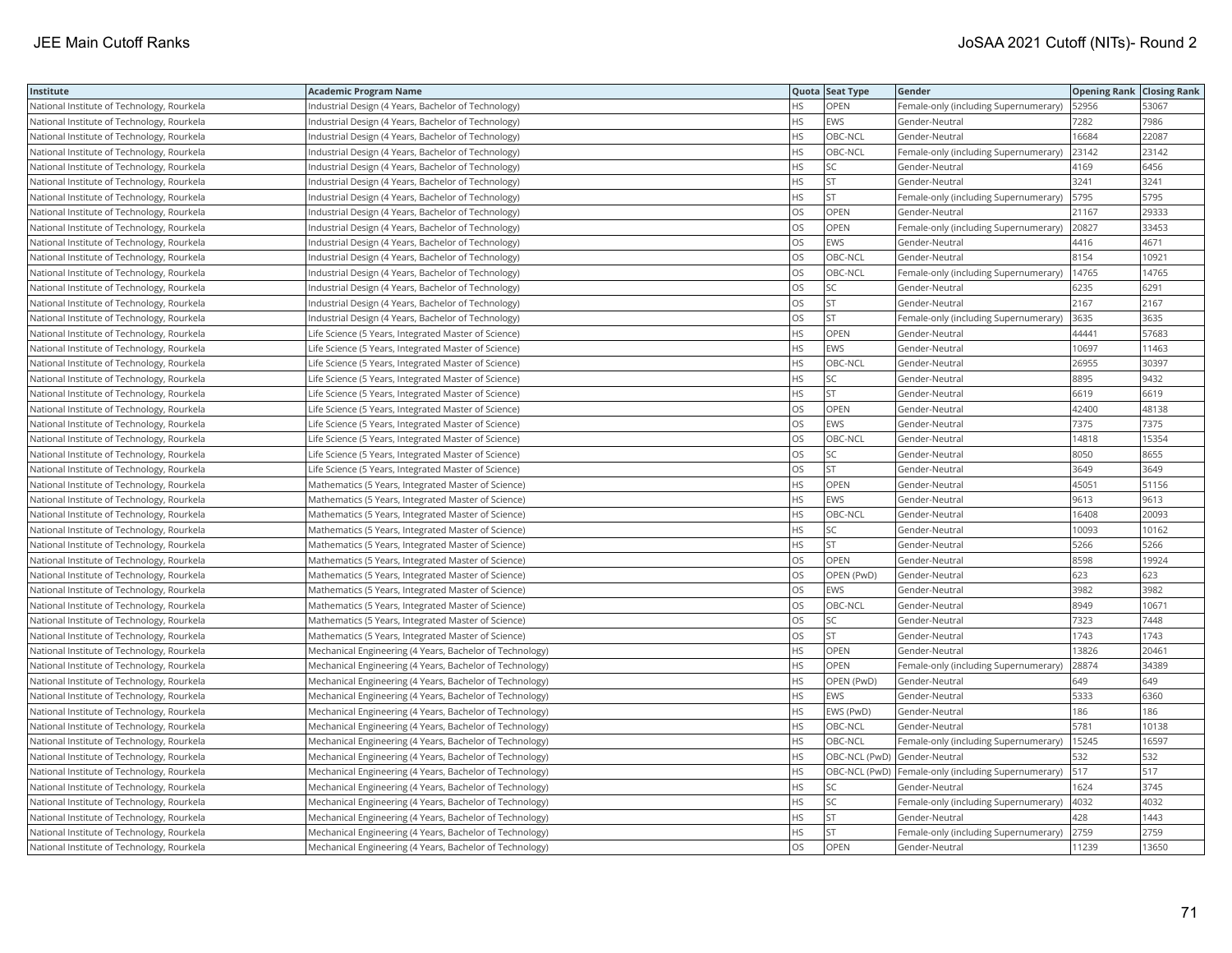| Institute | Academic Program Name | Quota | Seat Type | Gender | Opening Rank | Closing Rank |
|---|---|---|---|---|---|---|
| National Institute of Technology, Rourkela | Industrial Design (4 Years, Bachelor of Technology) | HS | OPEN | Female-only (including Supernumerary) | 52956 | 53067 |
| National Institute of Technology, Rourkela | Industrial Design (4 Years, Bachelor of Technology) | HS | EWS | Gender-Neutral | 7282 | 7986 |
| National Institute of Technology, Rourkela | Industrial Design (4 Years, Bachelor of Technology) | HS | OBC-NCL | Gender-Neutral | 16684 | 22087 |
| National Institute of Technology, Rourkela | Industrial Design (4 Years, Bachelor of Technology) | HS | OBC-NCL | Female-only (including Supernumerary) | 23142 | 23142 |
| National Institute of Technology, Rourkela | Industrial Design (4 Years, Bachelor of Technology) | HS | SC | Gender-Neutral | 4169 | 6456 |
| National Institute of Technology, Rourkela | Industrial Design (4 Years, Bachelor of Technology) | HS | ST | Gender-Neutral | 3241 | 3241 |
| National Institute of Technology, Rourkela | Industrial Design (4 Years, Bachelor of Technology) | HS | ST | Female-only (including Supernumerary) | 5795 | 5795 |
| National Institute of Technology, Rourkela | Industrial Design (4 Years, Bachelor of Technology) | OS | OPEN | Gender-Neutral | 21167 | 29333 |
| National Institute of Technology, Rourkela | Industrial Design (4 Years, Bachelor of Technology) | OS | OPEN | Female-only (including Supernumerary) | 20827 | 33453 |
| National Institute of Technology, Rourkela | Industrial Design (4 Years, Bachelor of Technology) | OS | EWS | Gender-Neutral | 4416 | 4671 |
| National Institute of Technology, Rourkela | Industrial Design (4 Years, Bachelor of Technology) | OS | OBC-NCL | Gender-Neutral | 8154 | 10921 |
| National Institute of Technology, Rourkela | Industrial Design (4 Years, Bachelor of Technology) | OS | OBC-NCL | Female-only (including Supernumerary) | 14765 | 14765 |
| National Institute of Technology, Rourkela | Industrial Design (4 Years, Bachelor of Technology) | OS | SC | Gender-Neutral | 6235 | 6291 |
| National Institute of Technology, Rourkela | Industrial Design (4 Years, Bachelor of Technology) | OS | ST | Gender-Neutral | 2167 | 2167 |
| National Institute of Technology, Rourkela | Industrial Design (4 Years, Bachelor of Technology) | OS | ST | Female-only (including Supernumerary) | 3635 | 3635 |
| National Institute of Technology, Rourkela | Life Science (5 Years, Integrated Master of Science) | HS | OPEN | Gender-Neutral | 44441 | 57683 |
| National Institute of Technology, Rourkela | Life Science (5 Years, Integrated Master of Science) | HS | EWS | Gender-Neutral | 10697 | 11463 |
| National Institute of Technology, Rourkela | Life Science (5 Years, Integrated Master of Science) | HS | OBC-NCL | Gender-Neutral | 26955 | 30397 |
| National Institute of Technology, Rourkela | Life Science (5 Years, Integrated Master of Science) | HS | SC | Gender-Neutral | 8895 | 9432 |
| National Institute of Technology, Rourkela | Life Science (5 Years, Integrated Master of Science) | HS | ST | Gender-Neutral | 6619 | 6619 |
| National Institute of Technology, Rourkela | Life Science (5 Years, Integrated Master of Science) | OS | OPEN | Gender-Neutral | 42400 | 48138 |
| National Institute of Technology, Rourkela | Life Science (5 Years, Integrated Master of Science) | OS | EWS | Gender-Neutral | 7375 | 7375 |
| National Institute of Technology, Rourkela | Life Science (5 Years, Integrated Master of Science) | OS | OBC-NCL | Gender-Neutral | 14818 | 15354 |
| National Institute of Technology, Rourkela | Life Science (5 Years, Integrated Master of Science) | OS | SC | Gender-Neutral | 8050 | 8655 |
| National Institute of Technology, Rourkela | Life Science (5 Years, Integrated Master of Science) | OS | ST | Gender-Neutral | 3649 | 3649 |
| National Institute of Technology, Rourkela | Mathematics (5 Years, Integrated Master of Science) | HS | OPEN | Gender-Neutral | 45051 | 51156 |
| National Institute of Technology, Rourkela | Mathematics (5 Years, Integrated Master of Science) | HS | EWS | Gender-Neutral | 9613 | 9613 |
| National Institute of Technology, Rourkela | Mathematics (5 Years, Integrated Master of Science) | HS | OBC-NCL | Gender-Neutral | 16408 | 20093 |
| National Institute of Technology, Rourkela | Mathematics (5 Years, Integrated Master of Science) | HS | SC | Gender-Neutral | 10093 | 10162 |
| National Institute of Technology, Rourkela | Mathematics (5 Years, Integrated Master of Science) | HS | ST | Gender-Neutral | 5266 | 5266 |
| National Institute of Technology, Rourkela | Mathematics (5 Years, Integrated Master of Science) | OS | OPEN | Gender-Neutral | 8598 | 19924 |
| National Institute of Technology, Rourkela | Mathematics (5 Years, Integrated Master of Science) | OS | OPEN (PwD) | Gender-Neutral | 623 | 623 |
| National Institute of Technology, Rourkela | Mathematics (5 Years, Integrated Master of Science) | OS | EWS | Gender-Neutral | 3982 | 3982 |
| National Institute of Technology, Rourkela | Mathematics (5 Years, Integrated Master of Science) | OS | OBC-NCL | Gender-Neutral | 8949 | 10671 |
| National Institute of Technology, Rourkela | Mathematics (5 Years, Integrated Master of Science) | OS | SC | Gender-Neutral | 7323 | 7448 |
| National Institute of Technology, Rourkela | Mathematics (5 Years, Integrated Master of Science) | OS | ST | Gender-Neutral | 1743 | 1743 |
| National Institute of Technology, Rourkela | Mechanical Engineering (4 Years, Bachelor of Technology) | HS | OPEN | Gender-Neutral | 13826 | 20461 |
| National Institute of Technology, Rourkela | Mechanical Engineering (4 Years, Bachelor of Technology) | HS | OPEN | Female-only (including Supernumerary) | 28874 | 34389 |
| National Institute of Technology, Rourkela | Mechanical Engineering (4 Years, Bachelor of Technology) | HS | OPEN (PwD) | Gender-Neutral | 649 | 649 |
| National Institute of Technology, Rourkela | Mechanical Engineering (4 Years, Bachelor of Technology) | HS | EWS | Gender-Neutral | 5333 | 6360 |
| National Institute of Technology, Rourkela | Mechanical Engineering (4 Years, Bachelor of Technology) | HS | EWS (PwD) | Gender-Neutral | 186 | 186 |
| National Institute of Technology, Rourkela | Mechanical Engineering (4 Years, Bachelor of Technology) | HS | OBC-NCL | Gender-Neutral | 5781 | 10138 |
| National Institute of Technology, Rourkela | Mechanical Engineering (4 Years, Bachelor of Technology) | HS | OBC-NCL | Female-only (including Supernumerary) | 15245 | 16597 |
| National Institute of Technology, Rourkela | Mechanical Engineering (4 Years, Bachelor of Technology) | HS | OBC-NCL (PwD) | Gender-Neutral | 532 | 532 |
| National Institute of Technology, Rourkela | Mechanical Engineering (4 Years, Bachelor of Technology) | HS | OBC-NCL (PwD) | Female-only (including Supernumerary) | 517 | 517 |
| National Institute of Technology, Rourkela | Mechanical Engineering (4 Years, Bachelor of Technology) | HS | SC | Gender-Neutral | 1624 | 3745 |
| National Institute of Technology, Rourkela | Mechanical Engineering (4 Years, Bachelor of Technology) | HS | SC | Female-only (including Supernumerary) | 4032 | 4032 |
| National Institute of Technology, Rourkela | Mechanical Engineering (4 Years, Bachelor of Technology) | HS | ST | Gender-Neutral | 428 | 1443 |
| National Institute of Technology, Rourkela | Mechanical Engineering (4 Years, Bachelor of Technology) | HS | ST | Female-only (including Supernumerary) | 2759 | 2759 |
| National Institute of Technology, Rourkela | Mechanical Engineering (4 Years, Bachelor of Technology) | OS | OPEN | Gender-Neutral | 11239 | 13650 |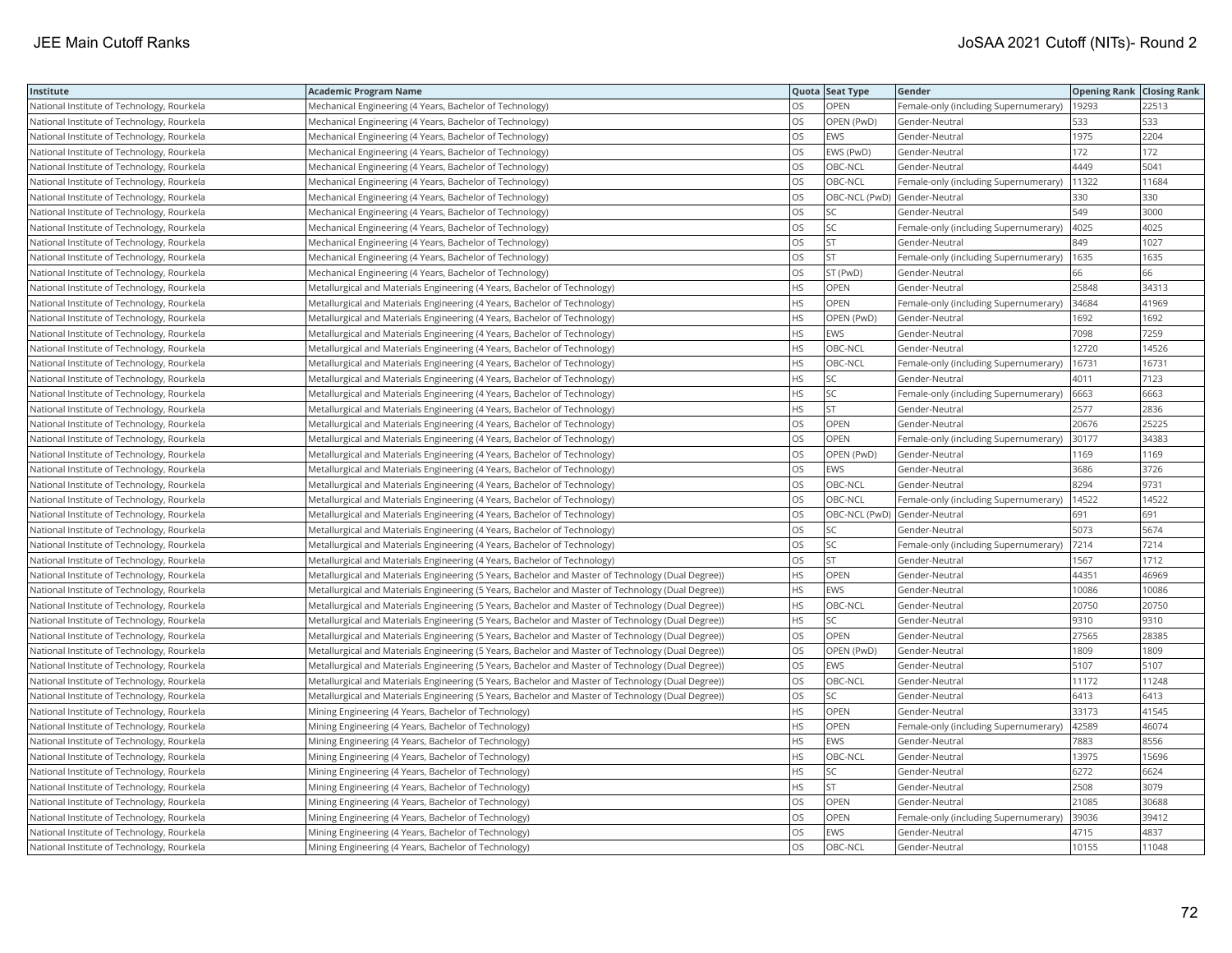| Institute | Academic Program Name | Quota | Seat Type | Gender | Opening Rank | Closing Rank |
|---|---|---|---|---|---|---|
| National Institute of Technology, Rourkela | Mechanical Engineering (4 Years, Bachelor of Technology) | OS | OPEN | Female-only (including Supernumerary) | 19293 | 22513 |
| National Institute of Technology, Rourkela | Mechanical Engineering (4 Years, Bachelor of Technology) | OS | OPEN (PwD) | Gender-Neutral | 533 | 533 |
| National Institute of Technology, Rourkela | Mechanical Engineering (4 Years, Bachelor of Technology) | OS | EWS | Gender-Neutral | 1975 | 2204 |
| National Institute of Technology, Rourkela | Mechanical Engineering (4 Years, Bachelor of Technology) | OS | EWS (PwD) | Gender-Neutral | 172 | 172 |
| National Institute of Technology, Rourkela | Mechanical Engineering (4 Years, Bachelor of Technology) | OS | OBC-NCL | Gender-Neutral | 4449 | 5041 |
| National Institute of Technology, Rourkela | Mechanical Engineering (4 Years, Bachelor of Technology) | OS | OBC-NCL | Female-only (including Supernumerary) | 11322 | 11684 |
| National Institute of Technology, Rourkela | Mechanical Engineering (4 Years, Bachelor of Technology) | OS | OBC-NCL (PwD) | Gender-Neutral | 330 | 330 |
| National Institute of Technology, Rourkela | Mechanical Engineering (4 Years, Bachelor of Technology) | OS | SC | Gender-Neutral | 549 | 3000 |
| National Institute of Technology, Rourkela | Mechanical Engineering (4 Years, Bachelor of Technology) | OS | SC | Female-only (including Supernumerary) | 4025 | 4025 |
| National Institute of Technology, Rourkela | Mechanical Engineering (4 Years, Bachelor of Technology) | OS | ST | Gender-Neutral | 849 | 1027 |
| National Institute of Technology, Rourkela | Mechanical Engineering (4 Years, Bachelor of Technology) | OS | ST | Female-only (including Supernumerary) | 1635 | 1635 |
| National Institute of Technology, Rourkela | Mechanical Engineering (4 Years, Bachelor of Technology) | OS | ST (PwD) | Gender-Neutral | 66 | 66 |
| National Institute of Technology, Rourkela | Metallurgical and Materials Engineering (4 Years, Bachelor of Technology) | HS | OPEN | Gender-Neutral | 25848 | 34313 |
| National Institute of Technology, Rourkela | Metallurgical and Materials Engineering (4 Years, Bachelor of Technology) | HS | OPEN | Female-only (including Supernumerary) | 34684 | 41969 |
| National Institute of Technology, Rourkela | Metallurgical and Materials Engineering (4 Years, Bachelor of Technology) | HS | OPEN (PwD) | Gender-Neutral | 1692 | 1692 |
| National Institute of Technology, Rourkela | Metallurgical and Materials Engineering (4 Years, Bachelor of Technology) | HS | EWS | Gender-Neutral | 7098 | 7259 |
| National Institute of Technology, Rourkela | Metallurgical and Materials Engineering (4 Years, Bachelor of Technology) | HS | OBC-NCL | Gender-Neutral | 12720 | 14526 |
| National Institute of Technology, Rourkela | Metallurgical and Materials Engineering (4 Years, Bachelor of Technology) | HS | OBC-NCL | Female-only (including Supernumerary) | 16731 | 16731 |
| National Institute of Technology, Rourkela | Metallurgical and Materials Engineering (4 Years, Bachelor of Technology) | HS | SC | Gender-Neutral | 4011 | 7123 |
| National Institute of Technology, Rourkela | Metallurgical and Materials Engineering (4 Years, Bachelor of Technology) | HS | SC | Female-only (including Supernumerary) | 6663 | 6663 |
| National Institute of Technology, Rourkela | Metallurgical and Materials Engineering (4 Years, Bachelor of Technology) | HS | ST | Gender-Neutral | 2577 | 2836 |
| National Institute of Technology, Rourkela | Metallurgical and Materials Engineering (4 Years, Bachelor of Technology) | OS | OPEN | Gender-Neutral | 20676 | 25225 |
| National Institute of Technology, Rourkela | Metallurgical and Materials Engineering (4 Years, Bachelor of Technology) | OS | OPEN | Female-only (including Supernumerary) | 30177 | 34383 |
| National Institute of Technology, Rourkela | Metallurgical and Materials Engineering (4 Years, Bachelor of Technology) | OS | OPEN (PwD) | Gender-Neutral | 1169 | 1169 |
| National Institute of Technology, Rourkela | Metallurgical and Materials Engineering (4 Years, Bachelor of Technology) | OS | EWS | Gender-Neutral | 3686 | 3726 |
| National Institute of Technology, Rourkela | Metallurgical and Materials Engineering (4 Years, Bachelor of Technology) | OS | OBC-NCL | Gender-Neutral | 8294 | 9731 |
| National Institute of Technology, Rourkela | Metallurgical and Materials Engineering (4 Years, Bachelor of Technology) | OS | OBC-NCL | Female-only (including Supernumerary) | 14522 | 14522 |
| National Institute of Technology, Rourkela | Metallurgical and Materials Engineering (4 Years, Bachelor of Technology) | OS | OBC-NCL (PwD) | Gender-Neutral | 691 | 691 |
| National Institute of Technology, Rourkela | Metallurgical and Materials Engineering (4 Years, Bachelor of Technology) | OS | SC | Gender-Neutral | 5073 | 5674 |
| National Institute of Technology, Rourkela | Metallurgical and Materials Engineering (4 Years, Bachelor of Technology) | OS | SC | Female-only (including Supernumerary) | 7214 | 7214 |
| National Institute of Technology, Rourkela | Metallurgical and Materials Engineering (4 Years, Bachelor of Technology) | OS | ST | Gender-Neutral | 1567 | 1712 |
| National Institute of Technology, Rourkela | Metallurgical and Materials Engineering (5 Years, Bachelor and Master of Technology (Dual Degree)) | HS | OPEN | Gender-Neutral | 44351 | 46969 |
| National Institute of Technology, Rourkela | Metallurgical and Materials Engineering (5 Years, Bachelor and Master of Technology (Dual Degree)) | HS | EWS | Gender-Neutral | 10086 | 10086 |
| National Institute of Technology, Rourkela | Metallurgical and Materials Engineering (5 Years, Bachelor and Master of Technology (Dual Degree)) | HS | OBC-NCL | Gender-Neutral | 20750 | 20750 |
| National Institute of Technology, Rourkela | Metallurgical and Materials Engineering (5 Years, Bachelor and Master of Technology (Dual Degree)) | HS | SC | Gender-Neutral | 9310 | 9310 |
| National Institute of Technology, Rourkela | Metallurgical and Materials Engineering (5 Years, Bachelor and Master of Technology (Dual Degree)) | OS | OPEN | Gender-Neutral | 27565 | 28385 |
| National Institute of Technology, Rourkela | Metallurgical and Materials Engineering (5 Years, Bachelor and Master of Technology (Dual Degree)) | OS | OPEN (PwD) | Gender-Neutral | 1809 | 1809 |
| National Institute of Technology, Rourkela | Metallurgical and Materials Engineering (5 Years, Bachelor and Master of Technology (Dual Degree)) | OS | EWS | Gender-Neutral | 5107 | 5107 |
| National Institute of Technology, Rourkela | Metallurgical and Materials Engineering (5 Years, Bachelor and Master of Technology (Dual Degree)) | OS | OBC-NCL | Gender-Neutral | 11172 | 11248 |
| National Institute of Technology, Rourkela | Metallurgical and Materials Engineering (5 Years, Bachelor and Master of Technology (Dual Degree)) | OS | SC | Gender-Neutral | 6413 | 6413 |
| National Institute of Technology, Rourkela | Mining Engineering (4 Years, Bachelor of Technology) | HS | OPEN | Gender-Neutral | 33173 | 41545 |
| National Institute of Technology, Rourkela | Mining Engineering (4 Years, Bachelor of Technology) | HS | OPEN | Female-only (including Supernumerary) | 42589 | 46074 |
| National Institute of Technology, Rourkela | Mining Engineering (4 Years, Bachelor of Technology) | HS | EWS | Gender-Neutral | 7883 | 8556 |
| National Institute of Technology, Rourkela | Mining Engineering (4 Years, Bachelor of Technology) | HS | OBC-NCL | Gender-Neutral | 13975 | 15696 |
| National Institute of Technology, Rourkela | Mining Engineering (4 Years, Bachelor of Technology) | HS | SC | Gender-Neutral | 6272 | 6624 |
| National Institute of Technology, Rourkela | Mining Engineering (4 Years, Bachelor of Technology) | HS | ST | Gender-Neutral | 2508 | 3079 |
| National Institute of Technology, Rourkela | Mining Engineering (4 Years, Bachelor of Technology) | OS | OPEN | Gender-Neutral | 21085 | 30688 |
| National Institute of Technology, Rourkela | Mining Engineering (4 Years, Bachelor of Technology) | OS | OPEN | Female-only (including Supernumerary) | 39036 | 39412 |
| National Institute of Technology, Rourkela | Mining Engineering (4 Years, Bachelor of Technology) | OS | EWS | Gender-Neutral | 4715 | 4837 |
| National Institute of Technology, Rourkela | Mining Engineering (4 Years, Bachelor of Technology) | OS | OBC-NCL | Gender-Neutral | 10155 | 11048 |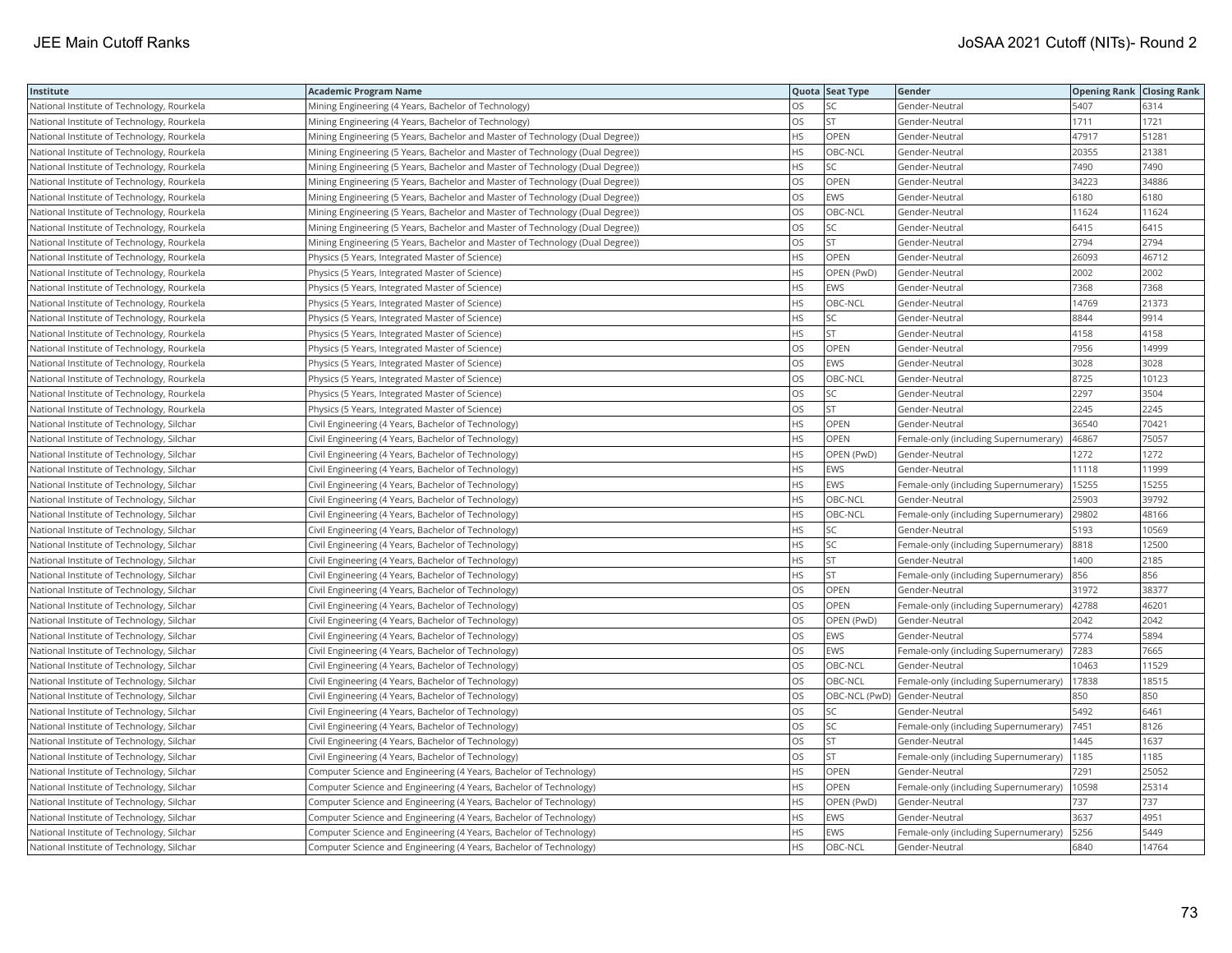| Institute | Academic Program Name | Quota | Seat Type | Gender | Opening Rank | Closing Rank |
|---|---|---|---|---|---|---|
| National Institute of Technology, Rourkela | Mining Engineering (4 Years, Bachelor of Technology) | OS | SC | Gender-Neutral | 5407 | 6314 |
| National Institute of Technology, Rourkela | Mining Engineering (4 Years, Bachelor of Technology) | OS | ST | Gender-Neutral | 1711 | 1721 |
| National Institute of Technology, Rourkela | Mining Engineering (5 Years, Bachelor and Master of Technology (Dual Degree)) | HS | OPEN | Gender-Neutral | 47917 | 51281 |
| National Institute of Technology, Rourkela | Mining Engineering (5 Years, Bachelor and Master of Technology (Dual Degree)) | HS | OBC-NCL | Gender-Neutral | 20355 | 21381 |
| National Institute of Technology, Rourkela | Mining Engineering (5 Years, Bachelor and Master of Technology (Dual Degree)) | HS | SC | Gender-Neutral | 7490 | 7490 |
| National Institute of Technology, Rourkela | Mining Engineering (5 Years, Bachelor and Master of Technology (Dual Degree)) | OS | OPEN | Gender-Neutral | 34223 | 34886 |
| National Institute of Technology, Rourkela | Mining Engineering (5 Years, Bachelor and Master of Technology (Dual Degree)) | OS | EWS | Gender-Neutral | 6180 | 6180 |
| National Institute of Technology, Rourkela | Mining Engineering (5 Years, Bachelor and Master of Technology (Dual Degree)) | OS | OBC-NCL | Gender-Neutral | 11624 | 11624 |
| National Institute of Technology, Rourkela | Mining Engineering (5 Years, Bachelor and Master of Technology (Dual Degree)) | OS | SC | Gender-Neutral | 6415 | 6415 |
| National Institute of Technology, Rourkela | Mining Engineering (5 Years, Bachelor and Master of Technology (Dual Degree)) | OS | ST | Gender-Neutral | 2794 | 2794 |
| National Institute of Technology, Rourkela | Physics (5 Years, Integrated Master of Science) | HS | OPEN | Gender-Neutral | 26093 | 46712 |
| National Institute of Technology, Rourkela | Physics (5 Years, Integrated Master of Science) | HS | OPEN (PwD) | Gender-Neutral | 2002 | 2002 |
| National Institute of Technology, Rourkela | Physics (5 Years, Integrated Master of Science) | HS | EWS | Gender-Neutral | 7368 | 7368 |
| National Institute of Technology, Rourkela | Physics (5 Years, Integrated Master of Science) | HS | OBC-NCL | Gender-Neutral | 14769 | 21373 |
| National Institute of Technology, Rourkela | Physics (5 Years, Integrated Master of Science) | HS | SC | Gender-Neutral | 8844 | 9914 |
| National Institute of Technology, Rourkela | Physics (5 Years, Integrated Master of Science) | HS | ST | Gender-Neutral | 4158 | 4158 |
| National Institute of Technology, Rourkela | Physics (5 Years, Integrated Master of Science) | OS | OPEN | Gender-Neutral | 7956 | 14999 |
| National Institute of Technology, Rourkela | Physics (5 Years, Integrated Master of Science) | OS | EWS | Gender-Neutral | 3028 | 3028 |
| National Institute of Technology, Rourkela | Physics (5 Years, Integrated Master of Science) | OS | OBC-NCL | Gender-Neutral | 8725 | 10123 |
| National Institute of Technology, Rourkela | Physics (5 Years, Integrated Master of Science) | OS | SC | Gender-Neutral | 2297 | 3504 |
| National Institute of Technology, Rourkela | Physics (5 Years, Integrated Master of Science) | OS | ST | Gender-Neutral | 2245 | 2245 |
| National Institute of Technology, Silchar | Civil Engineering (4 Years, Bachelor of Technology) | HS | OPEN | Gender-Neutral | 36540 | 70421 |
| National Institute of Technology, Silchar | Civil Engineering (4 Years, Bachelor of Technology) | HS | OPEN | Female-only (including Supernumerary) | 46867 | 75057 |
| National Institute of Technology, Silchar | Civil Engineering (4 Years, Bachelor of Technology) | HS | OPEN (PwD) | Gender-Neutral | 1272 | 1272 |
| National Institute of Technology, Silchar | Civil Engineering (4 Years, Bachelor of Technology) | HS | EWS | Gender-Neutral | 11118 | 11999 |
| National Institute of Technology, Silchar | Civil Engineering (4 Years, Bachelor of Technology) | HS | EWS | Female-only (including Supernumerary) | 15255 | 15255 |
| National Institute of Technology, Silchar | Civil Engineering (4 Years, Bachelor of Technology) | HS | OBC-NCL | Gender-Neutral | 25903 | 39792 |
| National Institute of Technology, Silchar | Civil Engineering (4 Years, Bachelor of Technology) | HS | OBC-NCL | Female-only (including Supernumerary) | 29802 | 48166 |
| National Institute of Technology, Silchar | Civil Engineering (4 Years, Bachelor of Technology) | HS | SC | Gender-Neutral | 5193 | 10569 |
| National Institute of Technology, Silchar | Civil Engineering (4 Years, Bachelor of Technology) | HS | SC | Female-only (including Supernumerary) | 8818 | 12500 |
| National Institute of Technology, Silchar | Civil Engineering (4 Years, Bachelor of Technology) | HS | ST | Gender-Neutral | 1400 | 2185 |
| National Institute of Technology, Silchar | Civil Engineering (4 Years, Bachelor of Technology) | HS | ST | Female-only (including Supernumerary) | 856 | 856 |
| National Institute of Technology, Silchar | Civil Engineering (4 Years, Bachelor of Technology) | OS | OPEN | Gender-Neutral | 31972 | 38377 |
| National Institute of Technology, Silchar | Civil Engineering (4 Years, Bachelor of Technology) | OS | OPEN | Female-only (including Supernumerary) | 42788 | 46201 |
| National Institute of Technology, Silchar | Civil Engineering (4 Years, Bachelor of Technology) | OS | OPEN (PwD) | Gender-Neutral | 2042 | 2042 |
| National Institute of Technology, Silchar | Civil Engineering (4 Years, Bachelor of Technology) | OS | EWS | Gender-Neutral | 5774 | 5894 |
| National Institute of Technology, Silchar | Civil Engineering (4 Years, Bachelor of Technology) | OS | EWS | Female-only (including Supernumerary) | 7283 | 7665 |
| National Institute of Technology, Silchar | Civil Engineering (4 Years, Bachelor of Technology) | OS | OBC-NCL | Gender-Neutral | 10463 | 11529 |
| National Institute of Technology, Silchar | Civil Engineering (4 Years, Bachelor of Technology) | OS | OBC-NCL | Female-only (including Supernumerary) | 17838 | 18515 |
| National Institute of Technology, Silchar | Civil Engineering (4 Years, Bachelor of Technology) | OS | OBC-NCL (PwD) | Gender-Neutral | 850 | 850 |
| National Institute of Technology, Silchar | Civil Engineering (4 Years, Bachelor of Technology) | OS | SC | Gender-Neutral | 5492 | 6461 |
| National Institute of Technology, Silchar | Civil Engineering (4 Years, Bachelor of Technology) | OS | SC | Female-only (including Supernumerary) | 7451 | 8126 |
| National Institute of Technology, Silchar | Civil Engineering (4 Years, Bachelor of Technology) | OS | ST | Gender-Neutral | 1445 | 1637 |
| National Institute of Technology, Silchar | Civil Engineering (4 Years, Bachelor of Technology) | OS | ST | Female-only (including Supernumerary) | 1185 | 1185 |
| National Institute of Technology, Silchar | Computer Science and Engineering (4 Years, Bachelor of Technology) | HS | OPEN | Gender-Neutral | 7291 | 25052 |
| National Institute of Technology, Silchar | Computer Science and Engineering (4 Years, Bachelor of Technology) | HS | OPEN | Female-only (including Supernumerary) | 10598 | 25314 |
| National Institute of Technology, Silchar | Computer Science and Engineering (4 Years, Bachelor of Technology) | HS | OPEN (PwD) | Gender-Neutral | 737 | 737 |
| National Institute of Technology, Silchar | Computer Science and Engineering (4 Years, Bachelor of Technology) | HS | EWS | Gender-Neutral | 3637 | 4951 |
| National Institute of Technology, Silchar | Computer Science and Engineering (4 Years, Bachelor of Technology) | HS | EWS | Female-only (including Supernumerary) | 5256 | 5449 |
| National Institute of Technology, Silchar | Computer Science and Engineering (4 Years, Bachelor of Technology) | HS | OBC-NCL | Gender-Neutral | 6840 | 14764 |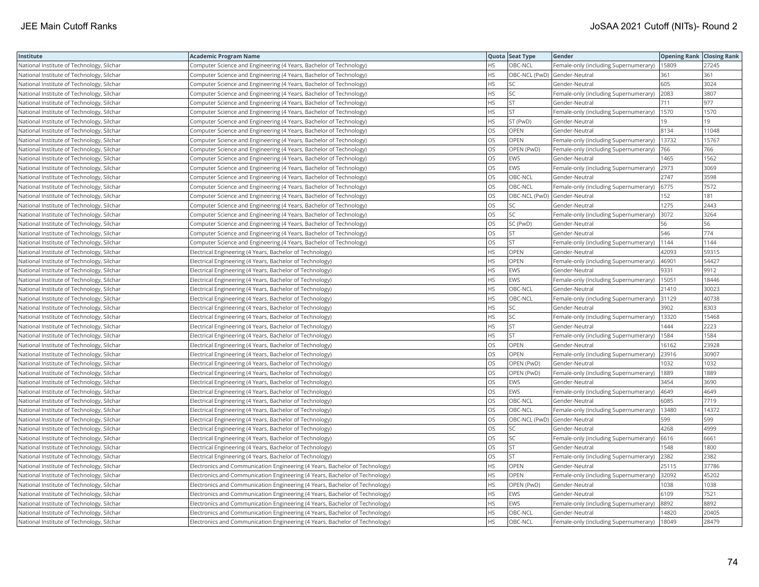| Institute | Academic Program Name | Quota | Seat Type | Gender | Opening Rank | Closing Rank |
|---|---|---|---|---|---|---|
| National Institute of Technology, Silchar | Computer Science and Engineering (4 Years, Bachelor of Technology) | HS | OBC-NCL | Female-only (including Supernumerary) | 15809 | 27245 |
| National Institute of Technology, Silchar | Computer Science and Engineering (4 Years, Bachelor of Technology) | HS | OBC-NCL (PwD) | Gender-Neutral | 361 | 361 |
| National Institute of Technology, Silchar | Computer Science and Engineering (4 Years, Bachelor of Technology) | HS | SC | Gender-Neutral | 605 | 3024 |
| National Institute of Technology, Silchar | Computer Science and Engineering (4 Years, Bachelor of Technology) | HS | SC | Female-only (including Supernumerary) | 2083 | 3807 |
| National Institute of Technology, Silchar | Computer Science and Engineering (4 Years, Bachelor of Technology) | HS | ST | Gender-Neutral | 711 | 977 |
| National Institute of Technology, Silchar | Computer Science and Engineering (4 Years, Bachelor of Technology) | HS | ST | Female-only (including Supernumerary) | 1570 | 1570 |
| National Institute of Technology, Silchar | Computer Science and Engineering (4 Years, Bachelor of Technology) | HS | ST (PwD) | Gender-Neutral | 19 | 19 |
| National Institute of Technology, Silchar | Computer Science and Engineering (4 Years, Bachelor of Technology) | OS | OPEN | Gender-Neutral | 8134 | 11048 |
| National Institute of Technology, Silchar | Computer Science and Engineering (4 Years, Bachelor of Technology) | OS | OPEN | Female-only (including Supernumerary) | 13732 | 15767 |
| National Institute of Technology, Silchar | Computer Science and Engineering (4 Years, Bachelor of Technology) | OS | OPEN (PwD) | Female-only (including Supernumerary) | 766 | 766 |
| National Institute of Technology, Silchar | Computer Science and Engineering (4 Years, Bachelor of Technology) | OS | EWS | Gender-Neutral | 1465 | 1562 |
| National Institute of Technology, Silchar | Computer Science and Engineering (4 Years, Bachelor of Technology) | OS | EWS | Female-only (including Supernumerary) | 2973 | 3069 |
| National Institute of Technology, Silchar | Computer Science and Engineering (4 Years, Bachelor of Technology) | OS | OBC-NCL | Gender-Neutral | 2747 | 3598 |
| National Institute of Technology, Silchar | Computer Science and Engineering (4 Years, Bachelor of Technology) | OS | OBC-NCL | Female-only (including Supernumerary) | 6775 | 7572 |
| National Institute of Technology, Silchar | Computer Science and Engineering (4 Years, Bachelor of Technology) | OS | OBC-NCL (PwD) | Gender-Neutral | 152 | 181 |
| National Institute of Technology, Silchar | Computer Science and Engineering (4 Years, Bachelor of Technology) | OS | SC | Gender-Neutral | 1275 | 2443 |
| National Institute of Technology, Silchar | Computer Science and Engineering (4 Years, Bachelor of Technology) | OS | SC | Female-only (including Supernumerary) | 3072 | 3264 |
| National Institute of Technology, Silchar | Computer Science and Engineering (4 Years, Bachelor of Technology) | OS | SC (PwD) | Gender-Neutral | 56 | 56 |
| National Institute of Technology, Silchar | Computer Science and Engineering (4 Years, Bachelor of Technology) | OS | ST | Gender-Neutral | 546 | 774 |
| National Institute of Technology, Silchar | Computer Science and Engineering (4 Years, Bachelor of Technology) | OS | ST | Female-only (including Supernumerary) | 1144 | 1144 |
| National Institute of Technology, Silchar | Electrical Engineering (4 Years, Bachelor of Technology) | HS | OPEN | Gender-Neutral | 42093 | 59315 |
| National Institute of Technology, Silchar | Electrical Engineering (4 Years, Bachelor of Technology) | HS | OPEN | Female-only (including Supernumerary) | 46901 | 54427 |
| National Institute of Technology, Silchar | Electrical Engineering (4 Years, Bachelor of Technology) | HS | EWS | Gender-Neutral | 9331 | 9912 |
| National Institute of Technology, Silchar | Electrical Engineering (4 Years, Bachelor of Technology) | HS | EWS | Female-only (including Supernumerary) | 15051 | 18446 |
| National Institute of Technology, Silchar | Electrical Engineering (4 Years, Bachelor of Technology) | HS | OBC-NCL | Gender-Neutral | 21410 | 30023 |
| National Institute of Technology, Silchar | Electrical Engineering (4 Years, Bachelor of Technology) | HS | OBC-NCL | Female-only (including Supernumerary) | 31129 | 40738 |
| National Institute of Technology, Silchar | Electrical Engineering (4 Years, Bachelor of Technology) | HS | SC | Gender-Neutral | 3902 | 8303 |
| National Institute of Technology, Silchar | Electrical Engineering (4 Years, Bachelor of Technology) | HS | SC | Female-only (including Supernumerary) | 13320 | 15468 |
| National Institute of Technology, Silchar | Electrical Engineering (4 Years, Bachelor of Technology) | HS | ST | Gender-Neutral | 1444 | 2223 |
| National Institute of Technology, Silchar | Electrical Engineering (4 Years, Bachelor of Technology) | HS | ST | Female-only (including Supernumerary) | 1584 | 1584 |
| National Institute of Technology, Silchar | Electrical Engineering (4 Years, Bachelor of Technology) | OS | OPEN | Gender-Neutral | 16162 | 23928 |
| National Institute of Technology, Silchar | Electrical Engineering (4 Years, Bachelor of Technology) | OS | OPEN | Female-only (including Supernumerary) | 23916 | 30907 |
| National Institute of Technology, Silchar | Electrical Engineering (4 Years, Bachelor of Technology) | OS | OPEN (PwD) | Gender-Neutral | 1032 | 1032 |
| National Institute of Technology, Silchar | Electrical Engineering (4 Years, Bachelor of Technology) | OS | OPEN (PwD) | Female-only (including Supernumerary) | 1889 | 1889 |
| National Institute of Technology, Silchar | Electrical Engineering (4 Years, Bachelor of Technology) | OS | EWS | Gender-Neutral | 3454 | 3690 |
| National Institute of Technology, Silchar | Electrical Engineering (4 Years, Bachelor of Technology) | OS | EWS | Female-only (including Supernumerary) | 4649 | 4649 |
| National Institute of Technology, Silchar | Electrical Engineering (4 Years, Bachelor of Technology) | OS | OBC-NCL | Gender-Neutral | 6085 | 7719 |
| National Institute of Technology, Silchar | Electrical Engineering (4 Years, Bachelor of Technology) | OS | OBC-NCL | Female-only (including Supernumerary) | 13480 | 14372 |
| National Institute of Technology, Silchar | Electrical Engineering (4 Years, Bachelor of Technology) | OS | OBC-NCL (PwD) | Gender-Neutral | 599 | 599 |
| National Institute of Technology, Silchar | Electrical Engineering (4 Years, Bachelor of Technology) | OS | SC | Gender-Neutral | 4268 | 4999 |
| National Institute of Technology, Silchar | Electrical Engineering (4 Years, Bachelor of Technology) | OS | SC | Female-only (including Supernumerary) | 6616 | 6661 |
| National Institute of Technology, Silchar | Electrical Engineering (4 Years, Bachelor of Technology) | OS | ST | Gender-Neutral | 1548 | 1800 |
| National Institute of Technology, Silchar | Electrical Engineering (4 Years, Bachelor of Technology) | OS | ST | Female-only (including Supernumerary) | 2382 | 2382 |
| National Institute of Technology, Silchar | Electronics and Communication Engineering (4 Years, Bachelor of Technology) | HS | OPEN | Gender-Neutral | 25115 | 37786 |
| National Institute of Technology, Silchar | Electronics and Communication Engineering (4 Years, Bachelor of Technology) | HS | OPEN | Female-only (including Supernumerary) | 32092 | 45202 |
| National Institute of Technology, Silchar | Electronics and Communication Engineering (4 Years, Bachelor of Technology) | HS | OPEN (PwD) | Gender-Neutral | 1038 | 1038 |
| National Institute of Technology, Silchar | Electronics and Communication Engineering (4 Years, Bachelor of Technology) | HS | EWS | Gender-Neutral | 6109 | 7521 |
| National Institute of Technology, Silchar | Electronics and Communication Engineering (4 Years, Bachelor of Technology) | HS | EWS | Female-only (including Supernumerary) | 8892 | 8892 |
| National Institute of Technology, Silchar | Electronics and Communication Engineering (4 Years, Bachelor of Technology) | HS | OBC-NCL | Gender-Neutral | 14820 | 20405 |
| National Institute of Technology, Silchar | Electronics and Communication Engineering (4 Years, Bachelor of Technology) | HS | OBC-NCL | Female-only (including Supernumerary) | 18049 | 28479 |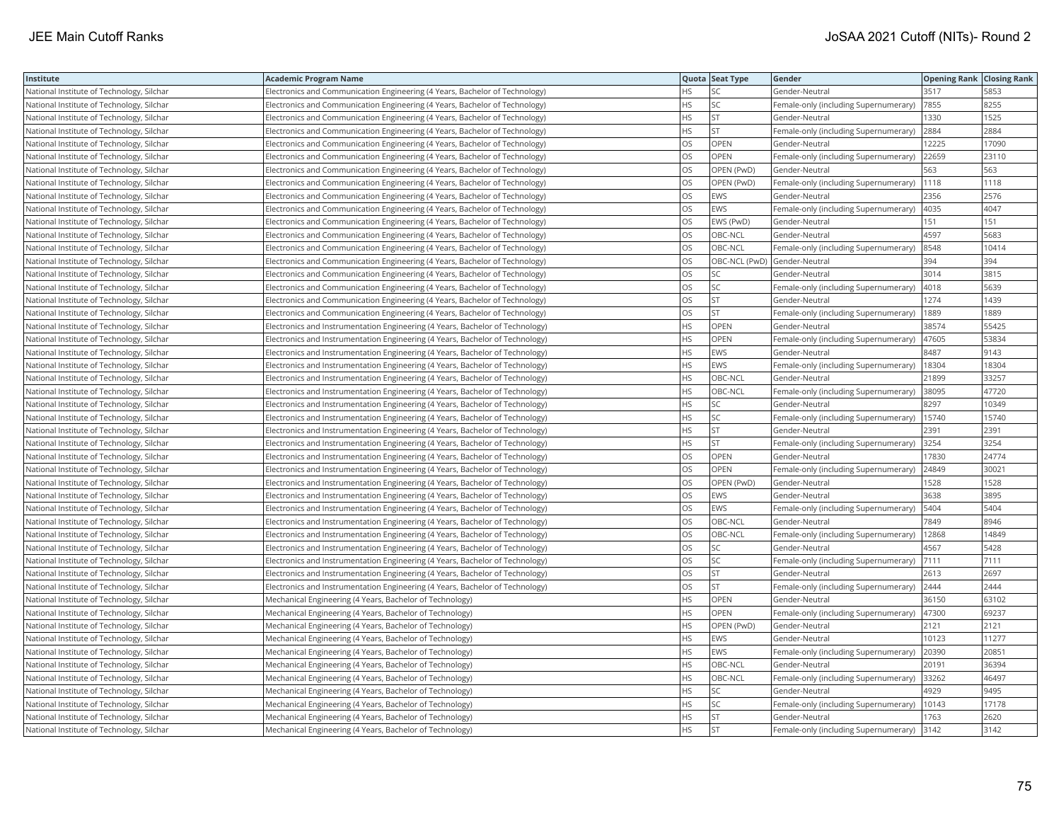| Institute | Academic Program Name | Quota | Seat Type | Gender | Opening Rank | Closing Rank |
|---|---|---|---|---|---|---|
| National Institute of Technology, Silchar | Electronics and Communication Engineering (4 Years, Bachelor of Technology) | HS | SC | Gender-Neutral | 3517 | 5853 |
| National Institute of Technology, Silchar | Electronics and Communication Engineering (4 Years, Bachelor of Technology) | HS | SC | Female-only (including Supernumerary) | 7855 | 8255 |
| National Institute of Technology, Silchar | Electronics and Communication Engineering (4 Years, Bachelor of Technology) | HS | ST | Gender-Neutral | 1330 | 1525 |
| National Institute of Technology, Silchar | Electronics and Communication Engineering (4 Years, Bachelor of Technology) | HS | ST | Female-only (including Supernumerary) | 2884 | 2884 |
| National Institute of Technology, Silchar | Electronics and Communication Engineering (4 Years, Bachelor of Technology) | OS | OPEN | Gender-Neutral | 12225 | 17090 |
| National Institute of Technology, Silchar | Electronics and Communication Engineering (4 Years, Bachelor of Technology) | OS | OPEN | Female-only (including Supernumerary) | 22659 | 23110 |
| National Institute of Technology, Silchar | Electronics and Communication Engineering (4 Years, Bachelor of Technology) | OS | OPEN (PwD) | Gender-Neutral | 563 | 563 |
| National Institute of Technology, Silchar | Electronics and Communication Engineering (4 Years, Bachelor of Technology) | OS | OPEN (PwD) | Female-only (including Supernumerary) | 1118 | 1118 |
| National Institute of Technology, Silchar | Electronics and Communication Engineering (4 Years, Bachelor of Technology) | OS | EWS | Gender-Neutral | 2356 | 2576 |
| National Institute of Technology, Silchar | Electronics and Communication Engineering (4 Years, Bachelor of Technology) | OS | EWS | Female-only (including Supernumerary) | 4035 | 4047 |
| National Institute of Technology, Silchar | Electronics and Communication Engineering (4 Years, Bachelor of Technology) | OS | EWS (PwD) | Gender-Neutral | 151 | 151 |
| National Institute of Technology, Silchar | Electronics and Communication Engineering (4 Years, Bachelor of Technology) | OS | OBC-NCL | Gender-Neutral | 4597 | 5683 |
| National Institute of Technology, Silchar | Electronics and Communication Engineering (4 Years, Bachelor of Technology) | OS | OBC-NCL | Female-only (including Supernumerary) | 8548 | 10414 |
| National Institute of Technology, Silchar | Electronics and Communication Engineering (4 Years, Bachelor of Technology) | OS | OBC-NCL (PwD) | Gender-Neutral | 394 | 394 |
| National Institute of Technology, Silchar | Electronics and Communication Engineering (4 Years, Bachelor of Technology) | OS | SC | Gender-Neutral | 3014 | 3815 |
| National Institute of Technology, Silchar | Electronics and Communication Engineering (4 Years, Bachelor of Technology) | OS | SC | Female-only (including Supernumerary) | 4018 | 5639 |
| National Institute of Technology, Silchar | Electronics and Communication Engineering (4 Years, Bachelor of Technology) | OS | ST | Gender-Neutral | 1274 | 1439 |
| National Institute of Technology, Silchar | Electronics and Communication Engineering (4 Years, Bachelor of Technology) | OS | ST | Female-only (including Supernumerary) | 1889 | 1889 |
| National Institute of Technology, Silchar | Electronics and Instrumentation Engineering (4 Years, Bachelor of Technology) | HS | OPEN | Gender-Neutral | 38574 | 55425 |
| National Institute of Technology, Silchar | Electronics and Instrumentation Engineering (4 Years, Bachelor of Technology) | HS | OPEN | Female-only (including Supernumerary) | 47605 | 53834 |
| National Institute of Technology, Silchar | Electronics and Instrumentation Engineering (4 Years, Bachelor of Technology) | HS | EWS | Gender-Neutral | 8487 | 9143 |
| National Institute of Technology, Silchar | Electronics and Instrumentation Engineering (4 Years, Bachelor of Technology) | HS | EWS | Female-only (including Supernumerary) | 18304 | 18304 |
| National Institute of Technology, Silchar | Electronics and Instrumentation Engineering (4 Years, Bachelor of Technology) | HS | OBC-NCL | Gender-Neutral | 21899 | 33257 |
| National Institute of Technology, Silchar | Electronics and Instrumentation Engineering (4 Years, Bachelor of Technology) | HS | OBC-NCL | Female-only (including Supernumerary) | 38095 | 47720 |
| National Institute of Technology, Silchar | Electronics and Instrumentation Engineering (4 Years, Bachelor of Technology) | HS | SC | Gender-Neutral | 8297 | 10349 |
| National Institute of Technology, Silchar | Electronics and Instrumentation Engineering (4 Years, Bachelor of Technology) | HS | SC | Female-only (including Supernumerary) | 15740 | 15740 |
| National Institute of Technology, Silchar | Electronics and Instrumentation Engineering (4 Years, Bachelor of Technology) | HS | ST | Gender-Neutral | 2391 | 2391 |
| National Institute of Technology, Silchar | Electronics and Instrumentation Engineering (4 Years, Bachelor of Technology) | HS | ST | Female-only (including Supernumerary) | 3254 | 3254 |
| National Institute of Technology, Silchar | Electronics and Instrumentation Engineering (4 Years, Bachelor of Technology) | OS | OPEN | Gender-Neutral | 17830 | 24774 |
| National Institute of Technology, Silchar | Electronics and Instrumentation Engineering (4 Years, Bachelor of Technology) | OS | OPEN | Female-only (including Supernumerary) | 24849 | 30021 |
| National Institute of Technology, Silchar | Electronics and Instrumentation Engineering (4 Years, Bachelor of Technology) | OS | OPEN (PwD) | Gender-Neutral | 1528 | 1528 |
| National Institute of Technology, Silchar | Electronics and Instrumentation Engineering (4 Years, Bachelor of Technology) | OS | EWS | Gender-Neutral | 3638 | 3895 |
| National Institute of Technology, Silchar | Electronics and Instrumentation Engineering (4 Years, Bachelor of Technology) | OS | EWS | Female-only (including Supernumerary) | 5404 | 5404 |
| National Institute of Technology, Silchar | Electronics and Instrumentation Engineering (4 Years, Bachelor of Technology) | OS | OBC-NCL | Gender-Neutral | 7849 | 8946 |
| National Institute of Technology, Silchar | Electronics and Instrumentation Engineering (4 Years, Bachelor of Technology) | OS | OBC-NCL | Female-only (including Supernumerary) | 12868 | 14849 |
| National Institute of Technology, Silchar | Electronics and Instrumentation Engineering (4 Years, Bachelor of Technology) | OS | SC | Gender-Neutral | 4567 | 5428 |
| National Institute of Technology, Silchar | Electronics and Instrumentation Engineering (4 Years, Bachelor of Technology) | OS | SC | Female-only (including Supernumerary) | 7111 | 7111 |
| National Institute of Technology, Silchar | Electronics and Instrumentation Engineering (4 Years, Bachelor of Technology) | OS | ST | Gender-Neutral | 2613 | 2697 |
| National Institute of Technology, Silchar | Electronics and Instrumentation Engineering (4 Years, Bachelor of Technology) | OS | ST | Female-only (including Supernumerary) | 2444 | 2444 |
| National Institute of Technology, Silchar | Mechanical Engineering (4 Years, Bachelor of Technology) | HS | OPEN | Gender-Neutral | 36150 | 63102 |
| National Institute of Technology, Silchar | Mechanical Engineering (4 Years, Bachelor of Technology) | HS | OPEN | Female-only (including Supernumerary) | 47300 | 69237 |
| National Institute of Technology, Silchar | Mechanical Engineering (4 Years, Bachelor of Technology) | HS | OPEN (PwD) | Gender-Neutral | 2121 | 2121 |
| National Institute of Technology, Silchar | Mechanical Engineering (4 Years, Bachelor of Technology) | HS | EWS | Gender-Neutral | 10123 | 11277 |
| National Institute of Technology, Silchar | Mechanical Engineering (4 Years, Bachelor of Technology) | HS | EWS | Female-only (including Supernumerary) | 20390 | 20851 |
| National Institute of Technology, Silchar | Mechanical Engineering (4 Years, Bachelor of Technology) | HS | OBC-NCL | Gender-Neutral | 20191 | 36394 |
| National Institute of Technology, Silchar | Mechanical Engineering (4 Years, Bachelor of Technology) | HS | OBC-NCL | Female-only (including Supernumerary) | 33262 | 46497 |
| National Institute of Technology, Silchar | Mechanical Engineering (4 Years, Bachelor of Technology) | HS | SC | Gender-Neutral | 4929 | 9495 |
| National Institute of Technology, Silchar | Mechanical Engineering (4 Years, Bachelor of Technology) | HS | SC | Female-only (including Supernumerary) | 10143 | 17178 |
| National Institute of Technology, Silchar | Mechanical Engineering (4 Years, Bachelor of Technology) | HS | ST | Gender-Neutral | 1763 | 2620 |
| National Institute of Technology, Silchar | Mechanical Engineering (4 Years, Bachelor of Technology) | HS | ST | Female-only (including Supernumerary) | 3142 | 3142 |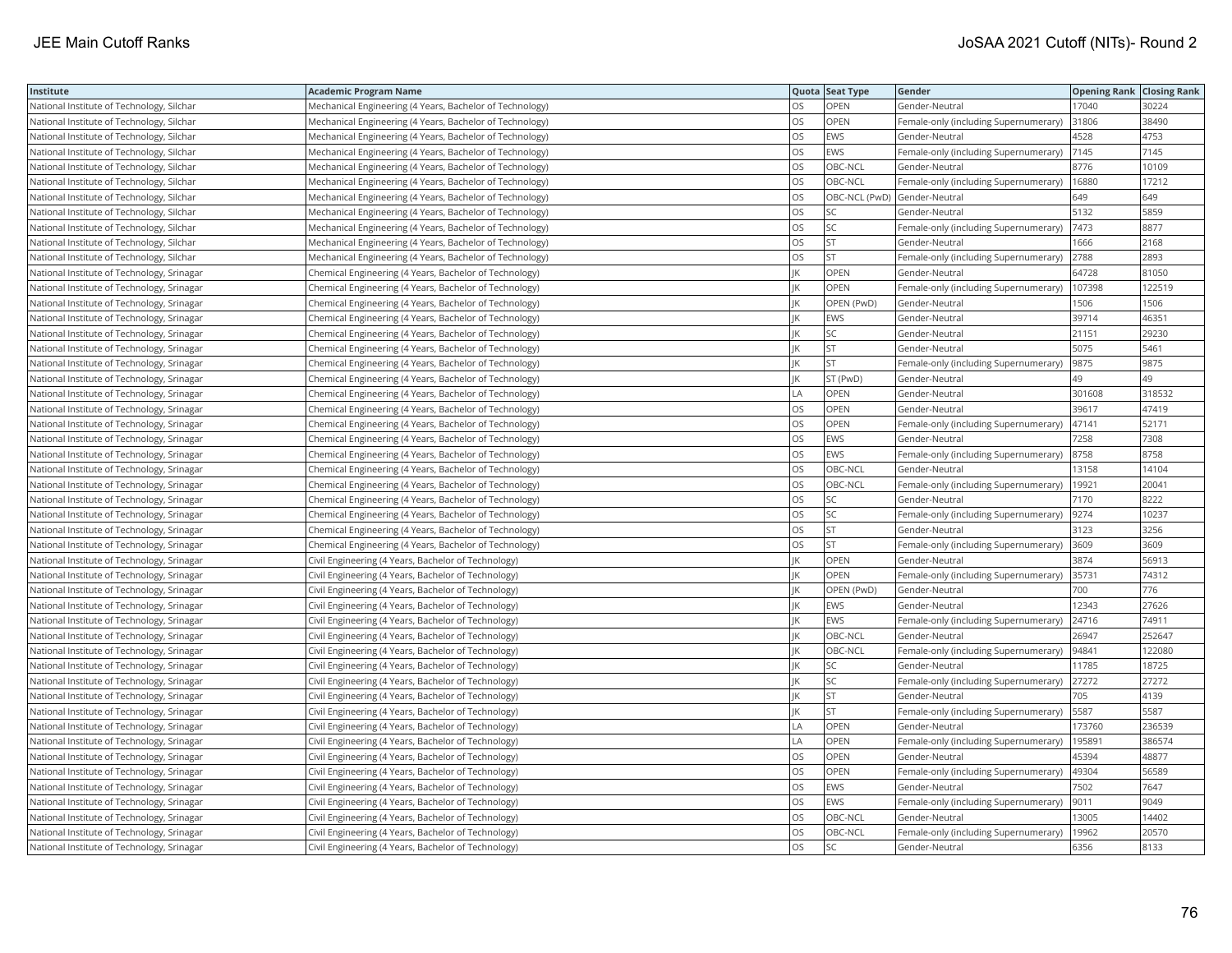| Institute | Academic Program Name | Quota | Seat Type | Gender | Opening Rank | Closing Rank |
|---|---|---|---|---|---|---|
| National Institute of Technology, Silchar | Mechanical Engineering (4 Years, Bachelor of Technology) | OS | OPEN | Gender-Neutral | 17040 | 30224 |
| National Institute of Technology, Silchar | Mechanical Engineering (4 Years, Bachelor of Technology) | OS | OPEN | Female-only (including Supernumerary) | 31806 | 38490 |
| National Institute of Technology, Silchar | Mechanical Engineering (4 Years, Bachelor of Technology) | OS | EWS | Gender-Neutral | 4528 | 4753 |
| National Institute of Technology, Silchar | Mechanical Engineering (4 Years, Bachelor of Technology) | OS | EWS | Female-only (including Supernumerary) | 7145 | 7145 |
| National Institute of Technology, Silchar | Mechanical Engineering (4 Years, Bachelor of Technology) | OS | OBC-NCL | Gender-Neutral | 8776 | 10109 |
| National Institute of Technology, Silchar | Mechanical Engineering (4 Years, Bachelor of Technology) | OS | OBC-NCL | Female-only (including Supernumerary) | 16880 | 17212 |
| National Institute of Technology, Silchar | Mechanical Engineering (4 Years, Bachelor of Technology) | OS | OBC-NCL (PwD) | Gender-Neutral | 649 | 649 |
| National Institute of Technology, Silchar | Mechanical Engineering (4 Years, Bachelor of Technology) | OS | SC | Gender-Neutral | 5132 | 5859 |
| National Institute of Technology, Silchar | Mechanical Engineering (4 Years, Bachelor of Technology) | OS | SC | Female-only (including Supernumerary) | 7473 | 8877 |
| National Institute of Technology, Silchar | Mechanical Engineering (4 Years, Bachelor of Technology) | OS | ST | Gender-Neutral | 1666 | 2168 |
| National Institute of Technology, Silchar | Mechanical Engineering (4 Years, Bachelor of Technology) | OS | ST | Female-only (including Supernumerary) | 2788 | 2893 |
| National Institute of Technology, Srinagar | Chemical Engineering (4 Years, Bachelor of Technology) | JK | OPEN | Gender-Neutral | 64728 | 81050 |
| National Institute of Technology, Srinagar | Chemical Engineering (4 Years, Bachelor of Technology) | JK | OPEN | Female-only (including Supernumerary) | 107398 | 122519 |
| National Institute of Technology, Srinagar | Chemical Engineering (4 Years, Bachelor of Technology) | JK | OPEN (PwD) | Gender-Neutral | 1506 | 1506 |
| National Institute of Technology, Srinagar | Chemical Engineering (4 Years, Bachelor of Technology) | JK | EWS | Gender-Neutral | 39714 | 46351 |
| National Institute of Technology, Srinagar | Chemical Engineering (4 Years, Bachelor of Technology) | JK | SC | Gender-Neutral | 21151 | 29230 |
| National Institute of Technology, Srinagar | Chemical Engineering (4 Years, Bachelor of Technology) | JK | ST | Gender-Neutral | 5075 | 5461 |
| National Institute of Technology, Srinagar | Chemical Engineering (4 Years, Bachelor of Technology) | JK | ST | Female-only (including Supernumerary) | 9875 | 9875 |
| National Institute of Technology, Srinagar | Chemical Engineering (4 Years, Bachelor of Technology) | JK | ST (PwD) | Gender-Neutral | 49 | 49 |
| National Institute of Technology, Srinagar | Chemical Engineering (4 Years, Bachelor of Technology) | LA | OPEN | Gender-Neutral | 301608 | 318532 |
| National Institute of Technology, Srinagar | Chemical Engineering (4 Years, Bachelor of Technology) | OS | OPEN | Gender-Neutral | 39617 | 47419 |
| National Institute of Technology, Srinagar | Chemical Engineering (4 Years, Bachelor of Technology) | OS | OPEN | Female-only (including Supernumerary) | 47141 | 52171 |
| National Institute of Technology, Srinagar | Chemical Engineering (4 Years, Bachelor of Technology) | OS | EWS | Gender-Neutral | 7258 | 7308 |
| National Institute of Technology, Srinagar | Chemical Engineering (4 Years, Bachelor of Technology) | OS | EWS | Female-only (including Supernumerary) | 8758 | 8758 |
| National Institute of Technology, Srinagar | Chemical Engineering (4 Years, Bachelor of Technology) | OS | OBC-NCL | Gender-Neutral | 13158 | 14104 |
| National Institute of Technology, Srinagar | Chemical Engineering (4 Years, Bachelor of Technology) | OS | OBC-NCL | Female-only (including Supernumerary) | 19921 | 20041 |
| National Institute of Technology, Srinagar | Chemical Engineering (4 Years, Bachelor of Technology) | OS | SC | Gender-Neutral | 7170 | 8222 |
| National Institute of Technology, Srinagar | Chemical Engineering (4 Years, Bachelor of Technology) | OS | SC | Female-only (including Supernumerary) | 9274 | 10237 |
| National Institute of Technology, Srinagar | Chemical Engineering (4 Years, Bachelor of Technology) | OS | ST | Gender-Neutral | 3123 | 3256 |
| National Institute of Technology, Srinagar | Chemical Engineering (4 Years, Bachelor of Technology) | OS | ST | Female-only (including Supernumerary) | 3609 | 3609 |
| National Institute of Technology, Srinagar | Civil Engineering (4 Years, Bachelor of Technology) | JK | OPEN | Gender-Neutral | 3874 | 56913 |
| National Institute of Technology, Srinagar | Civil Engineering (4 Years, Bachelor of Technology) | JK | OPEN | Female-only (including Supernumerary) | 35731 | 74312 |
| National Institute of Technology, Srinagar | Civil Engineering (4 Years, Bachelor of Technology) | JK | OPEN (PwD) | Gender-Neutral | 700 | 776 |
| National Institute of Technology, Srinagar | Civil Engineering (4 Years, Bachelor of Technology) | JK | EWS | Gender-Neutral | 12343 | 27626 |
| National Institute of Technology, Srinagar | Civil Engineering (4 Years, Bachelor of Technology) | JK | EWS | Female-only (including Supernumerary) | 24716 | 74911 |
| National Institute of Technology, Srinagar | Civil Engineering (4 Years, Bachelor of Technology) | JK | OBC-NCL | Gender-Neutral | 26947 | 252647 |
| National Institute of Technology, Srinagar | Civil Engineering (4 Years, Bachelor of Technology) | JK | OBC-NCL | Female-only (including Supernumerary) | 94841 | 122080 |
| National Institute of Technology, Srinagar | Civil Engineering (4 Years, Bachelor of Technology) | JK | SC | Gender-Neutral | 11785 | 18725 |
| National Institute of Technology, Srinagar | Civil Engineering (4 Years, Bachelor of Technology) | JK | SC | Female-only (including Supernumerary) | 27272 | 27272 |
| National Institute of Technology, Srinagar | Civil Engineering (4 Years, Bachelor of Technology) | JK | ST | Gender-Neutral | 705 | 4139 |
| National Institute of Technology, Srinagar | Civil Engineering (4 Years, Bachelor of Technology) | JK | ST | Female-only (including Supernumerary) | 5587 | 5587 |
| National Institute of Technology, Srinagar | Civil Engineering (4 Years, Bachelor of Technology) | LA | OPEN | Gender-Neutral | 173760 | 236539 |
| National Institute of Technology, Srinagar | Civil Engineering (4 Years, Bachelor of Technology) | LA | OPEN | Female-only (including Supernumerary) | 195891 | 386574 |
| National Institute of Technology, Srinagar | Civil Engineering (4 Years, Bachelor of Technology) | OS | OPEN | Gender-Neutral | 45394 | 48877 |
| National Institute of Technology, Srinagar | Civil Engineering (4 Years, Bachelor of Technology) | OS | OPEN | Female-only (including Supernumerary) | 49304 | 56589 |
| National Institute of Technology, Srinagar | Civil Engineering (4 Years, Bachelor of Technology) | OS | EWS | Gender-Neutral | 7502 | 7647 |
| National Institute of Technology, Srinagar | Civil Engineering (4 Years, Bachelor of Technology) | OS | EWS | Female-only (including Supernumerary) | 9011 | 9049 |
| National Institute of Technology, Srinagar | Civil Engineering (4 Years, Bachelor of Technology) | OS | OBC-NCL | Gender-Neutral | 13005 | 14402 |
| National Institute of Technology, Srinagar | Civil Engineering (4 Years, Bachelor of Technology) | OS | OBC-NCL | Female-only (including Supernumerary) | 19962 | 20570 |
| National Institute of Technology, Srinagar | Civil Engineering (4 Years, Bachelor of Technology) | OS | SC | Gender-Neutral | 6356 | 8133 |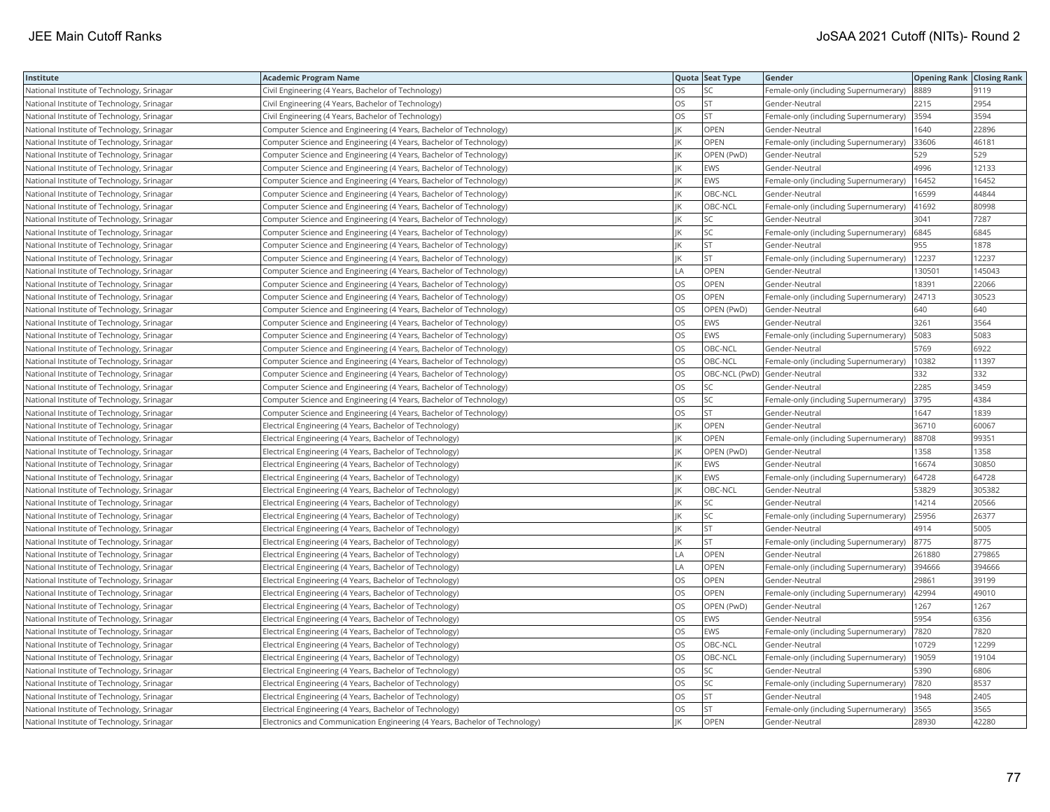| Institute | Academic Program Name | Quota | Seat Type | Gender | Opening Rank | Closing Rank |
|---|---|---|---|---|---|---|
| National Institute of Technology, Srinagar | Civil Engineering (4 Years, Bachelor of Technology) | OS | SC | Female-only (including Supernumerary) | 8889 | 9119 |
| National Institute of Technology, Srinagar | Civil Engineering (4 Years, Bachelor of Technology) | OS | ST | Gender-Neutral | 2215 | 2954 |
| National Institute of Technology, Srinagar | Civil Engineering (4 Years, Bachelor of Technology) | OS | ST | Female-only (including Supernumerary) | 3594 | 3594 |
| National Institute of Technology, Srinagar | Computer Science and Engineering (4 Years, Bachelor of Technology) | JK | OPEN | Gender-Neutral | 1640 | 22896 |
| National Institute of Technology, Srinagar | Computer Science and Engineering (4 Years, Bachelor of Technology) | JK | OPEN | Female-only (including Supernumerary) | 33606 | 46181 |
| National Institute of Technology, Srinagar | Computer Science and Engineering (4 Years, Bachelor of Technology) | JK | OPEN (PwD) | Gender-Neutral | 529 | 529 |
| National Institute of Technology, Srinagar | Computer Science and Engineering (4 Years, Bachelor of Technology) | JK | EWS | Gender-Neutral | 4996 | 12133 |
| National Institute of Technology, Srinagar | Computer Science and Engineering (4 Years, Bachelor of Technology) | JK | EWS | Female-only (including Supernumerary) | 16452 | 16452 |
| National Institute of Technology, Srinagar | Computer Science and Engineering (4 Years, Bachelor of Technology) | JK | OBC-NCL | Gender-Neutral | 16599 | 44844 |
| National Institute of Technology, Srinagar | Computer Science and Engineering (4 Years, Bachelor of Technology) | JK | OBC-NCL | Female-only (including Supernumerary) | 41692 | 80998 |
| National Institute of Technology, Srinagar | Computer Science and Engineering (4 Years, Bachelor of Technology) | JK | SC | Gender-Neutral | 3041 | 7287 |
| National Institute of Technology, Srinagar | Computer Science and Engineering (4 Years, Bachelor of Technology) | JK | SC | Female-only (including Supernumerary) | 6845 | 6845 |
| National Institute of Technology, Srinagar | Computer Science and Engineering (4 Years, Bachelor of Technology) | JK | ST | Gender-Neutral | 955 | 1878 |
| National Institute of Technology, Srinagar | Computer Science and Engineering (4 Years, Bachelor of Technology) | JK | ST | Female-only (including Supernumerary) | 12237 | 12237 |
| National Institute of Technology, Srinagar | Computer Science and Engineering (4 Years, Bachelor of Technology) | LA | OPEN | Gender-Neutral | 130501 | 145043 |
| National Institute of Technology, Srinagar | Computer Science and Engineering (4 Years, Bachelor of Technology) | OS | OPEN | Gender-Neutral | 18391 | 22066 |
| National Institute of Technology, Srinagar | Computer Science and Engineering (4 Years, Bachelor of Technology) | OS | OPEN | Female-only (including Supernumerary) | 24713 | 30523 |
| National Institute of Technology, Srinagar | Computer Science and Engineering (4 Years, Bachelor of Technology) | OS | OPEN (PwD) | Gender-Neutral | 640 | 640 |
| National Institute of Technology, Srinagar | Computer Science and Engineering (4 Years, Bachelor of Technology) | OS | EWS | Gender-Neutral | 3261 | 3564 |
| National Institute of Technology, Srinagar | Computer Science and Engineering (4 Years, Bachelor of Technology) | OS | EWS | Female-only (including Supernumerary) | 5083 | 5083 |
| National Institute of Technology, Srinagar | Computer Science and Engineering (4 Years, Bachelor of Technology) | OS | OBC-NCL | Gender-Neutral | 5769 | 6922 |
| National Institute of Technology, Srinagar | Computer Science and Engineering (4 Years, Bachelor of Technology) | OS | OBC-NCL | Female-only (including Supernumerary) | 10382 | 11397 |
| National Institute of Technology, Srinagar | Computer Science and Engineering (4 Years, Bachelor of Technology) | OS | OBC-NCL (PwD) | Gender-Neutral | 332 | 332 |
| National Institute of Technology, Srinagar | Computer Science and Engineering (4 Years, Bachelor of Technology) | OS | SC | Gender-Neutral | 2285 | 3459 |
| National Institute of Technology, Srinagar | Computer Science and Engineering (4 Years, Bachelor of Technology) | OS | SC | Female-only (including Supernumerary) | 3795 | 4384 |
| National Institute of Technology, Srinagar | Computer Science and Engineering (4 Years, Bachelor of Technology) | OS | ST | Gender-Neutral | 1647 | 1839 |
| National Institute of Technology, Srinagar | Electrical Engineering (4 Years, Bachelor of Technology) | JK | OPEN | Gender-Neutral | 36710 | 60067 |
| National Institute of Technology, Srinagar | Electrical Engineering (4 Years, Bachelor of Technology) | JK | OPEN | Female-only (including Supernumerary) | 88708 | 99351 |
| National Institute of Technology, Srinagar | Electrical Engineering (4 Years, Bachelor of Technology) | JK | OPEN (PwD) | Gender-Neutral | 1358 | 1358 |
| National Institute of Technology, Srinagar | Electrical Engineering (4 Years, Bachelor of Technology) | JK | EWS | Gender-Neutral | 16674 | 30850 |
| National Institute of Technology, Srinagar | Electrical Engineering (4 Years, Bachelor of Technology) | JK | EWS | Female-only (including Supernumerary) | 64728 | 64728 |
| National Institute of Technology, Srinagar | Electrical Engineering (4 Years, Bachelor of Technology) | JK | OBC-NCL | Gender-Neutral | 53829 | 305382 |
| National Institute of Technology, Srinagar | Electrical Engineering (4 Years, Bachelor of Technology) | JK | SC | Gender-Neutral | 14214 | 20566 |
| National Institute of Technology, Srinagar | Electrical Engineering (4 Years, Bachelor of Technology) | JK | SC | Female-only (including Supernumerary) | 25956 | 26377 |
| National Institute of Technology, Srinagar | Electrical Engineering (4 Years, Bachelor of Technology) | JK | ST | Gender-Neutral | 4914 | 5005 |
| National Institute of Technology, Srinagar | Electrical Engineering (4 Years, Bachelor of Technology) | JK | ST | Female-only (including Supernumerary) | 8775 | 8775 |
| National Institute of Technology, Srinagar | Electrical Engineering (4 Years, Bachelor of Technology) | LA | OPEN | Gender-Neutral | 261880 | 279865 |
| National Institute of Technology, Srinagar | Electrical Engineering (4 Years, Bachelor of Technology) | LA | OPEN | Female-only (including Supernumerary) | 394666 | 394666 |
| National Institute of Technology, Srinagar | Electrical Engineering (4 Years, Bachelor of Technology) | OS | OPEN | Gender-Neutral | 29861 | 39199 |
| National Institute of Technology, Srinagar | Electrical Engineering (4 Years, Bachelor of Technology) | OS | OPEN | Female-only (including Supernumerary) | 42994 | 49010 |
| National Institute of Technology, Srinagar | Electrical Engineering (4 Years, Bachelor of Technology) | OS | OPEN (PwD) | Gender-Neutral | 1267 | 1267 |
| National Institute of Technology, Srinagar | Electrical Engineering (4 Years, Bachelor of Technology) | OS | EWS | Gender-Neutral | 5954 | 6356 |
| National Institute of Technology, Srinagar | Electrical Engineering (4 Years, Bachelor of Technology) | OS | EWS | Female-only (including Supernumerary) | 7820 | 7820 |
| National Institute of Technology, Srinagar | Electrical Engineering (4 Years, Bachelor of Technology) | OS | OBC-NCL | Gender-Neutral | 10729 | 12299 |
| National Institute of Technology, Srinagar | Electrical Engineering (4 Years, Bachelor of Technology) | OS | OBC-NCL | Female-only (including Supernumerary) | 19059 | 19104 |
| National Institute of Technology, Srinagar | Electrical Engineering (4 Years, Bachelor of Technology) | OS | SC | Gender-Neutral | 5390 | 6806 |
| National Institute of Technology, Srinagar | Electrical Engineering (4 Years, Bachelor of Technology) | OS | SC | Female-only (including Supernumerary) | 7820 | 8537 |
| National Institute of Technology, Srinagar | Electrical Engineering (4 Years, Bachelor of Technology) | OS | ST | Gender-Neutral | 1948 | 2405 |
| National Institute of Technology, Srinagar | Electrical Engineering (4 Years, Bachelor of Technology) | OS | ST | Female-only (including Supernumerary) | 3565 | 3565 |
| National Institute of Technology, Srinagar | Electronics and Communication Engineering (4 Years, Bachelor of Technology) | JK | OPEN | Gender-Neutral | 28930 | 42280 |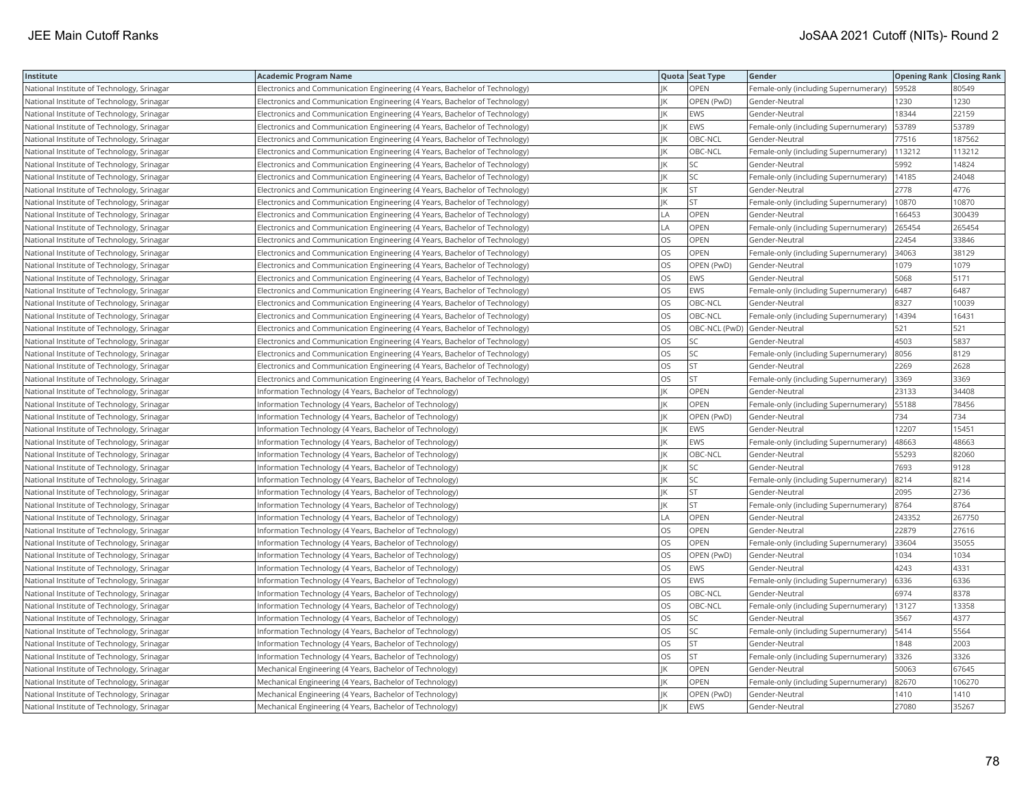| Institute | Academic Program Name | Quota | Seat Type | Gender | Opening Rank | Closing Rank |
|---|---|---|---|---|---|---|
| National Institute of Technology, Srinagar | Electronics and Communication Engineering (4 Years, Bachelor of Technology) | JK | OPEN | Female-only (including Supernumerary) | 59528 | 80549 |
| National Institute of Technology, Srinagar | Electronics and Communication Engineering (4 Years, Bachelor of Technology) | JK | OPEN (PwD) | Gender-Neutral | 1230 | 1230 |
| National Institute of Technology, Srinagar | Electronics and Communication Engineering (4 Years, Bachelor of Technology) | JK | EWS | Gender-Neutral | 18344 | 22159 |
| National Institute of Technology, Srinagar | Electronics and Communication Engineering (4 Years, Bachelor of Technology) | JK | EWS | Female-only (including Supernumerary) | 53789 | 53789 |
| National Institute of Technology, Srinagar | Electronics and Communication Engineering (4 Years, Bachelor of Technology) | JK | OBC-NCL | Gender-Neutral | 77516 | 187562 |
| National Institute of Technology, Srinagar | Electronics and Communication Engineering (4 Years, Bachelor of Technology) | JK | OBC-NCL | Female-only (including Supernumerary) | 113212 | 113212 |
| National Institute of Technology, Srinagar | Electronics and Communication Engineering (4 Years, Bachelor of Technology) | JK | SC | Gender-Neutral | 5992 | 14824 |
| National Institute of Technology, Srinagar | Electronics and Communication Engineering (4 Years, Bachelor of Technology) | JK | SC | Female-only (including Supernumerary) | 14185 | 24048 |
| National Institute of Technology, Srinagar | Electronics and Communication Engineering (4 Years, Bachelor of Technology) | JK | ST | Gender-Neutral | 2778 | 4776 |
| National Institute of Technology, Srinagar | Electronics and Communication Engineering (4 Years, Bachelor of Technology) | JK | ST | Female-only (including Supernumerary) | 10870 | 10870 |
| National Institute of Technology, Srinagar | Electronics and Communication Engineering (4 Years, Bachelor of Technology) | LA | OPEN | Gender-Neutral | 166453 | 300439 |
| National Institute of Technology, Srinagar | Electronics and Communication Engineering (4 Years, Bachelor of Technology) | LA | OPEN | Female-only (including Supernumerary) | 265454 | 265454 |
| National Institute of Technology, Srinagar | Electronics and Communication Engineering (4 Years, Bachelor of Technology) | OS | OPEN | Gender-Neutral | 22454 | 33846 |
| National Institute of Technology, Srinagar | Electronics and Communication Engineering (4 Years, Bachelor of Technology) | OS | OPEN | Female-only (including Supernumerary) | 34063 | 38129 |
| National Institute of Technology, Srinagar | Electronics and Communication Engineering (4 Years, Bachelor of Technology) | OS | OPEN (PwD) | Gender-Neutral | 1079 | 1079 |
| National Institute of Technology, Srinagar | Electronics and Communication Engineering (4 Years, Bachelor of Technology) | OS | EWS | Gender-Neutral | 5068 | 5171 |
| National Institute of Technology, Srinagar | Electronics and Communication Engineering (4 Years, Bachelor of Technology) | OS | EWS | Female-only (including Supernumerary) | 6487 | 6487 |
| National Institute of Technology, Srinagar | Electronics and Communication Engineering (4 Years, Bachelor of Technology) | OS | OBC-NCL | Gender-Neutral | 8327 | 10039 |
| National Institute of Technology, Srinagar | Electronics and Communication Engineering (4 Years, Bachelor of Technology) | OS | OBC-NCL | Female-only (including Supernumerary) | 14394 | 16431 |
| National Institute of Technology, Srinagar | Electronics and Communication Engineering (4 Years, Bachelor of Technology) | OS | OBC-NCL (PwD) | Gender-Neutral | 521 | 521 |
| National Institute of Technology, Srinagar | Electronics and Communication Engineering (4 Years, Bachelor of Technology) | OS | SC | Gender-Neutral | 4503 | 5837 |
| National Institute of Technology, Srinagar | Electronics and Communication Engineering (4 Years, Bachelor of Technology) | OS | SC | Female-only (including Supernumerary) | 8056 | 8129 |
| National Institute of Technology, Srinagar | Electronics and Communication Engineering (4 Years, Bachelor of Technology) | OS | ST | Gender-Neutral | 2269 | 2628 |
| National Institute of Technology, Srinagar | Electronics and Communication Engineering (4 Years, Bachelor of Technology) | OS | ST | Female-only (including Supernumerary) | 3369 | 3369 |
| National Institute of Technology, Srinagar | Information Technology (4 Years, Bachelor of Technology) | JK | OPEN | Gender-Neutral | 23133 | 34408 |
| National Institute of Technology, Srinagar | Information Technology (4 Years, Bachelor of Technology) | JK | OPEN | Female-only (including Supernumerary) | 55188 | 78456 |
| National Institute of Technology, Srinagar | Information Technology (4 Years, Bachelor of Technology) | JK | OPEN (PwD) | Gender-Neutral | 734 | 734 |
| National Institute of Technology, Srinagar | Information Technology (4 Years, Bachelor of Technology) | JK | EWS | Gender-Neutral | 12207 | 15451 |
| National Institute of Technology, Srinagar | Information Technology (4 Years, Bachelor of Technology) | JK | EWS | Female-only (including Supernumerary) | 48663 | 48663 |
| National Institute of Technology, Srinagar | Information Technology (4 Years, Bachelor of Technology) | JK | OBC-NCL | Gender-Neutral | 55293 | 82060 |
| National Institute of Technology, Srinagar | Information Technology (4 Years, Bachelor of Technology) | JK | SC | Gender-Neutral | 7693 | 9128 |
| National Institute of Technology, Srinagar | Information Technology (4 Years, Bachelor of Technology) | JK | SC | Female-only (including Supernumerary) | 8214 | 8214 |
| National Institute of Technology, Srinagar | Information Technology (4 Years, Bachelor of Technology) | JK | ST | Gender-Neutral | 2095 | 2736 |
| National Institute of Technology, Srinagar | Information Technology (4 Years, Bachelor of Technology) | JK | ST | Female-only (including Supernumerary) | 8764 | 8764 |
| National Institute of Technology, Srinagar | Information Technology (4 Years, Bachelor of Technology) | LA | OPEN | Gender-Neutral | 243352 | 267750 |
| National Institute of Technology, Srinagar | Information Technology (4 Years, Bachelor of Technology) | OS | OPEN | Gender-Neutral | 22879 | 27616 |
| National Institute of Technology, Srinagar | Information Technology (4 Years, Bachelor of Technology) | OS | OPEN | Female-only (including Supernumerary) | 33604 | 35055 |
| National Institute of Technology, Srinagar | Information Technology (4 Years, Bachelor of Technology) | OS | OPEN (PwD) | Gender-Neutral | 1034 | 1034 |
| National Institute of Technology, Srinagar | Information Technology (4 Years, Bachelor of Technology) | OS | EWS | Gender-Neutral | 4243 | 4331 |
| National Institute of Technology, Srinagar | Information Technology (4 Years, Bachelor of Technology) | OS | EWS | Female-only (including Supernumerary) | 6336 | 6336 |
| National Institute of Technology, Srinagar | Information Technology (4 Years, Bachelor of Technology) | OS | OBC-NCL | Gender-Neutral | 6974 | 8378 |
| National Institute of Technology, Srinagar | Information Technology (4 Years, Bachelor of Technology) | OS | OBC-NCL | Female-only (including Supernumerary) | 13127 | 13358 |
| National Institute of Technology, Srinagar | Information Technology (4 Years, Bachelor of Technology) | OS | SC | Gender-Neutral | 3567 | 4377 |
| National Institute of Technology, Srinagar | Information Technology (4 Years, Bachelor of Technology) | OS | SC | Female-only (including Supernumerary) | 5414 | 5564 |
| National Institute of Technology, Srinagar | Information Technology (4 Years, Bachelor of Technology) | OS | ST | Gender-Neutral | 1848 | 2003 |
| National Institute of Technology, Srinagar | Information Technology (4 Years, Bachelor of Technology) | OS | ST | Female-only (including Supernumerary) | 3326 | 3326 |
| National Institute of Technology, Srinagar | Mechanical Engineering (4 Years, Bachelor of Technology) | JK | OPEN | Gender-Neutral | 50063 | 67645 |
| National Institute of Technology, Srinagar | Mechanical Engineering (4 Years, Bachelor of Technology) | JK | OPEN | Female-only (including Supernumerary) | 82670 | 106270 |
| National Institute of Technology, Srinagar | Mechanical Engineering (4 Years, Bachelor of Technology) | JK | OPEN (PwD) | Gender-Neutral | 1410 | 1410 |
| National Institute of Technology, Srinagar | Mechanical Engineering (4 Years, Bachelor of Technology) | JK | EWS | Gender-Neutral | 27080 | 35267 |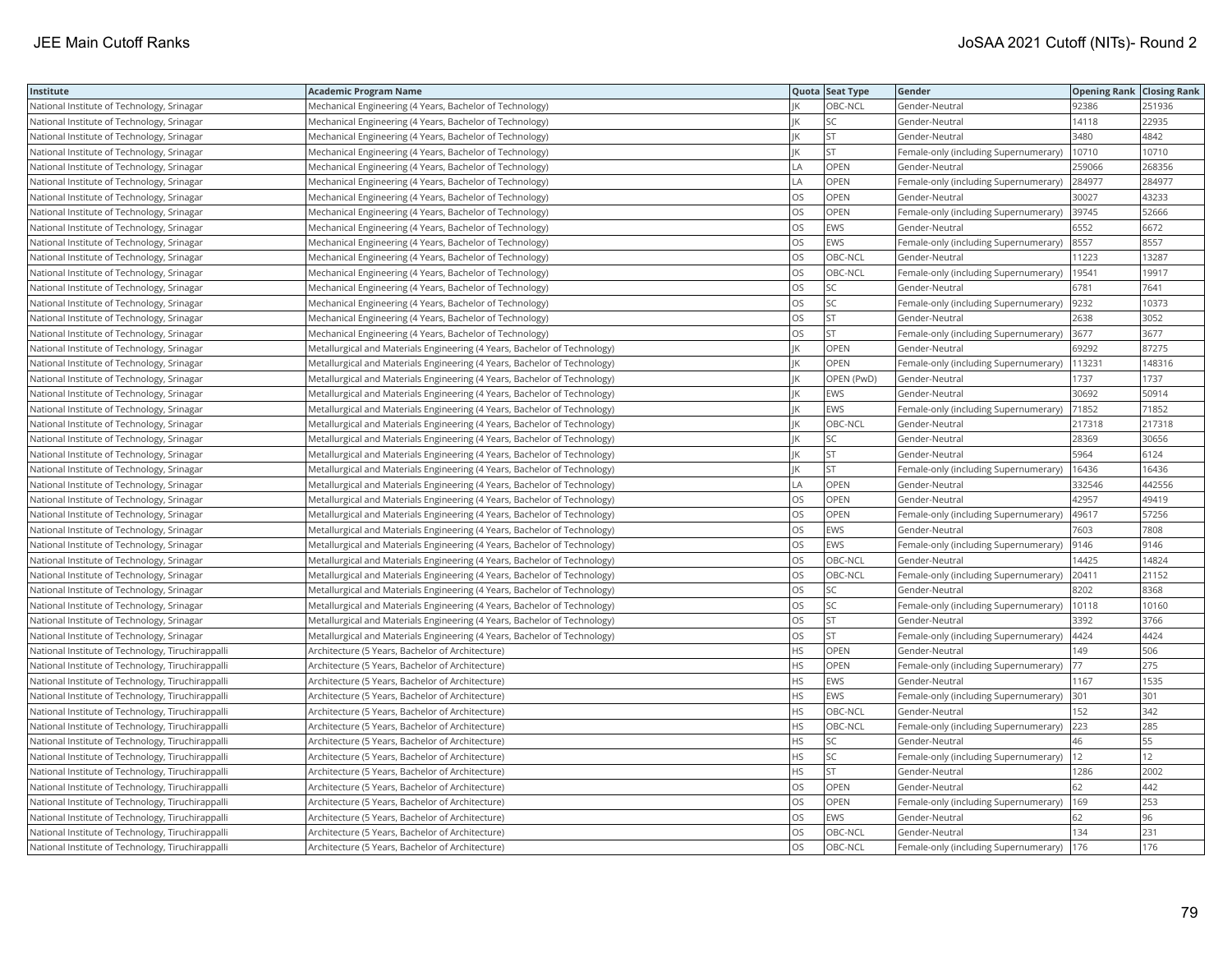| Institute | Academic Program Name | Quota | Seat Type | Gender | Opening Rank | Closing Rank |
|---|---|---|---|---|---|---|
| National Institute of Technology, Srinagar | Mechanical Engineering (4 Years, Bachelor of Technology) | JK | OBC-NCL | Gender-Neutral | 92386 | 251936 |
| National Institute of Technology, Srinagar | Mechanical Engineering (4 Years, Bachelor of Technology) | JK | SC | Gender-Neutral | 14118 | 22935 |
| National Institute of Technology, Srinagar | Mechanical Engineering (4 Years, Bachelor of Technology) | JK | ST | Gender-Neutral | 3480 | 4842 |
| National Institute of Technology, Srinagar | Mechanical Engineering (4 Years, Bachelor of Technology) | JK | ST | Female-only (including Supernumerary) | 10710 | 10710 |
| National Institute of Technology, Srinagar | Mechanical Engineering (4 Years, Bachelor of Technology) | LA | OPEN | Gender-Neutral | 259066 | 268356 |
| National Institute of Technology, Srinagar | Mechanical Engineering (4 Years, Bachelor of Technology) | LA | OPEN | Female-only (including Supernumerary) | 284977 | 284977 |
| National Institute of Technology, Srinagar | Mechanical Engineering (4 Years, Bachelor of Technology) | OS | OPEN | Gender-Neutral | 30027 | 43233 |
| National Institute of Technology, Srinagar | Mechanical Engineering (4 Years, Bachelor of Technology) | OS | OPEN | Female-only (including Supernumerary) | 39745 | 52666 |
| National Institute of Technology, Srinagar | Mechanical Engineering (4 Years, Bachelor of Technology) | OS | EWS | Gender-Neutral | 6552 | 6672 |
| National Institute of Technology, Srinagar | Mechanical Engineering (4 Years, Bachelor of Technology) | OS | EWS | Female-only (including Supernumerary) | 8557 | 8557 |
| National Institute of Technology, Srinagar | Mechanical Engineering (4 Years, Bachelor of Technology) | OS | OBC-NCL | Gender-Neutral | 11223 | 13287 |
| National Institute of Technology, Srinagar | Mechanical Engineering (4 Years, Bachelor of Technology) | OS | OBC-NCL | Female-only (including Supernumerary) | 19541 | 19917 |
| National Institute of Technology, Srinagar | Mechanical Engineering (4 Years, Bachelor of Technology) | OS | SC | Gender-Neutral | 6781 | 7641 |
| National Institute of Technology, Srinagar | Mechanical Engineering (4 Years, Bachelor of Technology) | OS | SC | Female-only (including Supernumerary) | 9232 | 10373 |
| National Institute of Technology, Srinagar | Mechanical Engineering (4 Years, Bachelor of Technology) | OS | ST | Gender-Neutral | 2638 | 3052 |
| National Institute of Technology, Srinagar | Mechanical Engineering (4 Years, Bachelor of Technology) | OS | ST | Female-only (including Supernumerary) | 3677 | 3677 |
| National Institute of Technology, Srinagar | Metallurgical and Materials Engineering (4 Years, Bachelor of Technology) | JK | OPEN | Gender-Neutral | 69292 | 87275 |
| National Institute of Technology, Srinagar | Metallurgical and Materials Engineering (4 Years, Bachelor of Technology) | JK | OPEN | Female-only (including Supernumerary) | 113231 | 148316 |
| National Institute of Technology, Srinagar | Metallurgical and Materials Engineering (4 Years, Bachelor of Technology) | JK | OPEN (PwD) | Gender-Neutral | 1737 | 1737 |
| National Institute of Technology, Srinagar | Metallurgical and Materials Engineering (4 Years, Bachelor of Technology) | JK | EWS | Gender-Neutral | 30692 | 50914 |
| National Institute of Technology, Srinagar | Metallurgical and Materials Engineering (4 Years, Bachelor of Technology) | JK | EWS | Female-only (including Supernumerary) | 71852 | 71852 |
| National Institute of Technology, Srinagar | Metallurgical and Materials Engineering (4 Years, Bachelor of Technology) | JK | OBC-NCL | Gender-Neutral | 217318 | 217318 |
| National Institute of Technology, Srinagar | Metallurgical and Materials Engineering (4 Years, Bachelor of Technology) | JK | SC | Gender-Neutral | 28369 | 30656 |
| National Institute of Technology, Srinagar | Metallurgical and Materials Engineering (4 Years, Bachelor of Technology) | JK | ST | Gender-Neutral | 5964 | 6124 |
| National Institute of Technology, Srinagar | Metallurgical and Materials Engineering (4 Years, Bachelor of Technology) | JK | ST | Female-only (including Supernumerary) | 16436 | 16436 |
| National Institute of Technology, Srinagar | Metallurgical and Materials Engineering (4 Years, Bachelor of Technology) | LA | OPEN | Gender-Neutral | 332546 | 442556 |
| National Institute of Technology, Srinagar | Metallurgical and Materials Engineering (4 Years, Bachelor of Technology) | OS | OPEN | Gender-Neutral | 42957 | 49419 |
| National Institute of Technology, Srinagar | Metallurgical and Materials Engineering (4 Years, Bachelor of Technology) | OS | OPEN | Female-only (including Supernumerary) | 49617 | 57256 |
| National Institute of Technology, Srinagar | Metallurgical and Materials Engineering (4 Years, Bachelor of Technology) | OS | EWS | Gender-Neutral | 7603 | 7808 |
| National Institute of Technology, Srinagar | Metallurgical and Materials Engineering (4 Years, Bachelor of Technology) | OS | EWS | Female-only (including Supernumerary) | 9146 | 9146 |
| National Institute of Technology, Srinagar | Metallurgical and Materials Engineering (4 Years, Bachelor of Technology) | OS | OBC-NCL | Gender-Neutral | 14425 | 14824 |
| National Institute of Technology, Srinagar | Metallurgical and Materials Engineering (4 Years, Bachelor of Technology) | OS | OBC-NCL | Female-only (including Supernumerary) | 20411 | 21152 |
| National Institute of Technology, Srinagar | Metallurgical and Materials Engineering (4 Years, Bachelor of Technology) | OS | SC | Gender-Neutral | 8202 | 8368 |
| National Institute of Technology, Srinagar | Metallurgical and Materials Engineering (4 Years, Bachelor of Technology) | OS | SC | Female-only (including Supernumerary) | 10118 | 10160 |
| National Institute of Technology, Srinagar | Metallurgical and Materials Engineering (4 Years, Bachelor of Technology) | OS | ST | Gender-Neutral | 3392 | 3766 |
| National Institute of Technology, Srinagar | Metallurgical and Materials Engineering (4 Years, Bachelor of Technology) | OS | ST | Female-only (including Supernumerary) | 4424 | 4424 |
| National Institute of Technology, Tiruchirappalli | Architecture (5 Years, Bachelor of Architecture) | HS | OPEN | Gender-Neutral | 149 | 506 |
| National Institute of Technology, Tiruchirappalli | Architecture (5 Years, Bachelor of Architecture) | HS | OPEN | Female-only (including Supernumerary) | 77 | 275 |
| National Institute of Technology, Tiruchirappalli | Architecture (5 Years, Bachelor of Architecture) | HS | EWS | Gender-Neutral | 1167 | 1535 |
| National Institute of Technology, Tiruchirappalli | Architecture (5 Years, Bachelor of Architecture) | HS | EWS | Female-only (including Supernumerary) | 301 | 301 |
| National Institute of Technology, Tiruchirappalli | Architecture (5 Years, Bachelor of Architecture) | HS | OBC-NCL | Gender-Neutral | 152 | 342 |
| National Institute of Technology, Tiruchirappalli | Architecture (5 Years, Bachelor of Architecture) | HS | OBC-NCL | Female-only (including Supernumerary) | 223 | 285 |
| National Institute of Technology, Tiruchirappalli | Architecture (5 Years, Bachelor of Architecture) | HS | SC | Gender-Neutral | 46 | 55 |
| National Institute of Technology, Tiruchirappalli | Architecture (5 Years, Bachelor of Architecture) | HS | SC | Female-only (including Supernumerary) | 12 | 12 |
| National Institute of Technology, Tiruchirappalli | Architecture (5 Years, Bachelor of Architecture) | HS | ST | Gender-Neutral | 1286 | 2002 |
| National Institute of Technology, Tiruchirappalli | Architecture (5 Years, Bachelor of Architecture) | OS | OPEN | Gender-Neutral | 62 | 442 |
| National Institute of Technology, Tiruchirappalli | Architecture (5 Years, Bachelor of Architecture) | OS | OPEN | Female-only (including Supernumerary) | 169 | 253 |
| National Institute of Technology, Tiruchirappalli | Architecture (5 Years, Bachelor of Architecture) | OS | EWS | Gender-Neutral | 62 | 96 |
| National Institute of Technology, Tiruchirappalli | Architecture (5 Years, Bachelor of Architecture) | OS | OBC-NCL | Gender-Neutral | 134 | 231 |
| National Institute of Technology, Tiruchirappalli | Architecture (5 Years, Bachelor of Architecture) | OS | OBC-NCL | Female-only (including Supernumerary) | 176 | 176 |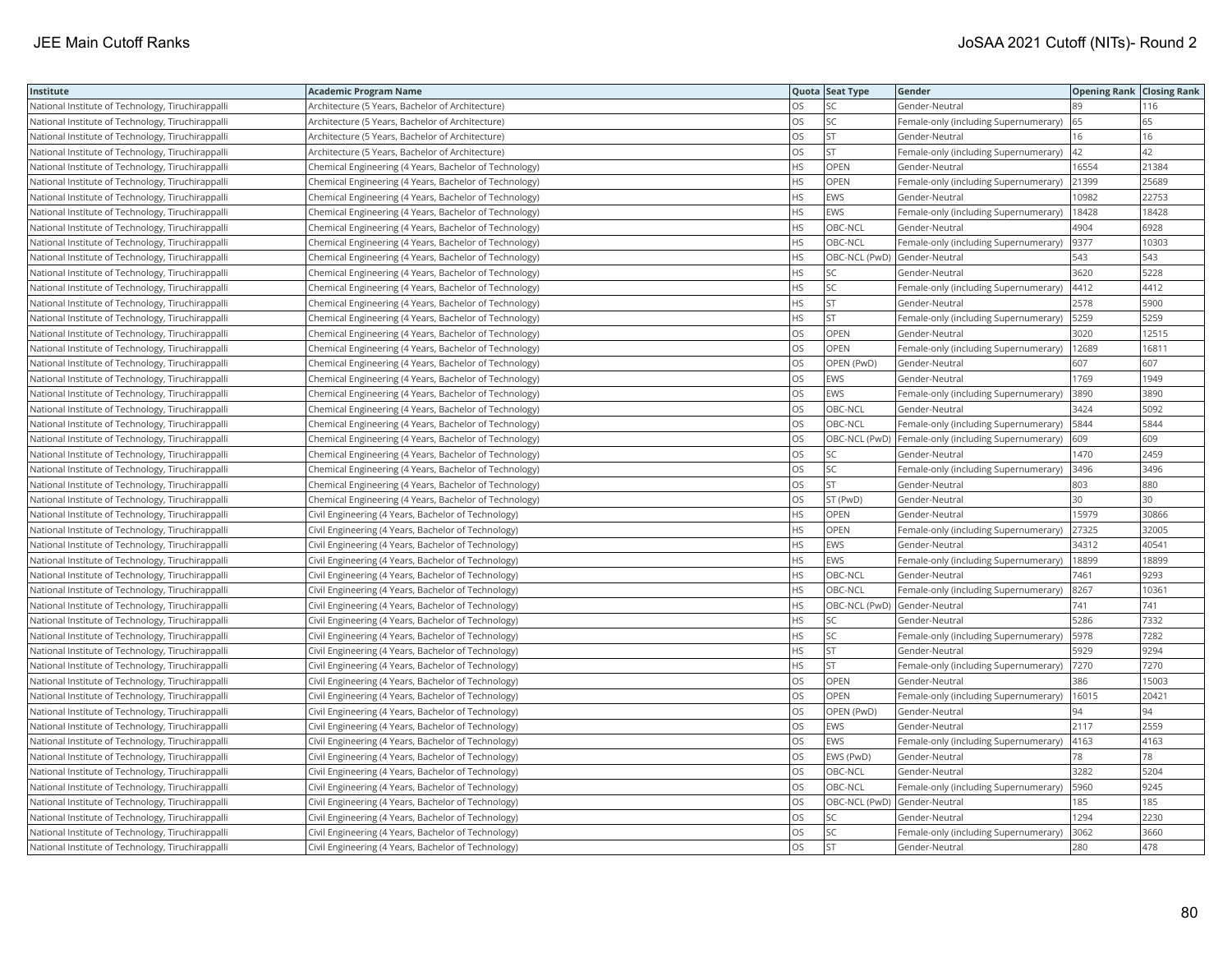| Institute | Academic Program Name | Quota | Seat Type | Gender | Opening Rank | Closing Rank |
|---|---|---|---|---|---|---|
| National Institute of Technology, Tiruchirappalli | Architecture (5 Years, Bachelor of Architecture) | OS | SC | Gender-Neutral | 89 | 116 |
| National Institute of Technology, Tiruchirappalli | Architecture (5 Years, Bachelor of Architecture) | OS | SC | Female-only (including Supernumerary) | 65 | 65 |
| National Institute of Technology, Tiruchirappalli | Architecture (5 Years, Bachelor of Architecture) | OS | ST | Gender-Neutral | 16 | 16 |
| National Institute of Technology, Tiruchirappalli | Architecture (5 Years, Bachelor of Architecture) | OS | ST | Female-only (including Supernumerary) | 42 | 42 |
| National Institute of Technology, Tiruchirappalli | Chemical Engineering (4 Years, Bachelor of Technology) | HS | OPEN | Gender-Neutral | 16554 | 21384 |
| National Institute of Technology, Tiruchirappalli | Chemical Engineering (4 Years, Bachelor of Technology) | HS | OPEN | Female-only (including Supernumerary) | 21399 | 25689 |
| National Institute of Technology, Tiruchirappalli | Chemical Engineering (4 Years, Bachelor of Technology) | HS | EWS | Gender-Neutral | 10982 | 22753 |
| National Institute of Technology, Tiruchirappalli | Chemical Engineering (4 Years, Bachelor of Technology) | HS | EWS | Female-only (including Supernumerary) | 18428 | 18428 |
| National Institute of Technology, Tiruchirappalli | Chemical Engineering (4 Years, Bachelor of Technology) | HS | OBC-NCL | Gender-Neutral | 4904 | 6928 |
| National Institute of Technology, Tiruchirappalli | Chemical Engineering (4 Years, Bachelor of Technology) | HS | OBC-NCL | Female-only (including Supernumerary) | 9377 | 10303 |
| National Institute of Technology, Tiruchirappalli | Chemical Engineering (4 Years, Bachelor of Technology) | HS | OBC-NCL (PwD) | Gender-Neutral | 543 | 543 |
| National Institute of Technology, Tiruchirappalli | Chemical Engineering (4 Years, Bachelor of Technology) | HS | SC | Gender-Neutral | 3620 | 5228 |
| National Institute of Technology, Tiruchirappalli | Chemical Engineering (4 Years, Bachelor of Technology) | HS | SC | Female-only (including Supernumerary) | 4412 | 4412 |
| National Institute of Technology, Tiruchirappalli | Chemical Engineering (4 Years, Bachelor of Technology) | HS | ST | Gender-Neutral | 2578 | 5900 |
| National Institute of Technology, Tiruchirappalli | Chemical Engineering (4 Years, Bachelor of Technology) | HS | ST | Female-only (including Supernumerary) | 5259 | 5259 |
| National Institute of Technology, Tiruchirappalli | Chemical Engineering (4 Years, Bachelor of Technology) | OS | OPEN | Gender-Neutral | 3020 | 12515 |
| National Institute of Technology, Tiruchirappalli | Chemical Engineering (4 Years, Bachelor of Technology) | OS | OPEN | Female-only (including Supernumerary) | 12689 | 16811 |
| National Institute of Technology, Tiruchirappalli | Chemical Engineering (4 Years, Bachelor of Technology) | OS | OPEN (PwD) | Gender-Neutral | 607 | 607 |
| National Institute of Technology, Tiruchirappalli | Chemical Engineering (4 Years, Bachelor of Technology) | OS | EWS | Gender-Neutral | 1769 | 1949 |
| National Institute of Technology, Tiruchirappalli | Chemical Engineering (4 Years, Bachelor of Technology) | OS | EWS | Female-only (including Supernumerary) | 3890 | 3890 |
| National Institute of Technology, Tiruchirappalli | Chemical Engineering (4 Years, Bachelor of Technology) | OS | OBC-NCL | Gender-Neutral | 3424 | 5092 |
| National Institute of Technology, Tiruchirappalli | Chemical Engineering (4 Years, Bachelor of Technology) | OS | OBC-NCL | Female-only (including Supernumerary) | 5844 | 5844 |
| National Institute of Technology, Tiruchirappalli | Chemical Engineering (4 Years, Bachelor of Technology) | OS | OBC-NCL (PwD) | Female-only (including Supernumerary) | 609 | 609 |
| National Institute of Technology, Tiruchirappalli | Chemical Engineering (4 Years, Bachelor of Technology) | OS | SC | Gender-Neutral | 1470 | 2459 |
| National Institute of Technology, Tiruchirappalli | Chemical Engineering (4 Years, Bachelor of Technology) | OS | SC | Female-only (including Supernumerary) | 3496 | 3496 |
| National Institute of Technology, Tiruchirappalli | Chemical Engineering (4 Years, Bachelor of Technology) | OS | ST | Gender-Neutral | 803 | 880 |
| National Institute of Technology, Tiruchirappalli | Chemical Engineering (4 Years, Bachelor of Technology) | OS | ST (PwD) | Gender-Neutral | 30 | 30 |
| National Institute of Technology, Tiruchirappalli | Civil Engineering (4 Years, Bachelor of Technology) | HS | OPEN | Gender-Neutral | 15979 | 30866 |
| National Institute of Technology, Tiruchirappalli | Civil Engineering (4 Years, Bachelor of Technology) | HS | OPEN | Female-only (including Supernumerary) | 27325 | 32005 |
| National Institute of Technology, Tiruchirappalli | Civil Engineering (4 Years, Bachelor of Technology) | HS | EWS | Gender-Neutral | 34312 | 40541 |
| National Institute of Technology, Tiruchirappalli | Civil Engineering (4 Years, Bachelor of Technology) | HS | EWS | Female-only (including Supernumerary) | 18899 | 18899 |
| National Institute of Technology, Tiruchirappalli | Civil Engineering (4 Years, Bachelor of Technology) | HS | OBC-NCL | Gender-Neutral | 7461 | 9293 |
| National Institute of Technology, Tiruchirappalli | Civil Engineering (4 Years, Bachelor of Technology) | HS | OBC-NCL | Female-only (including Supernumerary) | 8267 | 10361 |
| National Institute of Technology, Tiruchirappalli | Civil Engineering (4 Years, Bachelor of Technology) | HS | OBC-NCL (PwD) | Gender-Neutral | 741 | 741 |
| National Institute of Technology, Tiruchirappalli | Civil Engineering (4 Years, Bachelor of Technology) | HS | SC | Gender-Neutral | 5286 | 7332 |
| National Institute of Technology, Tiruchirappalli | Civil Engineering (4 Years, Bachelor of Technology) | HS | SC | Female-only (including Supernumerary) | 5978 | 7282 |
| National Institute of Technology, Tiruchirappalli | Civil Engineering (4 Years, Bachelor of Technology) | HS | ST | Gender-Neutral | 5929 | 9294 |
| National Institute of Technology, Tiruchirappalli | Civil Engineering (4 Years, Bachelor of Technology) | HS | ST | Female-only (including Supernumerary) | 7270 | 7270 |
| National Institute of Technology, Tiruchirappalli | Civil Engineering (4 Years, Bachelor of Technology) | OS | OPEN | Gender-Neutral | 386 | 15003 |
| National Institute of Technology, Tiruchirappalli | Civil Engineering (4 Years, Bachelor of Technology) | OS | OPEN | Female-only (including Supernumerary) | 16015 | 20421 |
| National Institute of Technology, Tiruchirappalli | Civil Engineering (4 Years, Bachelor of Technology) | OS | OPEN (PwD) | Gender-Neutral | 94 | 94 |
| National Institute of Technology, Tiruchirappalli | Civil Engineering (4 Years, Bachelor of Technology) | OS | EWS | Gender-Neutral | 2117 | 2559 |
| National Institute of Technology, Tiruchirappalli | Civil Engineering (4 Years, Bachelor of Technology) | OS | EWS | Female-only (including Supernumerary) | 4163 | 4163 |
| National Institute of Technology, Tiruchirappalli | Civil Engineering (4 Years, Bachelor of Technology) | OS | EWS (PwD) | Gender-Neutral | 78 | 78 |
| National Institute of Technology, Tiruchirappalli | Civil Engineering (4 Years, Bachelor of Technology) | OS | OBC-NCL | Gender-Neutral | 3282 | 5204 |
| National Institute of Technology, Tiruchirappalli | Civil Engineering (4 Years, Bachelor of Technology) | OS | OBC-NCL | Female-only (including Supernumerary) | 5960 | 9245 |
| National Institute of Technology, Tiruchirappalli | Civil Engineering (4 Years, Bachelor of Technology) | OS | OBC-NCL (PwD) | Gender-Neutral | 185 | 185 |
| National Institute of Technology, Tiruchirappalli | Civil Engineering (4 Years, Bachelor of Technology) | OS | SC | Gender-Neutral | 1294 | 2230 |
| National Institute of Technology, Tiruchirappalli | Civil Engineering (4 Years, Bachelor of Technology) | OS | SC | Female-only (including Supernumerary) | 3062 | 3660 |
| National Institute of Technology, Tiruchirappalli | Civil Engineering (4 Years, Bachelor of Technology) | OS | ST | Gender-Neutral | 280 | 478 |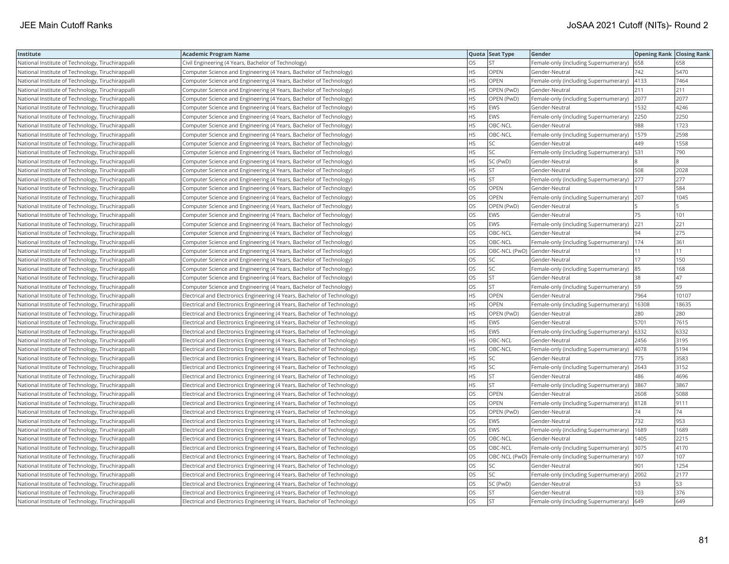| Institute | Academic Program Name | Quota | Seat Type | Gender | Opening Rank | Closing Rank |
|---|---|---|---|---|---|---|
| National Institute of Technology, Tiruchirappalli | Civil Engineering (4 Years, Bachelor of Technology) | OS | ST | Female-only (including Supernumerary) | 658 | 658 |
| National Institute of Technology, Tiruchirappalli | Computer Science and Engineering (4 Years, Bachelor of Technology) | HS | OPEN | Gender-Neutral | 742 | 5470 |
| National Institute of Technology, Tiruchirappalli | Computer Science and Engineering (4 Years, Bachelor of Technology) | HS | OPEN | Female-only (including Supernumerary) | 4133 | 7464 |
| National Institute of Technology, Tiruchirappalli | Computer Science and Engineering (4 Years, Bachelor of Technology) | HS | OPEN (PwD) | Gender-Neutral | 211 | 211 |
| National Institute of Technology, Tiruchirappalli | Computer Science and Engineering (4 Years, Bachelor of Technology) | HS | OPEN (PwD) | Female-only (including Supernumerary) | 2077 | 2077 |
| National Institute of Technology, Tiruchirappalli | Computer Science and Engineering (4 Years, Bachelor of Technology) | HS | EWS | Gender-Neutral | 1532 | 4246 |
| National Institute of Technology, Tiruchirappalli | Computer Science and Engineering (4 Years, Bachelor of Technology) | HS | EWS | Female-only (including Supernumerary) | 2250 | 2250 |
| National Institute of Technology, Tiruchirappalli | Computer Science and Engineering (4 Years, Bachelor of Technology) | HS | OBC-NCL | Gender-Neutral | 988 | 1723 |
| National Institute of Technology, Tiruchirappalli | Computer Science and Engineering (4 Years, Bachelor of Technology) | HS | OBC-NCL | Female-only (including Supernumerary) | 1579 | 2598 |
| National Institute of Technology, Tiruchirappalli | Computer Science and Engineering (4 Years, Bachelor of Technology) | HS | SC | Gender-Neutral | 449 | 1558 |
| National Institute of Technology, Tiruchirappalli | Computer Science and Engineering (4 Years, Bachelor of Technology) | HS | SC | Female-only (including Supernumerary) | 531 | 790 |
| National Institute of Technology, Tiruchirappalli | Computer Science and Engineering (4 Years, Bachelor of Technology) | HS | SC (PwD) | Gender-Neutral | 8 | 8 |
| National Institute of Technology, Tiruchirappalli | Computer Science and Engineering (4 Years, Bachelor of Technology) | HS | ST | Gender-Neutral | 508 | 2028 |
| National Institute of Technology, Tiruchirappalli | Computer Science and Engineering (4 Years, Bachelor of Technology) | HS | ST | Female-only (including Supernumerary) | 277 | 277 |
| National Institute of Technology, Tiruchirappalli | Computer Science and Engineering (4 Years, Bachelor of Technology) | OS | OPEN | Gender-Neutral | 1 | 584 |
| National Institute of Technology, Tiruchirappalli | Computer Science and Engineering (4 Years, Bachelor of Technology) | OS | OPEN | Female-only (including Supernumerary) | 207 | 1045 |
| National Institute of Technology, Tiruchirappalli | Computer Science and Engineering (4 Years, Bachelor of Technology) | OS | OPEN (PwD) | Gender-Neutral | 5 | 5 |
| National Institute of Technology, Tiruchirappalli | Computer Science and Engineering (4 Years, Bachelor of Technology) | OS | EWS | Gender-Neutral | 75 | 101 |
| National Institute of Technology, Tiruchirappalli | Computer Science and Engineering (4 Years, Bachelor of Technology) | OS | EWS | Female-only (including Supernumerary) | 221 | 221 |
| National Institute of Technology, Tiruchirappalli | Computer Science and Engineering (4 Years, Bachelor of Technology) | OS | OBC-NCL | Gender-Neutral | 94 | 275 |
| National Institute of Technology, Tiruchirappalli | Computer Science and Engineering (4 Years, Bachelor of Technology) | OS | OBC-NCL | Female-only (including Supernumerary) | 174 | 361 |
| National Institute of Technology, Tiruchirappalli | Computer Science and Engineering (4 Years, Bachelor of Technology) | OS | OBC-NCL (PwD) | Gender-Neutral | 11 | 11 |
| National Institute of Technology, Tiruchirappalli | Computer Science and Engineering (4 Years, Bachelor of Technology) | OS | SC | Gender-Neutral | 17 | 150 |
| National Institute of Technology, Tiruchirappalli | Computer Science and Engineering (4 Years, Bachelor of Technology) | OS | SC | Female-only (including Supernumerary) | 85 | 168 |
| National Institute of Technology, Tiruchirappalli | Computer Science and Engineering (4 Years, Bachelor of Technology) | OS | ST | Gender-Neutral | 38 | 47 |
| National Institute of Technology, Tiruchirappalli | Computer Science and Engineering (4 Years, Bachelor of Technology) | OS | ST | Female-only (including Supernumerary) | 59 | 59 |
| National Institute of Technology, Tiruchirappalli | Electrical and Electronics Engineering (4 Years, Bachelor of Technology) | HS | OPEN | Gender-Neutral | 7964 | 10107 |
| National Institute of Technology, Tiruchirappalli | Electrical and Electronics Engineering (4 Years, Bachelor of Technology) | HS | OPEN | Female-only (including Supernumerary) | 16308 | 18635 |
| National Institute of Technology, Tiruchirappalli | Electrical and Electronics Engineering (4 Years, Bachelor of Technology) | HS | OPEN (PwD) | Gender-Neutral | 280 | 280 |
| National Institute of Technology, Tiruchirappalli | Electrical and Electronics Engineering (4 Years, Bachelor of Technology) | HS | EWS | Gender-Neutral | 5701 | 7615 |
| National Institute of Technology, Tiruchirappalli | Electrical and Electronics Engineering (4 Years, Bachelor of Technology) | HS | EWS | Female-only (including Supernumerary) | 6332 | 6332 |
| National Institute of Technology, Tiruchirappalli | Electrical and Electronics Engineering (4 Years, Bachelor of Technology) | HS | OBC-NCL | Gender-Neutral | 2456 | 3195 |
| National Institute of Technology, Tiruchirappalli | Electrical and Electronics Engineering (4 Years, Bachelor of Technology) | HS | OBC-NCL | Female-only (including Supernumerary) | 4078 | 5194 |
| National Institute of Technology, Tiruchirappalli | Electrical and Electronics Engineering (4 Years, Bachelor of Technology) | HS | SC | Gender-Neutral | 775 | 3583 |
| National Institute of Technology, Tiruchirappalli | Electrical and Electronics Engineering (4 Years, Bachelor of Technology) | HS | SC | Female-only (including Supernumerary) | 2643 | 3152 |
| National Institute of Technology, Tiruchirappalli | Electrical and Electronics Engineering (4 Years, Bachelor of Technology) | HS | ST | Gender-Neutral | 486 | 4696 |
| National Institute of Technology, Tiruchirappalli | Electrical and Electronics Engineering (4 Years, Bachelor of Technology) | HS | ST | Female-only (including Supernumerary) | 3867 | 3867 |
| National Institute of Technology, Tiruchirappalli | Electrical and Electronics Engineering (4 Years, Bachelor of Technology) | OS | OPEN | Gender-Neutral | 2608 | 5088 |
| National Institute of Technology, Tiruchirappalli | Electrical and Electronics Engineering (4 Years, Bachelor of Technology) | OS | OPEN | Female-only (including Supernumerary) | 8128 | 9111 |
| National Institute of Technology, Tiruchirappalli | Electrical and Electronics Engineering (4 Years, Bachelor of Technology) | OS | OPEN (PwD) | Gender-Neutral | 74 | 74 |
| National Institute of Technology, Tiruchirappalli | Electrical and Electronics Engineering (4 Years, Bachelor of Technology) | OS | EWS | Gender-Neutral | 732 | 953 |
| National Institute of Technology, Tiruchirappalli | Electrical and Electronics Engineering (4 Years, Bachelor of Technology) | OS | EWS | Female-only (including Supernumerary) | 1689 | 1689 |
| National Institute of Technology, Tiruchirappalli | Electrical and Electronics Engineering (4 Years, Bachelor of Technology) | OS | OBC-NCL | Gender-Neutral | 1405 | 2215 |
| National Institute of Technology, Tiruchirappalli | Electrical and Electronics Engineering (4 Years, Bachelor of Technology) | OS | OBC-NCL | Female-only (including Supernumerary) | 3075 | 4170 |
| National Institute of Technology, Tiruchirappalli | Electrical and Electronics Engineering (4 Years, Bachelor of Technology) | OS | OBC-NCL (PwD) | Female-only (including Supernumerary) | 107 | 107 |
| National Institute of Technology, Tiruchirappalli | Electrical and Electronics Engineering (4 Years, Bachelor of Technology) | OS | SC | Gender-Neutral | 901 | 1254 |
| National Institute of Technology, Tiruchirappalli | Electrical and Electronics Engineering (4 Years, Bachelor of Technology) | OS | SC | Female-only (including Supernumerary) | 2002 | 2177 |
| National Institute of Technology, Tiruchirappalli | Electrical and Electronics Engineering (4 Years, Bachelor of Technology) | OS | SC (PwD) | Gender-Neutral | 53 | 53 |
| National Institute of Technology, Tiruchirappalli | Electrical and Electronics Engineering (4 Years, Bachelor of Technology) | OS | ST | Gender-Neutral | 103 | 376 |
| National Institute of Technology, Tiruchirappalli | Electrical and Electronics Engineering (4 Years, Bachelor of Technology) | OS | ST | Female-only (including Supernumerary) | 649 | 649 |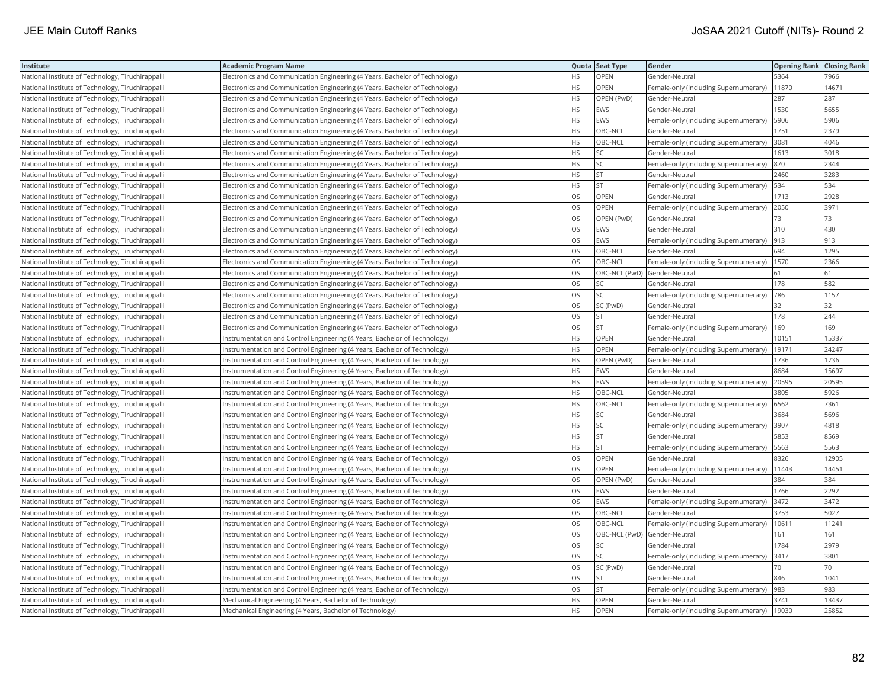| Institute | Academic Program Name | Quota | Seat Type | Gender | Opening Rank | Closing Rank |
|---|---|---|---|---|---|---|
| National Institute of Technology, Tiruchirappalli | Electronics and Communication Engineering (4 Years, Bachelor of Technology) | HS | OPEN | Gender-Neutral | 5364 | 7966 |
| National Institute of Technology, Tiruchirappalli | Electronics and Communication Engineering (4 Years, Bachelor of Technology) | HS | OPEN | Female-only (including Supernumerary) | 11870 | 14671 |
| National Institute of Technology, Tiruchirappalli | Electronics and Communication Engineering (4 Years, Bachelor of Technology) | HS | OPEN (PwD) | Gender-Neutral | 287 | 287 |
| National Institute of Technology, Tiruchirappalli | Electronics and Communication Engineering (4 Years, Bachelor of Technology) | HS | EWS | Gender-Neutral | 1530 | 5655 |
| National Institute of Technology, Tiruchirappalli | Electronics and Communication Engineering (4 Years, Bachelor of Technology) | HS | EWS | Female-only (including Supernumerary) | 5906 | 5906 |
| National Institute of Technology, Tiruchirappalli | Electronics and Communication Engineering (4 Years, Bachelor of Technology) | HS | OBC-NCL | Gender-Neutral | 1751 | 2379 |
| National Institute of Technology, Tiruchirappalli | Electronics and Communication Engineering (4 Years, Bachelor of Technology) | HS | OBC-NCL | Female-only (including Supernumerary) | 3081 | 4046 |
| National Institute of Technology, Tiruchirappalli | Electronics and Communication Engineering (4 Years, Bachelor of Technology) | HS | SC | Gender-Neutral | 1613 | 3018 |
| National Institute of Technology, Tiruchirappalli | Electronics and Communication Engineering (4 Years, Bachelor of Technology) | HS | SC | Female-only (including Supernumerary) | 870 | 2344 |
| National Institute of Technology, Tiruchirappalli | Electronics and Communication Engineering (4 Years, Bachelor of Technology) | HS | ST | Gender-Neutral | 2460 | 3283 |
| National Institute of Technology, Tiruchirappalli | Electronics and Communication Engineering (4 Years, Bachelor of Technology) | HS | ST | Female-only (including Supernumerary) | 534 | 534 |
| National Institute of Technology, Tiruchirappalli | Electronics and Communication Engineering (4 Years, Bachelor of Technology) | OS | OPEN | Gender-Neutral | 1713 | 2928 |
| National Institute of Technology, Tiruchirappalli | Electronics and Communication Engineering (4 Years, Bachelor of Technology) | OS | OPEN | Female-only (including Supernumerary) | 2050 | 3971 |
| National Institute of Technology, Tiruchirappalli | Electronics and Communication Engineering (4 Years, Bachelor of Technology) | OS | OPEN (PwD) | Gender-Neutral | 73 | 73 |
| National Institute of Technology, Tiruchirappalli | Electronics and Communication Engineering (4 Years, Bachelor of Technology) | OS | EWS | Gender-Neutral | 310 | 430 |
| National Institute of Technology, Tiruchirappalli | Electronics and Communication Engineering (4 Years, Bachelor of Technology) | OS | EWS | Female-only (including Supernumerary) | 913 | 913 |
| National Institute of Technology, Tiruchirappalli | Electronics and Communication Engineering (4 Years, Bachelor of Technology) | OS | OBC-NCL | Gender-Neutral | 694 | 1295 |
| National Institute of Technology, Tiruchirappalli | Electronics and Communication Engineering (4 Years, Bachelor of Technology) | OS | OBC-NCL | Female-only (including Supernumerary) | 1570 | 2366 |
| National Institute of Technology, Tiruchirappalli | Electronics and Communication Engineering (4 Years, Bachelor of Technology) | OS | OBC-NCL (PwD) | Gender-Neutral | 61 | 61 |
| National Institute of Technology, Tiruchirappalli | Electronics and Communication Engineering (4 Years, Bachelor of Technology) | OS | SC | Gender-Neutral | 178 | 582 |
| National Institute of Technology, Tiruchirappalli | Electronics and Communication Engineering (4 Years, Bachelor of Technology) | OS | SC | Female-only (including Supernumerary) | 786 | 1157 |
| National Institute of Technology, Tiruchirappalli | Electronics and Communication Engineering (4 Years, Bachelor of Technology) | OS | SC (PwD) | Gender-Neutral | 32 | 32 |
| National Institute of Technology, Tiruchirappalli | Electronics and Communication Engineering (4 Years, Bachelor of Technology) | OS | ST | Gender-Neutral | 178 | 244 |
| National Institute of Technology, Tiruchirappalli | Electronics and Communication Engineering (4 Years, Bachelor of Technology) | OS | ST | Female-only (including Supernumerary) | 169 | 169 |
| National Institute of Technology, Tiruchirappalli | Instrumentation and Control Engineering (4 Years, Bachelor of Technology) | HS | OPEN | Gender-Neutral | 10151 | 15337 |
| National Institute of Technology, Tiruchirappalli | Instrumentation and Control Engineering (4 Years, Bachelor of Technology) | HS | OPEN | Female-only (including Supernumerary) | 19171 | 24247 |
| National Institute of Technology, Tiruchirappalli | Instrumentation and Control Engineering (4 Years, Bachelor of Technology) | HS | OPEN (PwD) | Gender-Neutral | 1736 | 1736 |
| National Institute of Technology, Tiruchirappalli | Instrumentation and Control Engineering (4 Years, Bachelor of Technology) | HS | EWS | Gender-Neutral | 8684 | 15697 |
| National Institute of Technology, Tiruchirappalli | Instrumentation and Control Engineering (4 Years, Bachelor of Technology) | HS | EWS | Female-only (including Supernumerary) | 20595 | 20595 |
| National Institute of Technology, Tiruchirappalli | Instrumentation and Control Engineering (4 Years, Bachelor of Technology) | HS | OBC-NCL | Gender-Neutral | 3805 | 5926 |
| National Institute of Technology, Tiruchirappalli | Instrumentation and Control Engineering (4 Years, Bachelor of Technology) | HS | OBC-NCL | Female-only (including Supernumerary) | 6562 | 7361 |
| National Institute of Technology, Tiruchirappalli | Instrumentation and Control Engineering (4 Years, Bachelor of Technology) | HS | SC | Gender-Neutral | 3684 | 5696 |
| National Institute of Technology, Tiruchirappalli | Instrumentation and Control Engineering (4 Years, Bachelor of Technology) | HS | SC | Female-only (including Supernumerary) | 3907 | 4818 |
| National Institute of Technology, Tiruchirappalli | Instrumentation and Control Engineering (4 Years, Bachelor of Technology) | HS | ST | Gender-Neutral | 5853 | 8569 |
| National Institute of Technology, Tiruchirappalli | Instrumentation and Control Engineering (4 Years, Bachelor of Technology) | HS | ST | Female-only (including Supernumerary) | 5563 | 5563 |
| National Institute of Technology, Tiruchirappalli | Instrumentation and Control Engineering (4 Years, Bachelor of Technology) | OS | OPEN | Gender-Neutral | 8326 | 12905 |
| National Institute of Technology, Tiruchirappalli | Instrumentation and Control Engineering (4 Years, Bachelor of Technology) | OS | OPEN | Female-only (including Supernumerary) | 11443 | 14451 |
| National Institute of Technology, Tiruchirappalli | Instrumentation and Control Engineering (4 Years, Bachelor of Technology) | OS | OPEN (PwD) | Gender-Neutral | 384 | 384 |
| National Institute of Technology, Tiruchirappalli | Instrumentation and Control Engineering (4 Years, Bachelor of Technology) | OS | EWS | Gender-Neutral | 1766 | 2292 |
| National Institute of Technology, Tiruchirappalli | Instrumentation and Control Engineering (4 Years, Bachelor of Technology) | OS | EWS | Female-only (including Supernumerary) | 3472 | 3472 |
| National Institute of Technology, Tiruchirappalli | Instrumentation and Control Engineering (4 Years, Bachelor of Technology) | OS | OBC-NCL | Gender-Neutral | 3753 | 5027 |
| National Institute of Technology, Tiruchirappalli | Instrumentation and Control Engineering (4 Years, Bachelor of Technology) | OS | OBC-NCL | Female-only (including Supernumerary) | 10611 | 11241 |
| National Institute of Technology, Tiruchirappalli | Instrumentation and Control Engineering (4 Years, Bachelor of Technology) | OS | OBC-NCL (PwD) | Gender-Neutral | 161 | 161 |
| National Institute of Technology, Tiruchirappalli | Instrumentation and Control Engineering (4 Years, Bachelor of Technology) | OS | SC | Gender-Neutral | 1784 | 2979 |
| National Institute of Technology, Tiruchirappalli | Instrumentation and Control Engineering (4 Years, Bachelor of Technology) | OS | SC | Female-only (including Supernumerary) | 3417 | 3801 |
| National Institute of Technology, Tiruchirappalli | Instrumentation and Control Engineering (4 Years, Bachelor of Technology) | OS | SC (PwD) | Gender-Neutral | 70 | 70 |
| National Institute of Technology, Tiruchirappalli | Instrumentation and Control Engineering (4 Years, Bachelor of Technology) | OS | ST | Gender-Neutral | 846 | 1041 |
| National Institute of Technology, Tiruchirappalli | Instrumentation and Control Engineering (4 Years, Bachelor of Technology) | OS | ST | Female-only (including Supernumerary) | 983 | 983 |
| National Institute of Technology, Tiruchirappalli | Mechanical Engineering (4 Years, Bachelor of Technology) | HS | OPEN | Gender-Neutral | 3741 | 13437 |
| National Institute of Technology, Tiruchirappalli | Mechanical Engineering (4 Years, Bachelor of Technology) | HS | OPEN | Female-only (including Supernumerary) | 19030 | 25852 |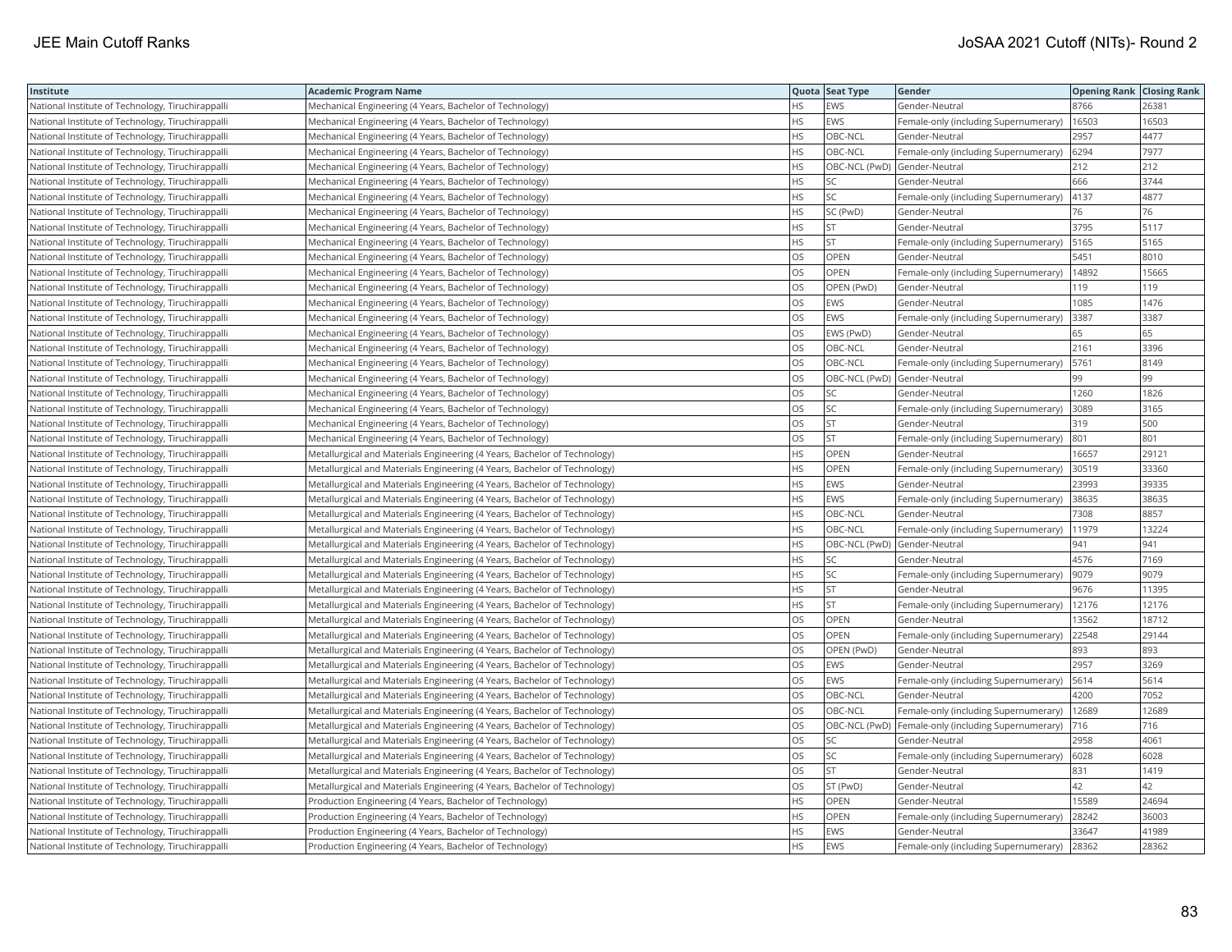| Institute | Academic Program Name | Quota | Seat Type | Gender | Opening Rank | Closing Rank |
|---|---|---|---|---|---|---|
| National Institute of Technology, Tiruchirappalli | Mechanical Engineering (4 Years, Bachelor of Technology) | HS | EWS | Gender-Neutral | 8766 | 26381 |
| National Institute of Technology, Tiruchirappalli | Mechanical Engineering (4 Years, Bachelor of Technology) | HS | EWS | Female-only (including Supernumerary) | 16503 | 16503 |
| National Institute of Technology, Tiruchirappalli | Mechanical Engineering (4 Years, Bachelor of Technology) | HS | OBC-NCL | Gender-Neutral | 2957 | 4477 |
| National Institute of Technology, Tiruchirappalli | Mechanical Engineering (4 Years, Bachelor of Technology) | HS | OBC-NCL | Female-only (including Supernumerary) | 6294 | 7977 |
| National Institute of Technology, Tiruchirappalli | Mechanical Engineering (4 Years, Bachelor of Technology) | HS | OBC-NCL (PwD) | Gender-Neutral | 212 | 212 |
| National Institute of Technology, Tiruchirappalli | Mechanical Engineering (4 Years, Bachelor of Technology) | HS | SC | Gender-Neutral | 666 | 3744 |
| National Institute of Technology, Tiruchirappalli | Mechanical Engineering (4 Years, Bachelor of Technology) | HS | SC | Female-only (including Supernumerary) | 4137 | 4877 |
| National Institute of Technology, Tiruchirappalli | Mechanical Engineering (4 Years, Bachelor of Technology) | HS | SC (PwD) | Gender-Neutral | 76 | 76 |
| National Institute of Technology, Tiruchirappalli | Mechanical Engineering (4 Years, Bachelor of Technology) | HS | ST | Gender-Neutral | 3795 | 5117 |
| National Institute of Technology, Tiruchirappalli | Mechanical Engineering (4 Years, Bachelor of Technology) | HS | ST | Female-only (including Supernumerary) | 5165 | 5165 |
| National Institute of Technology, Tiruchirappalli | Mechanical Engineering (4 Years, Bachelor of Technology) | OS | OPEN | Gender-Neutral | 5451 | 8010 |
| National Institute of Technology, Tiruchirappalli | Mechanical Engineering (4 Years, Bachelor of Technology) | OS | OPEN | Female-only (including Supernumerary) | 14892 | 15665 |
| National Institute of Technology, Tiruchirappalli | Mechanical Engineering (4 Years, Bachelor of Technology) | OS | OPEN (PwD) | Gender-Neutral | 119 | 119 |
| National Institute of Technology, Tiruchirappalli | Mechanical Engineering (4 Years, Bachelor of Technology) | OS | EWS | Gender-Neutral | 1085 | 1476 |
| National Institute of Technology, Tiruchirappalli | Mechanical Engineering (4 Years, Bachelor of Technology) | OS | EWS | Female-only (including Supernumerary) | 3387 | 3387 |
| National Institute of Technology, Tiruchirappalli | Mechanical Engineering (4 Years, Bachelor of Technology) | OS | EWS (PwD) | Gender-Neutral | 65 | 65 |
| National Institute of Technology, Tiruchirappalli | Mechanical Engineering (4 Years, Bachelor of Technology) | OS | OBC-NCL | Gender-Neutral | 2161 | 3396 |
| National Institute of Technology, Tiruchirappalli | Mechanical Engineering (4 Years, Bachelor of Technology) | OS | OBC-NCL | Female-only (including Supernumerary) | 5761 | 8149 |
| National Institute of Technology, Tiruchirappalli | Mechanical Engineering (4 Years, Bachelor of Technology) | OS | OBC-NCL (PwD) | Gender-Neutral | 99 | 99 |
| National Institute of Technology, Tiruchirappalli | Mechanical Engineering (4 Years, Bachelor of Technology) | OS | SC | Gender-Neutral | 1260 | 1826 |
| National Institute of Technology, Tiruchirappalli | Mechanical Engineering (4 Years, Bachelor of Technology) | OS | SC | Female-only (including Supernumerary) | 3089 | 3165 |
| National Institute of Technology, Tiruchirappalli | Mechanical Engineering (4 Years, Bachelor of Technology) | OS | ST | Gender-Neutral | 319 | 500 |
| National Institute of Technology, Tiruchirappalli | Mechanical Engineering (4 Years, Bachelor of Technology) | OS | ST | Female-only (including Supernumerary) | 801 | 801 |
| National Institute of Technology, Tiruchirappalli | Metallurgical and Materials Engineering (4 Years, Bachelor of Technology) | HS | OPEN | Gender-Neutral | 16657 | 29121 |
| National Institute of Technology, Tiruchirappalli | Metallurgical and Materials Engineering (4 Years, Bachelor of Technology) | HS | OPEN | Female-only (including Supernumerary) | 30519 | 33360 |
| National Institute of Technology, Tiruchirappalli | Metallurgical and Materials Engineering (4 Years, Bachelor of Technology) | HS | EWS | Gender-Neutral | 23993 | 39335 |
| National Institute of Technology, Tiruchirappalli | Metallurgical and Materials Engineering (4 Years, Bachelor of Technology) | HS | EWS | Female-only (including Supernumerary) | 38635 | 38635 |
| National Institute of Technology, Tiruchirappalli | Metallurgical and Materials Engineering (4 Years, Bachelor of Technology) | HS | OBC-NCL | Gender-Neutral | 7308 | 8857 |
| National Institute of Technology, Tiruchirappalli | Metallurgical and Materials Engineering (4 Years, Bachelor of Technology) | HS | OBC-NCL | Female-only (including Supernumerary) | 11979 | 13224 |
| National Institute of Technology, Tiruchirappalli | Metallurgical and Materials Engineering (4 Years, Bachelor of Technology) | HS | OBC-NCL (PwD) | Gender-Neutral | 941 | 941 |
| National Institute of Technology, Tiruchirappalli | Metallurgical and Materials Engineering (4 Years, Bachelor of Technology) | HS | SC | Gender-Neutral | 4576 | 7169 |
| National Institute of Technology, Tiruchirappalli | Metallurgical and Materials Engineering (4 Years, Bachelor of Technology) | HS | SC | Female-only (including Supernumerary) | 9079 | 9079 |
| National Institute of Technology, Tiruchirappalli | Metallurgical and Materials Engineering (4 Years, Bachelor of Technology) | HS | ST | Gender-Neutral | 9676 | 11395 |
| National Institute of Technology, Tiruchirappalli | Metallurgical and Materials Engineering (4 Years, Bachelor of Technology) | HS | ST | Female-only (including Supernumerary) | 12176 | 12176 |
| National Institute of Technology, Tiruchirappalli | Metallurgical and Materials Engineering (4 Years, Bachelor of Technology) | OS | OPEN | Gender-Neutral | 13562 | 18712 |
| National Institute of Technology, Tiruchirappalli | Metallurgical and Materials Engineering (4 Years, Bachelor of Technology) | OS | OPEN | Female-only (including Supernumerary) | 22548 | 29144 |
| National Institute of Technology, Tiruchirappalli | Metallurgical and Materials Engineering (4 Years, Bachelor of Technology) | OS | OPEN (PwD) | Gender-Neutral | 893 | 893 |
| National Institute of Technology, Tiruchirappalli | Metallurgical and Materials Engineering (4 Years, Bachelor of Technology) | OS | EWS | Gender-Neutral | 2957 | 3269 |
| National Institute of Technology, Tiruchirappalli | Metallurgical and Materials Engineering (4 Years, Bachelor of Technology) | OS | EWS | Female-only (including Supernumerary) | 5614 | 5614 |
| National Institute of Technology, Tiruchirappalli | Metallurgical and Materials Engineering (4 Years, Bachelor of Technology) | OS | OBC-NCL | Gender-Neutral | 4200 | 7052 |
| National Institute of Technology, Tiruchirappalli | Metallurgical and Materials Engineering (4 Years, Bachelor of Technology) | OS | OBC-NCL | Female-only (including Supernumerary) | 12689 | 12689 |
| National Institute of Technology, Tiruchirappalli | Metallurgical and Materials Engineering (4 Years, Bachelor of Technology) | OS | OBC-NCL (PwD) | Female-only (including Supernumerary) | 716 | 716 |
| National Institute of Technology, Tiruchirappalli | Metallurgical and Materials Engineering (4 Years, Bachelor of Technology) | OS | SC | Gender-Neutral | 2958 | 4061 |
| National Institute of Technology, Tiruchirappalli | Metallurgical and Materials Engineering (4 Years, Bachelor of Technology) | OS | SC | Female-only (including Supernumerary) | 6028 | 6028 |
| National Institute of Technology, Tiruchirappalli | Metallurgical and Materials Engineering (4 Years, Bachelor of Technology) | OS | ST | Gender-Neutral | 831 | 1419 |
| National Institute of Technology, Tiruchirappalli | Metallurgical and Materials Engineering (4 Years, Bachelor of Technology) | OS | ST (PwD) | Gender-Neutral | 42 | 42 |
| National Institute of Technology, Tiruchirappalli | Production Engineering (4 Years, Bachelor of Technology) | HS | OPEN | Gender-Neutral | 15589 | 24694 |
| National Institute of Technology, Tiruchirappalli | Production Engineering (4 Years, Bachelor of Technology) | HS | OPEN | Female-only (including Supernumerary) | 28242 | 36003 |
| National Institute of Technology, Tiruchirappalli | Production Engineering (4 Years, Bachelor of Technology) | HS | EWS | Gender-Neutral | 33647 | 41989 |
| National Institute of Technology, Tiruchirappalli | Production Engineering (4 Years, Bachelor of Technology) | HS | EWS | Female-only (including Supernumerary) | 28362 | 28362 |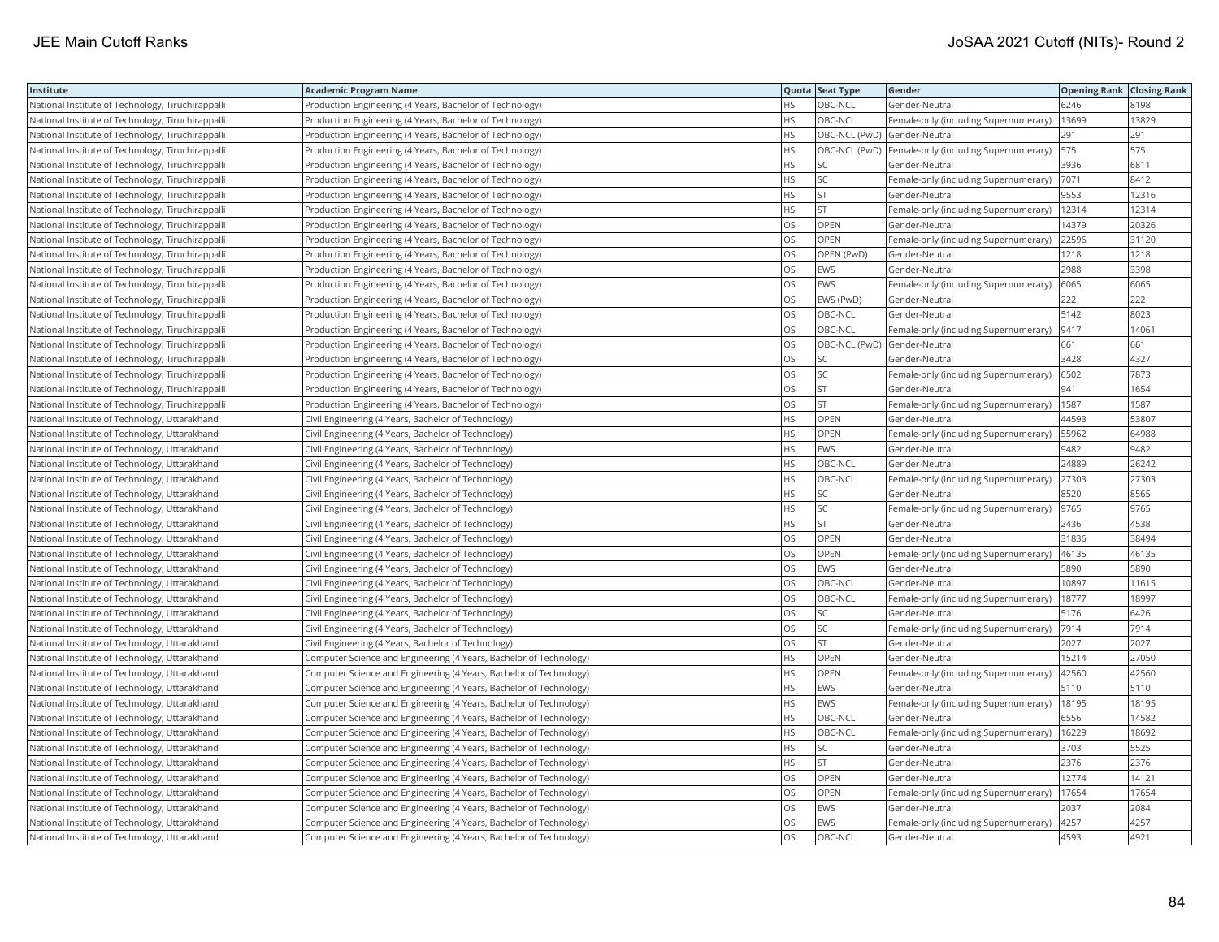| Institute | Academic Program Name | Quota | Seat Type | Gender | Opening Rank | Closing Rank |
|---|---|---|---|---|---|---|
| National Institute of Technology, Tiruchirappalli | Production Engineering (4 Years, Bachelor of Technology) | HS | OBC-NCL | Gender-Neutral | 6246 | 8198 |
| National Institute of Technology, Tiruchirappalli | Production Engineering (4 Years, Bachelor of Technology) | HS | OBC-NCL | Female-only (including Supernumerary) | 13699 | 13829 |
| National Institute of Technology, Tiruchirappalli | Production Engineering (4 Years, Bachelor of Technology) | HS | OBC-NCL (PwD) | Gender-Neutral | 291 | 291 |
| National Institute of Technology, Tiruchirappalli | Production Engineering (4 Years, Bachelor of Technology) | HS | OBC-NCL (PwD) | Female-only (including Supernumerary) | 575 | 575 |
| National Institute of Technology, Tiruchirappalli | Production Engineering (4 Years, Bachelor of Technology) | HS | SC | Gender-Neutral | 3936 | 6811 |
| National Institute of Technology, Tiruchirappalli | Production Engineering (4 Years, Bachelor of Technology) | HS | SC | Female-only (including Supernumerary) | 7071 | 8412 |
| National Institute of Technology, Tiruchirappalli | Production Engineering (4 Years, Bachelor of Technology) | HS | ST | Gender-Neutral | 9553 | 12316 |
| National Institute of Technology, Tiruchirappalli | Production Engineering (4 Years, Bachelor of Technology) | HS | ST | Female-only (including Supernumerary) | 12314 | 12314 |
| National Institute of Technology, Tiruchirappalli | Production Engineering (4 Years, Bachelor of Technology) | OS | OPEN | Gender-Neutral | 14379 | 20326 |
| National Institute of Technology, Tiruchirappalli | Production Engineering (4 Years, Bachelor of Technology) | OS | OPEN | Female-only (including Supernumerary) | 22596 | 31120 |
| National Institute of Technology, Tiruchirappalli | Production Engineering (4 Years, Bachelor of Technology) | OS | OPEN (PwD) | Gender-Neutral | 1218 | 1218 |
| National Institute of Technology, Tiruchirappalli | Production Engineering (4 Years, Bachelor of Technology) | OS | EWS | Gender-Neutral | 2988 | 3398 |
| National Institute of Technology, Tiruchirappalli | Production Engineering (4 Years, Bachelor of Technology) | OS | EWS | Female-only (including Supernumerary) | 6065 | 6065 |
| National Institute of Technology, Tiruchirappalli | Production Engineering (4 Years, Bachelor of Technology) | OS | EWS (PwD) | Gender-Neutral | 222 | 222 |
| National Institute of Technology, Tiruchirappalli | Production Engineering (4 Years, Bachelor of Technology) | OS | OBC-NCL | Gender-Neutral | 5142 | 8023 |
| National Institute of Technology, Tiruchirappalli | Production Engineering (4 Years, Bachelor of Technology) | OS | OBC-NCL | Female-only (including Supernumerary) | 9417 | 14061 |
| National Institute of Technology, Tiruchirappalli | Production Engineering (4 Years, Bachelor of Technology) | OS | OBC-NCL (PwD) | Gender-Neutral | 661 | 661 |
| National Institute of Technology, Tiruchirappalli | Production Engineering (4 Years, Bachelor of Technology) | OS | SC | Gender-Neutral | 3428 | 4327 |
| National Institute of Technology, Tiruchirappalli | Production Engineering (4 Years, Bachelor of Technology) | OS | SC | Female-only (including Supernumerary) | 6502 | 7873 |
| National Institute of Technology, Tiruchirappalli | Production Engineering (4 Years, Bachelor of Technology) | OS | ST | Gender-Neutral | 941 | 1654 |
| National Institute of Technology, Tiruchirappalli | Production Engineering (4 Years, Bachelor of Technology) | OS | ST | Female-only (including Supernumerary) | 1587 | 1587 |
| National Institute of Technology, Uttarakhand | Civil Engineering (4 Years, Bachelor of Technology) | HS | OPEN | Gender-Neutral | 44593 | 53807 |
| National Institute of Technology, Uttarakhand | Civil Engineering (4 Years, Bachelor of Technology) | HS | OPEN | Female-only (including Supernumerary) | 55962 | 64988 |
| National Institute of Technology, Uttarakhand | Civil Engineering (4 Years, Bachelor of Technology) | HS | EWS | Gender-Neutral | 9482 | 9482 |
| National Institute of Technology, Uttarakhand | Civil Engineering (4 Years, Bachelor of Technology) | HS | OBC-NCL | Gender-Neutral | 24889 | 26242 |
| National Institute of Technology, Uttarakhand | Civil Engineering (4 Years, Bachelor of Technology) | HS | OBC-NCL | Female-only (including Supernumerary) | 27303 | 27303 |
| National Institute of Technology, Uttarakhand | Civil Engineering (4 Years, Bachelor of Technology) | HS | SC | Gender-Neutral | 8520 | 8565 |
| National Institute of Technology, Uttarakhand | Civil Engineering (4 Years, Bachelor of Technology) | HS | SC | Female-only (including Supernumerary) | 9765 | 9765 |
| National Institute of Technology, Uttarakhand | Civil Engineering (4 Years, Bachelor of Technology) | HS | ST | Gender-Neutral | 2436 | 4538 |
| National Institute of Technology, Uttarakhand | Civil Engineering (4 Years, Bachelor of Technology) | OS | OPEN | Gender-Neutral | 31836 | 38494 |
| National Institute of Technology, Uttarakhand | Civil Engineering (4 Years, Bachelor of Technology) | OS | OPEN | Female-only (including Supernumerary) | 46135 | 46135 |
| National Institute of Technology, Uttarakhand | Civil Engineering (4 Years, Bachelor of Technology) | OS | EWS | Gender-Neutral | 5890 | 5890 |
| National Institute of Technology, Uttarakhand | Civil Engineering (4 Years, Bachelor of Technology) | OS | OBC-NCL | Gender-Neutral | 10897 | 11615 |
| National Institute of Technology, Uttarakhand | Civil Engineering (4 Years, Bachelor of Technology) | OS | OBC-NCL | Female-only (including Supernumerary) | 18777 | 18997 |
| National Institute of Technology, Uttarakhand | Civil Engineering (4 Years, Bachelor of Technology) | OS | SC | Gender-Neutral | 5176 | 6426 |
| National Institute of Technology, Uttarakhand | Civil Engineering (4 Years, Bachelor of Technology) | OS | SC | Female-only (including Supernumerary) | 7914 | 7914 |
| National Institute of Technology, Uttarakhand | Civil Engineering (4 Years, Bachelor of Technology) | OS | ST | Gender-Neutral | 2027 | 2027 |
| National Institute of Technology, Uttarakhand | Computer Science and Engineering (4 Years, Bachelor of Technology) | HS | OPEN | Gender-Neutral | 15214 | 27050 |
| National Institute of Technology, Uttarakhand | Computer Science and Engineering (4 Years, Bachelor of Technology) | HS | OPEN | Female-only (including Supernumerary) | 42560 | 42560 |
| National Institute of Technology, Uttarakhand | Computer Science and Engineering (4 Years, Bachelor of Technology) | HS | EWS | Gender-Neutral | 5110 | 5110 |
| National Institute of Technology, Uttarakhand | Computer Science and Engineering (4 Years, Bachelor of Technology) | HS | EWS | Female-only (including Supernumerary) | 18195 | 18195 |
| National Institute of Technology, Uttarakhand | Computer Science and Engineering (4 Years, Bachelor of Technology) | HS | OBC-NCL | Gender-Neutral | 6556 | 14582 |
| National Institute of Technology, Uttarakhand | Computer Science and Engineering (4 Years, Bachelor of Technology) | HS | OBC-NCL | Female-only (including Supernumerary) | 16229 | 18692 |
| National Institute of Technology, Uttarakhand | Computer Science and Engineering (4 Years, Bachelor of Technology) | HS | SC | Gender-Neutral | 3703 | 5525 |
| National Institute of Technology, Uttarakhand | Computer Science and Engineering (4 Years, Bachelor of Technology) | HS | ST | Gender-Neutral | 2376 | 2376 |
| National Institute of Technology, Uttarakhand | Computer Science and Engineering (4 Years, Bachelor of Technology) | OS | OPEN | Gender-Neutral | 12774 | 14121 |
| National Institute of Technology, Uttarakhand | Computer Science and Engineering (4 Years, Bachelor of Technology) | OS | OPEN | Female-only (including Supernumerary) | 17654 | 17654 |
| National Institute of Technology, Uttarakhand | Computer Science and Engineering (4 Years, Bachelor of Technology) | OS | EWS | Gender-Neutral | 2037 | 2084 |
| National Institute of Technology, Uttarakhand | Computer Science and Engineering (4 Years, Bachelor of Technology) | OS | EWS | Female-only (including Supernumerary) | 4257 | 4257 |
| National Institute of Technology, Uttarakhand | Computer Science and Engineering (4 Years, Bachelor of Technology) | OS | OBC-NCL | Gender-Neutral | 4593 | 4921 |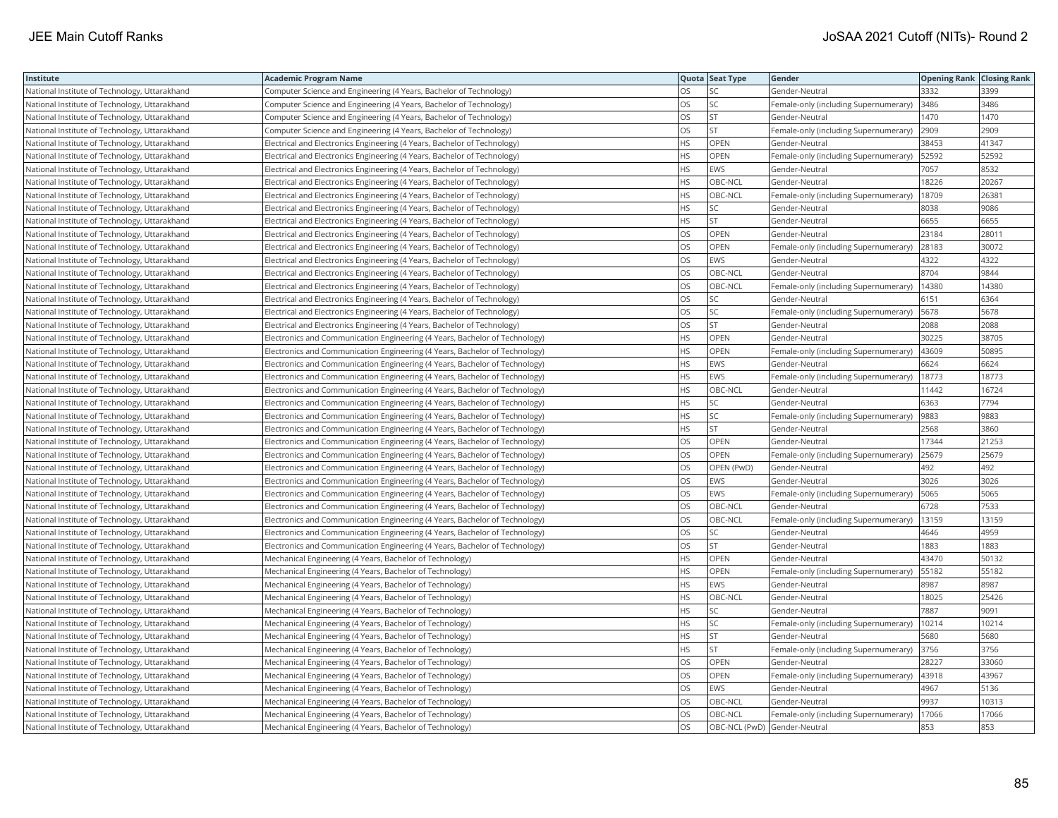| Institute | Academic Program Name | Quota | Seat Type | Gender | Opening Rank | Closing Rank |
|---|---|---|---|---|---|---|
| National Institute of Technology, Uttarakhand | Computer Science and Engineering (4 Years, Bachelor of Technology) | OS | SC | Gender-Neutral | 3332 | 3399 |
| National Institute of Technology, Uttarakhand | Computer Science and Engineering (4 Years, Bachelor of Technology) | OS | SC | Female-only (including Supernumerary) | 3486 | 3486 |
| National Institute of Technology, Uttarakhand | Computer Science and Engineering (4 Years, Bachelor of Technology) | OS | ST | Gender-Neutral | 1470 | 1470 |
| National Institute of Technology, Uttarakhand | Computer Science and Engineering (4 Years, Bachelor of Technology) | OS | ST | Female-only (including Supernumerary) | 2909 | 2909 |
| National Institute of Technology, Uttarakhand | Electrical and Electronics Engineering (4 Years, Bachelor of Technology) | HS | OPEN | Gender-Neutral | 38453 | 41347 |
| National Institute of Technology, Uttarakhand | Electrical and Electronics Engineering (4 Years, Bachelor of Technology) | HS | OPEN | Female-only (including Supernumerary) | 52592 | 52592 |
| National Institute of Technology, Uttarakhand | Electrical and Electronics Engineering (4 Years, Bachelor of Technology) | HS | EWS | Gender-Neutral | 7057 | 8532 |
| National Institute of Technology, Uttarakhand | Electrical and Electronics Engineering (4 Years, Bachelor of Technology) | HS | OBC-NCL | Gender-Neutral | 18226 | 20267 |
| National Institute of Technology, Uttarakhand | Electrical and Electronics Engineering (4 Years, Bachelor of Technology) | HS | OBC-NCL | Female-only (including Supernumerary) | 18709 | 26381 |
| National Institute of Technology, Uttarakhand | Electrical and Electronics Engineering (4 Years, Bachelor of Technology) | HS | SC | Gender-Neutral | 8038 | 9086 |
| National Institute of Technology, Uttarakhand | Electrical and Electronics Engineering (4 Years, Bachelor of Technology) | HS | ST | Gender-Neutral | 6655 | 6655 |
| National Institute of Technology, Uttarakhand | Electrical and Electronics Engineering (4 Years, Bachelor of Technology) | OS | OPEN | Gender-Neutral | 23184 | 28011 |
| National Institute of Technology, Uttarakhand | Electrical and Electronics Engineering (4 Years, Bachelor of Technology) | OS | OPEN | Female-only (including Supernumerary) | 28183 | 30072 |
| National Institute of Technology, Uttarakhand | Electrical and Electronics Engineering (4 Years, Bachelor of Technology) | OS | EWS | Gender-Neutral | 4322 | 4322 |
| National Institute of Technology, Uttarakhand | Electrical and Electronics Engineering (4 Years, Bachelor of Technology) | OS | OBC-NCL | Gender-Neutral | 8704 | 9844 |
| National Institute of Technology, Uttarakhand | Electrical and Electronics Engineering (4 Years, Bachelor of Technology) | OS | OBC-NCL | Female-only (including Supernumerary) | 14380 | 14380 |
| National Institute of Technology, Uttarakhand | Electrical and Electronics Engineering (4 Years, Bachelor of Technology) | OS | SC | Gender-Neutral | 6151 | 6364 |
| National Institute of Technology, Uttarakhand | Electrical and Electronics Engineering (4 Years, Bachelor of Technology) | OS | SC | Female-only (including Supernumerary) | 5678 | 5678 |
| National Institute of Technology, Uttarakhand | Electrical and Electronics Engineering (4 Years, Bachelor of Technology) | OS | ST | Gender-Neutral | 2088 | 2088 |
| National Institute of Technology, Uttarakhand | Electronics and Communication Engineering (4 Years, Bachelor of Technology) | HS | OPEN | Gender-Neutral | 30225 | 38705 |
| National Institute of Technology, Uttarakhand | Electronics and Communication Engineering (4 Years, Bachelor of Technology) | HS | OPEN | Female-only (including Supernumerary) | 43609 | 50895 |
| National Institute of Technology, Uttarakhand | Electronics and Communication Engineering (4 Years, Bachelor of Technology) | HS | EWS | Gender-Neutral | 6624 | 6624 |
| National Institute of Technology, Uttarakhand | Electronics and Communication Engineering (4 Years, Bachelor of Technology) | HS | EWS | Female-only (including Supernumerary) | 18773 | 18773 |
| National Institute of Technology, Uttarakhand | Electronics and Communication Engineering (4 Years, Bachelor of Technology) | HS | OBC-NCL | Gender-Neutral | 11442 | 16724 |
| National Institute of Technology, Uttarakhand | Electronics and Communication Engineering (4 Years, Bachelor of Technology) | HS | SC | Gender-Neutral | 6363 | 7794 |
| National Institute of Technology, Uttarakhand | Electronics and Communication Engineering (4 Years, Bachelor of Technology) | HS | SC | Female-only (including Supernumerary) | 9883 | 9883 |
| National Institute of Technology, Uttarakhand | Electronics and Communication Engineering (4 Years, Bachelor of Technology) | HS | ST | Gender-Neutral | 2568 | 3860 |
| National Institute of Technology, Uttarakhand | Electronics and Communication Engineering (4 Years, Bachelor of Technology) | OS | OPEN | Gender-Neutral | 17344 | 21253 |
| National Institute of Technology, Uttarakhand | Electronics and Communication Engineering (4 Years, Bachelor of Technology) | OS | OPEN | Female-only (including Supernumerary) | 25679 | 25679 |
| National Institute of Technology, Uttarakhand | Electronics and Communication Engineering (4 Years, Bachelor of Technology) | OS | OPEN (PwD) | Gender-Neutral | 492 | 492 |
| National Institute of Technology, Uttarakhand | Electronics and Communication Engineering (4 Years, Bachelor of Technology) | OS | EWS | Gender-Neutral | 3026 | 3026 |
| National Institute of Technology, Uttarakhand | Electronics and Communication Engineering (4 Years, Bachelor of Technology) | OS | EWS | Female-only (including Supernumerary) | 5065 | 5065 |
| National Institute of Technology, Uttarakhand | Electronics and Communication Engineering (4 Years, Bachelor of Technology) | OS | OBC-NCL | Gender-Neutral | 6728 | 7533 |
| National Institute of Technology, Uttarakhand | Electronics and Communication Engineering (4 Years, Bachelor of Technology) | OS | OBC-NCL | Female-only (including Supernumerary) | 13159 | 13159 |
| National Institute of Technology, Uttarakhand | Electronics and Communication Engineering (4 Years, Bachelor of Technology) | OS | SC | Gender-Neutral | 4646 | 4959 |
| National Institute of Technology, Uttarakhand | Electronics and Communication Engineering (4 Years, Bachelor of Technology) | OS | ST | Gender-Neutral | 1883 | 1883 |
| National Institute of Technology, Uttarakhand | Mechanical Engineering (4 Years, Bachelor of Technology) | HS | OPEN | Gender-Neutral | 43470 | 50132 |
| National Institute of Technology, Uttarakhand | Mechanical Engineering (4 Years, Bachelor of Technology) | HS | OPEN | Female-only (including Supernumerary) | 55182 | 55182 |
| National Institute of Technology, Uttarakhand | Mechanical Engineering (4 Years, Bachelor of Technology) | HS | EWS | Gender-Neutral | 8987 | 8987 |
| National Institute of Technology, Uttarakhand | Mechanical Engineering (4 Years, Bachelor of Technology) | HS | OBC-NCL | Gender-Neutral | 18025 | 25426 |
| National Institute of Technology, Uttarakhand | Mechanical Engineering (4 Years, Bachelor of Technology) | HS | SC | Gender-Neutral | 7887 | 9091 |
| National Institute of Technology, Uttarakhand | Mechanical Engineering (4 Years, Bachelor of Technology) | HS | SC | Female-only (including Supernumerary) | 10214 | 10214 |
| National Institute of Technology, Uttarakhand | Mechanical Engineering (4 Years, Bachelor of Technology) | HS | ST | Gender-Neutral | 5680 | 5680 |
| National Institute of Technology, Uttarakhand | Mechanical Engineering (4 Years, Bachelor of Technology) | HS | ST | Female-only (including Supernumerary) | 3756 | 3756 |
| National Institute of Technology, Uttarakhand | Mechanical Engineering (4 Years, Bachelor of Technology) | OS | OPEN | Gender-Neutral | 28227 | 33060 |
| National Institute of Technology, Uttarakhand | Mechanical Engineering (4 Years, Bachelor of Technology) | OS | OPEN | Female-only (including Supernumerary) | 43918 | 43967 |
| National Institute of Technology, Uttarakhand | Mechanical Engineering (4 Years, Bachelor of Technology) | OS | EWS | Gender-Neutral | 4967 | 5136 |
| National Institute of Technology, Uttarakhand | Mechanical Engineering (4 Years, Bachelor of Technology) | OS | OBC-NCL | Gender-Neutral | 9937 | 10313 |
| National Institute of Technology, Uttarakhand | Mechanical Engineering (4 Years, Bachelor of Technology) | OS | OBC-NCL | Female-only (including Supernumerary) | 17066 | 17066 |
| National Institute of Technology, Uttarakhand | Mechanical Engineering (4 Years, Bachelor of Technology) | OS | OBC-NCL (PwD) | Gender-Neutral | 853 | 853 |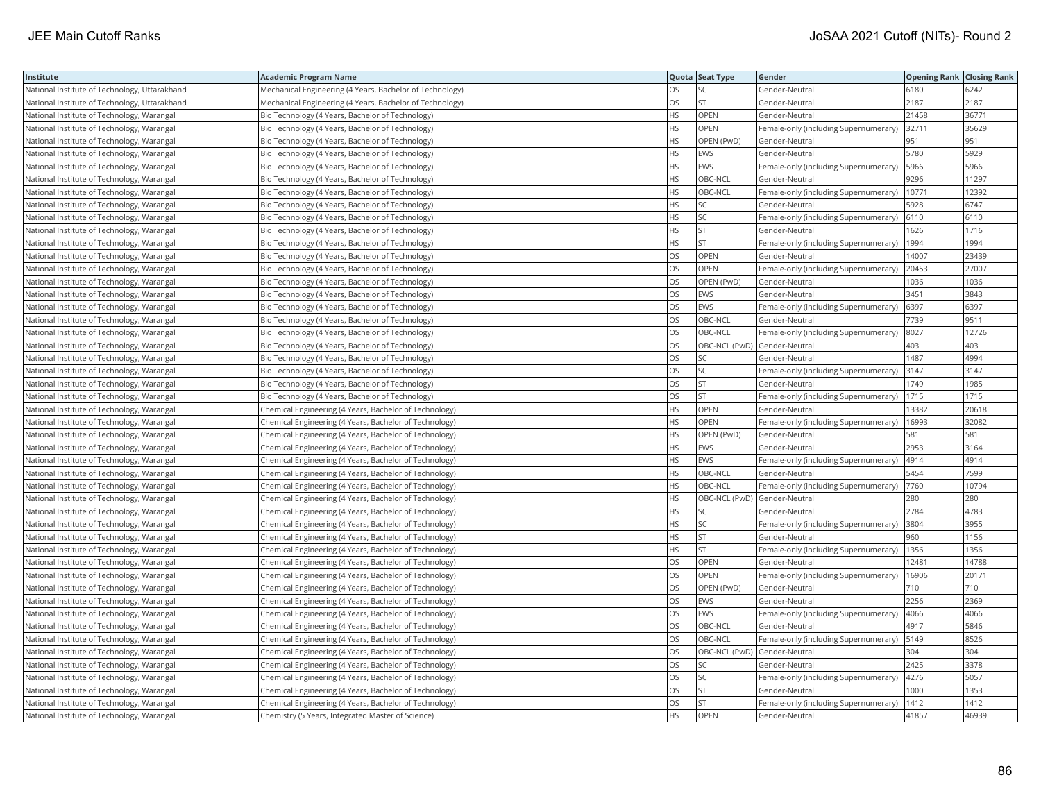| Institute | Academic Program Name | Quota | Seat Type | Gender | Opening Rank | Closing Rank |
|---|---|---|---|---|---|---|
| National Institute of Technology, Uttarakhand | Mechanical Engineering (4 Years, Bachelor of Technology) | OS | SC | Gender-Neutral | 6180 | 6242 |
| National Institute of Technology, Uttarakhand | Mechanical Engineering (4 Years, Bachelor of Technology) | OS | ST | Gender-Neutral | 2187 | 2187 |
| National Institute of Technology, Warangal | Bio Technology (4 Years, Bachelor of Technology) | HS | OPEN | Gender-Neutral | 21458 | 36771 |
| National Institute of Technology, Warangal | Bio Technology (4 Years, Bachelor of Technology) | HS | OPEN | Female-only (including Supernumerary) | 32711 | 35629 |
| National Institute of Technology, Warangal | Bio Technology (4 Years, Bachelor of Technology) | HS | OPEN (PwD) | Gender-Neutral | 951 | 951 |
| National Institute of Technology, Warangal | Bio Technology (4 Years, Bachelor of Technology) | HS | EWS | Gender-Neutral | 5780 | 5929 |
| National Institute of Technology, Warangal | Bio Technology (4 Years, Bachelor of Technology) | HS | EWS | Female-only (including Supernumerary) | 5966 | 5966 |
| National Institute of Technology, Warangal | Bio Technology (4 Years, Bachelor of Technology) | HS | OBC-NCL | Gender-Neutral | 9296 | 11297 |
| National Institute of Technology, Warangal | Bio Technology (4 Years, Bachelor of Technology) | HS | OBC-NCL | Female-only (including Supernumerary) | 10771 | 12392 |
| National Institute of Technology, Warangal | Bio Technology (4 Years, Bachelor of Technology) | HS | SC | Gender-Neutral | 5928 | 6747 |
| National Institute of Technology, Warangal | Bio Technology (4 Years, Bachelor of Technology) | HS | SC | Female-only (including Supernumerary) | 6110 | 6110 |
| National Institute of Technology, Warangal | Bio Technology (4 Years, Bachelor of Technology) | HS | ST | Gender-Neutral | 1626 | 1716 |
| National Institute of Technology, Warangal | Bio Technology (4 Years, Bachelor of Technology) | HS | ST | Female-only (including Supernumerary) | 1994 | 1994 |
| National Institute of Technology, Warangal | Bio Technology (4 Years, Bachelor of Technology) | OS | OPEN | Gender-Neutral | 14007 | 23439 |
| National Institute of Technology, Warangal | Bio Technology (4 Years, Bachelor of Technology) | OS | OPEN | Female-only (including Supernumerary) | 20453 | 27007 |
| National Institute of Technology, Warangal | Bio Technology (4 Years, Bachelor of Technology) | OS | OPEN (PwD) | Gender-Neutral | 1036 | 1036 |
| National Institute of Technology, Warangal | Bio Technology (4 Years, Bachelor of Technology) | OS | EWS | Gender-Neutral | 3451 | 3843 |
| National Institute of Technology, Warangal | Bio Technology (4 Years, Bachelor of Technology) | OS | EWS | Female-only (including Supernumerary) | 6397 | 6397 |
| National Institute of Technology, Warangal | Bio Technology (4 Years, Bachelor of Technology) | OS | OBC-NCL | Gender-Neutral | 7739 | 9511 |
| National Institute of Technology, Warangal | Bio Technology (4 Years, Bachelor of Technology) | OS | OBC-NCL | Female-only (including Supernumerary) | 8027 | 12726 |
| National Institute of Technology, Warangal | Bio Technology (4 Years, Bachelor of Technology) | OS | OBC-NCL (PwD) | Gender-Neutral | 403 | 403 |
| National Institute of Technology, Warangal | Bio Technology (4 Years, Bachelor of Technology) | OS | SC | Gender-Neutral | 1487 | 4994 |
| National Institute of Technology, Warangal | Bio Technology (4 Years, Bachelor of Technology) | OS | SC | Female-only (including Supernumerary) | 3147 | 3147 |
| National Institute of Technology, Warangal | Bio Technology (4 Years, Bachelor of Technology) | OS | ST | Gender-Neutral | 1749 | 1985 |
| National Institute of Technology, Warangal | Bio Technology (4 Years, Bachelor of Technology) | OS | ST | Female-only (including Supernumerary) | 1715 | 1715 |
| National Institute of Technology, Warangal | Chemical Engineering (4 Years, Bachelor of Technology) | HS | OPEN | Gender-Neutral | 13382 | 20618 |
| National Institute of Technology, Warangal | Chemical Engineering (4 Years, Bachelor of Technology) | HS | OPEN | Female-only (including Supernumerary) | 16993 | 32082 |
| National Institute of Technology, Warangal | Chemical Engineering (4 Years, Bachelor of Technology) | HS | OPEN (PwD) | Gender-Neutral | 581 | 581 |
| National Institute of Technology, Warangal | Chemical Engineering (4 Years, Bachelor of Technology) | HS | EWS | Gender-Neutral | 2953 | 3164 |
| National Institute of Technology, Warangal | Chemical Engineering (4 Years, Bachelor of Technology) | HS | EWS | Female-only (including Supernumerary) | 4914 | 4914 |
| National Institute of Technology, Warangal | Chemical Engineering (4 Years, Bachelor of Technology) | HS | OBC-NCL | Gender-Neutral | 5454 | 7599 |
| National Institute of Technology, Warangal | Chemical Engineering (4 Years, Bachelor of Technology) | HS | OBC-NCL | Female-only (including Supernumerary) | 7760 | 10794 |
| National Institute of Technology, Warangal | Chemical Engineering (4 Years, Bachelor of Technology) | HS | OBC-NCL (PwD) | Gender-Neutral | 280 | 280 |
| National Institute of Technology, Warangal | Chemical Engineering (4 Years, Bachelor of Technology) | HS | SC | Gender-Neutral | 2784 | 4783 |
| National Institute of Technology, Warangal | Chemical Engineering (4 Years, Bachelor of Technology) | HS | SC | Female-only (including Supernumerary) | 3804 | 3955 |
| National Institute of Technology, Warangal | Chemical Engineering (4 Years, Bachelor of Technology) | HS | ST | Gender-Neutral | 960 | 1156 |
| National Institute of Technology, Warangal | Chemical Engineering (4 Years, Bachelor of Technology) | HS | ST | Female-only (including Supernumerary) | 1356 | 1356 |
| National Institute of Technology, Warangal | Chemical Engineering (4 Years, Bachelor of Technology) | OS | OPEN | Gender-Neutral | 12481 | 14788 |
| National Institute of Technology, Warangal | Chemical Engineering (4 Years, Bachelor of Technology) | OS | OPEN | Female-only (including Supernumerary) | 16906 | 20171 |
| National Institute of Technology, Warangal | Chemical Engineering (4 Years, Bachelor of Technology) | OS | OPEN (PwD) | Gender-Neutral | 710 | 710 |
| National Institute of Technology, Warangal | Chemical Engineering (4 Years, Bachelor of Technology) | OS | EWS | Gender-Neutral | 2256 | 2369 |
| National Institute of Technology, Warangal | Chemical Engineering (4 Years, Bachelor of Technology) | OS | EWS | Female-only (including Supernumerary) | 4066 | 4066 |
| National Institute of Technology, Warangal | Chemical Engineering (4 Years, Bachelor of Technology) | OS | OBC-NCL | Gender-Neutral | 4917 | 5846 |
| National Institute of Technology, Warangal | Chemical Engineering (4 Years, Bachelor of Technology) | OS | OBC-NCL | Female-only (including Supernumerary) | 5149 | 8526 |
| National Institute of Technology, Warangal | Chemical Engineering (4 Years, Bachelor of Technology) | OS | OBC-NCL (PwD) | Gender-Neutral | 304 | 304 |
| National Institute of Technology, Warangal | Chemical Engineering (4 Years, Bachelor of Technology) | OS | SC | Gender-Neutral | 2425 | 3378 |
| National Institute of Technology, Warangal | Chemical Engineering (4 Years, Bachelor of Technology) | OS | SC | Female-only (including Supernumerary) | 4276 | 5057 |
| National Institute of Technology, Warangal | Chemical Engineering (4 Years, Bachelor of Technology) | OS | ST | Gender-Neutral | 1000 | 1353 |
| National Institute of Technology, Warangal | Chemical Engineering (4 Years, Bachelor of Technology) | OS | ST | Female-only (including Supernumerary) | 1412 | 1412 |
| National Institute of Technology, Warangal | Chemistry (5 Years, Integrated Master of Science) | HS | OPEN | Gender-Neutral | 41857 | 46939 |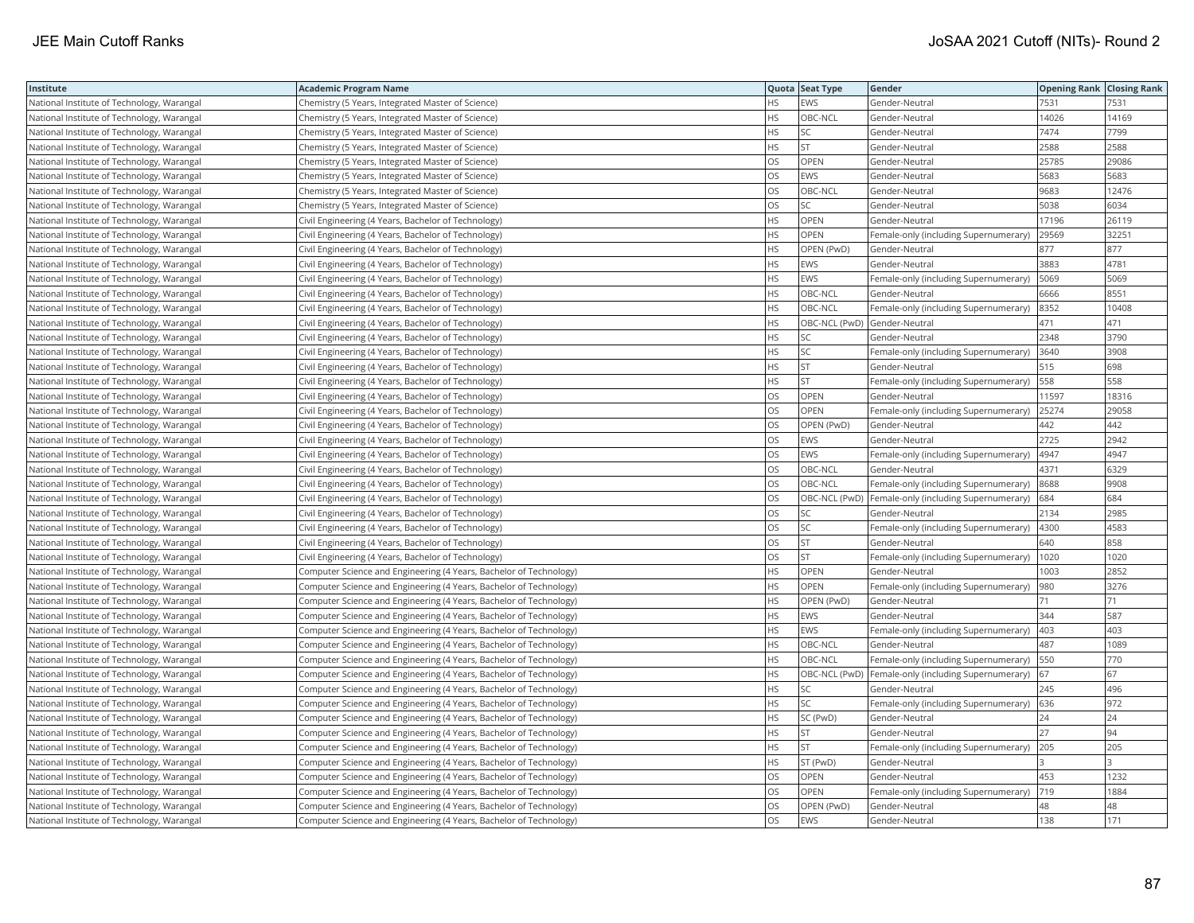| Institute | Academic Program Name | Quota | Seat Type | Gender | Opening Rank | Closing Rank |
|---|---|---|---|---|---|---|
| National Institute of Technology, Warangal | Chemistry (5 Years, Integrated Master of Science) | HS | EWS | Gender-Neutral | 7531 | 7531 |
| National Institute of Technology, Warangal | Chemistry (5 Years, Integrated Master of Science) | HS | OBC-NCL | Gender-Neutral | 14026 | 14169 |
| National Institute of Technology, Warangal | Chemistry (5 Years, Integrated Master of Science) | HS | SC | Gender-Neutral | 7474 | 7799 |
| National Institute of Technology, Warangal | Chemistry (5 Years, Integrated Master of Science) | HS | ST | Gender-Neutral | 2588 | 2588 |
| National Institute of Technology, Warangal | Chemistry (5 Years, Integrated Master of Science) | OS | OPEN | Gender-Neutral | 25785 | 29086 |
| National Institute of Technology, Warangal | Chemistry (5 Years, Integrated Master of Science) | OS | EWS | Gender-Neutral | 5683 | 5683 |
| National Institute of Technology, Warangal | Chemistry (5 Years, Integrated Master of Science) | OS | OBC-NCL | Gender-Neutral | 9683 | 12476 |
| National Institute of Technology, Warangal | Chemistry (5 Years, Integrated Master of Science) | OS | SC | Gender-Neutral | 5038 | 6034 |
| National Institute of Technology, Warangal | Civil Engineering (4 Years, Bachelor of Technology) | HS | OPEN | Gender-Neutral | 17196 | 26119 |
| National Institute of Technology, Warangal | Civil Engineering (4 Years, Bachelor of Technology) | HS | OPEN | Female-only (including Supernumerary) | 29569 | 32251 |
| National Institute of Technology, Warangal | Civil Engineering (4 Years, Bachelor of Technology) | HS | OPEN (PwD) | Gender-Neutral | 877 | 877 |
| National Institute of Technology, Warangal | Civil Engineering (4 Years, Bachelor of Technology) | HS | EWS | Gender-Neutral | 3883 | 4781 |
| National Institute of Technology, Warangal | Civil Engineering (4 Years, Bachelor of Technology) | HS | EWS | Female-only (including Supernumerary) | 5069 | 5069 |
| National Institute of Technology, Warangal | Civil Engineering (4 Years, Bachelor of Technology) | HS | OBC-NCL | Gender-Neutral | 6666 | 8551 |
| National Institute of Technology, Warangal | Civil Engineering (4 Years, Bachelor of Technology) | HS | OBC-NCL | Female-only (including Supernumerary) | 8352 | 10408 |
| National Institute of Technology, Warangal | Civil Engineering (4 Years, Bachelor of Technology) | HS | OBC-NCL (PwD) | Gender-Neutral | 471 | 471 |
| National Institute of Technology, Warangal | Civil Engineering (4 Years, Bachelor of Technology) | HS | SC | Gender-Neutral | 2348 | 3790 |
| National Institute of Technology, Warangal | Civil Engineering (4 Years, Bachelor of Technology) | HS | SC | Female-only (including Supernumerary) | 3640 | 3908 |
| National Institute of Technology, Warangal | Civil Engineering (4 Years, Bachelor of Technology) | HS | ST | Gender-Neutral | 515 | 698 |
| National Institute of Technology, Warangal | Civil Engineering (4 Years, Bachelor of Technology) | HS | ST | Female-only (including Supernumerary) | 558 | 558 |
| National Institute of Technology, Warangal | Civil Engineering (4 Years, Bachelor of Technology) | OS | OPEN | Gender-Neutral | 11597 | 18316 |
| National Institute of Technology, Warangal | Civil Engineering (4 Years, Bachelor of Technology) | OS | OPEN | Female-only (including Supernumerary) | 25274 | 29058 |
| National Institute of Technology, Warangal | Civil Engineering (4 Years, Bachelor of Technology) | OS | OPEN (PwD) | Gender-Neutral | 442 | 442 |
| National Institute of Technology, Warangal | Civil Engineering (4 Years, Bachelor of Technology) | OS | EWS | Gender-Neutral | 2725 | 2942 |
| National Institute of Technology, Warangal | Civil Engineering (4 Years, Bachelor of Technology) | OS | EWS | Female-only (including Supernumerary) | 4947 | 4947 |
| National Institute of Technology, Warangal | Civil Engineering (4 Years, Bachelor of Technology) | OS | OBC-NCL | Gender-Neutral | 4371 | 6329 |
| National Institute of Technology, Warangal | Civil Engineering (4 Years, Bachelor of Technology) | OS | OBC-NCL | Female-only (including Supernumerary) | 8688 | 9908 |
| National Institute of Technology, Warangal | Civil Engineering (4 Years, Bachelor of Technology) | OS | OBC-NCL (PwD) | Female-only (including Supernumerary) | 684 | 684 |
| National Institute of Technology, Warangal | Civil Engineering (4 Years, Bachelor of Technology) | OS | SC | Gender-Neutral | 2134 | 2985 |
| National Institute of Technology, Warangal | Civil Engineering (4 Years, Bachelor of Technology) | OS | SC | Female-only (including Supernumerary) | 4300 | 4583 |
| National Institute of Technology, Warangal | Civil Engineering (4 Years, Bachelor of Technology) | OS | ST | Gender-Neutral | 640 | 858 |
| National Institute of Technology, Warangal | Civil Engineering (4 Years, Bachelor of Technology) | OS | ST | Female-only (including Supernumerary) | 1020 | 1020 |
| National Institute of Technology, Warangal | Computer Science and Engineering (4 Years, Bachelor of Technology) | HS | OPEN | Gender-Neutral | 1003 | 2852 |
| National Institute of Technology, Warangal | Computer Science and Engineering (4 Years, Bachelor of Technology) | HS | OPEN | Female-only (including Supernumerary) | 980 | 3276 |
| National Institute of Technology, Warangal | Computer Science and Engineering (4 Years, Bachelor of Technology) | HS | OPEN (PwD) | Gender-Neutral | 71 | 71 |
| National Institute of Technology, Warangal | Computer Science and Engineering (4 Years, Bachelor of Technology) | HS | EWS | Gender-Neutral | 344 | 587 |
| National Institute of Technology, Warangal | Computer Science and Engineering (4 Years, Bachelor of Technology) | HS | EWS | Female-only (including Supernumerary) | 403 | 403 |
| National Institute of Technology, Warangal | Computer Science and Engineering (4 Years, Bachelor of Technology) | HS | OBC-NCL | Gender-Neutral | 487 | 1089 |
| National Institute of Technology, Warangal | Computer Science and Engineering (4 Years, Bachelor of Technology) | HS | OBC-NCL | Female-only (including Supernumerary) | 550 | 770 |
| National Institute of Technology, Warangal | Computer Science and Engineering (4 Years, Bachelor of Technology) | HS | OBC-NCL (PwD) | Female-only (including Supernumerary) | 67 | 67 |
| National Institute of Technology, Warangal | Computer Science and Engineering (4 Years, Bachelor of Technology) | HS | SC | Gender-Neutral | 245 | 496 |
| National Institute of Technology, Warangal | Computer Science and Engineering (4 Years, Bachelor of Technology) | HS | SC | Female-only (including Supernumerary) | 636 | 972 |
| National Institute of Technology, Warangal | Computer Science and Engineering (4 Years, Bachelor of Technology) | HS | SC (PwD) | Gender-Neutral | 24 | 24 |
| National Institute of Technology, Warangal | Computer Science and Engineering (4 Years, Bachelor of Technology) | HS | ST | Gender-Neutral | 27 | 94 |
| National Institute of Technology, Warangal | Computer Science and Engineering (4 Years, Bachelor of Technology) | HS | ST | Female-only (including Supernumerary) | 205 | 205 |
| National Institute of Technology, Warangal | Computer Science and Engineering (4 Years, Bachelor of Technology) | HS | ST (PwD) | Gender-Neutral | 3 | 3 |
| National Institute of Technology, Warangal | Computer Science and Engineering (4 Years, Bachelor of Technology) | OS | OPEN | Gender-Neutral | 453 | 1232 |
| National Institute of Technology, Warangal | Computer Science and Engineering (4 Years, Bachelor of Technology) | OS | OPEN | Female-only (including Supernumerary) | 719 | 1884 |
| National Institute of Technology, Warangal | Computer Science and Engineering (4 Years, Bachelor of Technology) | OS | OPEN (PwD) | Gender-Neutral | 48 | 48 |
| National Institute of Technology, Warangal | Computer Science and Engineering (4 Years, Bachelor of Technology) | OS | EWS | Gender-Neutral | 138 | 171 |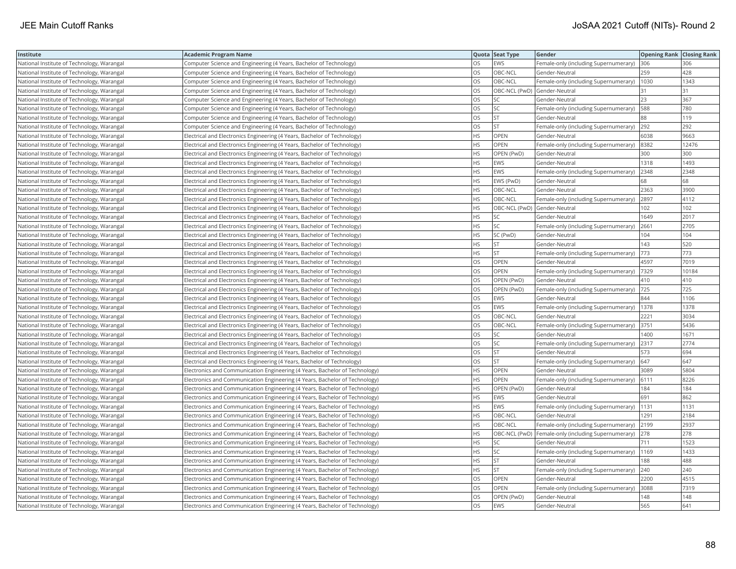| Institute | Academic Program Name | Quota | Seat Type | Gender | Opening Rank | Closing Rank |
|---|---|---|---|---|---|---|
| National Institute of Technology, Warangal | Computer Science and Engineering (4 Years, Bachelor of Technology) | OS | EWS | Female-only (including Supernumerary) | 306 | 306 |
| National Institute of Technology, Warangal | Computer Science and Engineering (4 Years, Bachelor of Technology) | OS | OBC-NCL | Gender-Neutral | 259 | 428 |
| National Institute of Technology, Warangal | Computer Science and Engineering (4 Years, Bachelor of Technology) | OS | OBC-NCL | Female-only (including Supernumerary) | 1030 | 1343 |
| National Institute of Technology, Warangal | Computer Science and Engineering (4 Years, Bachelor of Technology) | OS | OBC-NCL (PwD) | Gender-Neutral | 31 | 31 |
| National Institute of Technology, Warangal | Computer Science and Engineering (4 Years, Bachelor of Technology) | OS | SC | Gender-Neutral | 23 | 367 |
| National Institute of Technology, Warangal | Computer Science and Engineering (4 Years, Bachelor of Technology) | OS | SC | Female-only (including Supernumerary) | 588 | 780 |
| National Institute of Technology, Warangal | Computer Science and Engineering (4 Years, Bachelor of Technology) | OS | ST | Gender-Neutral | 88 | 119 |
| National Institute of Technology, Warangal | Computer Science and Engineering (4 Years, Bachelor of Technology) | OS | ST | Female-only (including Supernumerary) | 292 | 292 |
| National Institute of Technology, Warangal | Electrical and Electronics Engineering (4 Years, Bachelor of Technology) | HS | OPEN | Gender-Neutral | 6038 | 9663 |
| National Institute of Technology, Warangal | Electrical and Electronics Engineering (4 Years, Bachelor of Technology) | HS | OPEN | Female-only (including Supernumerary) | 8382 | 12476 |
| National Institute of Technology, Warangal | Electrical and Electronics Engineering (4 Years, Bachelor of Technology) | HS | OPEN (PwD) | Gender-Neutral | 300 | 300 |
| National Institute of Technology, Warangal | Electrical and Electronics Engineering (4 Years, Bachelor of Technology) | HS | EWS | Gender-Neutral | 1318 | 1493 |
| National Institute of Technology, Warangal | Electrical and Electronics Engineering (4 Years, Bachelor of Technology) | HS | EWS | Female-only (including Supernumerary) | 2348 | 2348 |
| National Institute of Technology, Warangal | Electrical and Electronics Engineering (4 Years, Bachelor of Technology) | HS | EWS (PwD) | Gender-Neutral | 68 | 68 |
| National Institute of Technology, Warangal | Electrical and Electronics Engineering (4 Years, Bachelor of Technology) | HS | OBC-NCL | Gender-Neutral | 2363 | 3900 |
| National Institute of Technology, Warangal | Electrical and Electronics Engineering (4 Years, Bachelor of Technology) | HS | OBC-NCL | Female-only (including Supernumerary) | 2897 | 4112 |
| National Institute of Technology, Warangal | Electrical and Electronics Engineering (4 Years, Bachelor of Technology) | HS | OBC-NCL (PwD) | Gender-Neutral | 102 | 102 |
| National Institute of Technology, Warangal | Electrical and Electronics Engineering (4 Years, Bachelor of Technology) | HS | SC | Gender-Neutral | 1649 | 2017 |
| National Institute of Technology, Warangal | Electrical and Electronics Engineering (4 Years, Bachelor of Technology) | HS | SC | Female-only (including Supernumerary) | 2661 | 2705 |
| National Institute of Technology, Warangal | Electrical and Electronics Engineering (4 Years, Bachelor of Technology) | HS | SC (PwD) | Gender-Neutral | 104 | 104 |
| National Institute of Technology, Warangal | Electrical and Electronics Engineering (4 Years, Bachelor of Technology) | HS | ST | Gender-Neutral | 143 | 520 |
| National Institute of Technology, Warangal | Electrical and Electronics Engineering (4 Years, Bachelor of Technology) | HS | ST | Female-only (including Supernumerary) | 773 | 773 |
| National Institute of Technology, Warangal | Electrical and Electronics Engineering (4 Years, Bachelor of Technology) | OS | OPEN | Gender-Neutral | 4597 | 7019 |
| National Institute of Technology, Warangal | Electrical and Electronics Engineering (4 Years, Bachelor of Technology) | OS | OPEN | Female-only (including Supernumerary) | 7329 | 10184 |
| National Institute of Technology, Warangal | Electrical and Electronics Engineering (4 Years, Bachelor of Technology) | OS | OPEN (PwD) | Gender-Neutral | 410 | 410 |
| National Institute of Technology, Warangal | Electrical and Electronics Engineering (4 Years, Bachelor of Technology) | OS | OPEN (PwD) | Female-only (including Supernumerary) | 725 | 725 |
| National Institute of Technology, Warangal | Electrical and Electronics Engineering (4 Years, Bachelor of Technology) | OS | EWS | Gender-Neutral | 844 | 1106 |
| National Institute of Technology, Warangal | Electrical and Electronics Engineering (4 Years, Bachelor of Technology) | OS | EWS | Female-only (including Supernumerary) | 1378 | 1378 |
| National Institute of Technology, Warangal | Electrical and Electronics Engineering (4 Years, Bachelor of Technology) | OS | OBC-NCL | Gender-Neutral | 2221 | 3034 |
| National Institute of Technology, Warangal | Electrical and Electronics Engineering (4 Years, Bachelor of Technology) | OS | OBC-NCL | Female-only (including Supernumerary) | 3751 | 5436 |
| National Institute of Technology, Warangal | Electrical and Electronics Engineering (4 Years, Bachelor of Technology) | OS | SC | Gender-Neutral | 1400 | 1671 |
| National Institute of Technology, Warangal | Electrical and Electronics Engineering (4 Years, Bachelor of Technology) | OS | SC | Female-only (including Supernumerary) | 2317 | 2774 |
| National Institute of Technology, Warangal | Electrical and Electronics Engineering (4 Years, Bachelor of Technology) | OS | ST | Gender-Neutral | 573 | 694 |
| National Institute of Technology, Warangal | Electrical and Electronics Engineering (4 Years, Bachelor of Technology) | OS | ST | Female-only (including Supernumerary) | 647 | 647 |
| National Institute of Technology, Warangal | Electronics and Communication Engineering (4 Years, Bachelor of Technology) | HS | OPEN | Gender-Neutral | 3089 | 5804 |
| National Institute of Technology, Warangal | Electronics and Communication Engineering (4 Years, Bachelor of Technology) | HS | OPEN | Female-only (including Supernumerary) | 6111 | 8226 |
| National Institute of Technology, Warangal | Electronics and Communication Engineering (4 Years, Bachelor of Technology) | HS | OPEN (PwD) | Gender-Neutral | 184 | 184 |
| National Institute of Technology, Warangal | Electronics and Communication Engineering (4 Years, Bachelor of Technology) | HS | EWS | Gender-Neutral | 691 | 862 |
| National Institute of Technology, Warangal | Electronics and Communication Engineering (4 Years, Bachelor of Technology) | HS | EWS | Female-only (including Supernumerary) | 1131 | 1131 |
| National Institute of Technology, Warangal | Electronics and Communication Engineering (4 Years, Bachelor of Technology) | HS | OBC-NCL | Gender-Neutral | 1291 | 2184 |
| National Institute of Technology, Warangal | Electronics and Communication Engineering (4 Years, Bachelor of Technology) | HS | OBC-NCL | Female-only (including Supernumerary) | 2199 | 2937 |
| National Institute of Technology, Warangal | Electronics and Communication Engineering (4 Years, Bachelor of Technology) | HS | OBC-NCL (PwD) | Female-only (including Supernumerary) | 278 | 278 |
| National Institute of Technology, Warangal | Electronics and Communication Engineering (4 Years, Bachelor of Technology) | HS | SC | Gender-Neutral | 711 | 1523 |
| National Institute of Technology, Warangal | Electronics and Communication Engineering (4 Years, Bachelor of Technology) | HS | SC | Female-only (including Supernumerary) | 1169 | 1433 |
| National Institute of Technology, Warangal | Electronics and Communication Engineering (4 Years, Bachelor of Technology) | HS | ST | Gender-Neutral | 188 | 488 |
| National Institute of Technology, Warangal | Electronics and Communication Engineering (4 Years, Bachelor of Technology) | HS | ST | Female-only (including Supernumerary) | 240 | 240 |
| National Institute of Technology, Warangal | Electronics and Communication Engineering (4 Years, Bachelor of Technology) | OS | OPEN | Gender-Neutral | 2200 | 4515 |
| National Institute of Technology, Warangal | Electronics and Communication Engineering (4 Years, Bachelor of Technology) | OS | OPEN | Female-only (including Supernumerary) | 3088 | 7319 |
| National Institute of Technology, Warangal | Electronics and Communication Engineering (4 Years, Bachelor of Technology) | OS | OPEN (PwD) | Gender-Neutral | 148 | 148 |
| National Institute of Technology, Warangal | Electronics and Communication Engineering (4 Years, Bachelor of Technology) | OS | EWS | Gender-Neutral | 565 | 641 |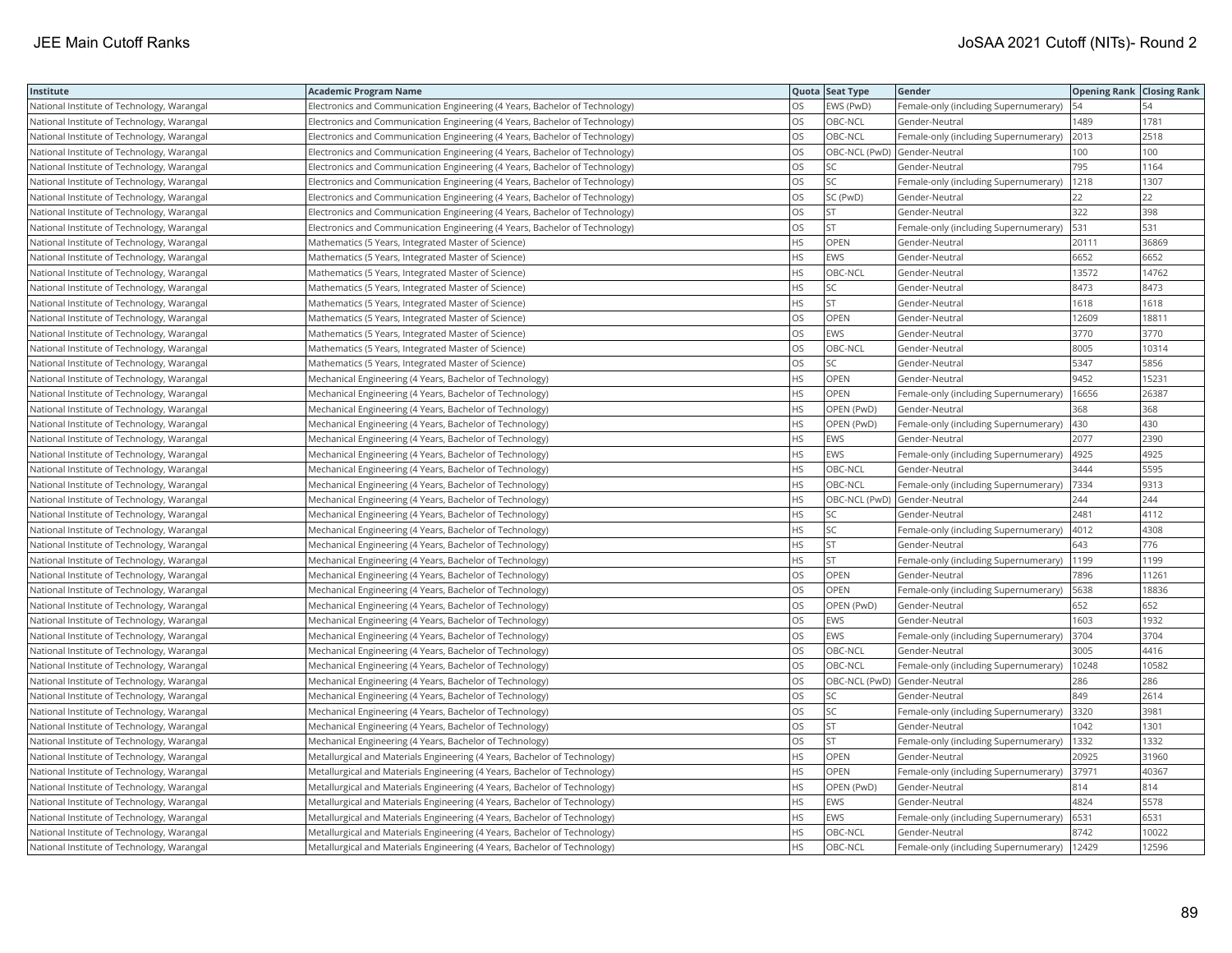| Institute | Academic Program Name | Quota | Seat Type | Gender | Opening Rank | Closing Rank |
|---|---|---|---|---|---|---|
| National Institute of Technology, Warangal | Electronics and Communication Engineering (4 Years, Bachelor of Technology) | OS | EWS (PwD) | Female-only (including Supernumerary) | 54 | 54 |
| National Institute of Technology, Warangal | Electronics and Communication Engineering (4 Years, Bachelor of Technology) | OS | OBC-NCL | Gender-Neutral | 1489 | 1781 |
| National Institute of Technology, Warangal | Electronics and Communication Engineering (4 Years, Bachelor of Technology) | OS | OBC-NCL | Female-only (including Supernumerary) | 2013 | 2518 |
| National Institute of Technology, Warangal | Electronics and Communication Engineering (4 Years, Bachelor of Technology) | OS | OBC-NCL (PwD) | Gender-Neutral | 100 | 100 |
| National Institute of Technology, Warangal | Electronics and Communication Engineering (4 Years, Bachelor of Technology) | OS | SC | Gender-Neutral | 795 | 1164 |
| National Institute of Technology, Warangal | Electronics and Communication Engineering (4 Years, Bachelor of Technology) | OS | SC | Female-only (including Supernumerary) | 1218 | 1307 |
| National Institute of Technology, Warangal | Electronics and Communication Engineering (4 Years, Bachelor of Technology) | OS | SC (PwD) | Gender-Neutral | 22 | 22 |
| National Institute of Technology, Warangal | Electronics and Communication Engineering (4 Years, Bachelor of Technology) | OS | ST | Gender-Neutral | 322 | 398 |
| National Institute of Technology, Warangal | Electronics and Communication Engineering (4 Years, Bachelor of Technology) | OS | ST | Female-only (including Supernumerary) | 531 | 531 |
| National Institute of Technology, Warangal | Mathematics (5 Years, Integrated Master of Science) | HS | OPEN | Gender-Neutral | 20111 | 36869 |
| National Institute of Technology, Warangal | Mathematics (5 Years, Integrated Master of Science) | HS | EWS | Gender-Neutral | 6652 | 6652 |
| National Institute of Technology, Warangal | Mathematics (5 Years, Integrated Master of Science) | HS | OBC-NCL | Gender-Neutral | 13572 | 14762 |
| National Institute of Technology, Warangal | Mathematics (5 Years, Integrated Master of Science) | HS | SC | Gender-Neutral | 8473 | 8473 |
| National Institute of Technology, Warangal | Mathematics (5 Years, Integrated Master of Science) | HS | ST | Gender-Neutral | 1618 | 1618 |
| National Institute of Technology, Warangal | Mathematics (5 Years, Integrated Master of Science) | OS | OPEN | Gender-Neutral | 12609 | 18811 |
| National Institute of Technology, Warangal | Mathematics (5 Years, Integrated Master of Science) | OS | EWS | Gender-Neutral | 3770 | 3770 |
| National Institute of Technology, Warangal | Mathematics (5 Years, Integrated Master of Science) | OS | OBC-NCL | Gender-Neutral | 8005 | 10314 |
| National Institute of Technology, Warangal | Mathematics (5 Years, Integrated Master of Science) | OS | SC | Gender-Neutral | 5347 | 5856 |
| National Institute of Technology, Warangal | Mechanical Engineering (4 Years, Bachelor of Technology) | HS | OPEN | Gender-Neutral | 9452 | 15231 |
| National Institute of Technology, Warangal | Mechanical Engineering (4 Years, Bachelor of Technology) | HS | OPEN | Female-only (including Supernumerary) | 16656 | 26387 |
| National Institute of Technology, Warangal | Mechanical Engineering (4 Years, Bachelor of Technology) | HS | OPEN (PwD) | Gender-Neutral | 368 | 368 |
| National Institute of Technology, Warangal | Mechanical Engineering (4 Years, Bachelor of Technology) | HS | OPEN (PwD) | Female-only (including Supernumerary) | 430 | 430 |
| National Institute of Technology, Warangal | Mechanical Engineering (4 Years, Bachelor of Technology) | HS | EWS | Gender-Neutral | 2077 | 2390 |
| National Institute of Technology, Warangal | Mechanical Engineering (4 Years, Bachelor of Technology) | HS | EWS | Female-only (including Supernumerary) | 4925 | 4925 |
| National Institute of Technology, Warangal | Mechanical Engineering (4 Years, Bachelor of Technology) | HS | OBC-NCL | Gender-Neutral | 3444 | 5595 |
| National Institute of Technology, Warangal | Mechanical Engineering (4 Years, Bachelor of Technology) | HS | OBC-NCL | Female-only (including Supernumerary) | 7334 | 9313 |
| National Institute of Technology, Warangal | Mechanical Engineering (4 Years, Bachelor of Technology) | HS | OBC-NCL (PwD) | Gender-Neutral | 244 | 244 |
| National Institute of Technology, Warangal | Mechanical Engineering (4 Years, Bachelor of Technology) | HS | SC | Gender-Neutral | 2481 | 4112 |
| National Institute of Technology, Warangal | Mechanical Engineering (4 Years, Bachelor of Technology) | HS | SC | Female-only (including Supernumerary) | 4012 | 4308 |
| National Institute of Technology, Warangal | Mechanical Engineering (4 Years, Bachelor of Technology) | HS | ST | Gender-Neutral | 643 | 776 |
| National Institute of Technology, Warangal | Mechanical Engineering (4 Years, Bachelor of Technology) | HS | ST | Female-only (including Supernumerary) | 1199 | 1199 |
| National Institute of Technology, Warangal | Mechanical Engineering (4 Years, Bachelor of Technology) | OS | OPEN | Gender-Neutral | 7896 | 11261 |
| National Institute of Technology, Warangal | Mechanical Engineering (4 Years, Bachelor of Technology) | OS | OPEN | Female-only (including Supernumerary) | 5638 | 18836 |
| National Institute of Technology, Warangal | Mechanical Engineering (4 Years, Bachelor of Technology) | OS | OPEN (PwD) | Gender-Neutral | 652 | 652 |
| National Institute of Technology, Warangal | Mechanical Engineering (4 Years, Bachelor of Technology) | OS | EWS | Gender-Neutral | 1603 | 1932 |
| National Institute of Technology, Warangal | Mechanical Engineering (4 Years, Bachelor of Technology) | OS | EWS | Female-only (including Supernumerary) | 3704 | 3704 |
| National Institute of Technology, Warangal | Mechanical Engineering (4 Years, Bachelor of Technology) | OS | OBC-NCL | Gender-Neutral | 3005 | 4416 |
| National Institute of Technology, Warangal | Mechanical Engineering (4 Years, Bachelor of Technology) | OS | OBC-NCL | Female-only (including Supernumerary) | 10248 | 10582 |
| National Institute of Technology, Warangal | Mechanical Engineering (4 Years, Bachelor of Technology) | OS | OBC-NCL (PwD) | Gender-Neutral | 286 | 286 |
| National Institute of Technology, Warangal | Mechanical Engineering (4 Years, Bachelor of Technology) | OS | SC | Gender-Neutral | 849 | 2614 |
| National Institute of Technology, Warangal | Mechanical Engineering (4 Years, Bachelor of Technology) | OS | SC | Female-only (including Supernumerary) | 3320 | 3981 |
| National Institute of Technology, Warangal | Mechanical Engineering (4 Years, Bachelor of Technology) | OS | ST | Gender-Neutral | 1042 | 1301 |
| National Institute of Technology, Warangal | Mechanical Engineering (4 Years, Bachelor of Technology) | OS | ST | Female-only (including Supernumerary) | 1332 | 1332 |
| National Institute of Technology, Warangal | Metallurgical and Materials Engineering (4 Years, Bachelor of Technology) | HS | OPEN | Gender-Neutral | 20925 | 31960 |
| National Institute of Technology, Warangal | Metallurgical and Materials Engineering (4 Years, Bachelor of Technology) | HS | OPEN | Female-only (including Supernumerary) | 37971 | 40367 |
| National Institute of Technology, Warangal | Metallurgical and Materials Engineering (4 Years, Bachelor of Technology) | HS | OPEN (PwD) | Gender-Neutral | 814 | 814 |
| National Institute of Technology, Warangal | Metallurgical and Materials Engineering (4 Years, Bachelor of Technology) | HS | EWS | Gender-Neutral | 4824 | 5578 |
| National Institute of Technology, Warangal | Metallurgical and Materials Engineering (4 Years, Bachelor of Technology) | HS | EWS | Female-only (including Supernumerary) | 6531 | 6531 |
| National Institute of Technology, Warangal | Metallurgical and Materials Engineering (4 Years, Bachelor of Technology) | HS | OBC-NCL | Gender-Neutral | 8742 | 10022 |
| National Institute of Technology, Warangal | Metallurgical and Materials Engineering (4 Years, Bachelor of Technology) | HS | OBC-NCL | Female-only (including Supernumerary) | 12429 | 12596 |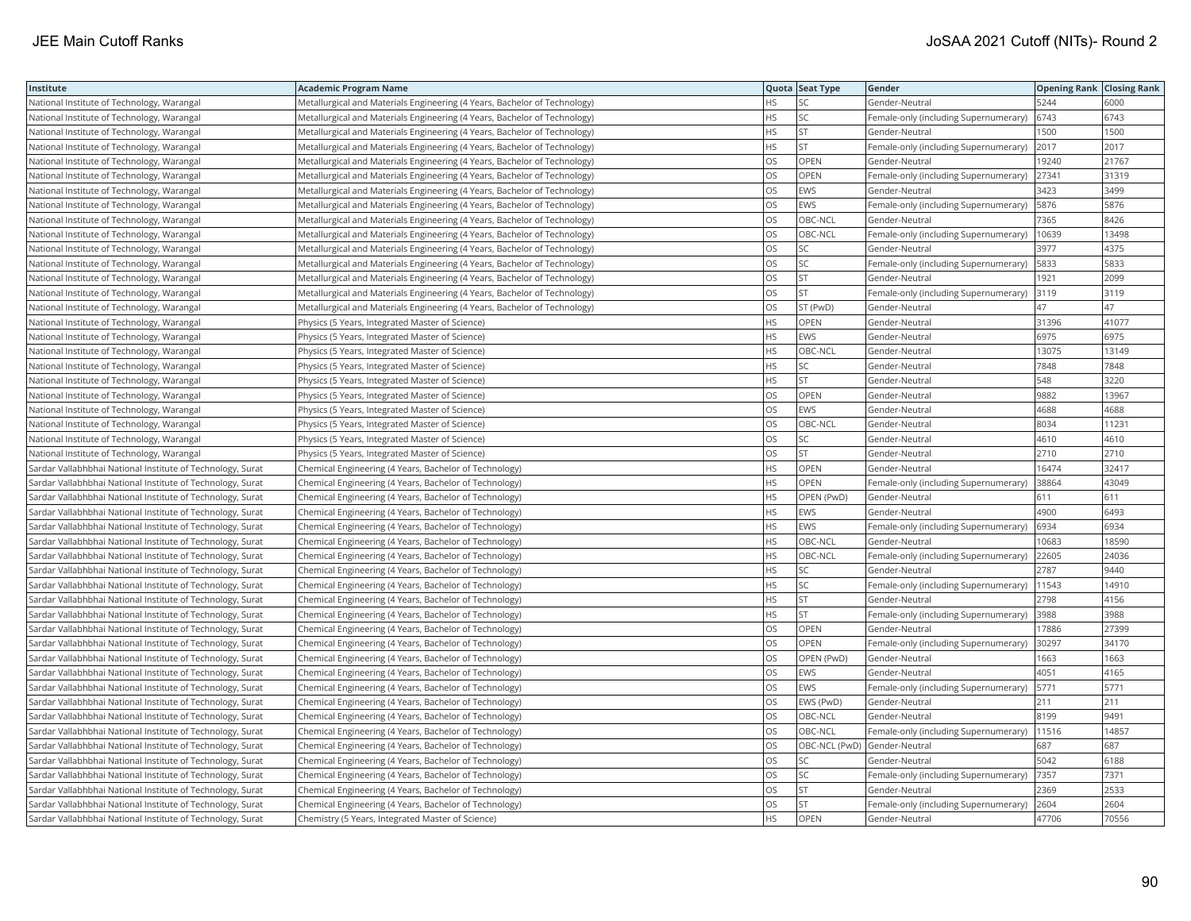| Institute | Academic Program Name | Quota | Seat Type | Gender | Opening Rank | Closing Rank |
|---|---|---|---|---|---|---|
| National Institute of Technology, Warangal | Metallurgical and Materials Engineering (4 Years, Bachelor of Technology) | HS | SC | Gender-Neutral | 5244 | 6000 |
| National Institute of Technology, Warangal | Metallurgical and Materials Engineering (4 Years, Bachelor of Technology) | HS | SC | Female-only (including Supernumerary) | 6743 | 6743 |
| National Institute of Technology, Warangal | Metallurgical and Materials Engineering (4 Years, Bachelor of Technology) | HS | ST | Gender-Neutral | 1500 | 1500 |
| National Institute of Technology, Warangal | Metallurgical and Materials Engineering (4 Years, Bachelor of Technology) | HS | ST | Female-only (including Supernumerary) | 2017 | 2017 |
| National Institute of Technology, Warangal | Metallurgical and Materials Engineering (4 Years, Bachelor of Technology) | OS | OPEN | Gender-Neutral | 19240 | 21767 |
| National Institute of Technology, Warangal | Metallurgical and Materials Engineering (4 Years, Bachelor of Technology) | OS | OPEN | Female-only (including Supernumerary) | 27341 | 31319 |
| National Institute of Technology, Warangal | Metallurgical and Materials Engineering (4 Years, Bachelor of Technology) | OS | EWS | Gender-Neutral | 3423 | 3499 |
| National Institute of Technology, Warangal | Metallurgical and Materials Engineering (4 Years, Bachelor of Technology) | OS | EWS | Female-only (including Supernumerary) | 5876 | 5876 |
| National Institute of Technology, Warangal | Metallurgical and Materials Engineering (4 Years, Bachelor of Technology) | OS | OBC-NCL | Gender-Neutral | 7365 | 8426 |
| National Institute of Technology, Warangal | Metallurgical and Materials Engineering (4 Years, Bachelor of Technology) | OS | OBC-NCL | Female-only (including Supernumerary) | 10639 | 13498 |
| National Institute of Technology, Warangal | Metallurgical and Materials Engineering (4 Years, Bachelor of Technology) | OS | SC | Gender-Neutral | 3977 | 4375 |
| National Institute of Technology, Warangal | Metallurgical and Materials Engineering (4 Years, Bachelor of Technology) | OS | SC | Female-only (including Supernumerary) | 5833 | 5833 |
| National Institute of Technology, Warangal | Metallurgical and Materials Engineering (4 Years, Bachelor of Technology) | OS | ST | Gender-Neutral | 1921 | 2099 |
| National Institute of Technology, Warangal | Metallurgical and Materials Engineering (4 Years, Bachelor of Technology) | OS | ST | Female-only (including Supernumerary) | 3119 | 3119 |
| National Institute of Technology, Warangal | Metallurgical and Materials Engineering (4 Years, Bachelor of Technology) | OS | ST (PwD) | Gender-Neutral | 47 | 47 |
| National Institute of Technology, Warangal | Physics (5 Years, Integrated Master of Science) | HS | OPEN | Gender-Neutral | 31396 | 41077 |
| National Institute of Technology, Warangal | Physics (5 Years, Integrated Master of Science) | HS | EWS | Gender-Neutral | 6975 | 6975 |
| National Institute of Technology, Warangal | Physics (5 Years, Integrated Master of Science) | HS | OBC-NCL | Gender-Neutral | 13075 | 13149 |
| National Institute of Technology, Warangal | Physics (5 Years, Integrated Master of Science) | HS | SC | Gender-Neutral | 7848 | 7848 |
| National Institute of Technology, Warangal | Physics (5 Years, Integrated Master of Science) | HS | ST | Gender-Neutral | 548 | 3220 |
| National Institute of Technology, Warangal | Physics (5 Years, Integrated Master of Science) | OS | OPEN | Gender-Neutral | 9882 | 13967 |
| National Institute of Technology, Warangal | Physics (5 Years, Integrated Master of Science) | OS | EWS | Gender-Neutral | 4688 | 4688 |
| National Institute of Technology, Warangal | Physics (5 Years, Integrated Master of Science) | OS | OBC-NCL | Gender-Neutral | 8034 | 11231 |
| National Institute of Technology, Warangal | Physics (5 Years, Integrated Master of Science) | OS | SC | Gender-Neutral | 4610 | 4610 |
| National Institute of Technology, Warangal | Physics (5 Years, Integrated Master of Science) | OS | ST | Gender-Neutral | 2710 | 2710 |
| Sardar Vallabhbhai National Institute of Technology, Surat | Chemical Engineering (4 Years, Bachelor of Technology) | HS | OPEN | Gender-Neutral | 16474 | 32417 |
| Sardar Vallabhbhai National Institute of Technology, Surat | Chemical Engineering (4 Years, Bachelor of Technology) | HS | OPEN | Female-only (including Supernumerary) | 38864 | 43049 |
| Sardar Vallabhbhai National Institute of Technology, Surat | Chemical Engineering (4 Years, Bachelor of Technology) | HS | OPEN (PwD) | Gender-Neutral | 611 | 611 |
| Sardar Vallabhbhai National Institute of Technology, Surat | Chemical Engineering (4 Years, Bachelor of Technology) | HS | EWS | Gender-Neutral | 4900 | 6493 |
| Sardar Vallabhbhai National Institute of Technology, Surat | Chemical Engineering (4 Years, Bachelor of Technology) | HS | EWS | Female-only (including Supernumerary) | 6934 | 6934 |
| Sardar Vallabhbhai National Institute of Technology, Surat | Chemical Engineering (4 Years, Bachelor of Technology) | HS | OBC-NCL | Gender-Neutral | 10683 | 18590 |
| Sardar Vallabhbhai National Institute of Technology, Surat | Chemical Engineering (4 Years, Bachelor of Technology) | HS | OBC-NCL | Female-only (including Supernumerary) | 22605 | 24036 |
| Sardar Vallabhbhai National Institute of Technology, Surat | Chemical Engineering (4 Years, Bachelor of Technology) | HS | SC | Gender-Neutral | 2787 | 9440 |
| Sardar Vallabhbhai National Institute of Technology, Surat | Chemical Engineering (4 Years, Bachelor of Technology) | HS | SC | Female-only (including Supernumerary) | 11543 | 14910 |
| Sardar Vallabhbhai National Institute of Technology, Surat | Chemical Engineering (4 Years, Bachelor of Technology) | HS | ST | Gender-Neutral | 2798 | 4156 |
| Sardar Vallabhbhai National Institute of Technology, Surat | Chemical Engineering (4 Years, Bachelor of Technology) | HS | ST | Female-only (including Supernumerary) | 3988 | 3988 |
| Sardar Vallabhbhai National Institute of Technology, Surat | Chemical Engineering (4 Years, Bachelor of Technology) | OS | OPEN | Gender-Neutral | 17886 | 27399 |
| Sardar Vallabhbhai National Institute of Technology, Surat | Chemical Engineering (4 Years, Bachelor of Technology) | OS | OPEN | Female-only (including Supernumerary) | 30297 | 34170 |
| Sardar Vallabhbhai National Institute of Technology, Surat | Chemical Engineering (4 Years, Bachelor of Technology) | OS | OPEN (PwD) | Gender-Neutral | 1663 | 1663 |
| Sardar Vallabhbhai National Institute of Technology, Surat | Chemical Engineering (4 Years, Bachelor of Technology) | OS | EWS | Gender-Neutral | 4051 | 4165 |
| Sardar Vallabhbhai National Institute of Technology, Surat | Chemical Engineering (4 Years, Bachelor of Technology) | OS | EWS | Female-only (including Supernumerary) | 5771 | 5771 |
| Sardar Vallabhbhai National Institute of Technology, Surat | Chemical Engineering (4 Years, Bachelor of Technology) | OS | EWS (PwD) | Gender-Neutral | 211 | 211 |
| Sardar Vallabhbhai National Institute of Technology, Surat | Chemical Engineering (4 Years, Bachelor of Technology) | OS | OBC-NCL | Gender-Neutral | 8199 | 9491 |
| Sardar Vallabhbhai National Institute of Technology, Surat | Chemical Engineering (4 Years, Bachelor of Technology) | OS | OBC-NCL | Female-only (including Supernumerary) | 11516 | 14857 |
| Sardar Vallabhbhai National Institute of Technology, Surat | Chemical Engineering (4 Years, Bachelor of Technology) | OS | OBC-NCL (PwD) | Gender-Neutral | 687 | 687 |
| Sardar Vallabhbhai National Institute of Technology, Surat | Chemical Engineering (4 Years, Bachelor of Technology) | OS | SC | Gender-Neutral | 5042 | 6188 |
| Sardar Vallabhbhai National Institute of Technology, Surat | Chemical Engineering (4 Years, Bachelor of Technology) | OS | SC | Female-only (including Supernumerary) | 7357 | 7371 |
| Sardar Vallabhbhai National Institute of Technology, Surat | Chemical Engineering (4 Years, Bachelor of Technology) | OS | ST | Gender-Neutral | 2369 | 2533 |
| Sardar Vallabhbhai National Institute of Technology, Surat | Chemical Engineering (4 Years, Bachelor of Technology) | OS | ST | Female-only (including Supernumerary) | 2604 | 2604 |
| Sardar Vallabhbhai National Institute of Technology, Surat | Chemistry (5 Years, Integrated Master of Science) | HS | OPEN | Gender-Neutral | 47706 | 70556 |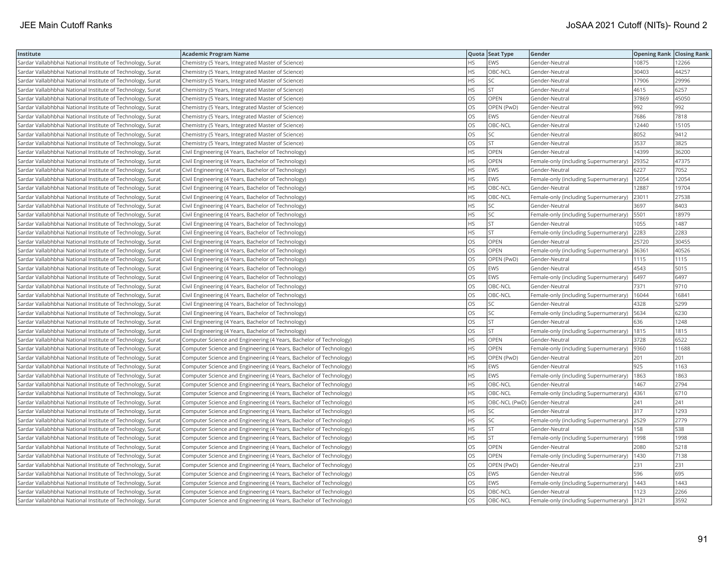| Institute | Academic Program Name | Quota | Seat Type | Gender | Opening Rank | Closing Rank |
|---|---|---|---|---|---|---|
| Sardar Vallabhbhai National Institute of Technology, Surat | Chemistry (5 Years, Integrated Master of Science) | HS | EWS | Gender-Neutral | 10875 | 12266 |
| Sardar Vallabhbhai National Institute of Technology, Surat | Chemistry (5 Years, Integrated Master of Science) | HS | OBC-NCL | Gender-Neutral | 30403 | 44257 |
| Sardar Vallabhbhai National Institute of Technology, Surat | Chemistry (5 Years, Integrated Master of Science) | HS | SC | Gender-Neutral | 17906 | 29996 |
| Sardar Vallabhbhai National Institute of Technology, Surat | Chemistry (5 Years, Integrated Master of Science) | HS | ST | Gender-Neutral | 4615 | 6257 |
| Sardar Vallabhbhai National Institute of Technology, Surat | Chemistry (5 Years, Integrated Master of Science) | OS | OPEN | Gender-Neutral | 37869 | 45050 |
| Sardar Vallabhbhai National Institute of Technology, Surat | Chemistry (5 Years, Integrated Master of Science) | OS | OPEN (PwD) | Gender-Neutral | 992 | 992 |
| Sardar Vallabhbhai National Institute of Technology, Surat | Chemistry (5 Years, Integrated Master of Science) | OS | EWS | Gender-Neutral | 7686 | 7818 |
| Sardar Vallabhbhai National Institute of Technology, Surat | Chemistry (5 Years, Integrated Master of Science) | OS | OBC-NCL | Gender-Neutral | 12440 | 15105 |
| Sardar Vallabhbhai National Institute of Technology, Surat | Chemistry (5 Years, Integrated Master of Science) | OS | SC | Gender-Neutral | 8052 | 9412 |
| Sardar Vallabhbhai National Institute of Technology, Surat | Chemistry (5 Years, Integrated Master of Science) | OS | ST | Gender-Neutral | 3537 | 3825 |
| Sardar Vallabhbhai National Institute of Technology, Surat | Civil Engineering (4 Years, Bachelor of Technology) | HS | OPEN | Gender-Neutral | 14399 | 36200 |
| Sardar Vallabhbhai National Institute of Technology, Surat | Civil Engineering (4 Years, Bachelor of Technology) | HS | OPEN | Female-only (including Supernumerary) | 29352 | 47375 |
| Sardar Vallabhbhai National Institute of Technology, Surat | Civil Engineering (4 Years, Bachelor of Technology) | HS | EWS | Gender-Neutral | 6227 | 7052 |
| Sardar Vallabhbhai National Institute of Technology, Surat | Civil Engineering (4 Years, Bachelor of Technology) | HS | EWS | Female-only (including Supernumerary) | 12054 | 12054 |
| Sardar Vallabhbhai National Institute of Technology, Surat | Civil Engineering (4 Years, Bachelor of Technology) | HS | OBC-NCL | Gender-Neutral | 12887 | 19704 |
| Sardar Vallabhbhai National Institute of Technology, Surat | Civil Engineering (4 Years, Bachelor of Technology) | HS | OBC-NCL | Female-only (including Supernumerary) | 23011 | 27538 |
| Sardar Vallabhbhai National Institute of Technology, Surat | Civil Engineering (4 Years, Bachelor of Technology) | HS | SC | Gender-Neutral | 3697 | 8403 |
| Sardar Vallabhbhai National Institute of Technology, Surat | Civil Engineering (4 Years, Bachelor of Technology) | HS | SC | Female-only (including Supernumerary) | 5501 | 18979 |
| Sardar Vallabhbhai National Institute of Technology, Surat | Civil Engineering (4 Years, Bachelor of Technology) | HS | ST | Gender-Neutral | 1055 | 1487 |
| Sardar Vallabhbhai National Institute of Technology, Surat | Civil Engineering (4 Years, Bachelor of Technology) | HS | ST | Female-only (including Supernumerary) | 2283 | 2283 |
| Sardar Vallabhbhai National Institute of Technology, Surat | Civil Engineering (4 Years, Bachelor of Technology) | OS | OPEN | Gender-Neutral | 25720 | 30455 |
| Sardar Vallabhbhai National Institute of Technology, Surat | Civil Engineering (4 Years, Bachelor of Technology) | OS | OPEN | Female-only (including Supernumerary) | 36361 | 40526 |
| Sardar Vallabhbhai National Institute of Technology, Surat | Civil Engineering (4 Years, Bachelor of Technology) | OS | OPEN (PwD) | Gender-Neutral | 1115 | 1115 |
| Sardar Vallabhbhai National Institute of Technology, Surat | Civil Engineering (4 Years, Bachelor of Technology) | OS | EWS | Gender-Neutral | 4543 | 5015 |
| Sardar Vallabhbhai National Institute of Technology, Surat | Civil Engineering (4 Years, Bachelor of Technology) | OS | EWS | Female-only (including Supernumerary) | 6497 | 6497 |
| Sardar Vallabhbhai National Institute of Technology, Surat | Civil Engineering (4 Years, Bachelor of Technology) | OS | OBC-NCL | Gender-Neutral | 7371 | 9710 |
| Sardar Vallabhbhai National Institute of Technology, Surat | Civil Engineering (4 Years, Bachelor of Technology) | OS | OBC-NCL | Female-only (including Supernumerary) | 16044 | 16841 |
| Sardar Vallabhbhai National Institute of Technology, Surat | Civil Engineering (4 Years, Bachelor of Technology) | OS | SC | Gender-Neutral | 4328 | 5299 |
| Sardar Vallabhbhai National Institute of Technology, Surat | Civil Engineering (4 Years, Bachelor of Technology) | OS | SC | Female-only (including Supernumerary) | 5634 | 6230 |
| Sardar Vallabhbhai National Institute of Technology, Surat | Civil Engineering (4 Years, Bachelor of Technology) | OS | ST | Gender-Neutral | 636 | 1248 |
| Sardar Vallabhbhai National Institute of Technology, Surat | Civil Engineering (4 Years, Bachelor of Technology) | OS | ST | Female-only (including Supernumerary) | 1815 | 1815 |
| Sardar Vallabhbhai National Institute of Technology, Surat | Computer Science and Engineering (4 Years, Bachelor of Technology) | HS | OPEN | Gender-Neutral | 3728 | 6522 |
| Sardar Vallabhbhai National Institute of Technology, Surat | Computer Science and Engineering (4 Years, Bachelor of Technology) | HS | OPEN | Female-only (including Supernumerary) | 9360 | 11688 |
| Sardar Vallabhbhai National Institute of Technology, Surat | Computer Science and Engineering (4 Years, Bachelor of Technology) | HS | OPEN (PwD) | Gender-Neutral | 201 | 201 |
| Sardar Vallabhbhai National Institute of Technology, Surat | Computer Science and Engineering (4 Years, Bachelor of Technology) | HS | EWS | Gender-Neutral | 925 | 1163 |
| Sardar Vallabhbhai National Institute of Technology, Surat | Computer Science and Engineering (4 Years, Bachelor of Technology) | HS | EWS | Female-only (including Supernumerary) | 1863 | 1863 |
| Sardar Vallabhbhai National Institute of Technology, Surat | Computer Science and Engineering (4 Years, Bachelor of Technology) | HS | OBC-NCL | Gender-Neutral | 1467 | 2794 |
| Sardar Vallabhbhai National Institute of Technology, Surat | Computer Science and Engineering (4 Years, Bachelor of Technology) | HS | OBC-NCL | Female-only (including Supernumerary) | 4361 | 6710 |
| Sardar Vallabhbhai National Institute of Technology, Surat | Computer Science and Engineering (4 Years, Bachelor of Technology) | HS | OBC-NCL (PwD) | Gender-Neutral | 241 | 241 |
| Sardar Vallabhbhai National Institute of Technology, Surat | Computer Science and Engineering (4 Years, Bachelor of Technology) | HS | SC | Gender-Neutral | 317 | 1293 |
| Sardar Vallabhbhai National Institute of Technology, Surat | Computer Science and Engineering (4 Years, Bachelor of Technology) | HS | SC | Female-only (including Supernumerary) | 2529 | 2779 |
| Sardar Vallabhbhai National Institute of Technology, Surat | Computer Science and Engineering (4 Years, Bachelor of Technology) | HS | ST | Gender-Neutral | 158 | 538 |
| Sardar Vallabhbhai National Institute of Technology, Surat | Computer Science and Engineering (4 Years, Bachelor of Technology) | HS | ST | Female-only (including Supernumerary) | 1998 | 1998 |
| Sardar Vallabhbhai National Institute of Technology, Surat | Computer Science and Engineering (4 Years, Bachelor of Technology) | OS | OPEN | Gender-Neutral | 2080 | 5218 |
| Sardar Vallabhbhai National Institute of Technology, Surat | Computer Science and Engineering (4 Years, Bachelor of Technology) | OS | OPEN | Female-only (including Supernumerary) | 1430 | 7138 |
| Sardar Vallabhbhai National Institute of Technology, Surat | Computer Science and Engineering (4 Years, Bachelor of Technology) | OS | OPEN (PwD) | Gender-Neutral | 231 | 231 |
| Sardar Vallabhbhai National Institute of Technology, Surat | Computer Science and Engineering (4 Years, Bachelor of Technology) | OS | EWS | Gender-Neutral | 596 | 695 |
| Sardar Vallabhbhai National Institute of Technology, Surat | Computer Science and Engineering (4 Years, Bachelor of Technology) | OS | EWS | Female-only (including Supernumerary) | 1443 | 1443 |
| Sardar Vallabhbhai National Institute of Technology, Surat | Computer Science and Engineering (4 Years, Bachelor of Technology) | OS | OBC-NCL | Gender-Neutral | 1123 | 2266 |
| Sardar Vallabhbhai National Institute of Technology, Surat | Computer Science and Engineering (4 Years, Bachelor of Technology) | OS | OBC-NCL | Female-only (including Supernumerary) | 3121 | 3592 |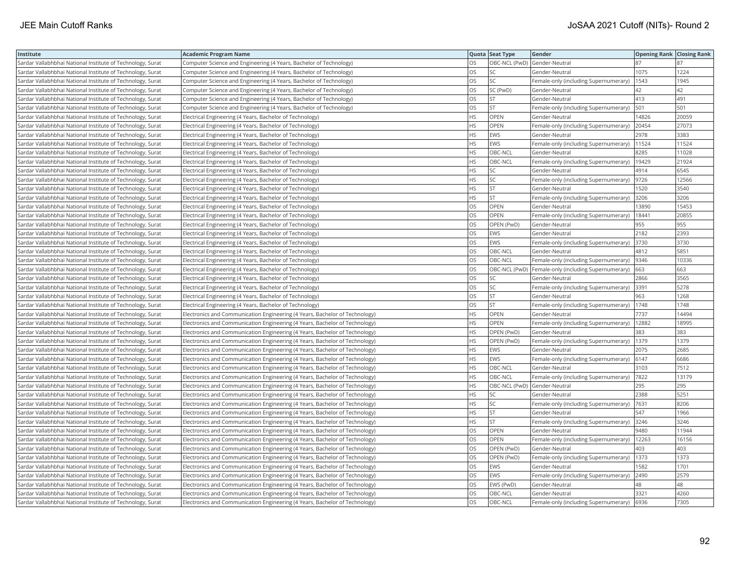| Institute | Academic Program Name | Quota | Seat Type | Gender | Opening Rank | Closing Rank |
|---|---|---|---|---|---|---|
| Sardar Vallabhbhai National Institute of Technology, Surat | Computer Science and Engineering (4 Years, Bachelor of Technology) | OS | OBC-NCL (PwD) | Gender-Neutral | 87 | 87 |
| Sardar Vallabhbhai National Institute of Technology, Surat | Computer Science and Engineering (4 Years, Bachelor of Technology) | OS | SC | Gender-Neutral | 1075 | 1224 |
| Sardar Vallabhbhai National Institute of Technology, Surat | Computer Science and Engineering (4 Years, Bachelor of Technology) | OS | SC | Female-only (including Supernumerary) | 1543 | 1945 |
| Sardar Vallabhbhai National Institute of Technology, Surat | Computer Science and Engineering (4 Years, Bachelor of Technology) | OS | SC (PwD) | Gender-Neutral | 42 | 42 |
| Sardar Vallabhbhai National Institute of Technology, Surat | Computer Science and Engineering (4 Years, Bachelor of Technology) | OS | ST | Gender-Neutral | 413 | 491 |
| Sardar Vallabhbhai National Institute of Technology, Surat | Computer Science and Engineering (4 Years, Bachelor of Technology) | OS | ST | Female-only (including Supernumerary) | 501 | 501 |
| Sardar Vallabhbhai National Institute of Technology, Surat | Electrical Engineering (4 Years, Bachelor of Technology) | HS | OPEN | Gender-Neutral | 14826 | 20059 |
| Sardar Vallabhbhai National Institute of Technology, Surat | Electrical Engineering (4 Years, Bachelor of Technology) | HS | OPEN | Female-only (including Supernumerary) | 20454 | 27073 |
| Sardar Vallabhbhai National Institute of Technology, Surat | Electrical Engineering (4 Years, Bachelor of Technology) | HS | EWS | Gender-Neutral | 2978 | 3383 |
| Sardar Vallabhbhai National Institute of Technology, Surat | Electrical Engineering (4 Years, Bachelor of Technology) | HS | EWS | Female-only (including Supernumerary) | 11524 | 11524 |
| Sardar Vallabhbhai National Institute of Technology, Surat | Electrical Engineering (4 Years, Bachelor of Technology) | HS | OBC-NCL | Gender-Neutral | 8285 | 11028 |
| Sardar Vallabhbhai National Institute of Technology, Surat | Electrical Engineering (4 Years, Bachelor of Technology) | HS | OBC-NCL | Female-only (including Supernumerary) | 19429 | 21924 |
| Sardar Vallabhbhai National Institute of Technology, Surat | Electrical Engineering (4 Years, Bachelor of Technology) | HS | SC | Gender-Neutral | 4914 | 6545 |
| Sardar Vallabhbhai National Institute of Technology, Surat | Electrical Engineering (4 Years, Bachelor of Technology) | HS | SC | Female-only (including Supernumerary) | 9726 | 12566 |
| Sardar Vallabhbhai National Institute of Technology, Surat | Electrical Engineering (4 Years, Bachelor of Technology) | HS | ST | Gender-Neutral | 1520 | 3540 |
| Sardar Vallabhbhai National Institute of Technology, Surat | Electrical Engineering (4 Years, Bachelor of Technology) | HS | ST | Female-only (including Supernumerary) | 3206 | 3206 |
| Sardar Vallabhbhai National Institute of Technology, Surat | Electrical Engineering (4 Years, Bachelor of Technology) | OS | OPEN | Gender-Neutral | 13890 | 15453 |
| Sardar Vallabhbhai National Institute of Technology, Surat | Electrical Engineering (4 Years, Bachelor of Technology) | OS | OPEN | Female-only (including Supernumerary) | 18441 | 20855 |
| Sardar Vallabhbhai National Institute of Technology, Surat | Electrical Engineering (4 Years, Bachelor of Technology) | OS | OPEN (PwD) | Gender-Neutral | 955 | 955 |
| Sardar Vallabhbhai National Institute of Technology, Surat | Electrical Engineering (4 Years, Bachelor of Technology) | OS | EWS | Gender-Neutral | 2182 | 2393 |
| Sardar Vallabhbhai National Institute of Technology, Surat | Electrical Engineering (4 Years, Bachelor of Technology) | OS | EWS | Female-only (including Supernumerary) | 3730 | 3730 |
| Sardar Vallabhbhai National Institute of Technology, Surat | Electrical Engineering (4 Years, Bachelor of Technology) | OS | OBC-NCL | Gender-Neutral | 4812 | 5851 |
| Sardar Vallabhbhai National Institute of Technology, Surat | Electrical Engineering (4 Years, Bachelor of Technology) | OS | OBC-NCL | Female-only (including Supernumerary) | 9346 | 10336 |
| Sardar Vallabhbhai National Institute of Technology, Surat | Electrical Engineering (4 Years, Bachelor of Technology) | OS | OBC-NCL (PwD) | Female-only (including Supernumerary) | 663 | 663 |
| Sardar Vallabhbhai National Institute of Technology, Surat | Electrical Engineering (4 Years, Bachelor of Technology) | OS | SC | Gender-Neutral | 2866 | 3565 |
| Sardar Vallabhbhai National Institute of Technology, Surat | Electrical Engineering (4 Years, Bachelor of Technology) | OS | SC | Female-only (including Supernumerary) | 3391 | 5278 |
| Sardar Vallabhbhai National Institute of Technology, Surat | Electrical Engineering (4 Years, Bachelor of Technology) | OS | ST | Gender-Neutral | 963 | 1268 |
| Sardar Vallabhbhai National Institute of Technology, Surat | Electrical Engineering (4 Years, Bachelor of Technology) | OS | ST | Female-only (including Supernumerary) | 1748 | 1748 |
| Sardar Vallabhbhai National Institute of Technology, Surat | Electronics and Communication Engineering (4 Years, Bachelor of Technology) | HS | OPEN | Gender-Neutral | 7737 | 14494 |
| Sardar Vallabhbhai National Institute of Technology, Surat | Electronics and Communication Engineering (4 Years, Bachelor of Technology) | HS | OPEN | Female-only (including Supernumerary) | 12882 | 18995 |
| Sardar Vallabhbhai National Institute of Technology, Surat | Electronics and Communication Engineering (4 Years, Bachelor of Technology) | HS | OPEN (PwD) | Gender-Neutral | 383 | 383 |
| Sardar Vallabhbhai National Institute of Technology, Surat | Electronics and Communication Engineering (4 Years, Bachelor of Technology) | HS | OPEN (PwD) | Female-only (including Supernumerary) | 1379 | 1379 |
| Sardar Vallabhbhai National Institute of Technology, Surat | Electronics and Communication Engineering (4 Years, Bachelor of Technology) | HS | EWS | Gender-Neutral | 2075 | 2685 |
| Sardar Vallabhbhai National Institute of Technology, Surat | Electronics and Communication Engineering (4 Years, Bachelor of Technology) | HS | EWS | Female-only (including Supernumerary) | 6147 | 6686 |
| Sardar Vallabhbhai National Institute of Technology, Surat | Electronics and Communication Engineering (4 Years, Bachelor of Technology) | HS | OBC-NCL | Gender-Neutral | 3103 | 7512 |
| Sardar Vallabhbhai National Institute of Technology, Surat | Electronics and Communication Engineering (4 Years, Bachelor of Technology) | HS | OBC-NCL | Female-only (including Supernumerary) | 7822 | 13179 |
| Sardar Vallabhbhai National Institute of Technology, Surat | Electronics and Communication Engineering (4 Years, Bachelor of Technology) | HS | OBC-NCL (PwD) | Gender-Neutral | 295 | 295 |
| Sardar Vallabhbhai National Institute of Technology, Surat | Electronics and Communication Engineering (4 Years, Bachelor of Technology) | HS | SC | Gender-Neutral | 2388 | 5251 |
| Sardar Vallabhbhai National Institute of Technology, Surat | Electronics and Communication Engineering (4 Years, Bachelor of Technology) | HS | SC | Female-only (including Supernumerary) | 7631 | 8206 |
| Sardar Vallabhbhai National Institute of Technology, Surat | Electronics and Communication Engineering (4 Years, Bachelor of Technology) | HS | ST | Gender-Neutral | 547 | 1966 |
| Sardar Vallabhbhai National Institute of Technology, Surat | Electronics and Communication Engineering (4 Years, Bachelor of Technology) | HS | ST | Female-only (including Supernumerary) | 3246 | 3246 |
| Sardar Vallabhbhai National Institute of Technology, Surat | Electronics and Communication Engineering (4 Years, Bachelor of Technology) | OS | OPEN | Gender-Neutral | 9480 | 11944 |
| Sardar Vallabhbhai National Institute of Technology, Surat | Electronics and Communication Engineering (4 Years, Bachelor of Technology) | OS | OPEN | Female-only (including Supernumerary) | 12263 | 16156 |
| Sardar Vallabhbhai National Institute of Technology, Surat | Electronics and Communication Engineering (4 Years, Bachelor of Technology) | OS | OPEN (PwD) | Gender-Neutral | 403 | 403 |
| Sardar Vallabhbhai National Institute of Technology, Surat | Electronics and Communication Engineering (4 Years, Bachelor of Technology) | OS | OPEN (PwD) | Female-only (including Supernumerary) | 1373 | 1373 |
| Sardar Vallabhbhai National Institute of Technology, Surat | Electronics and Communication Engineering (4 Years, Bachelor of Technology) | OS | EWS | Gender-Neutral | 1582 | 1701 |
| Sardar Vallabhbhai National Institute of Technology, Surat | Electronics and Communication Engineering (4 Years, Bachelor of Technology) | OS | EWS | Female-only (including Supernumerary) | 2490 | 2579 |
| Sardar Vallabhbhai National Institute of Technology, Surat | Electronics and Communication Engineering (4 Years, Bachelor of Technology) | OS | EWS (PwD) | Gender-Neutral | 48 | 48 |
| Sardar Vallabhbhai National Institute of Technology, Surat | Electronics and Communication Engineering (4 Years, Bachelor of Technology) | OS | OBC-NCL | Gender-Neutral | 3321 | 4260 |
| Sardar Vallabhbhai National Institute of Technology, Surat | Electronics and Communication Engineering (4 Years, Bachelor of Technology) | OS | OBC-NCL | Female-only (including Supernumerary) | 6936 | 7305 |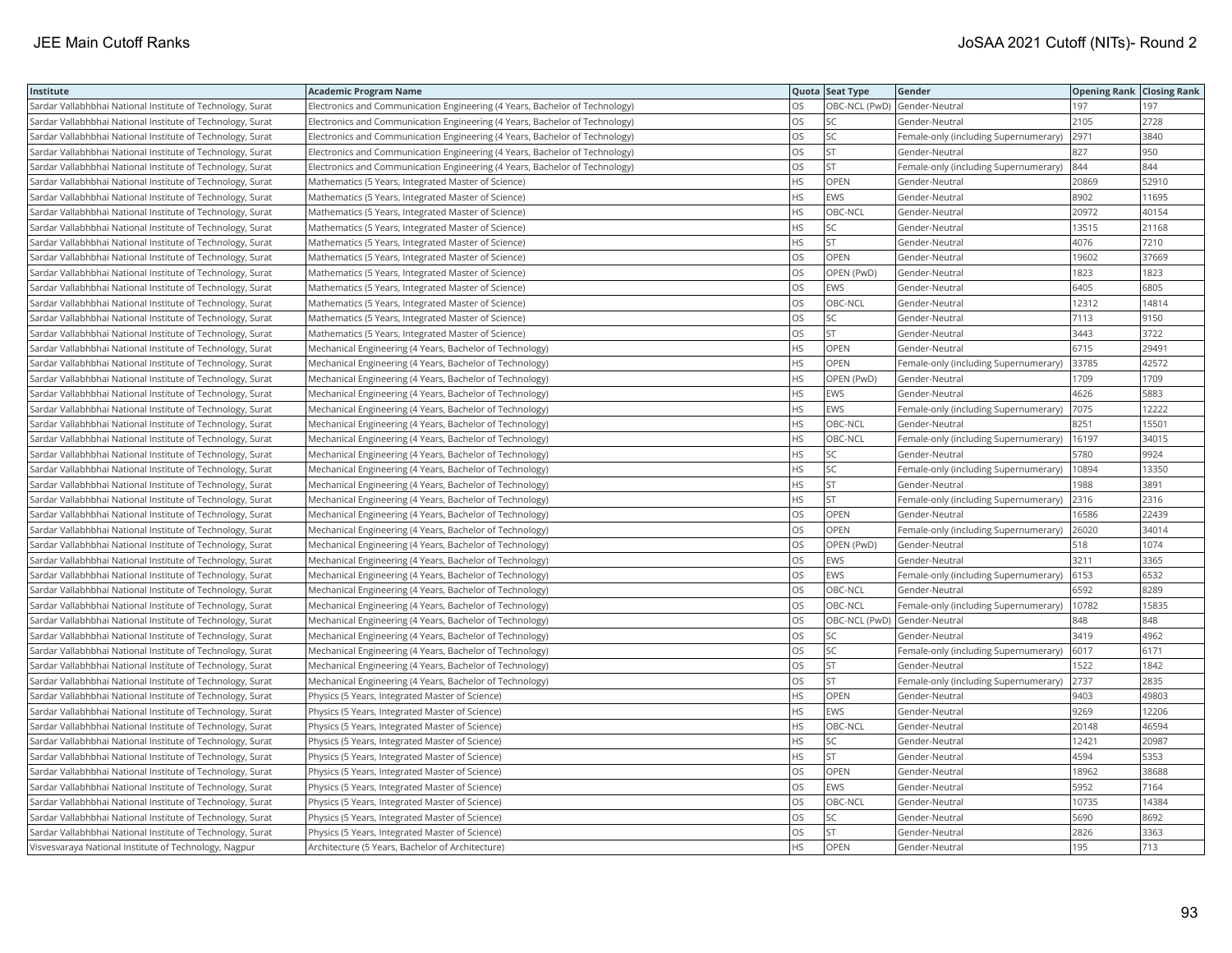| Institute | Academic Program Name | Quota | Seat Type | Gender | Opening Rank | Closing Rank |
|---|---|---|---|---|---|---|
| Sardar Vallabhbhai National Institute of Technology, Surat | Electronics and Communication Engineering (4 Years, Bachelor of Technology) | OS | OBC-NCL (PwD) | Gender-Neutral | 197 | 197 |
| Sardar Vallabhbhai National Institute of Technology, Surat | Electronics and Communication Engineering (4 Years, Bachelor of Technology) | OS | SC | Gender-Neutral | 2105 | 2728 |
| Sardar Vallabhbhai National Institute of Technology, Surat | Electronics and Communication Engineering (4 Years, Bachelor of Technology) | OS | SC | Female-only (including Supernumerary) | 2971 | 3840 |
| Sardar Vallabhbhai National Institute of Technology, Surat | Electronics and Communication Engineering (4 Years, Bachelor of Technology) | OS | ST | Gender-Neutral | 827 | 950 |
| Sardar Vallabhbhai National Institute of Technology, Surat | Electronics and Communication Engineering (4 Years, Bachelor of Technology) | OS | ST | Female-only (including Supernumerary) | 844 | 844 |
| Sardar Vallabhbhai National Institute of Technology, Surat | Mathematics (5 Years, Integrated Master of Science) | HS | OPEN | Gender-Neutral | 20869 | 52910 |
| Sardar Vallabhbhai National Institute of Technology, Surat | Mathematics (5 Years, Integrated Master of Science) | HS | EWS | Gender-Neutral | 8902 | 11695 |
| Sardar Vallabhbhai National Institute of Technology, Surat | Mathematics (5 Years, Integrated Master of Science) | HS | OBC-NCL | Gender-Neutral | 20972 | 40154 |
| Sardar Vallabhbhai National Institute of Technology, Surat | Mathematics (5 Years, Integrated Master of Science) | HS | SC | Gender-Neutral | 13515 | 21168 |
| Sardar Vallabhbhai National Institute of Technology, Surat | Mathematics (5 Years, Integrated Master of Science) | HS | ST | Gender-Neutral | 4076 | 7210 |
| Sardar Vallabhbhai National Institute of Technology, Surat | Mathematics (5 Years, Integrated Master of Science) | OS | OPEN | Gender-Neutral | 19602 | 37669 |
| Sardar Vallabhbhai National Institute of Technology, Surat | Mathematics (5 Years, Integrated Master of Science) | OS | OPEN (PwD) | Gender-Neutral | 1823 | 1823 |
| Sardar Vallabhbhai National Institute of Technology, Surat | Mathematics (5 Years, Integrated Master of Science) | OS | EWS | Gender-Neutral | 6405 | 6805 |
| Sardar Vallabhbhai National Institute of Technology, Surat | Mathematics (5 Years, Integrated Master of Science) | OS | OBC-NCL | Gender-Neutral | 12312 | 14814 |
| Sardar Vallabhbhai National Institute of Technology, Surat | Mathematics (5 Years, Integrated Master of Science) | OS | SC | Gender-Neutral | 7113 | 9150 |
| Sardar Vallabhbhai National Institute of Technology, Surat | Mathematics (5 Years, Integrated Master of Science) | OS | ST | Gender-Neutral | 3443 | 3722 |
| Sardar Vallabhbhai National Institute of Technology, Surat | Mechanical Engineering (4 Years, Bachelor of Technology) | HS | OPEN | Gender-Neutral | 6715 | 29491 |
| Sardar Vallabhbhai National Institute of Technology, Surat | Mechanical Engineering (4 Years, Bachelor of Technology) | HS | OPEN | Female-only (including Supernumerary) | 33785 | 42572 |
| Sardar Vallabhbhai National Institute of Technology, Surat | Mechanical Engineering (4 Years, Bachelor of Technology) | HS | OPEN (PwD) | Gender-Neutral | 1709 | 1709 |
| Sardar Vallabhbhai National Institute of Technology, Surat | Mechanical Engineering (4 Years, Bachelor of Technology) | HS | EWS | Gender-Neutral | 4626 | 5883 |
| Sardar Vallabhbhai National Institute of Technology, Surat | Mechanical Engineering (4 Years, Bachelor of Technology) | HS | EWS | Female-only (including Supernumerary) | 7075 | 12222 |
| Sardar Vallabhbhai National Institute of Technology, Surat | Mechanical Engineering (4 Years, Bachelor of Technology) | HS | OBC-NCL | Gender-Neutral | 8251 | 15501 |
| Sardar Vallabhbhai National Institute of Technology, Surat | Mechanical Engineering (4 Years, Bachelor of Technology) | HS | OBC-NCL | Female-only (including Supernumerary) | 16197 | 34015 |
| Sardar Vallabhbhai National Institute of Technology, Surat | Mechanical Engineering (4 Years, Bachelor of Technology) | HS | SC | Gender-Neutral | 5780 | 9924 |
| Sardar Vallabhbhai National Institute of Technology, Surat | Mechanical Engineering (4 Years, Bachelor of Technology) | HS | SC | Female-only (including Supernumerary) | 10894 | 13350 |
| Sardar Vallabhbhai National Institute of Technology, Surat | Mechanical Engineering (4 Years, Bachelor of Technology) | HS | ST | Gender-Neutral | 1988 | 3891 |
| Sardar Vallabhbhai National Institute of Technology, Surat | Mechanical Engineering (4 Years, Bachelor of Technology) | HS | ST | Female-only (including Supernumerary) | 2316 | 2316 |
| Sardar Vallabhbhai National Institute of Technology, Surat | Mechanical Engineering (4 Years, Bachelor of Technology) | OS | OPEN | Gender-Neutral | 16586 | 22439 |
| Sardar Vallabhbhai National Institute of Technology, Surat | Mechanical Engineering (4 Years, Bachelor of Technology) | OS | OPEN | Female-only (including Supernumerary) | 26020 | 34014 |
| Sardar Vallabhbhai National Institute of Technology, Surat | Mechanical Engineering (4 Years, Bachelor of Technology) | OS | OPEN (PwD) | Gender-Neutral | 518 | 1074 |
| Sardar Vallabhbhai National Institute of Technology, Surat | Mechanical Engineering (4 Years, Bachelor of Technology) | OS | EWS | Gender-Neutral | 3211 | 3365 |
| Sardar Vallabhbhai National Institute of Technology, Surat | Mechanical Engineering (4 Years, Bachelor of Technology) | OS | EWS | Female-only (including Supernumerary) | 6153 | 6532 |
| Sardar Vallabhbhai National Institute of Technology, Surat | Mechanical Engineering (4 Years, Bachelor of Technology) | OS | OBC-NCL | Gender-Neutral | 6592 | 8289 |
| Sardar Vallabhbhai National Institute of Technology, Surat | Mechanical Engineering (4 Years, Bachelor of Technology) | OS | OBC-NCL | Female-only (including Supernumerary) | 10782 | 15835 |
| Sardar Vallabhbhai National Institute of Technology, Surat | Mechanical Engineering (4 Years, Bachelor of Technology) | OS | OBC-NCL (PwD) | Gender-Neutral | 848 | 848 |
| Sardar Vallabhbhai National Institute of Technology, Surat | Mechanical Engineering (4 Years, Bachelor of Technology) | OS | SC | Gender-Neutral | 3419 | 4962 |
| Sardar Vallabhbhai National Institute of Technology, Surat | Mechanical Engineering (4 Years, Bachelor of Technology) | OS | SC | Female-only (including Supernumerary) | 6017 | 6171 |
| Sardar Vallabhbhai National Institute of Technology, Surat | Mechanical Engineering (4 Years, Bachelor of Technology) | OS | ST | Gender-Neutral | 1522 | 1842 |
| Sardar Vallabhbhai National Institute of Technology, Surat | Mechanical Engineering (4 Years, Bachelor of Technology) | OS | ST | Female-only (including Supernumerary) | 2737 | 2835 |
| Sardar Vallabhbhai National Institute of Technology, Surat | Physics (5 Years, Integrated Master of Science) | HS | OPEN | Gender-Neutral | 9403 | 49803 |
| Sardar Vallabhbhai National Institute of Technology, Surat | Physics (5 Years, Integrated Master of Science) | HS | EWS | Gender-Neutral | 9269 | 12206 |
| Sardar Vallabhbhai National Institute of Technology, Surat | Physics (5 Years, Integrated Master of Science) | HS | OBC-NCL | Gender-Neutral | 20148 | 46594 |
| Sardar Vallabhbhai National Institute of Technology, Surat | Physics (5 Years, Integrated Master of Science) | HS | SC | Gender-Neutral | 12421 | 20987 |
| Sardar Vallabhbhai National Institute of Technology, Surat | Physics (5 Years, Integrated Master of Science) | HS | ST | Gender-Neutral | 4594 | 5353 |
| Sardar Vallabhbhai National Institute of Technology, Surat | Physics (5 Years, Integrated Master of Science) | OS | OPEN | Gender-Neutral | 18962 | 38688 |
| Sardar Vallabhbhai National Institute of Technology, Surat | Physics (5 Years, Integrated Master of Science) | OS | EWS | Gender-Neutral | 5952 | 7164 |
| Sardar Vallabhbhai National Institute of Technology, Surat | Physics (5 Years, Integrated Master of Science) | OS | OBC-NCL | Gender-Neutral | 10735 | 14384 |
| Sardar Vallabhbhai National Institute of Technology, Surat | Physics (5 Years, Integrated Master of Science) | OS | SC | Gender-Neutral | 5690 | 8692 |
| Sardar Vallabhbhai National Institute of Technology, Surat | Physics (5 Years, Integrated Master of Science) | OS | ST | Gender-Neutral | 2826 | 3363 |
| Visvesvaraya National Institute of Technology, Nagpur | Architecture (5 Years, Bachelor of Architecture) | HS | OPEN | Gender-Neutral | 195 | 713 |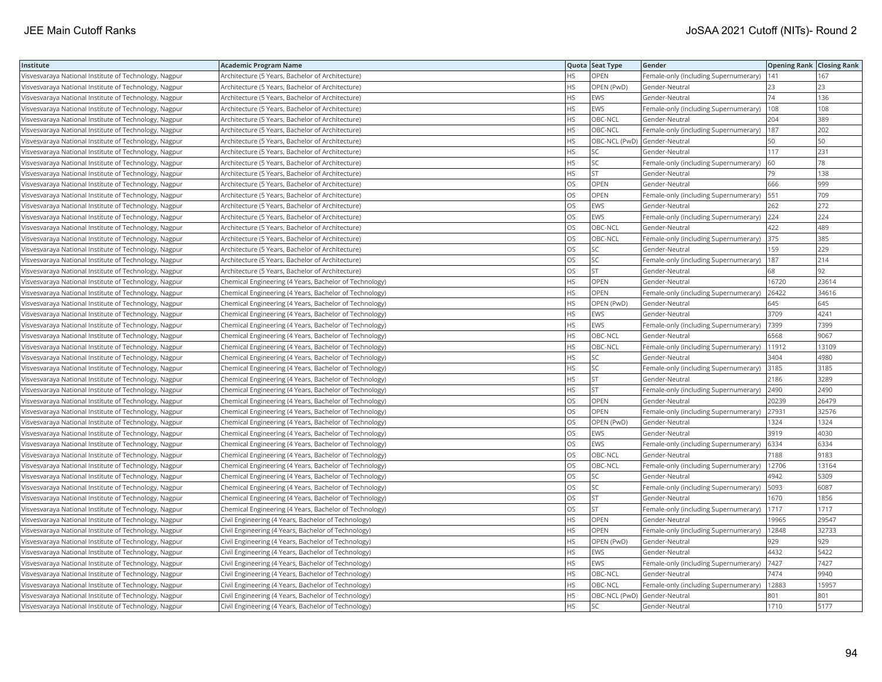| Institute | Academic Program Name | Quota | Seat Type | Gender | Opening Rank | Closing Rank |
|---|---|---|---|---|---|---|
| Visvesvaraya National Institute of Technology, Nagpur | Architecture (5 Years, Bachelor of Architecture) | HS | OPEN | Female-only (including Supernumerary) | 141 | 167 |
| Visvesvaraya National Institute of Technology, Nagpur | Architecture (5 Years, Bachelor of Architecture) | HS | OPEN (PwD) | Gender-Neutral | 23 | 23 |
| Visvesvaraya National Institute of Technology, Nagpur | Architecture (5 Years, Bachelor of Architecture) | HS | EWS | Gender-Neutral | 74 | 136 |
| Visvesvaraya National Institute of Technology, Nagpur | Architecture (5 Years, Bachelor of Architecture) | HS | EWS | Female-only (including Supernumerary) | 108 | 108 |
| Visvesvaraya National Institute of Technology, Nagpur | Architecture (5 Years, Bachelor of Architecture) | HS | OBC-NCL | Gender-Neutral | 204 | 389 |
| Visvesvaraya National Institute of Technology, Nagpur | Architecture (5 Years, Bachelor of Architecture) | HS | OBC-NCL | Female-only (including Supernumerary) | 187 | 202 |
| Visvesvaraya National Institute of Technology, Nagpur | Architecture (5 Years, Bachelor of Architecture) | HS | OBC-NCL (PwD) | Gender-Neutral | 50 | 50 |
| Visvesvaraya National Institute of Technology, Nagpur | Architecture (5 Years, Bachelor of Architecture) | HS | SC | Gender-Neutral | 117 | 231 |
| Visvesvaraya National Institute of Technology, Nagpur | Architecture (5 Years, Bachelor of Architecture) | HS | SC | Female-only (including Supernumerary) | 60 | 78 |
| Visvesvaraya National Institute of Technology, Nagpur | Architecture (5 Years, Bachelor of Architecture) | HS | ST | Gender-Neutral | 79 | 138 |
| Visvesvaraya National Institute of Technology, Nagpur | Architecture (5 Years, Bachelor of Architecture) | OS | OPEN | Gender-Neutral | 666 | 999 |
| Visvesvaraya National Institute of Technology, Nagpur | Architecture (5 Years, Bachelor of Architecture) | OS | OPEN | Female-only (including Supernumerary) | 551 | 709 |
| Visvesvaraya National Institute of Technology, Nagpur | Architecture (5 Years, Bachelor of Architecture) | OS | EWS | Gender-Neutral | 262 | 272 |
| Visvesvaraya National Institute of Technology, Nagpur | Architecture (5 Years, Bachelor of Architecture) | OS | EWS | Female-only (including Supernumerary) | 224 | 224 |
| Visvesvaraya National Institute of Technology, Nagpur | Architecture (5 Years, Bachelor of Architecture) | OS | OBC-NCL | Gender-Neutral | 422 | 489 |
| Visvesvaraya National Institute of Technology, Nagpur | Architecture (5 Years, Bachelor of Architecture) | OS | OBC-NCL | Female-only (including Supernumerary) | 375 | 385 |
| Visvesvaraya National Institute of Technology, Nagpur | Architecture (5 Years, Bachelor of Architecture) | OS | SC | Gender-Neutral | 159 | 229 |
| Visvesvaraya National Institute of Technology, Nagpur | Architecture (5 Years, Bachelor of Architecture) | OS | SC | Female-only (including Supernumerary) | 187 | 214 |
| Visvesvaraya National Institute of Technology, Nagpur | Architecture (5 Years, Bachelor of Architecture) | OS | ST | Gender-Neutral | 68 | 92 |
| Visvesvaraya National Institute of Technology, Nagpur | Chemical Engineering (4 Years, Bachelor of Technology) | HS | OPEN | Gender-Neutral | 16720 | 23614 |
| Visvesvaraya National Institute of Technology, Nagpur | Chemical Engineering (4 Years, Bachelor of Technology) | HS | OPEN | Female-only (including Supernumerary) | 26422 | 34616 |
| Visvesvaraya National Institute of Technology, Nagpur | Chemical Engineering (4 Years, Bachelor of Technology) | HS | OPEN (PwD) | Gender-Neutral | 645 | 645 |
| Visvesvaraya National Institute of Technology, Nagpur | Chemical Engineering (4 Years, Bachelor of Technology) | HS | EWS | Gender-Neutral | 3709 | 4241 |
| Visvesvaraya National Institute of Technology, Nagpur | Chemical Engineering (4 Years, Bachelor of Technology) | HS | EWS | Female-only (including Supernumerary) | 7399 | 7399 |
| Visvesvaraya National Institute of Technology, Nagpur | Chemical Engineering (4 Years, Bachelor of Technology) | HS | OBC-NCL | Gender-Neutral | 6568 | 9067 |
| Visvesvaraya National Institute of Technology, Nagpur | Chemical Engineering (4 Years, Bachelor of Technology) | HS | OBC-NCL | Female-only (including Supernumerary) | 11912 | 13109 |
| Visvesvaraya National Institute of Technology, Nagpur | Chemical Engineering (4 Years, Bachelor of Technology) | HS | SC | Gender-Neutral | 3404 | 4980 |
| Visvesvaraya National Institute of Technology, Nagpur | Chemical Engineering (4 Years, Bachelor of Technology) | HS | SC | Female-only (including Supernumerary) | 3185 | 3185 |
| Visvesvaraya National Institute of Technology, Nagpur | Chemical Engineering (4 Years, Bachelor of Technology) | HS | ST | Gender-Neutral | 2186 | 3289 |
| Visvesvaraya National Institute of Technology, Nagpur | Chemical Engineering (4 Years, Bachelor of Technology) | HS | ST | Female-only (including Supernumerary) | 2490 | 2490 |
| Visvesvaraya National Institute of Technology, Nagpur | Chemical Engineering (4 Years, Bachelor of Technology) | OS | OPEN | Gender-Neutral | 20239 | 26479 |
| Visvesvaraya National Institute of Technology, Nagpur | Chemical Engineering (4 Years, Bachelor of Technology) | OS | OPEN | Female-only (including Supernumerary) | 27931 | 32576 |
| Visvesvaraya National Institute of Technology, Nagpur | Chemical Engineering (4 Years, Bachelor of Technology) | OS | OPEN (PwD) | Gender-Neutral | 1324 | 1324 |
| Visvesvaraya National Institute of Technology, Nagpur | Chemical Engineering (4 Years, Bachelor of Technology) | OS | EWS | Gender-Neutral | 3919 | 4030 |
| Visvesvaraya National Institute of Technology, Nagpur | Chemical Engineering (4 Years, Bachelor of Technology) | OS | EWS | Female-only (including Supernumerary) | 6334 | 6334 |
| Visvesvaraya National Institute of Technology, Nagpur | Chemical Engineering (4 Years, Bachelor of Technology) | OS | OBC-NCL | Gender-Neutral | 7188 | 9183 |
| Visvesvaraya National Institute of Technology, Nagpur | Chemical Engineering (4 Years, Bachelor of Technology) | OS | OBC-NCL | Female-only (including Supernumerary) | 12706 | 13164 |
| Visvesvaraya National Institute of Technology, Nagpur | Chemical Engineering (4 Years, Bachelor of Technology) | OS | SC | Gender-Neutral | 4942 | 5309 |
| Visvesvaraya National Institute of Technology, Nagpur | Chemical Engineering (4 Years, Bachelor of Technology) | OS | SC | Female-only (including Supernumerary) | 5093 | 6087 |
| Visvesvaraya National Institute of Technology, Nagpur | Chemical Engineering (4 Years, Bachelor of Technology) | OS | ST | Gender-Neutral | 1670 | 1856 |
| Visvesvaraya National Institute of Technology, Nagpur | Chemical Engineering (4 Years, Bachelor of Technology) | OS | ST | Female-only (including Supernumerary) | 1717 | 1717 |
| Visvesvaraya National Institute of Technology, Nagpur | Civil Engineering (4 Years, Bachelor of Technology) | HS | OPEN | Gender-Neutral | 19965 | 29547 |
| Visvesvaraya National Institute of Technology, Nagpur | Civil Engineering (4 Years, Bachelor of Technology) | HS | OPEN | Female-only (including Supernumerary) | 12848 | 32733 |
| Visvesvaraya National Institute of Technology, Nagpur | Civil Engineering (4 Years, Bachelor of Technology) | HS | OPEN (PwD) | Gender-Neutral | 929 | 929 |
| Visvesvaraya National Institute of Technology, Nagpur | Civil Engineering (4 Years, Bachelor of Technology) | HS | EWS | Gender-Neutral | 4432 | 5422 |
| Visvesvaraya National Institute of Technology, Nagpur | Civil Engineering (4 Years, Bachelor of Technology) | HS | EWS | Female-only (including Supernumerary) | 7427 | 7427 |
| Visvesvaraya National Institute of Technology, Nagpur | Civil Engineering (4 Years, Bachelor of Technology) | HS | OBC-NCL | Gender-Neutral | 7474 | 9940 |
| Visvesvaraya National Institute of Technology, Nagpur | Civil Engineering (4 Years, Bachelor of Technology) | HS | OBC-NCL | Female-only (including Supernumerary) | 12883 | 15957 |
| Visvesvaraya National Institute of Technology, Nagpur | Civil Engineering (4 Years, Bachelor of Technology) | HS | OBC-NCL (PwD) | Gender-Neutral | 801 | 801 |
| Visvesvaraya National Institute of Technology, Nagpur | Civil Engineering (4 Years, Bachelor of Technology) | HS | SC | Gender-Neutral | 1710 | 5177 |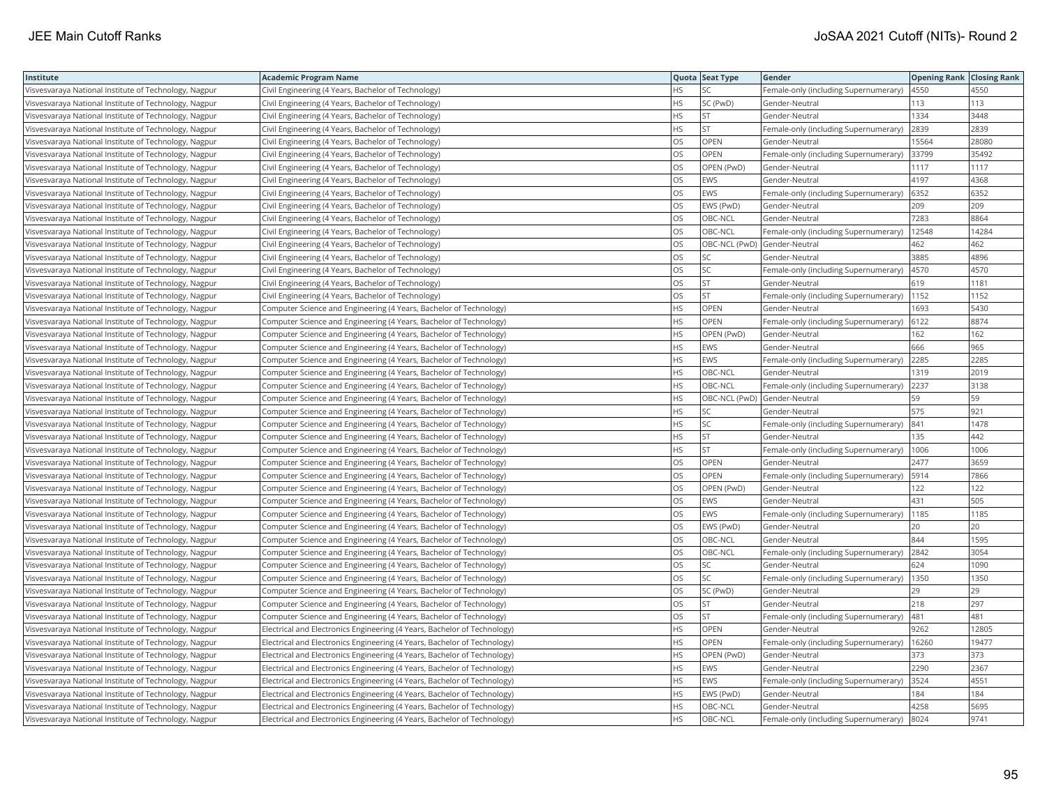| Institute | Academic Program Name | Quota | Seat Type | Gender | Opening Rank | Closing Rank |
|---|---|---|---|---|---|---|
| Visvesvaraya National Institute of Technology, Nagpur | Civil Engineering (4 Years, Bachelor of Technology) | HS | SC | Female-only (including Supernumerary) | 4550 | 4550 |
| Visvesvaraya National Institute of Technology, Nagpur | Civil Engineering (4 Years, Bachelor of Technology) | HS | SC (PwD) | Gender-Neutral | 113 | 113 |
| Visvesvaraya National Institute of Technology, Nagpur | Civil Engineering (4 Years, Bachelor of Technology) | HS | ST | Gender-Neutral | 1334 | 3448 |
| Visvesvaraya National Institute of Technology, Nagpur | Civil Engineering (4 Years, Bachelor of Technology) | HS | ST | Female-only (including Supernumerary) | 2839 | 2839 |
| Visvesvaraya National Institute of Technology, Nagpur | Civil Engineering (4 Years, Bachelor of Technology) | OS | OPEN | Gender-Neutral | 15564 | 28080 |
| Visvesvaraya National Institute of Technology, Nagpur | Civil Engineering (4 Years, Bachelor of Technology) | OS | OPEN | Female-only (including Supernumerary) | 33799 | 35492 |
| Visvesvaraya National Institute of Technology, Nagpur | Civil Engineering (4 Years, Bachelor of Technology) | OS | OPEN (PwD) | Gender-Neutral | 1117 | 1117 |
| Visvesvaraya National Institute of Technology, Nagpur | Civil Engineering (4 Years, Bachelor of Technology) | OS | EWS | Gender-Neutral | 4197 | 4368 |
| Visvesvaraya National Institute of Technology, Nagpur | Civil Engineering (4 Years, Bachelor of Technology) | OS | EWS | Female-only (including Supernumerary) | 6352 | 6352 |
| Visvesvaraya National Institute of Technology, Nagpur | Civil Engineering (4 Years, Bachelor of Technology) | OS | EWS (PwD) | Gender-Neutral | 209 | 209 |
| Visvesvaraya National Institute of Technology, Nagpur | Civil Engineering (4 Years, Bachelor of Technology) | OS | OBC-NCL | Gender-Neutral | 7283 | 8864 |
| Visvesvaraya National Institute of Technology, Nagpur | Civil Engineering (4 Years, Bachelor of Technology) | OS | OBC-NCL | Female-only (including Supernumerary) | 12548 | 14284 |
| Visvesvaraya National Institute of Technology, Nagpur | Civil Engineering (4 Years, Bachelor of Technology) | OS | OBC-NCL (PwD) | Gender-Neutral | 462 | 462 |
| Visvesvaraya National Institute of Technology, Nagpur | Civil Engineering (4 Years, Bachelor of Technology) | OS | SC | Gender-Neutral | 3885 | 4896 |
| Visvesvaraya National Institute of Technology, Nagpur | Civil Engineering (4 Years, Bachelor of Technology) | OS | SC | Female-only (including Supernumerary) | 4570 | 4570 |
| Visvesvaraya National Institute of Technology, Nagpur | Civil Engineering (4 Years, Bachelor of Technology) | OS | ST | Gender-Neutral | 619 | 1181 |
| Visvesvaraya National Institute of Technology, Nagpur | Civil Engineering (4 Years, Bachelor of Technology) | OS | ST | Female-only (including Supernumerary) | 1152 | 1152 |
| Visvesvaraya National Institute of Technology, Nagpur | Computer Science and Engineering (4 Years, Bachelor of Technology) | HS | OPEN | Gender-Neutral | 1693 | 5430 |
| Visvesvaraya National Institute of Technology, Nagpur | Computer Science and Engineering (4 Years, Bachelor of Technology) | HS | OPEN | Female-only (including Supernumerary) | 6122 | 8874 |
| Visvesvaraya National Institute of Technology, Nagpur | Computer Science and Engineering (4 Years, Bachelor of Technology) | HS | OPEN (PwD) | Gender-Neutral | 162 | 162 |
| Visvesvaraya National Institute of Technology, Nagpur | Computer Science and Engineering (4 Years, Bachelor of Technology) | HS | EWS | Gender-Neutral | 666 | 965 |
| Visvesvaraya National Institute of Technology, Nagpur | Computer Science and Engineering (4 Years, Bachelor of Technology) | HS | EWS | Female-only (including Supernumerary) | 2285 | 2285 |
| Visvesvaraya National Institute of Technology, Nagpur | Computer Science and Engineering (4 Years, Bachelor of Technology) | HS | OBC-NCL | Gender-Neutral | 1319 | 2019 |
| Visvesvaraya National Institute of Technology, Nagpur | Computer Science and Engineering (4 Years, Bachelor of Technology) | HS | OBC-NCL | Female-only (including Supernumerary) | 2237 | 3138 |
| Visvesvaraya National Institute of Technology, Nagpur | Computer Science and Engineering (4 Years, Bachelor of Technology) | HS | OBC-NCL (PwD) | Gender-Neutral | 59 | 59 |
| Visvesvaraya National Institute of Technology, Nagpur | Computer Science and Engineering (4 Years, Bachelor of Technology) | HS | SC | Gender-Neutral | 575 | 921 |
| Visvesvaraya National Institute of Technology, Nagpur | Computer Science and Engineering (4 Years, Bachelor of Technology) | HS | SC | Female-only (including Supernumerary) | 841 | 1478 |
| Visvesvaraya National Institute of Technology, Nagpur | Computer Science and Engineering (4 Years, Bachelor of Technology) | HS | ST | Gender-Neutral | 135 | 442 |
| Visvesvaraya National Institute of Technology, Nagpur | Computer Science and Engineering (4 Years, Bachelor of Technology) | HS | ST | Female-only (including Supernumerary) | 1006 | 1006 |
| Visvesvaraya National Institute of Technology, Nagpur | Computer Science and Engineering (4 Years, Bachelor of Technology) | OS | OPEN | Gender-Neutral | 2477 | 3659 |
| Visvesvaraya National Institute of Technology, Nagpur | Computer Science and Engineering (4 Years, Bachelor of Technology) | OS | OPEN | Female-only (including Supernumerary) | 5914 | 7866 |
| Visvesvaraya National Institute of Technology, Nagpur | Computer Science and Engineering (4 Years, Bachelor of Technology) | OS | OPEN (PwD) | Gender-Neutral | 122 | 122 |
| Visvesvaraya National Institute of Technology, Nagpur | Computer Science and Engineering (4 Years, Bachelor of Technology) | OS | EWS | Gender-Neutral | 431 | 505 |
| Visvesvaraya National Institute of Technology, Nagpur | Computer Science and Engineering (4 Years, Bachelor of Technology) | OS | EWS | Female-only (including Supernumerary) | 1185 | 1185 |
| Visvesvaraya National Institute of Technology, Nagpur | Computer Science and Engineering (4 Years, Bachelor of Technology) | OS | EWS (PwD) | Gender-Neutral | 20 | 20 |
| Visvesvaraya National Institute of Technology, Nagpur | Computer Science and Engineering (4 Years, Bachelor of Technology) | OS | OBC-NCL | Gender-Neutral | 844 | 1595 |
| Visvesvaraya National Institute of Technology, Nagpur | Computer Science and Engineering (4 Years, Bachelor of Technology) | OS | OBC-NCL | Female-only (including Supernumerary) | 2842 | 3054 |
| Visvesvaraya National Institute of Technology, Nagpur | Computer Science and Engineering (4 Years, Bachelor of Technology) | OS | SC | Gender-Neutral | 624 | 1090 |
| Visvesvaraya National Institute of Technology, Nagpur | Computer Science and Engineering (4 Years, Bachelor of Technology) | OS | SC | Female-only (including Supernumerary) | 1350 | 1350 |
| Visvesvaraya National Institute of Technology, Nagpur | Computer Science and Engineering (4 Years, Bachelor of Technology) | OS | SC (PwD) | Gender-Neutral | 29 | 29 |
| Visvesvaraya National Institute of Technology, Nagpur | Computer Science and Engineering (4 Years, Bachelor of Technology) | OS | ST | Gender-Neutral | 218 | 297 |
| Visvesvaraya National Institute of Technology, Nagpur | Computer Science and Engineering (4 Years, Bachelor of Technology) | OS | ST | Female-only (including Supernumerary) | 481 | 481 |
| Visvesvaraya National Institute of Technology, Nagpur | Electrical and Electronics Engineering (4 Years, Bachelor of Technology) | HS | OPEN | Gender-Neutral | 9262 | 12805 |
| Visvesvaraya National Institute of Technology, Nagpur | Electrical and Electronics Engineering (4 Years, Bachelor of Technology) | HS | OPEN | Female-only (including Supernumerary) | 16260 | 19477 |
| Visvesvaraya National Institute of Technology, Nagpur | Electrical and Electronics Engineering (4 Years, Bachelor of Technology) | HS | OPEN (PwD) | Gender-Neutral | 373 | 373 |
| Visvesvaraya National Institute of Technology, Nagpur | Electrical and Electronics Engineering (4 Years, Bachelor of Technology) | HS | EWS | Gender-Neutral | 2290 | 2367 |
| Visvesvaraya National Institute of Technology, Nagpur | Electrical and Electronics Engineering (4 Years, Bachelor of Technology) | HS | EWS | Female-only (including Supernumerary) | 3524 | 4551 |
| Visvesvaraya National Institute of Technology, Nagpur | Electrical and Electronics Engineering (4 Years, Bachelor of Technology) | HS | EWS (PwD) | Gender-Neutral | 184 | 184 |
| Visvesvaraya National Institute of Technology, Nagpur | Electrical and Electronics Engineering (4 Years, Bachelor of Technology) | HS | OBC-NCL | Gender-Neutral | 4258 | 5695 |
| Visvesvaraya National Institute of Technology, Nagpur | Electrical and Electronics Engineering (4 Years, Bachelor of Technology) | HS | OBC-NCL | Female-only (including Supernumerary) | 8024 | 9741 |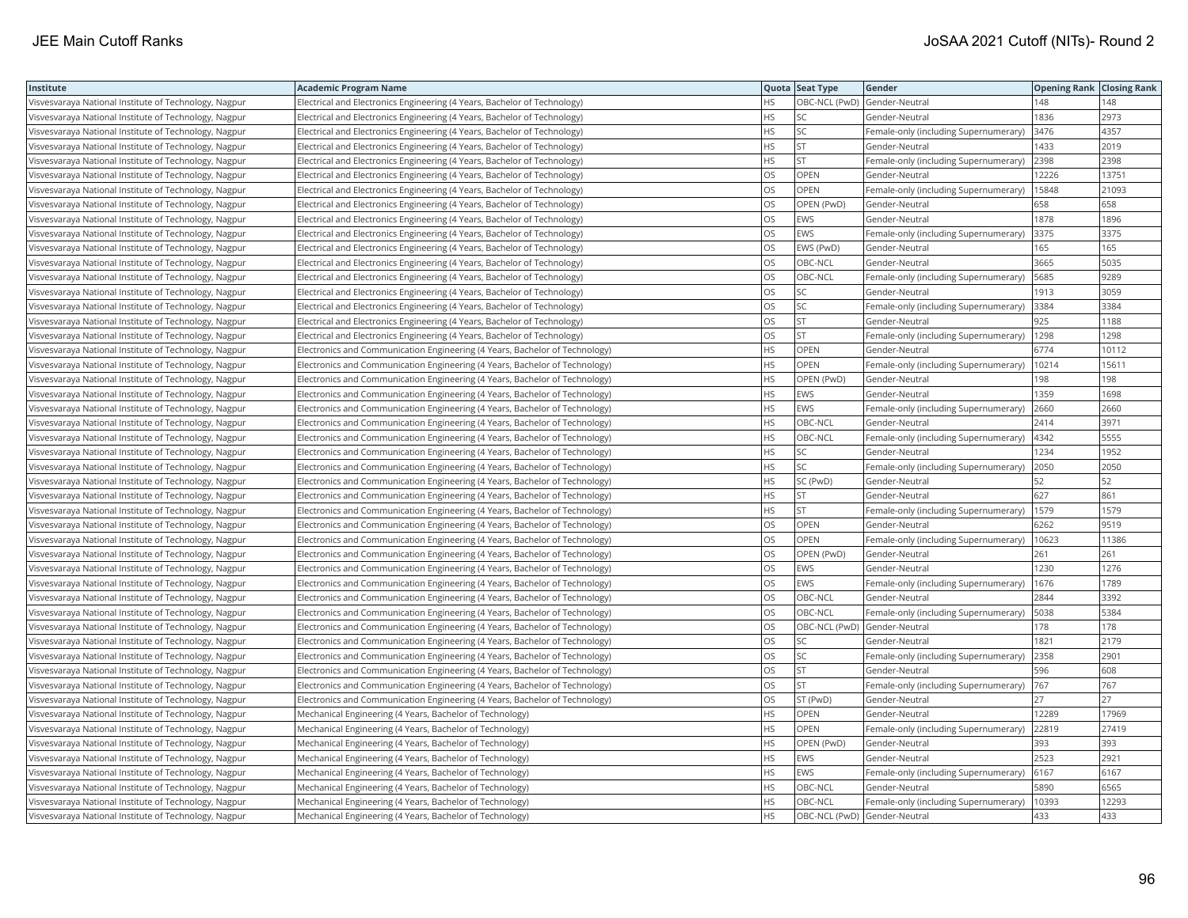| Institute | Academic Program Name | Quota | Seat Type | Gender | Opening Rank | Closing Rank |
|---|---|---|---|---|---|---|
| Visvesvaraya National Institute of Technology, Nagpur | Electrical and Electronics Engineering (4 Years, Bachelor of Technology) | HS | OBC-NCL (PwD) | Gender-Neutral | 148 | 148 |
| Visvesvaraya National Institute of Technology, Nagpur | Electrical and Electronics Engineering (4 Years, Bachelor of Technology) | HS | SC | Gender-Neutral | 1836 | 2973 |
| Visvesvaraya National Institute of Technology, Nagpur | Electrical and Electronics Engineering (4 Years, Bachelor of Technology) | HS | SC | Female-only (including Supernumerary) | 3476 | 4357 |
| Visvesvaraya National Institute of Technology, Nagpur | Electrical and Electronics Engineering (4 Years, Bachelor of Technology) | HS | ST | Gender-Neutral | 1433 | 2019 |
| Visvesvaraya National Institute of Technology, Nagpur | Electrical and Electronics Engineering (4 Years, Bachelor of Technology) | HS | ST | Female-only (including Supernumerary) | 2398 | 2398 |
| Visvesvaraya National Institute of Technology, Nagpur | Electrical and Electronics Engineering (4 Years, Bachelor of Technology) | OS | OPEN | Gender-Neutral | 12226 | 13751 |
| Visvesvaraya National Institute of Technology, Nagpur | Electrical and Electronics Engineering (4 Years, Bachelor of Technology) | OS | OPEN | Female-only (including Supernumerary) | 15848 | 21093 |
| Visvesvaraya National Institute of Technology, Nagpur | Electrical and Electronics Engineering (4 Years, Bachelor of Technology) | OS | OPEN (PwD) | Gender-Neutral | 658 | 658 |
| Visvesvaraya National Institute of Technology, Nagpur | Electrical and Electronics Engineering (4 Years, Bachelor of Technology) | OS | EWS | Gender-Neutral | 1878 | 1896 |
| Visvesvaraya National Institute of Technology, Nagpur | Electrical and Electronics Engineering (4 Years, Bachelor of Technology) | OS | EWS | Female-only (including Supernumerary) | 3375 | 3375 |
| Visvesvaraya National Institute of Technology, Nagpur | Electrical and Electronics Engineering (4 Years, Bachelor of Technology) | OS | EWS (PwD) | Gender-Neutral | 165 | 165 |
| Visvesvaraya National Institute of Technology, Nagpur | Electrical and Electronics Engineering (4 Years, Bachelor of Technology) | OS | OBC-NCL | Gender-Neutral | 3665 | 5035 |
| Visvesvaraya National Institute of Technology, Nagpur | Electrical and Electronics Engineering (4 Years, Bachelor of Technology) | OS | OBC-NCL | Female-only (including Supernumerary) | 5685 | 9289 |
| Visvesvaraya National Institute of Technology, Nagpur | Electrical and Electronics Engineering (4 Years, Bachelor of Technology) | OS | SC | Gender-Neutral | 1913 | 3059 |
| Visvesvaraya National Institute of Technology, Nagpur | Electrical and Electronics Engineering (4 Years, Bachelor of Technology) | OS | SC | Female-only (including Supernumerary) | 3384 | 3384 |
| Visvesvaraya National Institute of Technology, Nagpur | Electrical and Electronics Engineering (4 Years, Bachelor of Technology) | OS | ST | Gender-Neutral | 925 | 1188 |
| Visvesvaraya National Institute of Technology, Nagpur | Electrical and Electronics Engineering (4 Years, Bachelor of Technology) | OS | ST | Female-only (including Supernumerary) | 1298 | 1298 |
| Visvesvaraya National Institute of Technology, Nagpur | Electronics and Communication Engineering (4 Years, Bachelor of Technology) | HS | OPEN | Gender-Neutral | 6774 | 10112 |
| Visvesvaraya National Institute of Technology, Nagpur | Electronics and Communication Engineering (4 Years, Bachelor of Technology) | HS | OPEN | Female-only (including Supernumerary) | 10214 | 15611 |
| Visvesvaraya National Institute of Technology, Nagpur | Electronics and Communication Engineering (4 Years, Bachelor of Technology) | HS | OPEN (PwD) | Gender-Neutral | 198 | 198 |
| Visvesvaraya National Institute of Technology, Nagpur | Electronics and Communication Engineering (4 Years, Bachelor of Technology) | HS | EWS | Gender-Neutral | 1359 | 1698 |
| Visvesvaraya National Institute of Technology, Nagpur | Electronics and Communication Engineering (4 Years, Bachelor of Technology) | HS | EWS | Female-only (including Supernumerary) | 2660 | 2660 |
| Visvesvaraya National Institute of Technology, Nagpur | Electronics and Communication Engineering (4 Years, Bachelor of Technology) | HS | OBC-NCL | Gender-Neutral | 2414 | 3971 |
| Visvesvaraya National Institute of Technology, Nagpur | Electronics and Communication Engineering (4 Years, Bachelor of Technology) | HS | OBC-NCL | Female-only (including Supernumerary) | 4342 | 5555 |
| Visvesvaraya National Institute of Technology, Nagpur | Electronics and Communication Engineering (4 Years, Bachelor of Technology) | HS | SC | Gender-Neutral | 1234 | 1952 |
| Visvesvaraya National Institute of Technology, Nagpur | Electronics and Communication Engineering (4 Years, Bachelor of Technology) | HS | SC | Female-only (including Supernumerary) | 2050 | 2050 |
| Visvesvaraya National Institute of Technology, Nagpur | Electronics and Communication Engineering (4 Years, Bachelor of Technology) | HS | SC (PwD) | Gender-Neutral | 52 | 52 |
| Visvesvaraya National Institute of Technology, Nagpur | Electronics and Communication Engineering (4 Years, Bachelor of Technology) | HS | ST | Gender-Neutral | 627 | 861 |
| Visvesvaraya National Institute of Technology, Nagpur | Electronics and Communication Engineering (4 Years, Bachelor of Technology) | HS | ST | Female-only (including Supernumerary) | 1579 | 1579 |
| Visvesvaraya National Institute of Technology, Nagpur | Electronics and Communication Engineering (4 Years, Bachelor of Technology) | OS | OPEN | Gender-Neutral | 6262 | 9519 |
| Visvesvaraya National Institute of Technology, Nagpur | Electronics and Communication Engineering (4 Years, Bachelor of Technology) | OS | OPEN | Female-only (including Supernumerary) | 10623 | 11386 |
| Visvesvaraya National Institute of Technology, Nagpur | Electronics and Communication Engineering (4 Years, Bachelor of Technology) | OS | OPEN (PwD) | Gender-Neutral | 261 | 261 |
| Visvesvaraya National Institute of Technology, Nagpur | Electronics and Communication Engineering (4 Years, Bachelor of Technology) | OS | EWS | Gender-Neutral | 1230 | 1276 |
| Visvesvaraya National Institute of Technology, Nagpur | Electronics and Communication Engineering (4 Years, Bachelor of Technology) | OS | EWS | Female-only (including Supernumerary) | 1676 | 1789 |
| Visvesvaraya National Institute of Technology, Nagpur | Electronics and Communication Engineering (4 Years, Bachelor of Technology) | OS | OBC-NCL | Gender-Neutral | 2844 | 3392 |
| Visvesvaraya National Institute of Technology, Nagpur | Electronics and Communication Engineering (4 Years, Bachelor of Technology) | OS | OBC-NCL | Female-only (including Supernumerary) | 5038 | 5384 |
| Visvesvaraya National Institute of Technology, Nagpur | Electronics and Communication Engineering (4 Years, Bachelor of Technology) | OS | OBC-NCL (PwD) | Gender-Neutral | 178 | 178 |
| Visvesvaraya National Institute of Technology, Nagpur | Electronics and Communication Engineering (4 Years, Bachelor of Technology) | OS | SC | Gender-Neutral | 1821 | 2179 |
| Visvesvaraya National Institute of Technology, Nagpur | Electronics and Communication Engineering (4 Years, Bachelor of Technology) | OS | SC | Female-only (including Supernumerary) | 2358 | 2901 |
| Visvesvaraya National Institute of Technology, Nagpur | Electronics and Communication Engineering (4 Years, Bachelor of Technology) | OS | ST | Gender-Neutral | 596 | 608 |
| Visvesvaraya National Institute of Technology, Nagpur | Electronics and Communication Engineering (4 Years, Bachelor of Technology) | OS | ST | Female-only (including Supernumerary) | 767 | 767 |
| Visvesvaraya National Institute of Technology, Nagpur | Electronics and Communication Engineering (4 Years, Bachelor of Technology) | OS | ST (PwD) | Gender-Neutral | 27 | 27 |
| Visvesvaraya National Institute of Technology, Nagpur | Mechanical Engineering (4 Years, Bachelor of Technology) | HS | OPEN | Gender-Neutral | 12289 | 17969 |
| Visvesvaraya National Institute of Technology, Nagpur | Mechanical Engineering (4 Years, Bachelor of Technology) | HS | OPEN | Female-only (including Supernumerary) | 22819 | 27419 |
| Visvesvaraya National Institute of Technology, Nagpur | Mechanical Engineering (4 Years, Bachelor of Technology) | HS | OPEN (PwD) | Gender-Neutral | 393 | 393 |
| Visvesvaraya National Institute of Technology, Nagpur | Mechanical Engineering (4 Years, Bachelor of Technology) | HS | EWS | Gender-Neutral | 2523 | 2921 |
| Visvesvaraya National Institute of Technology, Nagpur | Mechanical Engineering (4 Years, Bachelor of Technology) | HS | EWS | Female-only (including Supernumerary) | 6167 | 6167 |
| Visvesvaraya National Institute of Technology, Nagpur | Mechanical Engineering (4 Years, Bachelor of Technology) | HS | OBC-NCL | Gender-Neutral | 5890 | 6565 |
| Visvesvaraya National Institute of Technology, Nagpur | Mechanical Engineering (4 Years, Bachelor of Technology) | HS | OBC-NCL | Female-only (including Supernumerary) | 10393 | 12293 |
| Visvesvaraya National Institute of Technology, Nagpur | Mechanical Engineering (4 Years, Bachelor of Technology) | HS | OBC-NCL (PwD) | Gender-Neutral | 433 | 433 |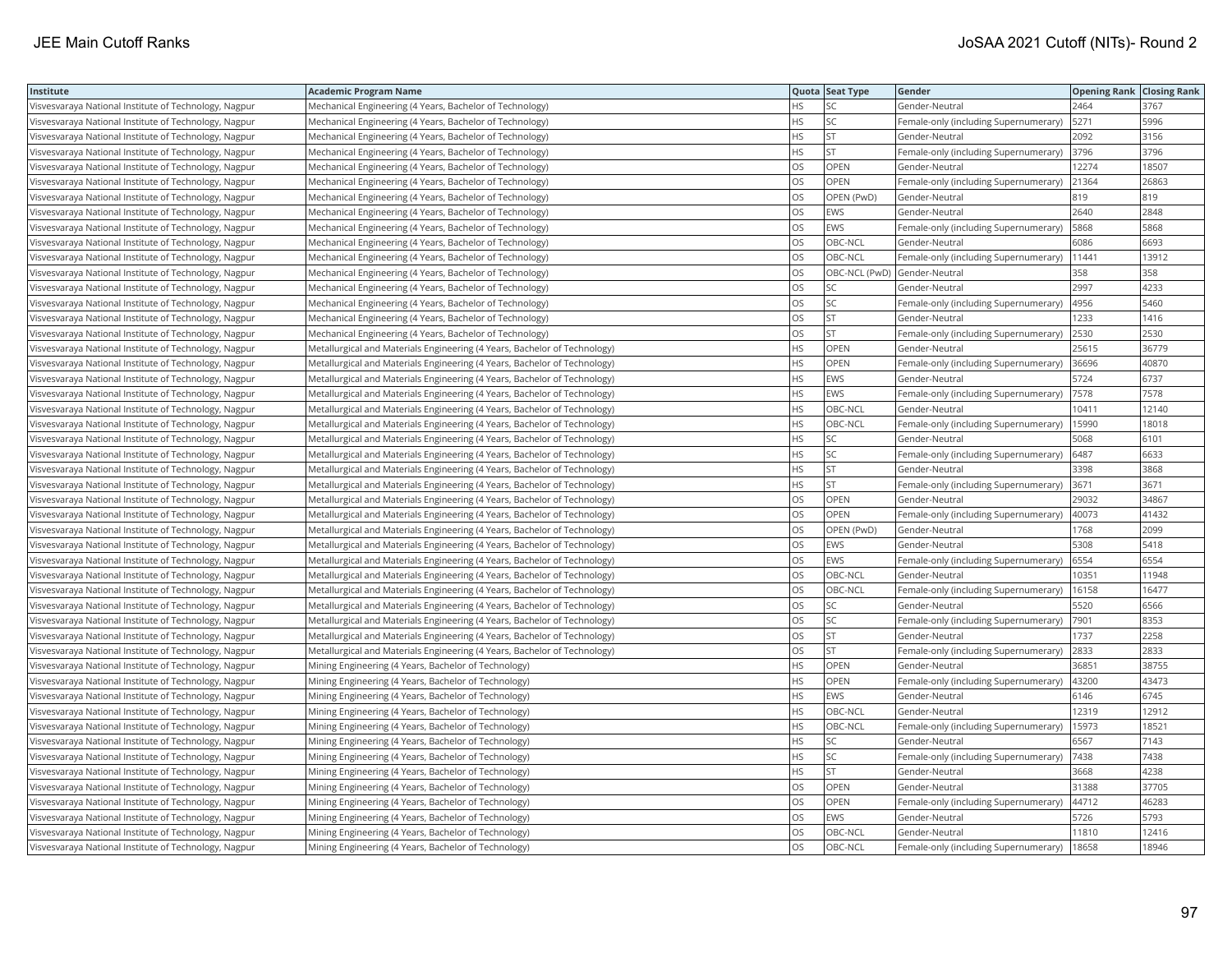| Institute | Academic Program Name | Quota | Seat Type | Gender | Opening Rank | Closing Rank |
|---|---|---|---|---|---|---|
| Visvesvaraya National Institute of Technology, Nagpur | Mechanical Engineering (4 Years, Bachelor of Technology) | HS | SC | Gender-Neutral | 2464 | 3767 |
| Visvesvaraya National Institute of Technology, Nagpur | Mechanical Engineering (4 Years, Bachelor of Technology) | HS | SC | Female-only (including Supernumerary) | 5271 | 5996 |
| Visvesvaraya National Institute of Technology, Nagpur | Mechanical Engineering (4 Years, Bachelor of Technology) | HS | ST | Gender-Neutral | 2092 | 3156 |
| Visvesvaraya National Institute of Technology, Nagpur | Mechanical Engineering (4 Years, Bachelor of Technology) | HS | ST | Female-only (including Supernumerary) | 3796 | 3796 |
| Visvesvaraya National Institute of Technology, Nagpur | Mechanical Engineering (4 Years, Bachelor of Technology) | OS | OPEN | Gender-Neutral | 12274 | 18507 |
| Visvesvaraya National Institute of Technology, Nagpur | Mechanical Engineering (4 Years, Bachelor of Technology) | OS | OPEN | Female-only (including Supernumerary) | 21364 | 26863 |
| Visvesvaraya National Institute of Technology, Nagpur | Mechanical Engineering (4 Years, Bachelor of Technology) | OS | OPEN (PwD) | Gender-Neutral | 819 | 819 |
| Visvesvaraya National Institute of Technology, Nagpur | Mechanical Engineering (4 Years, Bachelor of Technology) | OS | EWS | Gender-Neutral | 2640 | 2848 |
| Visvesvaraya National Institute of Technology, Nagpur | Mechanical Engineering (4 Years, Bachelor of Technology) | OS | EWS | Female-only (including Supernumerary) | 5868 | 5868 |
| Visvesvaraya National Institute of Technology, Nagpur | Mechanical Engineering (4 Years, Bachelor of Technology) | OS | OBC-NCL | Gender-Neutral | 6086 | 6693 |
| Visvesvaraya National Institute of Technology, Nagpur | Mechanical Engineering (4 Years, Bachelor of Technology) | OS | OBC-NCL | Female-only (including Supernumerary) | 11441 | 13912 |
| Visvesvaraya National Institute of Technology, Nagpur | Mechanical Engineering (4 Years, Bachelor of Technology) | OS | OBC-NCL (PwD) | Gender-Neutral | 358 | 358 |
| Visvesvaraya National Institute of Technology, Nagpur | Mechanical Engineering (4 Years, Bachelor of Technology) | OS | SC | Gender-Neutral | 2997 | 4233 |
| Visvesvaraya National Institute of Technology, Nagpur | Mechanical Engineering (4 Years, Bachelor of Technology) | OS | SC | Female-only (including Supernumerary) | 4956 | 5460 |
| Visvesvaraya National Institute of Technology, Nagpur | Mechanical Engineering (4 Years, Bachelor of Technology) | OS | ST | Gender-Neutral | 1233 | 1416 |
| Visvesvaraya National Institute of Technology, Nagpur | Mechanical Engineering (4 Years, Bachelor of Technology) | OS | ST | Female-only (including Supernumerary) | 2530 | 2530 |
| Visvesvaraya National Institute of Technology, Nagpur | Metallurgical and Materials Engineering (4 Years, Bachelor of Technology) | HS | OPEN | Gender-Neutral | 25615 | 36779 |
| Visvesvaraya National Institute of Technology, Nagpur | Metallurgical and Materials Engineering (4 Years, Bachelor of Technology) | HS | OPEN | Female-only (including Supernumerary) | 36696 | 40870 |
| Visvesvaraya National Institute of Technology, Nagpur | Metallurgical and Materials Engineering (4 Years, Bachelor of Technology) | HS | EWS | Gender-Neutral | 5724 | 6737 |
| Visvesvaraya National Institute of Technology, Nagpur | Metallurgical and Materials Engineering (4 Years, Bachelor of Technology) | HS | EWS | Female-only (including Supernumerary) | 7578 | 7578 |
| Visvesvaraya National Institute of Technology, Nagpur | Metallurgical and Materials Engineering (4 Years, Bachelor of Technology) | HS | OBC-NCL | Gender-Neutral | 10411 | 12140 |
| Visvesvaraya National Institute of Technology, Nagpur | Metallurgical and Materials Engineering (4 Years, Bachelor of Technology) | HS | OBC-NCL | Female-only (including Supernumerary) | 15990 | 18018 |
| Visvesvaraya National Institute of Technology, Nagpur | Metallurgical and Materials Engineering (4 Years, Bachelor of Technology) | HS | SC | Gender-Neutral | 5068 | 6101 |
| Visvesvaraya National Institute of Technology, Nagpur | Metallurgical and Materials Engineering (4 Years, Bachelor of Technology) | HS | SC | Female-only (including Supernumerary) | 6487 | 6633 |
| Visvesvaraya National Institute of Technology, Nagpur | Metallurgical and Materials Engineering (4 Years, Bachelor of Technology) | HS | ST | Gender-Neutral | 3398 | 3868 |
| Visvesvaraya National Institute of Technology, Nagpur | Metallurgical and Materials Engineering (4 Years, Bachelor of Technology) | HS | ST | Female-only (including Supernumerary) | 3671 | 3671 |
| Visvesvaraya National Institute of Technology, Nagpur | Metallurgical and Materials Engineering (4 Years, Bachelor of Technology) | OS | OPEN | Gender-Neutral | 29032 | 34867 |
| Visvesvaraya National Institute of Technology, Nagpur | Metallurgical and Materials Engineering (4 Years, Bachelor of Technology) | OS | OPEN | Female-only (including Supernumerary) | 40073 | 41432 |
| Visvesvaraya National Institute of Technology, Nagpur | Metallurgical and Materials Engineering (4 Years, Bachelor of Technology) | OS | OPEN (PwD) | Gender-Neutral | 1768 | 2099 |
| Visvesvaraya National Institute of Technology, Nagpur | Metallurgical and Materials Engineering (4 Years, Bachelor of Technology) | OS | EWS | Gender-Neutral | 5308 | 5418 |
| Visvesvaraya National Institute of Technology, Nagpur | Metallurgical and Materials Engineering (4 Years, Bachelor of Technology) | OS | EWS | Female-only (including Supernumerary) | 6554 | 6554 |
| Visvesvaraya National Institute of Technology, Nagpur | Metallurgical and Materials Engineering (4 Years, Bachelor of Technology) | OS | OBC-NCL | Gender-Neutral | 10351 | 11948 |
| Visvesvaraya National Institute of Technology, Nagpur | Metallurgical and Materials Engineering (4 Years, Bachelor of Technology) | OS | OBC-NCL | Female-only (including Supernumerary) | 16158 | 16477 |
| Visvesvaraya National Institute of Technology, Nagpur | Metallurgical and Materials Engineering (4 Years, Bachelor of Technology) | OS | SC | Gender-Neutral | 5520 | 6566 |
| Visvesvaraya National Institute of Technology, Nagpur | Metallurgical and Materials Engineering (4 Years, Bachelor of Technology) | OS | SC | Female-only (including Supernumerary) | 7901 | 8353 |
| Visvesvaraya National Institute of Technology, Nagpur | Metallurgical and Materials Engineering (4 Years, Bachelor of Technology) | OS | ST | Gender-Neutral | 1737 | 2258 |
| Visvesvaraya National Institute of Technology, Nagpur | Metallurgical and Materials Engineering (4 Years, Bachelor of Technology) | OS | ST | Female-only (including Supernumerary) | 2833 | 2833 |
| Visvesvaraya National Institute of Technology, Nagpur | Mining Engineering (4 Years, Bachelor of Technology) | HS | OPEN | Gender-Neutral | 36851 | 38755 |
| Visvesvaraya National Institute of Technology, Nagpur | Mining Engineering (4 Years, Bachelor of Technology) | HS | OPEN | Female-only (including Supernumerary) | 43200 | 43473 |
| Visvesvaraya National Institute of Technology, Nagpur | Mining Engineering (4 Years, Bachelor of Technology) | HS | EWS | Gender-Neutral | 6146 | 6745 |
| Visvesvaraya National Institute of Technology, Nagpur | Mining Engineering (4 Years, Bachelor of Technology) | HS | OBC-NCL | Gender-Neutral | 12319 | 12912 |
| Visvesvaraya National Institute of Technology, Nagpur | Mining Engineering (4 Years, Bachelor of Technology) | HS | OBC-NCL | Female-only (including Supernumerary) | 15973 | 18521 |
| Visvesvaraya National Institute of Technology, Nagpur | Mining Engineering (4 Years, Bachelor of Technology) | HS | SC | Gender-Neutral | 6567 | 7143 |
| Visvesvaraya National Institute of Technology, Nagpur | Mining Engineering (4 Years, Bachelor of Technology) | HS | SC | Female-only (including Supernumerary) | 7438 | 7438 |
| Visvesvaraya National Institute of Technology, Nagpur | Mining Engineering (4 Years, Bachelor of Technology) | HS | ST | Gender-Neutral | 3668 | 4238 |
| Visvesvaraya National Institute of Technology, Nagpur | Mining Engineering (4 Years, Bachelor of Technology) | OS | OPEN | Gender-Neutral | 31388 | 37705 |
| Visvesvaraya National Institute of Technology, Nagpur | Mining Engineering (4 Years, Bachelor of Technology) | OS | OPEN | Female-only (including Supernumerary) | 44712 | 46283 |
| Visvesvaraya National Institute of Technology, Nagpur | Mining Engineering (4 Years, Bachelor of Technology) | OS | EWS | Gender-Neutral | 5726 | 5793 |
| Visvesvaraya National Institute of Technology, Nagpur | Mining Engineering (4 Years, Bachelor of Technology) | OS | OBC-NCL | Gender-Neutral | 11810 | 12416 |
| Visvesvaraya National Institute of Technology, Nagpur | Mining Engineering (4 Years, Bachelor of Technology) | OS | OBC-NCL | Female-only (including Supernumerary) | 18658 | 18946 |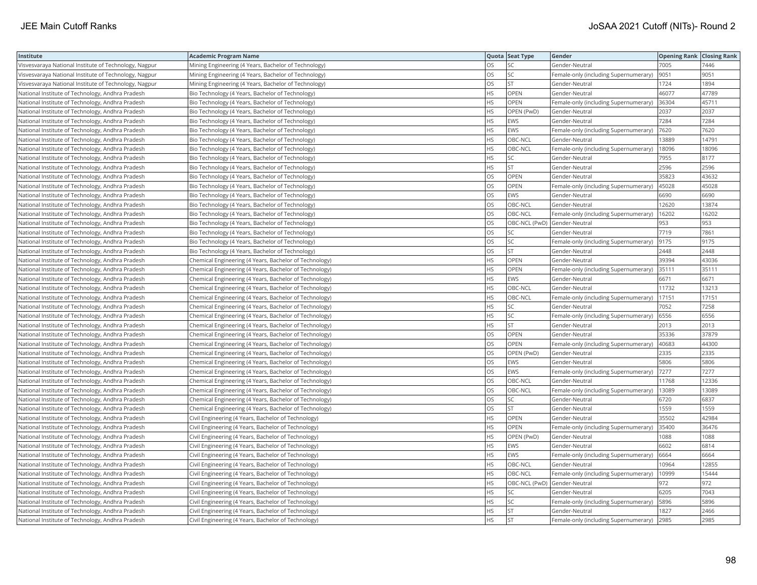| Institute | Academic Program Name | Quota | Seat Type | Gender | Opening Rank | Closing Rank |
|---|---|---|---|---|---|---|
| Visvesvaraya National Institute of Technology, Nagpur | Mining Engineering (4 Years, Bachelor of Technology) | OS | SC | Gender-Neutral | 7005 | 7446 |
| Visvesvaraya National Institute of Technology, Nagpur | Mining Engineering (4 Years, Bachelor of Technology) | OS | SC | Female-only (including Supernumerary) | 9051 | 9051 |
| Visvesvaraya National Institute of Technology, Nagpur | Mining Engineering (4 Years, Bachelor of Technology) | OS | ST | Gender-Neutral | 1724 | 1894 |
| National Institute of Technology, Andhra Pradesh | Bio Technology (4 Years, Bachelor of Technology) | HS | OPEN | Gender-Neutral | 46077 | 47789 |
| National Institute of Technology, Andhra Pradesh | Bio Technology (4 Years, Bachelor of Technology) | HS | OPEN | Female-only (including Supernumerary) | 36304 | 45711 |
| National Institute of Technology, Andhra Pradesh | Bio Technology (4 Years, Bachelor of Technology) | HS | OPEN (PwD) | Gender-Neutral | 2037 | 2037 |
| National Institute of Technology, Andhra Pradesh | Bio Technology (4 Years, Bachelor of Technology) | HS | EWS | Gender-Neutral | 7284 | 7284 |
| National Institute of Technology, Andhra Pradesh | Bio Technology (4 Years, Bachelor of Technology) | HS | EWS | Female-only (including Supernumerary) | 7620 | 7620 |
| National Institute of Technology, Andhra Pradesh | Bio Technology (4 Years, Bachelor of Technology) | HS | OBC-NCL | Gender-Neutral | 13889 | 14791 |
| National Institute of Technology, Andhra Pradesh | Bio Technology (4 Years, Bachelor of Technology) | HS | OBC-NCL | Female-only (including Supernumerary) | 18096 | 18096 |
| National Institute of Technology, Andhra Pradesh | Bio Technology (4 Years, Bachelor of Technology) | HS | SC | Gender-Neutral | 7955 | 8177 |
| National Institute of Technology, Andhra Pradesh | Bio Technology (4 Years, Bachelor of Technology) | HS | ST | Gender-Neutral | 2596 | 2596 |
| National Institute of Technology, Andhra Pradesh | Bio Technology (4 Years, Bachelor of Technology) | OS | OPEN | Gender-Neutral | 35823 | 43632 |
| National Institute of Technology, Andhra Pradesh | Bio Technology (4 Years, Bachelor of Technology) | OS | OPEN | Female-only (including Supernumerary) | 45028 | 45028 |
| National Institute of Technology, Andhra Pradesh | Bio Technology (4 Years, Bachelor of Technology) | OS | EWS | Gender-Neutral | 6690 | 6690 |
| National Institute of Technology, Andhra Pradesh | Bio Technology (4 Years, Bachelor of Technology) | OS | OBC-NCL | Gender-Neutral | 12620 | 13874 |
| National Institute of Technology, Andhra Pradesh | Bio Technology (4 Years, Bachelor of Technology) | OS | OBC-NCL | Female-only (including Supernumerary) | 16202 | 16202 |
| National Institute of Technology, Andhra Pradesh | Bio Technology (4 Years, Bachelor of Technology) | OS | OBC-NCL (PwD) | Gender-Neutral | 953 | 953 |
| National Institute of Technology, Andhra Pradesh | Bio Technology (4 Years, Bachelor of Technology) | OS | SC | Gender-Neutral | 7719 | 7861 |
| National Institute of Technology, Andhra Pradesh | Bio Technology (4 Years, Bachelor of Technology) | OS | SC | Female-only (including Supernumerary) | 9175 | 9175 |
| National Institute of Technology, Andhra Pradesh | Bio Technology (4 Years, Bachelor of Technology) | OS | ST | Gender-Neutral | 2448 | 2448 |
| National Institute of Technology, Andhra Pradesh | Chemical Engineering (4 Years, Bachelor of Technology) | HS | OPEN | Gender-Neutral | 39394 | 43036 |
| National Institute of Technology, Andhra Pradesh | Chemical Engineering (4 Years, Bachelor of Technology) | HS | OPEN | Female-only (including Supernumerary) | 35111 | 35111 |
| National Institute of Technology, Andhra Pradesh | Chemical Engineering (4 Years, Bachelor of Technology) | HS | EWS | Gender-Neutral | 6671 | 6671 |
| National Institute of Technology, Andhra Pradesh | Chemical Engineering (4 Years, Bachelor of Technology) | HS | OBC-NCL | Gender-Neutral | 11732 | 13213 |
| National Institute of Technology, Andhra Pradesh | Chemical Engineering (4 Years, Bachelor of Technology) | HS | OBC-NCL | Female-only (including Supernumerary) | 17151 | 17151 |
| National Institute of Technology, Andhra Pradesh | Chemical Engineering (4 Years, Bachelor of Technology) | HS | SC | Gender-Neutral | 7052 | 7258 |
| National Institute of Technology, Andhra Pradesh | Chemical Engineering (4 Years, Bachelor of Technology) | HS | SC | Female-only (including Supernumerary) | 6556 | 6556 |
| National Institute of Technology, Andhra Pradesh | Chemical Engineering (4 Years, Bachelor of Technology) | HS | ST | Gender-Neutral | 2013 | 2013 |
| National Institute of Technology, Andhra Pradesh | Chemical Engineering (4 Years, Bachelor of Technology) | OS | OPEN | Gender-Neutral | 35336 | 37879 |
| National Institute of Technology, Andhra Pradesh | Chemical Engineering (4 Years, Bachelor of Technology) | OS | OPEN | Female-only (including Supernumerary) | 40683 | 44300 |
| National Institute of Technology, Andhra Pradesh | Chemical Engineering (4 Years, Bachelor of Technology) | OS | OPEN (PwD) | Gender-Neutral | 2335 | 2335 |
| National Institute of Technology, Andhra Pradesh | Chemical Engineering (4 Years, Bachelor of Technology) | OS | EWS | Gender-Neutral | 5806 | 5806 |
| National Institute of Technology, Andhra Pradesh | Chemical Engineering (4 Years, Bachelor of Technology) | OS | EWS | Female-only (including Supernumerary) | 7277 | 7277 |
| National Institute of Technology, Andhra Pradesh | Chemical Engineering (4 Years, Bachelor of Technology) | OS | OBC-NCL | Gender-Neutral | 11768 | 12336 |
| National Institute of Technology, Andhra Pradesh | Chemical Engineering (4 Years, Bachelor of Technology) | OS | OBC-NCL | Female-only (including Supernumerary) | 13089 | 13089 |
| National Institute of Technology, Andhra Pradesh | Chemical Engineering (4 Years, Bachelor of Technology) | OS | SC | Gender-Neutral | 6720 | 6837 |
| National Institute of Technology, Andhra Pradesh | Chemical Engineering (4 Years, Bachelor of Technology) | OS | ST | Gender-Neutral | 1559 | 1559 |
| National Institute of Technology, Andhra Pradesh | Civil Engineering (4 Years, Bachelor of Technology) | HS | OPEN | Gender-Neutral | 35502 | 42984 |
| National Institute of Technology, Andhra Pradesh | Civil Engineering (4 Years, Bachelor of Technology) | HS | OPEN | Female-only (including Supernumerary) | 35400 | 36476 |
| National Institute of Technology, Andhra Pradesh | Civil Engineering (4 Years, Bachelor of Technology) | HS | OPEN (PwD) | Gender-Neutral | 1088 | 1088 |
| National Institute of Technology, Andhra Pradesh | Civil Engineering (4 Years, Bachelor of Technology) | HS | EWS | Gender-Neutral | 6602 | 6814 |
| National Institute of Technology, Andhra Pradesh | Civil Engineering (4 Years, Bachelor of Technology) | HS | EWS | Female-only (including Supernumerary) | 6664 | 6664 |
| National Institute of Technology, Andhra Pradesh | Civil Engineering (4 Years, Bachelor of Technology) | HS | OBC-NCL | Gender-Neutral | 10964 | 12855 |
| National Institute of Technology, Andhra Pradesh | Civil Engineering (4 Years, Bachelor of Technology) | HS | OBC-NCL | Female-only (including Supernumerary) | 10999 | 15444 |
| National Institute of Technology, Andhra Pradesh | Civil Engineering (4 Years, Bachelor of Technology) | HS | OBC-NCL (PwD) | Gender-Neutral | 972 | 972 |
| National Institute of Technology, Andhra Pradesh | Civil Engineering (4 Years, Bachelor of Technology) | HS | SC | Gender-Neutral | 6205 | 7043 |
| National Institute of Technology, Andhra Pradesh | Civil Engineering (4 Years, Bachelor of Technology) | HS | SC | Female-only (including Supernumerary) | 5896 | 5896 |
| National Institute of Technology, Andhra Pradesh | Civil Engineering (4 Years, Bachelor of Technology) | HS | ST | Gender-Neutral | 1827 | 2466 |
| National Institute of Technology, Andhra Pradesh | Civil Engineering (4 Years, Bachelor of Technology) | HS | ST | Female-only (including Supernumerary) | 2985 | 2985 |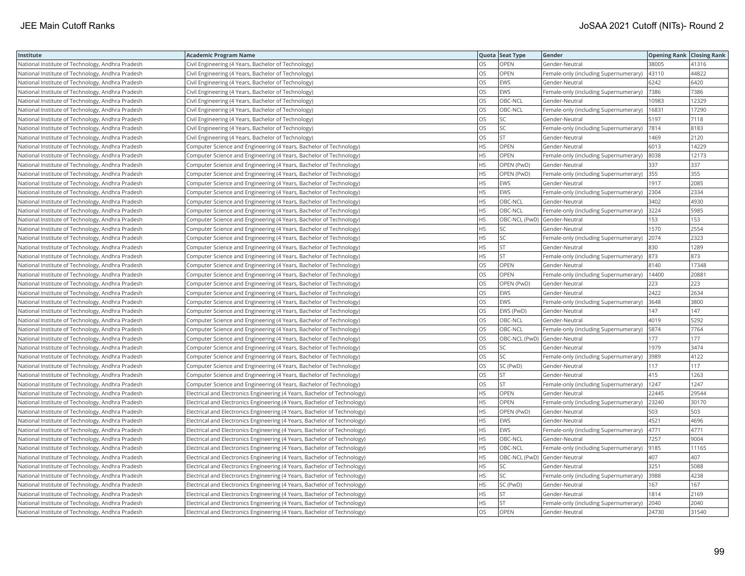| Institute | Academic Program Name | Quota | Seat Type | Gender | Opening Rank | Closing Rank |
|---|---|---|---|---|---|---|
| National Institute of Technology, Andhra Pradesh | Civil Engineering (4 Years, Bachelor of Technology) | OS | OPEN | Gender-Neutral | 38005 | 41316 |
| National Institute of Technology, Andhra Pradesh | Civil Engineering (4 Years, Bachelor of Technology) | OS | OPEN | Female-only (including Supernumerary) | 43110 | 44822 |
| National Institute of Technology, Andhra Pradesh | Civil Engineering (4 Years, Bachelor of Technology) | OS | EWS | Gender-Neutral | 6242 | 6420 |
| National Institute of Technology, Andhra Pradesh | Civil Engineering (4 Years, Bachelor of Technology) | OS | EWS | Female-only (including Supernumerary) | 7386 | 7386 |
| National Institute of Technology, Andhra Pradesh | Civil Engineering (4 Years, Bachelor of Technology) | OS | OBC-NCL | Gender-Neutral | 10983 | 12329 |
| National Institute of Technology, Andhra Pradesh | Civil Engineering (4 Years, Bachelor of Technology) | OS | OBC-NCL | Female-only (including Supernumerary) | 16831 | 17290 |
| National Institute of Technology, Andhra Pradesh | Civil Engineering (4 Years, Bachelor of Technology) | OS | SC | Gender-Neutral | 5197 | 7118 |
| National Institute of Technology, Andhra Pradesh | Civil Engineering (4 Years, Bachelor of Technology) | OS | SC | Female-only (including Supernumerary) | 7814 | 8183 |
| National Institute of Technology, Andhra Pradesh | Civil Engineering (4 Years, Bachelor of Technology) | OS | ST | Gender-Neutral | 1469 | 2120 |
| National Institute of Technology, Andhra Pradesh | Computer Science and Engineering (4 Years, Bachelor of Technology) | HS | OPEN | Gender-Neutral | 6013 | 14229 |
| National Institute of Technology, Andhra Pradesh | Computer Science and Engineering (4 Years, Bachelor of Technology) | HS | OPEN | Female-only (including Supernumerary) | 8038 | 12173 |
| National Institute of Technology, Andhra Pradesh | Computer Science and Engineering (4 Years, Bachelor of Technology) | HS | OPEN (PwD) | Gender-Neutral | 337 | 337 |
| National Institute of Technology, Andhra Pradesh | Computer Science and Engineering (4 Years, Bachelor of Technology) | HS | OPEN (PwD) | Female-only (including Supernumerary) | 355 | 355 |
| National Institute of Technology, Andhra Pradesh | Computer Science and Engineering (4 Years, Bachelor of Technology) | HS | EWS | Gender-Neutral | 1917 | 2085 |
| National Institute of Technology, Andhra Pradesh | Computer Science and Engineering (4 Years, Bachelor of Technology) | HS | EWS | Female-only (including Supernumerary) | 2304 | 2334 |
| National Institute of Technology, Andhra Pradesh | Computer Science and Engineering (4 Years, Bachelor of Technology) | HS | OBC-NCL | Gender-Neutral | 3402 | 4930 |
| National Institute of Technology, Andhra Pradesh | Computer Science and Engineering (4 Years, Bachelor of Technology) | HS | OBC-NCL | Female-only (including Supernumerary) | 3224 | 5985 |
| National Institute of Technology, Andhra Pradesh | Computer Science and Engineering (4 Years, Bachelor of Technology) | HS | OBC-NCL (PwD) | Gender-Neutral | 153 | 153 |
| National Institute of Technology, Andhra Pradesh | Computer Science and Engineering (4 Years, Bachelor of Technology) | HS | SC | Gender-Neutral | 1570 | 2554 |
| National Institute of Technology, Andhra Pradesh | Computer Science and Engineering (4 Years, Bachelor of Technology) | HS | SC | Female-only (including Supernumerary) | 2074 | 2323 |
| National Institute of Technology, Andhra Pradesh | Computer Science and Engineering (4 Years, Bachelor of Technology) | HS | ST | Gender-Neutral | 830 | 1289 |
| National Institute of Technology, Andhra Pradesh | Computer Science and Engineering (4 Years, Bachelor of Technology) | HS | ST | Female-only (including Supernumerary) | 873 | 873 |
| National Institute of Technology, Andhra Pradesh | Computer Science and Engineering (4 Years, Bachelor of Technology) | OS | OPEN | Gender-Neutral | 8140 | 17348 |
| National Institute of Technology, Andhra Pradesh | Computer Science and Engineering (4 Years, Bachelor of Technology) | OS | OPEN | Female-only (including Supernumerary) | 14400 | 20881 |
| National Institute of Technology, Andhra Pradesh | Computer Science and Engineering (4 Years, Bachelor of Technology) | OS | OPEN (PwD) | Gender-Neutral | 223 | 223 |
| National Institute of Technology, Andhra Pradesh | Computer Science and Engineering (4 Years, Bachelor of Technology) | OS | EWS | Gender-Neutral | 2422 | 2634 |
| National Institute of Technology, Andhra Pradesh | Computer Science and Engineering (4 Years, Bachelor of Technology) | OS | EWS | Female-only (including Supernumerary) | 3648 | 3800 |
| National Institute of Technology, Andhra Pradesh | Computer Science and Engineering (4 Years, Bachelor of Technology) | OS | EWS (PwD) | Gender-Neutral | 147 | 147 |
| National Institute of Technology, Andhra Pradesh | Computer Science and Engineering (4 Years, Bachelor of Technology) | OS | OBC-NCL | Gender-Neutral | 4019 | 5292 |
| National Institute of Technology, Andhra Pradesh | Computer Science and Engineering (4 Years, Bachelor of Technology) | OS | OBC-NCL | Female-only (including Supernumerary) | 5874 | 7764 |
| National Institute of Technology, Andhra Pradesh | Computer Science and Engineering (4 Years, Bachelor of Technology) | OS | OBC-NCL (PwD) | Gender-Neutral | 177 | 177 |
| National Institute of Technology, Andhra Pradesh | Computer Science and Engineering (4 Years, Bachelor of Technology) | OS | SC | Gender-Neutral | 1979 | 3474 |
| National Institute of Technology, Andhra Pradesh | Computer Science and Engineering (4 Years, Bachelor of Technology) | OS | SC | Female-only (including Supernumerary) | 3989 | 4122 |
| National Institute of Technology, Andhra Pradesh | Computer Science and Engineering (4 Years, Bachelor of Technology) | OS | SC (PwD) | Gender-Neutral | 117 | 117 |
| National Institute of Technology, Andhra Pradesh | Computer Science and Engineering (4 Years, Bachelor of Technology) | OS | ST | Gender-Neutral | 415 | 1263 |
| National Institute of Technology, Andhra Pradesh | Computer Science and Engineering (4 Years, Bachelor of Technology) | OS | ST | Female-only (including Supernumerary) | 1247 | 1247 |
| National Institute of Technology, Andhra Pradesh | Electrical and Electronics Engineering (4 Years, Bachelor of Technology) | HS | OPEN | Gender-Neutral | 22445 | 29544 |
| National Institute of Technology, Andhra Pradesh | Electrical and Electronics Engineering (4 Years, Bachelor of Technology) | HS | OPEN | Female-only (including Supernumerary) | 23240 | 30170 |
| National Institute of Technology, Andhra Pradesh | Electrical and Electronics Engineering (4 Years, Bachelor of Technology) | HS | OPEN (PwD) | Gender-Neutral | 503 | 503 |
| National Institute of Technology, Andhra Pradesh | Electrical and Electronics Engineering (4 Years, Bachelor of Technology) | HS | EWS | Gender-Neutral | 4521 | 4696 |
| National Institute of Technology, Andhra Pradesh | Electrical and Electronics Engineering (4 Years, Bachelor of Technology) | HS | EWS | Female-only (including Supernumerary) | 4771 | 4771 |
| National Institute of Technology, Andhra Pradesh | Electrical and Electronics Engineering (4 Years, Bachelor of Technology) | HS | OBC-NCL | Gender-Neutral | 7257 | 9004 |
| National Institute of Technology, Andhra Pradesh | Electrical and Electronics Engineering (4 Years, Bachelor of Technology) | HS | OBC-NCL | Female-only (including Supernumerary) | 9185 | 11165 |
| National Institute of Technology, Andhra Pradesh | Electrical and Electronics Engineering (4 Years, Bachelor of Technology) | HS | OBC-NCL (PwD) | Gender-Neutral | 407 | 407 |
| National Institute of Technology, Andhra Pradesh | Electrical and Electronics Engineering (4 Years, Bachelor of Technology) | HS | SC | Gender-Neutral | 3251 | 5088 |
| National Institute of Technology, Andhra Pradesh | Electrical and Electronics Engineering (4 Years, Bachelor of Technology) | HS | SC | Female-only (including Supernumerary) | 3988 | 4238 |
| National Institute of Technology, Andhra Pradesh | Electrical and Electronics Engineering (4 Years, Bachelor of Technology) | HS | SC (PwD) | Gender-Neutral | 167 | 167 |
| National Institute of Technology, Andhra Pradesh | Electrical and Electronics Engineering (4 Years, Bachelor of Technology) | HS | ST | Gender-Neutral | 1814 | 2169 |
| National Institute of Technology, Andhra Pradesh | Electrical and Electronics Engineering (4 Years, Bachelor of Technology) | HS | ST | Female-only (including Supernumerary) | 2040 | 2040 |
| National Institute of Technology, Andhra Pradesh | Electrical and Electronics Engineering (4 Years, Bachelor of Technology) | OS | OPEN | Gender-Neutral | 24730 | 31540 |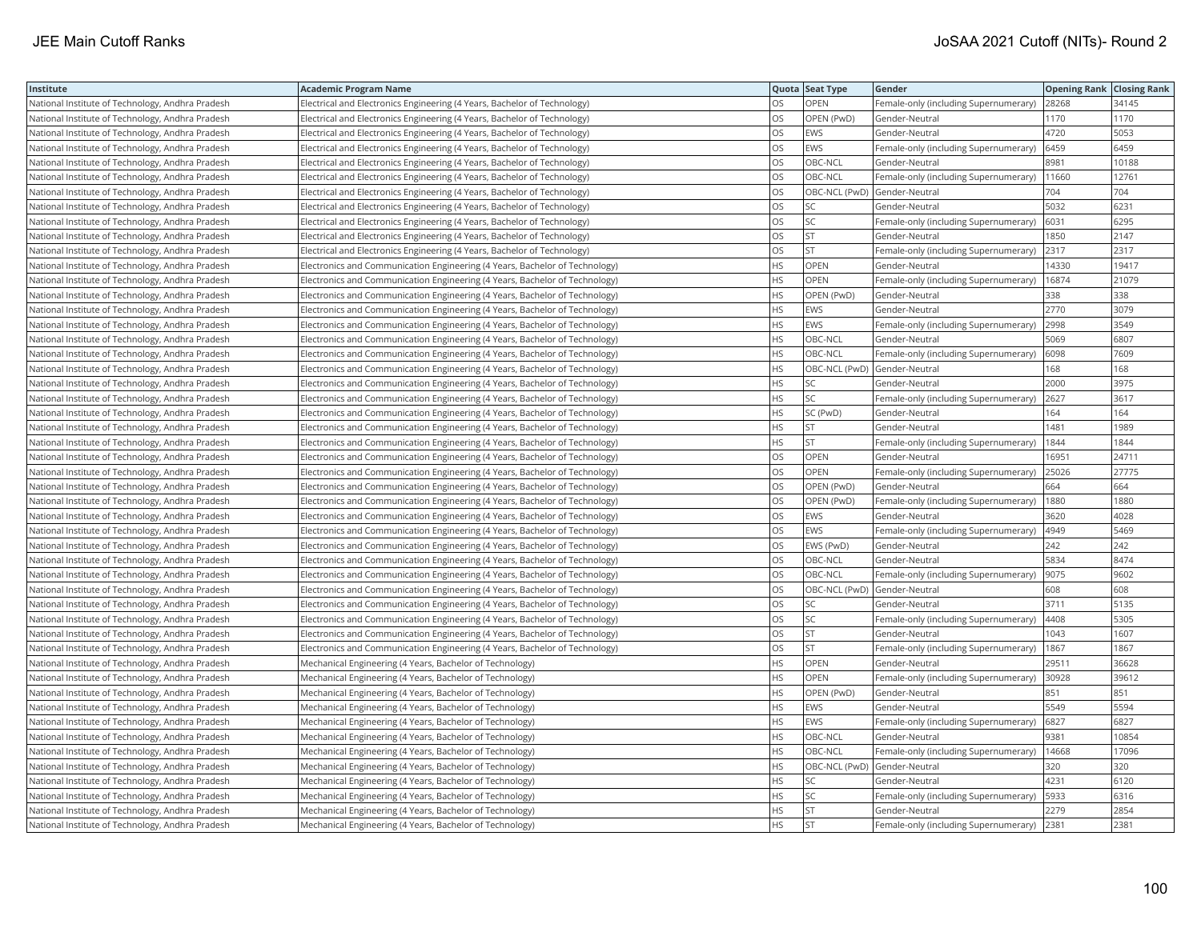| Institute | Academic Program Name | Quota | Seat Type | Gender | Opening Rank | Closing Rank |
|---|---|---|---|---|---|---|
| National Institute of Technology, Andhra Pradesh | Electrical and Electronics Engineering (4 Years, Bachelor of Technology) | OS | OPEN | Female-only (including Supernumerary) | 28268 | 34145 |
| National Institute of Technology, Andhra Pradesh | Electrical and Electronics Engineering (4 Years, Bachelor of Technology) | OS | OPEN (PwD) | Gender-Neutral | 1170 | 1170 |
| National Institute of Technology, Andhra Pradesh | Electrical and Electronics Engineering (4 Years, Bachelor of Technology) | OS | EWS | Gender-Neutral | 4720 | 5053 |
| National Institute of Technology, Andhra Pradesh | Electrical and Electronics Engineering (4 Years, Bachelor of Technology) | OS | EWS | Female-only (including Supernumerary) | 6459 | 6459 |
| National Institute of Technology, Andhra Pradesh | Electrical and Electronics Engineering (4 Years, Bachelor of Technology) | OS | OBC-NCL | Gender-Neutral | 8981 | 10188 |
| National Institute of Technology, Andhra Pradesh | Electrical and Electronics Engineering (4 Years, Bachelor of Technology) | OS | OBC-NCL | Female-only (including Supernumerary) | 11660 | 12761 |
| National Institute of Technology, Andhra Pradesh | Electrical and Electronics Engineering (4 Years, Bachelor of Technology) | OS | OBC-NCL (PwD) | Gender-Neutral | 704 | 704 |
| National Institute of Technology, Andhra Pradesh | Electrical and Electronics Engineering (4 Years, Bachelor of Technology) | OS | SC | Gender-Neutral | 5032 | 6231 |
| National Institute of Technology, Andhra Pradesh | Electrical and Electronics Engineering (4 Years, Bachelor of Technology) | OS | SC | Female-only (including Supernumerary) | 6031 | 6295 |
| National Institute of Technology, Andhra Pradesh | Electrical and Electronics Engineering (4 Years, Bachelor of Technology) | OS | ST | Gender-Neutral | 1850 | 2147 |
| National Institute of Technology, Andhra Pradesh | Electrical and Electronics Engineering (4 Years, Bachelor of Technology) | OS | ST | Female-only (including Supernumerary) | 2317 | 2317 |
| National Institute of Technology, Andhra Pradesh | Electronics and Communication Engineering (4 Years, Bachelor of Technology) | HS | OPEN | Gender-Neutral | 14330 | 19417 |
| National Institute of Technology, Andhra Pradesh | Electronics and Communication Engineering (4 Years, Bachelor of Technology) | HS | OPEN | Female-only (including Supernumerary) | 16874 | 21079 |
| National Institute of Technology, Andhra Pradesh | Electronics and Communication Engineering (4 Years, Bachelor of Technology) | HS | OPEN (PwD) | Gender-Neutral | 338 | 338 |
| National Institute of Technology, Andhra Pradesh | Electronics and Communication Engineering (4 Years, Bachelor of Technology) | HS | EWS | Gender-Neutral | 2770 | 3079 |
| National Institute of Technology, Andhra Pradesh | Electronics and Communication Engineering (4 Years, Bachelor of Technology) | HS | EWS | Female-only (including Supernumerary) | 2998 | 3549 |
| National Institute of Technology, Andhra Pradesh | Electronics and Communication Engineering (4 Years, Bachelor of Technology) | HS | OBC-NCL | Gender-Neutral | 5069 | 6807 |
| National Institute of Technology, Andhra Pradesh | Electronics and Communication Engineering (4 Years, Bachelor of Technology) | HS | OBC-NCL | Female-only (including Supernumerary) | 6098 | 7609 |
| National Institute of Technology, Andhra Pradesh | Electronics and Communication Engineering (4 Years, Bachelor of Technology) | HS | OBC-NCL (PwD) | Gender-Neutral | 168 | 168 |
| National Institute of Technology, Andhra Pradesh | Electronics and Communication Engineering (4 Years, Bachelor of Technology) | HS | SC | Gender-Neutral | 2000 | 3975 |
| National Institute of Technology, Andhra Pradesh | Electronics and Communication Engineering (4 Years, Bachelor of Technology) | HS | SC | Female-only (including Supernumerary) | 2627 | 3617 |
| National Institute of Technology, Andhra Pradesh | Electronics and Communication Engineering (4 Years, Bachelor of Technology) | HS | SC (PwD) | Gender-Neutral | 164 | 164 |
| National Institute of Technology, Andhra Pradesh | Electronics and Communication Engineering (4 Years, Bachelor of Technology) | HS | ST | Gender-Neutral | 1481 | 1989 |
| National Institute of Technology, Andhra Pradesh | Electronics and Communication Engineering (4 Years, Bachelor of Technology) | HS | ST | Female-only (including Supernumerary) | 1844 | 1844 |
| National Institute of Technology, Andhra Pradesh | Electronics and Communication Engineering (4 Years, Bachelor of Technology) | OS | OPEN | Gender-Neutral | 16951 | 24711 |
| National Institute of Technology, Andhra Pradesh | Electronics and Communication Engineering (4 Years, Bachelor of Technology) | OS | OPEN | Female-only (including Supernumerary) | 25026 | 27775 |
| National Institute of Technology, Andhra Pradesh | Electronics and Communication Engineering (4 Years, Bachelor of Technology) | OS | OPEN (PwD) | Gender-Neutral | 664 | 664 |
| National Institute of Technology, Andhra Pradesh | Electronics and Communication Engineering (4 Years, Bachelor of Technology) | OS | OPEN (PwD) | Female-only (including Supernumerary) | 1880 | 1880 |
| National Institute of Technology, Andhra Pradesh | Electronics and Communication Engineering (4 Years, Bachelor of Technology) | OS | EWS | Gender-Neutral | 3620 | 4028 |
| National Institute of Technology, Andhra Pradesh | Electronics and Communication Engineering (4 Years, Bachelor of Technology) | OS | EWS | Female-only (including Supernumerary) | 4949 | 5469 |
| National Institute of Technology, Andhra Pradesh | Electronics and Communication Engineering (4 Years, Bachelor of Technology) | OS | EWS (PwD) | Gender-Neutral | 242 | 242 |
| National Institute of Technology, Andhra Pradesh | Electronics and Communication Engineering (4 Years, Bachelor of Technology) | OS | OBC-NCL | Gender-Neutral | 5834 | 8474 |
| National Institute of Technology, Andhra Pradesh | Electronics and Communication Engineering (4 Years, Bachelor of Technology) | OS | OBC-NCL | Female-only (including Supernumerary) | 9075 | 9602 |
| National Institute of Technology, Andhra Pradesh | Electronics and Communication Engineering (4 Years, Bachelor of Technology) | OS | OBC-NCL (PwD) | Gender-Neutral | 608 | 608 |
| National Institute of Technology, Andhra Pradesh | Electronics and Communication Engineering (4 Years, Bachelor of Technology) | OS | SC | Gender-Neutral | 3711 | 5135 |
| National Institute of Technology, Andhra Pradesh | Electronics and Communication Engineering (4 Years, Bachelor of Technology) | OS | SC | Female-only (including Supernumerary) | 4408 | 5305 |
| National Institute of Technology, Andhra Pradesh | Electronics and Communication Engineering (4 Years, Bachelor of Technology) | OS | ST | Gender-Neutral | 1043 | 1607 |
| National Institute of Technology, Andhra Pradesh | Electronics and Communication Engineering (4 Years, Bachelor of Technology) | OS | ST | Female-only (including Supernumerary) | 1867 | 1867 |
| National Institute of Technology, Andhra Pradesh | Mechanical Engineering (4 Years, Bachelor of Technology) | HS | OPEN | Gender-Neutral | 29511 | 36628 |
| National Institute of Technology, Andhra Pradesh | Mechanical Engineering (4 Years, Bachelor of Technology) | HS | OPEN | Female-only (including Supernumerary) | 30928 | 39612 |
| National Institute of Technology, Andhra Pradesh | Mechanical Engineering (4 Years, Bachelor of Technology) | HS | OPEN (PwD) | Gender-Neutral | 851 | 851 |
| National Institute of Technology, Andhra Pradesh | Mechanical Engineering (4 Years, Bachelor of Technology) | HS | EWS | Gender-Neutral | 5549 | 5594 |
| National Institute of Technology, Andhra Pradesh | Mechanical Engineering (4 Years, Bachelor of Technology) | HS | EWS | Female-only (including Supernumerary) | 6827 | 6827 |
| National Institute of Technology, Andhra Pradesh | Mechanical Engineering (4 Years, Bachelor of Technology) | HS | OBC-NCL | Gender-Neutral | 9381 | 10854 |
| National Institute of Technology, Andhra Pradesh | Mechanical Engineering (4 Years, Bachelor of Technology) | HS | OBC-NCL | Female-only (including Supernumerary) | 14668 | 17096 |
| National Institute of Technology, Andhra Pradesh | Mechanical Engineering (4 Years, Bachelor of Technology) | HS | OBC-NCL (PwD) | Gender-Neutral | 320 | 320 |
| National Institute of Technology, Andhra Pradesh | Mechanical Engineering (4 Years, Bachelor of Technology) | HS | SC | Gender-Neutral | 4231 | 6120 |
| National Institute of Technology, Andhra Pradesh | Mechanical Engineering (4 Years, Bachelor of Technology) | HS | SC | Female-only (including Supernumerary) | 5933 | 6316 |
| National Institute of Technology, Andhra Pradesh | Mechanical Engineering (4 Years, Bachelor of Technology) | HS | ST | Gender-Neutral | 2279 | 2854 |
| National Institute of Technology, Andhra Pradesh | Mechanical Engineering (4 Years, Bachelor of Technology) | HS | ST | Female-only (including Supernumerary) | 2381 | 2381 |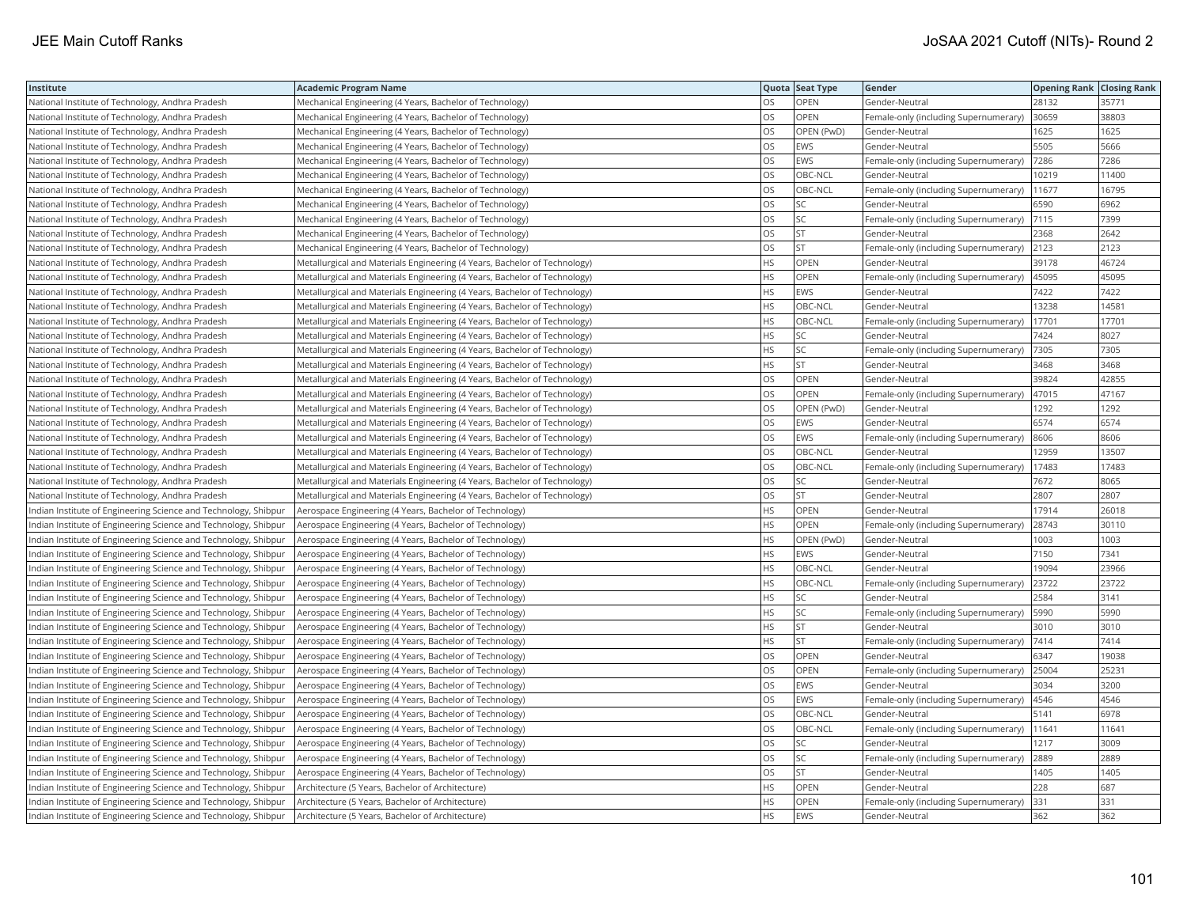| Institute | Academic Program Name | Quota | Seat Type | Gender | Opening Rank | Closing Rank |
|---|---|---|---|---|---|---|
| National Institute of Technology, Andhra Pradesh | Mechanical Engineering (4 Years, Bachelor of Technology) | OS | OPEN | Gender-Neutral | 28132 | 35771 |
| National Institute of Technology, Andhra Pradesh | Mechanical Engineering (4 Years, Bachelor of Technology) | OS | OPEN | Female-only (including Supernumerary) | 30659 | 38803 |
| National Institute of Technology, Andhra Pradesh | Mechanical Engineering (4 Years, Bachelor of Technology) | OS | OPEN (PwD) | Gender-Neutral | 1625 | 1625 |
| National Institute of Technology, Andhra Pradesh | Mechanical Engineering (4 Years, Bachelor of Technology) | OS | EWS | Gender-Neutral | 5505 | 5666 |
| National Institute of Technology, Andhra Pradesh | Mechanical Engineering (4 Years, Bachelor of Technology) | OS | EWS | Female-only (including Supernumerary) | 7286 | 7286 |
| National Institute of Technology, Andhra Pradesh | Mechanical Engineering (4 Years, Bachelor of Technology) | OS | OBC-NCL | Gender-Neutral | 10219 | 11400 |
| National Institute of Technology, Andhra Pradesh | Mechanical Engineering (4 Years, Bachelor of Technology) | OS | OBC-NCL | Female-only (including Supernumerary) | 11677 | 16795 |
| National Institute of Technology, Andhra Pradesh | Mechanical Engineering (4 Years, Bachelor of Technology) | OS | SC | Gender-Neutral | 6590 | 6962 |
| National Institute of Technology, Andhra Pradesh | Mechanical Engineering (4 Years, Bachelor of Technology) | OS | SC | Female-only (including Supernumerary) | 7115 | 7399 |
| National Institute of Technology, Andhra Pradesh | Mechanical Engineering (4 Years, Bachelor of Technology) | OS | ST | Gender-Neutral | 2368 | 2642 |
| National Institute of Technology, Andhra Pradesh | Mechanical Engineering (4 Years, Bachelor of Technology) | OS | ST | Female-only (including Supernumerary) | 2123 | 2123 |
| National Institute of Technology, Andhra Pradesh | Metallurgical and Materials Engineering (4 Years, Bachelor of Technology) | HS | OPEN | Gender-Neutral | 39178 | 46724 |
| National Institute of Technology, Andhra Pradesh | Metallurgical and Materials Engineering (4 Years, Bachelor of Technology) | HS | OPEN | Female-only (including Supernumerary) | 45095 | 45095 |
| National Institute of Technology, Andhra Pradesh | Metallurgical and Materials Engineering (4 Years, Bachelor of Technology) | HS | EWS | Gender-Neutral | 7422 | 7422 |
| National Institute of Technology, Andhra Pradesh | Metallurgical and Materials Engineering (4 Years, Bachelor of Technology) | HS | OBC-NCL | Gender-Neutral | 13238 | 14581 |
| National Institute of Technology, Andhra Pradesh | Metallurgical and Materials Engineering (4 Years, Bachelor of Technology) | HS | OBC-NCL | Female-only (including Supernumerary) | 17701 | 17701 |
| National Institute of Technology, Andhra Pradesh | Metallurgical and Materials Engineering (4 Years, Bachelor of Technology) | HS | SC | Gender-Neutral | 7424 | 8027 |
| National Institute of Technology, Andhra Pradesh | Metallurgical and Materials Engineering (4 Years, Bachelor of Technology) | HS | SC | Female-only (including Supernumerary) | 7305 | 7305 |
| National Institute of Technology, Andhra Pradesh | Metallurgical and Materials Engineering (4 Years, Bachelor of Technology) | HS | ST | Gender-Neutral | 3468 | 3468 |
| National Institute of Technology, Andhra Pradesh | Metallurgical and Materials Engineering (4 Years, Bachelor of Technology) | OS | OPEN | Gender-Neutral | 39824 | 42855 |
| National Institute of Technology, Andhra Pradesh | Metallurgical and Materials Engineering (4 Years, Bachelor of Technology) | OS | OPEN | Female-only (including Supernumerary) | 47015 | 47167 |
| National Institute of Technology, Andhra Pradesh | Metallurgical and Materials Engineering (4 Years, Bachelor of Technology) | OS | OPEN (PwD) | Gender-Neutral | 1292 | 1292 |
| National Institute of Technology, Andhra Pradesh | Metallurgical and Materials Engineering (4 Years, Bachelor of Technology) | OS | EWS | Gender-Neutral | 6574 | 6574 |
| National Institute of Technology, Andhra Pradesh | Metallurgical and Materials Engineering (4 Years, Bachelor of Technology) | OS | EWS | Female-only (including Supernumerary) | 8606 | 8606 |
| National Institute of Technology, Andhra Pradesh | Metallurgical and Materials Engineering (4 Years, Bachelor of Technology) | OS | OBC-NCL | Gender-Neutral | 12959 | 13507 |
| National Institute of Technology, Andhra Pradesh | Metallurgical and Materials Engineering (4 Years, Bachelor of Technology) | OS | OBC-NCL | Female-only (including Supernumerary) | 17483 | 17483 |
| National Institute of Technology, Andhra Pradesh | Metallurgical and Materials Engineering (4 Years, Bachelor of Technology) | OS | SC | Gender-Neutral | 7672 | 8065 |
| National Institute of Technology, Andhra Pradesh | Metallurgical and Materials Engineering (4 Years, Bachelor of Technology) | OS | ST | Gender-Neutral | 2807 | 2807 |
| Indian Institute of Engineering Science and Technology, Shibpur | Aerospace Engineering (4 Years, Bachelor of Technology) | HS | OPEN | Gender-Neutral | 17914 | 26018 |
| Indian Institute of Engineering Science and Technology, Shibpur | Aerospace Engineering (4 Years, Bachelor of Technology) | HS | OPEN | Female-only (including Supernumerary) | 28743 | 30110 |
| Indian Institute of Engineering Science and Technology, Shibpur | Aerospace Engineering (4 Years, Bachelor of Technology) | HS | OPEN (PwD) | Gender-Neutral | 1003 | 1003 |
| Indian Institute of Engineering Science and Technology, Shibpur | Aerospace Engineering (4 Years, Bachelor of Technology) | HS | EWS | Gender-Neutral | 7150 | 7341 |
| Indian Institute of Engineering Science and Technology, Shibpur | Aerospace Engineering (4 Years, Bachelor of Technology) | HS | OBC-NCL | Gender-Neutral | 19094 | 23966 |
| Indian Institute of Engineering Science and Technology, Shibpur | Aerospace Engineering (4 Years, Bachelor of Technology) | HS | OBC-NCL | Female-only (including Supernumerary) | 23722 | 23722 |
| Indian Institute of Engineering Science and Technology, Shibpur | Aerospace Engineering (4 Years, Bachelor of Technology) | HS | SC | Gender-Neutral | 2584 | 3141 |
| Indian Institute of Engineering Science and Technology, Shibpur | Aerospace Engineering (4 Years, Bachelor of Technology) | HS | SC | Female-only (including Supernumerary) | 5990 | 5990 |
| Indian Institute of Engineering Science and Technology, Shibpur | Aerospace Engineering (4 Years, Bachelor of Technology) | HS | ST | Gender-Neutral | 3010 | 3010 |
| Indian Institute of Engineering Science and Technology, Shibpur | Aerospace Engineering (4 Years, Bachelor of Technology) | HS | ST | Female-only (including Supernumerary) | 7414 | 7414 |
| Indian Institute of Engineering Science and Technology, Shibpur | Aerospace Engineering (4 Years, Bachelor of Technology) | OS | OPEN | Gender-Neutral | 6347 | 19038 |
| Indian Institute of Engineering Science and Technology, Shibpur | Aerospace Engineering (4 Years, Bachelor of Technology) | OS | OPEN | Female-only (including Supernumerary) | 25004 | 25231 |
| Indian Institute of Engineering Science and Technology, Shibpur | Aerospace Engineering (4 Years, Bachelor of Technology) | OS | EWS | Gender-Neutral | 3034 | 3200 |
| Indian Institute of Engineering Science and Technology, Shibpur | Aerospace Engineering (4 Years, Bachelor of Technology) | OS | EWS | Female-only (including Supernumerary) | 4546 | 4546 |
| Indian Institute of Engineering Science and Technology, Shibpur | Aerospace Engineering (4 Years, Bachelor of Technology) | OS | OBC-NCL | Gender-Neutral | 5141 | 6978 |
| Indian Institute of Engineering Science and Technology, Shibpur | Aerospace Engineering (4 Years, Bachelor of Technology) | OS | OBC-NCL | Female-only (including Supernumerary) | 11641 | 11641 |
| Indian Institute of Engineering Science and Technology, Shibpur | Aerospace Engineering (4 Years, Bachelor of Technology) | OS | SC | Gender-Neutral | 1217 | 3009 |
| Indian Institute of Engineering Science and Technology, Shibpur | Aerospace Engineering (4 Years, Bachelor of Technology) | OS | SC | Female-only (including Supernumerary) | 2889 | 2889 |
| Indian Institute of Engineering Science and Technology, Shibpur | Aerospace Engineering (4 Years, Bachelor of Technology) | OS | ST | Gender-Neutral | 1405 | 1405 |
| Indian Institute of Engineering Science and Technology, Shibpur | Architecture (5 Years, Bachelor of Architecture) | HS | OPEN | Gender-Neutral | 228 | 687 |
| Indian Institute of Engineering Science and Technology, Shibpur | Architecture (5 Years, Bachelor of Architecture) | HS | OPEN | Female-only (including Supernumerary) | 331 | 331 |
| Indian Institute of Engineering Science and Technology, Shibpur | Architecture (5 Years, Bachelor of Architecture) | HS | EWS | Gender-Neutral | 362 | 362 |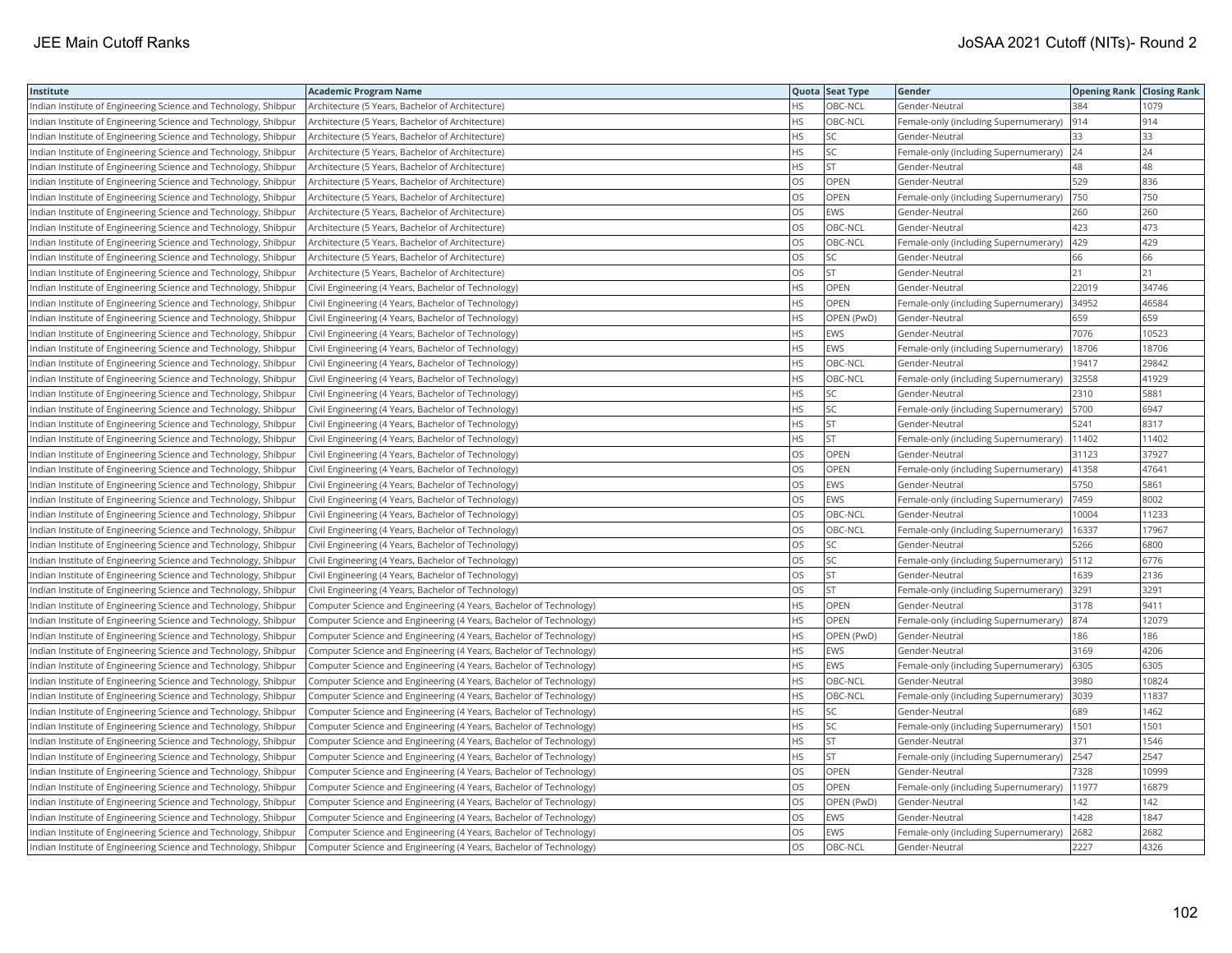| Institute | Academic Program Name | Quota | Seat Type | Gender | Opening Rank | Closing Rank |
|---|---|---|---|---|---|---|
| Indian Institute of Engineering Science and Technology, Shibpur | Architecture (5 Years, Bachelor of Architecture) | HS | OBC-NCL | Gender-Neutral | 384 | 1079 |
| Indian Institute of Engineering Science and Technology, Shibpur | Architecture (5 Years, Bachelor of Architecture) | HS | OBC-NCL | Female-only (including Supernumerary) | 914 | 914 |
| Indian Institute of Engineering Science and Technology, Shibpur | Architecture (5 Years, Bachelor of Architecture) | HS | SC | Gender-Neutral | 33 | 33 |
| Indian Institute of Engineering Science and Technology, Shibpur | Architecture (5 Years, Bachelor of Architecture) | HS | SC | Female-only (including Supernumerary) | 24 | 24 |
| Indian Institute of Engineering Science and Technology, Shibpur | Architecture (5 Years, Bachelor of Architecture) | HS | ST | Gender-Neutral | 48 | 48 |
| Indian Institute of Engineering Science and Technology, Shibpur | Architecture (5 Years, Bachelor of Architecture) | OS | OPEN | Gender-Neutral | 529 | 836 |
| Indian Institute of Engineering Science and Technology, Shibpur | Architecture (5 Years, Bachelor of Architecture) | OS | OPEN | Female-only (including Supernumerary) | 750 | 750 |
| Indian Institute of Engineering Science and Technology, Shibpur | Architecture (5 Years, Bachelor of Architecture) | OS | EWS | Gender-Neutral | 260 | 260 |
| Indian Institute of Engineering Science and Technology, Shibpur | Architecture (5 Years, Bachelor of Architecture) | OS | OBC-NCL | Gender-Neutral | 423 | 473 |
| Indian Institute of Engineering Science and Technology, Shibpur | Architecture (5 Years, Bachelor of Architecture) | OS | OBC-NCL | Female-only (including Supernumerary) | 429 | 429 |
| Indian Institute of Engineering Science and Technology, Shibpur | Architecture (5 Years, Bachelor of Architecture) | OS | SC | Gender-Neutral | 66 | 66 |
| Indian Institute of Engineering Science and Technology, Shibpur | Architecture (5 Years, Bachelor of Architecture) | OS | ST | Gender-Neutral | 21 | 21 |
| Indian Institute of Engineering Science and Technology, Shibpur | Civil Engineering (4 Years, Bachelor of Technology) | HS | OPEN | Gender-Neutral | 22019 | 34746 |
| Indian Institute of Engineering Science and Technology, Shibpur | Civil Engineering (4 Years, Bachelor of Technology) | HS | OPEN | Female-only (including Supernumerary) | 34952 | 46584 |
| Indian Institute of Engineering Science and Technology, Shibpur | Civil Engineering (4 Years, Bachelor of Technology) | HS | OPEN (PwD) | Gender-Neutral | 659 | 659 |
| Indian Institute of Engineering Science and Technology, Shibpur | Civil Engineering (4 Years, Bachelor of Technology) | HS | EWS | Gender-Neutral | 7076 | 10523 |
| Indian Institute of Engineering Science and Technology, Shibpur | Civil Engineering (4 Years, Bachelor of Technology) | HS | EWS | Female-only (including Supernumerary) | 18706 | 18706 |
| Indian Institute of Engineering Science and Technology, Shibpur | Civil Engineering (4 Years, Bachelor of Technology) | HS | OBC-NCL | Gender-Neutral | 19417 | 29842 |
| Indian Institute of Engineering Science and Technology, Shibpur | Civil Engineering (4 Years, Bachelor of Technology) | HS | OBC-NCL | Female-only (including Supernumerary) | 32558 | 41929 |
| Indian Institute of Engineering Science and Technology, Shibpur | Civil Engineering (4 Years, Bachelor of Technology) | HS | SC | Gender-Neutral | 2310 | 5881 |
| Indian Institute of Engineering Science and Technology, Shibpur | Civil Engineering (4 Years, Bachelor of Technology) | HS | SC | Female-only (including Supernumerary) | 5700 | 6947 |
| Indian Institute of Engineering Science and Technology, Shibpur | Civil Engineering (4 Years, Bachelor of Technology) | HS | ST | Gender-Neutral | 5241 | 8317 |
| Indian Institute of Engineering Science and Technology, Shibpur | Civil Engineering (4 Years, Bachelor of Technology) | HS | ST | Female-only (including Supernumerary) | 11402 | 11402 |
| Indian Institute of Engineering Science and Technology, Shibpur | Civil Engineering (4 Years, Bachelor of Technology) | OS | OPEN | Gender-Neutral | 31123 | 37927 |
| Indian Institute of Engineering Science and Technology, Shibpur | Civil Engineering (4 Years, Bachelor of Technology) | OS | OPEN | Female-only (including Supernumerary) | 41358 | 47641 |
| Indian Institute of Engineering Science and Technology, Shibpur | Civil Engineering (4 Years, Bachelor of Technology) | OS | EWS | Gender-Neutral | 5750 | 5861 |
| Indian Institute of Engineering Science and Technology, Shibpur | Civil Engineering (4 Years, Bachelor of Technology) | OS | EWS | Female-only (including Supernumerary) | 7459 | 8002 |
| Indian Institute of Engineering Science and Technology, Shibpur | Civil Engineering (4 Years, Bachelor of Technology) | OS | OBC-NCL | Gender-Neutral | 10004 | 11233 |
| Indian Institute of Engineering Science and Technology, Shibpur | Civil Engineering (4 Years, Bachelor of Technology) | OS | OBC-NCL | Female-only (including Supernumerary) | 16337 | 17967 |
| Indian Institute of Engineering Science and Technology, Shibpur | Civil Engineering (4 Years, Bachelor of Technology) | OS | SC | Gender-Neutral | 5266 | 6800 |
| Indian Institute of Engineering Science and Technology, Shibpur | Civil Engineering (4 Years, Bachelor of Technology) | OS | SC | Female-only (including Supernumerary) | 5112 | 6776 |
| Indian Institute of Engineering Science and Technology, Shibpur | Civil Engineering (4 Years, Bachelor of Technology) | OS | ST | Gender-Neutral | 1639 | 2136 |
| Indian Institute of Engineering Science and Technology, Shibpur | Civil Engineering (4 Years, Bachelor of Technology) | OS | ST | Female-only (including Supernumerary) | 3291 | 3291 |
| Indian Institute of Engineering Science and Technology, Shibpur | Computer Science and Engineering (4 Years, Bachelor of Technology) | HS | OPEN | Gender-Neutral | 3178 | 9411 |
| Indian Institute of Engineering Science and Technology, Shibpur | Computer Science and Engineering (4 Years, Bachelor of Technology) | HS | OPEN | Female-only (including Supernumerary) | 874 | 12079 |
| Indian Institute of Engineering Science and Technology, Shibpur | Computer Science and Engineering (4 Years, Bachelor of Technology) | HS | OPEN (PwD) | Gender-Neutral | 186 | 186 |
| Indian Institute of Engineering Science and Technology, Shibpur | Computer Science and Engineering (4 Years, Bachelor of Technology) | HS | EWS | Gender-Neutral | 3169 | 4206 |
| Indian Institute of Engineering Science and Technology, Shibpur | Computer Science and Engineering (4 Years, Bachelor of Technology) | HS | EWS | Female-only (including Supernumerary) | 6305 | 6305 |
| Indian Institute of Engineering Science and Technology, Shibpur | Computer Science and Engineering (4 Years, Bachelor of Technology) | HS | OBC-NCL | Gender-Neutral | 3980 | 10824 |
| Indian Institute of Engineering Science and Technology, Shibpur | Computer Science and Engineering (4 Years, Bachelor of Technology) | HS | OBC-NCL | Female-only (including Supernumerary) | 3039 | 11837 |
| Indian Institute of Engineering Science and Technology, Shibpur | Computer Science and Engineering (4 Years, Bachelor of Technology) | HS | SC | Gender-Neutral | 689 | 1462 |
| Indian Institute of Engineering Science and Technology, Shibpur | Computer Science and Engineering (4 Years, Bachelor of Technology) | HS | SC | Female-only (including Supernumerary) | 1501 | 1501 |
| Indian Institute of Engineering Science and Technology, Shibpur | Computer Science and Engineering (4 Years, Bachelor of Technology) | HS | ST | Gender-Neutral | 371 | 1546 |
| Indian Institute of Engineering Science and Technology, Shibpur | Computer Science and Engineering (4 Years, Bachelor of Technology) | HS | ST | Female-only (including Supernumerary) | 2547 | 2547 |
| Indian Institute of Engineering Science and Technology, Shibpur | Computer Science and Engineering (4 Years, Bachelor of Technology) | OS | OPEN | Gender-Neutral | 7328 | 10999 |
| Indian Institute of Engineering Science and Technology, Shibpur | Computer Science and Engineering (4 Years, Bachelor of Technology) | OS | OPEN | Female-only (including Supernumerary) | 11977 | 16879 |
| Indian Institute of Engineering Science and Technology, Shibpur | Computer Science and Engineering (4 Years, Bachelor of Technology) | OS | OPEN (PwD) | Gender-Neutral | 142 | 142 |
| Indian Institute of Engineering Science and Technology, Shibpur | Computer Science and Engineering (4 Years, Bachelor of Technology) | OS | EWS | Gender-Neutral | 1428 | 1847 |
| Indian Institute of Engineering Science and Technology, Shibpur | Computer Science and Engineering (4 Years, Bachelor of Technology) | OS | EWS | Female-only (including Supernumerary) | 2682 | 2682 |
| Indian Institute of Engineering Science and Technology, Shibpur | Computer Science and Engineering (4 Years, Bachelor of Technology) | OS | OBC-NCL | Gender-Neutral | 2227 | 4326 |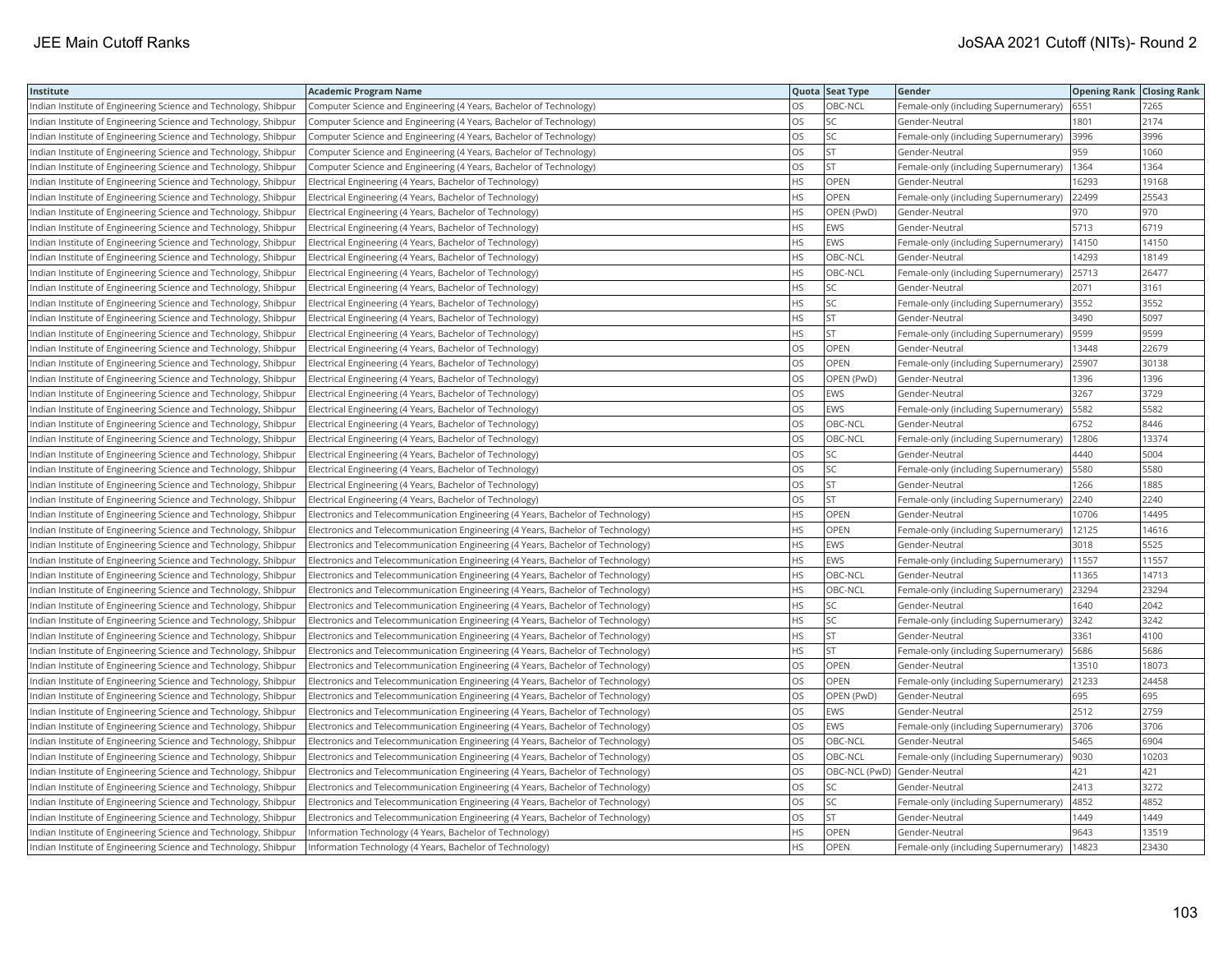| Institute | Academic Program Name | Quota | Seat Type | Gender | Opening Rank | Closing Rank |
|---|---|---|---|---|---|---|
| Indian Institute of Engineering Science and Technology, Shibpur | Computer Science and Engineering (4 Years, Bachelor of Technology) | OS | OBC-NCL | Female-only (including Supernumerary) | 6551 | 7265 |
| Indian Institute of Engineering Science and Technology, Shibpur | Computer Science and Engineering (4 Years, Bachelor of Technology) | OS | SC | Gender-Neutral | 1801 | 2174 |
| Indian Institute of Engineering Science and Technology, Shibpur | Computer Science and Engineering (4 Years, Bachelor of Technology) | OS | SC | Female-only (including Supernumerary) | 3996 | 3996 |
| Indian Institute of Engineering Science and Technology, Shibpur | Computer Science and Engineering (4 Years, Bachelor of Technology) | OS | ST | Gender-Neutral | 959 | 1060 |
| Indian Institute of Engineering Science and Technology, Shibpur | Computer Science and Engineering (4 Years, Bachelor of Technology) | OS | ST | Female-only (including Supernumerary) | 1364 | 1364 |
| Indian Institute of Engineering Science and Technology, Shibpur | Electrical Engineering (4 Years, Bachelor of Technology) | HS | OPEN | Gender-Neutral | 16293 | 19168 |
| Indian Institute of Engineering Science and Technology, Shibpur | Electrical Engineering (4 Years, Bachelor of Technology) | HS | OPEN | Female-only (including Supernumerary) | 22499 | 25543 |
| Indian Institute of Engineering Science and Technology, Shibpur | Electrical Engineering (4 Years, Bachelor of Technology) | HS | OPEN (PwD) | Gender-Neutral | 970 | 970 |
| Indian Institute of Engineering Science and Technology, Shibpur | Electrical Engineering (4 Years, Bachelor of Technology) | HS | EWS | Gender-Neutral | 5713 | 6719 |
| Indian Institute of Engineering Science and Technology, Shibpur | Electrical Engineering (4 Years, Bachelor of Technology) | HS | EWS | Female-only (including Supernumerary) | 14150 | 14150 |
| Indian Institute of Engineering Science and Technology, Shibpur | Electrical Engineering (4 Years, Bachelor of Technology) | HS | OBC-NCL | Gender-Neutral | 14293 | 18149 |
| Indian Institute of Engineering Science and Technology, Shibpur | Electrical Engineering (4 Years, Bachelor of Technology) | HS | OBC-NCL | Female-only (including Supernumerary) | 25713 | 26477 |
| Indian Institute of Engineering Science and Technology, Shibpur | Electrical Engineering (4 Years, Bachelor of Technology) | HS | SC | Gender-Neutral | 2071 | 3161 |
| Indian Institute of Engineering Science and Technology, Shibpur | Electrical Engineering (4 Years, Bachelor of Technology) | HS | SC | Female-only (including Supernumerary) | 3552 | 3552 |
| Indian Institute of Engineering Science and Technology, Shibpur | Electrical Engineering (4 Years, Bachelor of Technology) | HS | ST | Gender-Neutral | 3490 | 5097 |
| Indian Institute of Engineering Science and Technology, Shibpur | Electrical Engineering (4 Years, Bachelor of Technology) | HS | ST | Female-only (including Supernumerary) | 9599 | 9599 |
| Indian Institute of Engineering Science and Technology, Shibpur | Electrical Engineering (4 Years, Bachelor of Technology) | OS | OPEN | Gender-Neutral | 13448 | 22679 |
| Indian Institute of Engineering Science and Technology, Shibpur | Electrical Engineering (4 Years, Bachelor of Technology) | OS | OPEN | Female-only (including Supernumerary) | 25907 | 30138 |
| Indian Institute of Engineering Science and Technology, Shibpur | Electrical Engineering (4 Years, Bachelor of Technology) | OS | OPEN (PwD) | Gender-Neutral | 1396 | 1396 |
| Indian Institute of Engineering Science and Technology, Shibpur | Electrical Engineering (4 Years, Bachelor of Technology) | OS | EWS | Gender-Neutral | 3267 | 3729 |
| Indian Institute of Engineering Science and Technology, Shibpur | Electrical Engineering (4 Years, Bachelor of Technology) | OS | EWS | Female-only (including Supernumerary) | 5582 | 5582 |
| Indian Institute of Engineering Science and Technology, Shibpur | Electrical Engineering (4 Years, Bachelor of Technology) | OS | OBC-NCL | Gender-Neutral | 6752 | 8446 |
| Indian Institute of Engineering Science and Technology, Shibpur | Electrical Engineering (4 Years, Bachelor of Technology) | OS | OBC-NCL | Female-only (including Supernumerary) | 12806 | 13374 |
| Indian Institute of Engineering Science and Technology, Shibpur | Electrical Engineering (4 Years, Bachelor of Technology) | OS | SC | Gender-Neutral | 4440 | 5004 |
| Indian Institute of Engineering Science and Technology, Shibpur | Electrical Engineering (4 Years, Bachelor of Technology) | OS | SC | Female-only (including Supernumerary) | 5580 | 5580 |
| Indian Institute of Engineering Science and Technology, Shibpur | Electrical Engineering (4 Years, Bachelor of Technology) | OS | ST | Gender-Neutral | 1266 | 1885 |
| Indian Institute of Engineering Science and Technology, Shibpur | Electrical Engineering (4 Years, Bachelor of Technology) | OS | ST | Female-only (including Supernumerary) | 2240 | 2240 |
| Indian Institute of Engineering Science and Technology, Shibpur | Electronics and Telecommunication Engineering (4 Years, Bachelor of Technology) | HS | OPEN | Gender-Neutral | 10706 | 14495 |
| Indian Institute of Engineering Science and Technology, Shibpur | Electronics and Telecommunication Engineering (4 Years, Bachelor of Technology) | HS | OPEN | Female-only (including Supernumerary) | 12125 | 14616 |
| Indian Institute of Engineering Science and Technology, Shibpur | Electronics and Telecommunication Engineering (4 Years, Bachelor of Technology) | HS | EWS | Gender-Neutral | 3018 | 5525 |
| Indian Institute of Engineering Science and Technology, Shibpur | Electronics and Telecommunication Engineering (4 Years, Bachelor of Technology) | HS | EWS | Female-only (including Supernumerary) | 11557 | 11557 |
| Indian Institute of Engineering Science and Technology, Shibpur | Electronics and Telecommunication Engineering (4 Years, Bachelor of Technology) | HS | OBC-NCL | Gender-Neutral | 11365 | 14713 |
| Indian Institute of Engineering Science and Technology, Shibpur | Electronics and Telecommunication Engineering (4 Years, Bachelor of Technology) | HS | OBC-NCL | Female-only (including Supernumerary) | 23294 | 23294 |
| Indian Institute of Engineering Science and Technology, Shibpur | Electronics and Telecommunication Engineering (4 Years, Bachelor of Technology) | HS | SC | Gender-Neutral | 1640 | 2042 |
| Indian Institute of Engineering Science and Technology, Shibpur | Electronics and Telecommunication Engineering (4 Years, Bachelor of Technology) | HS | SC | Female-only (including Supernumerary) | 3242 | 3242 |
| Indian Institute of Engineering Science and Technology, Shibpur | Electronics and Telecommunication Engineering (4 Years, Bachelor of Technology) | HS | ST | Gender-Neutral | 3361 | 4100 |
| Indian Institute of Engineering Science and Technology, Shibpur | Electronics and Telecommunication Engineering (4 Years, Bachelor of Technology) | HS | ST | Female-only (including Supernumerary) | 5686 | 5686 |
| Indian Institute of Engineering Science and Technology, Shibpur | Electronics and Telecommunication Engineering (4 Years, Bachelor of Technology) | OS | OPEN | Gender-Neutral | 13510 | 18073 |
| Indian Institute of Engineering Science and Technology, Shibpur | Electronics and Telecommunication Engineering (4 Years, Bachelor of Technology) | OS | OPEN | Female-only (including Supernumerary) | 21233 | 24458 |
| Indian Institute of Engineering Science and Technology, Shibpur | Electronics and Telecommunication Engineering (4 Years, Bachelor of Technology) | OS | OPEN (PwD) | Gender-Neutral | 695 | 695 |
| Indian Institute of Engineering Science and Technology, Shibpur | Electronics and Telecommunication Engineering (4 Years, Bachelor of Technology) | OS | EWS | Gender-Neutral | 2512 | 2759 |
| Indian Institute of Engineering Science and Technology, Shibpur | Electronics and Telecommunication Engineering (4 Years, Bachelor of Technology) | OS | EWS | Female-only (including Supernumerary) | 3706 | 3706 |
| Indian Institute of Engineering Science and Technology, Shibpur | Electronics and Telecommunication Engineering (4 Years, Bachelor of Technology) | OS | OBC-NCL | Gender-Neutral | 5465 | 6904 |
| Indian Institute of Engineering Science and Technology, Shibpur | Electronics and Telecommunication Engineering (4 Years, Bachelor of Technology) | OS | OBC-NCL | Female-only (including Supernumerary) | 9030 | 10203 |
| Indian Institute of Engineering Science and Technology, Shibpur | Electronics and Telecommunication Engineering (4 Years, Bachelor of Technology) | OS | OBC-NCL (PwD) | Gender-Neutral | 421 | 421 |
| Indian Institute of Engineering Science and Technology, Shibpur | Electronics and Telecommunication Engineering (4 Years, Bachelor of Technology) | OS | SC | Gender-Neutral | 2413 | 3272 |
| Indian Institute of Engineering Science and Technology, Shibpur | Electronics and Telecommunication Engineering (4 Years, Bachelor of Technology) | OS | SC | Female-only (including Supernumerary) | 4852 | 4852 |
| Indian Institute of Engineering Science and Technology, Shibpur | Electronics and Telecommunication Engineering (4 Years, Bachelor of Technology) | OS | ST | Gender-Neutral | 1449 | 1449 |
| Indian Institute of Engineering Science and Technology, Shibpur | Information Technology (4 Years, Bachelor of Technology) | HS | OPEN | Gender-Neutral | 9643 | 13519 |
| Indian Institute of Engineering Science and Technology, Shibpur | Information Technology (4 Years, Bachelor of Technology) | HS | OPEN | Female-only (including Supernumerary) | 14823 | 23430 |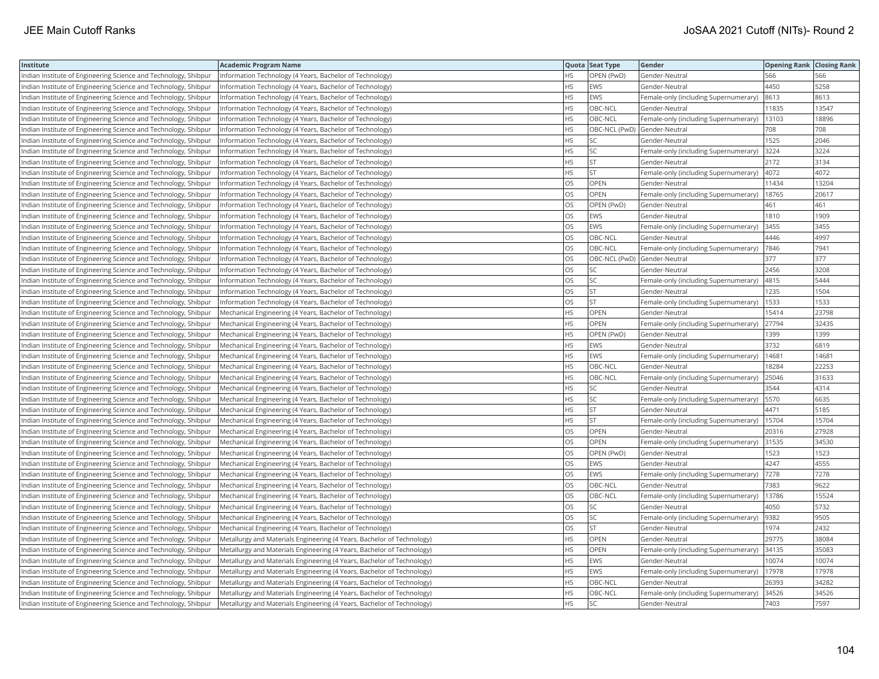| Institute | Academic Program Name | Quota | Seat Type | Gender | Opening Rank | Closing Rank |
|---|---|---|---|---|---|---|
| Indian Institute of Engineering Science and Technology, Shibpur | Information Technology (4 Years, Bachelor of Technology) | HS | OPEN (PwD) | Gender-Neutral | 566 | 566 |
| Indian Institute of Engineering Science and Technology, Shibpur | Information Technology (4 Years, Bachelor of Technology) | HS | EWS | Gender-Neutral | 4450 | 5258 |
| Indian Institute of Engineering Science and Technology, Shibpur | Information Technology (4 Years, Bachelor of Technology) | HS | EWS | Female-only (including Supernumerary) | 8613 | 8613 |
| Indian Institute of Engineering Science and Technology, Shibpur | Information Technology (4 Years, Bachelor of Technology) | HS | OBC-NCL | Gender-Neutral | 11835 | 13547 |
| Indian Institute of Engineering Science and Technology, Shibpur | Information Technology (4 Years, Bachelor of Technology) | HS | OBC-NCL | Female-only (including Supernumerary) | 13103 | 18896 |
| Indian Institute of Engineering Science and Technology, Shibpur | Information Technology (4 Years, Bachelor of Technology) | HS | OBC-NCL (PwD) | Gender-Neutral | 708 | 708 |
| Indian Institute of Engineering Science and Technology, Shibpur | Information Technology (4 Years, Bachelor of Technology) | HS | SC | Gender-Neutral | 1525 | 2046 |
| Indian Institute of Engineering Science and Technology, Shibpur | Information Technology (4 Years, Bachelor of Technology) | HS | SC | Female-only (including Supernumerary) | 3224 | 3224 |
| Indian Institute of Engineering Science and Technology, Shibpur | Information Technology (4 Years, Bachelor of Technology) | HS | ST | Gender-Neutral | 2172 | 3134 |
| Indian Institute of Engineering Science and Technology, Shibpur | Information Technology (4 Years, Bachelor of Technology) | HS | ST | Female-only (including Supernumerary) | 4072 | 4072 |
| Indian Institute of Engineering Science and Technology, Shibpur | Information Technology (4 Years, Bachelor of Technology) | OS | OPEN | Gender-Neutral | 11434 | 13204 |
| Indian Institute of Engineering Science and Technology, Shibpur | Information Technology (4 Years, Bachelor of Technology) | OS | OPEN | Female-only (including Supernumerary) | 18765 | 20617 |
| Indian Institute of Engineering Science and Technology, Shibpur | Information Technology (4 Years, Bachelor of Technology) | OS | OPEN (PwD) | Gender-Neutral | 461 | 461 |
| Indian Institute of Engineering Science and Technology, Shibpur | Information Technology (4 Years, Bachelor of Technology) | OS | EWS | Gender-Neutral | 1810 | 1909 |
| Indian Institute of Engineering Science and Technology, Shibpur | Information Technology (4 Years, Bachelor of Technology) | OS | EWS | Female-only (including Supernumerary) | 3455 | 3455 |
| Indian Institute of Engineering Science and Technology, Shibpur | Information Technology (4 Years, Bachelor of Technology) | OS | OBC-NCL | Gender-Neutral | 4446 | 4997 |
| Indian Institute of Engineering Science and Technology, Shibpur | Information Technology (4 Years, Bachelor of Technology) | OS | OBC-NCL | Female-only (including Supernumerary) | 7846 | 7941 |
| Indian Institute of Engineering Science and Technology, Shibpur | Information Technology (4 Years, Bachelor of Technology) | OS | OBC-NCL (PwD) | Gender-Neutral | 377 | 377 |
| Indian Institute of Engineering Science and Technology, Shibpur | Information Technology (4 Years, Bachelor of Technology) | OS | SC | Gender-Neutral | 2456 | 3208 |
| Indian Institute of Engineering Science and Technology, Shibpur | Information Technology (4 Years, Bachelor of Technology) | OS | SC | Female-only (including Supernumerary) | 4815 | 5444 |
| Indian Institute of Engineering Science and Technology, Shibpur | Information Technology (4 Years, Bachelor of Technology) | OS | ST | Gender-Neutral | 1235 | 1504 |
| Indian Institute of Engineering Science and Technology, Shibpur | Information Technology (4 Years, Bachelor of Technology) | OS | ST | Female-only (including Supernumerary) | 1533 | 1533 |
| Indian Institute of Engineering Science and Technology, Shibpur | Mechanical Engineering (4 Years, Bachelor of Technology) | HS | OPEN | Gender-Neutral | 15414 | 23798 |
| Indian Institute of Engineering Science and Technology, Shibpur | Mechanical Engineering (4 Years, Bachelor of Technology) | HS | OPEN | Female-only (including Supernumerary) | 27794 | 32435 |
| Indian Institute of Engineering Science and Technology, Shibpur | Mechanical Engineering (4 Years, Bachelor of Technology) | HS | OPEN (PwD) | Gender-Neutral | 1399 | 1399 |
| Indian Institute of Engineering Science and Technology, Shibpur | Mechanical Engineering (4 Years, Bachelor of Technology) | HS | EWS | Gender-Neutral | 3732 | 6819 |
| Indian Institute of Engineering Science and Technology, Shibpur | Mechanical Engineering (4 Years, Bachelor of Technology) | HS | EWS | Female-only (including Supernumerary) | 14681 | 14681 |
| Indian Institute of Engineering Science and Technology, Shibpur | Mechanical Engineering (4 Years, Bachelor of Technology) | HS | OBC-NCL | Gender-Neutral | 18284 | 22253 |
| Indian Institute of Engineering Science and Technology, Shibpur | Mechanical Engineering (4 Years, Bachelor of Technology) | HS | OBC-NCL | Female-only (including Supernumerary) | 25046 | 31633 |
| Indian Institute of Engineering Science and Technology, Shibpur | Mechanical Engineering (4 Years, Bachelor of Technology) | HS | SC | Gender-Neutral | 3544 | 4314 |
| Indian Institute of Engineering Science and Technology, Shibpur | Mechanical Engineering (4 Years, Bachelor of Technology) | HS | SC | Female-only (including Supernumerary) | 5570 | 6635 |
| Indian Institute of Engineering Science and Technology, Shibpur | Mechanical Engineering (4 Years, Bachelor of Technology) | HS | ST | Gender-Neutral | 4471 | 5185 |
| Indian Institute of Engineering Science and Technology, Shibpur | Mechanical Engineering (4 Years, Bachelor of Technology) | HS | ST | Female-only (including Supernumerary) | 15704 | 15704 |
| Indian Institute of Engineering Science and Technology, Shibpur | Mechanical Engineering (4 Years, Bachelor of Technology) | OS | OPEN | Gender-Neutral | 20316 | 27928 |
| Indian Institute of Engineering Science and Technology, Shibpur | Mechanical Engineering (4 Years, Bachelor of Technology) | OS | OPEN | Female-only (including Supernumerary) | 31535 | 34530 |
| Indian Institute of Engineering Science and Technology, Shibpur | Mechanical Engineering (4 Years, Bachelor of Technology) | OS | OPEN (PwD) | Gender-Neutral | 1523 | 1523 |
| Indian Institute of Engineering Science and Technology, Shibpur | Mechanical Engineering (4 Years, Bachelor of Technology) | OS | EWS | Gender-Neutral | 4247 | 4555 |
| Indian Institute of Engineering Science and Technology, Shibpur | Mechanical Engineering (4 Years, Bachelor of Technology) | OS | EWS | Female-only (including Supernumerary) | 7278 | 7278 |
| Indian Institute of Engineering Science and Technology, Shibpur | Mechanical Engineering (4 Years, Bachelor of Technology) | OS | OBC-NCL | Gender-Neutral | 7383 | 9622 |
| Indian Institute of Engineering Science and Technology, Shibpur | Mechanical Engineering (4 Years, Bachelor of Technology) | OS | OBC-NCL | Female-only (including Supernumerary) | 13786 | 15524 |
| Indian Institute of Engineering Science and Technology, Shibpur | Mechanical Engineering (4 Years, Bachelor of Technology) | OS | SC | Gender-Neutral | 4050 | 5732 |
| Indian Institute of Engineering Science and Technology, Shibpur | Mechanical Engineering (4 Years, Bachelor of Technology) | OS | SC | Female-only (including Supernumerary) | 9382 | 9505 |
| Indian Institute of Engineering Science and Technology, Shibpur | Mechanical Engineering (4 Years, Bachelor of Technology) | OS | ST | Gender-Neutral | 1974 | 2432 |
| Indian Institute of Engineering Science and Technology, Shibpur | Metallurgy and Materials Engineering (4 Years, Bachelor of Technology) | HS | OPEN | Gender-Neutral | 29775 | 38084 |
| Indian Institute of Engineering Science and Technology, Shibpur | Metallurgy and Materials Engineering (4 Years, Bachelor of Technology) | HS | OPEN | Female-only (including Supernumerary) | 34135 | 35083 |
| Indian Institute of Engineering Science and Technology, Shibpur | Metallurgy and Materials Engineering (4 Years, Bachelor of Technology) | HS | EWS | Gender-Neutral | 10074 | 10074 |
| Indian Institute of Engineering Science and Technology, Shibpur | Metallurgy and Materials Engineering (4 Years, Bachelor of Technology) | HS | EWS | Female-only (including Supernumerary) | 17978 | 17978 |
| Indian Institute of Engineering Science and Technology, Shibpur | Metallurgy and Materials Engineering (4 Years, Bachelor of Technology) | HS | OBC-NCL | Gender-Neutral | 26393 | 34282 |
| Indian Institute of Engineering Science and Technology, Shibpur | Metallurgy and Materials Engineering (4 Years, Bachelor of Technology) | HS | OBC-NCL | Female-only (including Supernumerary) | 34526 | 34526 |
| Indian Institute of Engineering Science and Technology, Shibpur | Metallurgy and Materials Engineering (4 Years, Bachelor of Technology) | HS | SC | Gender-Neutral | 7403 | 7597 |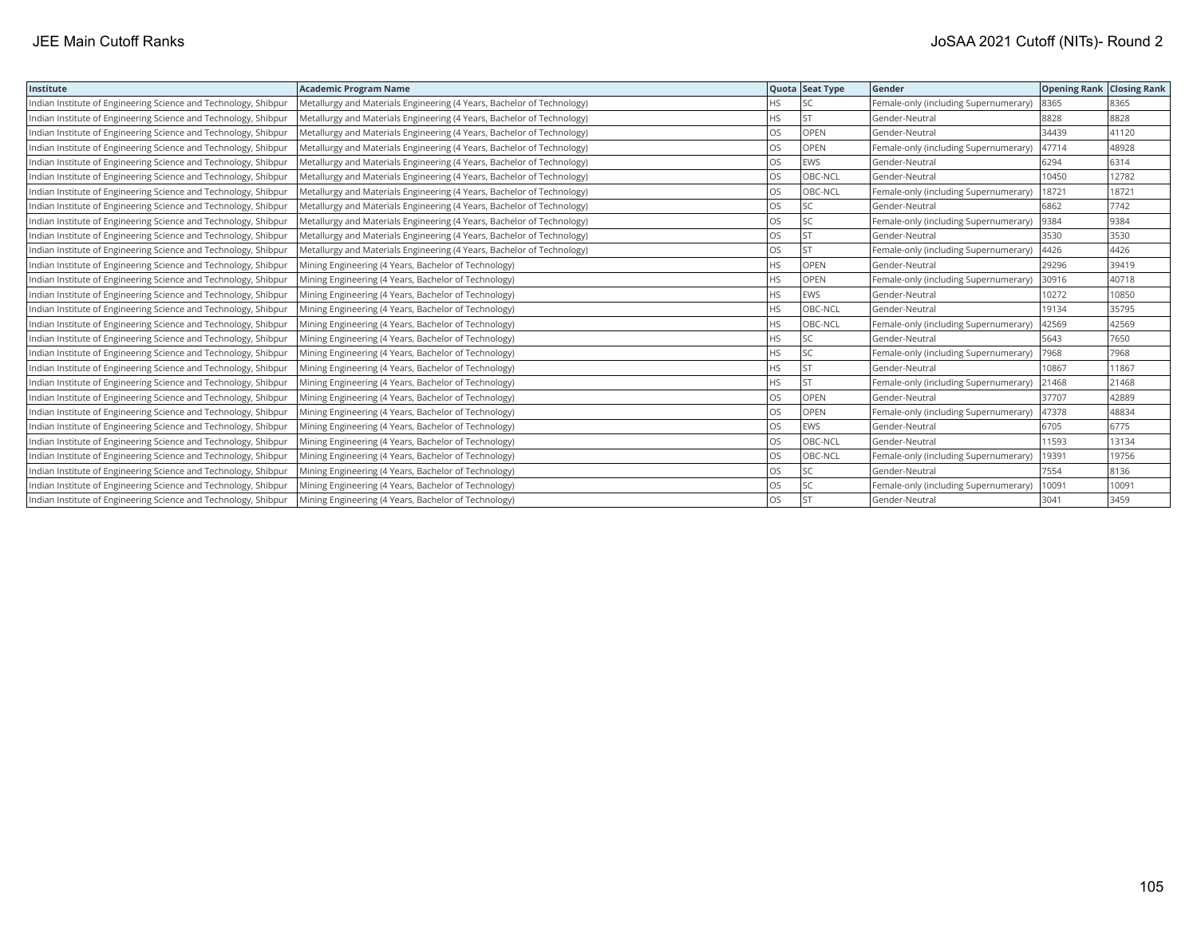| Institute | Academic Program Name | Quota | Seat Type | Gender | Opening Rank | Closing Rank |
|---|---|---|---|---|---|---|
| Indian Institute of Engineering Science and Technology, Shibpur | Metallurgy and Materials Engineering (4 Years, Bachelor of Technology) | HS | SC | Female-only (including Supernumerary) | 8365 | 8365 |
| Indian Institute of Engineering Science and Technology, Shibpur | Metallurgy and Materials Engineering (4 Years, Bachelor of Technology) | HS | ST | Gender-Neutral | 8828 | 8828 |
| Indian Institute of Engineering Science and Technology, Shibpur | Metallurgy and Materials Engineering (4 Years, Bachelor of Technology) | OS | OPEN | Gender-Neutral | 34439 | 41120 |
| Indian Institute of Engineering Science and Technology, Shibpur | Metallurgy and Materials Engineering (4 Years, Bachelor of Technology) | OS | OPEN | Female-only (including Supernumerary) | 47714 | 48928 |
| Indian Institute of Engineering Science and Technology, Shibpur | Metallurgy and Materials Engineering (4 Years, Bachelor of Technology) | OS | EWS | Gender-Neutral | 6294 | 6314 |
| Indian Institute of Engineering Science and Technology, Shibpur | Metallurgy and Materials Engineering (4 Years, Bachelor of Technology) | OS | OBC-NCL | Gender-Neutral | 10450 | 12782 |
| Indian Institute of Engineering Science and Technology, Shibpur | Metallurgy and Materials Engineering (4 Years, Bachelor of Technology) | OS | OBC-NCL | Female-only (including Supernumerary) | 18721 | 18721 |
| Indian Institute of Engineering Science and Technology, Shibpur | Metallurgy and Materials Engineering (4 Years, Bachelor of Technology) | OS | SC | Gender-Neutral | 6862 | 7742 |
| Indian Institute of Engineering Science and Technology, Shibpur | Metallurgy and Materials Engineering (4 Years, Bachelor of Technology) | OS | SC | Female-only (including Supernumerary) | 9384 | 9384 |
| Indian Institute of Engineering Science and Technology, Shibpur | Metallurgy and Materials Engineering (4 Years, Bachelor of Technology) | OS | ST | Gender-Neutral | 3530 | 3530 |
| Indian Institute of Engineering Science and Technology, Shibpur | Metallurgy and Materials Engineering (4 Years, Bachelor of Technology) | OS | ST | Female-only (including Supernumerary) | 4426 | 4426 |
| Indian Institute of Engineering Science and Technology, Shibpur | Mining Engineering (4 Years, Bachelor of Technology) | HS | OPEN | Gender-Neutral | 29296 | 39419 |
| Indian Institute of Engineering Science and Technology, Shibpur | Mining Engineering (4 Years, Bachelor of Technology) | HS | OPEN | Female-only (including Supernumerary) | 30916 | 40718 |
| Indian Institute of Engineering Science and Technology, Shibpur | Mining Engineering (4 Years, Bachelor of Technology) | HS | EWS | Gender-Neutral | 10272 | 10850 |
| Indian Institute of Engineering Science and Technology, Shibpur | Mining Engineering (4 Years, Bachelor of Technology) | HS | OBC-NCL | Gender-Neutral | 19134 | 35795 |
| Indian Institute of Engineering Science and Technology, Shibpur | Mining Engineering (4 Years, Bachelor of Technology) | HS | OBC-NCL | Female-only (including Supernumerary) | 42569 | 42569 |
| Indian Institute of Engineering Science and Technology, Shibpur | Mining Engineering (4 Years, Bachelor of Technology) | HS | SC | Gender-Neutral | 5643 | 7650 |
| Indian Institute of Engineering Science and Technology, Shibpur | Mining Engineering (4 Years, Bachelor of Technology) | HS | SC | Female-only (including Supernumerary) | 7968 | 7968 |
| Indian Institute of Engineering Science and Technology, Shibpur | Mining Engineering (4 Years, Bachelor of Technology) | HS | ST | Gender-Neutral | 10867 | 11867 |
| Indian Institute of Engineering Science and Technology, Shibpur | Mining Engineering (4 Years, Bachelor of Technology) | HS | ST | Female-only (including Supernumerary) | 21468 | 21468 |
| Indian Institute of Engineering Science and Technology, Shibpur | Mining Engineering (4 Years, Bachelor of Technology) | OS | OPEN | Gender-Neutral | 37707 | 42889 |
| Indian Institute of Engineering Science and Technology, Shibpur | Mining Engineering (4 Years, Bachelor of Technology) | OS | OPEN | Female-only (including Supernumerary) | 47378 | 48834 |
| Indian Institute of Engineering Science and Technology, Shibpur | Mining Engineering (4 Years, Bachelor of Technology) | OS | EWS | Gender-Neutral | 6705 | 6775 |
| Indian Institute of Engineering Science and Technology, Shibpur | Mining Engineering (4 Years, Bachelor of Technology) | OS | OBC-NCL | Gender-Neutral | 11593 | 13134 |
| Indian Institute of Engineering Science and Technology, Shibpur | Mining Engineering (4 Years, Bachelor of Technology) | OS | OBC-NCL | Female-only (including Supernumerary) | 19391 | 19756 |
| Indian Institute of Engineering Science and Technology, Shibpur | Mining Engineering (4 Years, Bachelor of Technology) | OS | SC | Gender-Neutral | 7554 | 8136 |
| Indian Institute of Engineering Science and Technology, Shibpur | Mining Engineering (4 Years, Bachelor of Technology) | OS | SC | Female-only (including Supernumerary) | 10091 | 10091 |
| Indian Institute of Engineering Science and Technology, Shibpur | Mining Engineering (4 Years, Bachelor of Technology) | OS | ST | Gender-Neutral | 3041 | 3459 |